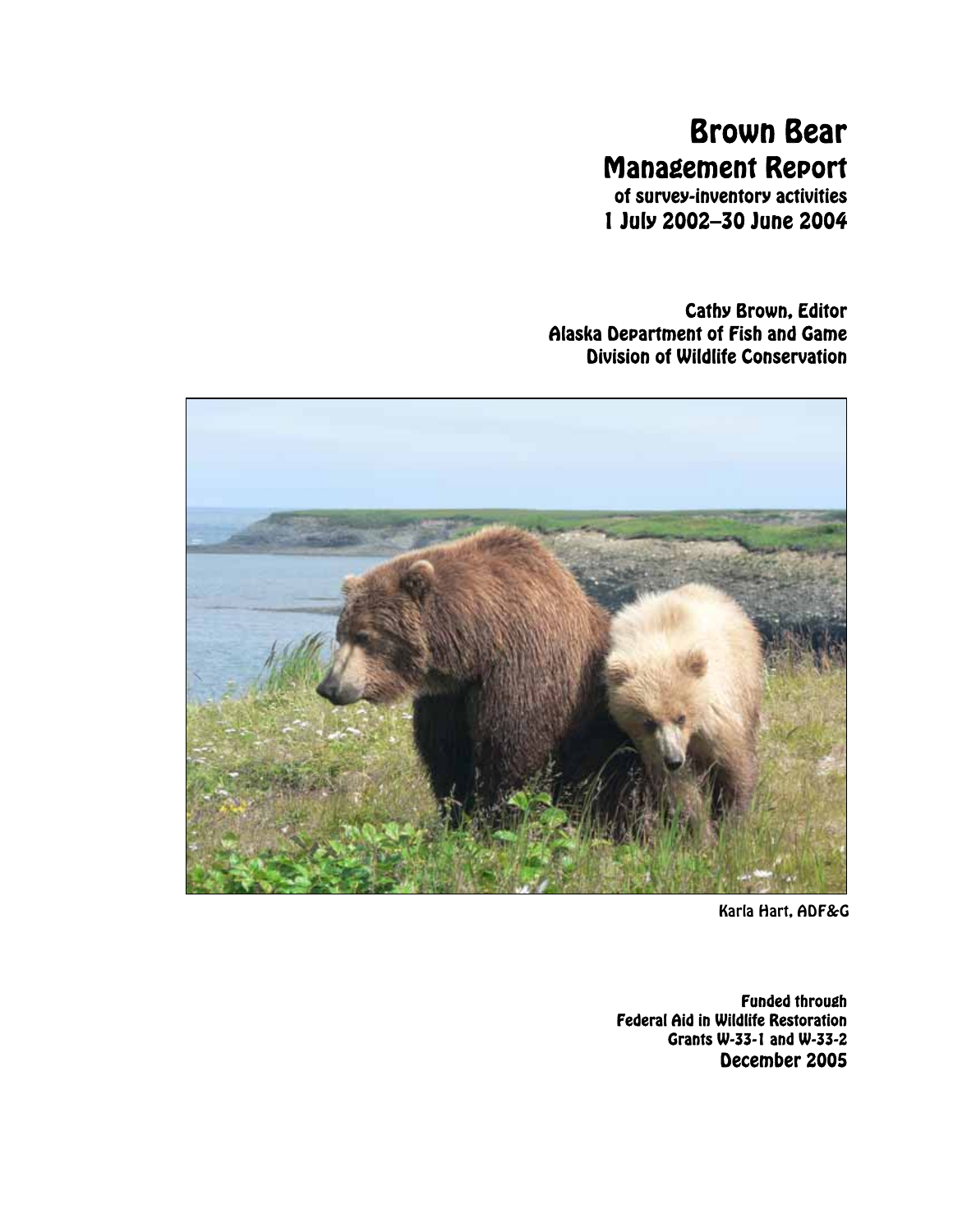# Brown Bear

## Management Report

**of survey-inventory activities**

**1 July 2002–30 June 2004**

**Cathy Brown, Editor**
**Alaska Department of Fish and Game**
**Division of Wildlife Conservation**

Karla Hart, ADF&G

**Funded through**
**Federal Aid in Wildlife Restoration**
**Grants W-33-1 and W-33-2**
**December 2005**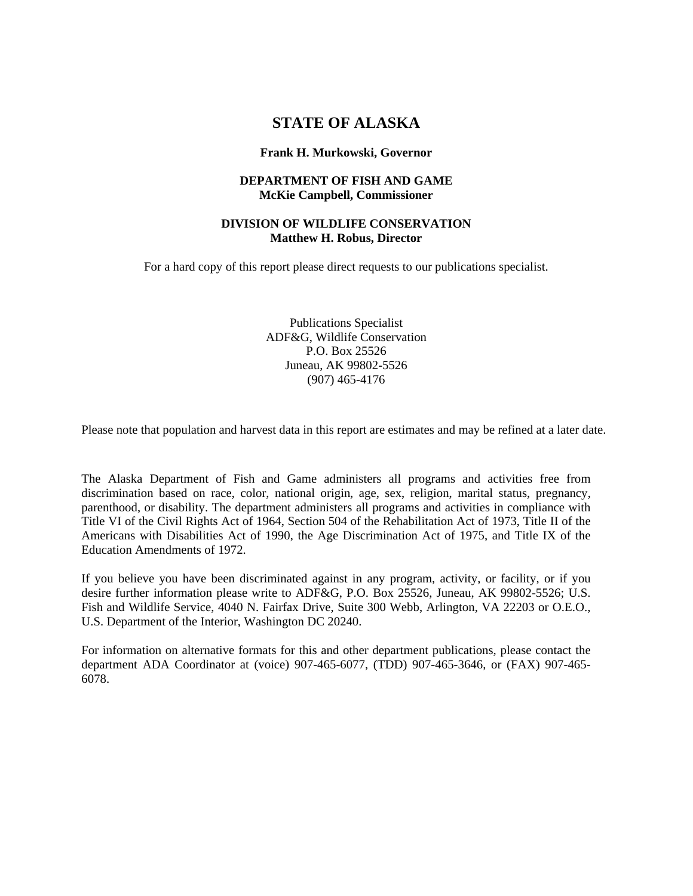# STATE OF ALASKA

**Frank H. Murkowski, Governor**

**DEPARTMENT OF FISH AND GAME**
**McKie Campbell, Commissioner**

**DIVISION OF WILDLIFE CONSERVATION**
**Matthew H. Robus, Director**

For a hard copy of this report please direct requests to our publications specialist.

Publications Specialist
ADF&G, Wildlife Conservation
P.O. Box 25526
Juneau, AK 99802-5526
(907) 465-4176

Please note that population and harvest data in this report are estimates and may be refined at a later date.

The Alaska Department of Fish and Game administers all programs and activities free from discrimination based on race, color, national origin, age, sex, religion, marital status, pregnancy, parenthood, or disability. The department administers all programs and activities in compliance with Title VI of the Civil Rights Act of 1964, Section 504 of the Rehabilitation Act of 1973, Title II of the Americans with Disabilities Act of 1990, the Age Discrimination Act of 1975, and Title IX of the Education Amendments of 1972.

If you believe you have been discriminated against in any program, activity, or facility, or if you desire further information please write to ADF&G, P.O. Box 25526, Juneau, AK 99802-5526; U.S. Fish and Wildlife Service, 4040 N. Fairfax Drive, Suite 300 Webb, Arlington, VA 22203 or O.E.O., U.S. Department of the Interior, Washington DC 20240.

For information on alternative formats for this and other department publications, please contact the department ADA Coordinator at (voice) 907-465-6077, (TDD) 907-465-3646, or (FAX) 907-465-6078.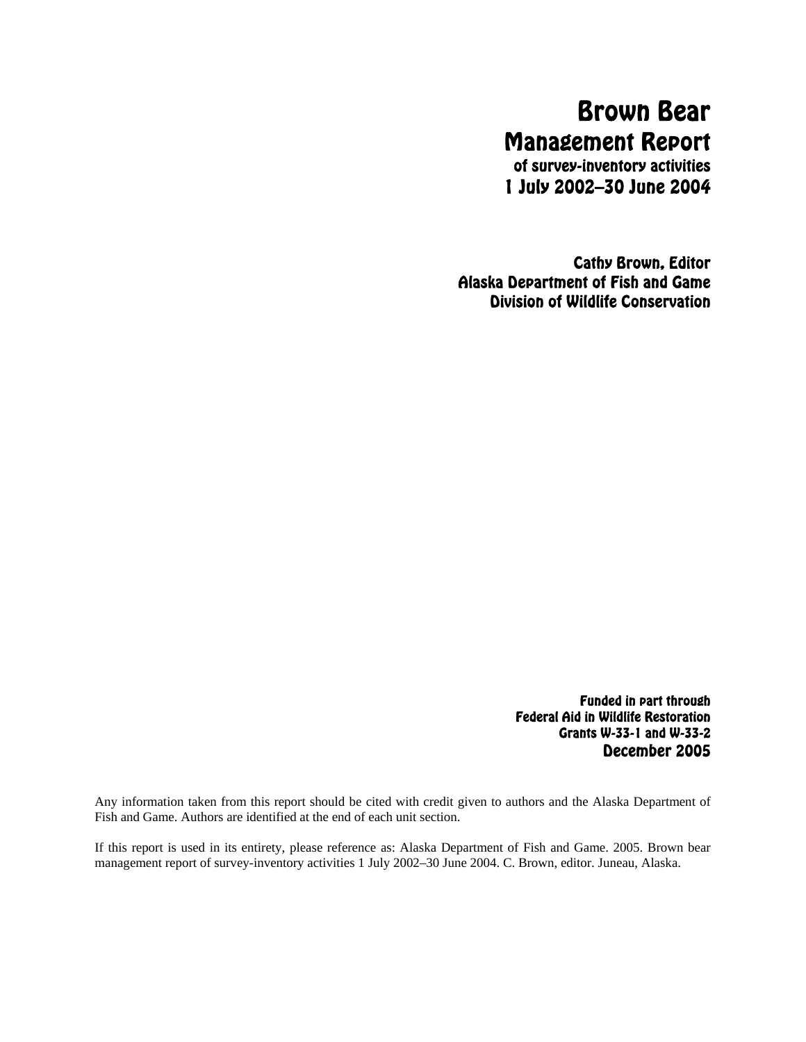# Brown Bear

## Management Report

### of survey-inventory activities

### 1 July 2002–30 June 2004

**Cathy Brown, Editor**
**Alaska Department of Fish and Game**
**Division of Wildlife Conservation**

**Funded in part through**
**Federal Aid in Wildlife Restoration**
**Grants W-33-1 and W-33-2**
**December 2005**

Any information taken from this report should be cited with credit given to authors and the Alaska Department of Fish and Game. Authors are identified at the end of each unit section.

If this report is used in its entirety, please reference as: Alaska Department of Fish and Game. 2005. Brown bear management report of survey-inventory activities 1 July 2002–30 June 2004. C. Brown, editor. Juneau, Alaska.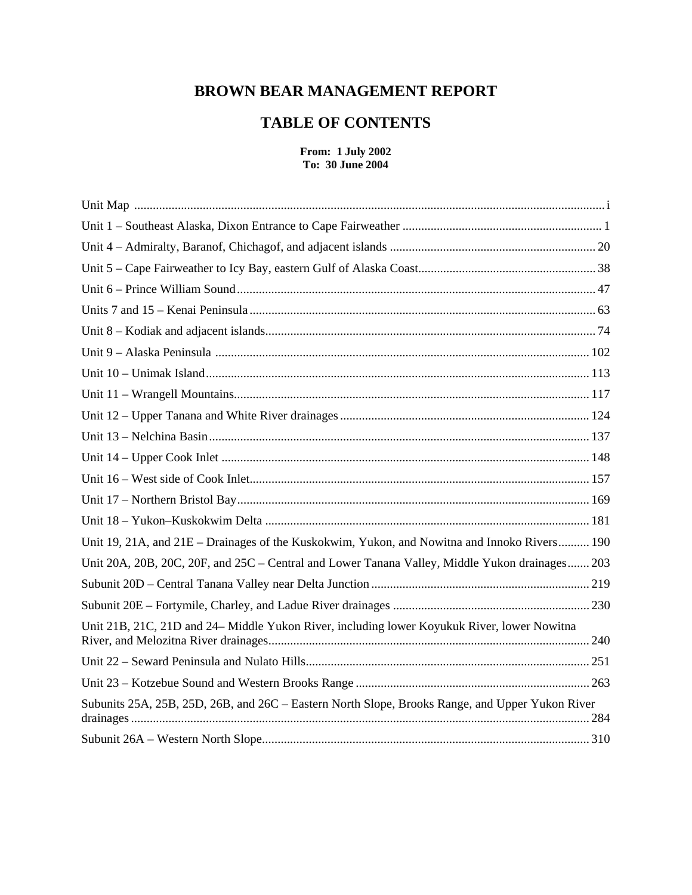# BROWN BEAR MANAGEMENT REPORT

# TABLE OF CONTENTS

**From: 1 July 2002**
**To: 30 June 2004**

Unit Map ..... i

Unit 1 – Southeast Alaska, Dixon Entrance to Cape Fairweather ..... 1

Unit 4 – Admiralty, Baranof, Chichagof, and adjacent islands ..... 20

Unit 5 – Cape Fairweather to Icy Bay, eastern Gulf of Alaska Coast..... 38

Unit 6 – Prince William Sound..... 47

Units 7 and 15 – Kenai Peninsula ..... 63

Unit 8 – Kodiak and adjacent islands..... 74

Unit 9 – Alaska Peninsula ..... 102

Unit 10 – Unimak Island..... 113

Unit 11 – Wrangell Mountains..... 117

Unit 12 – Upper Tanana and White River drainages ..... 124

Unit 13 – Nelchina Basin..... 137

Unit 14 – Upper Cook Inlet ..... 148

Unit 16 – West side of Cook Inlet..... 157

Unit 17 – Northern Bristol Bay..... 169

Unit 18 – Yukon–Kuskokwim Delta ..... 181

Unit 19, 21A, and 21E – Drainages of the Kuskokwim, Yukon, and Nowitna and Innoko Rivers..... 190

Unit 20A, 20B, 20C, 20F, and 25C – Central and Lower Tanana Valley, Middle Yukon drainages..... 203

Subunit 20D – Central Tanana Valley near Delta Junction ..... 219

Subunit 20E – Fortymile, Charley, and Ladue River drainages ..... 230

Unit 21B, 21C, 21D and 24– Middle Yukon River, including lower Koyukuk River, lower Nowitna River, and Melozitna River drainages..... 240

Unit 22 – Seward Peninsula and Nulato Hills..... 251

Unit 23 – Kotzebue Sound and Western Brooks Range ..... 263

Subunits 25A, 25B, 25D, 26B, and 26C – Eastern North Slope, Brooks Range, and Upper Yukon River drainages ..... 284

Subunit 26A – Western North Slope..... 310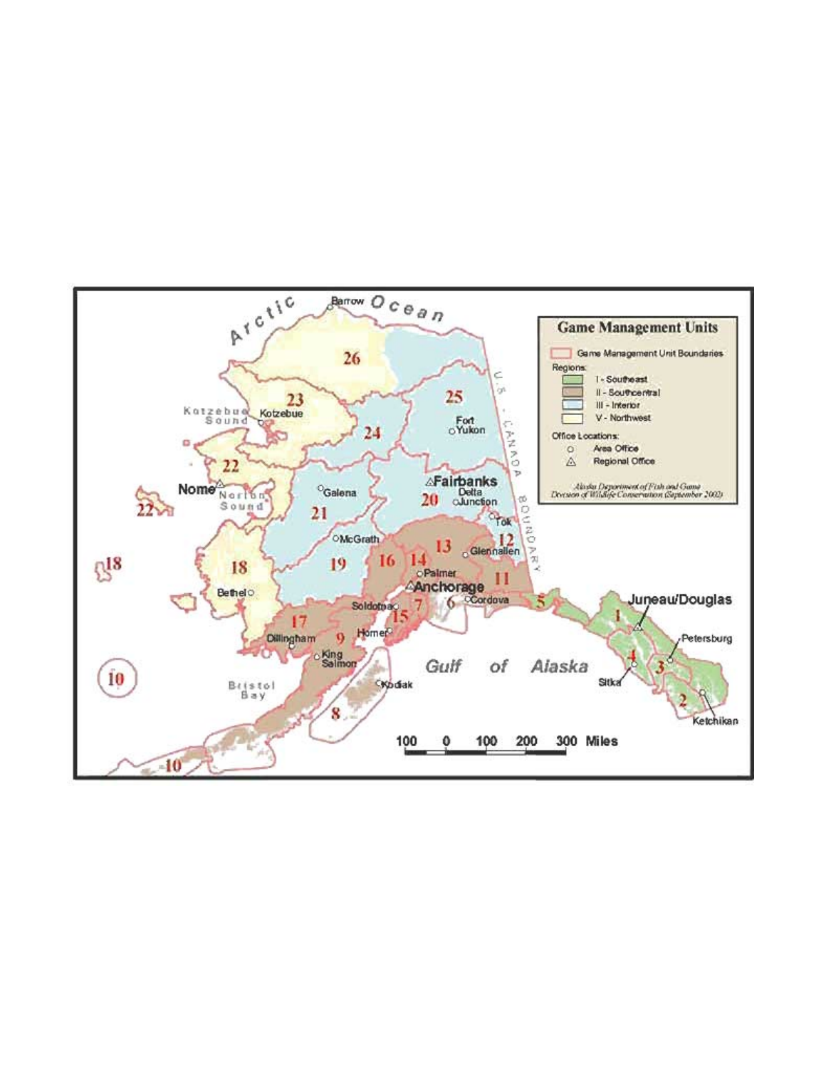**Game Management Units**

- Game Management Unit Boundaries

Regions:

- I - Southeast
- II - Southcentral
- III - Interior
- V - Northwest

Office Locations:

- ○ Area Office
- △ Regional Office

*Alaska Department of Fish and Game Division of Wildlife Conservation (September 2002)*

Arctic Ocean · Barrow · Kotzebue Sound · Kotzebue · Fort Yukon · Nome · Norton Sound · Galena · Fairbanks · Delta Junction · Tok · McGrath · Glennallen · Palmer · Anchorage · Bethel · Soldotna · Cordova · Homer · Dillingham · King Salmon · Kodiak · Bristol Bay · Gulf of Alaska · Juneau/Douglas · Petersburg · Sitka · Ketchikan · U.S. - CANADA BOUNDARY

26 · 25 · 24 · 23 · 22 · 21 · 20 · 19 · 18 · 17 · 16 · 15 · 14 · 13 · 12 · 11 · 10 · 9 · 8 · 7 · 6 · 5 · 4 · 3 · 2 · 1

100 0 100 200 300 Miles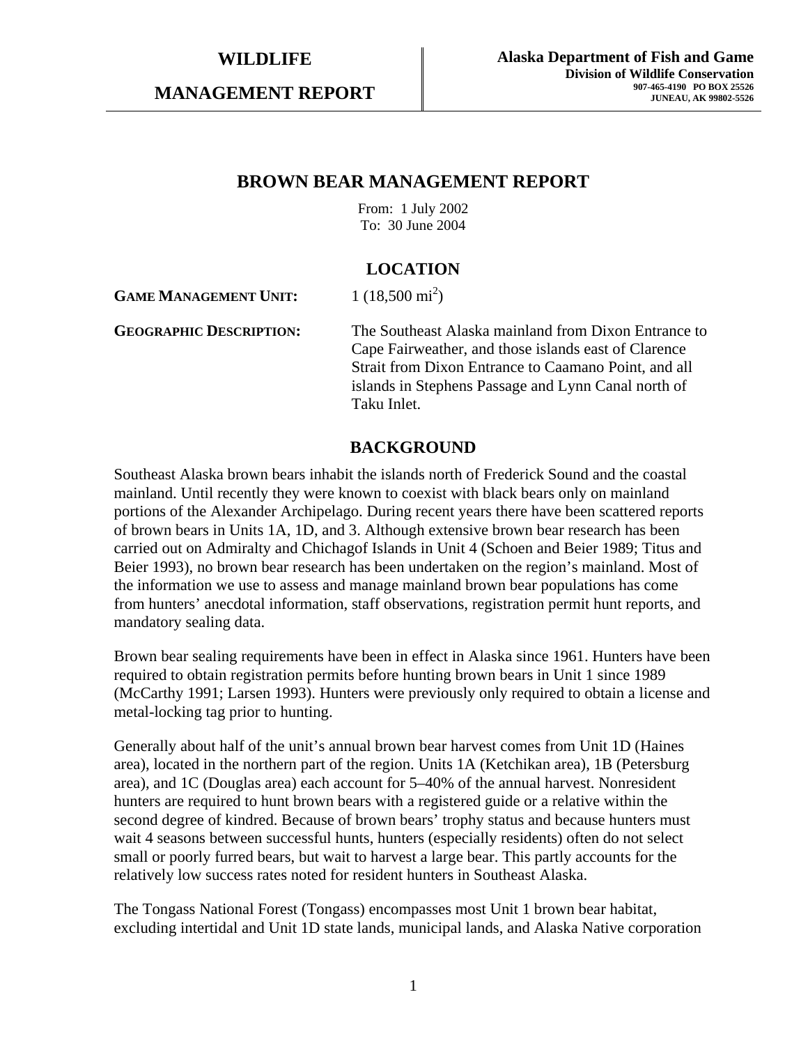**WILDLIFE**

**MANAGEMENT REPORT**

**Alaska Department of Fish and Game**
**Division of Wildlife Conservation**
907-465-4190 PO BOX 25526
JUNEAU, AK 99802-5526

# BROWN BEAR MANAGEMENT REPORT

From: 1 July 2002
To: 30 June 2004

## LOCATION

**GAME MANAGEMENT UNIT:** 1 (18,500 $mi^2$)

**GEOGRAPHIC DESCRIPTION:** The Southeast Alaska mainland from Dixon Entrance to Cape Fairweather, and those islands east of Clarence Strait from Dixon Entrance to Caamano Point, and all islands in Stephens Passage and Lynn Canal north of Taku Inlet.

## BACKGROUND

Southeast Alaska brown bears inhabit the islands north of Frederick Sound and the coastal mainland. Until recently they were known to coexist with black bears only on mainland portions of the Alexander Archipelago. During recent years there have been scattered reports of brown bears in Units 1A, 1D, and 3. Although extensive brown bear research has been carried out on Admiralty and Chichagof Islands in Unit 4 (Schoen and Beier 1989; Titus and Beier 1993), no brown bear research has been undertaken on the region's mainland. Most of the information we use to assess and manage mainland brown bear populations has come from hunters' anecdotal information, staff observations, registration permit hunt reports, and mandatory sealing data.

Brown bear sealing requirements have been in effect in Alaska since 1961. Hunters have been required to obtain registration permits before hunting brown bears in Unit 1 since 1989 (McCarthy 1991; Larsen 1993). Hunters were previously only required to obtain a license and metal-locking tag prior to hunting.

Generally about half of the unit's annual brown bear harvest comes from Unit 1D (Haines area), located in the northern part of the region. Units 1A (Ketchikan area), 1B (Petersburg area), and 1C (Douglas area) each account for 5–40% of the annual harvest. Nonresident hunters are required to hunt brown bears with a registered guide or a relative within the second degree of kindred. Because of brown bears' trophy status and because hunters must wait 4 seasons between successful hunts, hunters (especially residents) often do not select small or poorly furred bears, but wait to harvest a large bear. This partly accounts for the relatively low success rates noted for resident hunters in Southeast Alaska.

The Tongass National Forest (Tongass) encompasses most Unit 1 brown bear habitat, excluding intertidal and Unit 1D state lands, municipal lands, and Alaska Native corporation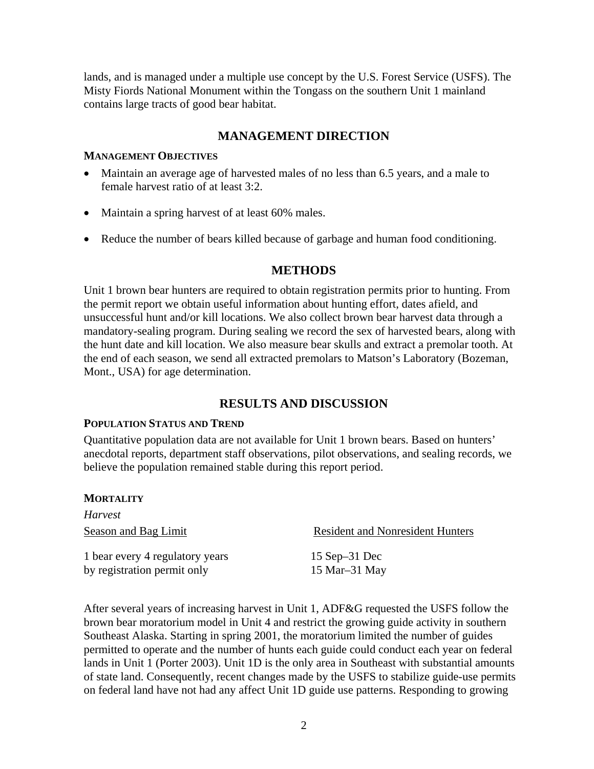lands, and is managed under a multiple use concept by the U.S. Forest Service (USFS). The Misty Fiords National Monument within the Tongass on the southern Unit 1 mainland contains large tracts of good bear habitat.

## MANAGEMENT DIRECTION

### MANAGEMENT OBJECTIVES

- Maintain an average age of harvested males of no less than 6.5 years, and a male to female harvest ratio of at least 3:2.
- Maintain a spring harvest of at least 60% males.
- Reduce the number of bears killed because of garbage and human food conditioning.

## METHODS

Unit 1 brown bear hunters are required to obtain registration permits prior to hunting. From the permit report we obtain useful information about hunting effort, dates afield, and unsuccessful hunt and/or kill locations. We also collect brown bear harvest data through a mandatory-sealing program. During sealing we record the sex of harvested bears, along with the hunt date and kill location. We also measure bear skulls and extract a premolar tooth. At the end of each season, we send all extracted premolars to Matson's Laboratory (Bozeman, Mont., USA) for age determination.

## RESULTS AND DISCUSSION

### POPULATION STATUS AND TREND

Quantitative population data are not available for Unit 1 brown bears. Based on hunters' anecdotal reports, department staff observations, pilot observations, and sealing records, we believe the population remained stable during this report period.

### MORTALITY

*Harvest*

| Season and Bag Limit | Resident and Nonresident Hunters |
|---|---|
| 1 bear every 4 regulatory years by registration permit only | 15 Sep–31 Dec<br>15 Mar–31 May |

After several years of increasing harvest in Unit 1, ADF&G requested the USFS follow the brown bear moratorium model in Unit 4 and restrict the growing guide activity in southern Southeast Alaska. Starting in spring 2001, the moratorium limited the number of guides permitted to operate and the number of hunts each guide could conduct each year on federal lands in Unit 1 (Porter 2003). Unit 1D is the only area in Southeast with substantial amounts of state land. Consequently, recent changes made by the USFS to stabilize guide-use permits on federal land have not had any affect Unit 1D guide use patterns. Responding to growing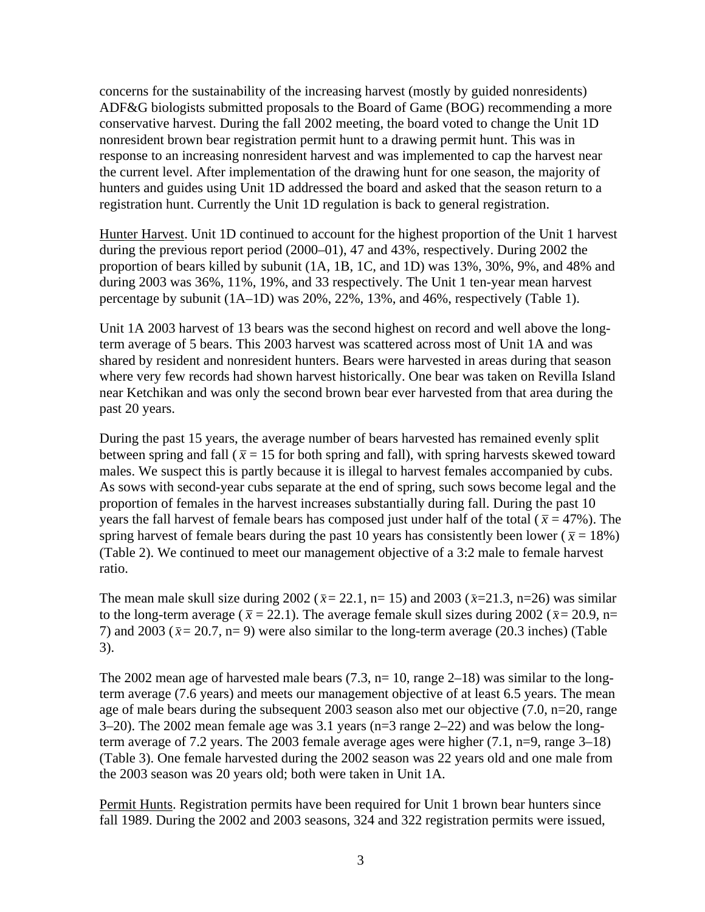concerns for the sustainability of the increasing harvest (mostly by guided nonresidents) ADF&G biologists submitted proposals to the Board of Game (BOG) recommending a more conservative harvest. During the fall 2002 meeting, the board voted to change the Unit 1D nonresident brown bear registration permit hunt to a drawing permit hunt. This was in response to an increasing nonresident harvest and was implemented to cap the harvest near the current level. After implementation of the drawing hunt for one season, the majority of hunters and guides using Unit 1D addressed the board and asked that the season return to a registration hunt. Currently the Unit 1D regulation is back to general registration.

Hunter Harvest. Unit 1D continued to account for the highest proportion of the Unit 1 harvest during the previous report period (2000–01), 47 and 43%, respectively. During 2002 the proportion of bears killed by subunit (1A, 1B, 1C, and 1D) was 13%, 30%, 9%, and 48% and during 2003 was 36%, 11%, 19%, and 33 respectively. The Unit 1 ten-year mean harvest percentage by subunit (1A–1D) was 20%, 22%, 13%, and 46%, respectively (Table 1).

Unit 1A 2003 harvest of 13 bears was the second highest on record and well above the long-term average of 5 bears. This 2003 harvest was scattered across most of Unit 1A and was shared by resident and nonresident hunters. Bears were harvested in areas during that season where very few records had shown harvest historically. One bear was taken on Revilla Island near Ketchikan and was only the second brown bear ever harvested from that area during the past 20 years.

During the past 15 years, the average number of bears harvested has remained evenly split between spring and fall ($\bar{x}$ = 15 for both spring and fall), with spring harvests skewed toward males. We suspect this is partly because it is illegal to harvest females accompanied by cubs. As sows with second-year cubs separate at the end of spring, such sows become legal and the proportion of females in the harvest increases substantially during fall. During the past 10 years the fall harvest of female bears has composed just under half of the total ($\bar{x}$ = 47%). The spring harvest of female bears during the past 10 years has consistently been lower ($\bar{x}$ = 18%) (Table 2). We continued to meet our management objective of a 3:2 male to female harvest ratio.

The mean male skull size during 2002 ($\bar{x}$ = 22.1, n= 15) and 2003 ($\bar{x}$=21.3, n=26) was similar to the long-term average ($\bar{x}$ = 22.1). The average female skull sizes during 2002 ($\bar{x}$ = 20.9, n= 7) and 2003 ($\bar{x}$ = 20.7, n= 9) were also similar to the long-term average (20.3 inches) (Table 3).

The 2002 mean age of harvested male bears (7.3, n= 10, range 2–18) was similar to the long-term average (7.6 years) and meets our management objective of at least 6.5 years. The mean age of male bears during the subsequent 2003 season also met our objective (7.0, n=20, range 3–20). The 2002 mean female age was 3.1 years (n=3 range 2–22) and was below the long-term average of 7.2 years. The 2003 female average ages were higher (7.1, n=9, range 3–18) (Table 3). One female harvested during the 2002 season was 22 years old and one male from the 2003 season was 20 years old; both were taken in Unit 1A.

Permit Hunts. Registration permits have been required for Unit 1 brown bear hunters since fall 1989. During the 2002 and 2003 seasons, 324 and 322 registration permits were issued,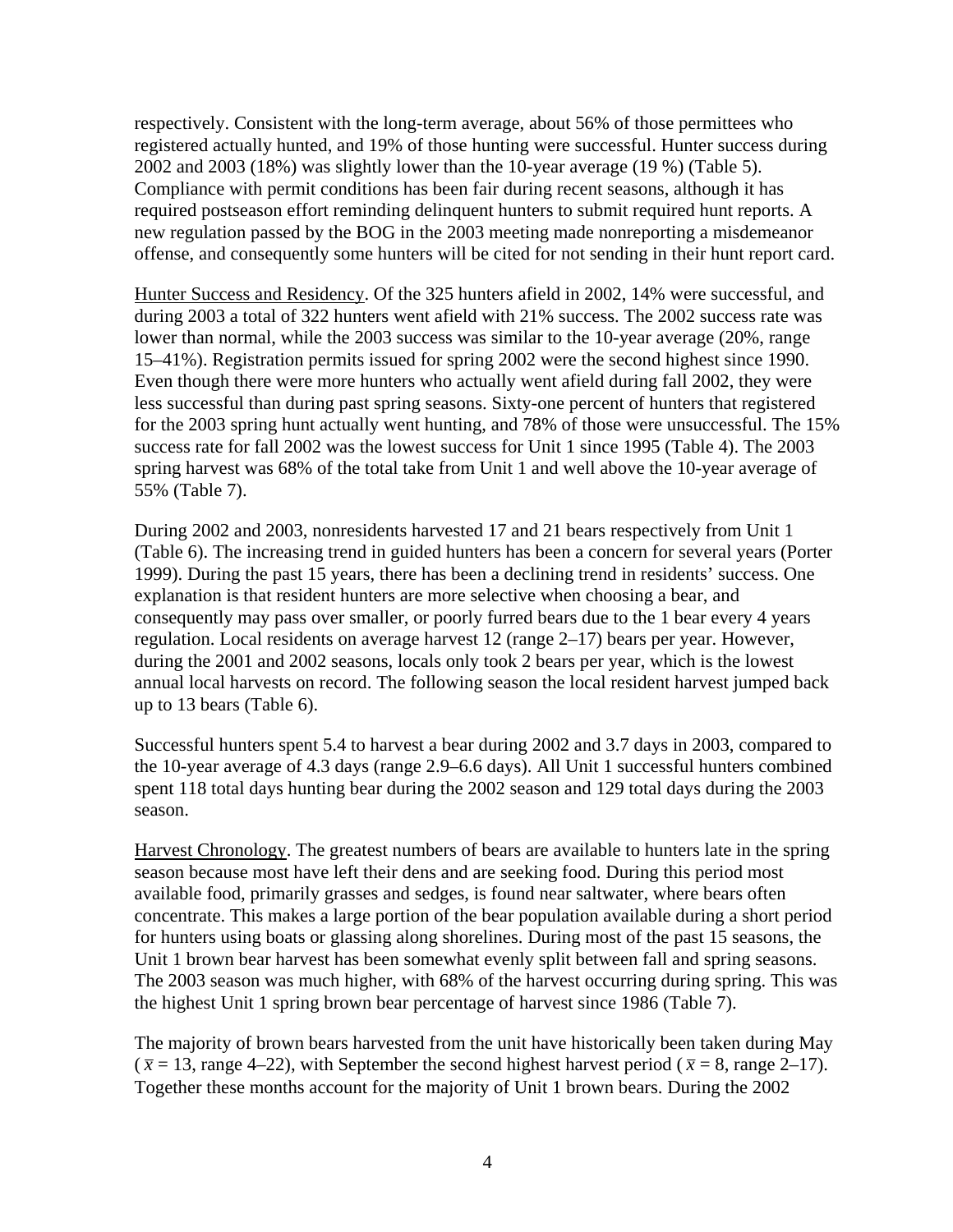respectively. Consistent with the long-term average, about 56% of those permittees who registered actually hunted, and 19% of those hunting were successful. Hunter success during 2002 and 2003 (18%) was slightly lower than the 10-year average (19 %) (Table 5). Compliance with permit conditions has been fair during recent seasons, although it has required postseason effort reminding delinquent hunters to submit required hunt reports. A new regulation passed by the BOG in the 2003 meeting made nonreporting a misdemeanor offense, and consequently some hunters will be cited for not sending in their hunt report card.

Hunter Success and Residency. Of the 325 hunters afield in 2002, 14% were successful, and during 2003 a total of 322 hunters went afield with 21% success. The 2002 success rate was lower than normal, while the 2003 success was similar to the 10-year average (20%, range 15–41%). Registration permits issued for spring 2002 were the second highest since 1990. Even though there were more hunters who actually went afield during fall 2002, they were less successful than during past spring seasons. Sixty-one percent of hunters that registered for the 2003 spring hunt actually went hunting, and 78% of those were unsuccessful. The 15% success rate for fall 2002 was the lowest success for Unit 1 since 1995 (Table 4). The 2003 spring harvest was 68% of the total take from Unit 1 and well above the 10-year average of 55% (Table 7).

During 2002 and 2003, nonresidents harvested 17 and 21 bears respectively from Unit 1 (Table 6). The increasing trend in guided hunters has been a concern for several years (Porter 1999). During the past 15 years, there has been a declining trend in residents' success. One explanation is that resident hunters are more selective when choosing a bear, and consequently may pass over smaller, or poorly furred bears due to the 1 bear every 4 years regulation. Local residents on average harvest 12 (range 2–17) bears per year. However, during the 2001 and 2002 seasons, locals only took 2 bears per year, which is the lowest annual local harvests on record. The following season the local resident harvest jumped back up to 13 bears (Table 6).

Successful hunters spent 5.4 to harvest a bear during 2002 and 3.7 days in 2003, compared to the 10-year average of 4.3 days (range 2.9–6.6 days). All Unit 1 successful hunters combined spent 118 total days hunting bear during the 2002 season and 129 total days during the 2003 season.

Harvest Chronology. The greatest numbers of bears are available to hunters late in the spring season because most have left their dens and are seeking food. During this period most available food, primarily grasses and sedges, is found near saltwater, where bears often concentrate. This makes a large portion of the bear population available during a short period for hunters using boats or glassing along shorelines. During most of the past 15 seasons, the Unit 1 brown bear harvest has been somewhat evenly split between fall and spring seasons. The 2003 season was much higher, with 68% of the harvest occurring during spring. This was the highest Unit 1 spring brown bear percentage of harvest since 1986 (Table 7).

The majority of brown bears harvested from the unit have historically been taken during May ($\bar{x}$ = 13, range 4–22), with September the second highest harvest period ($\bar{x}$ = 8, range 2–17). Together these months account for the majority of Unit 1 brown bears. During the 2002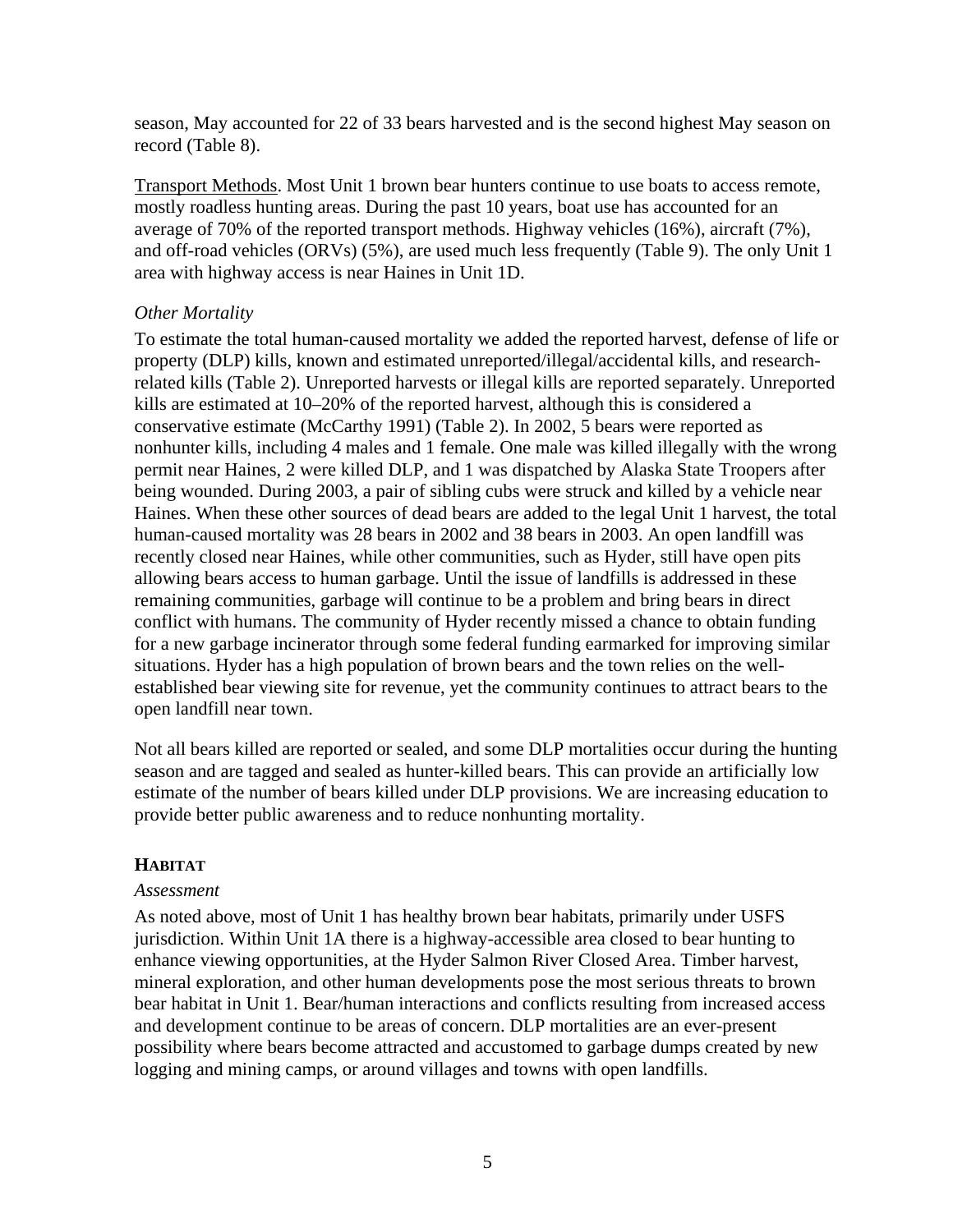season, May accounted for 22 of 33 bears harvested and is the second highest May season on record (Table 8).

Transport Methods. Most Unit 1 brown bear hunters continue to use boats to access remote, mostly roadless hunting areas. During the past 10 years, boat use has accounted for an average of 70% of the reported transport methods. Highway vehicles (16%), aircraft (7%), and off-road vehicles (ORVs) (5%), are used much less frequently (Table 9). The only Unit 1 area with highway access is near Haines in Unit 1D.

*Other Mortality*

To estimate the total human-caused mortality we added the reported harvest, defense of life or property (DLP) kills, known and estimated unreported/illegal/accidental kills, and research-related kills (Table 2). Unreported harvests or illegal kills are reported separately. Unreported kills are estimated at 10–20% of the reported harvest, although this is considered a conservative estimate (McCarthy 1991) (Table 2). In 2002, 5 bears were reported as nonhunter kills, including 4 males and 1 female. One male was killed illegally with the wrong permit near Haines, 2 were killed DLP, and 1 was dispatched by Alaska State Troopers after being wounded. During 2003, a pair of sibling cubs were struck and killed by a vehicle near Haines. When these other sources of dead bears are added to the legal Unit 1 harvest, the total human-caused mortality was 28 bears in 2002 and 38 bears in 2003. An open landfill was recently closed near Haines, while other communities, such as Hyder, still have open pits allowing bears access to human garbage. Until the issue of landfills is addressed in these remaining communities, garbage will continue to be a problem and bring bears in direct conflict with humans. The community of Hyder recently missed a chance to obtain funding for a new garbage incinerator through some federal funding earmarked for improving similar situations. Hyder has a high population of brown bears and the town relies on the well-established bear viewing site for revenue, yet the community continues to attract bears to the open landfill near town.

Not all bears killed are reported or sealed, and some DLP mortalities occur during the hunting season and are tagged and sealed as hunter-killed bears. This can provide an artificially low estimate of the number of bears killed under DLP provisions. We are increasing education to provide better public awareness and to reduce nonhunting mortality.

## HABITAT

*Assessment*

As noted above, most of Unit 1 has healthy brown bear habitats, primarily under USFS jurisdiction. Within Unit 1A there is a highway-accessible area closed to bear hunting to enhance viewing opportunities, at the Hyder Salmon River Closed Area. Timber harvest, mineral exploration, and other human developments pose the most serious threats to brown bear habitat in Unit 1. Bear/human interactions and conflicts resulting from increased access and development continue to be areas of concern. DLP mortalities are an ever-present possibility where bears become attracted and accustomed to garbage dumps created by new logging and mining camps, or around villages and towns with open landfills.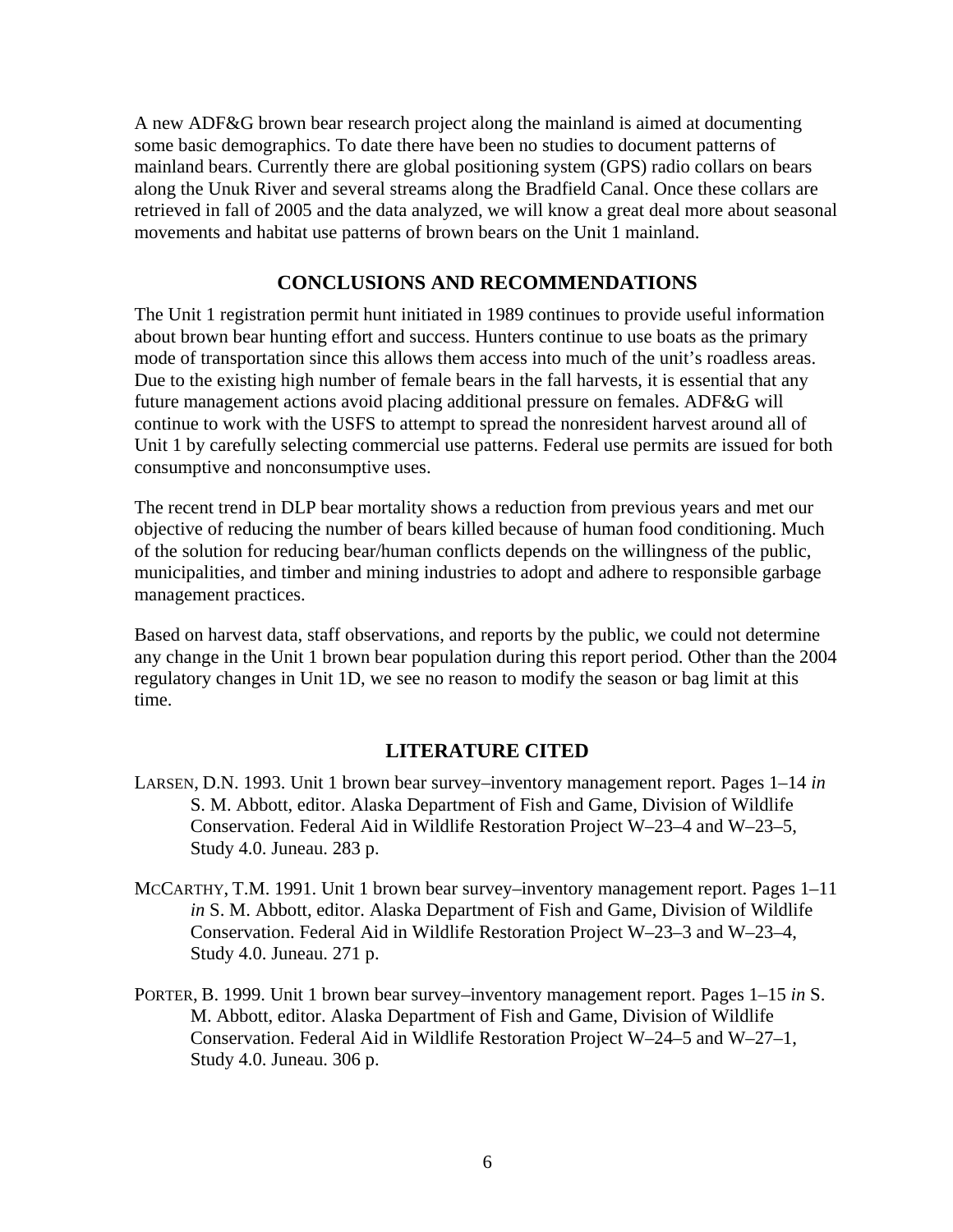A new ADF&G brown bear research project along the mainland is aimed at documenting some basic demographics. To date there have been no studies to document patterns of mainland bears. Currently there are global positioning system (GPS) radio collars on bears along the Unuk River and several streams along the Bradfield Canal. Once these collars are retrieved in fall of 2005 and the data analyzed, we will know a great deal more about seasonal movements and habitat use patterns of brown bears on the Unit 1 mainland.

## CONCLUSIONS AND RECOMMENDATIONS

The Unit 1 registration permit hunt initiated in 1989 continues to provide useful information about brown bear hunting effort and success. Hunters continue to use boats as the primary mode of transportation since this allows them access into much of the unit's roadless areas. Due to the existing high number of female bears in the fall harvests, it is essential that any future management actions avoid placing additional pressure on females. ADF&G will continue to work with the USFS to attempt to spread the nonresident harvest around all of Unit 1 by carefully selecting commercial use patterns. Federal use permits are issued for both consumptive and nonconsumptive uses.

The recent trend in DLP bear mortality shows a reduction from previous years and met our objective of reducing the number of bears killed because of human food conditioning. Much of the solution for reducing bear/human conflicts depends on the willingness of the public, municipalities, and timber and mining industries to adopt and adhere to responsible garbage management practices.

Based on harvest data, staff observations, and reports by the public, we could not determine any change in the Unit 1 brown bear population during this report period. Other than the 2004 regulatory changes in Unit 1D, we see no reason to modify the season or bag limit at this time.

## LITERATURE CITED

LARSEN, D.N. 1993. Unit 1 brown bear survey–inventory management report. Pages 1–14 *in* S. M. Abbott, editor. Alaska Department of Fish and Game, Division of Wildlife Conservation. Federal Aid in Wildlife Restoration Project W–23–4 and W–23–5, Study 4.0. Juneau. 283 p.

MCCARTHY, T.M. 1991. Unit 1 brown bear survey–inventory management report. Pages 1–11 *in* S. M. Abbott, editor. Alaska Department of Fish and Game, Division of Wildlife Conservation. Federal Aid in Wildlife Restoration Project W–23–3 and W–23–4, Study 4.0. Juneau. 271 p.

PORTER, B. 1999. Unit 1 brown bear survey–inventory management report. Pages 1–15 *in* S. M. Abbott, editor. Alaska Department of Fish and Game, Division of Wildlife Conservation. Federal Aid in Wildlife Restoration Project W–24–5 and W–27–1, Study 4.0. Juneau. 306 p.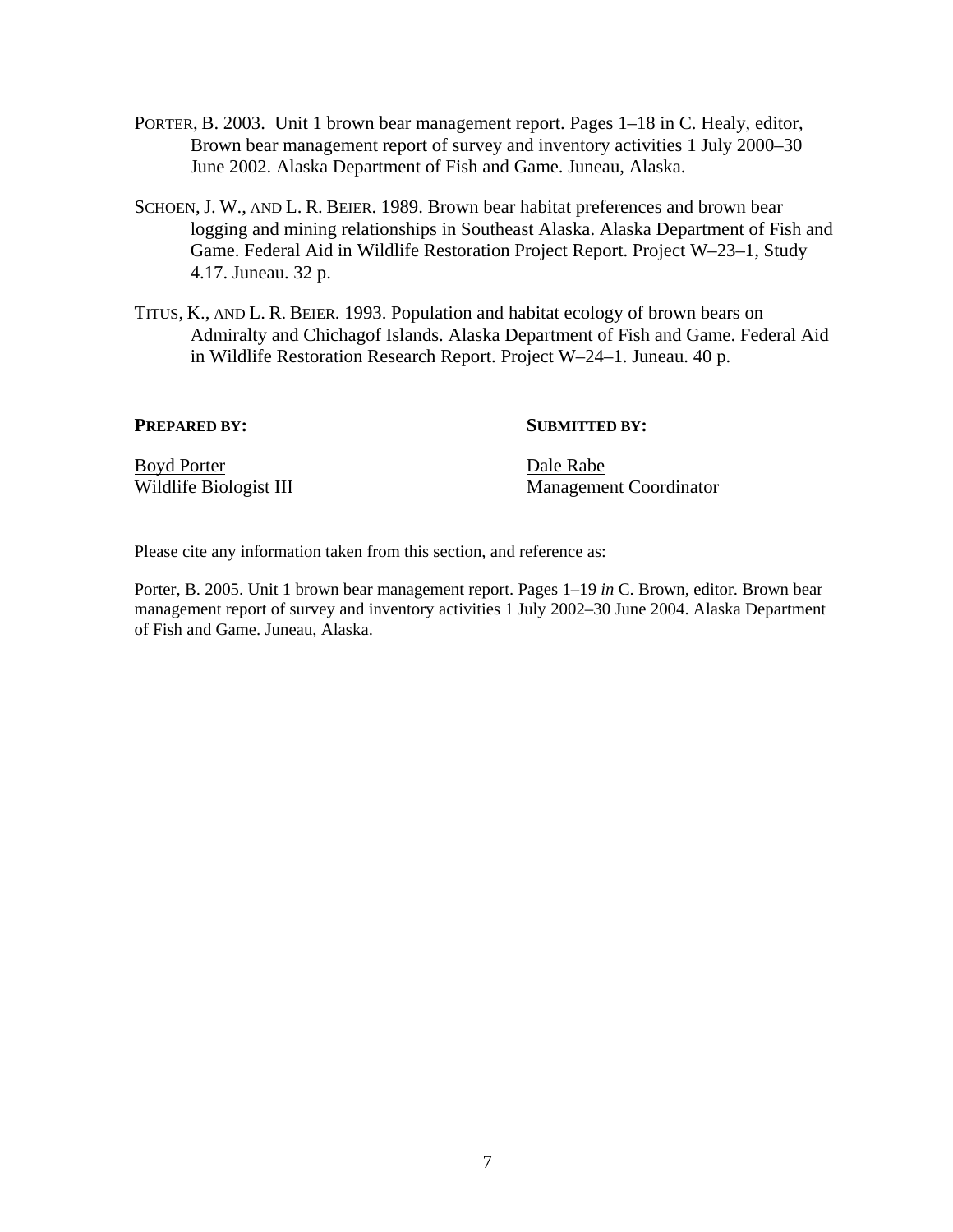PORTER, B. 2003. Unit 1 brown bear management report. Pages 1–18 in C. Healy, editor, Brown bear management report of survey and inventory activities 1 July 2000–30 June 2002. Alaska Department of Fish and Game. Juneau, Alaska.

SCHOEN, J. W., AND L. R. BEIER. 1989. Brown bear habitat preferences and brown bear logging and mining relationships in Southeast Alaska. Alaska Department of Fish and Game. Federal Aid in Wildlife Restoration Project Report. Project W–23–1, Study 4.17. Juneau. 32 p.

TITUS, K., AND L. R. BEIER. 1993. Population and habitat ecology of brown bears on Admiralty and Chichagof Islands. Alaska Department of Fish and Game. Federal Aid in Wildlife Restoration Research Report. Project W–24–1. Juneau. 40 p.

**PREPARED BY:**

Boyd Porter
Wildlife Biologist III

**SUBMITTED BY:**

Dale Rabe
Management Coordinator

Please cite any information taken from this section, and reference as:

Porter, B. 2005. Unit 1 brown bear management report. Pages 1–19 *in* C. Brown, editor. Brown bear management report of survey and inventory activities 1 July 2002–30 June 2004. Alaska Department of Fish and Game. Juneau, Alaska.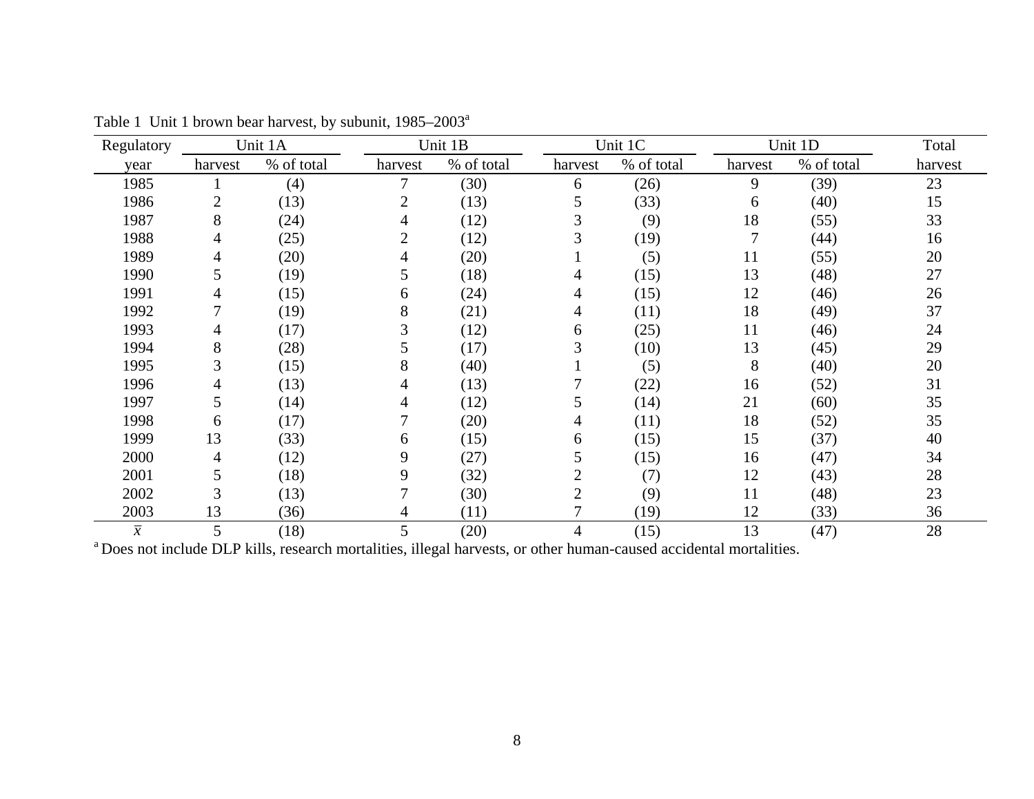Table 1 Unit 1 brown bear harvest, by subunit, 1985–2003[a]

| Regulatory | Unit 1A | | Unit 1B | | Unit 1C | | Unit 1D | | Total |
|---|---|---|---|---|---|---|---|---|---|
| year | harvest | % of total | harvest | % of total | harvest | % of total | harvest | % of total | harvest |
| 1985 | 1 | (4) | 7 | (30) | 6 | (26) | 9 | (39) | 23 |
| 1986 | 2 | (13) | 2 | (13) | 5 | (33) | 6 | (40) | 15 |
| 1987 | 8 | (24) | 4 | (12) | 3 | (9) | 18 | (55) | 33 |
| 1988 | 4 | (25) | 2 | (12) | 3 | (19) | 7 | (44) | 16 |
| 1989 | 4 | (20) | 4 | (20) | 1 | (5) | 11 | (55) | 20 |
| 1990 | 5 | (19) | 5 | (18) | 4 | (15) | 13 | (48) | 27 |
| 1991 | 4 | (15) | 6 | (24) | 4 | (15) | 12 | (46) | 26 |
| 1992 | 7 | (19) | 8 | (21) | 4 | (11) | 18 | (49) | 37 |
| 1993 | 4 | (17) | 3 | (12) | 6 | (25) | 11 | (46) | 24 |
| 1994 | 8 | (28) | 5 | (17) | 3 | (10) | 13 | (45) | 29 |
| 1995 | 3 | (15) | 8 | (40) | 1 | (5) | 8 | (40) | 20 |
| 1996 | 4 | (13) | 4 | (13) | 7 | (22) | 16 | (52) | 31 |
| 1997 | 5 | (14) | 4 | (12) | 5 | (14) | 21 | (60) | 35 |
| 1998 | 6 | (17) | 7 | (20) | 4 | (11) | 18 | (52) | 35 |
| 1999 | 13 | (33) | 6 | (15) | 6 | (15) | 15 | (37) | 40 |
| 2000 | 4 | (12) | 9 | (27) | 5 | (15) | 16 | (47) | 34 |
| 2001 | 5 | (18) | 9 | (32) | 2 | (7) | 12 | (43) | 28 |
| 2002 | 3 | (13) | 7 | (30) | 2 | (9) | 11 | (48) | 23 |
| 2003 | 13 | (36) | 4 | (11) | 7 | (19) | 12 | (33) | 36 |
| $\bar{x}$ | 5 | (18) | 5 | (20) | 4 | (15) | 13 | (47) | 28 |

[a] Does not include DLP kills, research mortalities, illegal harvests, or other human-caused accidental mortalities.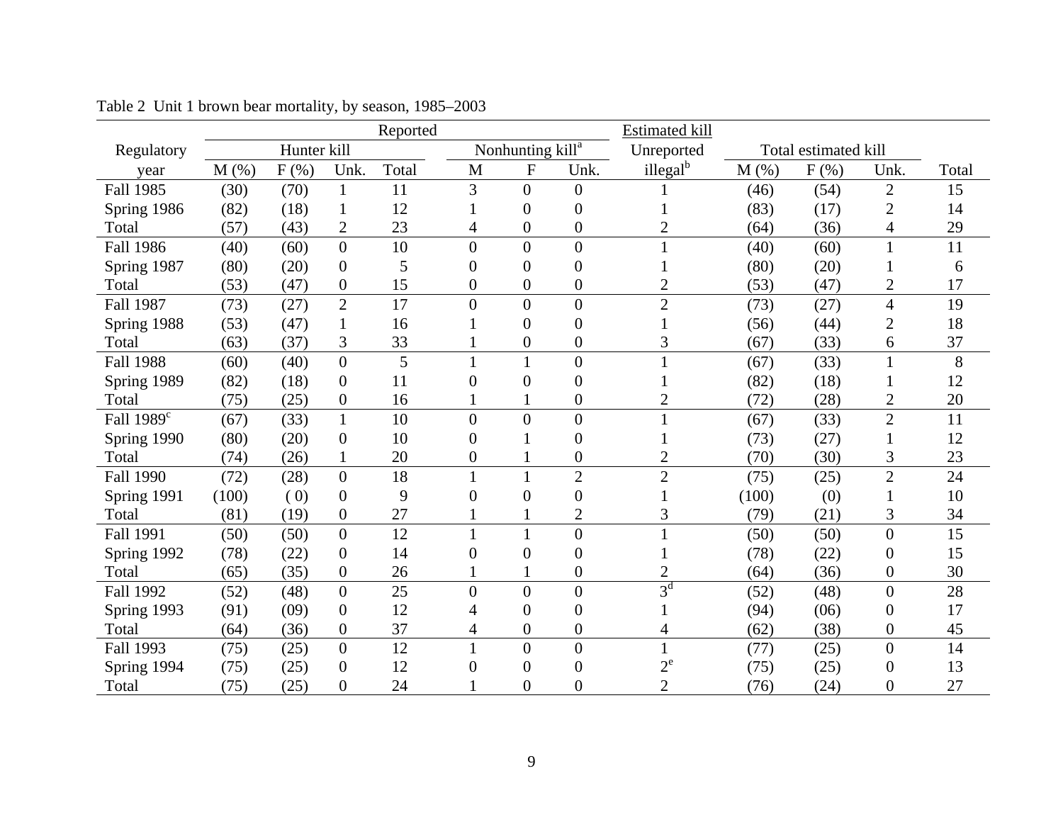Table 2 Unit 1 brown bear mortality, by season, 1985–2003

| Regulatory year | Reported | | | | | | | Estimated kill | | | | |
|---|---|---|---|---|---|---|---|---|---|---|---|---|
| | Hunter kill | | | | Nonhunting kill[a] | | | Unreported | Total estimated kill | | | |
| | M (%) | F (%) | Unk. | Total | M | F | Unk. | illegal[b] | M (%) | F (%) | Unk. | Total |
| Fall 1985 | (30) | (70) | 1 | 11 | 3 | 0 | 0 | 1 | (46) | (54) | 2 | 15 |
| Spring 1986 | (82) | (18) | 1 | 12 | 1 | 0 | 0 | 1 | (83) | (17) | 2 | 14 |
| Total | (57) | (43) | 2 | 23 | 4 | 0 | 0 | 2 | (64) | (36) | 4 | 29 |
| Fall 1986 | (40) | (60) | 0 | 10 | 0 | 0 | 0 | 1 | (40) | (60) | 1 | 11 |
| Spring 1987 | (80) | (20) | 0 | 5 | 0 | 0 | 0 | 1 | (80) | (20) | 1 | 6 |
| Total | (53) | (47) | 0 | 15 | 0 | 0 | 0 | 2 | (53) | (47) | 2 | 17 |
| Fall 1987 | (73) | (27) | 2 | 17 | 0 | 0 | 0 | 2 | (73) | (27) | 4 | 19 |
| Spring 1988 | (53) | (47) | 1 | 16 | 1 | 0 | 0 | 1 | (56) | (44) | 2 | 18 |
| Total | (63) | (37) | 3 | 33 | 1 | 0 | 0 | 3 | (67) | (33) | 6 | 37 |
| Fall 1988 | (60) | (40) | 0 | 5 | 1 | 1 | 0 | 1 | (67) | (33) | 1 | 8 |
| Spring 1989 | (82) | (18) | 0 | 11 | 0 | 0 | 0 | 1 | (82) | (18) | 1 | 12 |
| Total | (75) | (25) | 0 | 16 | 1 | 1 | 0 | 2 | (72) | (28) | 2 | 20 |
| Fall 1989[c] | (67) | (33) | 1 | 10 | 0 | 0 | 0 | 1 | (67) | (33) | 2 | 11 |
| Spring 1990 | (80) | (20) | 0 | 10 | 0 | 1 | 0 | 1 | (73) | (27) | 1 | 12 |
| Total | (74) | (26) | 1 | 20 | 0 | 1 | 0 | 2 | (70) | (30) | 3 | 23 |
| Fall 1990 | (72) | (28) | 0 | 18 | 1 | 1 | 2 | 2 | (75) | (25) | 2 | 24 |
| Spring 1991 | (100) | ( 0) | 0 | 9 | 0 | 0 | 0 | 1 | (100) | (0) | 1 | 10 |
| Total | (81) | (19) | 0 | 27 | 1 | 1 | 2 | 3 | (79) | (21) | 3 | 34 |
| Fall 1991 | (50) | (50) | 0 | 12 | 1 | 1 | 0 | 1 | (50) | (50) | 0 | 15 |
| Spring 1992 | (78) | (22) | 0 | 14 | 0 | 0 | 0 | 1 | (78) | (22) | 0 | 15 |
| Total | (65) | (35) | 0 | 26 | 1 | 1 | 0 | 2 | (64) | (36) | 0 | 30 |
| Fall 1992 | (52) | (48) | 0 | 25 | 0 | 0 | 0 | 3[d] | (52) | (48) | 0 | 28 |
| Spring 1993 | (91) | (09) | 0 | 12 | 4 | 0 | 0 | 1 | (94) | (06) | 0 | 17 |
| Total | (64) | (36) | 0 | 37 | 4 | 0 | 0 | 4 | (62) | (38) | 0 | 45 |
| Fall 1993 | (75) | (25) | 0 | 12 | 1 | 0 | 0 | 1 | (77) | (25) | 0 | 14 |
| Spring 1994 | (75) | (25) | 0 | 12 | 0 | 0 | 0 | 2[e] | (75) | (25) | 0 | 13 |
| Total | (75) | (25) | 0 | 24 | 1 | 0 | 0 | 2 | (76) | (24) | 0 | 27 |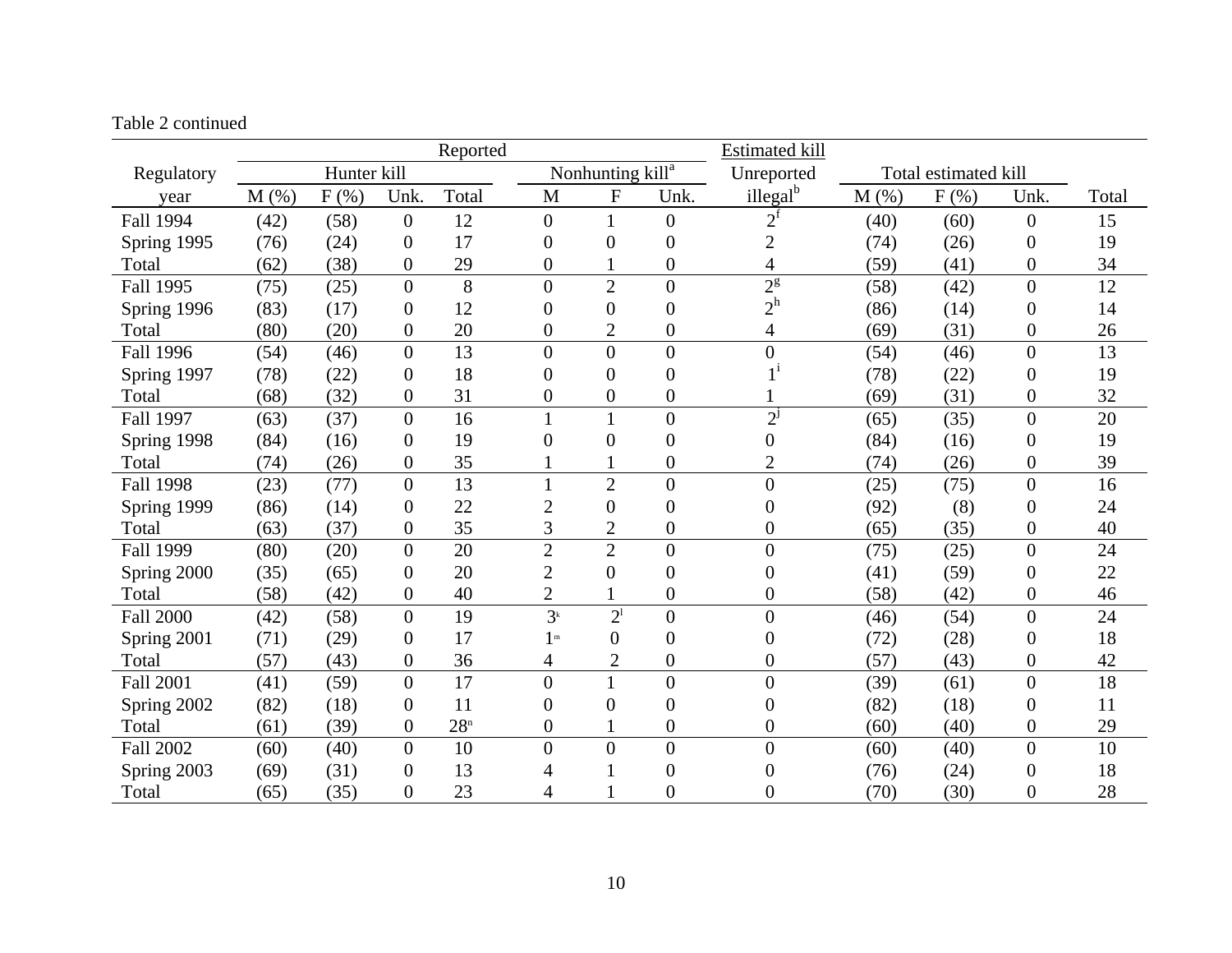Table 2 continued

| Regulatory year | Reported | | | | | | | Estimated kill | | | | |
|---|---|---|---|---|---|---|---|---|---|---|---|---|
| | Hunter kill | | | | Nonhunting kill[a] | | | Unreported illegal[b] | Total estimated kill | | | Total |
| | M (%) | F (%) | Unk. | Total | M | F | Unk. | | M (%) | F (%) | Unk. | |
| Fall 1994 | (42) | (58) | 0 | 12 | 0 | 1 | 0 | 2[f] | (40) | (60) | 0 | 15 |
| Spring 1995 | (76) | (24) | 0 | 17 | 0 | 0 | 0 | 2 | (74) | (26) | 0 | 19 |
| Total | (62) | (38) | 0 | 29 | 0 | 1 | 0 | 4 | (59) | (41) | 0 | 34 |
| Fall 1995 | (75) | (25) | 0 | 8 | 0 | 2 | 0 | 2[g] | (58) | (42) | 0 | 12 |
| Spring 1996 | (83) | (17) | 0 | 12 | 0 | 0 | 0 | 2[h] | (86) | (14) | 0 | 14 |
| Total | (80) | (20) | 0 | 20 | 0 | 2 | 0 | 4 | (69) | (31) | 0 | 26 |
| Fall 1996 | (54) | (46) | 0 | 13 | 0 | 0 | 0 | 0 | (54) | (46) | 0 | 13 |
| Spring 1997 | (78) | (22) | 0 | 18 | 0 | 0 | 0 | 1[i] | (78) | (22) | 0 | 19 |
| Total | (68) | (32) | 0 | 31 | 0 | 0 | 0 | 1 | (69) | (31) | 0 | 32 |
| Fall 1997 | (63) | (37) | 0 | 16 | 1 | 1 | 0 | 2[j] | (65) | (35) | 0 | 20 |
| Spring 1998 | (84) | (16) | 0 | 19 | 0 | 0 | 0 | 0 | (84) | (16) | 0 | 19 |
| Total | (74) | (26) | 0 | 35 | 1 | 1 | 0 | 2 | (74) | (26) | 0 | 39 |
| Fall 1998 | (23) | (77) | 0 | 13 | 1 | 2 | 0 | 0 | (25) | (75) | 0 | 16 |
| Spring 1999 | (86) | (14) | 0 | 22 | 2 | 0 | 0 | 0 | (92) | (8) | 0 | 24 |
| Total | (63) | (37) | 0 | 35 | 3 | 2 | 0 | 0 | (65) | (35) | 0 | 40 |
| Fall 1999 | (80) | (20) | 0 | 20 | 2 | 2 | 0 | 0 | (75) | (25) | 0 | 24 |
| Spring 2000 | (35) | (65) | 0 | 20 | 2 | 0 | 0 | 0 | (41) | (59) | 0 | 22 |
| Total | (58) | (42) | 0 | 40 | 2 | 1 | 0 | 0 | (58) | (42) | 0 | 46 |
| Fall 2000 | (42) | (58) | 0 | 19 | 3[k] | 2[l] | 0 | 0 | (46) | (54) | 0 | 24 |
| Spring 2001 | (71) | (29) | 0 | 17 | 1[m] | 0 | 0 | 0 | (72) | (28) | 0 | 18 |
| Total | (57) | (43) | 0 | 36 | 4 | 2 | 0 | 0 | (57) | (43) | 0 | 42 |
| Fall 2001 | (41) | (59) | 0 | 17 | 0 | 1 | 0 | 0 | (39) | (61) | 0 | 18 |
| Spring 2002 | (82) | (18) | 0 | 11 | 0 | 0 | 0 | 0 | (82) | (18) | 0 | 11 |
| Total | (61) | (39) | 0 | 28[n] | 0 | 1 | 0 | 0 | (60) | (40) | 0 | 29 |
| Fall 2002 | (60) | (40) | 0 | 10 | 0 | 0 | 0 | 0 | (60) | (40) | 0 | 10 |
| Spring 2003 | (69) | (31) | 0 | 13 | 4 | 1 | 0 | 0 | (76) | (24) | 0 | 18 |
| Total | (65) | (35) | 0 | 23 | 4 | 1 | 0 | 0 | (70) | (30) | 0 | 28 |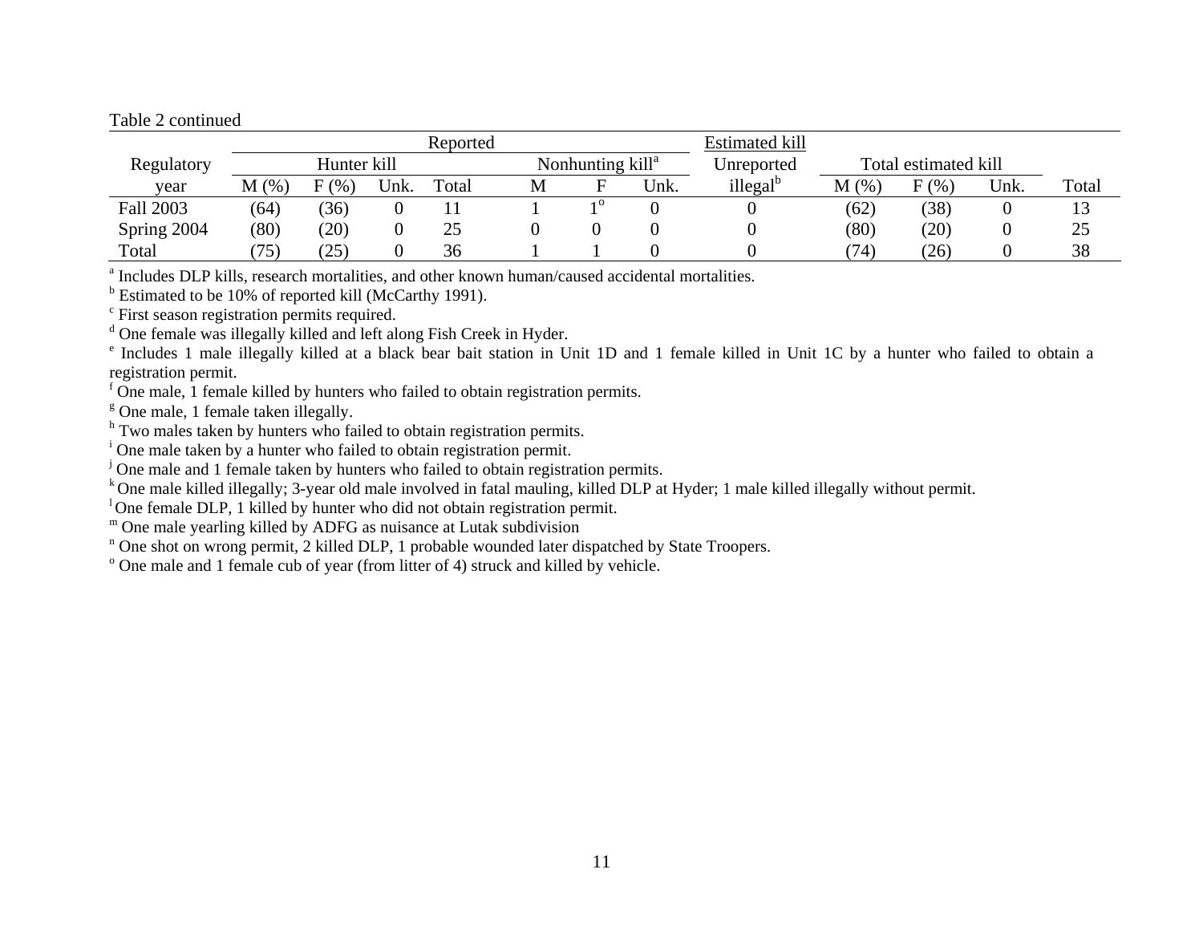Table 2 continued

| Regulatory year | Reported | | | | | | | Estimated kill | | | | |
|---|---|---|---|---|---|---|---|---|---|---|---|---|
| | Hunter kill | | | | Nonhunting kill[a] | | | Unreported | Total estimated kill | | | |
| | M (%) | F (%) | Unk. | Total | M | F | Unk. | illegal[b] | M (%) | F (%) | Unk. | Total |
| Fall 2003 | (64) | (36) | 0 | 11 | 1 | 1[o] | 0 | 0 | (62) | (38) | 0 | 13 |
| Spring 2004 | (80) | (20) | 0 | 25 | 0 | 0 | 0 | 0 | (80) | (20) | 0 | 25 |
| Total | (75) | (25) | 0 | 36 | 1 | 1 | 0 | 0 | (74) | (26) | 0 | 38 |

[a] Includes DLP kills, research mortalities, and other known human/caused accidental mortalities.
[b] Estimated to be 10% of reported kill (McCarthy 1991).
[c] First season registration permits required.
[d] One female was illegally killed and left along Fish Creek in Hyder.
[e] Includes 1 male illegally killed at a black bear bait station in Unit 1D and 1 female killed in Unit 1C by a hunter who failed to obtain a registration permit.
[f] One male, 1 female killed by hunters who failed to obtain registration permits.
[g] One male, 1 female taken illegally.
[h] Two males taken by hunters who failed to obtain registration permits.
[i] One male taken by a hunter who failed to obtain registration permit.
[j] One male and 1 female taken by hunters who failed to obtain registration permits.
[k] One male killed illegally; 3-year old male involved in fatal mauling, killed DLP at Hyder; 1 male killed illegally without permit.
[l] One female DLP, 1 killed by hunter who did not obtain registration permit.
[m] One male yearling killed by ADFG as nuisance at Lutak subdivision
[n] One shot on wrong permit, 2 killed DLP, 1 probable wounded later dispatched by State Troopers.
[o] One male and 1 female cub of year (from litter of 4) struck and killed by vehicle.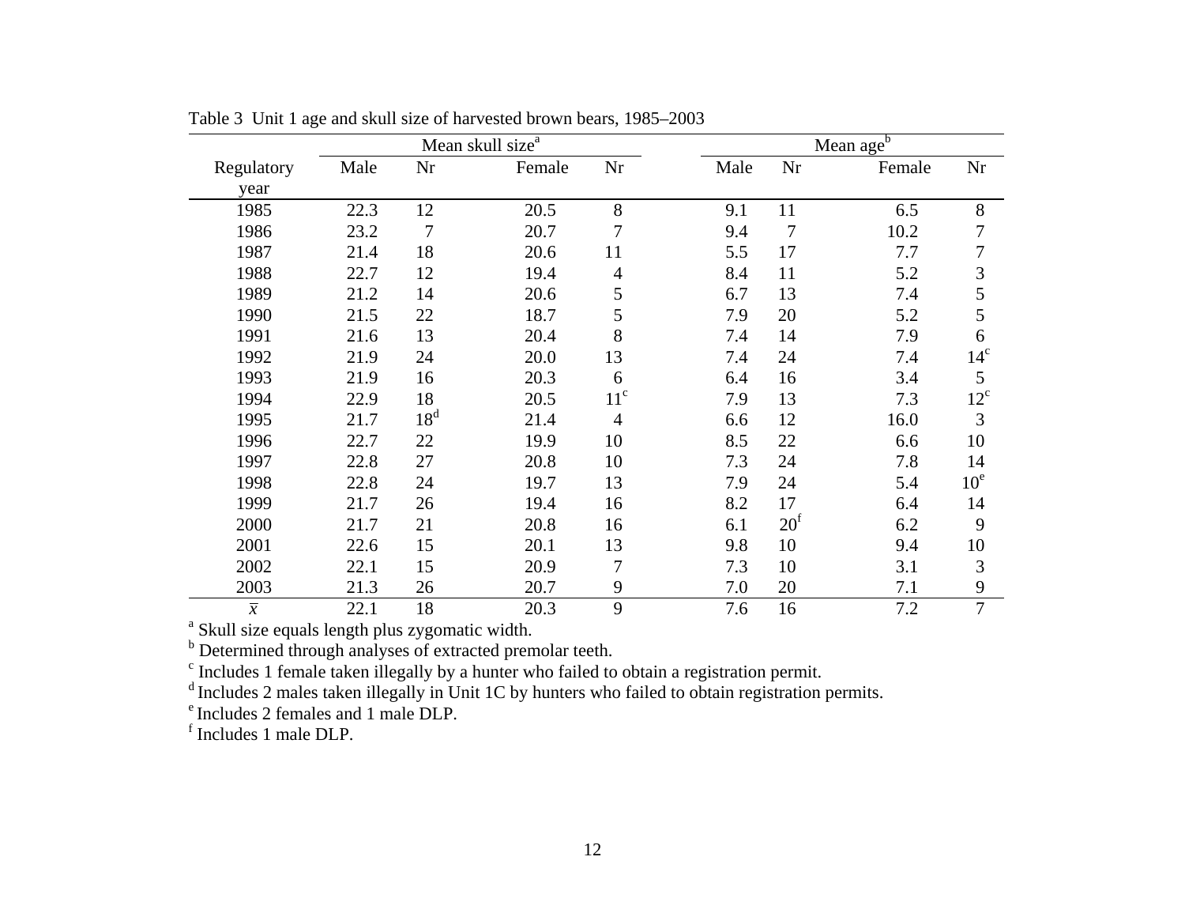Table 3 Unit 1 age and skull size of harvested brown bears, 1985–2003

| Regulatory year | Mean skull size[a] | | | | Mean age[b] | | | |
|---|---|---|---|---|---|---|---|---|
| | Male | Nr | Female | Nr | Male | Nr | Female | Nr |
| 1985 | 22.3 | 12 | 20.5 | 8 | 9.1 | 11 | 6.5 | 8 |
| 1986 | 23.2 | 7 | 20.7 | 7 | 9.4 | 7 | 10.2 | 7 |
| 1987 | 21.4 | 18 | 20.6 | 11 | 5.5 | 17 | 7.7 | 7 |
| 1988 | 22.7 | 12 | 19.4 | 4 | 8.4 | 11 | 5.2 | 3 |
| 1989 | 21.2 | 14 | 20.6 | 5 | 6.7 | 13 | 7.4 | 5 |
| 1990 | 21.5 | 22 | 18.7 | 5 | 7.9 | 20 | 5.2 | 5 |
| 1991 | 21.6 | 13 | 20.4 | 8 | 7.4 | 14 | 7.9 | 6 |
| 1992 | 21.9 | 24 | 20.0 | 13 | 7.4 | 24 | 7.4 | 14[c] |
| 1993 | 21.9 | 16 | 20.3 | 6 | 6.4 | 16 | 3.4 | 5 |
| 1994 | 22.9 | 18 | 20.5 | 11[c] | 7.9 | 13 | 7.3 | 12[c] |
| 1995 | 21.7 | 18[d] | 21.4 | 4 | 6.6 | 12 | 16.0 | 3 |
| 1996 | 22.7 | 22 | 19.9 | 10 | 8.5 | 22 | 6.6 | 10 |
| 1997 | 22.8 | 27 | 20.8 | 10 | 7.3 | 24 | 7.8 | 14 |
| 1998 | 22.8 | 24 | 19.7 | 13 | 7.9 | 24 | 5.4 | 10[e] |
| 1999 | 21.7 | 26 | 19.4 | 16 | 8.2 | 17 | 6.4 | 14 |
| 2000 | 21.7 | 21 | 20.8 | 16 | 6.1 | 20[f] | 6.2 | 9 |
| 2001 | 22.6 | 15 | 20.1 | 13 | 9.8 | 10 | 9.4 | 10 |
| 2002 | 22.1 | 15 | 20.9 | 7 | 7.3 | 10 | 3.1 | 3 |
| 2003 | 21.3 | 26 | 20.7 | 9 | 7.0 | 20 | 7.1 | 9 |
| $\bar{x}$ | 22.1 | 18 | 20.3 | 9 | 7.6 | 16 | 7.2 | 7 |

[a] Skull size equals length plus zygomatic width.
[b] Determined through analyses of extracted premolar teeth.
[c] Includes 1 female taken illegally by a hunter who failed to obtain a registration permit.
[d] Includes 2 males taken illegally in Unit 1C by hunters who failed to obtain registration permits.
[e] Includes 2 females and 1 male DLP.
[f] Includes 1 male DLP.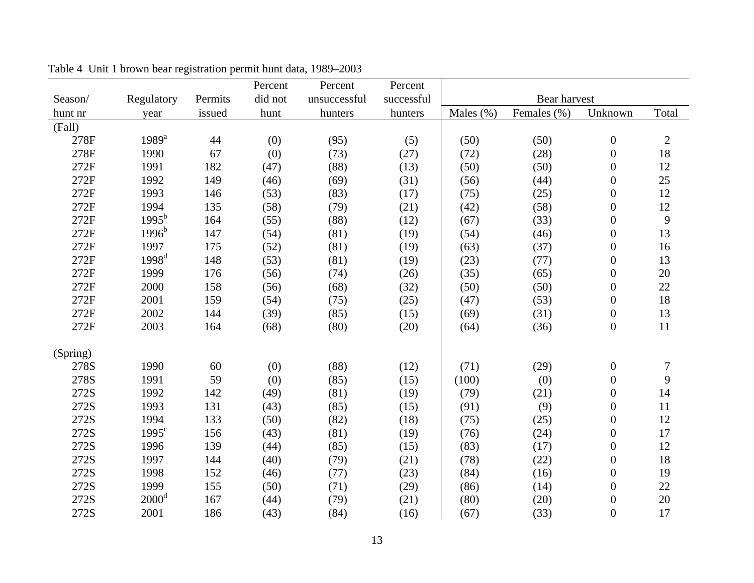Table 4 Unit 1 brown bear registration permit hunt data, 1989–2003

| Season/ hunt nr | Regulatory year | Permits issued | Percent did not hunt | Percent unsuccessful hunters | Percent successful hunters | Bear harvest Males (%) | Females (%) | Unknown | Total |
|---|---|---|---|---|---|---|---|---|---|
| (Fall) | | | | | | | | | |
| 278F | 1989[a] | 44 | (0) | (95) | (5) | (50) | (50) | 0 | 2 |
| 278F | 1990 | 67 | (0) | (73) | (27) | (72) | (28) | 0 | 18 |
| 272F | 1991 | 182 | (47) | (88) | (13) | (50) | (50) | 0 | 12 |
| 272F | 1992 | 149 | (46) | (69) | (31) | (56) | (44) | 0 | 25 |
| 272F | 1993 | 146 | (53) | (83) | (17) | (75) | (25) | 0 | 12 |
| 272F | 1994 | 135 | (58) | (79) | (21) | (42) | (58) | 0 | 12 |
| 272F | 1995[b] | 164 | (55) | (88) | (12) | (67) | (33) | 0 | 9 |
| 272F | 1996[b] | 147 | (54) | (81) | (19) | (54) | (46) | 0 | 13 |
| 272F | 1997 | 175 | (52) | (81) | (19) | (63) | (37) | 0 | 16 |
| 272F | 1998[d] | 148 | (53) | (81) | (19) | (23) | (77) | 0 | 13 |
| 272F | 1999 | 176 | (56) | (74) | (26) | (35) | (65) | 0 | 20 |
| 272F | 2000 | 158 | (56) | (68) | (32) | (50) | (50) | 0 | 22 |
| 272F | 2001 | 159 | (54) | (75) | (25) | (47) | (53) | 0 | 18 |
| 272F | 2002 | 144 | (39) | (85) | (15) | (69) | (31) | 0 | 13 |
| 272F | 2003 | 164 | (68) | (80) | (20) | (64) | (36) | 0 | 11 |
| (Spring) | | | | | | | | | |
| 278S | 1990 | 60 | (0) | (88) | (12) | (71) | (29) | 0 | 7 |
| 278S | 1991 | 59 | (0) | (85) | (15) | (100) | (0) | 0 | 9 |
| 272S | 1992 | 142 | (49) | (81) | (19) | (79) | (21) | 0 | 14 |
| 272S | 1993 | 131 | (43) | (85) | (15) | (91) | (9) | 0 | 11 |
| 272S | 1994 | 133 | (50) | (82) | (18) | (75) | (25) | 0 | 12 |
| 272S | 1995[c] | 156 | (43) | (81) | (19) | (76) | (24) | 0 | 17 |
| 272S | 1996 | 139 | (44) | (85) | (15) | (83) | (17) | 0 | 12 |
| 272S | 1997 | 144 | (40) | (79) | (21) | (78) | (22) | 0 | 18 |
| 272S | 1998 | 152 | (46) | (77) | (23) | (84) | (16) | 0 | 19 |
| 272S | 1999 | 155 | (50) | (71) | (29) | (86) | (14) | 0 | 22 |
| 272S | 2000[d] | 167 | (44) | (79) | (21) | (80) | (20) | 0 | 20 |
| 272S | 2001 | 186 | (43) | (84) | (16) | (67) | (33) | 0 | 17 |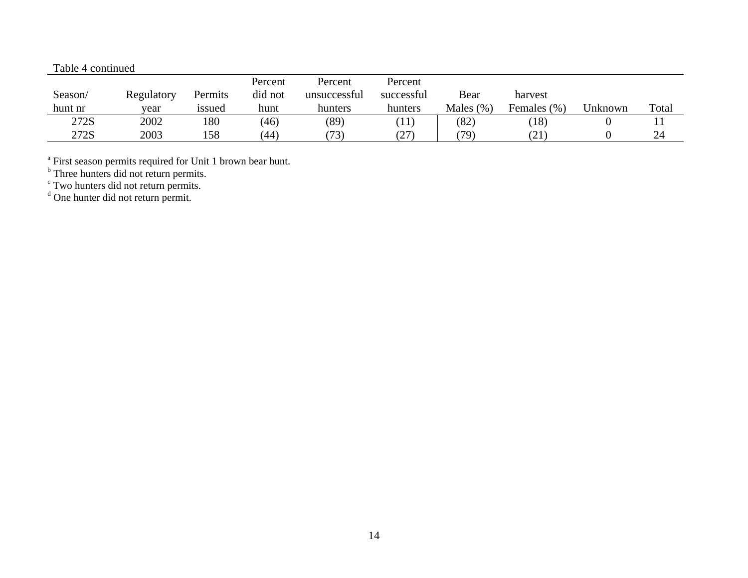Table 4 continued

| Season/ hunt nr | Regulatory year | Permits issued | Percent did not hunt | Percent unsuccessful hunters | Percent successful hunters | Bear harvest Males (%) | Females (%) | Unknown | Total |
|---|---|---|---|---|---|---|---|---|---|
| 272S | 2002 | 180 | (46) | (89) | (11) | (82) | (18) | 0 | 11 |
| 272S | 2003 | 158 | (44) | (73) | (27) | (79) | (21) | 0 | 24 |

[a] First season permits required for Unit 1 brown bear hunt.
[b] Three hunters did not return permits.
[c] Two hunters did not return permits.
[d] One hunter did not return permit.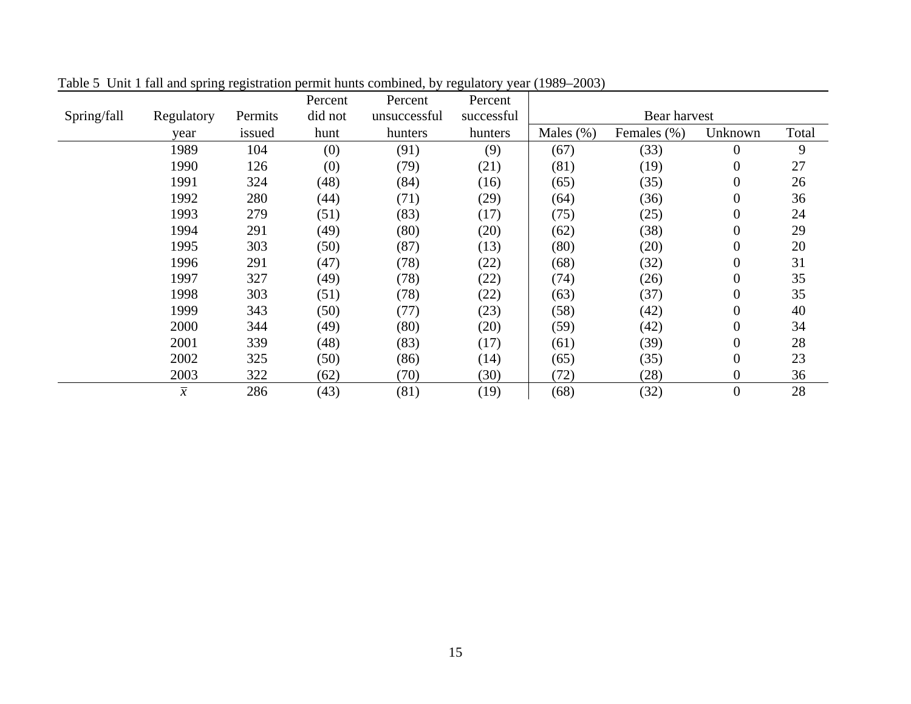Table 5 Unit 1 fall and spring registration permit hunts combined, by regulatory year (1989–2003)

| Spring/fall | Regulatory year | Permits issued | Percent did not hunt | Percent unsuccessful hunters | Percent successful hunters | Bear harvest | | | |
|---|---|---|---|---|---|---|---|---|---|
| | | | | | | Males (%) | Females (%) | Unknown | Total |
| | 1989 | 104 | (0) | (91) | (9) | (67) | (33) | 0 | 9 |
| | 1990 | 126 | (0) | (79) | (21) | (81) | (19) | 0 | 27 |
| | 1991 | 324 | (48) | (84) | (16) | (65) | (35) | 0 | 26 |
| | 1992 | 280 | (44) | (71) | (29) | (64) | (36) | 0 | 36 |
| | 1993 | 279 | (51) | (83) | (17) | (75) | (25) | 0 | 24 |
| | 1994 | 291 | (49) | (80) | (20) | (62) | (38) | 0 | 29 |
| | 1995 | 303 | (50) | (87) | (13) | (80) | (20) | 0 | 20 |
| | 1996 | 291 | (47) | (78) | (22) | (68) | (32) | 0 | 31 |
| | 1997 | 327 | (49) | (78) | (22) | (74) | (26) | 0 | 35 |
| | 1998 | 303 | (51) | (78) | (22) | (63) | (37) | 0 | 35 |
| | 1999 | 343 | (50) | (77) | (23) | (58) | (42) | 0 | 40 |
| | 2000 | 344 | (49) | (80) | (20) | (59) | (42) | 0 | 34 |
| | 2001 | 339 | (48) | (83) | (17) | (61) | (39) | 0 | 28 |
| | 2002 | 325 | (50) | (86) | (14) | (65) | (35) | 0 | 23 |
| | 2003 | 322 | (62) | (70) | (30) | (72) | (28) | 0 | 36 |
| | $\bar{x}$ | 286 | (43) | (81) | (19) | (68) | (32) | 0 | 28 |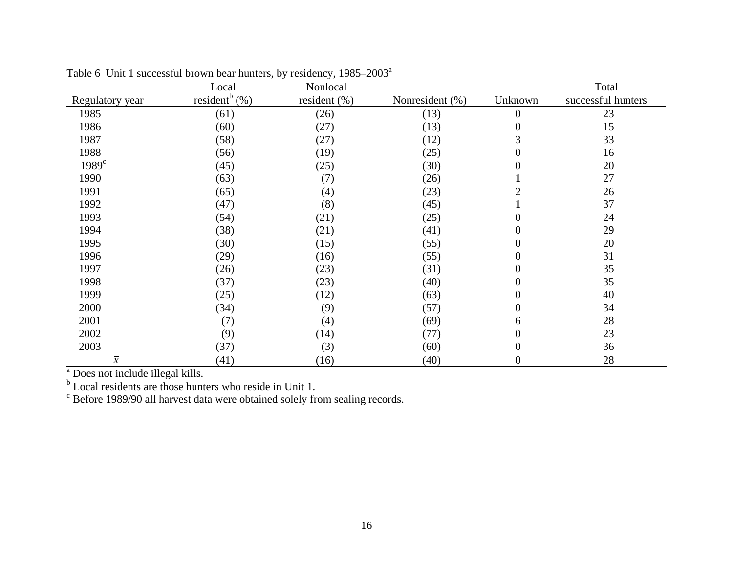Table 6 Unit 1 successful brown bear hunters, by residency, 1985–2003[a]

| Regulatory year | Local resident[b] (%) | Nonlocal resident (%) | Nonresident (%) | Unknown | Total successful hunters |
|---|---|---|---|---|---|
| 1985 | (61) | (26) | (13) | 0 | 23 |
| 1986 | (60) | (27) | (13) | 0 | 15 |
| 1987 | (58) | (27) | (12) | 3 | 33 |
| 1988 | (56) | (19) | (25) | 0 | 16 |
| 1989[c] | (45) | (25) | (30) | 0 | 20 |
| 1990 | (63) | (7) | (26) | 1 | 27 |
| 1991 | (65) | (4) | (23) | 2 | 26 |
| 1992 | (47) | (8) | (45) | 1 | 37 |
| 1993 | (54) | (21) | (25) | 0 | 24 |
| 1994 | (38) | (21) | (41) | 0 | 29 |
| 1995 | (30) | (15) | (55) | 0 | 20 |
| 1996 | (29) | (16) | (55) | 0 | 31 |
| 1997 | (26) | (23) | (31) | 0 | 35 |
| 1998 | (37) | (23) | (40) | 0 | 35 |
| 1999 | (25) | (12) | (63) | 0 | 40 |
| 2000 | (34) | (9) | (57) | 0 | 34 |
| 2001 | (7) | (4) | (69) | 6 | 28 |
| 2002 | (9) | (14) | (77) | 0 | 23 |
| 2003 | (37) | (3) | (60) | 0 | 36 |
| $\bar{x}$ | (41) | (16) | (40) | 0 | 28 |

[a] Does not include illegal kills.
[b] Local residents are those hunters who reside in Unit 1.
[c] Before 1989/90 all harvest data were obtained solely from sealing records.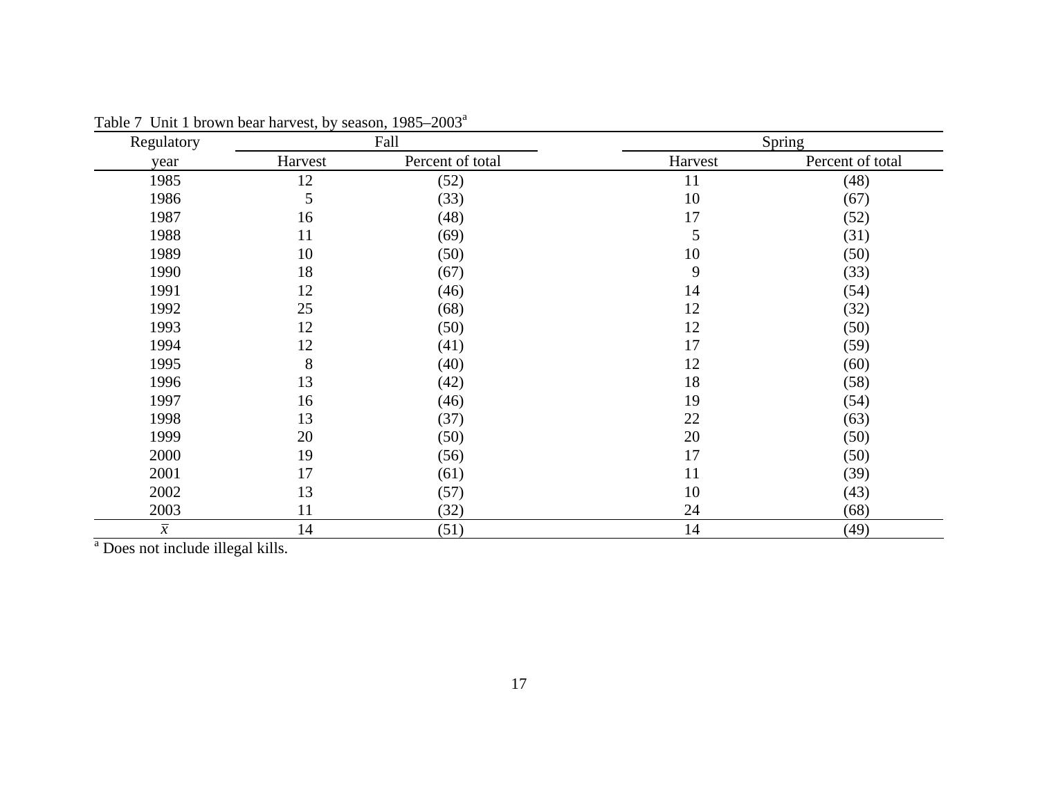Table 7 Unit 1 brown bear harvest, by season, 1985–2003[a]

| Regulatory | Fall | | Spring | |
|---|---|---|---|---|
| year | Harvest | Percent of total | Harvest | Percent of total |
| 1985 | 12 | (52) | 11 | (48) |
| 1986 | 5 | (33) | 10 | (67) |
| 1987 | 16 | (48) | 17 | (52) |
| 1988 | 11 | (69) | 5 | (31) |
| 1989 | 10 | (50) | 10 | (50) |
| 1990 | 18 | (67) | 9 | (33) |
| 1991 | 12 | (46) | 14 | (54) |
| 1992 | 25 | (68) | 12 | (32) |
| 1993 | 12 | (50) | 12 | (50) |
| 1994 | 12 | (41) | 17 | (59) |
| 1995 | 8 | (40) | 12 | (60) |
| 1996 | 13 | (42) | 18 | (58) |
| 1997 | 16 | (46) | 19 | (54) |
| 1998 | 13 | (37) | 22 | (63) |
| 1999 | 20 | (50) | 20 | (50) |
| 2000 | 19 | (56) | 17 | (50) |
| 2001 | 17 | (61) | 11 | (39) |
| 2002 | 13 | (57) | 10 | (43) |
| 2003 | 11 | (32) | 24 | (68) |
| $\bar{x}$ | 14 | (51) | 14 | (49) |

[a] Does not include illegal kills.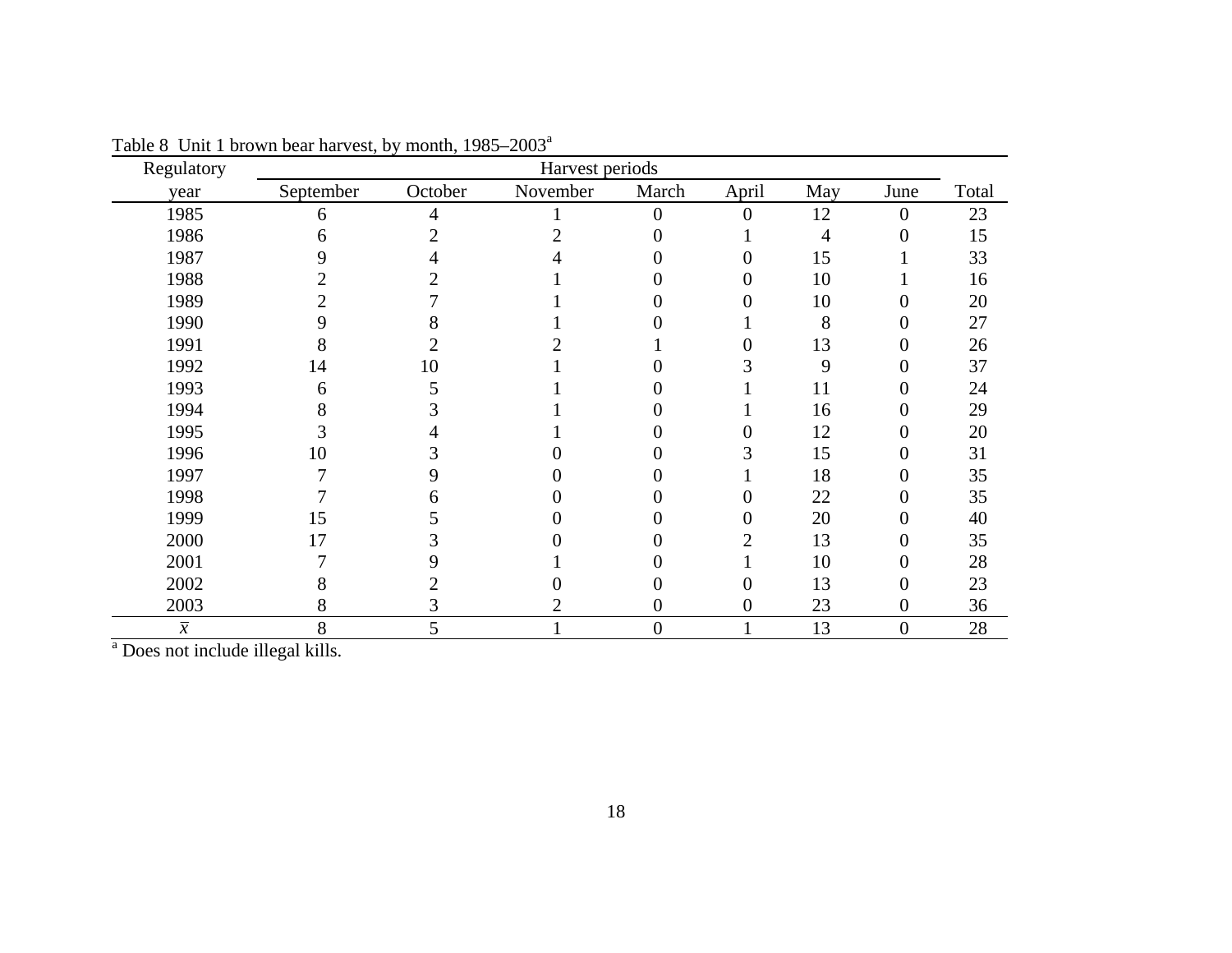Table 8 Unit 1 brown bear harvest, by month, 1985–2003[a]

| Regulatory | Harvest periods | | | | | | | |
|---|---|---|---|---|---|---|---|---|
| year | September | October | November | March | April | May | June | Total |
| 1985 | 6 | 4 | 1 | 0 | 0 | 12 | 0 | 23 |
| 1986 | 6 | 2 | 2 | 0 | 1 | 4 | 0 | 15 |
| 1987 | 9 | 4 | 4 | 0 | 0 | 15 | 1 | 33 |
| 1988 | 2 | 2 | 1 | 0 | 0 | 10 | 1 | 16 |
| 1989 | 2 | 7 | 1 | 0 | 0 | 10 | 0 | 20 |
| 1990 | 9 | 8 | 1 | 0 | 1 | 8 | 0 | 27 |
| 1991 | 8 | 2 | 2 | 1 | 0 | 13 | 0 | 26 |
| 1992 | 14 | 10 | 1 | 0 | 3 | 9 | 0 | 37 |
| 1993 | 6 | 5 | 1 | 0 | 1 | 11 | 0 | 24 |
| 1994 | 8 | 3 | 1 | 0 | 1 | 16 | 0 | 29 |
| 1995 | 3 | 4 | 1 | 0 | 0 | 12 | 0 | 20 |
| 1996 | 10 | 3 | 0 | 0 | 3 | 15 | 0 | 31 |
| 1997 | 7 | 9 | 0 | 0 | 1 | 18 | 0 | 35 |
| 1998 | 7 | 6 | 0 | 0 | 0 | 22 | 0 | 35 |
| 1999 | 15 | 5 | 0 | 0 | 0 | 20 | 0 | 40 |
| 2000 | 17 | 3 | 0 | 0 | 2 | 13 | 0 | 35 |
| 2001 | 7 | 9 | 1 | 0 | 1 | 10 | 0 | 28 |
| 2002 | 8 | 2 | 0 | 0 | 0 | 13 | 0 | 23 |
| 2003 | 8 | 3 | 2 | 0 | 0 | 23 | 0 | 36 |
| $\bar{x}$ | 8 | 5 | 1 | 0 | 1 | 13 | 0 | 28 |

[a] Does not include illegal kills.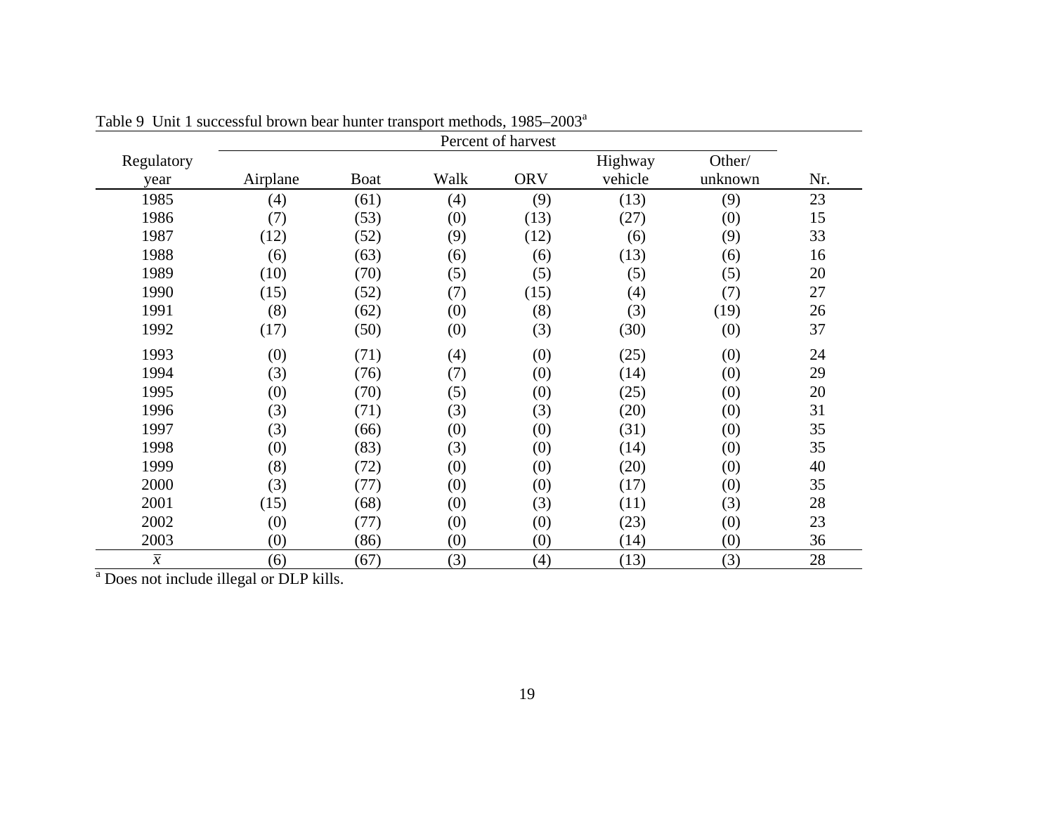Table 9 Unit 1 successful brown bear hunter transport methods, 1985–2003[a]

| Regulatory year | Percent of harvest | | | | | | Nr. |
|---|---|---|---|---|---|---|---|
| | Airplane | Boat | Walk | ORV | Highway vehicle | Other/ unknown | |
| 1985 | (4) | (61) | (4) | (9) | (13) | (9) | 23 |
| 1986 | (7) | (53) | (0) | (13) | (27) | (0) | 15 |
| 1987 | (12) | (52) | (9) | (12) | (6) | (9) | 33 |
| 1988 | (6) | (63) | (6) | (6) | (13) | (6) | 16 |
| 1989 | (10) | (70) | (5) | (5) | (5) | (5) | 20 |
| 1990 | (15) | (52) | (7) | (15) | (4) | (7) | 27 |
| 1991 | (8) | (62) | (0) | (8) | (3) | (19) | 26 |
| 1992 | (17) | (50) | (0) | (3) | (30) | (0) | 37 |
| 1993 | (0) | (71) | (4) | (0) | (25) | (0) | 24 |
| 1994 | (3) | (76) | (7) | (0) | (14) | (0) | 29 |
| 1995 | (0) | (70) | (5) | (0) | (25) | (0) | 20 |
| 1996 | (3) | (71) | (3) | (3) | (20) | (0) | 31 |
| 1997 | (3) | (66) | (0) | (0) | (31) | (0) | 35 |
| 1998 | (0) | (83) | (3) | (0) | (14) | (0) | 35 |
| 1999 | (8) | (72) | (0) | (0) | (20) | (0) | 40 |
| 2000 | (3) | (77) | (0) | (0) | (17) | (0) | 35 |
| 2001 | (15) | (68) | (0) | (3) | (11) | (3) | 28 |
| 2002 | (0) | (77) | (0) | (0) | (23) | (0) | 23 |
| 2003 | (0) | (86) | (0) | (0) | (14) | (0) | 36 |
| $\bar{x}$ | (6) | (67) | (3) | (4) | (13) | (3) | 28 |

[a] Does not include illegal or DLP kills.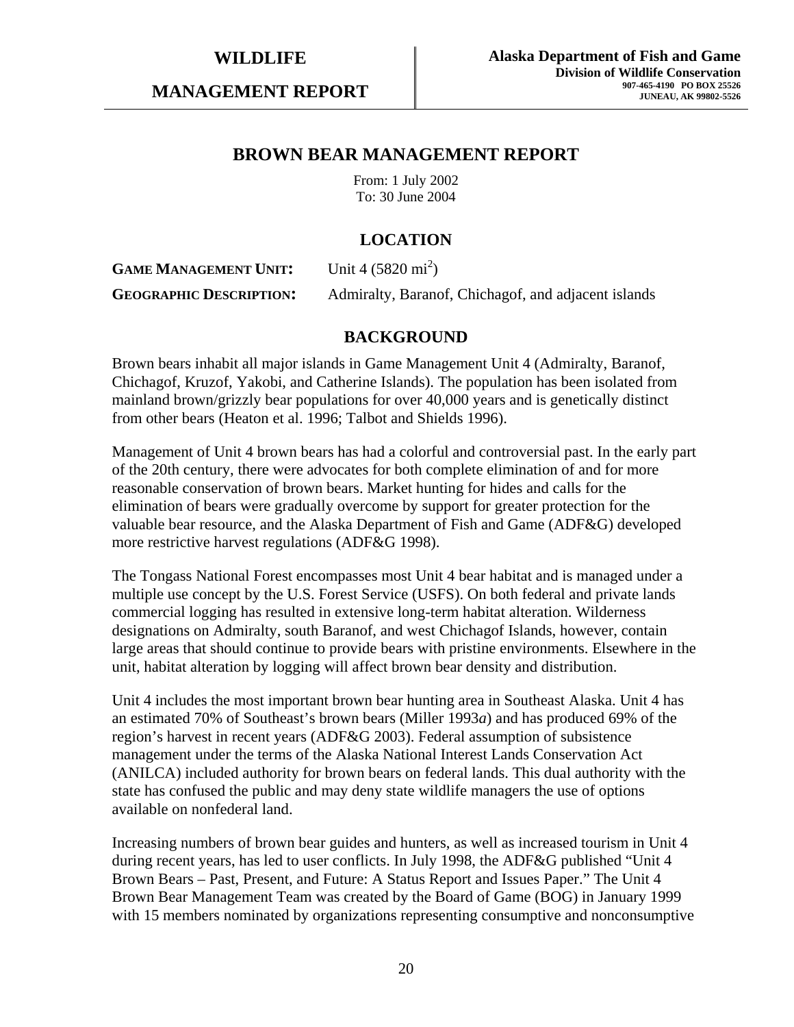**WILDLIFE**

**MANAGEMENT REPORT**

**Alaska Department of Fish and Game**
**Division of Wildlife Conservation**
**907-465-4190 PO BOX 25526**
**JUNEAU, AK 99802-5526**

## BROWN BEAR MANAGEMENT REPORT

From: 1 July 2002
To: 30 June 2004

## LOCATION

**GAME MANAGEMENT UNIT:** Unit 4 (5820 mi$^2$)

**GEOGRAPHIC DESCRIPTION:** Admiralty, Baranof, Chichagof, and adjacent islands

## BACKGROUND

Brown bears inhabit all major islands in Game Management Unit 4 (Admiralty, Baranof, Chichagof, Kruzof, Yakobi, and Catherine Islands). The population has been isolated from mainland brown/grizzly bear populations for over 40,000 years and is genetically distinct from other bears (Heaton et al. 1996; Talbot and Shields 1996).

Management of Unit 4 brown bears has had a colorful and controversial past. In the early part of the 20th century, there were advocates for both complete elimination of and for more reasonable conservation of brown bears. Market hunting for hides and calls for the elimination of bears were gradually overcome by support for greater protection for the valuable bear resource, and the Alaska Department of Fish and Game (ADF&G) developed more restrictive harvest regulations (ADF&G 1998).

The Tongass National Forest encompasses most Unit 4 bear habitat and is managed under a multiple use concept by the U.S. Forest Service (USFS). On both federal and private lands commercial logging has resulted in extensive long-term habitat alteration. Wilderness designations on Admiralty, south Baranof, and west Chichagof Islands, however, contain large areas that should continue to provide bears with pristine environments. Elsewhere in the unit, habitat alteration by logging will affect brown bear density and distribution.

Unit 4 includes the most important brown bear hunting area in Southeast Alaska. Unit 4 has an estimated 70% of Southeast's brown bears (Miller 1993*a*) and has produced 69% of the region's harvest in recent years (ADF&G 2003). Federal assumption of subsistence management under the terms of the Alaska National Interest Lands Conservation Act (ANILCA) included authority for brown bears on federal lands. This dual authority with the state has confused the public and may deny state wildlife managers the use of options available on nonfederal land.

Increasing numbers of brown bear guides and hunters, as well as increased tourism in Unit 4 during recent years, has led to user conflicts. In July 1998, the ADF&G published "Unit 4 Brown Bears – Past, Present, and Future: A Status Report and Issues Paper." The Unit 4 Brown Bear Management Team was created by the Board of Game (BOG) in January 1999 with 15 members nominated by organizations representing consumptive and nonconsumptive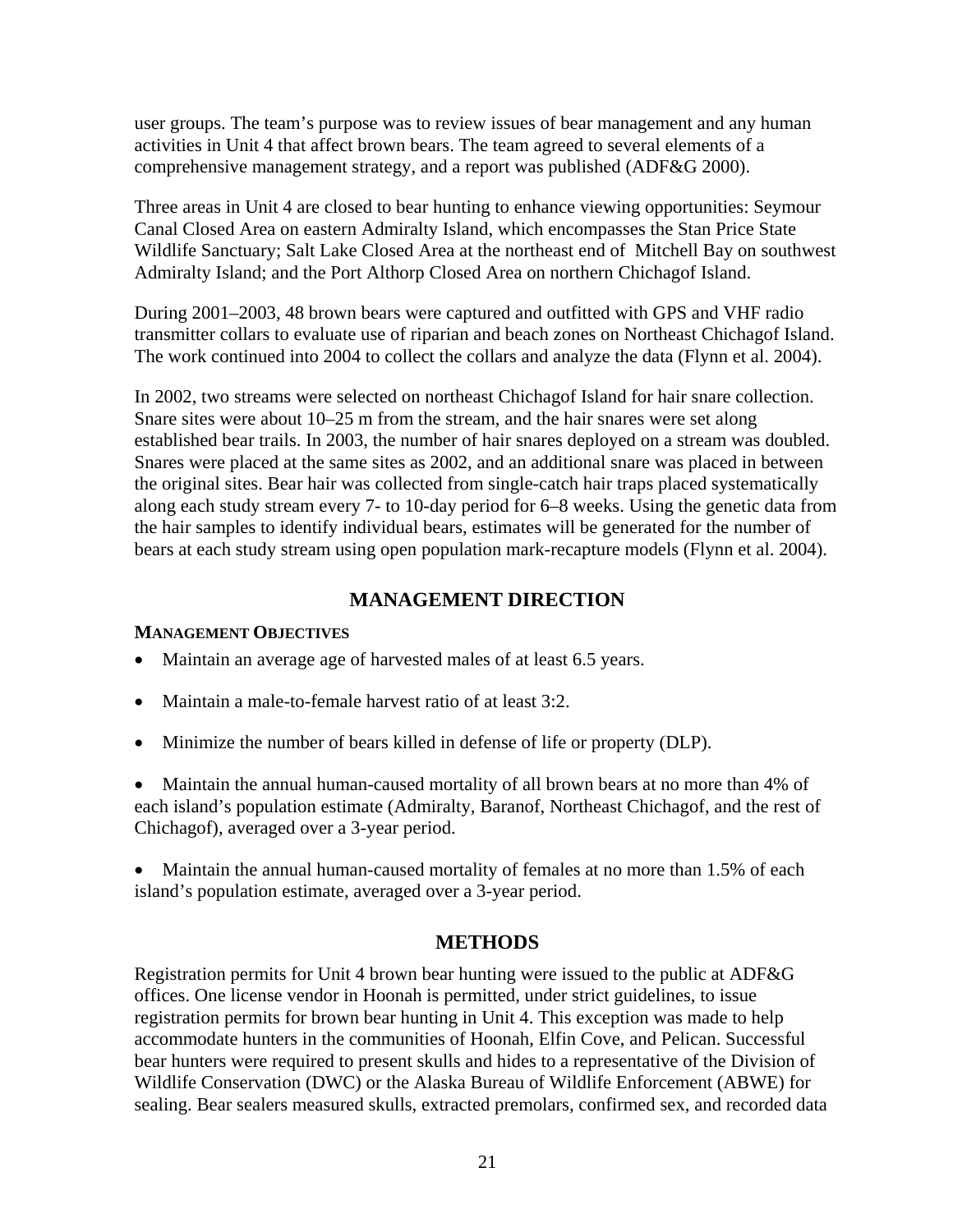user groups. The team's purpose was to review issues of bear management and any human activities in Unit 4 that affect brown bears. The team agreed to several elements of a comprehensive management strategy, and a report was published (ADF&G 2000).

Three areas in Unit 4 are closed to bear hunting to enhance viewing opportunities: Seymour Canal Closed Area on eastern Admiralty Island, which encompasses the Stan Price State Wildlife Sanctuary; Salt Lake Closed Area at the northeast end of Mitchell Bay on southwest Admiralty Island; and the Port Althorp Closed Area on northern Chichagof Island.

During 2001–2003, 48 brown bears were captured and outfitted with GPS and VHF radio transmitter collars to evaluate use of riparian and beach zones on Northeast Chichagof Island. The work continued into 2004 to collect the collars and analyze the data (Flynn et al. 2004).

In 2002, two streams were selected on northeast Chichagof Island for hair snare collection. Snare sites were about 10–25 m from the stream, and the hair snares were set along established bear trails. In 2003, the number of hair snares deployed on a stream was doubled. Snares were placed at the same sites as 2002, and an additional snare was placed in between the original sites. Bear hair was collected from single-catch hair traps placed systematically along each study stream every 7- to 10-day period for 6–8 weeks. Using the genetic data from the hair samples to identify individual bears, estimates will be generated for the number of bears at each study stream using open population mark-recapture models (Flynn et al. 2004).

## MANAGEMENT DIRECTION

### MANAGEMENT OBJECTIVES

- Maintain an average age of harvested males of at least 6.5 years.
- Maintain a male-to-female harvest ratio of at least 3:2.
- Minimize the number of bears killed in defense of life or property (DLP).
- Maintain the annual human-caused mortality of all brown bears at no more than 4% of each island's population estimate (Admiralty, Baranof, Northeast Chichagof, and the rest of Chichagof), averaged over a 3-year period.
- Maintain the annual human-caused mortality of females at no more than 1.5% of each island's population estimate, averaged over a 3-year period.

## METHODS

Registration permits for Unit 4 brown bear hunting were issued to the public at ADF&G offices. One license vendor in Hoonah is permitted, under strict guidelines, to issue registration permits for brown bear hunting in Unit 4. This exception was made to help accommodate hunters in the communities of Hoonah, Elfin Cove, and Pelican. Successful bear hunters were required to present skulls and hides to a representative of the Division of Wildlife Conservation (DWC) or the Alaska Bureau of Wildlife Enforcement (ABWE) for sealing. Bear sealers measured skulls, extracted premolars, confirmed sex, and recorded data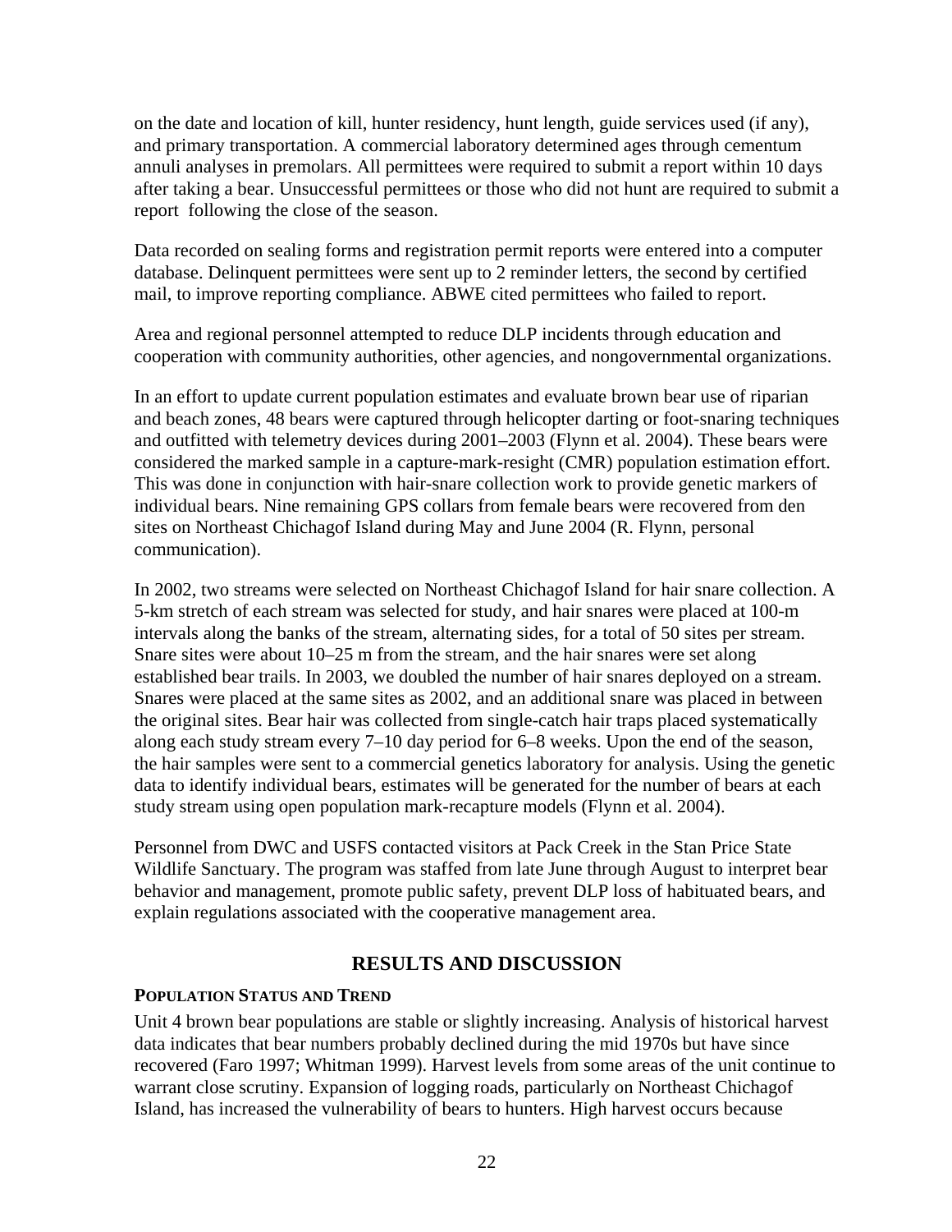on the date and location of kill, hunter residency, hunt length, guide services used (if any), and primary transportation. A commercial laboratory determined ages through cementum annuli analyses in premolars. All permittees were required to submit a report within 10 days after taking a bear. Unsuccessful permittees or those who did not hunt are required to submit a report following the close of the season.

Data recorded on sealing forms and registration permit reports were entered into a computer database. Delinquent permittees were sent up to 2 reminder letters, the second by certified mail, to improve reporting compliance. ABWE cited permittees who failed to report.

Area and regional personnel attempted to reduce DLP incidents through education and cooperation with community authorities, other agencies, and nongovernmental organizations.

In an effort to update current population estimates and evaluate brown bear use of riparian and beach zones, 48 bears were captured through helicopter darting or foot-snaring techniques and outfitted with telemetry devices during 2001–2003 (Flynn et al. 2004). These bears were considered the marked sample in a capture-mark-resight (CMR) population estimation effort. This was done in conjunction with hair-snare collection work to provide genetic markers of individual bears. Nine remaining GPS collars from female bears were recovered from den sites on Northeast Chichagof Island during May and June 2004 (R. Flynn, personal communication).

In 2002, two streams were selected on Northeast Chichagof Island for hair snare collection. A 5-km stretch of each stream was selected for study, and hair snares were placed at 100-m intervals along the banks of the stream, alternating sides, for a total of 50 sites per stream. Snare sites were about 10–25 m from the stream, and the hair snares were set along established bear trails. In 2003, we doubled the number of hair snares deployed on a stream. Snares were placed at the same sites as 2002, and an additional snare was placed in between the original sites. Bear hair was collected from single-catch hair traps placed systematically along each study stream every 7–10 day period for 6–8 weeks. Upon the end of the season, the hair samples were sent to a commercial genetics laboratory for analysis. Using the genetic data to identify individual bears, estimates will be generated for the number of bears at each study stream using open population mark-recapture models (Flynn et al. 2004).

Personnel from DWC and USFS contacted visitors at Pack Creek in the Stan Price State Wildlife Sanctuary. The program was staffed from late June through August to interpret bear behavior and management, promote public safety, prevent DLP loss of habituated bears, and explain regulations associated with the cooperative management area.

## RESULTS AND DISCUSSION

### POPULATION STATUS AND TREND

Unit 4 brown bear populations are stable or slightly increasing. Analysis of historical harvest data indicates that bear numbers probably declined during the mid 1970s but have since recovered (Faro 1997; Whitman 1999). Harvest levels from some areas of the unit continue to warrant close scrutiny. Expansion of logging roads, particularly on Northeast Chichagof Island, has increased the vulnerability of bears to hunters. High harvest occurs because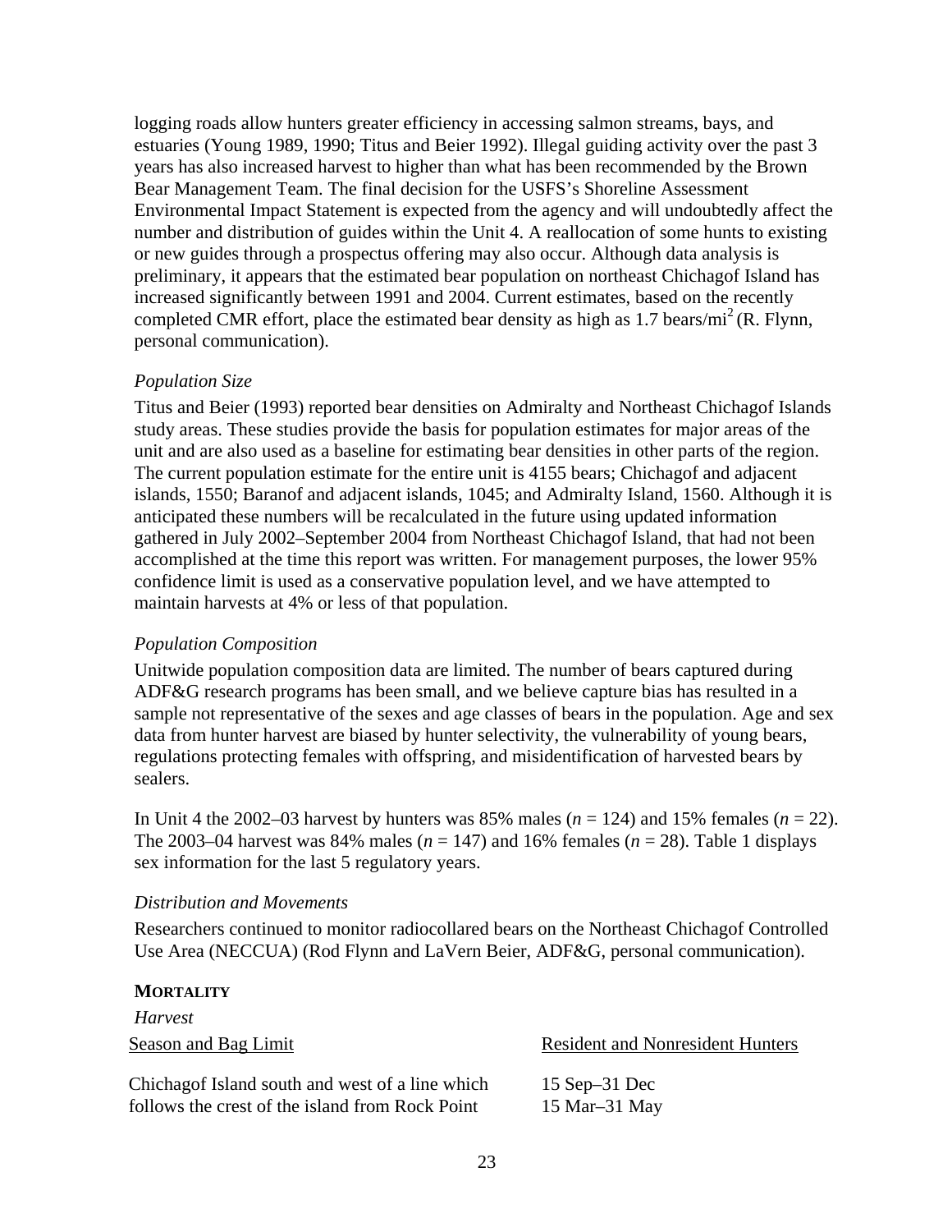logging roads allow hunters greater efficiency in accessing salmon streams, bays, and estuaries (Young 1989, 1990; Titus and Beier 1992). Illegal guiding activity over the past 3 years has also increased harvest to higher than what has been recommended by the Brown Bear Management Team. The final decision for the USFS's Shoreline Assessment Environmental Impact Statement is expected from the agency and will undoubtedly affect the number and distribution of guides within the Unit 4. A reallocation of some hunts to existing or new guides through a prospectus offering may also occur. Although data analysis is preliminary, it appears that the estimated bear population on northeast Chichagof Island has increased significantly between 1991 and 2004. Current estimates, based on the recently completed CMR effort, place the estimated bear density as high as 1.7 bears/mi$^2$ (R. Flynn, personal communication).

*Population Size*

Titus and Beier (1993) reported bear densities on Admiralty and Northeast Chichagof Islands study areas. These studies provide the basis for population estimates for major areas of the unit and are also used as a baseline for estimating bear densities in other parts of the region. The current population estimate for the entire unit is 4155 bears; Chichagof and adjacent islands, 1550; Baranof and adjacent islands, 1045; and Admiralty Island, 1560. Although it is anticipated these numbers will be recalculated in the future using updated information gathered in July 2002–September 2004 from Northeast Chichagof Island, that had not been accomplished at the time this report was written. For management purposes, the lower 95% confidence limit is used as a conservative population level, and we have attempted to maintain harvests at 4% or less of that population.

*Population Composition*

Unitwide population composition data are limited. The number of bears captured during ADF&G research programs has been small, and we believe capture bias has resulted in a sample not representative of the sexes and age classes of bears in the population. Age and sex data from hunter harvest are biased by hunter selectivity, the vulnerability of young bears, regulations protecting females with offspring, and misidentification of harvested bears by sealers.

In Unit 4 the 2002–03 harvest by hunters was 85% males ($n$ = 124) and 15% females ($n$ = 22). The 2003–04 harvest was 84% males ($n$ = 147) and 16% females ($n$ = 28). Table 1 displays sex information for the last 5 regulatory years.

*Distribution and Movements*

Researchers continued to monitor radiocollared bears on the Northeast Chichagof Controlled Use Area (NECCUA) (Rod Flynn and LaVern Beier, ADF&G, personal communication).

**MORTALITY**

*Harvest*

| Season and Bag Limit | Resident and Nonresident Hunters |
|---|---|
| Chichagof Island south and west of a line which follows the crest of the island from Rock Point | 15 Sep–31 Dec<br>15 Mar–31 May |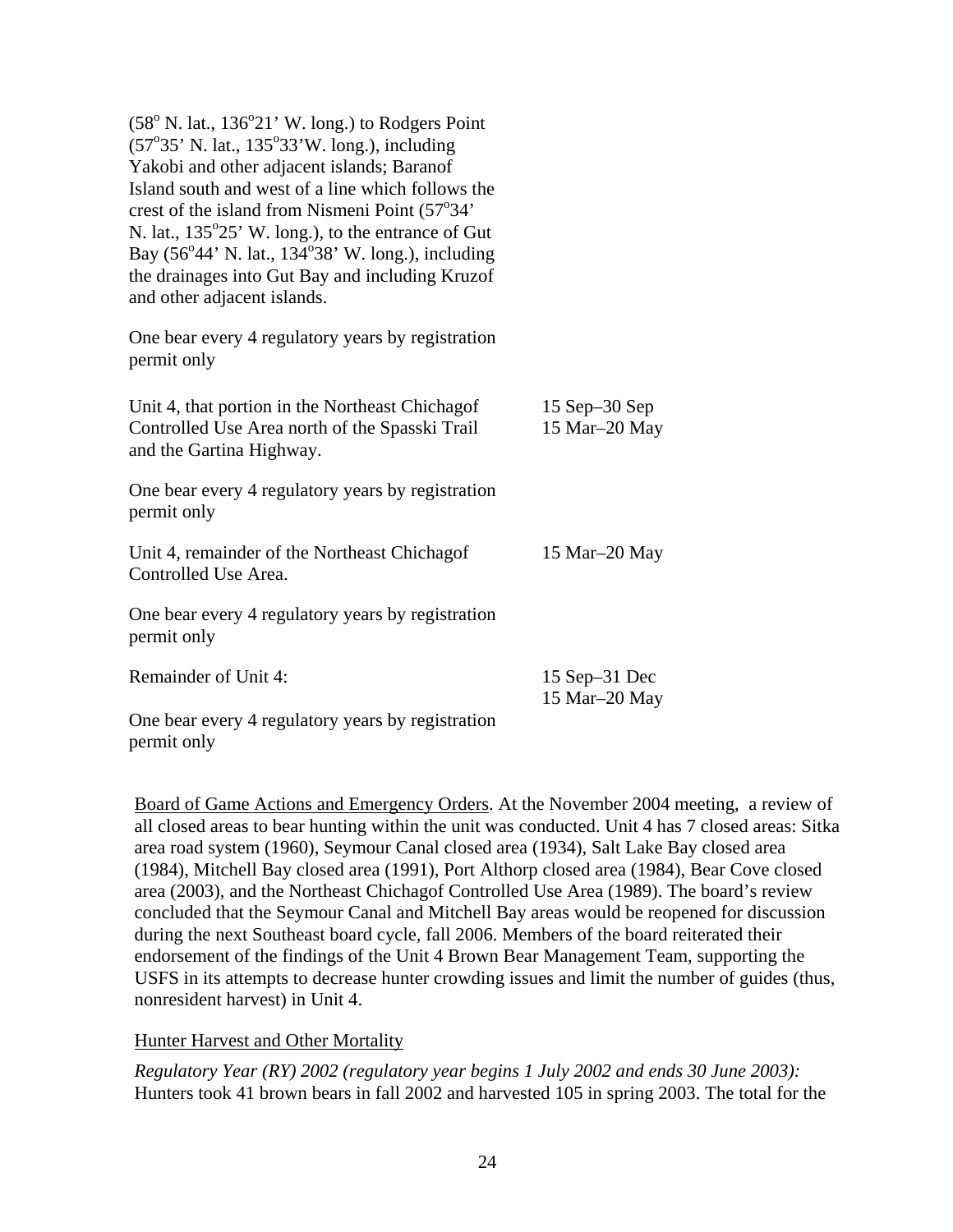| | |
|---|---|
| (58° N. lat., 136°21' W. long.) to Rodgers Point (57°35' N. lat., 135°33'W. long.), including Yakobi and other adjacent islands; Baranof Island south and west of a line which follows the crest of the island from Nismeni Point (57°34' N. lat., 135°25' W. long.), to the entrance of Gut Bay (56°44' N. lat., 134°38' W. long.), including the drainages into Gut Bay and including Kruzof and other adjacent islands. | |
| One bear every 4 regulatory years by registration permit only | |
| Unit 4, that portion in the Northeast Chichagof Controlled Use Area north of the Spasski Trail and the Gartina Highway. | 15 Sep–30 Sep<br>15 Mar–20 May |
| One bear every 4 regulatory years by registration permit only | |
| Unit 4, remainder of the Northeast Chichagof Controlled Use Area. | 15 Mar–20 May |
| One bear every 4 regulatory years by registration permit only | |
| Remainder of Unit 4: | 15 Sep–31 Dec<br>15 Mar–20 May |
| One bear every 4 regulatory years by registration permit only | |

Board of Game Actions and Emergency Orders. At the November 2004 meeting, a review of all closed areas to bear hunting within the unit was conducted. Unit 4 has 7 closed areas: Sitka area road system (1960), Seymour Canal closed area (1934), Salt Lake Bay closed area (1984), Mitchell Bay closed area (1991), Port Althorp closed area (1984), Bear Cove closed area (2003), and the Northeast Chichagof Controlled Use Area (1989). The board's review concluded that the Seymour Canal and Mitchell Bay areas would be reopened for discussion during the next Southeast board cycle, fall 2006. Members of the board reiterated their endorsement of the findings of the Unit 4 Brown Bear Management Team, supporting the USFS in its attempts to decrease hunter crowding issues and limit the number of guides (thus, nonresident harvest) in Unit 4.

Hunter Harvest and Other Mortality

*Regulatory Year (RY) 2002 (regulatory year begins 1 July 2002 and ends 30 June 2003):* Hunters took 41 brown bears in fall 2002 and harvested 105 in spring 2003. The total for the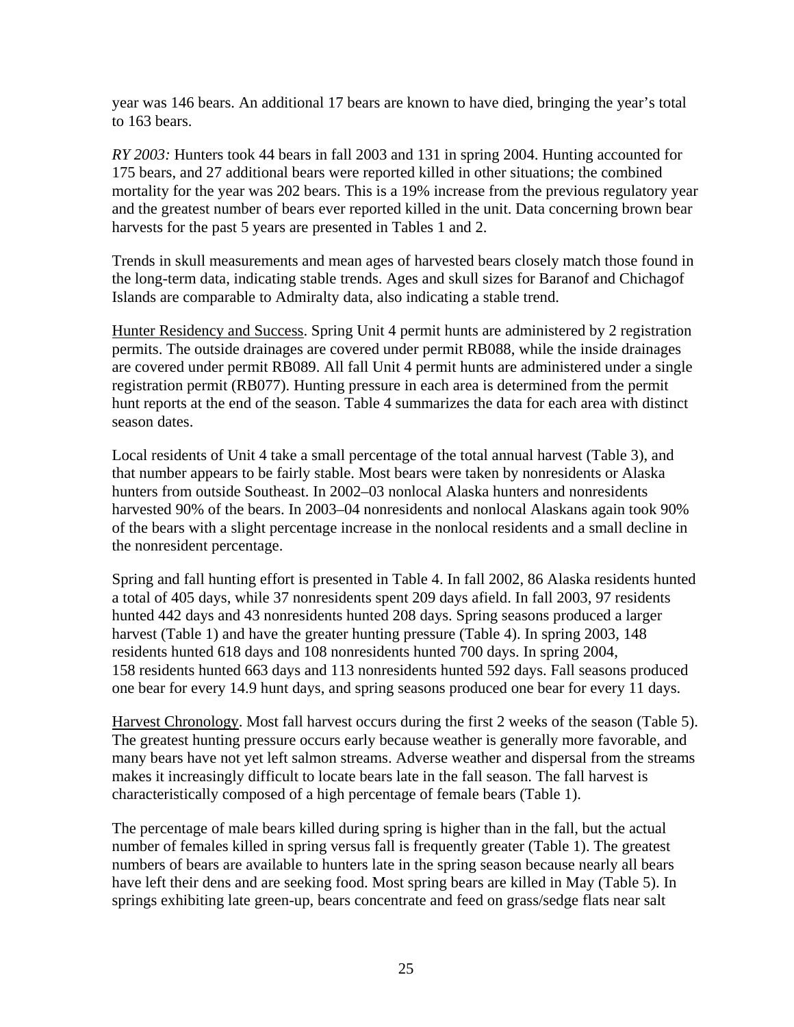year was 146 bears. An additional 17 bears are known to have died, bringing the year's total to 163 bears.

*RY 2003:* Hunters took 44 bears in fall 2003 and 131 in spring 2004. Hunting accounted for 175 bears, and 27 additional bears were reported killed in other situations; the combined mortality for the year was 202 bears. This is a 19% increase from the previous regulatory year and the greatest number of bears ever reported killed in the unit. Data concerning brown bear harvests for the past 5 years are presented in Tables 1 and 2.

Trends in skull measurements and mean ages of harvested bears closely match those found in the long-term data, indicating stable trends. Ages and skull sizes for Baranof and Chichagof Islands are comparable to Admiralty data, also indicating a stable trend.

Hunter Residency and Success. Spring Unit 4 permit hunts are administered by 2 registration permits. The outside drainages are covered under permit RB088, while the inside drainages are covered under permit RB089. All fall Unit 4 permit hunts are administered under a single registration permit (RB077). Hunting pressure in each area is determined from the permit hunt reports at the end of the season. Table 4 summarizes the data for each area with distinct season dates.

Local residents of Unit 4 take a small percentage of the total annual harvest (Table 3), and that number appears to be fairly stable. Most bears were taken by nonresidents or Alaska hunters from outside Southeast. In 2002–03 nonlocal Alaska hunters and nonresidents harvested 90% of the bears. In 2003–04 nonresidents and nonlocal Alaskans again took 90% of the bears with a slight percentage increase in the nonlocal residents and a small decline in the nonresident percentage.

Spring and fall hunting effort is presented in Table 4. In fall 2002, 86 Alaska residents hunted a total of 405 days, while 37 nonresidents spent 209 days afield. In fall 2003, 97 residents hunted 442 days and 43 nonresidents hunted 208 days. Spring seasons produced a larger harvest (Table 1) and have the greater hunting pressure (Table 4). In spring 2003, 148 residents hunted 618 days and 108 nonresidents hunted 700 days. In spring 2004, 158 residents hunted 663 days and 113 nonresidents hunted 592 days. Fall seasons produced one bear for every 14.9 hunt days, and spring seasons produced one bear for every 11 days.

Harvest Chronology. Most fall harvest occurs during the first 2 weeks of the season (Table 5). The greatest hunting pressure occurs early because weather is generally more favorable, and many bears have not yet left salmon streams. Adverse weather and dispersal from the streams makes it increasingly difficult to locate bears late in the fall season. The fall harvest is characteristically composed of a high percentage of female bears (Table 1).

The percentage of male bears killed during spring is higher than in the fall, but the actual number of females killed in spring versus fall is frequently greater (Table 1). The greatest numbers of bears are available to hunters late in the spring season because nearly all bears have left their dens and are seeking food. Most spring bears are killed in May (Table 5). In springs exhibiting late green-up, bears concentrate and feed on grass/sedge flats near salt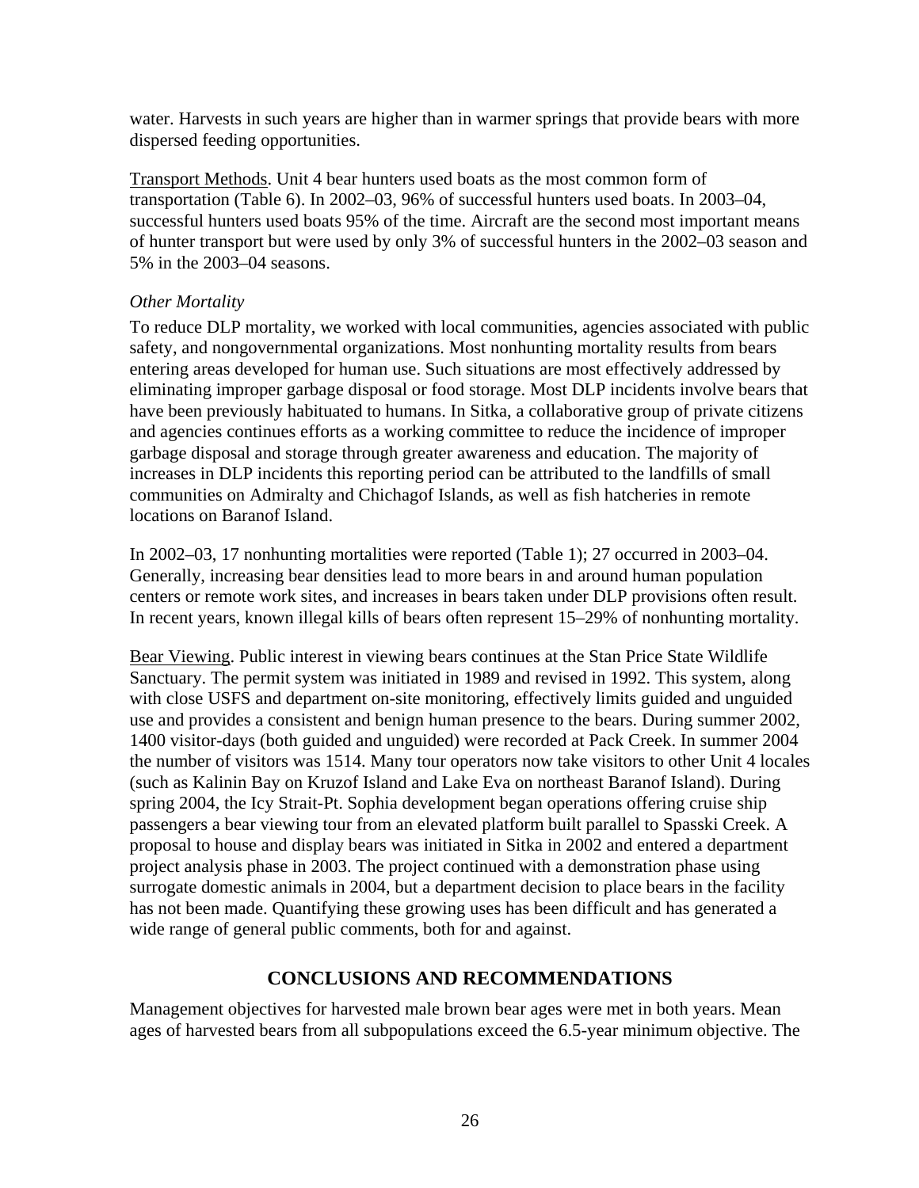water. Harvests in such years are higher than in warmer springs that provide bears with more dispersed feeding opportunities.

Transport Methods. Unit 4 bear hunters used boats as the most common form of transportation (Table 6). In 2002–03, 96% of successful hunters used boats. In 2003–04, successful hunters used boats 95% of the time. Aircraft are the second most important means of hunter transport but were used by only 3% of successful hunters in the 2002–03 season and 5% in the 2003–04 seasons.

*Other Mortality*

To reduce DLP mortality, we worked with local communities, agencies associated with public safety, and nongovernmental organizations. Most nonhunting mortality results from bears entering areas developed for human use. Such situations are most effectively addressed by eliminating improper garbage disposal or food storage. Most DLP incidents involve bears that have been previously habituated to humans. In Sitka, a collaborative group of private citizens and agencies continues efforts as a working committee to reduce the incidence of improper garbage disposal and storage through greater awareness and education. The majority of increases in DLP incidents this reporting period can be attributed to the landfills of small communities on Admiralty and Chichagof Islands, as well as fish hatcheries in remote locations on Baranof Island.

In 2002–03, 17 nonhunting mortalities were reported (Table 1); 27 occurred in 2003–04. Generally, increasing bear densities lead to more bears in and around human population centers or remote work sites, and increases in bears taken under DLP provisions often result. In recent years, known illegal kills of bears often represent 15–29% of nonhunting mortality.

Bear Viewing. Public interest in viewing bears continues at the Stan Price State Wildlife Sanctuary. The permit system was initiated in 1989 and revised in 1992. This system, along with close USFS and department on-site monitoring, effectively limits guided and unguided use and provides a consistent and benign human presence to the bears. During summer 2002, 1400 visitor-days (both guided and unguided) were recorded at Pack Creek. In summer 2004 the number of visitors was 1514. Many tour operators now take visitors to other Unit 4 locales (such as Kalinin Bay on Kruzof Island and Lake Eva on northeast Baranof Island). During spring 2004, the Icy Strait-Pt. Sophia development began operations offering cruise ship passengers a bear viewing tour from an elevated platform built parallel to Spasski Creek. A proposal to house and display bears was initiated in Sitka in 2002 and entered a department project analysis phase in 2003. The project continued with a demonstration phase using surrogate domestic animals in 2004, but a department decision to place bears in the facility has not been made. Quantifying these growing uses has been difficult and has generated a wide range of general public comments, both for and against.

## CONCLUSIONS AND RECOMMENDATIONS

Management objectives for harvested male brown bear ages were met in both years. Mean ages of harvested bears from all subpopulations exceed the 6.5-year minimum objective. The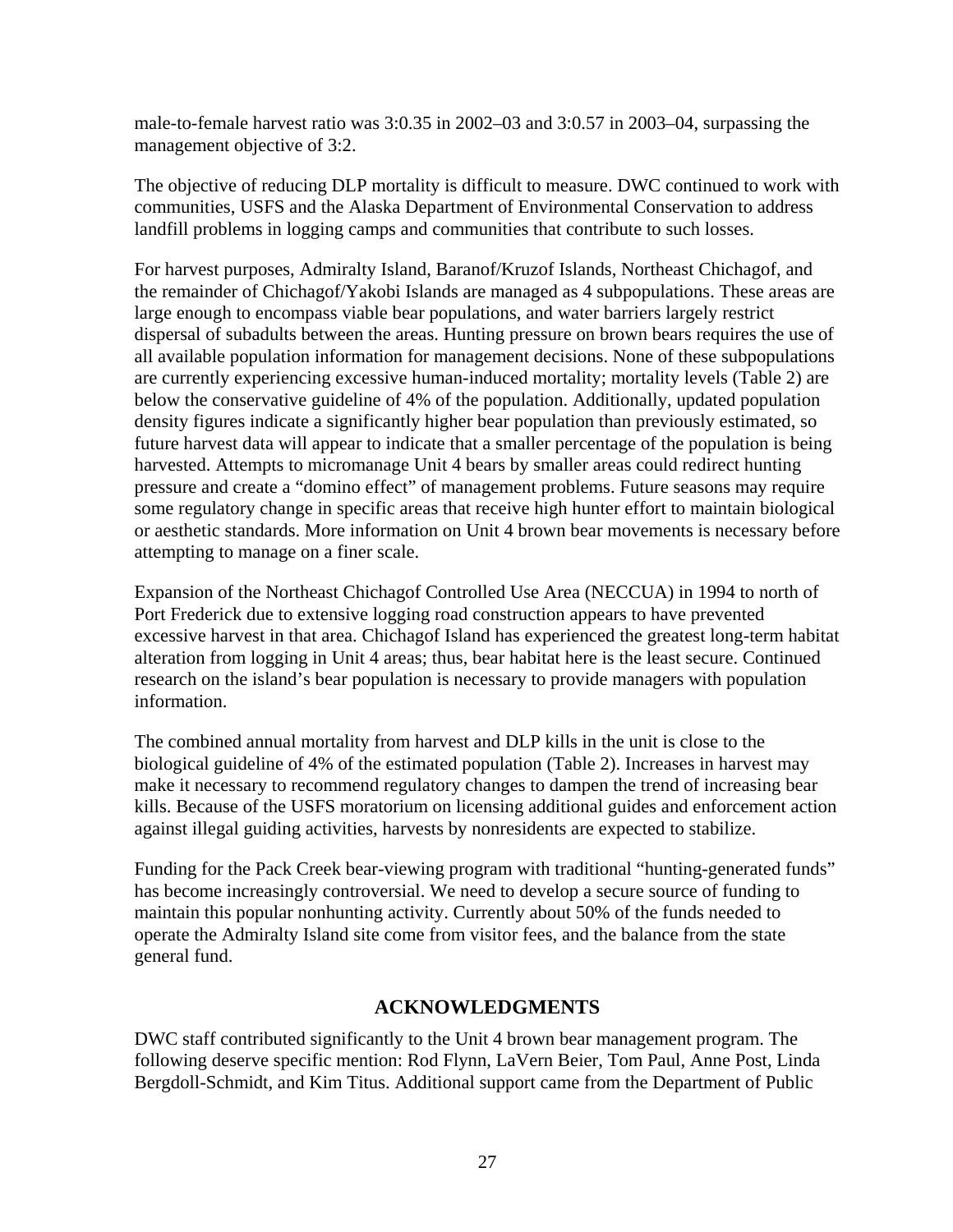male-to-female harvest ratio was 3:0.35 in 2002–03 and 3:0.57 in 2003–04, surpassing the management objective of 3:2.

The objective of reducing DLP mortality is difficult to measure. DWC continued to work with communities, USFS and the Alaska Department of Environmental Conservation to address landfill problems in logging camps and communities that contribute to such losses.

For harvest purposes, Admiralty Island, Baranof/Kruzof Islands, Northeast Chichagof, and the remainder of Chichagof/Yakobi Islands are managed as 4 subpopulations. These areas are large enough to encompass viable bear populations, and water barriers largely restrict dispersal of subadults between the areas. Hunting pressure on brown bears requires the use of all available population information for management decisions. None of these subpopulations are currently experiencing excessive human-induced mortality; mortality levels (Table 2) are below the conservative guideline of 4% of the population. Additionally, updated population density figures indicate a significantly higher bear population than previously estimated, so future harvest data will appear to indicate that a smaller percentage of the population is being harvested. Attempts to micromanage Unit 4 bears by smaller areas could redirect hunting pressure and create a "domino effect" of management problems. Future seasons may require some regulatory change in specific areas that receive high hunter effort to maintain biological or aesthetic standards. More information on Unit 4 brown bear movements is necessary before attempting to manage on a finer scale.

Expansion of the Northeast Chichagof Controlled Use Area (NECCUA) in 1994 to north of Port Frederick due to extensive logging road construction appears to have prevented excessive harvest in that area. Chichagof Island has experienced the greatest long-term habitat alteration from logging in Unit 4 areas; thus, bear habitat here is the least secure. Continued research on the island's bear population is necessary to provide managers with population information.

The combined annual mortality from harvest and DLP kills in the unit is close to the biological guideline of 4% of the estimated population (Table 2). Increases in harvest may make it necessary to recommend regulatory changes to dampen the trend of increasing bear kills. Because of the USFS moratorium on licensing additional guides and enforcement action against illegal guiding activities, harvests by nonresidents are expected to stabilize.

Funding for the Pack Creek bear-viewing program with traditional "hunting-generated funds" has become increasingly controversial. We need to develop a secure source of funding to maintain this popular nonhunting activity. Currently about 50% of the funds needed to operate the Admiralty Island site come from visitor fees, and the balance from the state general fund.

## ACKNOWLEDGMENTS

DWC staff contributed significantly to the Unit 4 brown bear management program. The following deserve specific mention: Rod Flynn, LaVern Beier, Tom Paul, Anne Post, Linda Bergdoll-Schmidt, and Kim Titus. Additional support came from the Department of Public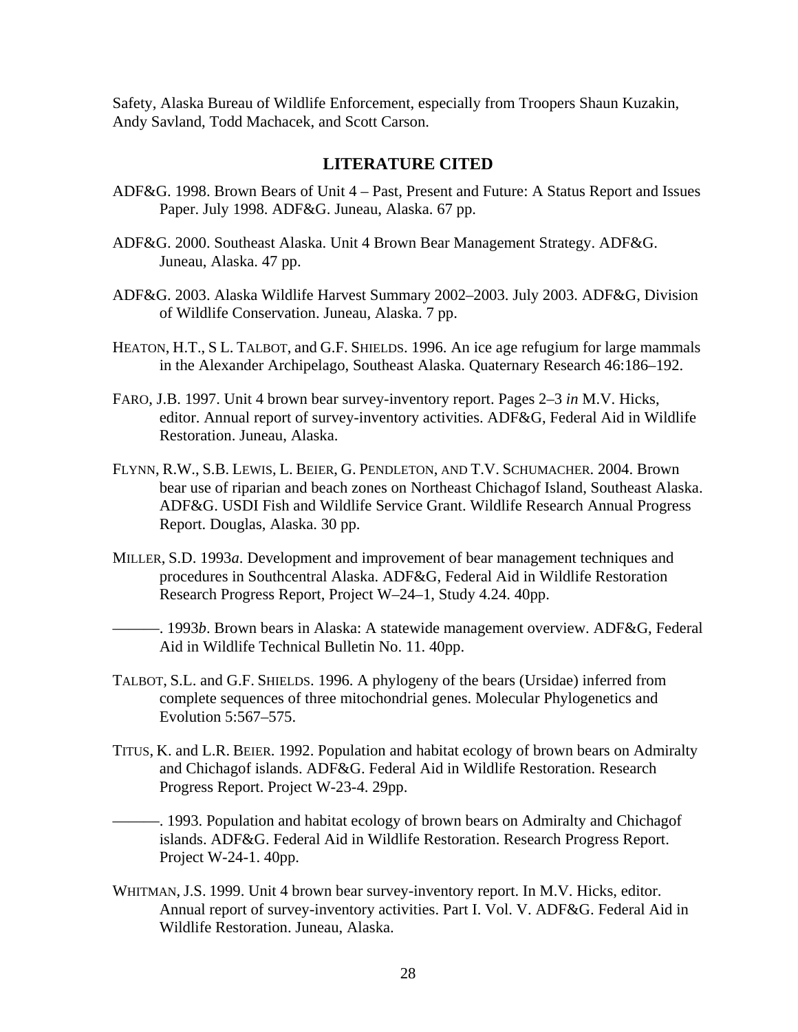Safety, Alaska Bureau of Wildlife Enforcement, especially from Troopers Shaun Kuzakin, Andy Savland, Todd Machacek, and Scott Carson.

## LITERATURE CITED

ADF&G. 1998. Brown Bears of Unit 4 – Past, Present and Future: A Status Report and Issues Paper. July 1998. ADF&G. Juneau, Alaska. 67 pp.

ADF&G. 2000. Southeast Alaska. Unit 4 Brown Bear Management Strategy. ADF&G. Juneau, Alaska. 47 pp.

ADF&G. 2003. Alaska Wildlife Harvest Summary 2002–2003. July 2003. ADF&G, Division of Wildlife Conservation. Juneau, Alaska. 7 pp.

HEATON, H.T., S L. TALBOT, and G.F. SHIELDS. 1996. An ice age refugium for large mammals in the Alexander Archipelago, Southeast Alaska. Quaternary Research 46:186–192.

FARO, J.B. 1997. Unit 4 brown bear survey-inventory report. Pages 2–3 *in* M.V. Hicks, editor. Annual report of survey-inventory activities. ADF&G, Federal Aid in Wildlife Restoration. Juneau, Alaska.

FLYNN, R.W., S.B. LEWIS, L. BEIER, G. PENDLETON, AND T.V. SCHUMACHER. 2004. Brown bear use of riparian and beach zones on Northeast Chichagof Island, Southeast Alaska. ADF&G. USDI Fish and Wildlife Service Grant. Wildlife Research Annual Progress Report. Douglas, Alaska. 30 pp.

MILLER, S.D. 1993*a*. Development and improvement of bear management techniques and procedures in Southcentral Alaska. ADF&G, Federal Aid in Wildlife Restoration Research Progress Report, Project W–24–1, Study 4.24. 40pp.

———. 1993*b*. Brown bears in Alaska: A statewide management overview. ADF&G, Federal Aid in Wildlife Technical Bulletin No. 11. 40pp.

TALBOT, S.L. and G.F. SHIELDS. 1996. A phylogeny of the bears (Ursidae) inferred from complete sequences of three mitochondrial genes. Molecular Phylogenetics and Evolution 5:567–575.

TITUS, K. and L.R. BEIER. 1992. Population and habitat ecology of brown bears on Admiralty and Chichagof islands. ADF&G. Federal Aid in Wildlife Restoration. Research Progress Report. Project W-23-4. 29pp.

———. 1993. Population and habitat ecology of brown bears on Admiralty and Chichagof islands. ADF&G. Federal Aid in Wildlife Restoration. Research Progress Report. Project W-24-1. 40pp.

WHITMAN, J.S. 1999. Unit 4 brown bear survey-inventory report. In M.V. Hicks, editor. Annual report of survey-inventory activities. Part I. Vol. V. ADF&G. Federal Aid in Wildlife Restoration. Juneau, Alaska.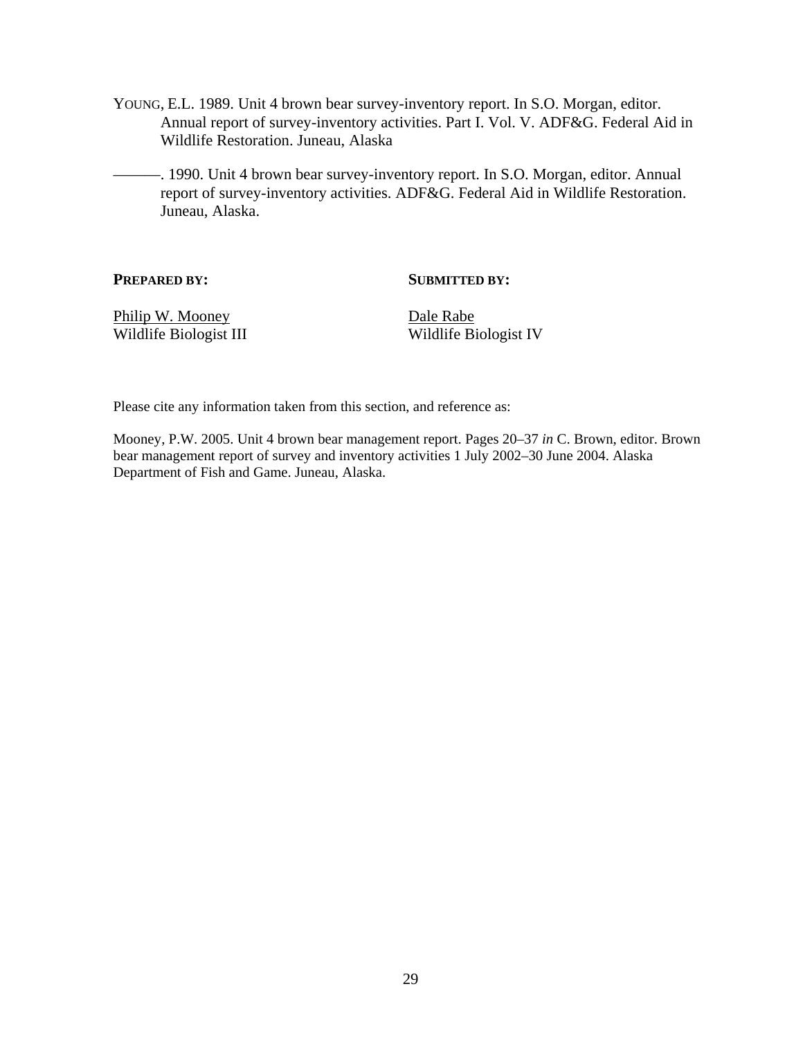YOUNG, E.L. 1989. Unit 4 brown bear survey-inventory report. In S.O. Morgan, editor. Annual report of survey-inventory activities. Part I. Vol. V. ADF&G. Federal Aid in Wildlife Restoration. Juneau, Alaska

———. 1990. Unit 4 brown bear survey-inventory report. In S.O. Morgan, editor. Annual report of survey-inventory activities. ADF&G. Federal Aid in Wildlife Restoration. Juneau, Alaska.

| **PREPARED BY:** | **SUBMITTED BY:** |
|---|---|
| Philip W. Mooney | Dale Rabe |
| Wildlife Biologist III | Wildlife Biologist IV |

Please cite any information taken from this section, and reference as:

Mooney, P.W. 2005. Unit 4 brown bear management report. Pages 20–37 *in* C. Brown, editor. Brown bear management report of survey and inventory activities 1 July 2002–30 June 2004. Alaska Department of Fish and Game. Juneau, Alaska.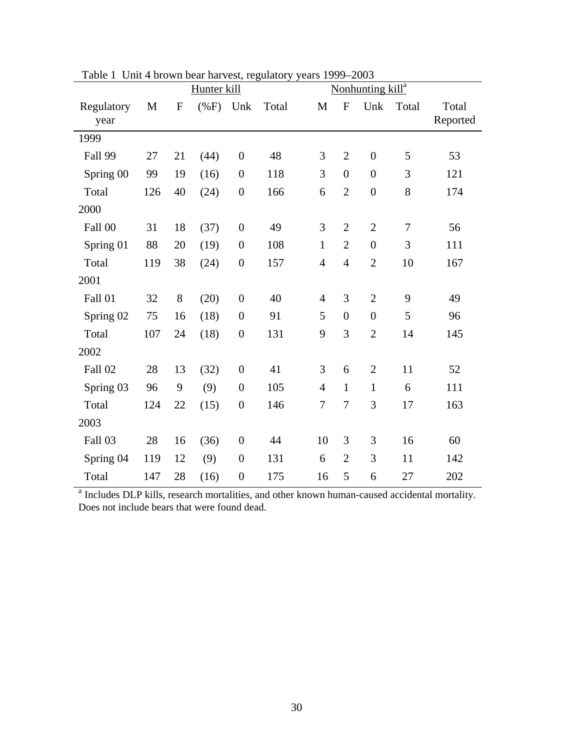Table 1 Unit 4 brown bear harvest, regulatory years 1999–2003

| Regulatory year | Hunter kill | | | | | Nonhunting kill[a] | | | | Total Reported |
|---|---|---|---|---|---|---|---|---|---|---|
| | M | F | (%F) | Unk | Total | M | F | Unk | Total | |
| 1999 | | | | | | | | | | |
| Fall 99 | 27 | 21 | (44) | 0 | 48 | 3 | 2 | 0 | 5 | 53 |
| Spring 00 | 99 | 19 | (16) | 0 | 118 | 3 | 0 | 0 | 3 | 121 |
| Total | 126 | 40 | (24) | 0 | 166 | 6 | 2 | 0 | 8 | 174 |
| 2000 | | | | | | | | | | |
| Fall 00 | 31 | 18 | (37) | 0 | 49 | 3 | 2 | 2 | 7 | 56 |
| Spring 01 | 88 | 20 | (19) | 0 | 108 | 1 | 2 | 0 | 3 | 111 |
| Total | 119 | 38 | (24) | 0 | 157 | 4 | 4 | 2 | 10 | 167 |
| 2001 | | | | | | | | | | |
| Fall 01 | 32 | 8 | (20) | 0 | 40 | 4 | 3 | 2 | 9 | 49 |
| Spring 02 | 75 | 16 | (18) | 0 | 91 | 5 | 0 | 0 | 5 | 96 |
| Total | 107 | 24 | (18) | 0 | 131 | 9 | 3 | 2 | 14 | 145 |
| 2002 | | | | | | | | | | |
| Fall 02 | 28 | 13 | (32) | 0 | 41 | 3 | 6 | 2 | 11 | 52 |
| Spring 03 | 96 | 9 | (9) | 0 | 105 | 4 | 1 | 1 | 6 | 111 |
| Total | 124 | 22 | (15) | 0 | 146 | 7 | 7 | 3 | 17 | 163 |
| 2003 | | | | | | | | | | |
| Fall 03 | 28 | 16 | (36) | 0 | 44 | 10 | 3 | 3 | 16 | 60 |
| Spring 04 | 119 | 12 | (9) | 0 | 131 | 6 | 2 | 3 | 11 | 142 |
| Total | 147 | 28 | (16) | 0 | 175 | 16 | 5 | 6 | 27 | 202 |

[a] Includes DLP kills, research mortalities, and other known human-caused accidental mortality. Does not include bears that were found dead.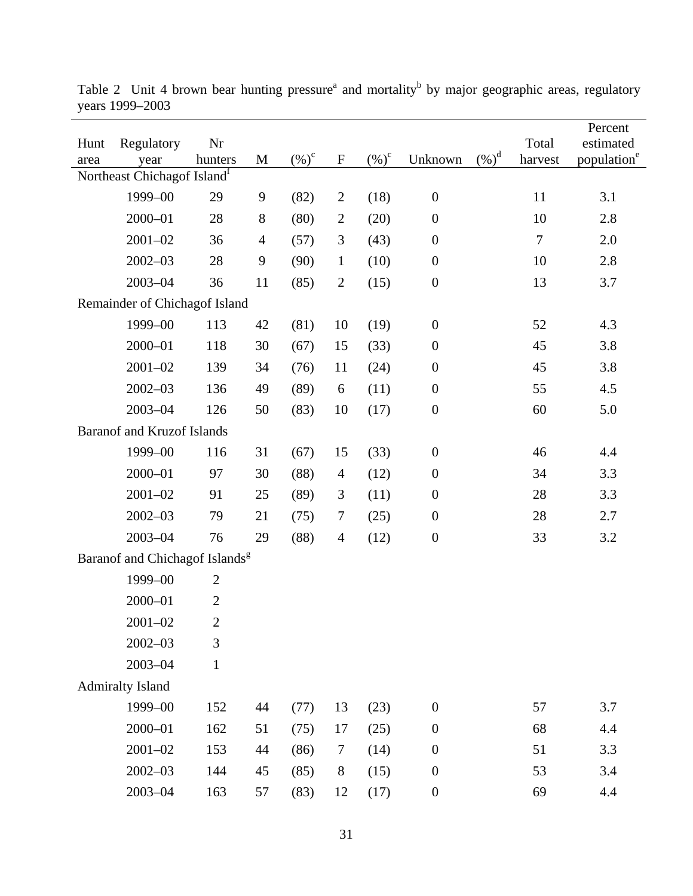Table 2 Unit 4 brown bear hunting pressure[a] and mortality[b] by major geographic areas, regulatory years 1999–2003

| Hunt area | Regulatory year | Nr hunters | M | (%)[c] | F | (%)[c] | Unknown | (%)[d] | Total harvest | Percent estimated population[e] |
|---|---|---|---|---|---|---|---|---|---|---|
| Northeast Chichagof Island[f] | | | | | | | | | | |
| | 1999–00 | 29 | 9 | (82) | 2 | (18) | 0 | | 11 | 3.1 |
| | 2000–01 | 28 | 8 | (80) | 2 | (20) | 0 | | 10 | 2.8 |
| | 2001–02 | 36 | 4 | (57) | 3 | (43) | 0 | | 7 | 2.0 |
| | 2002–03 | 28 | 9 | (90) | 1 | (10) | 0 | | 10 | 2.8 |
| | 2003–04 | 36 | 11 | (85) | 2 | (15) | 0 | | 13 | 3.7 |
| Remainder of Chichagof Island | | | | | | | | | | |
| | 1999–00 | 113 | 42 | (81) | 10 | (19) | 0 | | 52 | 4.3 |
| | 2000–01 | 118 | 30 | (67) | 15 | (33) | 0 | | 45 | 3.8 |
| | 2001–02 | 139 | 34 | (76) | 11 | (24) | 0 | | 45 | 3.8 |
| | 2002–03 | 136 | 49 | (89) | 6 | (11) | 0 | | 55 | 4.5 |
| | 2003–04 | 126 | 50 | (83) | 10 | (17) | 0 | | 60 | 5.0 |
| Baranof and Kruzof Islands | | | | | | | | | | |
| | 1999–00 | 116 | 31 | (67) | 15 | (33) | 0 | | 46 | 4.4 |
| | 2000–01 | 97 | 30 | (88) | 4 | (12) | 0 | | 34 | 3.3 |
| | 2001–02 | 91 | 25 | (89) | 3 | (11) | 0 | | 28 | 3.3 |
| | 2002–03 | 79 | 21 | (75) | 7 | (25) | 0 | | 28 | 2.7 |
| | 2003–04 | 76 | 29 | (88) | 4 | (12) | 0 | | 33 | 3.2 |
| Baranof and Chichagof Islands[g] | | | | | | | | | | |
| | 1999–00 | 2 | | | | | | | | |
| | 2000–01 | 2 | | | | | | | | |
| | 2001–02 | 2 | | | | | | | | |
| | 2002–03 | 3 | | | | | | | | |
| | 2003–04 | 1 | | | | | | | | |
| Admiralty Island | | | | | | | | | | |
| | 1999–00 | 152 | 44 | (77) | 13 | (23) | 0 | | 57 | 3.7 |
| | 2000–01 | 162 | 51 | (75) | 17 | (25) | 0 | | 68 | 4.4 |
| | 2001–02 | 153 | 44 | (86) | 7 | (14) | 0 | | 51 | 3.3 |
| | 2002–03 | 144 | 45 | (85) | 8 | (15) | 0 | | 53 | 3.4 |
| | 2003–04 | 163 | 57 | (83) | 12 | (17) | 0 | | 69 | 4.4 |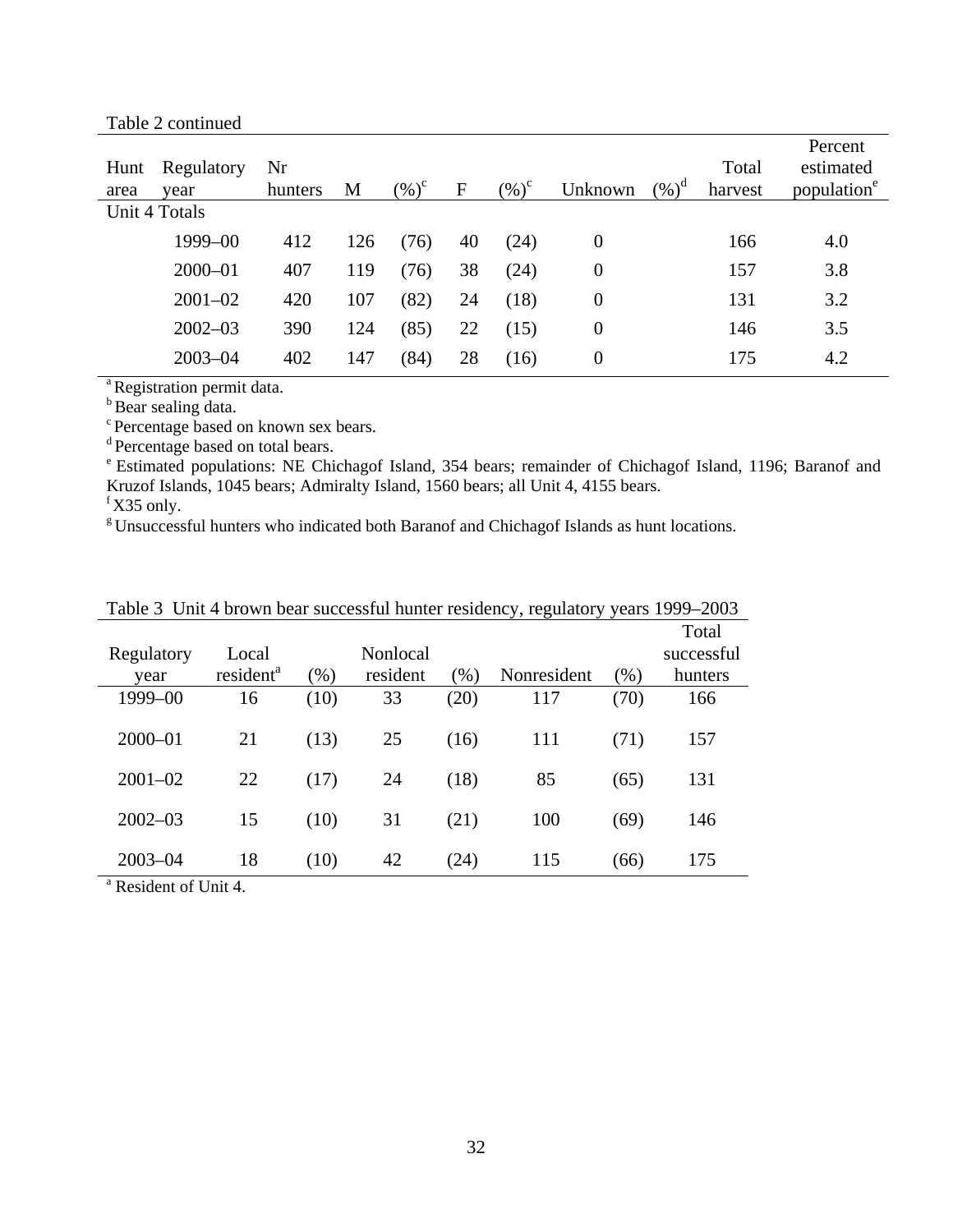Table 2 continued

| Hunt area | Regulatory year | Nr hunters | M | (%)[c] | F | (%)[c] | Unknown | (%)[d] | Total harvest | Percent estimated population[e] |
|---|---|---|---|---|---|---|---|---|---|---|
| Unit 4 Totals | | | | | | | | | | |
| | 1999–00 | 412 | 126 | (76) | 40 | (24) | 0 | | 166 | 4.0 |
| | 2000–01 | 407 | 119 | (76) | 38 | (24) | 0 | | 157 | 3.8 |
| | 2001–02 | 420 | 107 | (82) | 24 | (18) | 0 | | 131 | 3.2 |
| | 2002–03 | 390 | 124 | (85) | 22 | (15) | 0 | | 146 | 3.5 |
| | 2003–04 | 402 | 147 | (84) | 28 | (16) | 0 | | 175 | 4.2 |

[a] Registration permit data.
[b] Bear sealing data.
[c] Percentage based on known sex bears.
[d] Percentage based on total bears.
[e] Estimated populations: NE Chichagof Island, 354 bears; remainder of Chichagof Island, 1196; Baranof and Kruzof Islands, 1045 bears; Admiralty Island, 1560 bears; all Unit 4, 4155 bears.
[f] X35 only.
[g] Unsuccessful hunters who indicated both Baranof and Chichagof Islands as hunt locations.

Table 3 Unit 4 brown bear successful hunter residency, regulatory years 1999–2003

| Regulatory year | Local resident[a] | (%) | Nonlocal resident | (%) | Nonresident | (%) | Total successful hunters |
|---|---|---|---|---|---|---|---|
| 1999–00 | 16 | (10) | 33 | (20) | 117 | (70) | 166 |
| 2000–01 | 21 | (13) | 25 | (16) | 111 | (71) | 157 |
| 2001–02 | 22 | (17) | 24 | (18) | 85 | (65) | 131 |
| 2002–03 | 15 | (10) | 31 | (21) | 100 | (69) | 146 |
| 2003–04 | 18 | (10) | 42 | (24) | 115 | (66) | 175 |

[a] Resident of Unit 4.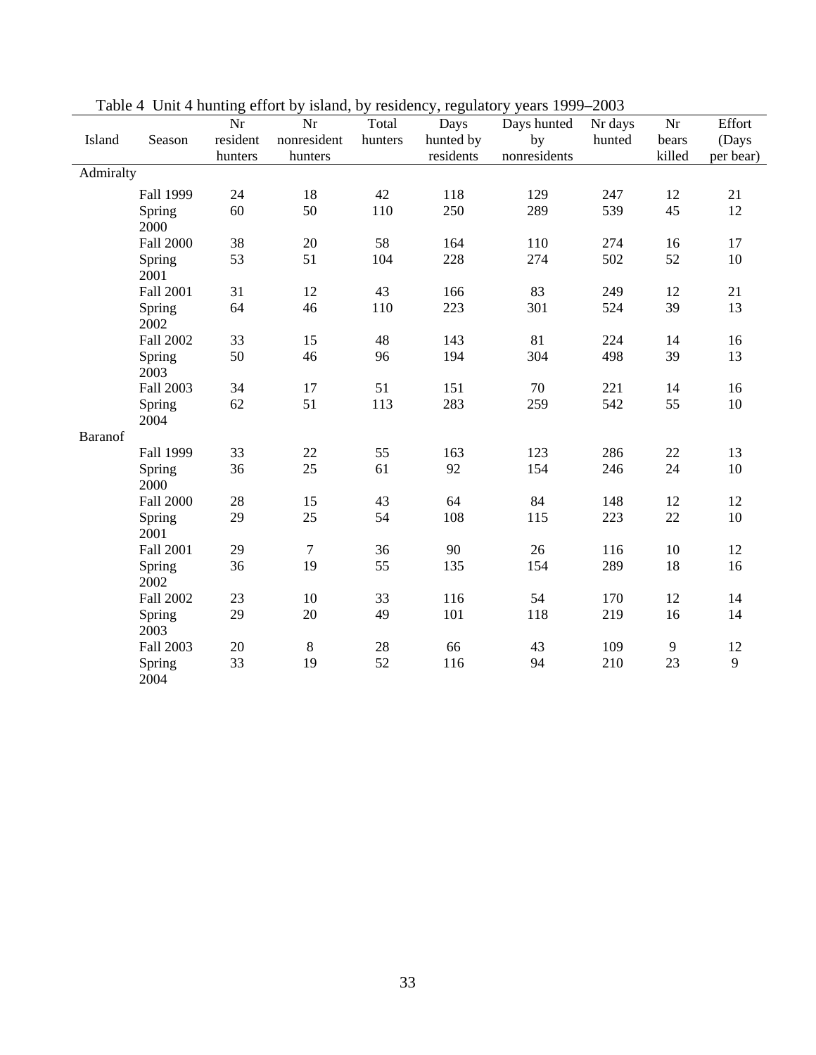Table 4 Unit 4 hunting effort by island, by residency, regulatory years 1999–2003

| Island | Season | Nr resident hunters | Nr nonresident hunters | Total hunters | Days hunted by residents | Days hunted by nonresidents | Nr days hunted | Nr bears killed | Effort (Days per bear) |
|---|---|---|---|---|---|---|---|---|---|
| Admiralty | | | | | | | | | |
| | Fall 1999 | 24 | 18 | 42 | 118 | 129 | 247 | 12 | 21 |
| | Spring 2000 | 60 | 50 | 110 | 250 | 289 | 539 | 45 | 12 |
| | Fall 2000 | 38 | 20 | 58 | 164 | 110 | 274 | 16 | 17 |
| | Spring 2001 | 53 | 51 | 104 | 228 | 274 | 502 | 52 | 10 |
| | Fall 2001 | 31 | 12 | 43 | 166 | 83 | 249 | 12 | 21 |
| | Spring 2002 | 64 | 46 | 110 | 223 | 301 | 524 | 39 | 13 |
| | Fall 2002 | 33 | 15 | 48 | 143 | 81 | 224 | 14 | 16 |
| | Spring 2003 | 50 | 46 | 96 | 194 | 304 | 498 | 39 | 13 |
| | Fall 2003 | 34 | 17 | 51 | 151 | 70 | 221 | 14 | 16 |
| | Spring 2004 | 62 | 51 | 113 | 283 | 259 | 542 | 55 | 10 |
| Baranof | | | | | | | | | |
| | Fall 1999 | 33 | 22 | 55 | 163 | 123 | 286 | 22 | 13 |
| | Spring 2000 | 36 | 25 | 61 | 92 | 154 | 246 | 24 | 10 |
| | Fall 2000 | 28 | 15 | 43 | 64 | 84 | 148 | 12 | 12 |
| | Spring 2001 | 29 | 25 | 54 | 108 | 115 | 223 | 22 | 10 |
| | Fall 2001 | 29 | 7 | 36 | 90 | 26 | 116 | 10 | 12 |
| | Spring 2002 | 36 | 19 | 55 | 135 | 154 | 289 | 18 | 16 |
| | Fall 2002 | 23 | 10 | 33 | 116 | 54 | 170 | 12 | 14 |
| | Spring 2003 | 29 | 20 | 49 | 101 | 118 | 219 | 16 | 14 |
| | Fall 2003 | 20 | 8 | 28 | 66 | 43 | 109 | 9 | 12 |
| | Spring 2004 | 33 | 19 | 52 | 116 | 94 | 210 | 23 | 9 |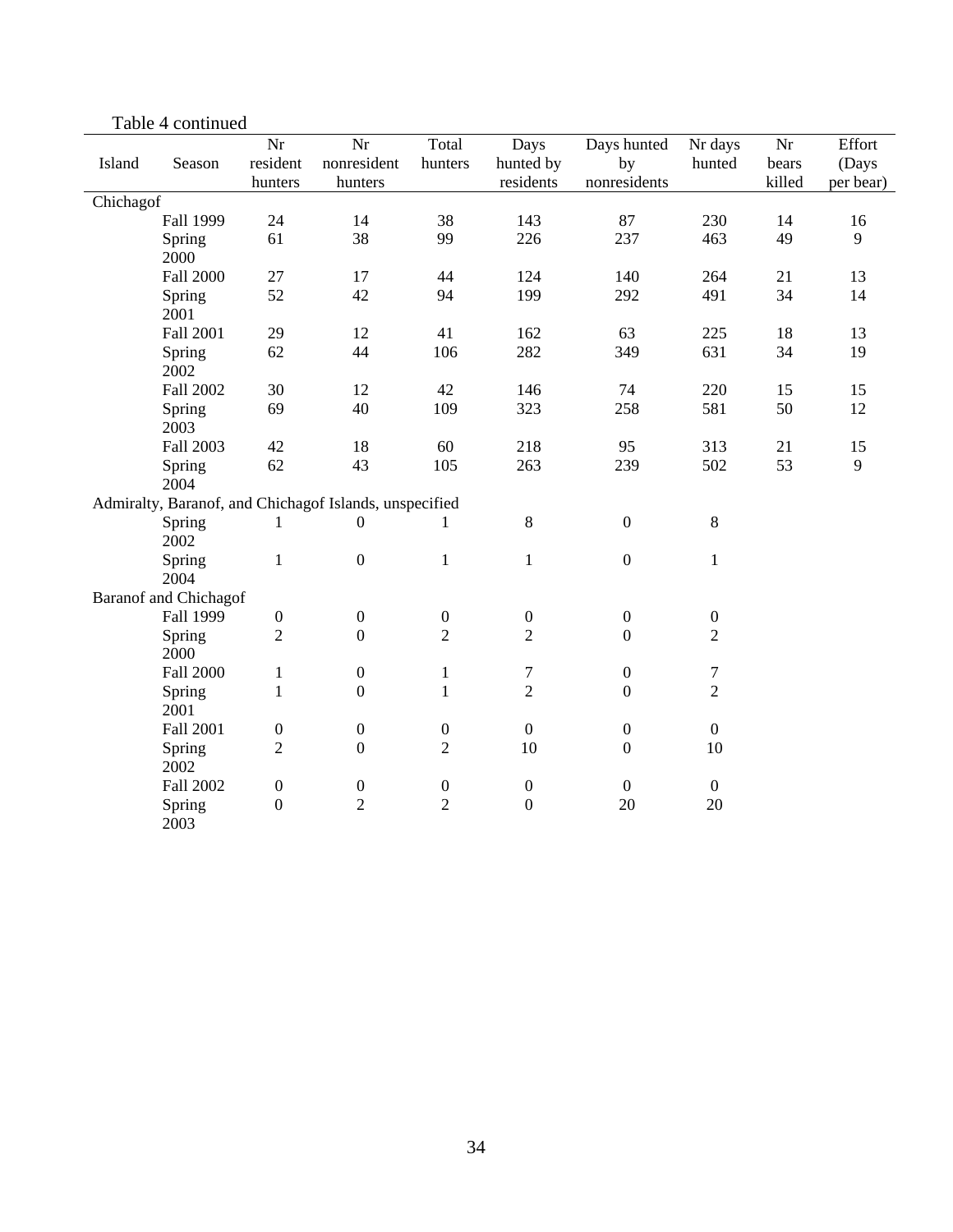Table 4 continued

| Island | Season | Nr resident hunters | Nr nonresident hunters | Total hunters | Days hunted by residents | Days hunted by nonresidents | Nr days hunted | Nr bears killed | Effort (Days per bear) |
|---|---|---|---|---|---|---|---|---|---|
| Chichagof | | | | | | | | | |
| | Fall 1999 | 24 | 14 | 38 | 143 | 87 | 230 | 14 | 16 |
| | Spring 2000 | 61 | 38 | 99 | 226 | 237 | 463 | 49 | 9 |
| | Fall 2000 | 27 | 17 | 44 | 124 | 140 | 264 | 21 | 13 |
| | Spring 2001 | 52 | 42 | 94 | 199 | 292 | 491 | 34 | 14 |
| | Fall 2001 | 29 | 12 | 41 | 162 | 63 | 225 | 18 | 13 |
| | Spring 2002 | 62 | 44 | 106 | 282 | 349 | 631 | 34 | 19 |
| | Fall 2002 | 30 | 12 | 42 | 146 | 74 | 220 | 15 | 15 |
| | Spring 2003 | 69 | 40 | 109 | 323 | 258 | 581 | 50 | 12 |
| | Fall 2003 | 42 | 18 | 60 | 218 | 95 | 313 | 21 | 15 |
| | Spring 2004 | 62 | 43 | 105 | 263 | 239 | 502 | 53 | 9 |
| Admiralty, Baranof, and Chichagof Islands, unspecified | | | | | | | | | |
| | Spring 2002 | 1 | 0 | 1 | 8 | 0 | 8 | | |
| | Spring 2004 | 1 | 0 | 1 | 1 | 0 | 1 | | |
| Baranof and Chichagof | | | | | | | | | |
| | Fall 1999 | 0 | 0 | 0 | 0 | 0 | 0 | | |
| | Spring 2000 | 2 | 0 | 2 | 2 | 0 | 2 | | |
| | Fall 2000 | 1 | 0 | 1 | 7 | 0 | 7 | | |
| | Spring 2001 | 1 | 0 | 1 | 2 | 0 | 2 | | |
| | Fall 2001 | 0 | 0 | 0 | 0 | 0 | 0 | | |
| | Spring 2002 | 2 | 0 | 2 | 10 | 0 | 10 | | |
| | Fall 2002 | 0 | 0 | 0 | 0 | 0 | 0 | | |
| | Spring 2003 | 0 | 2 | 2 | 0 | 20 | 20 | | |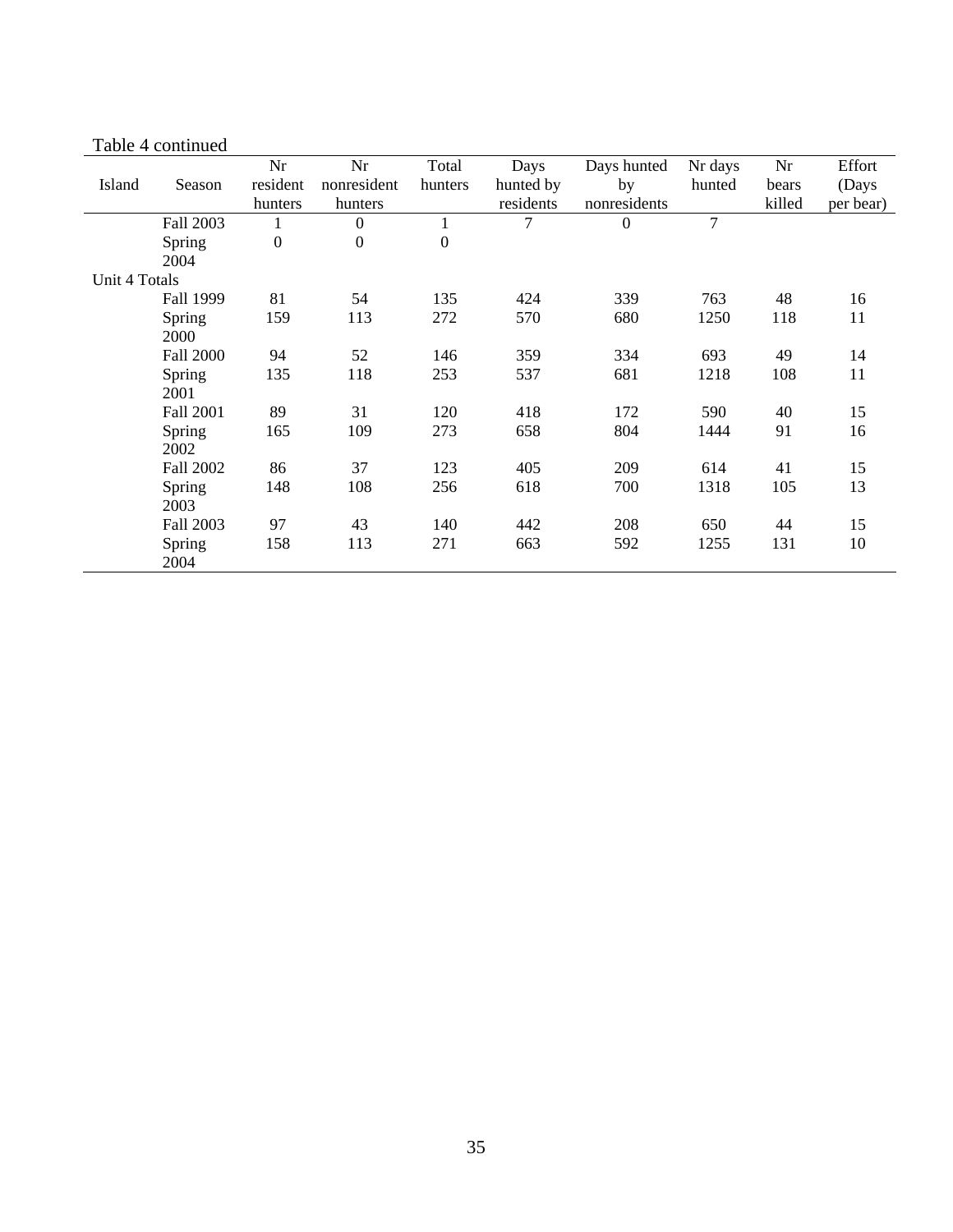Table 4 continued

| Island | Season | Nr resident hunters | Nr nonresident hunters | Total hunters | Days hunted by residents | Days hunted by nonresidents | Nr days hunted | Nr bears killed | Effort (Days per bear) |
|---|---|---|---|---|---|---|---|---|---|
| | Fall 2003 | 1 | 0 | 1 | 7 | 0 | 7 | | |
| | Spring 2004 | 0 | 0 | 0 | | | | | |
| Unit 4 Totals | | | | | | | | | |
| | Fall 1999 | 81 | 54 | 135 | 424 | 339 | 763 | 48 | 16 |
| | Spring 2000 | 159 | 113 | 272 | 570 | 680 | 1250 | 118 | 11 |
| | Fall 2000 | 94 | 52 | 146 | 359 | 334 | 693 | 49 | 14 |
| | Spring 2001 | 135 | 118 | 253 | 537 | 681 | 1218 | 108 | 11 |
| | Fall 2001 | 89 | 31 | 120 | 418 | 172 | 590 | 40 | 15 |
| | Spring 2002 | 165 | 109 | 273 | 658 | 804 | 1444 | 91 | 16 |
| | Fall 2002 | 86 | 37 | 123 | 405 | 209 | 614 | 41 | 15 |
| | Spring 2003 | 148 | 108 | 256 | 618 | 700 | 1318 | 105 | 13 |
| | Fall 2003 | 97 | 43 | 140 | 442 | 208 | 650 | 44 | 15 |
| | Spring 2004 | 158 | 113 | 271 | 663 | 592 | 1255 | 131 | 10 |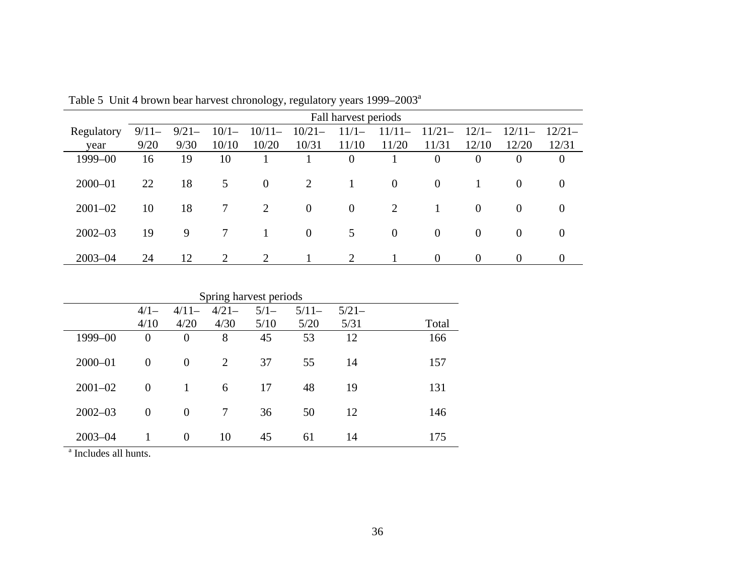Table 5 Unit 4 brown bear harvest chronology, regulatory years 1999–2003[a]

| Regulatory year | Fall harvest periods | | | | | | | | | | |
|---|---|---|---|---|---|---|---|---|---|---|---|
| | 9/11–9/20 | 9/21–9/30 | 10/1–10/10 | 10/11–10/20 | 10/21–10/31 | 11/1–11/10 | 11/11–11/20 | 11/21–11/31 | 12/1–12/10 | 12/11–12/20 | 12/21–12/31 |
| 1999–00 | 16 | 19 | 10 | 1 | 1 | 0 | 1 | 0 | 0 | 0 | 0 |
| 2000–01 | 22 | 18 | 5 | 0 | 2 | 1 | 0 | 0 | 1 | 0 | 0 |
| 2001–02 | 10 | 18 | 7 | 2 | 0 | 0 | 2 | 1 | 0 | 0 | 0 |
| 2002–03 | 19 | 9 | 7 | 1 | 0 | 5 | 0 | 0 | 0 | 0 | 0 |
| 2003–04 | 24 | 12 | 2 | 2 | 1 | 2 | 1 | 0 | 0 | 0 | 0 |

| | Spring harvest periods | | | | | | |
|---|---|---|---|---|---|---|---|
| | 4/1–4/10 | 4/11–4/20 | 4/21–4/30 | 5/1–5/10 | 5/11–5/20 | 5/21–5/31 | Total |
| 1999–00 | 0 | 0 | 8 | 45 | 53 | 12 | 166 |
| 2000–01 | 0 | 0 | 2 | 37 | 55 | 14 | 157 |
| 2001–02 | 0 | 1 | 6 | 17 | 48 | 19 | 131 |
| 2002–03 | 0 | 0 | 7 | 36 | 50 | 12 | 146 |
| 2003–04 | 1 | 0 | 10 | 45 | 61 | 14 | 175 |

[a] Includes all hunts.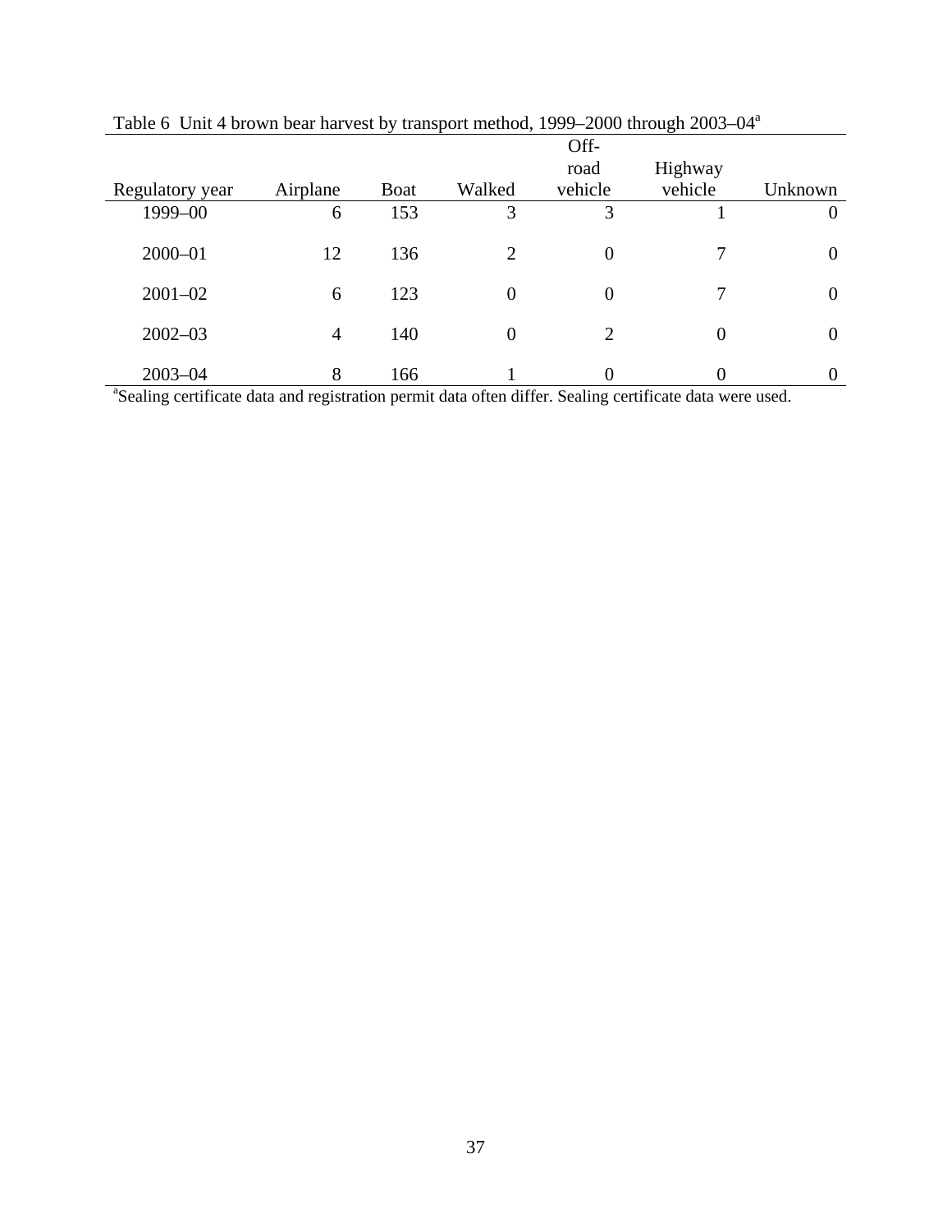Table 6 Unit 4 brown bear harvest by transport method, 1999–2000 through 2003–04[a]

| Regulatory year | Airplane | Boat | Walked | Off-road vehicle | Highway vehicle | Unknown |
|---|---|---|---|---|---|---|
| 1999–00 | 6 | 153 | 3 | 3 | 1 | 0 |
| 2000–01 | 12 | 136 | 2 | 0 | 7 | 0 |
| 2001–02 | 6 | 123 | 0 | 0 | 7 | 0 |
| 2002–03 | 4 | 140 | 0 | 2 | 0 | 0 |
| 2003–04 | 8 | 166 | 1 | 0 | 0 | 0 |

[a]Sealing certificate data and registration permit data often differ. Sealing certificate data were used.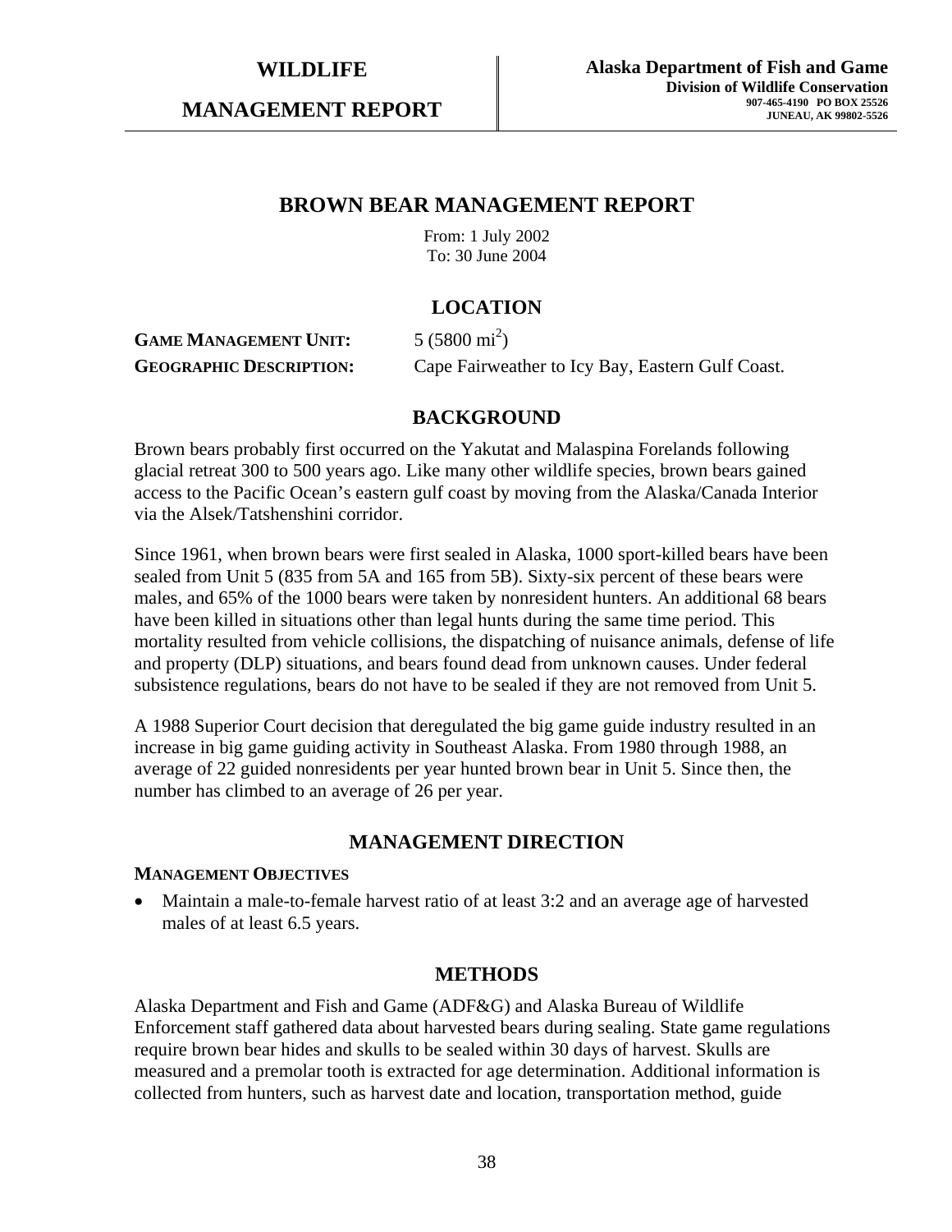**WILDLIFE**

**MANAGEMENT REPORT**

**Alaska Department of Fish and Game**
**Division of Wildlife Conservation**
907-465-4190 PO BOX 25526
JUNEAU, AK 99802-5526

# BROWN BEAR MANAGEMENT REPORT

From: 1 July 2002
To: 30 June 2004

## LOCATION

**GAME MANAGEMENT UNIT:** 5 (5800 mi$^2$)

**GEOGRAPHIC DESCRIPTION:** Cape Fairweather to Icy Bay, Eastern Gulf Coast.

## BACKGROUND

Brown bears probably first occurred on the Yakutat and Malaspina Forelands following glacial retreat 300 to 500 years ago. Like many other wildlife species, brown bears gained access to the Pacific Ocean's eastern gulf coast by moving from the Alaska/Canada Interior via the Alsek/Tatshenshini corridor.

Since 1961, when brown bears were first sealed in Alaska, 1000 sport-killed bears have been sealed from Unit 5 (835 from 5A and 165 from 5B). Sixty-six percent of these bears were males, and 65% of the 1000 bears were taken by nonresident hunters. An additional 68 bears have been killed in situations other than legal hunts during the same time period. This mortality resulted from vehicle collisions, the dispatching of nuisance animals, defense of life and property (DLP) situations, and bears found dead from unknown causes. Under federal subsistence regulations, bears do not have to be sealed if they are not removed from Unit 5.

A 1988 Superior Court decision that deregulated the big game guide industry resulted in an increase in big game guiding activity in Southeast Alaska. From 1980 through 1988, an average of 22 guided nonresidents per year hunted brown bear in Unit 5. Since then, the number has climbed to an average of 26 per year.

## MANAGEMENT DIRECTION

### MANAGEMENT OBJECTIVES

- Maintain a male-to-female harvest ratio of at least 3:2 and an average age of harvested males of at least 6.5 years.

## METHODS

Alaska Department and Fish and Game (ADF&G) and Alaska Bureau of Wildlife Enforcement staff gathered data about harvested bears during sealing. State game regulations require brown bear hides and skulls to be sealed within 30 days of harvest. Skulls are measured and a premolar tooth is extracted for age determination. Additional information is collected from hunters, such as harvest date and location, transportation method, guide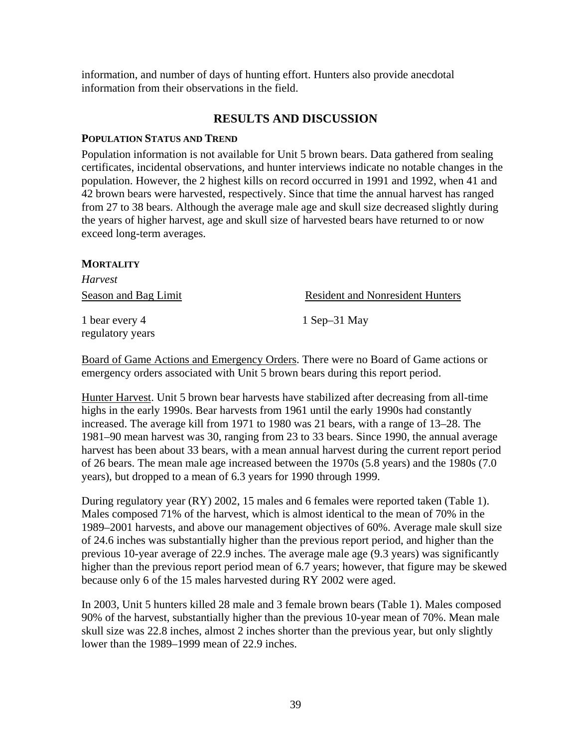information, and number of days of hunting effort. Hunters also provide anecdotal information from their observations in the field.

## RESULTS AND DISCUSSION

### POPULATION STATUS AND TREND

Population information is not available for Unit 5 brown bears. Data gathered from sealing certificates, incidental observations, and hunter interviews indicate no notable changes in the population. However, the 2 highest kills on record occurred in 1991 and 1992, when 41 and 42 brown bears were harvested, respectively. Since that time the annual harvest has ranged from 27 to 38 bears. Although the average male age and skull size decreased slightly during the years of higher harvest, age and skull size of harvested bears have returned to or now exceed long-term averages.

### MORTALITY

*Harvest*

| Season and Bag Limit | Resident and Nonresident Hunters |
|---|---|
| 1 bear every 4 regulatory years | 1 Sep–31 May |

Board of Game Actions and Emergency Orders. There were no Board of Game actions or emergency orders associated with Unit 5 brown bears during this report period.

Hunter Harvest. Unit 5 brown bear harvests have stabilized after decreasing from all-time highs in the early 1990s. Bear harvests from 1961 until the early 1990s had constantly increased. The average kill from 1971 to 1980 was 21 bears, with a range of 13–28. The 1981–90 mean harvest was 30, ranging from 23 to 33 bears. Since 1990, the annual average harvest has been about 33 bears, with a mean annual harvest during the current report period of 26 bears. The mean male age increased between the 1970s (5.8 years) and the 1980s (7.0 years), but dropped to a mean of 6.3 years for 1990 through 1999.

During regulatory year (RY) 2002, 15 males and 6 females were reported taken (Table 1). Males composed 71% of the harvest, which is almost identical to the mean of 70% in the 1989–2001 harvests, and above our management objectives of 60%. Average male skull size of 24.6 inches was substantially higher than the previous report period, and higher than the previous 10-year average of 22.9 inches. The average male age (9.3 years) was significantly higher than the previous report period mean of 6.7 years; however, that figure may be skewed because only 6 of the 15 males harvested during RY 2002 were aged.

In 2003, Unit 5 hunters killed 28 male and 3 female brown bears (Table 1). Males composed 90% of the harvest, substantially higher than the previous 10-year mean of 70%. Mean male skull size was 22.8 inches, almost 2 inches shorter than the previous year, but only slightly lower than the 1989–1999 mean of 22.9 inches.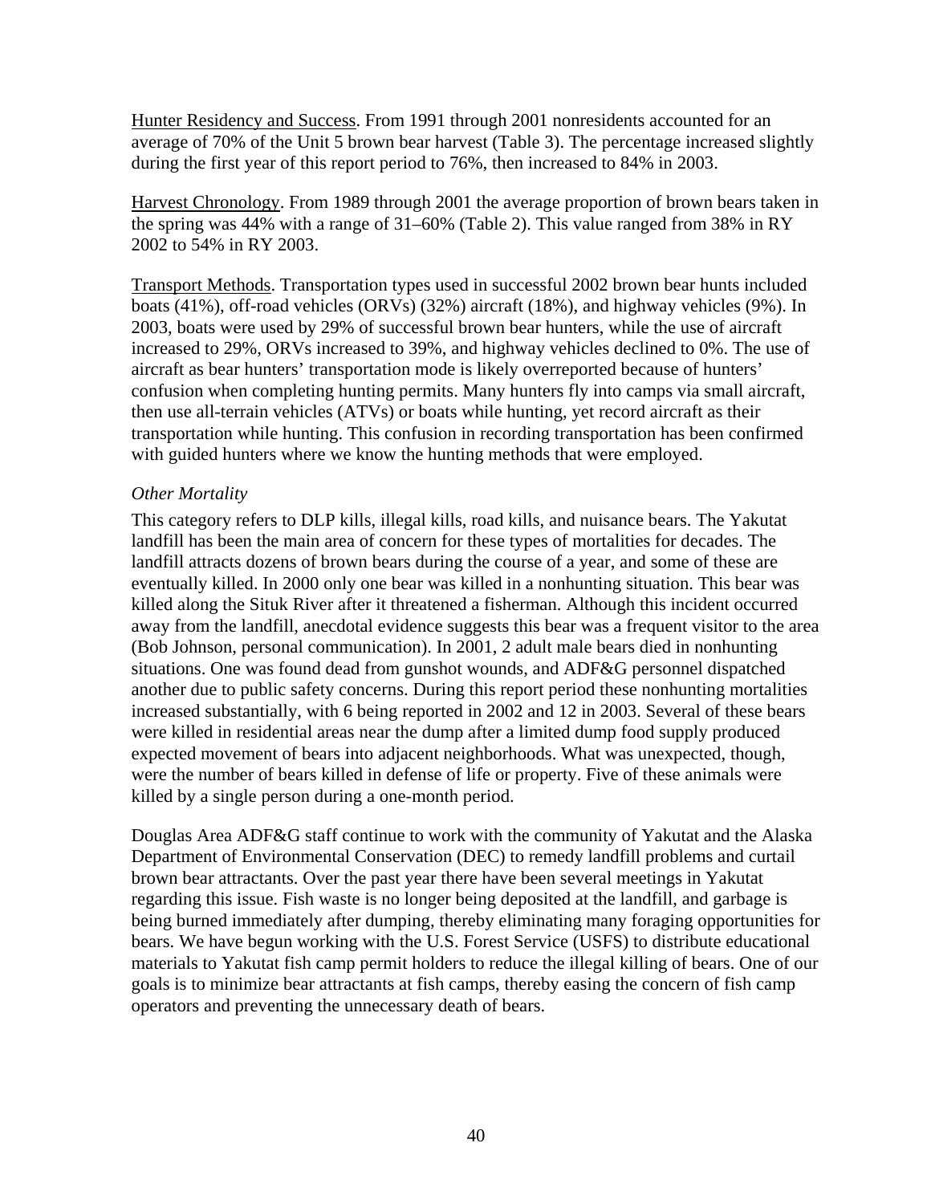Hunter Residency and Success. From 1991 through 2001 nonresidents accounted for an average of 70% of the Unit 5 brown bear harvest (Table 3). The percentage increased slightly during the first year of this report period to 76%, then increased to 84% in 2003.

Harvest Chronology. From 1989 through 2001 the average proportion of brown bears taken in the spring was 44% with a range of 31–60% (Table 2). This value ranged from 38% in RY 2002 to 54% in RY 2003.

Transport Methods. Transportation types used in successful 2002 brown bear hunts included boats (41%), off-road vehicles (ORVs) (32%) aircraft (18%), and highway vehicles (9%). In 2003, boats were used by 29% of successful brown bear hunters, while the use of aircraft increased to 29%, ORVs increased to 39%, and highway vehicles declined to 0%. The use of aircraft as bear hunters' transportation mode is likely overreported because of hunters' confusion when completing hunting permits. Many hunters fly into camps via small aircraft, then use all-terrain vehicles (ATVs) or boats while hunting, yet record aircraft as their transportation while hunting. This confusion in recording transportation has been confirmed with guided hunters where we know the hunting methods that were employed.

*Other Mortality*

This category refers to DLP kills, illegal kills, road kills, and nuisance bears. The Yakutat landfill has been the main area of concern for these types of mortalities for decades. The landfill attracts dozens of brown bears during the course of a year, and some of these are eventually killed. In 2000 only one bear was killed in a nonhunting situation. This bear was killed along the Situk River after it threatened a fisherman. Although this incident occurred away from the landfill, anecdotal evidence suggests this bear was a frequent visitor to the area (Bob Johnson, personal communication). In 2001, 2 adult male bears died in nonhunting situations. One was found dead from gunshot wounds, and ADF&G personnel dispatched another due to public safety concerns. During this report period these nonhunting mortalities increased substantially, with 6 being reported in 2002 and 12 in 2003. Several of these bears were killed in residential areas near the dump after a limited dump food supply produced expected movement of bears into adjacent neighborhoods. What was unexpected, though, were the number of bears killed in defense of life or property. Five of these animals were killed by a single person during a one-month period.

Douglas Area ADF&G staff continue to work with the community of Yakutat and the Alaska Department of Environmental Conservation (DEC) to remedy landfill problems and curtail brown bear attractants. Over the past year there have been several meetings in Yakutat regarding this issue. Fish waste is no longer being deposited at the landfill, and garbage is being burned immediately after dumping, thereby eliminating many foraging opportunities for bears. We have begun working with the U.S. Forest Service (USFS) to distribute educational materials to Yakutat fish camp permit holders to reduce the illegal killing of bears. One of our goals is to minimize bear attractants at fish camps, thereby easing the concern of fish camp operators and preventing the unnecessary death of bears.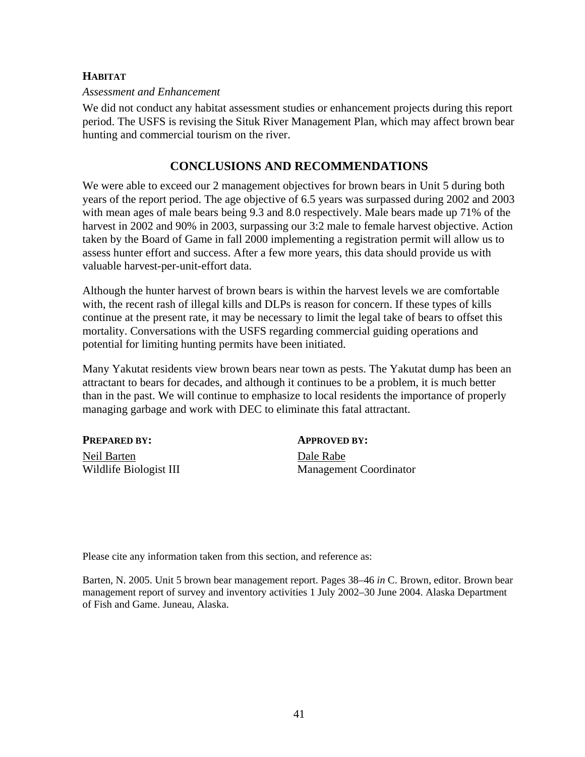### HABITAT

*Assessment and Enhancement*

We did not conduct any habitat assessment studies or enhancement projects during this report period. The USFS is revising the Situk River Management Plan, which may affect brown bear hunting and commercial tourism on the river.

## CONCLUSIONS AND RECOMMENDATIONS

We were able to exceed our 2 management objectives for brown bears in Unit 5 during both years of the report period. The age objective of 6.5 years was surpassed during 2002 and 2003 with mean ages of male bears being 9.3 and 8.0 respectively. Male bears made up 71% of the harvest in 2002 and 90% in 2003, surpassing our 3:2 male to female harvest objective. Action taken by the Board of Game in fall 2000 implementing a registration permit will allow us to assess hunter effort and success. After a few more years, this data should provide us with valuable harvest-per-unit-effort data.

Although the hunter harvest of brown bears is within the harvest levels we are comfortable with, the recent rash of illegal kills and DLPs is reason for concern. If these types of kills continue at the present rate, it may be necessary to limit the legal take of bears to offset this mortality. Conversations with the USFS regarding commercial guiding operations and potential for limiting hunting permits have been initiated.

Many Yakutat residents view brown bears near town as pests. The Yakutat dump has been an attractant to bears for decades, and although it continues to be a problem, it is much better than in the past. We will continue to emphasize to local residents the importance of properly managing garbage and work with DEC to eliminate this fatal attractant.

**PREPARED BY:**
Neil Barten
Wildlife Biologist III

**APPROVED BY:**
Dale Rabe
Management Coordinator

Please cite any information taken from this section, and reference as:

Barten, N. 2005. Unit 5 brown bear management report. Pages 38–46 *in* C. Brown, editor. Brown bear management report of survey and inventory activities 1 July 2002–30 June 2004. Alaska Department of Fish and Game. Juneau, Alaska.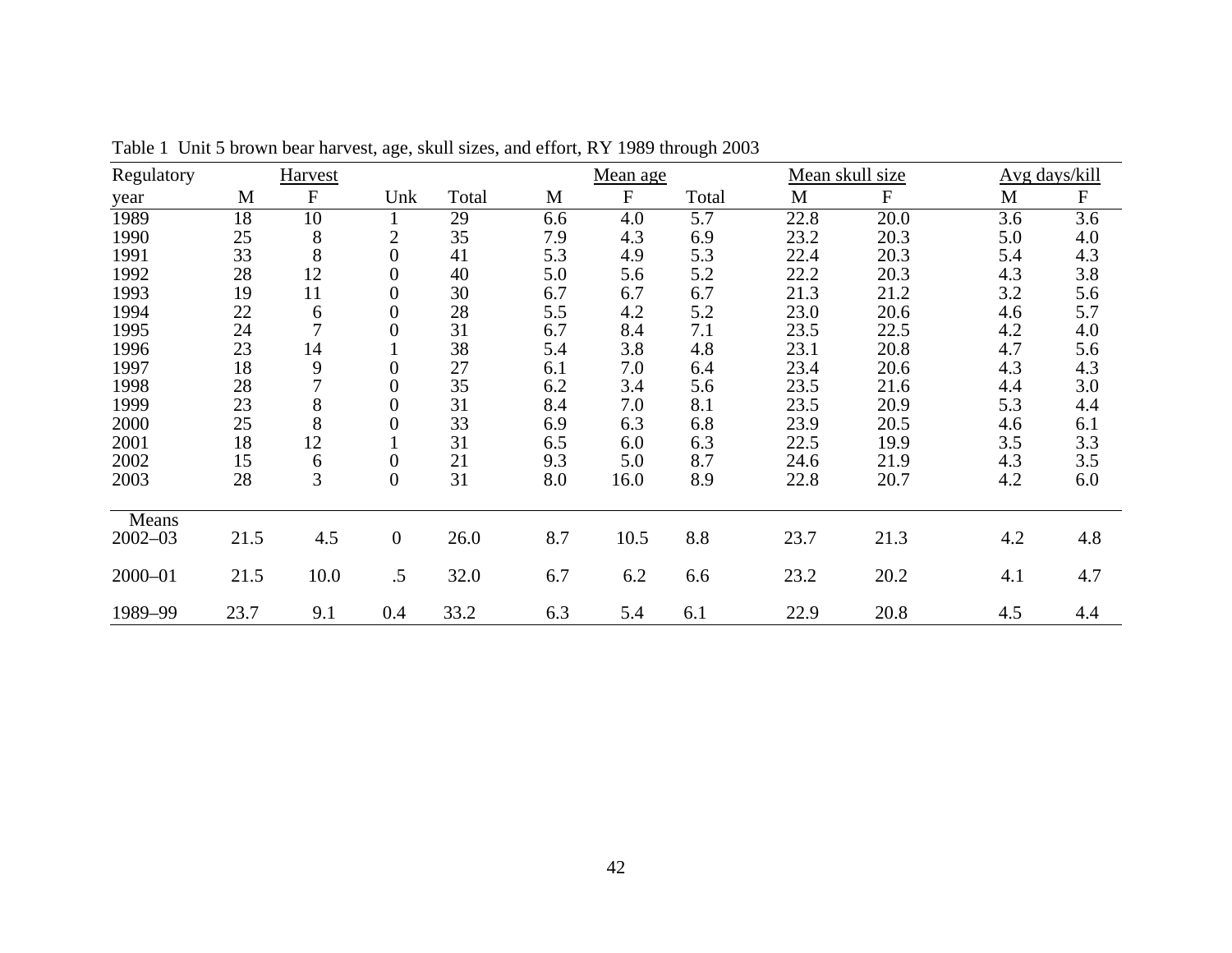Table 1 Unit 5 brown bear harvest, age, skull sizes, and effort, RY 1989 through 2003

| Regulatory | Harvest | | | | Mean age | | | Mean skull size | | Avg days/kill | |
|---|---|---|---|---|---|---|---|---|---|---|---|
| year | M | F | Unk | Total | M | F | Total | M | F | M | F |
| 1989 | 18 | 10 | 1 | 29 | 6.6 | 4.0 | 5.7 | 22.8 | 20.0 | 3.6 | 3.6 |
| 1990 | 25 | 8 | 2 | 35 | 7.9 | 4.3 | 6.9 | 23.2 | 20.3 | 5.0 | 4.0 |
| 1991 | 33 | 8 | 0 | 41 | 5.3 | 4.9 | 5.3 | 22.4 | 20.3 | 5.4 | 4.3 |
| 1992 | 28 | 12 | 0 | 40 | 5.0 | 5.6 | 5.2 | 22.2 | 20.3 | 4.3 | 3.8 |
| 1993 | 19 | 11 | 0 | 30 | 6.7 | 6.7 | 6.7 | 21.3 | 21.2 | 3.2 | 5.6 |
| 1994 | 22 | 6 | 0 | 28 | 5.5 | 4.2 | 5.2 | 23.0 | 20.6 | 4.6 | 5.7 |
| 1995 | 24 | 7 | 0 | 31 | 6.7 | 8.4 | 7.1 | 23.5 | 22.5 | 4.2 | 4.0 |
| 1996 | 23 | 14 | 1 | 38 | 5.4 | 3.8 | 4.8 | 23.1 | 20.8 | 4.7 | 5.6 |
| 1997 | 18 | 9 | 0 | 27 | 6.1 | 7.0 | 6.4 | 23.4 | 20.6 | 4.3 | 4.3 |
| 1998 | 28 | 7 | 0 | 35 | 6.2 | 3.4 | 5.6 | 23.5 | 21.6 | 4.4 | 3.0 |
| 1999 | 23 | 8 | 0 | 31 | 8.4 | 7.0 | 8.1 | 23.5 | 20.9 | 5.3 | 4.4 |
| 2000 | 25 | 8 | 0 | 33 | 6.9 | 6.3 | 6.8 | 23.9 | 20.5 | 4.6 | 6.1 |
| 2001 | 18 | 12 | 1 | 31 | 6.5 | 6.0 | 6.3 | 22.5 | 19.9 | 3.5 | 3.3 |
| 2002 | 15 | 6 | 0 | 21 | 9.3 | 5.0 | 8.7 | 24.6 | 21.9 | 4.3 | 3.5 |
| 2003 | 28 | 3 | 0 | 31 | 8.0 | 16.0 | 8.9 | 22.8 | 20.7 | 4.2 | 6.0 |
| Means | | | | | | | | | | | |
| 2002–03 | 21.5 | 4.5 | 0 | 26.0 | 8.7 | 10.5 | 8.8 | 23.7 | 21.3 | 4.2 | 4.8 |
| 2000–01 | 21.5 | 10.0 | .5 | 32.0 | 6.7 | 6.2 | 6.6 | 23.2 | 20.2 | 4.1 | 4.7 |
| 1989–99 | 23.7 | 9.1 | 0.4 | 33.2 | 6.3 | 5.4 | 6.1 | 22.9 | 20.8 | 4.5 | 4.4 |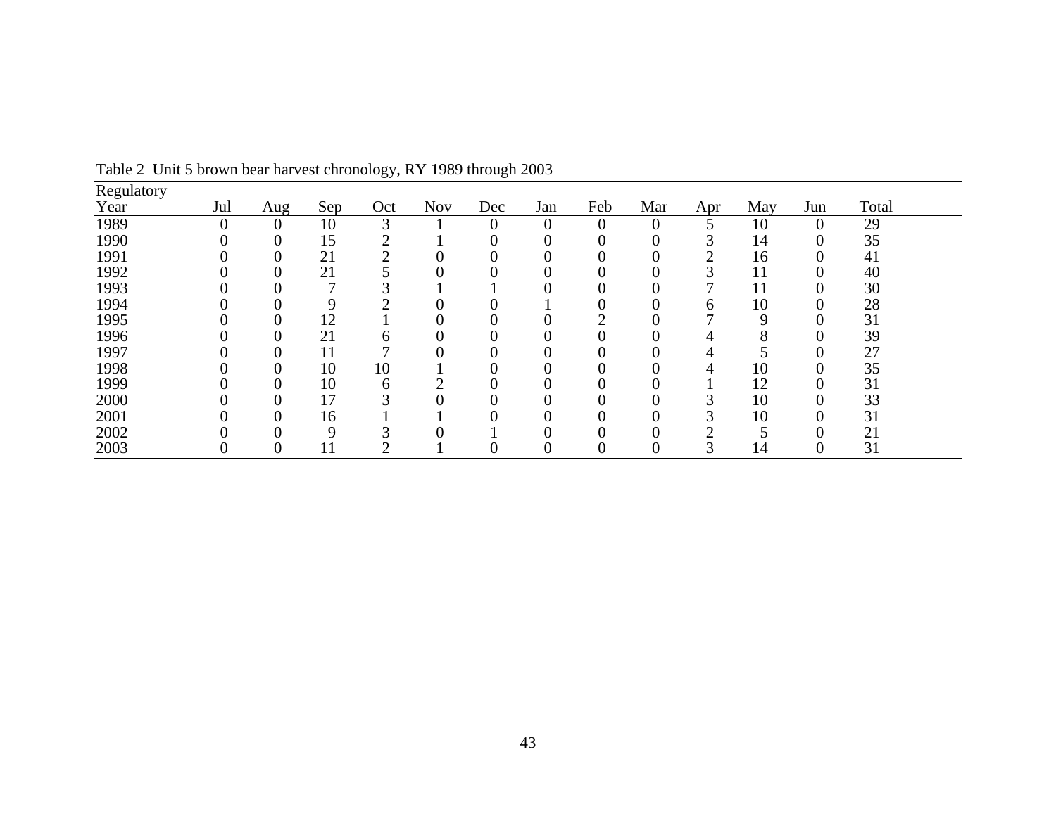Table 2 Unit 5 brown bear harvest chronology, RY 1989 through 2003

| Regulatory Year | Jul | Aug | Sep | Oct | Nov | Dec | Jan | Feb | Mar | Apr | May | Jun | Total |
|---|---|---|---|---|---|---|---|---|---|---|---|---|---|
| 1989 | 0 | 0 | 10 | 3 | 1 | 0 | 0 | 0 | 0 | 5 | 10 | 0 | 29 |
| 1990 | 0 | 0 | 15 | 2 | 1 | 0 | 0 | 0 | 0 | 3 | 14 | 0 | 35 |
| 1991 | 0 | 0 | 21 | 2 | 0 | 0 | 0 | 0 | 0 | 2 | 16 | 0 | 41 |
| 1992 | 0 | 0 | 21 | 5 | 0 | 0 | 0 | 0 | 0 | 3 | 11 | 0 | 40 |
| 1993 | 0 | 0 | 7 | 3 | 1 | 1 | 0 | 0 | 0 | 7 | 11 | 0 | 30 |
| 1994 | 0 | 0 | 9 | 2 | 0 | 0 | 1 | 0 | 0 | 6 | 10 | 0 | 28 |
| 1995 | 0 | 0 | 12 | 1 | 0 | 0 | 0 | 2 | 0 | 7 | 9 | 0 | 31 |
| 1996 | 0 | 0 | 21 | 6 | 0 | 0 | 0 | 0 | 0 | 4 | 8 | 0 | 39 |
| 1997 | 0 | 0 | 11 | 7 | 0 | 0 | 0 | 0 | 0 | 4 | 5 | 0 | 27 |
| 1998 | 0 | 0 | 10 | 10 | 1 | 0 | 0 | 0 | 0 | 4 | 10 | 0 | 35 |
| 1999 | 0 | 0 | 10 | 6 | 2 | 0 | 0 | 0 | 0 | 1 | 12 | 0 | 31 |
| 2000 | 0 | 0 | 17 | 3 | 0 | 0 | 0 | 0 | 0 | 3 | 10 | 0 | 33 |
| 2001 | 0 | 0 | 16 | 1 | 1 | 0 | 0 | 0 | 0 | 3 | 10 | 0 | 31 |
| 2002 | 0 | 0 | 9 | 3 | 0 | 1 | 0 | 0 | 0 | 2 | 5 | 0 | 21 |
| 2003 | 0 | 0 | 11 | 2 | 1 | 0 | 0 | 0 | 0 | 3 | 14 | 0 | 31 |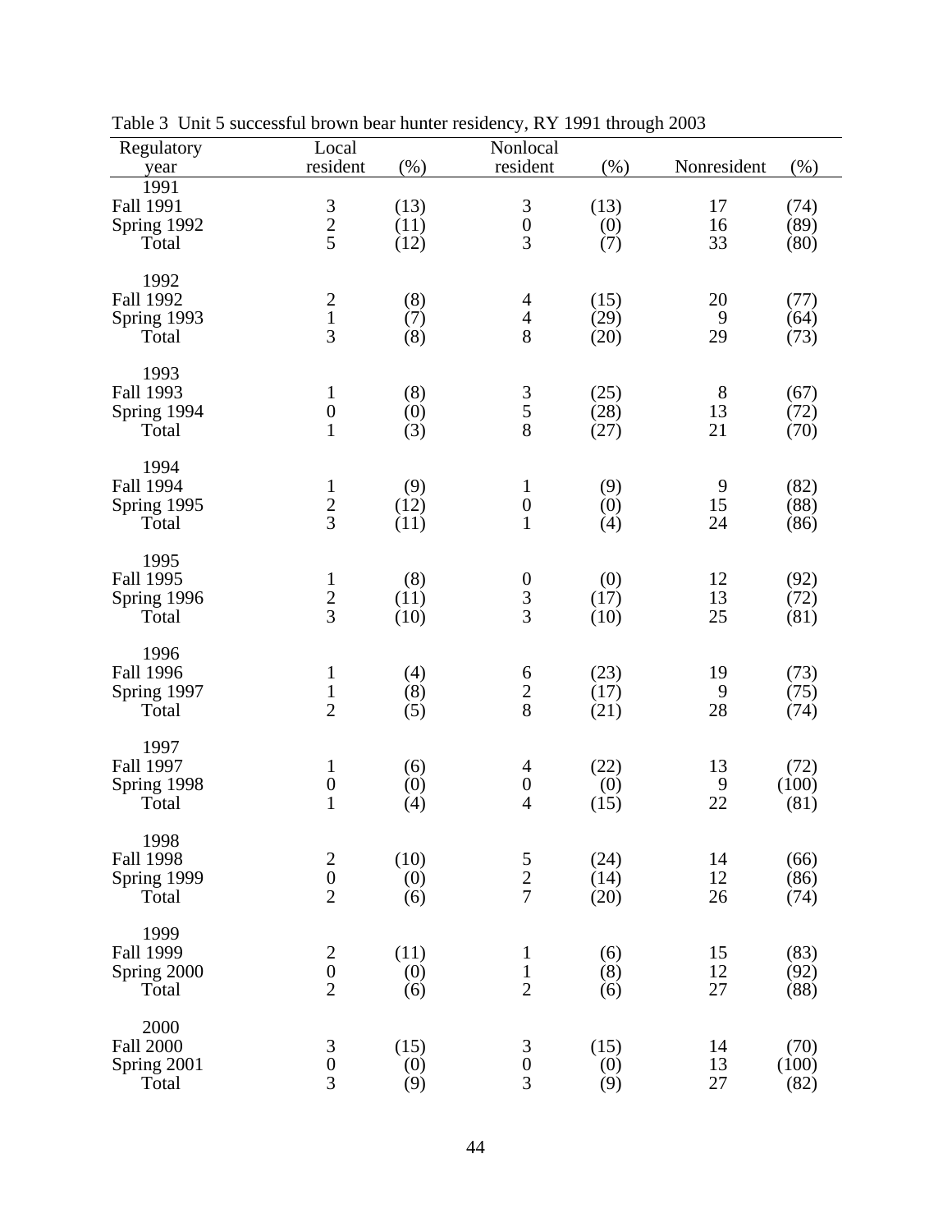Table 3 Unit 5 successful brown bear hunter residency, RY 1991 through 2003

| Regulatory year | Local resident | (%) | Nonlocal resident | (%) | Nonresident | (%) |
|---|---|---|---|---|---|---|
| 1991 | | | | | | |
| Fall 1991 | 3 | (13) | 3 | (13) | 17 | (74) |
| Spring 1992 | 2 | (11) | 0 | (0) | 16 | (89) |
| Total | 5 | (12) | 3 | (7) | 33 | (80) |
| 1992 | | | | | | |
| Fall 1992 | 2 | (8) | 4 | (15) | 20 | (77) |
| Spring 1993 | 1 | (7) | 4 | (29) | 9 | (64) |
| Total | 3 | (8) | 8 | (20) | 29 | (73) |
| 1993 | | | | | | |
| Fall 1993 | 1 | (8) | 3 | (25) | 8 | (67) |
| Spring 1994 | 0 | (0) | 5 | (28) | 13 | (72) |
| Total | 1 | (3) | 8 | (27) | 21 | (70) |
| 1994 | | | | | | |
| Fall 1994 | 1 | (9) | 1 | (9) | 9 | (82) |
| Spring 1995 | 2 | (12) | 0 | (0) | 15 | (88) |
| Total | 3 | (11) | 1 | (4) | 24 | (86) |
| 1995 | | | | | | |
| Fall 1995 | 1 | (8) | 0 | (0) | 12 | (92) |
| Spring 1996 | 2 | (11) | 3 | (17) | 13 | (72) |
| Total | 3 | (10) | 3 | (10) | 25 | (81) |
| 1996 | | | | | | |
| Fall 1996 | 1 | (4) | 6 | (23) | 19 | (73) |
| Spring 1997 | 1 | (8) | 2 | (17) | 9 | (75) |
| Total | 2 | (5) | 8 | (21) | 28 | (74) |
| 1997 | | | | | | |
| Fall 1997 | 1 | (6) | 4 | (22) | 13 | (72) |
| Spring 1998 | 0 | (0) | 0 | (0) | 9 | (100) |
| Total | 1 | (4) | 4 | (15) | 22 | (81) |
| 1998 | | | | | | |
| Fall 1998 | 2 | (10) | 5 | (24) | 14 | (66) |
| Spring 1999 | 0 | (0) | 2 | (14) | 12 | (86) |
| Total | 2 | (6) | 7 | (20) | 26 | (74) |
| 1999 | | | | | | |
| Fall 1999 | 2 | (11) | 1 | (6) | 15 | (83) |
| Spring 2000 | 0 | (0) | 1 | (8) | 12 | (92) |
| Total | 2 | (6) | 2 | (6) | 27 | (88) |
| 2000 | | | | | | |
| Fall 2000 | 3 | (15) | 3 | (15) | 14 | (70) |
| Spring 2001 | 0 | (0) | 0 | (0) | 13 | (100) |
| Total | 3 | (9) | 3 | (9) | 27 | (82) |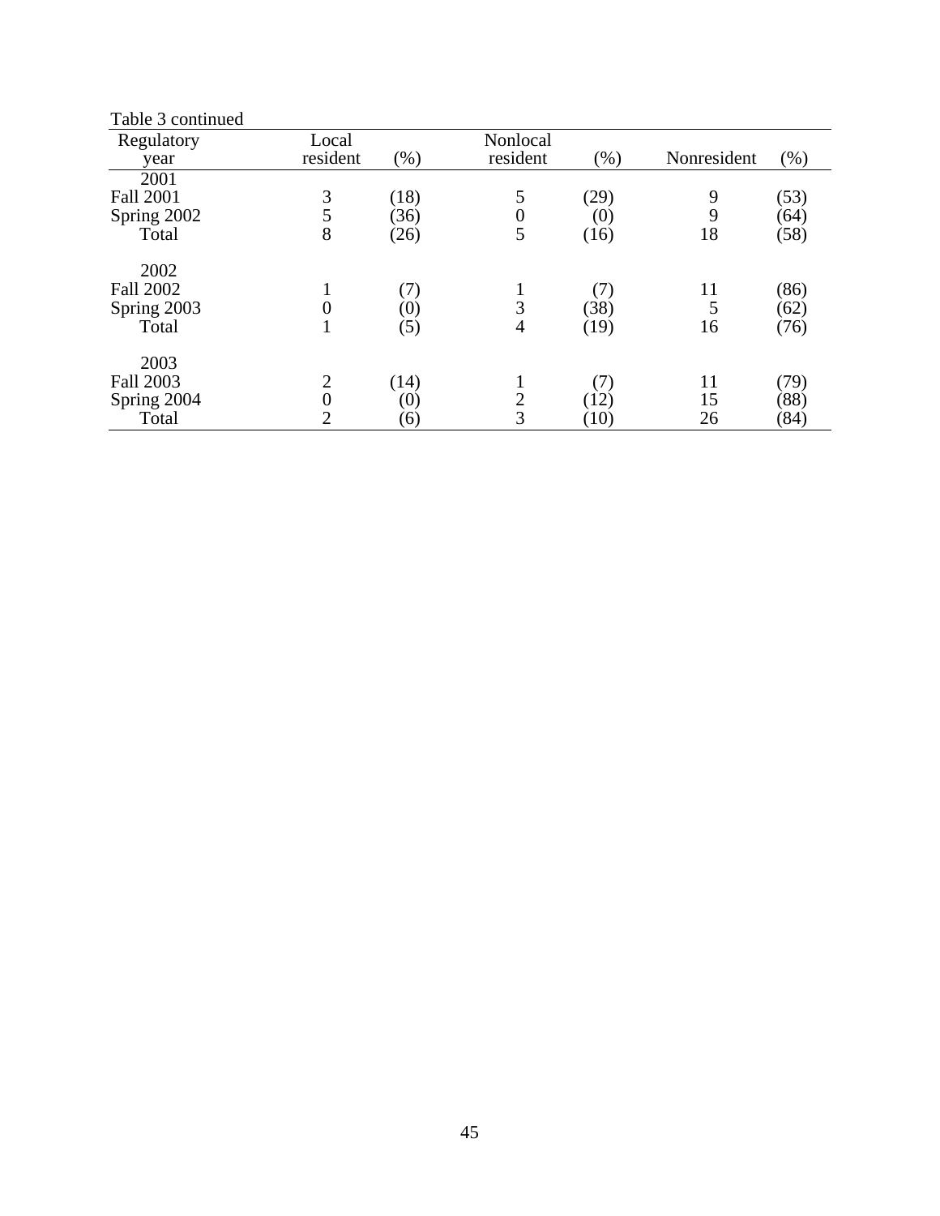Table 3 continued

| Regulatory year | Local resident | (%) | Nonlocal resident | (%) | Nonresident | (%) |
|---|---|---|---|---|---|---|
| 2001 | | | | | | |
| Fall 2001 | 3 | (18) | 5 | (29) | 9 | (53) |
| Spring 2002 | 5 | (36) | 0 | (0) | 9 | (64) |
| Total | 8 | (26) | 5 | (16) | 18 | (58) |
| 2002 | | | | | | |
| Fall 2002 | 1 | (7) | 1 | (7) | 11 | (86) |
| Spring 2003 | 0 | (0) | 3 | (38) | 5 | (62) |
| Total | 1 | (5) | 4 | (19) | 16 | (76) |
| 2003 | | | | | | |
| Fall 2003 | 2 | (14) | 1 | (7) | 11 | (79) |
| Spring 2004 | 0 | (0) | 2 | (12) | 15 | (88) |
| Total | 2 | (6) | 3 | (10) | 26 | (84) |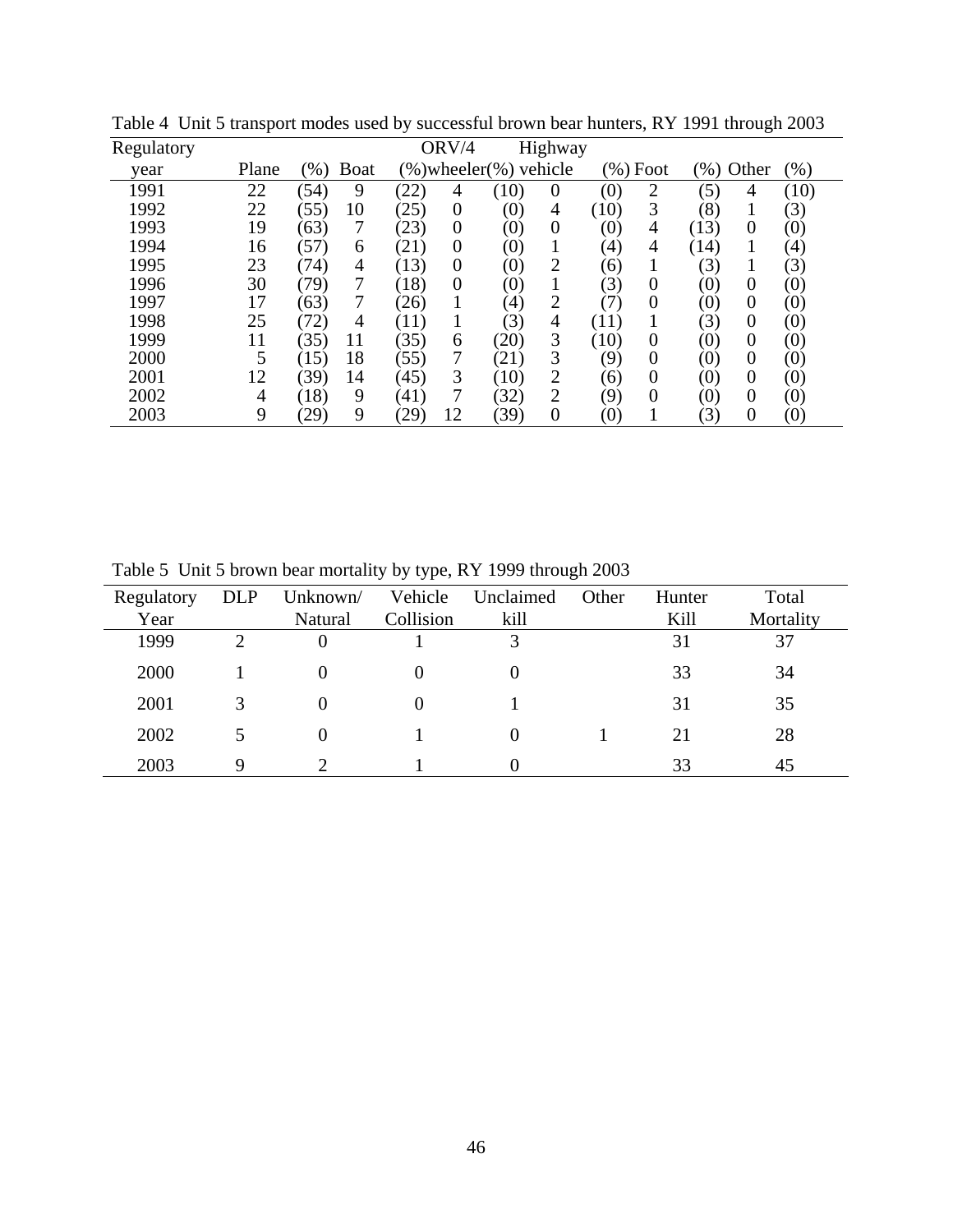Table 4 Unit 5 transport modes used by successful brown bear hunters, RY 1991 through 2003

| Regulatory year | Plane | (%) | Boat | (%) | ORV/4 wheeler | (%) | Highway vehicle | (%) | Foot | (%) | Other | (%) |
|---|---|---|---|---|---|---|---|---|---|---|---|---|
| 1991 | 22 | (54) | 9 | (22) | 4 | (10) | 0 | (0) | 2 | (5) | 4 | (10) |
| 1992 | 22 | (55) | 10 | (25) | 0 | (0) | 4 | (10) | 3 | (8) | 1 | (3) |
| 1993 | 19 | (63) | 7 | (23) | 0 | (0) | 0 | (0) | 4 | (13) | 0 | (0) |
| 1994 | 16 | (57) | 6 | (21) | 0 | (0) | 1 | (4) | 4 | (14) | 1 | (4) |
| 1995 | 23 | (74) | 4 | (13) | 0 | (0) | 2 | (6) | 1 | (3) | 1 | (3) |
| 1996 | 30 | (79) | 7 | (18) | 0 | (0) | 1 | (3) | 0 | (0) | 0 | (0) |
| 1997 | 17 | (63) | 7 | (26) | 1 | (4) | 2 | (7) | 0 | (0) | 0 | (0) |
| 1998 | 25 | (72) | 4 | (11) | 1 | (3) | 4 | (11) | 1 | (3) | 0 | (0) |
| 1999 | 11 | (35) | 11 | (35) | 6 | (20) | 3 | (10) | 0 | (0) | 0 | (0) |
| 2000 | 5 | (15) | 18 | (55) | 7 | (21) | 3 | (9) | 0 | (0) | 0 | (0) |
| 2001 | 12 | (39) | 14 | (45) | 3 | (10) | 2 | (6) | 0 | (0) | 0 | (0) |
| 2002 | 4 | (18) | 9 | (41) | 7 | (32) | 2 | (9) | 0 | (0) | 0 | (0) |
| 2003 | 9 | (29) | 9 | (29) | 12 | (39) | 0 | (0) | 1 | (3) | 0 | (0) |

Table 5 Unit 5 brown bear mortality by type, RY 1999 through 2003

| Regulatory Year | DLP | Unknown/ Natural | Vehicle Collision | Unclaimed kill | Other | Hunter Kill | Total Mortality |
|---|---|---|---|---|---|---|---|
| 1999 | 2 | 0 | 1 | 3 | | 31 | 37 |
| 2000 | 1 | 0 | 0 | 0 | | 33 | 34 |
| 2001 | 3 | 0 | 0 | 1 | | 31 | 35 |
| 2002 | 5 | 0 | 1 | 0 | 1 | 21 | 28 |
| 2003 | 9 | 2 | 1 | 0 | | 33 | 45 |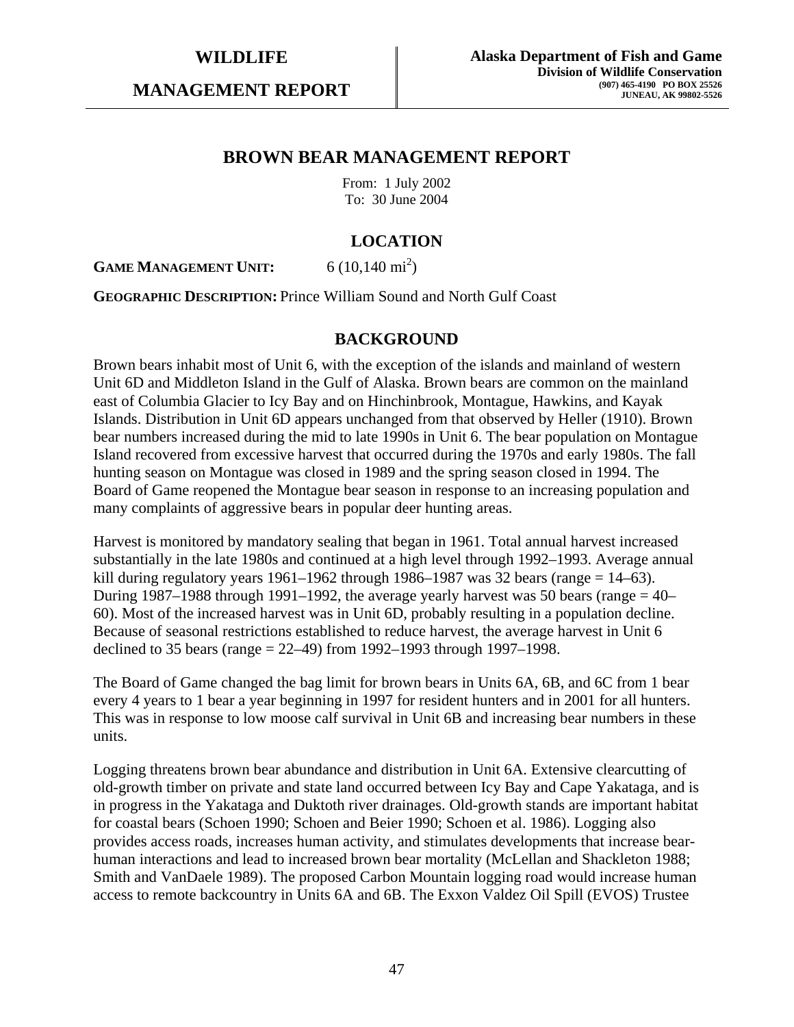# WILDLIFE MANAGEMENT REPORT

**Alaska Department of Fish and Game**
**Division of Wildlife Conservation**
**(907) 465-4190 PO BOX 25526**
**JUNEAU, AK 99802-5526**

## BROWN BEAR MANAGEMENT REPORT

From: 1 July 2002
To: 30 June 2004

## LOCATION

**GAME MANAGEMENT UNIT:** 6 (10,140 $mi^2$)

**GEOGRAPHIC DESCRIPTION:** Prince William Sound and North Gulf Coast

## BACKGROUND

Brown bears inhabit most of Unit 6, with the exception of the islands and mainland of western Unit 6D and Middleton Island in the Gulf of Alaska. Brown bears are common on the mainland east of Columbia Glacier to Icy Bay and on Hinchinbrook, Montague, Hawkins, and Kayak Islands. Distribution in Unit 6D appears unchanged from that observed by Heller (1910). Brown bear numbers increased during the mid to late 1990s in Unit 6. The bear population on Montague Island recovered from excessive harvest that occurred during the 1970s and early 1980s. The fall hunting season on Montague was closed in 1989 and the spring season closed in 1994. The Board of Game reopened the Montague bear season in response to an increasing population and many complaints of aggressive bears in popular deer hunting areas.

Harvest is monitored by mandatory sealing that began in 1961. Total annual harvest increased substantially in the late 1980s and continued at a high level through 1992–1993. Average annual kill during regulatory years 1961–1962 through 1986–1987 was 32 bears (range = 14–63). During 1987–1988 through 1991–1992, the average yearly harvest was 50 bears (range = 40–60). Most of the increased harvest was in Unit 6D, probably resulting in a population decline. Because of seasonal restrictions established to reduce harvest, the average harvest in Unit 6 declined to 35 bears (range = 22–49) from 1992–1993 through 1997–1998.

The Board of Game changed the bag limit for brown bears in Units 6A, 6B, and 6C from 1 bear every 4 years to 1 bear a year beginning in 1997 for resident hunters and in 2001 for all hunters. This was in response to low moose calf survival in Unit 6B and increasing bear numbers in these units.

Logging threatens brown bear abundance and distribution in Unit 6A. Extensive clearcutting of old-growth timber on private and state land occurred between Icy Bay and Cape Yakataga, and is in progress in the Yakataga and Duktoth river drainages. Old-growth stands are important habitat for coastal bears (Schoen 1990; Schoen and Beier 1990; Schoen et al. 1986). Logging also provides access roads, increases human activity, and stimulates developments that increase bear-human interactions and lead to increased brown bear mortality (McLellan and Shackleton 1988; Smith and VanDaele 1989). The proposed Carbon Mountain logging road would increase human access to remote backcountry in Units 6A and 6B. The Exxon Valdez Oil Spill (EVOS) Trustee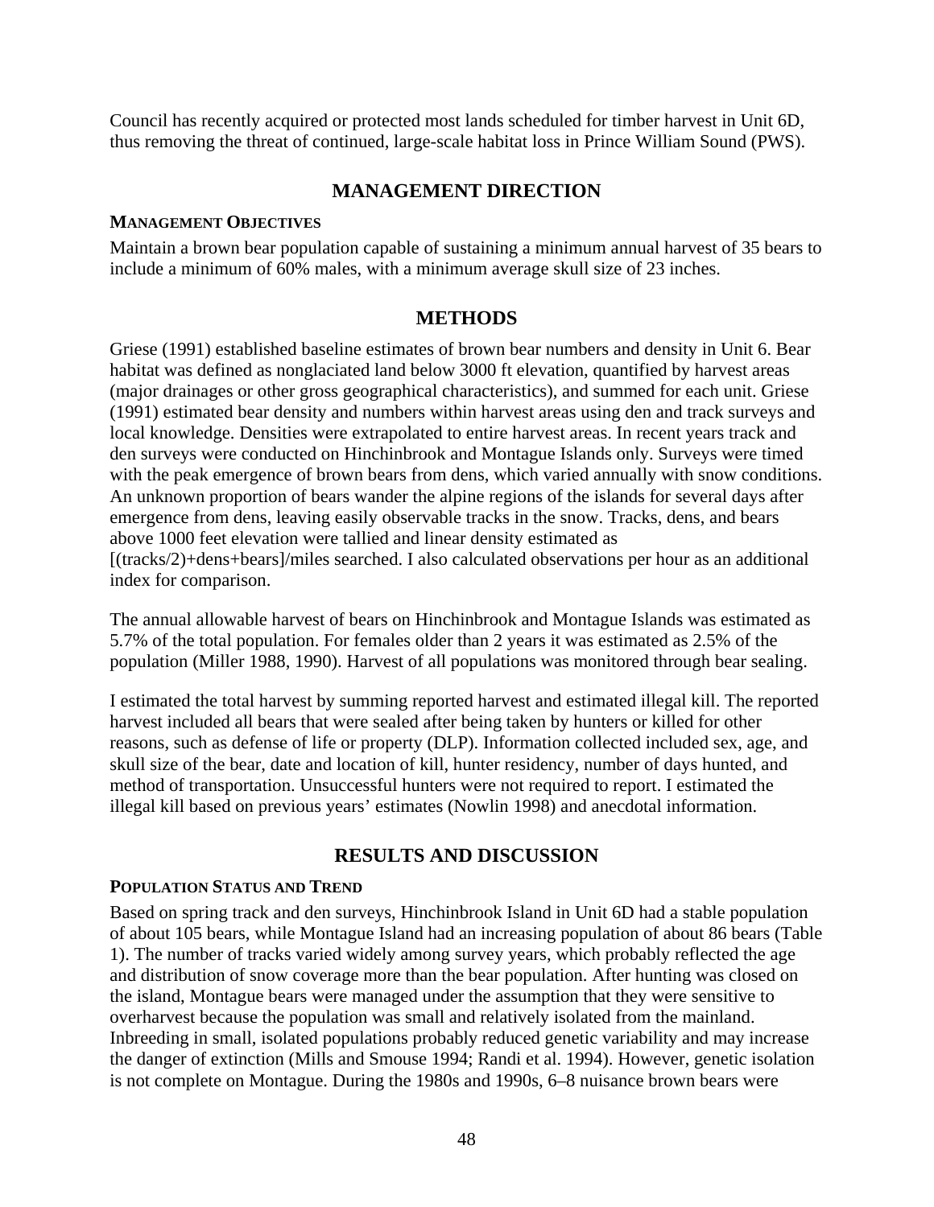Council has recently acquired or protected most lands scheduled for timber harvest in Unit 6D, thus removing the threat of continued, large-scale habitat loss in Prince William Sound (PWS).

## MANAGEMENT DIRECTION

### MANAGEMENT OBJECTIVES

Maintain a brown bear population capable of sustaining a minimum annual harvest of 35 bears to include a minimum of 60% males, with a minimum average skull size of 23 inches.

## METHODS

Griese (1991) established baseline estimates of brown bear numbers and density in Unit 6. Bear habitat was defined as nonglaciated land below 3000 ft elevation, quantified by harvest areas (major drainages or other gross geographical characteristics), and summed for each unit. Griese (1991) estimated bear density and numbers within harvest areas using den and track surveys and local knowledge. Densities were extrapolated to entire harvest areas. In recent years track and den surveys were conducted on Hinchinbrook and Montague Islands only. Surveys were timed with the peak emergence of brown bears from dens, which varied annually with snow conditions. An unknown proportion of bears wander the alpine regions of the islands for several days after emergence from dens, leaving easily observable tracks in the snow. Tracks, dens, and bears above 1000 feet elevation were tallied and linear density estimated as [(tracks/2)+dens+bears]/miles searched. I also calculated observations per hour as an additional index for comparison.

The annual allowable harvest of bears on Hinchinbrook and Montague Islands was estimated as 5.7% of the total population. For females older than 2 years it was estimated as 2.5% of the population (Miller 1988, 1990). Harvest of all populations was monitored through bear sealing.

I estimated the total harvest by summing reported harvest and estimated illegal kill. The reported harvest included all bears that were sealed after being taken by hunters or killed for other reasons, such as defense of life or property (DLP). Information collected included sex, age, and skull size of the bear, date and location of kill, hunter residency, number of days hunted, and method of transportation. Unsuccessful hunters were not required to report. I estimated the illegal kill based on previous years' estimates (Nowlin 1998) and anecdotal information.

## RESULTS AND DISCUSSION

### POPULATION STATUS AND TREND

Based on spring track and den surveys, Hinchinbrook Island in Unit 6D had a stable population of about 105 bears, while Montague Island had an increasing population of about 86 bears (Table 1). The number of tracks varied widely among survey years, which probably reflected the age and distribution of snow coverage more than the bear population. After hunting was closed on the island, Montague bears were managed under the assumption that they were sensitive to overharvest because the population was small and relatively isolated from the mainland. Inbreeding in small, isolated populations probably reduced genetic variability and may increase the danger of extinction (Mills and Smouse 1994; Randi et al. 1994). However, genetic isolation is not complete on Montague. During the 1980s and 1990s, 6–8 nuisance brown bears were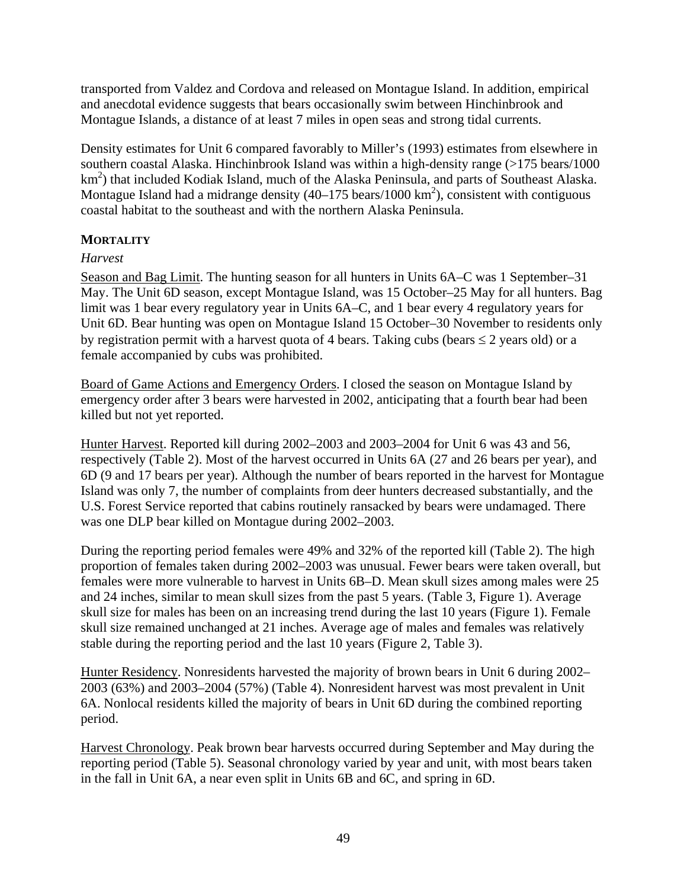transported from Valdez and Cordova and released on Montague Island. In addition, empirical and anecdotal evidence suggests that bears occasionally swim between Hinchinbrook and Montague Islands, a distance of at least 7 miles in open seas and strong tidal currents.

Density estimates for Unit 6 compared favorably to Miller's (1993) estimates from elsewhere in southern coastal Alaska. Hinchinbrook Island was within a high-density range (>175 bears/1000 $km^2$) that included Kodiak Island, much of the Alaska Peninsula, and parts of Southeast Alaska. Montague Island had a midrange density (40–175 bears/1000 $km^2$), consistent with contiguous coastal habitat to the southeast and with the northern Alaska Peninsula.

## MORTALITY

*Harvest*

Season and Bag Limit. The hunting season for all hunters in Units 6A–C was 1 September–31 May. The Unit 6D season, except Montague Island, was 15 October–25 May for all hunters. Bag limit was 1 bear every regulatory year in Units 6A–C, and 1 bear every 4 regulatory years for Unit 6D. Bear hunting was open on Montague Island 15 October–30 November to residents only by registration permit with a harvest quota of 4 bears. Taking cubs (bears $\leq$ 2 years old) or a female accompanied by cubs was prohibited.

Board of Game Actions and Emergency Orders. I closed the season on Montague Island by emergency order after 3 bears were harvested in 2002, anticipating that a fourth bear had been killed but not yet reported.

Hunter Harvest. Reported kill during 2002–2003 and 2003–2004 for Unit 6 was 43 and 56, respectively (Table 2). Most of the harvest occurred in Units 6A (27 and 26 bears per year), and 6D (9 and 17 bears per year). Although the number of bears reported in the harvest for Montague Island was only 7, the number of complaints from deer hunters decreased substantially, and the U.S. Forest Service reported that cabins routinely ransacked by bears were undamaged. There was one DLP bear killed on Montague during 2002–2003.

During the reporting period females were 49% and 32% of the reported kill (Table 2). The high proportion of females taken during 2002–2003 was unusual. Fewer bears were taken overall, but females were more vulnerable to harvest in Units 6B–D. Mean skull sizes among males were 25 and 24 inches, similar to mean skull sizes from the past 5 years. (Table 3, Figure 1). Average skull size for males has been on an increasing trend during the last 10 years (Figure 1). Female skull size remained unchanged at 21 inches. Average age of males and females was relatively stable during the reporting period and the last 10 years (Figure 2, Table 3).

Hunter Residency. Nonresidents harvested the majority of brown bears in Unit 6 during 2002–2003 (63%) and 2003–2004 (57%) (Table 4). Nonresident harvest was most prevalent in Unit 6A. Nonlocal residents killed the majority of bears in Unit 6D during the combined reporting period.

Harvest Chronology. Peak brown bear harvests occurred during September and May during the reporting period (Table 5). Seasonal chronology varied by year and unit, with most bears taken in the fall in Unit 6A, a near even split in Units 6B and 6C, and spring in 6D.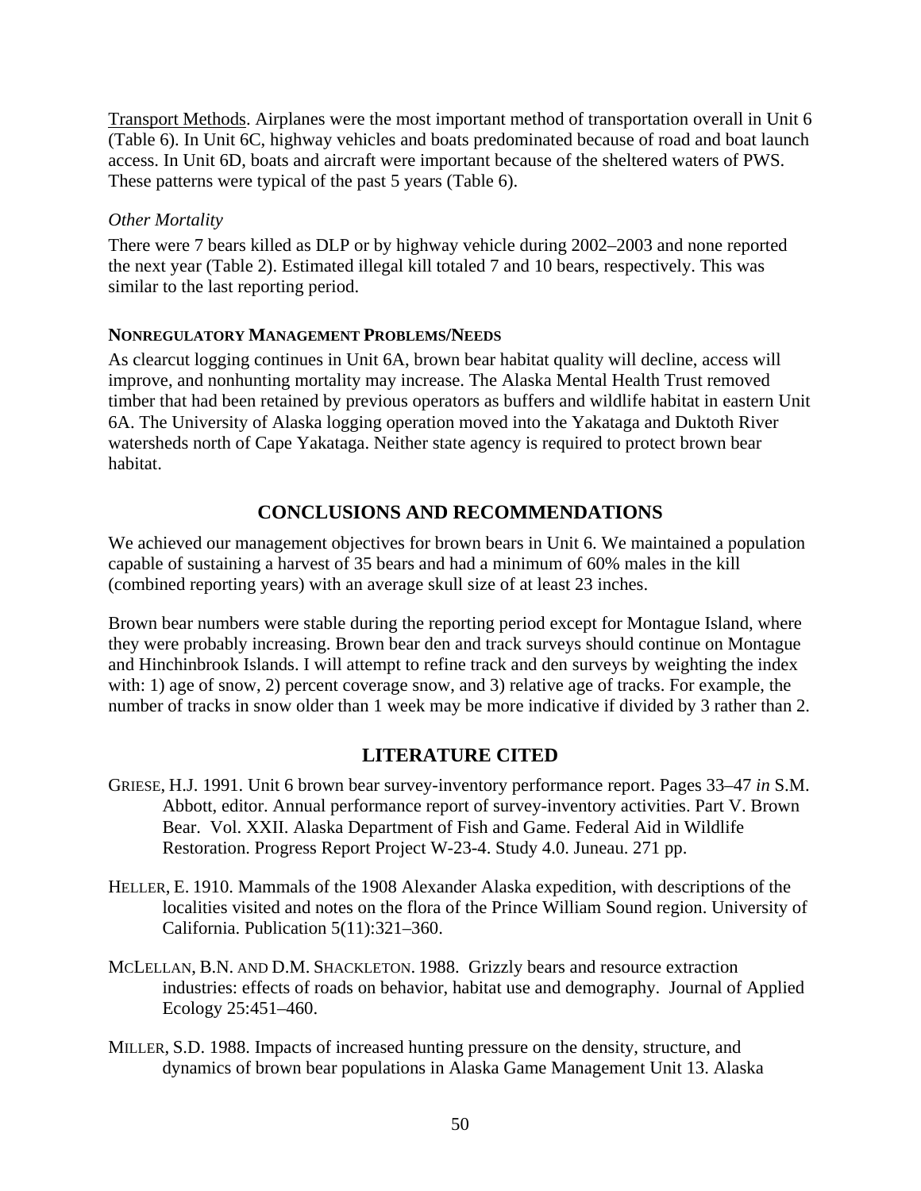Transport Methods. Airplanes were the most important method of transportation overall in Unit 6 (Table 6). In Unit 6C, highway vehicles and boats predominated because of road and boat launch access. In Unit 6D, boats and aircraft were important because of the sheltered waters of PWS. These patterns were typical of the past 5 years (Table 6).

*Other Mortality*

There were 7 bears killed as DLP or by highway vehicle during 2002–2003 and none reported the next year (Table 2). Estimated illegal kill totaled 7 and 10 bears, respectively. This was similar to the last reporting period.

### NONREGULATORY MANAGEMENT PROBLEMS/NEEDS

As clearcut logging continues in Unit 6A, brown bear habitat quality will decline, access will improve, and nonhunting mortality may increase. The Alaska Mental Health Trust removed timber that had been retained by previous operators as buffers and wildlife habitat in eastern Unit 6A. The University of Alaska logging operation moved into the Yakataga and Duktoth River watersheds north of Cape Yakataga. Neither state agency is required to protect brown bear habitat.

## CONCLUSIONS AND RECOMMENDATIONS

We achieved our management objectives for brown bears in Unit 6. We maintained a population capable of sustaining a harvest of 35 bears and had a minimum of 60% males in the kill (combined reporting years) with an average skull size of at least 23 inches.

Brown bear numbers were stable during the reporting period except for Montague Island, where they were probably increasing. Brown bear den and track surveys should continue on Montague and Hinchinbrook Islands. I will attempt to refine track and den surveys by weighting the index with: 1) age of snow, 2) percent coverage snow, and 3) relative age of tracks. For example, the number of tracks in snow older than 1 week may be more indicative if divided by 3 rather than 2.

## LITERATURE CITED

GRIESE, H.J. 1991. Unit 6 brown bear survey-inventory performance report. Pages 33–47 *in* S.M. Abbott, editor. Annual performance report of survey-inventory activities. Part V. Brown Bear. Vol. XXII. Alaska Department of Fish and Game. Federal Aid in Wildlife Restoration. Progress Report Project W-23-4. Study 4.0. Juneau. 271 pp.

HELLER, E. 1910. Mammals of the 1908 Alexander Alaska expedition, with descriptions of the localities visited and notes on the flora of the Prince William Sound region. University of California. Publication 5(11):321–360.

MCLELLAN, B.N. AND D.M. SHACKLETON. 1988. Grizzly bears and resource extraction industries: effects of roads on behavior, habitat use and demography. Journal of Applied Ecology 25:451–460.

MILLER, S.D. 1988. Impacts of increased hunting pressure on the density, structure, and dynamics of brown bear populations in Alaska Game Management Unit 13. Alaska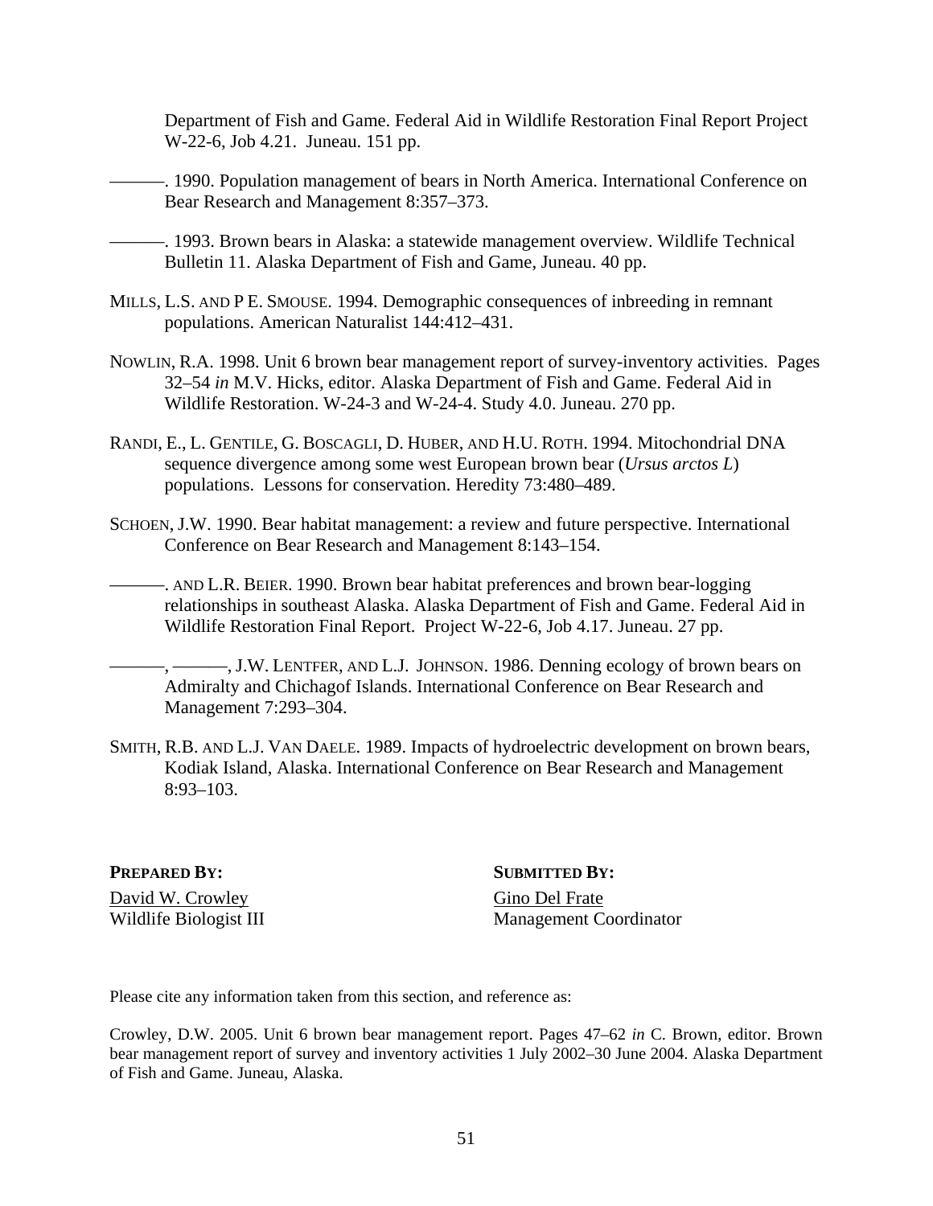Department of Fish and Game. Federal Aid in Wildlife Restoration Final Report Project W-22-6, Job 4.21. Juneau. 151 pp.

———. 1990. Population management of bears in North America. International Conference on Bear Research and Management 8:357–373.

———. 1993. Brown bears in Alaska: a statewide management overview. Wildlife Technical Bulletin 11. Alaska Department of Fish and Game, Juneau. 40 pp.

MILLS, L.S. AND P E. SMOUSE. 1994. Demographic consequences of inbreeding in remnant populations. American Naturalist 144:412–431.

NOWLIN, R.A. 1998. Unit 6 brown bear management report of survey-inventory activities. Pages 32–54 *in* M.V. Hicks, editor. Alaska Department of Fish and Game. Federal Aid in Wildlife Restoration. W-24-3 and W-24-4. Study 4.0. Juneau. 270 pp.

RANDI, E., L. GENTILE, G. BOSCAGLI, D. HUBER, AND H.U. ROTH. 1994. Mitochondrial DNA sequence divergence among some west European brown bear (*Ursus arctos L*) populations. Lessons for conservation. Heredity 73:480–489.

SCHOEN, J.W. 1990. Bear habitat management: a review and future perspective. International Conference on Bear Research and Management 8:143–154.

———. AND L.R. BEIER. 1990. Brown bear habitat preferences and brown bear-logging relationships in southeast Alaska. Alaska Department of Fish and Game. Federal Aid in Wildlife Restoration Final Report. Project W-22-6, Job 4.17. Juneau. 27 pp.

———, ———, J.W. LENTFER, AND L.J. JOHNSON. 1986. Denning ecology of brown bears on Admiralty and Chichagof Islands. International Conference on Bear Research and Management 7:293–304.

SMITH, R.B. AND L.J. VAN DAELE. 1989. Impacts of hydroelectric development on brown bears, Kodiak Island, Alaska. International Conference on Bear Research and Management 8:93–103.

**PREPARED BY:**
David W. Crowley
Wildlife Biologist III

**SUBMITTED BY:**
Gino Del Frate
Management Coordinator

Please cite any information taken from this section, and reference as:

Crowley, D.W. 2005. Unit 6 brown bear management report. Pages 47–62 *in* C. Brown, editor. Brown bear management report of survey and inventory activities 1 July 2002–30 June 2004. Alaska Department of Fish and Game. Juneau, Alaska.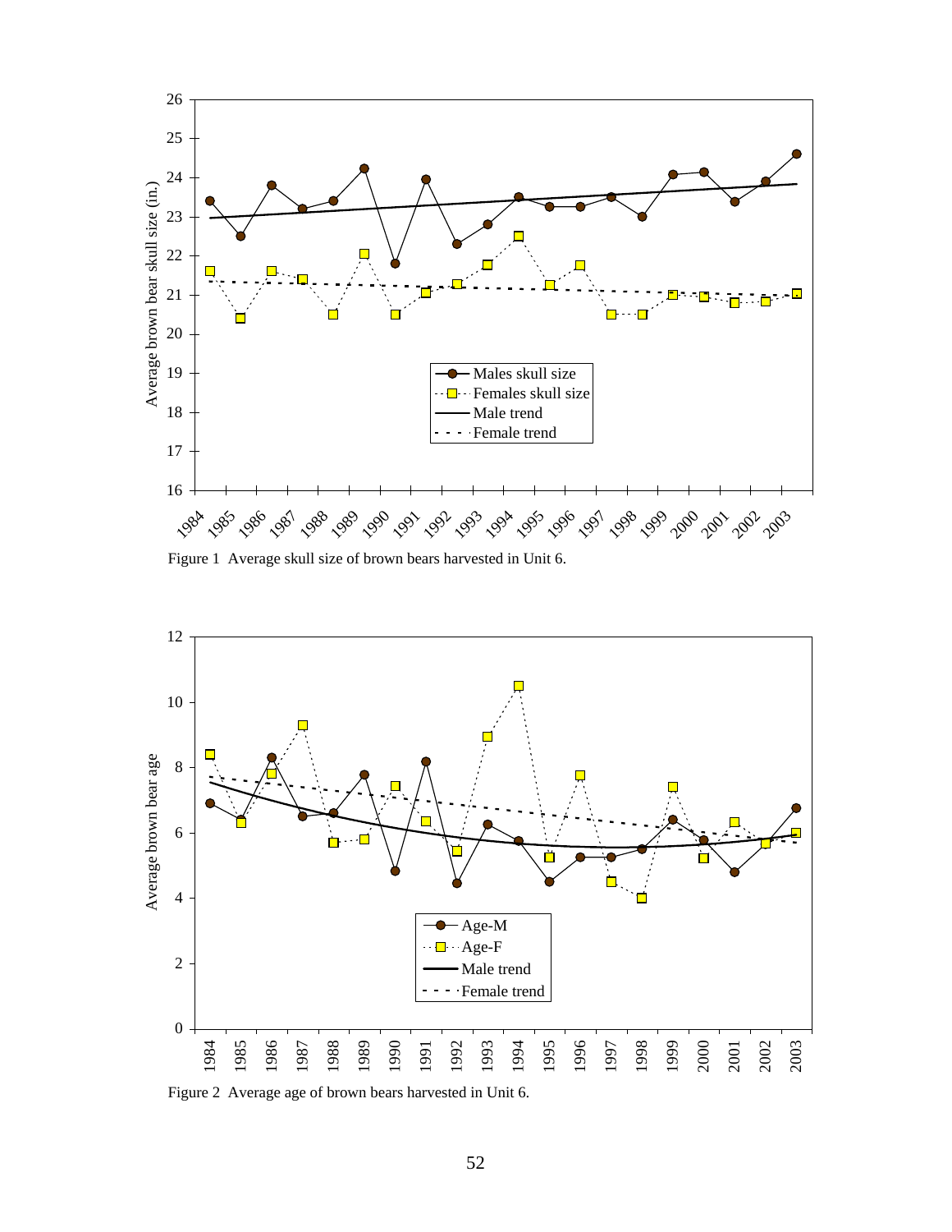Figure 1 Average skull size of brown bears harvested in Unit 6.

Figure 2 Average age of brown bears harvested in Unit 6.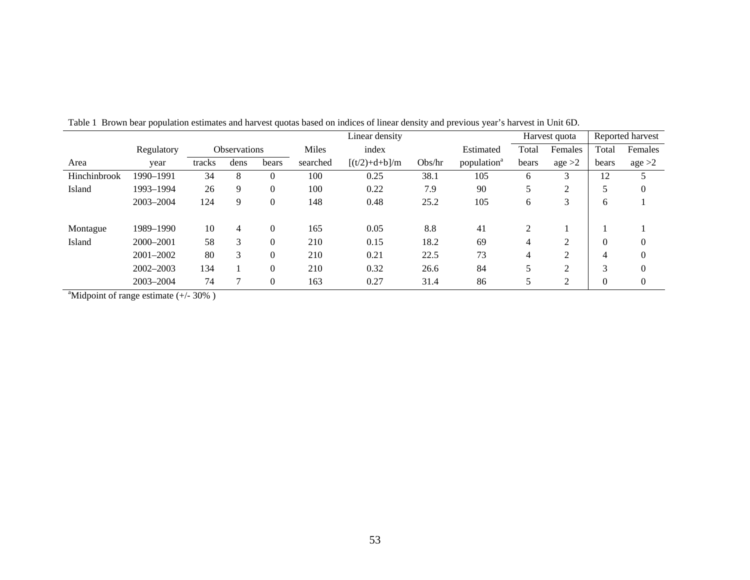Table 1 Brown bear population estimates and harvest quotas based on indices of linear density and previous year's harvest in Unit 6D.

| Area | Regulatory year | Observations | | | Miles searched | Linear density index [(t/2)+d+b]/m | Obs/hr | Estimated population[a] | Harvest quota | | Reported harvest | |
|---|---|---|---|---|---|---|---|---|---|---|---|---|
| | | tracks | dens | bears | | | | | Total bears | Females age >2 | Total bears | Females age >2 |
| Hinchinbrook Island | 1990–1991 | 34 | 8 | 0 | 100 | 0.25 | 38.1 | 105 | 6 | 3 | 12 | 5 |
| | 1993–1994 | 26 | 9 | 0 | 100 | 0.22 | 7.9 | 90 | 5 | 2 | 5 | 0 |
| | 2003–2004 | 124 | 9 | 0 | 148 | 0.48 | 25.2 | 105 | 6 | 3 | 6 | 1 |
| Montague Island | 1989–1990 | 10 | 4 | 0 | 165 | 0.05 | 8.8 | 41 | 2 | 1 | 1 | 1 |
| | 2000–2001 | 58 | 3 | 0 | 210 | 0.15 | 18.2 | 69 | 4 | 2 | 0 | 0 |
| | 2001–2002 | 80 | 3 | 0 | 210 | 0.21 | 22.5 | 73 | 4 | 2 | 4 | 0 |
| | 2002–2003 | 134 | 1 | 0 | 210 | 0.32 | 26.6 | 84 | 5 | 2 | 3 | 0 |
| | 2003–2004 | 74 | 7 | 0 | 163 | 0.27 | 31.4 | 86 | 5 | 2 | 0 | 0 |

[a]Midpoint of range estimate (+/- 30% )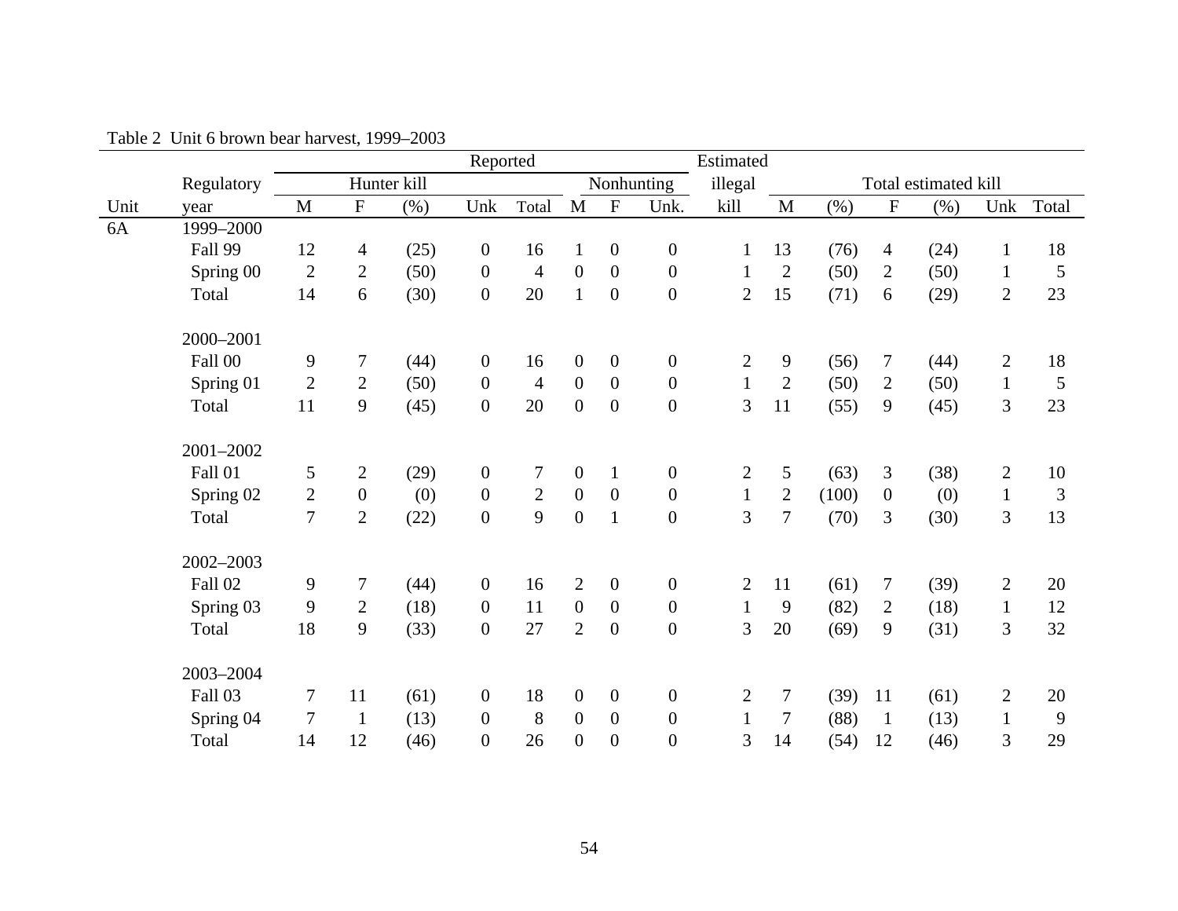Table 2 Unit 6 brown bear harvest, 1999–2003

| | | Reported | | | | | | | | Estimated | Total estimated kill | | | | | |
|---|---|---|---|---|---|---|---|---|---|---|---|---|---|---|---|---|
| | Regulatory | Hunter kill | | | | | Nonhunting | | | illegal | | | | | | |
| Unit | year | M | F | (%) | Unk | Total | M | F | Unk. | kill | M | (%) | F | (%) | Unk | Total |
| 6A | 1999–2000 | | | | | | | | | | | | | | | |
| | Fall 99 | 12 | 4 | (25) | 0 | 16 | 1 | 0 | 0 | 1 | 13 | (76) | 4 | (24) | 1 | 18 |
| | Spring 00 | 2 | 2 | (50) | 0 | 4 | 0 | 0 | 0 | 1 | 2 | (50) | 2 | (50) | 1 | 5 |
| | Total | 14 | 6 | (30) | 0 | 20 | 1 | 0 | 0 | 2 | 15 | (71) | 6 | (29) | 2 | 23 |
| | 2000–2001 | | | | | | | | | | | | | | | |
| | Fall 00 | 9 | 7 | (44) | 0 | 16 | 0 | 0 | 0 | 2 | 9 | (56) | 7 | (44) | 2 | 18 |
| | Spring 01 | 2 | 2 | (50) | 0 | 4 | 0 | 0 | 0 | 1 | 2 | (50) | 2 | (50) | 1 | 5 |
| | Total | 11 | 9 | (45) | 0 | 20 | 0 | 0 | 0 | 3 | 11 | (55) | 9 | (45) | 3 | 23 |
| | 2001–2002 | | | | | | | | | | | | | | | |
| | Fall 01 | 5 | 2 | (29) | 0 | 7 | 0 | 1 | 0 | 2 | 5 | (63) | 3 | (38) | 2 | 10 |
| | Spring 02 | 2 | 0 | (0) | 0 | 2 | 0 | 0 | 0 | 1 | 2 | (100) | 0 | (0) | 1 | 3 |
| | Total | 7 | 2 | (22) | 0 | 9 | 0 | 1 | 0 | 3 | 7 | (70) | 3 | (30) | 3 | 13 |
| | 2002–2003 | | | | | | | | | | | | | | | |
| | Fall 02 | 9 | 7 | (44) | 0 | 16 | 2 | 0 | 0 | 2 | 11 | (61) | 7 | (39) | 2 | 20 |
| | Spring 03 | 9 | 2 | (18) | 0 | 11 | 0 | 0 | 0 | 1 | 9 | (82) | 2 | (18) | 1 | 12 |
| | Total | 18 | 9 | (33) | 0 | 27 | 2 | 0 | 0 | 3 | 20 | (69) | 9 | (31) | 3 | 32 |
| | 2003–2004 | | | | | | | | | | | | | | | |
| | Fall 03 | 7 | 11 | (61) | 0 | 18 | 0 | 0 | 0 | 2 | 7 | (39) | 11 | (61) | 2 | 20 |
| | Spring 04 | 7 | 1 | (13) | 0 | 8 | 0 | 0 | 0 | 1 | 7 | (88) | 1 | (13) | 1 | 9 |
| | Total | 14 | 12 | (46) | 0 | 26 | 0 | 0 | 0 | 3 | 14 | (54) | 12 | (46) | 3 | 29 |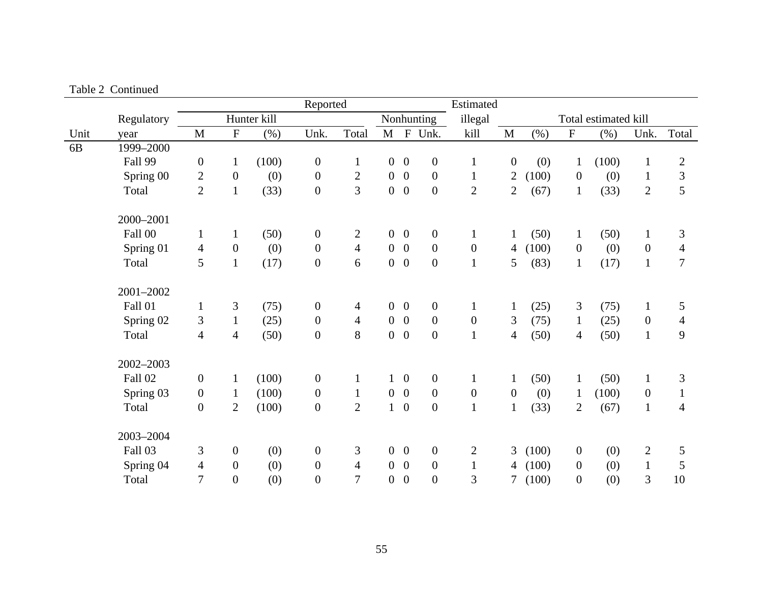Table 2 Continued

| Unit | Regulatory year | Reported Hunter kill M | F | (%) | Unk. | Total | Nonhunting M | F | Unk. | Estimated illegal kill | Total estimated kill M | (%) | F | (%) | Unk. | Total |
|---|---|---|---|---|---|---|---|---|---|---|---|---|---|---|---|---|
| 6B | 1999–2000 | | | | | | | | | | | | | | | |
| | Fall 99 | 0 | 1 | (100) | 0 | 1 | 0 | 0 | 0 | 1 | 0 | (0) | 1 | (100) | 1 | 2 |
| | Spring 00 | 2 | 0 | (0) | 0 | 2 | 0 | 0 | 0 | 1 | 2 | (100) | 0 | (0) | 1 | 3 |
| | Total | 2 | 1 | (33) | 0 | 3 | 0 | 0 | 0 | 2 | 2 | (67) | 1 | (33) | 2 | 5 |
| | 2000–2001 | | | | | | | | | | | | | | | |
| | Fall 00 | 1 | 1 | (50) | 0 | 2 | 0 | 0 | 0 | 1 | 1 | (50) | 1 | (50) | 1 | 3 |
| | Spring 01 | 4 | 0 | (0) | 0 | 4 | 0 | 0 | 0 | 0 | 4 | (100) | 0 | (0) | 0 | 4 |
| | Total | 5 | 1 | (17) | 0 | 6 | 0 | 0 | 0 | 1 | 5 | (83) | 1 | (17) | 1 | 7 |
| | 2001–2002 | | | | | | | | | | | | | | | |
| | Fall 01 | 1 | 3 | (75) | 0 | 4 | 0 | 0 | 0 | 1 | 1 | (25) | 3 | (75) | 1 | 5 |
| | Spring 02 | 3 | 1 | (25) | 0 | 4 | 0 | 0 | 0 | 0 | 3 | (75) | 1 | (25) | 0 | 4 |
| | Total | 4 | 4 | (50) | 0 | 8 | 0 | 0 | 0 | 1 | 4 | (50) | 4 | (50) | 1 | 9 |
| | 2002–2003 | | | | | | | | | | | | | | | |
| | Fall 02 | 0 | 1 | (100) | 0 | 1 | 1 | 0 | 0 | 1 | 1 | (50) | 1 | (50) | 1 | 3 |
| | Spring 03 | 0 | 1 | (100) | 0 | 1 | 0 | 0 | 0 | 0 | 0 | (0) | 1 | (100) | 0 | 1 |
| | Total | 0 | 2 | (100) | 0 | 2 | 1 | 0 | 0 | 1 | 1 | (33) | 2 | (67) | 1 | 4 |
| | 2003–2004 | | | | | | | | | | | | | | | |
| | Fall 03 | 3 | 0 | (0) | 0 | 3 | 0 | 0 | 0 | 2 | 3 | (100) | 0 | (0) | 2 | 5 |
| | Spring 04 | 4 | 0 | (0) | 0 | 4 | 0 | 0 | 0 | 1 | 4 | (100) | 0 | (0) | 1 | 5 |
| | Total | 7 | 0 | (0) | 0 | 7 | 0 | 0 | 0 | 3 | 7 | (100) | 0 | (0) | 3 | 10 |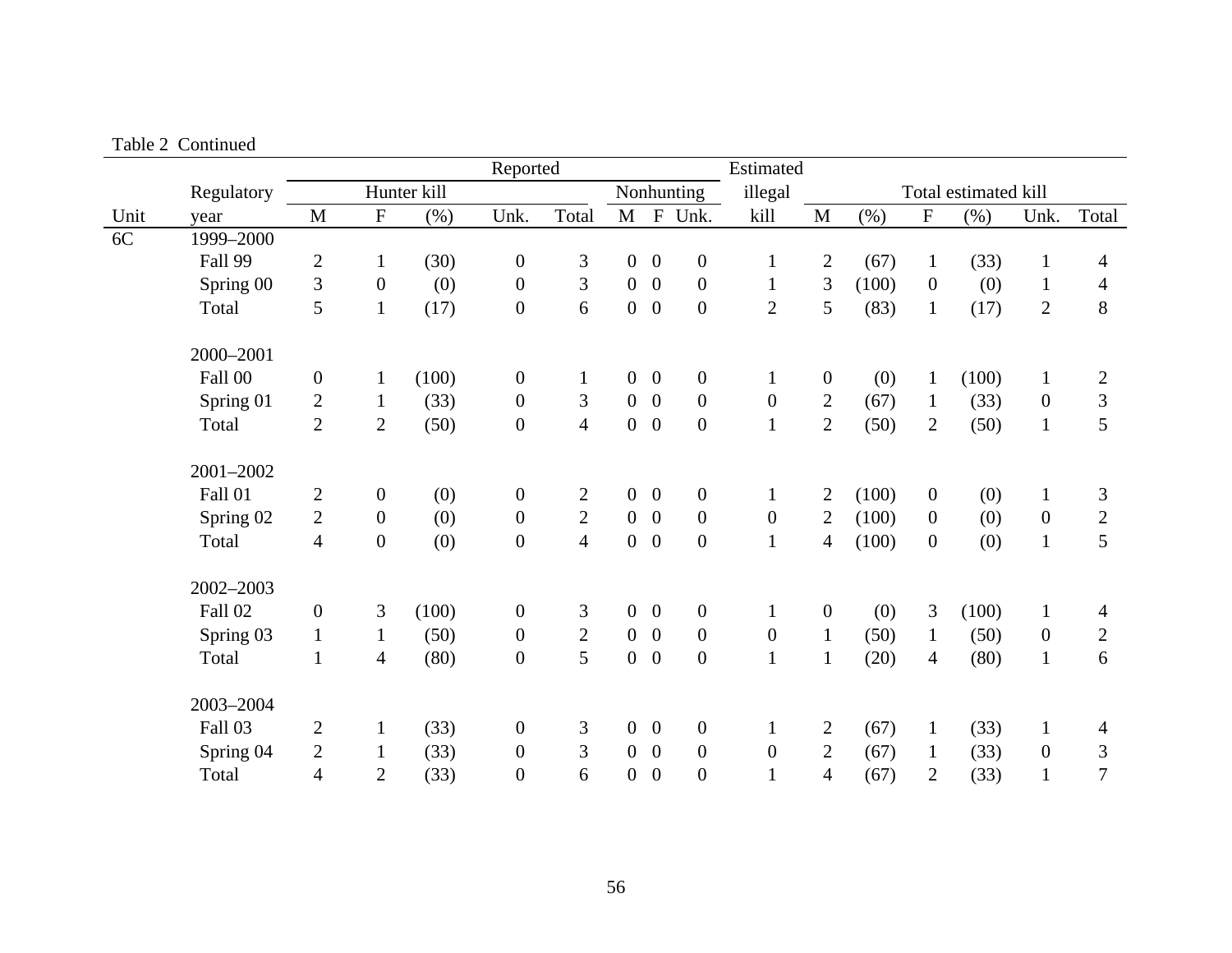Table 2 Continued

| Unit | Regulatory year | Reported | | | | | | | | Estimated illegal kill | Total estimated kill | | | | | |
|---|---|---|---|---|---|---|---|---|---|---|---|---|---|---|---|---|
| | | Hunter kill | | | | | Nonhunting | | | | | | | | | |
| | | M | F | (%) | Unk. | Total | M | F | Unk. | | M | (%) | F | (%) | Unk. | Total |
| 6C | 1999–2000 | | | | | | | | | | | | | | | |
| | Fall 99 | 2 | 1 | (30) | 0 | 3 | 0 | 0 | 0 | 1 | 2 | (67) | 1 | (33) | 1 | 4 |
| | Spring 00 | 3 | 0 | (0) | 0 | 3 | 0 | 0 | 0 | 1 | 3 | (100) | 0 | (0) | 1 | 4 |
| | Total | 5 | 1 | (17) | 0 | 6 | 0 | 0 | 0 | 2 | 5 | (83) | 1 | (17) | 2 | 8 |
| | 2000–2001 | | | | | | | | | | | | | | | |
| | Fall 00 | 0 | 1 | (100) | 0 | 1 | 0 | 0 | 0 | 1 | 0 | (0) | 1 | (100) | 1 | 2 |
| | Spring 01 | 2 | 1 | (33) | 0 | 3 | 0 | 0 | 0 | 0 | 2 | (67) | 1 | (33) | 0 | 3 |
| | Total | 2 | 2 | (50) | 0 | 4 | 0 | 0 | 0 | 1 | 2 | (50) | 2 | (50) | 1 | 5 |
| | 2001–2002 | | | | | | | | | | | | | | | |
| | Fall 01 | 2 | 0 | (0) | 0 | 2 | 0 | 0 | 0 | 1 | 2 | (100) | 0 | (0) | 1 | 3 |
| | Spring 02 | 2 | 0 | (0) | 0 | 2 | 0 | 0 | 0 | 0 | 2 | (100) | 0 | (0) | 0 | 2 |
| | Total | 4 | 0 | (0) | 0 | 4 | 0 | 0 | 0 | 1 | 4 | (100) | 0 | (0) | 1 | 5 |
| | 2002–2003 | | | | | | | | | | | | | | | |
| | Fall 02 | 0 | 3 | (100) | 0 | 3 | 0 | 0 | 0 | 1 | 0 | (0) | 3 | (100) | 1 | 4 |
| | Spring 03 | 1 | 1 | (50) | 0 | 2 | 0 | 0 | 0 | 0 | 1 | (50) | 1 | (50) | 0 | 2 |
| | Total | 1 | 4 | (80) | 0 | 5 | 0 | 0 | 0 | 1 | 1 | (20) | 4 | (80) | 1 | 6 |
| | 2003–2004 | | | | | | | | | | | | | | | |
| | Fall 03 | 2 | 1 | (33) | 0 | 3 | 0 | 0 | 0 | 1 | 2 | (67) | 1 | (33) | 1 | 4 |
| | Spring 04 | 2 | 1 | (33) | 0 | 3 | 0 | 0 | 0 | 0 | 2 | (67) | 1 | (33) | 0 | 3 |
| | Total | 4 | 2 | (33) | 0 | 6 | 0 | 0 | 0 | 1 | 4 | (67) | 2 | (33) | 1 | 7 |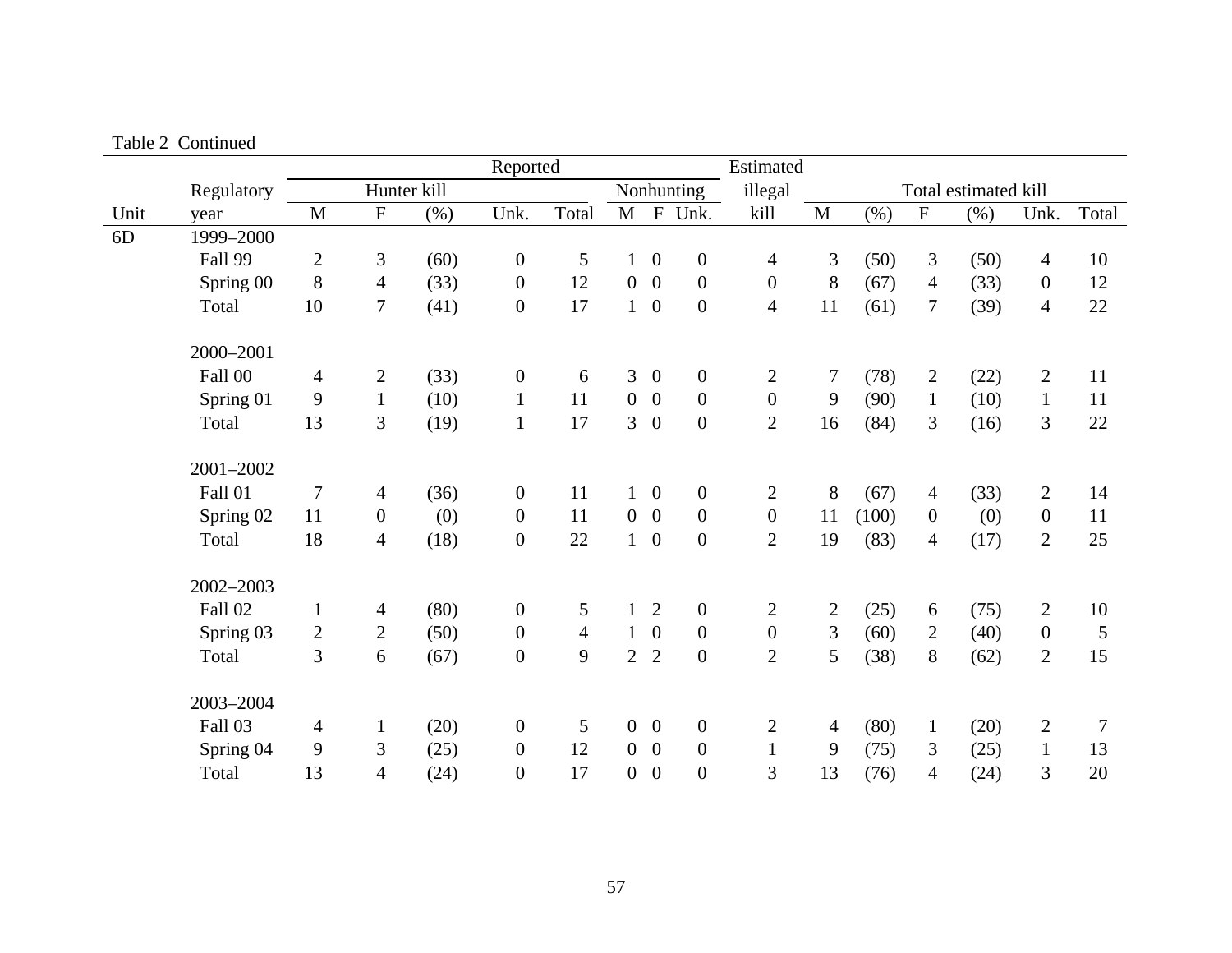Table 2 Continued

| Unit | Regulatory year | Reported | | | | | | | | Estimated illegal kill | Total estimated kill | | | | | |
|---|---|---|---|---|---|---|---|---|---|---|---|---|---|---|---|---|
| | | Hunter kill | | | | | Nonhunting | | | | | | | | | |
| | | M | F | (%) | Unk. | Total | M | F | Unk. | | M | (%) | F | (%) | Unk. | Total |
| 6D | 1999–2000 | | | | | | | | | | | | | | | |
| | Fall 99 | 2 | 3 | (60) | 0 | 5 | 1 | 0 | 0 | 4 | 3 | (50) | 3 | (50) | 4 | 10 |
| | Spring 00 | 8 | 4 | (33) | 0 | 12 | 0 | 0 | 0 | 0 | 8 | (67) | 4 | (33) | 0 | 12 |
| | Total | 10 | 7 | (41) | 0 | 17 | 1 | 0 | 0 | 4 | 11 | (61) | 7 | (39) | 4 | 22 |
| | 2000–2001 | | | | | | | | | | | | | | | |
| | Fall 00 | 4 | 2 | (33) | 0 | 6 | 3 | 0 | 0 | 2 | 7 | (78) | 2 | (22) | 2 | 11 |
| | Spring 01 | 9 | 1 | (10) | 1 | 11 | 0 | 0 | 0 | 0 | 9 | (90) | 1 | (10) | 1 | 11 |
| | Total | 13 | 3 | (19) | 1 | 17 | 3 | 0 | 0 | 2 | 16 | (84) | 3 | (16) | 3 | 22 |
| | 2001–2002 | | | | | | | | | | | | | | | |
| | Fall 01 | 7 | 4 | (36) | 0 | 11 | 1 | 0 | 0 | 2 | 8 | (67) | 4 | (33) | 2 | 14 |
| | Spring 02 | 11 | 0 | (0) | 0 | 11 | 0 | 0 | 0 | 0 | 11 | (100) | 0 | (0) | 0 | 11 |
| | Total | 18 | 4 | (18) | 0 | 22 | 1 | 0 | 0 | 2 | 19 | (83) | 4 | (17) | 2 | 25 |
| | 2002–2003 | | | | | | | | | | | | | | | |
| | Fall 02 | 1 | 4 | (80) | 0 | 5 | 1 | 2 | 0 | 2 | 2 | (25) | 6 | (75) | 2 | 10 |
| | Spring 03 | 2 | 2 | (50) | 0 | 4 | 1 | 0 | 0 | 0 | 3 | (60) | 2 | (40) | 0 | 5 |
| | Total | 3 | 6 | (67) | 0 | 9 | 2 | 2 | 0 | 2 | 5 | (38) | 8 | (62) | 2 | 15 |
| | 2003–2004 | | | | | | | | | | | | | | | |
| | Fall 03 | 4 | 1 | (20) | 0 | 5 | 0 | 0 | 0 | 2 | 4 | (80) | 1 | (20) | 2 | 7 |
| | Spring 04 | 9 | 3 | (25) | 0 | 12 | 0 | 0 | 0 | 1 | 9 | (75) | 3 | (25) | 1 | 13 |
| | Total | 13 | 4 | (24) | 0 | 17 | 0 | 0 | 0 | 3 | 13 | (76) | 4 | (24) | 3 | 20 |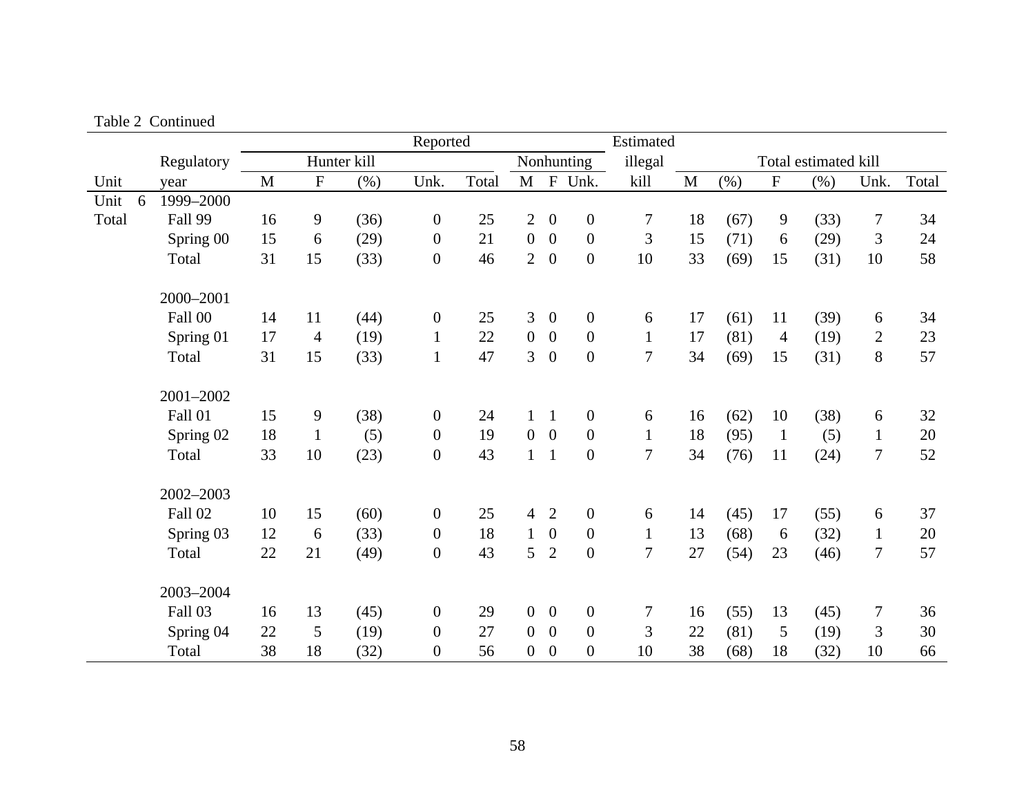Table 2 Continued

| Unit | Regulatory year | Reported Hunter kill M | F | (%) | Unk. | Total | Nonhunting M | F | Unk. | Estimated illegal kill | Total estimated kill M | (%) | F | (%) | Unk. | Total |
|---|---|---|---|---|---|---|---|---|---|---|---|---|---|---|---|---|
| Unit 6 | 1999–2000 | | | | | | | | | | | | | | | |
| Total | Fall 99 | 16 | 9 | (36) | 0 | 25 | 2 | 0 | 0 | 7 | 18 | (67) | 9 | (33) | 7 | 34 |
| | Spring 00 | 15 | 6 | (29) | 0 | 21 | 0 | 0 | 0 | 3 | 15 | (71) | 6 | (29) | 3 | 24 |
| | Total | 31 | 15 | (33) | 0 | 46 | 2 | 0 | 0 | 10 | 33 | (69) | 15 | (31) | 10 | 58 |
| | 2000–2001 | | | | | | | | | | | | | | | |
| | Fall 00 | 14 | 11 | (44) | 0 | 25 | 3 | 0 | 0 | 6 | 17 | (61) | 11 | (39) | 6 | 34 |
| | Spring 01 | 17 | 4 | (19) | 1 | 22 | 0 | 0 | 0 | 1 | 17 | (81) | 4 | (19) | 2 | 23 |
| | Total | 31 | 15 | (33) | 1 | 47 | 3 | 0 | 0 | 7 | 34 | (69) | 15 | (31) | 8 | 57 |
| | 2001–2002 | | | | | | | | | | | | | | | |
| | Fall 01 | 15 | 9 | (38) | 0 | 24 | 1 | 1 | 0 | 6 | 16 | (62) | 10 | (38) | 6 | 32 |
| | Spring 02 | 18 | 1 | (5) | 0 | 19 | 0 | 0 | 0 | 1 | 18 | (95) | 1 | (5) | 1 | 20 |
| | Total | 33 | 10 | (23) | 0 | 43 | 1 | 1 | 0 | 7 | 34 | (76) | 11 | (24) | 7 | 52 |
| | 2002–2003 | | | | | | | | | | | | | | | |
| | Fall 02 | 10 | 15 | (60) | 0 | 25 | 4 | 2 | 0 | 6 | 14 | (45) | 17 | (55) | 6 | 37 |
| | Spring 03 | 12 | 6 | (33) | 0 | 18 | 1 | 0 | 0 | 1 | 13 | (68) | 6 | (32) | 1 | 20 |
| | Total | 22 | 21 | (49) | 0 | 43 | 5 | 2 | 0 | 7 | 27 | (54) | 23 | (46) | 7 | 57 |
| | 2003–2004 | | | | | | | | | | | | | | | |
| | Fall 03 | 16 | 13 | (45) | 0 | 29 | 0 | 0 | 0 | 7 | 16 | (55) | 13 | (45) | 7 | 36 |
| | Spring 04 | 22 | 5 | (19) | 0 | 27 | 0 | 0 | 0 | 3 | 22 | (81) | 5 | (19) | 3 | 30 |
| | Total | 38 | 18 | (32) | 0 | 56 | 0 | 0 | 0 | 10 | 38 | (68) | 18 | (32) | 10 | 66 |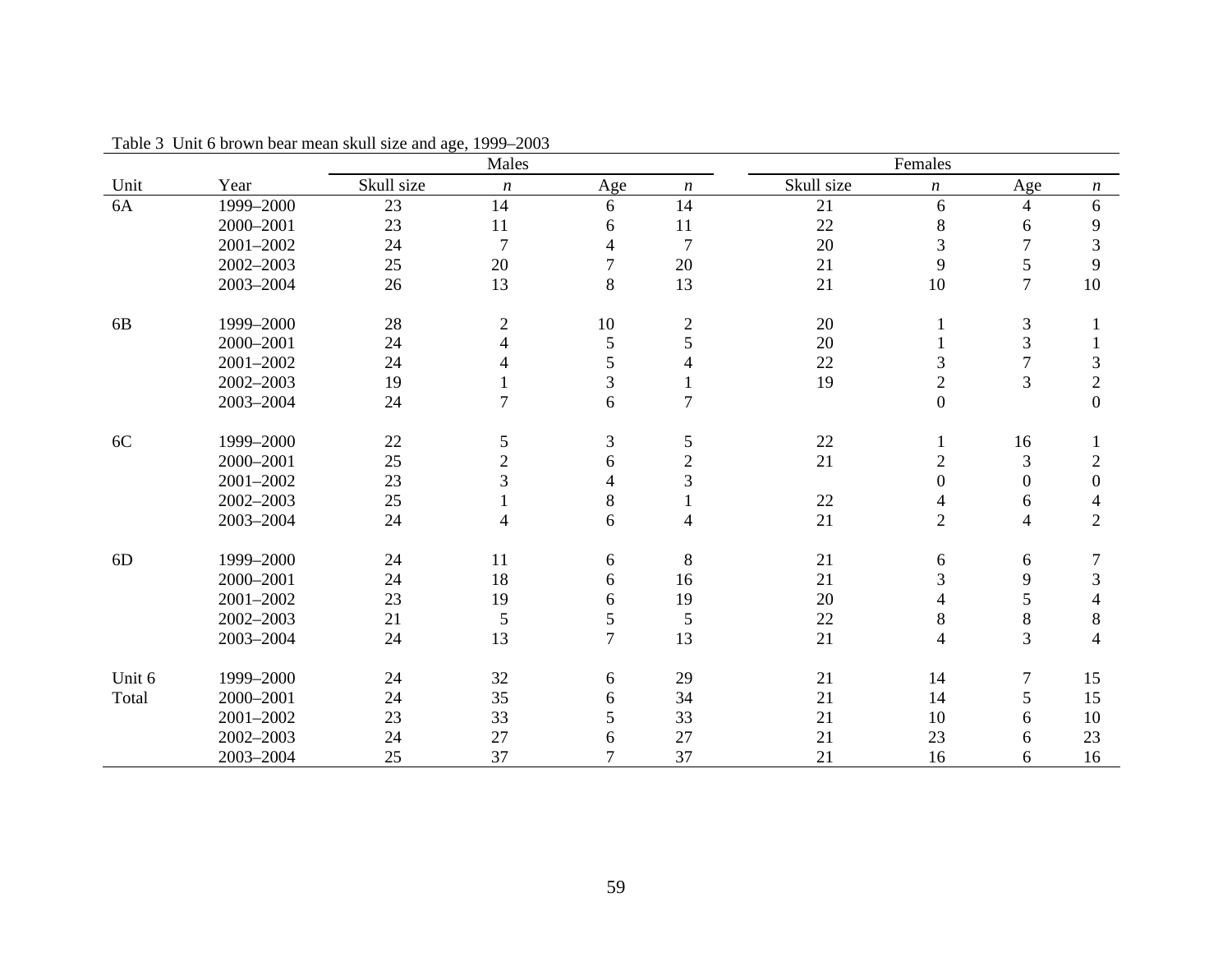Table 3 Unit 6 brown bear mean skull size and age, 1999–2003

| | | Males | | | | Females | | | |
|---|---|---|---|---|---|---|---|---|---|
| Unit | Year | Skull size | *n* | Age | *n* | Skull size | *n* | Age | *n* |
| 6A | 1999–2000 | 23 | 14 | 6 | 14 | 21 | 6 | 4 | 6 |
| | 2000–2001 | 23 | 11 | 6 | 11 | 22 | 8 | 6 | 9 |
| | 2001–2002 | 24 | 7 | 4 | 7 | 20 | 3 | 7 | 3 |
| | 2002–2003 | 25 | 20 | 7 | 20 | 21 | 9 | 5 | 9 |
| | 2003–2004 | 26 | 13 | 8 | 13 | 21 | 10 | 7 | 10 |
| 6B | 1999–2000 | 28 | 2 | 10 | 2 | 20 | 1 | 3 | 1 |
| | 2000–2001 | 24 | 4 | 5 | 5 | 20 | 1 | 3 | 1 |
| | 2001–2002 | 24 | 4 | 5 | 4 | 22 | 3 | 7 | 3 |
| | 2002–2003 | 19 | 1 | 3 | 1 | 19 | 2 | 3 | 2 |
| | 2003–2004 | 24 | 7 | 6 | 7 | | 0 | | 0 |
| 6C | 1999–2000 | 22 | 5 | 3 | 5 | 22 | 1 | 16 | 1 |
| | 2000–2001 | 25 | 2 | 6 | 2 | 21 | 2 | 3 | 2 |
| | 2001–2002 | 23 | 3 | 4 | 3 | | 0 | 0 | 0 |
| | 2002–2003 | 25 | 1 | 8 | 1 | 22 | 4 | 6 | 4 |
| | 2003–2004 | 24 | 4 | 6 | 4 | 21 | 2 | 4 | 2 |
| 6D | 1999–2000 | 24 | 11 | 6 | 8 | 21 | 6 | 6 | 7 |
| | 2000–2001 | 24 | 18 | 6 | 16 | 21 | 3 | 9 | 3 |
| | 2001–2002 | 23 | 19 | 6 | 19 | 20 | 4 | 5 | 4 |
| | 2002–2003 | 21 | 5 | 5 | 5 | 22 | 8 | 8 | 8 |
| | 2003–2004 | 24 | 13 | 7 | 13 | 21 | 4 | 3 | 4 |
| Unit 6 Total | 1999–2000 | 24 | 32 | 6 | 29 | 21 | 14 | 7 | 15 |
| | 2000–2001 | 24 | 35 | 6 | 34 | 21 | 14 | 5 | 15 |
| | 2001–2002 | 23 | 33 | 5 | 33 | 21 | 10 | 6 | 10 |
| | 2002–2003 | 24 | 27 | 6 | 27 | 21 | 23 | 6 | 23 |
| | 2003–2004 | 25 | 37 | 7 | 37 | 21 | 16 | 6 | 16 |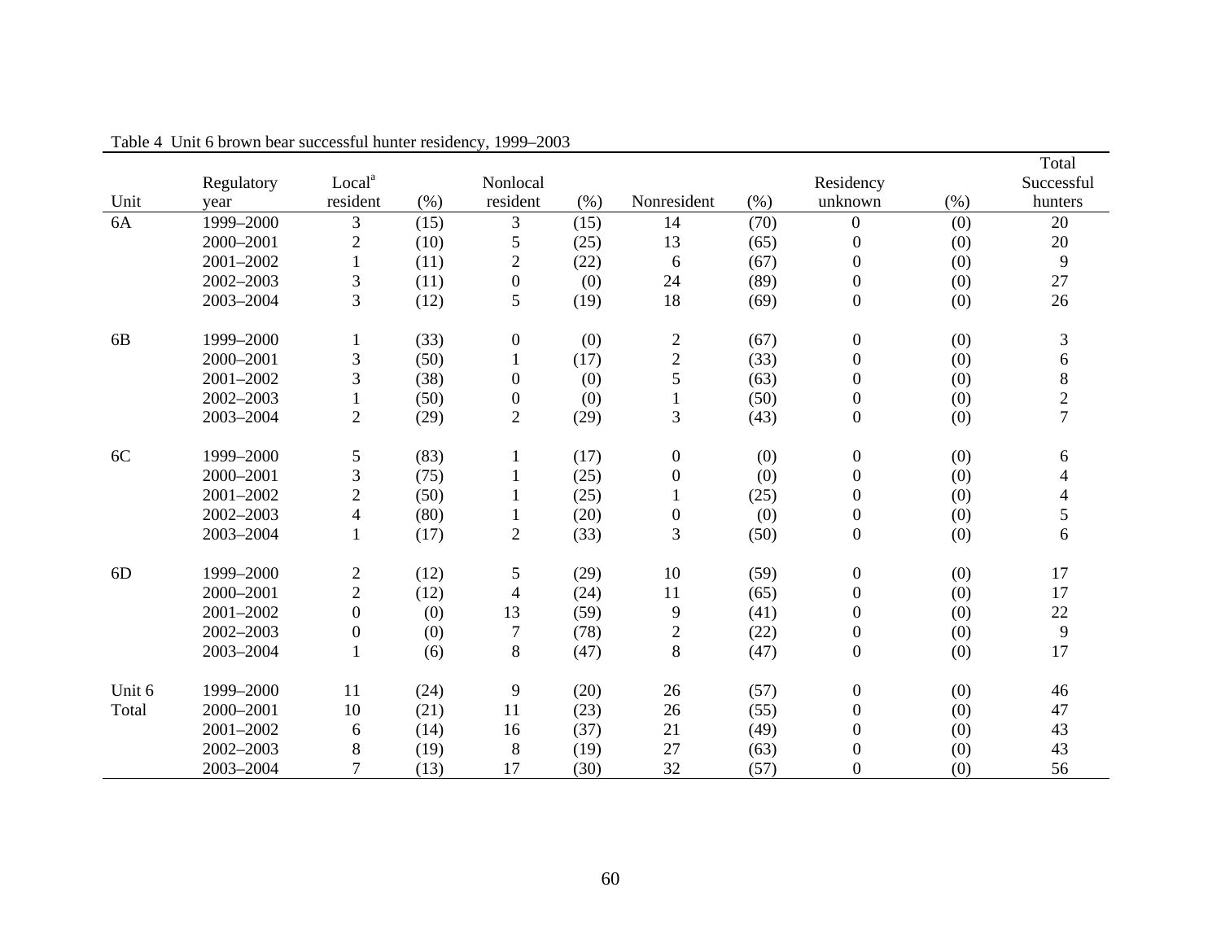Table 4 Unit 6 brown bear successful hunter residency, 1999–2003

| Unit | Regulatory year | Local[a] resident | (%) | Nonlocal resident | (%) | Nonresident | (%) | Residency unknown | (%) | Total Successful hunters |
|---|---|---|---|---|---|---|---|---|---|---|
| 6A | 1999–2000 | 3 | (15) | 3 | (15) | 14 | (70) | 0 | (0) | 20 |
| | 2000–2001 | 2 | (10) | 5 | (25) | 13 | (65) | 0 | (0) | 20 |
| | 2001–2002 | 1 | (11) | 2 | (22) | 6 | (67) | 0 | (0) | 9 |
| | 2002–2003 | 3 | (11) | 0 | (0) | 24 | (89) | 0 | (0) | 27 |
| | 2003–2004 | 3 | (12) | 5 | (19) | 18 | (69) | 0 | (0) | 26 |
| 6B | 1999–2000 | 1 | (33) | 0 | (0) | 2 | (67) | 0 | (0) | 3 |
| | 2000–2001 | 3 | (50) | 1 | (17) | 2 | (33) | 0 | (0) | 6 |
| | 2001–2002 | 3 | (38) | 0 | (0) | 5 | (63) | 0 | (0) | 8 |
| | 2002–2003 | 1 | (50) | 0 | (0) | 1 | (50) | 0 | (0) | 2 |
| | 2003–2004 | 2 | (29) | 2 | (29) | 3 | (43) | 0 | (0) | 7 |
| 6C | 1999–2000 | 5 | (83) | 1 | (17) | 0 | (0) | 0 | (0) | 6 |
| | 2000–2001 | 3 | (75) | 1 | (25) | 0 | (0) | 0 | (0) | 4 |
| | 2001–2002 | 2 | (50) | 1 | (25) | 1 | (25) | 0 | (0) | 4 |
| | 2002–2003 | 4 | (80) | 1 | (20) | 0 | (0) | 0 | (0) | 5 |
| | 2003–2004 | 1 | (17) | 2 | (33) | 3 | (50) | 0 | (0) | 6 |
| 6D | 1999–2000 | 2 | (12) | 5 | (29) | 10 | (59) | 0 | (0) | 17 |
| | 2000–2001 | 2 | (12) | 4 | (24) | 11 | (65) | 0 | (0) | 17 |
| | 2001–2002 | 0 | (0) | 13 | (59) | 9 | (41) | 0 | (0) | 22 |
| | 2002–2003 | 0 | (0) | 7 | (78) | 2 | (22) | 0 | (0) | 9 |
| | 2003–2004 | 1 | (6) | 8 | (47) | 8 | (47) | 0 | (0) | 17 |
| Unit 6 Total | 1999–2000 | 11 | (24) | 9 | (20) | 26 | (57) | 0 | (0) | 46 |
| | 2000–2001 | 10 | (21) | 11 | (23) | 26 | (55) | 0 | (0) | 47 |
| | 2001–2002 | 6 | (14) | 16 | (37) | 21 | (49) | 0 | (0) | 43 |
| | 2002–2003 | 8 | (19) | 8 | (19) | 27 | (63) | 0 | (0) | 43 |
| | 2003–2004 | 7 | (13) | 17 | (30) | 32 | (57) | 0 | (0) | 56 |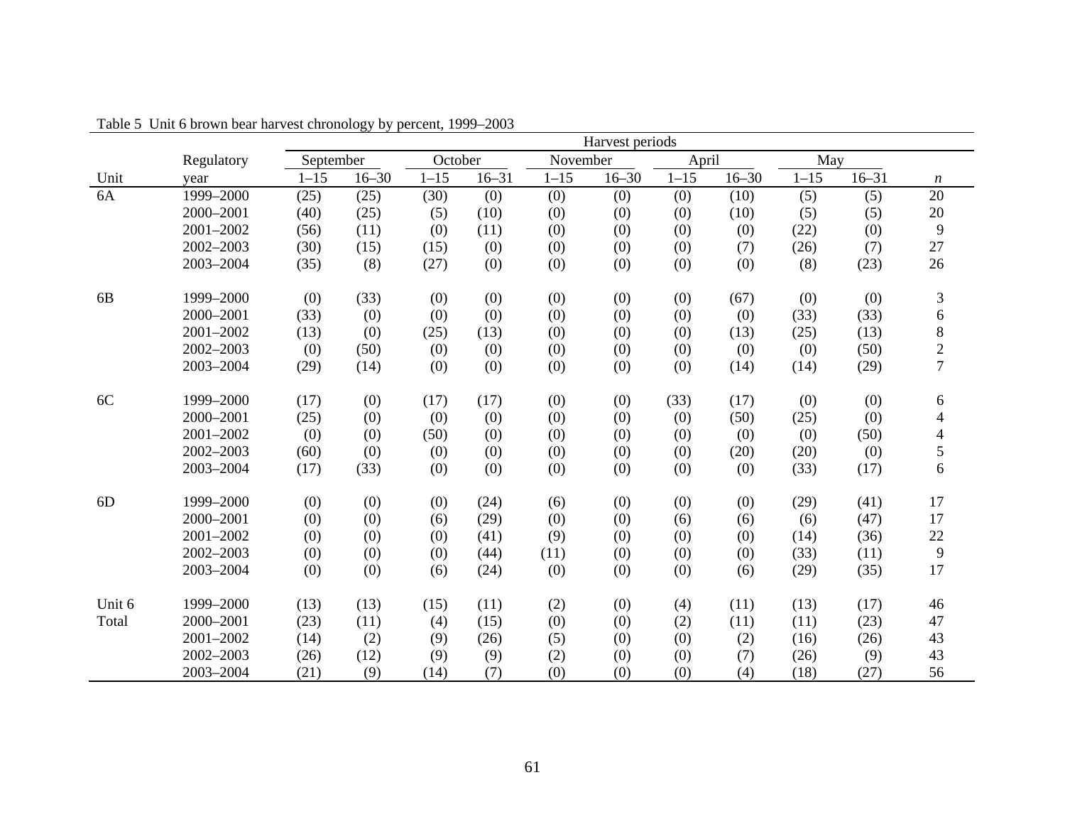Table 5 Unit 6 brown bear harvest chronology by percent, 1999–2003

| | | Harvest periods | | | | | | | | | | |
|---|---|---|---|---|---|---|---|---|---|---|---|---|
| | Regulatory | September | | October | | November | | April | | May | | |
| Unit | year | 1–15 | 16–30 | 1–15 | 16–31 | 1–15 | 16–30 | 1–15 | 16–30 | 1–15 | 16–31 | *n* |
| 6A | 1999–2000 | (25) | (25) | (30) | (0) | (0) | (0) | (0) | (10) | (5) | (5) | 20 |
| | 2000–2001 | (40) | (25) | (5) | (10) | (0) | (0) | (0) | (10) | (5) | (5) | 20 |
| | 2001–2002 | (56) | (11) | (0) | (11) | (0) | (0) | (0) | (0) | (22) | (0) | 9 |
| | 2002–2003 | (30) | (15) | (15) | (0) | (0) | (0) | (0) | (7) | (26) | (7) | 27 |
| | 2003–2004 | (35) | (8) | (27) | (0) | (0) | (0) | (0) | (0) | (8) | (23) | 26 |
| 6B | 1999–2000 | (0) | (33) | (0) | (0) | (0) | (0) | (0) | (67) | (0) | (0) | 3 |
| | 2000–2001 | (33) | (0) | (0) | (0) | (0) | (0) | (0) | (0) | (33) | (33) | 6 |
| | 2001–2002 | (13) | (0) | (25) | (13) | (0) | (0) | (0) | (13) | (25) | (13) | 8 |
| | 2002–2003 | (0) | (50) | (0) | (0) | (0) | (0) | (0) | (0) | (0) | (50) | 2 |
| | 2003–2004 | (29) | (14) | (0) | (0) | (0) | (0) | (0) | (14) | (14) | (29) | 7 |
| 6C | 1999–2000 | (17) | (0) | (17) | (17) | (0) | (0) | (33) | (17) | (0) | (0) | 6 |
| | 2000–2001 | (25) | (0) | (0) | (0) | (0) | (0) | (0) | (50) | (25) | (0) | 4 |
| | 2001–2002 | (0) | (0) | (50) | (0) | (0) | (0) | (0) | (0) | (0) | (50) | 4 |
| | 2002–2003 | (60) | (0) | (0) | (0) | (0) | (0) | (0) | (20) | (20) | (0) | 5 |
| | 2003–2004 | (17) | (33) | (0) | (0) | (0) | (0) | (0) | (0) | (33) | (17) | 6 |
| 6D | 1999–2000 | (0) | (0) | (0) | (24) | (6) | (0) | (0) | (0) | (29) | (41) | 17 |
| | 2000–2001 | (0) | (0) | (6) | (29) | (0) | (0) | (6) | (6) | (6) | (47) | 17 |
| | 2001–2002 | (0) | (0) | (0) | (41) | (9) | (0) | (0) | (0) | (14) | (36) | 22 |
| | 2002–2003 | (0) | (0) | (0) | (44) | (11) | (0) | (0) | (0) | (33) | (11) | 9 |
| | 2003–2004 | (0) | (0) | (6) | (24) | (0) | (0) | (0) | (6) | (29) | (35) | 17 |
| Unit 6 | 1999–2000 | (13) | (13) | (15) | (11) | (2) | (0) | (4) | (11) | (13) | (17) | 46 |
| Total | 2000–2001 | (23) | (11) | (4) | (15) | (0) | (0) | (2) | (11) | (11) | (23) | 47 |
| | 2001–2002 | (14) | (2) | (9) | (26) | (5) | (0) | (0) | (2) | (16) | (26) | 43 |
| | 2002–2003 | (26) | (12) | (9) | (9) | (2) | (0) | (0) | (7) | (26) | (9) | 43 |
| | 2003–2004 | (21) | (9) | (14) | (7) | (0) | (0) | (0) | (4) | (18) | (27) | 56 |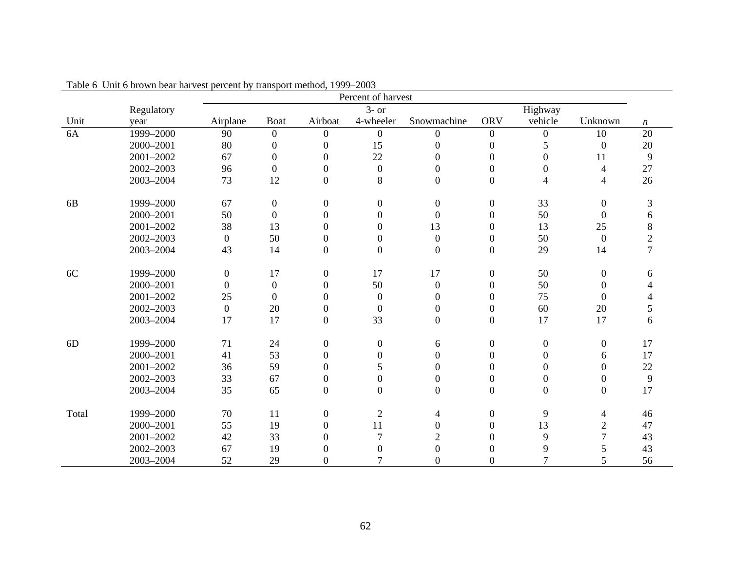Table 6 Unit 6 brown bear harvest percent by transport method, 1999–2003

| Unit | Regulatory year | Percent of harvest | | | | | | | | |
|---|---|---|---|---|---|---|---|---|---|---|
| | | Airplane | Boat | Airboat | 3- or 4-wheeler | Snowmachine | ORV | Highway vehicle | Unknown | *n* |
| 6A | 1999–2000 | 90 | 0 | 0 | 0 | 0 | 0 | 0 | 10 | 20 |
| | 2000–2001 | 80 | 0 | 0 | 15 | 0 | 0 | 5 | 0 | 20 |
| | 2001–2002 | 67 | 0 | 0 | 22 | 0 | 0 | 0 | 11 | 9 |
| | 2002–2003 | 96 | 0 | 0 | 0 | 0 | 0 | 0 | 4 | 27 |
| | 2003–2004 | 73 | 12 | 0 | 8 | 0 | 0 | 4 | 4 | 26 |
| 6B | 1999–2000 | 67 | 0 | 0 | 0 | 0 | 0 | 33 | 0 | 3 |
| | 2000–2001 | 50 | 0 | 0 | 0 | 0 | 0 | 50 | 0 | 6 |
| | 2001–2002 | 38 | 13 | 0 | 0 | 13 | 0 | 13 | 25 | 8 |
| | 2002–2003 | 0 | 50 | 0 | 0 | 0 | 0 | 50 | 0 | 2 |
| | 2003–2004 | 43 | 14 | 0 | 0 | 0 | 0 | 29 | 14 | 7 |
| 6C | 1999–2000 | 0 | 17 | 0 | 17 | 17 | 0 | 50 | 0 | 6 |
| | 2000–2001 | 0 | 0 | 0 | 50 | 0 | 0 | 50 | 0 | 4 |
| | 2001–2002 | 25 | 0 | 0 | 0 | 0 | 0 | 75 | 0 | 4 |
| | 2002–2003 | 0 | 20 | 0 | 0 | 0 | 0 | 60 | 20 | 5 |
| | 2003–2004 | 17 | 17 | 0 | 33 | 0 | 0 | 17 | 17 | 6 |
| 6D | 1999–2000 | 71 | 24 | 0 | 0 | 6 | 0 | 0 | 0 | 17 |
| | 2000–2001 | 41 | 53 | 0 | 0 | 0 | 0 | 0 | 6 | 17 |
| | 2001–2002 | 36 | 59 | 0 | 5 | 0 | 0 | 0 | 0 | 22 |
| | 2002–2003 | 33 | 67 | 0 | 0 | 0 | 0 | 0 | 0 | 9 |
| | 2003–2004 | 35 | 65 | 0 | 0 | 0 | 0 | 0 | 0 | 17 |
| Total | 1999–2000 | 70 | 11 | 0 | 2 | 4 | 0 | 9 | 4 | 46 |
| | 2000–2001 | 55 | 19 | 0 | 11 | 0 | 0 | 13 | 2 | 47 |
| | 2001–2002 | 42 | 33 | 0 | 7 | 2 | 0 | 9 | 7 | 43 |
| | 2002–2003 | 67 | 19 | 0 | 0 | 0 | 0 | 9 | 5 | 43 |
| | 2003–2004 | 52 | 29 | 0 | 7 | 0 | 0 | 7 | 5 | 56 |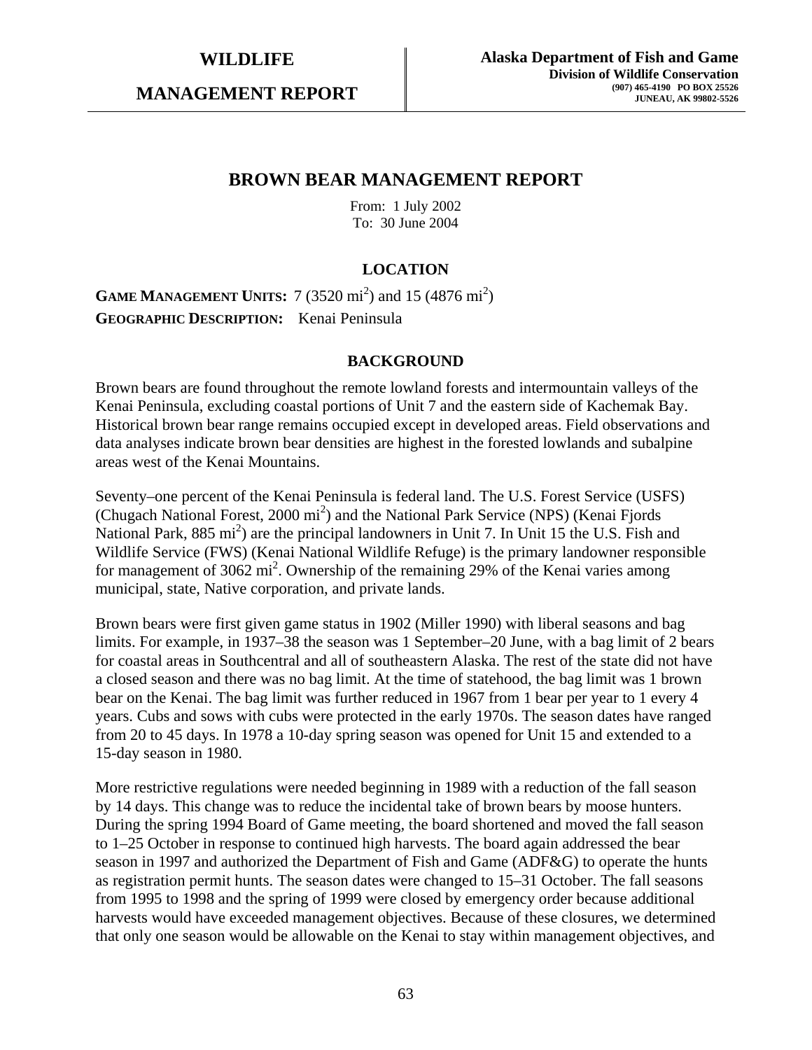**WILDLIFE**

**MANAGEMENT REPORT**

**Alaska Department of Fish and Game**
**Division of Wildlife Conservation**
**(907) 465-4190 PO BOX 25526**
**JUNEAU, AK 99802-5526**

# BROWN BEAR MANAGEMENT REPORT

From: 1 July 2002
To: 30 June 2004

## LOCATION

**GAME MANAGEMENT UNITS:** 7 (3520 $mi^2$) and 15 (4876 $mi^2$)

**GEOGRAPHIC DESCRIPTION:** Kenai Peninsula

## BACKGROUND

Brown bears are found throughout the remote lowland forests and intermountain valleys of the Kenai Peninsula, excluding coastal portions of Unit 7 and the eastern side of Kachemak Bay. Historical brown bear range remains occupied except in developed areas. Field observations and data analyses indicate brown bear densities are highest in the forested lowlands and subalpine areas west of the Kenai Mountains.

Seventy–one percent of the Kenai Peninsula is federal land. The U.S. Forest Service (USFS) (Chugach National Forest, 2000 $mi^2$) and the National Park Service (NPS) (Kenai Fjords National Park, 885 $mi^2$) are the principal landowners in Unit 7. In Unit 15 the U.S. Fish and Wildlife Service (FWS) (Kenai National Wildlife Refuge) is the primary landowner responsible for management of 3062 $mi^2$. Ownership of the remaining 29% of the Kenai varies among municipal, state, Native corporation, and private lands.

Brown bears were first given game status in 1902 (Miller 1990) with liberal seasons and bag limits. For example, in 1937–38 the season was 1 September–20 June, with a bag limit of 2 bears for coastal areas in Southcentral and all of southeastern Alaska. The rest of the state did not have a closed season and there was no bag limit. At the time of statehood, the bag limit was 1 brown bear on the Kenai. The bag limit was further reduced in 1967 from 1 bear per year to 1 every 4 years. Cubs and sows with cubs were protected in the early 1970s. The season dates have ranged from 20 to 45 days. In 1978 a 10-day spring season was opened for Unit 15 and extended to a 15-day season in 1980.

More restrictive regulations were needed beginning in 1989 with a reduction of the fall season by 14 days. This change was to reduce the incidental take of brown bears by moose hunters. During the spring 1994 Board of Game meeting, the board shortened and moved the fall season to 1–25 October in response to continued high harvests. The board again addressed the bear season in 1997 and authorized the Department of Fish and Game (ADF&G) to operate the hunts as registration permit hunts. The season dates were changed to 15–31 October. The fall seasons from 1995 to 1998 and the spring of 1999 were closed by emergency order because additional harvests would have exceeded management objectives. Because of these closures, we determined that only one season would be allowable on the Kenai to stay within management objectives, and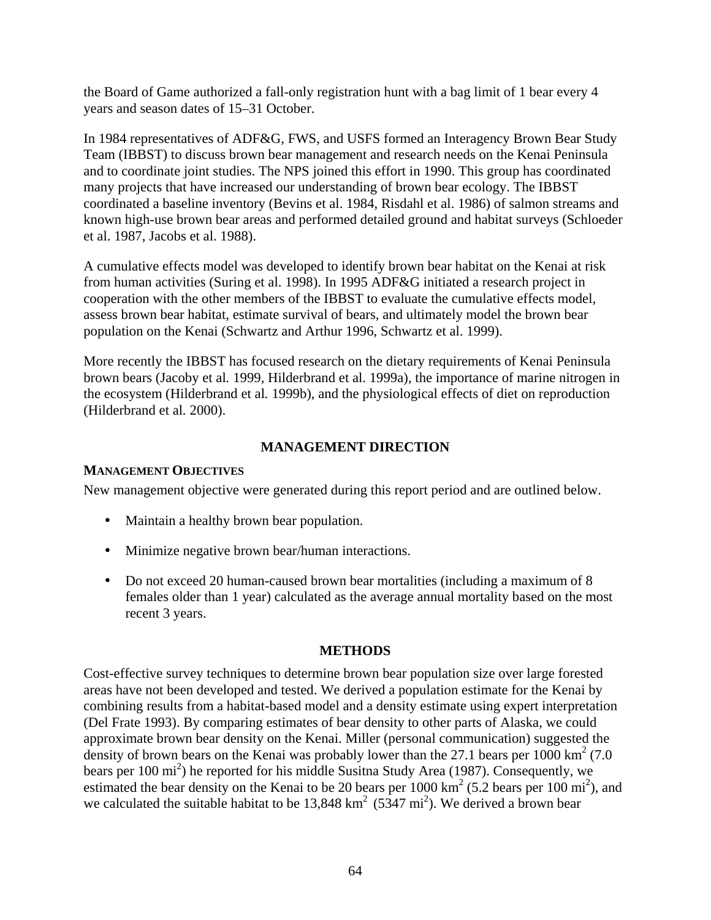the Board of Game authorized a fall-only registration hunt with a bag limit of 1 bear every 4 years and season dates of 15–31 October.

In 1984 representatives of ADF&G, FWS, and USFS formed an Interagency Brown Bear Study Team (IBBST) to discuss brown bear management and research needs on the Kenai Peninsula and to coordinate joint studies. The NPS joined this effort in 1990. This group has coordinated many projects that have increased our understanding of brown bear ecology. The IBBST coordinated a baseline inventory (Bevins et al. 1984, Risdahl et al. 1986) of salmon streams and known high-use brown bear areas and performed detailed ground and habitat surveys (Schloeder et al. 1987, Jacobs et al. 1988).

A cumulative effects model was developed to identify brown bear habitat on the Kenai at risk from human activities (Suring et al. 1998). In 1995 ADF&G initiated a research project in cooperation with the other members of the IBBST to evaluate the cumulative effects model, assess brown bear habitat, estimate survival of bears, and ultimately model the brown bear population on the Kenai (Schwartz and Arthur 1996, Schwartz et al. 1999).

More recently the IBBST has focused research on the dietary requirements of Kenai Peninsula brown bears (Jacoby et al*.* 1999, Hilderbrand et al. 1999a), the importance of marine nitrogen in the ecosystem (Hilderbrand et al*.* 1999b), and the physiological effects of diet on reproduction (Hilderbrand et al*.* 2000).

## MANAGEMENT DIRECTION

### MANAGEMENT OBJECTIVES

New management objective were generated during this report period and are outlined below.

- Maintain a healthy brown bear population.
- Minimize negative brown bear/human interactions.
- Do not exceed 20 human-caused brown bear mortalities (including a maximum of 8 females older than 1 year) calculated as the average annual mortality based on the most recent 3 years.

## METHODS

Cost-effective survey techniques to determine brown bear population size over large forested areas have not been developed and tested. We derived a population estimate for the Kenai by combining results from a habitat-based model and a density estimate using expert interpretation (Del Frate 1993). By comparing estimates of bear density to other parts of Alaska, we could approximate brown bear density on the Kenai. Miller (personal communication) suggested the density of brown bears on the Kenai was probably lower than the 27.1 bears per 1000 $km^2$ (7.0 bears per 100 $mi^2$) he reported for his middle Susitna Study Area (1987). Consequently, we estimated the bear density on the Kenai to be 20 bears per 1000 $km^2$ (5.2 bears per 100 $mi^2$), and we calculated the suitable habitat to be 13,848 $km^2$ (5347 $mi^2$). We derived a brown bear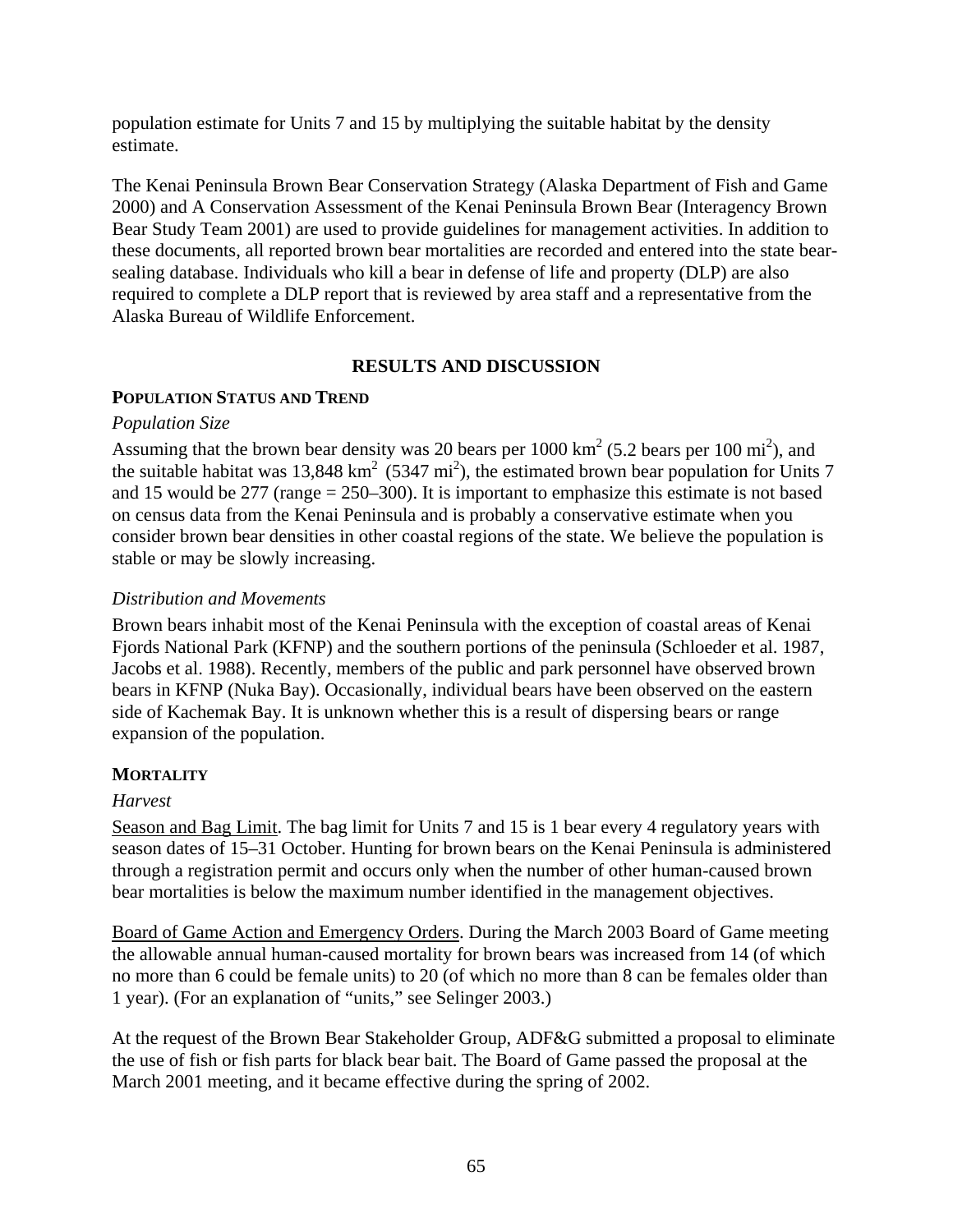population estimate for Units 7 and 15 by multiplying the suitable habitat by the density estimate.

The Kenai Peninsula Brown Bear Conservation Strategy (Alaska Department of Fish and Game 2000) and A Conservation Assessment of the Kenai Peninsula Brown Bear (Interagency Brown Bear Study Team 2001) are used to provide guidelines for management activities. In addition to these documents, all reported brown bear mortalities are recorded and entered into the state bear-sealing database. Individuals who kill a bear in defense of life and property (DLP) are also required to complete a DLP report that is reviewed by area staff and a representative from the Alaska Bureau of Wildlife Enforcement.

## RESULTS AND DISCUSSION

### POPULATION STATUS AND TREND

*Population Size*

Assuming that the brown bear density was 20 bears per 1000 $km^2$ (5.2 bears per 100 $mi^2$), and the suitable habitat was 13,848 $km^2$ (5347 $mi^2$), the estimated brown bear population for Units 7 and 15 would be 277 (range = 250–300). It is important to emphasize this estimate is not based on census data from the Kenai Peninsula and is probably a conservative estimate when you consider brown bear densities in other coastal regions of the state. We believe the population is stable or may be slowly increasing.

*Distribution and Movements*

Brown bears inhabit most of the Kenai Peninsula with the exception of coastal areas of Kenai Fjords National Park (KFNP) and the southern portions of the peninsula (Schloeder et al. 1987, Jacobs et al. 1988). Recently, members of the public and park personnel have observed brown bears in KFNP (Nuka Bay). Occasionally, individual bears have been observed on the eastern side of Kachemak Bay. It is unknown whether this is a result of dispersing bears or range expansion of the population.

### MORTALITY

*Harvest*

Season and Bag Limit. The bag limit for Units 7 and 15 is 1 bear every 4 regulatory years with season dates of 15–31 October. Hunting for brown bears on the Kenai Peninsula is administered through a registration permit and occurs only when the number of other human-caused brown bear mortalities is below the maximum number identified in the management objectives.

Board of Game Action and Emergency Orders. During the March 2003 Board of Game meeting the allowable annual human-caused mortality for brown bears was increased from 14 (of which no more than 6 could be female units) to 20 (of which no more than 8 can be females older than 1 year). (For an explanation of "units," see Selinger 2003.)

At the request of the Brown Bear Stakeholder Group, ADF&G submitted a proposal to eliminate the use of fish or fish parts for black bear bait. The Board of Game passed the proposal at the March 2001 meeting, and it became effective during the spring of 2002.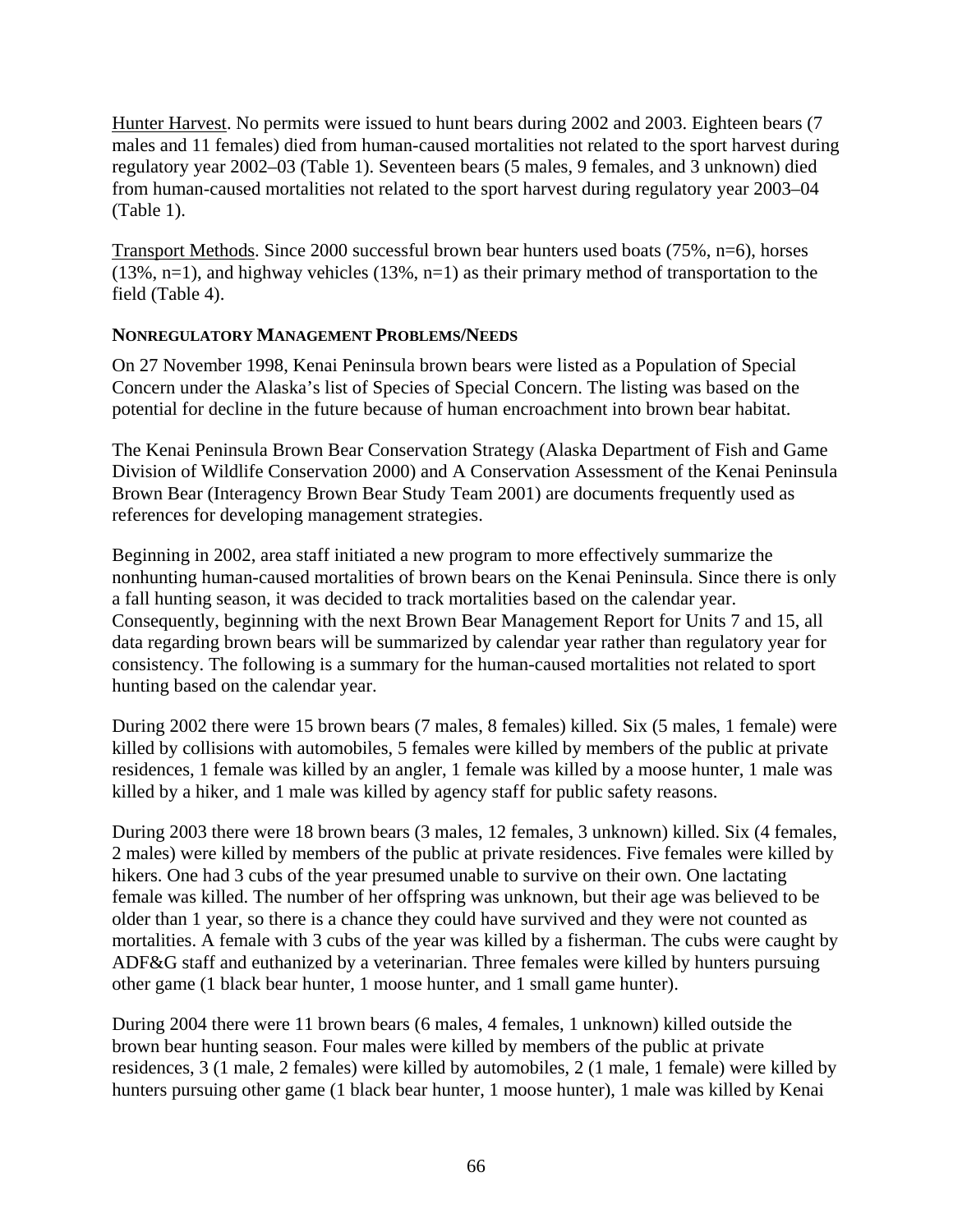<u>Hunter Harvest</u>. No permits were issued to hunt bears during 2002 and 2003. Eighteen bears (7 males and 11 females) died from human-caused mortalities not related to the sport harvest during regulatory year 2002–03 (Table 1). Seventeen bears (5 males, 9 females, and 3 unknown) died from human-caused mortalities not related to the sport harvest during regulatory year 2003–04 (Table 1).

<u>Transport Methods</u>. Since 2000 successful brown bear hunters used boats (75%, n=6), horses (13%, n=1), and highway vehicles (13%, n=1) as their primary method of transportation to the field (Table 4).

**NONREGULATORY MANAGEMENT PROBLEMS/NEEDS**

On 27 November 1998, Kenai Peninsula brown bears were listed as a Population of Special Concern under the Alaska's list of Species of Special Concern. The listing was based on the potential for decline in the future because of human encroachment into brown bear habitat.

The Kenai Peninsula Brown Bear Conservation Strategy (Alaska Department of Fish and Game Division of Wildlife Conservation 2000) and A Conservation Assessment of the Kenai Peninsula Brown Bear (Interagency Brown Bear Study Team 2001) are documents frequently used as references for developing management strategies.

Beginning in 2002, area staff initiated a new program to more effectively summarize the nonhunting human-caused mortalities of brown bears on the Kenai Peninsula. Since there is only a fall hunting season, it was decided to track mortalities based on the calendar year. Consequently, beginning with the next Brown Bear Management Report for Units 7 and 15, all data regarding brown bears will be summarized by calendar year rather than regulatory year for consistency. The following is a summary for the human-caused mortalities not related to sport hunting based on the calendar year.

During 2002 there were 15 brown bears (7 males, 8 females) killed. Six (5 males, 1 female) were killed by collisions with automobiles, 5 females were killed by members of the public at private residences, 1 female was killed by an angler, 1 female was killed by a moose hunter, 1 male was killed by a hiker, and 1 male was killed by agency staff for public safety reasons.

During 2003 there were 18 brown bears (3 males, 12 females, 3 unknown) killed. Six (4 females, 2 males) were killed by members of the public at private residences. Five females were killed by hikers. One had 3 cubs of the year presumed unable to survive on their own. One lactating female was killed. The number of her offspring was unknown, but their age was believed to be older than 1 year, so there is a chance they could have survived and they were not counted as mortalities. A female with 3 cubs of the year was killed by a fisherman. The cubs were caught by ADF&G staff and euthanized by a veterinarian. Three females were killed by hunters pursuing other game (1 black bear hunter, 1 moose hunter, and 1 small game hunter).

During 2004 there were 11 brown bears (6 males, 4 females, 1 unknown) killed outside the brown bear hunting season. Four males were killed by members of the public at private residences, 3 (1 male, 2 females) were killed by automobiles, 2 (1 male, 1 female) were killed by hunters pursuing other game (1 black bear hunter, 1 moose hunter), 1 male was killed by Kenai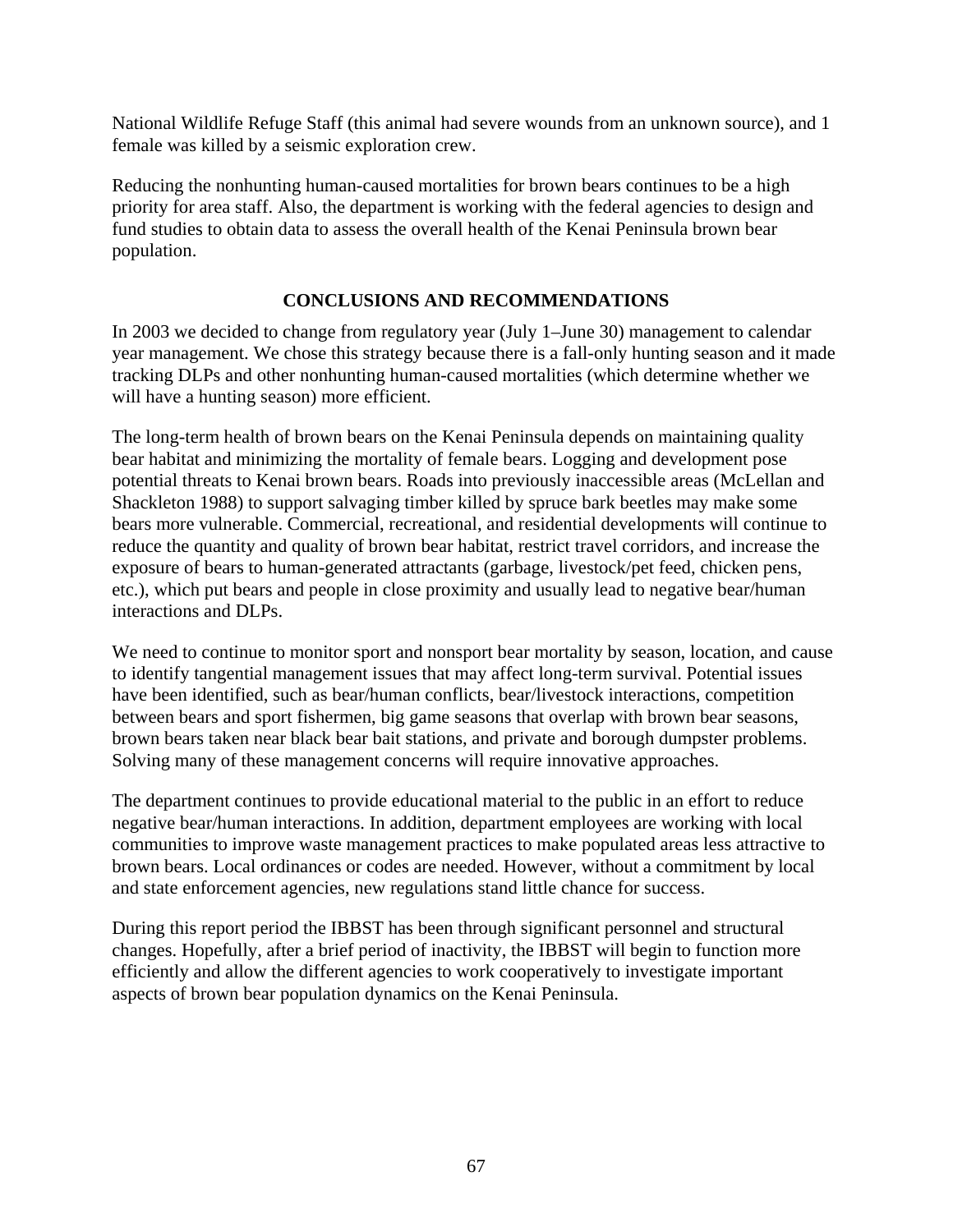National Wildlife Refuge Staff (this animal had severe wounds from an unknown source), and 1 female was killed by a seismic exploration crew.

Reducing the nonhunting human-caused mortalities for brown bears continues to be a high priority for area staff. Also, the department is working with the federal agencies to design and fund studies to obtain data to assess the overall health of the Kenai Peninsula brown bear population.

## CONCLUSIONS AND RECOMMENDATIONS

In 2003 we decided to change from regulatory year (July 1–June 30) management to calendar year management. We chose this strategy because there is a fall-only hunting season and it made tracking DLPs and other nonhunting human-caused mortalities (which determine whether we will have a hunting season) more efficient.

The long-term health of brown bears on the Kenai Peninsula depends on maintaining quality bear habitat and minimizing the mortality of female bears. Logging and development pose potential threats to Kenai brown bears. Roads into previously inaccessible areas (McLellan and Shackleton 1988) to support salvaging timber killed by spruce bark beetles may make some bears more vulnerable. Commercial, recreational, and residential developments will continue to reduce the quantity and quality of brown bear habitat, restrict travel corridors, and increase the exposure of bears to human-generated attractants (garbage, livestock/pet feed, chicken pens, etc.), which put bears and people in close proximity and usually lead to negative bear/human interactions and DLPs.

We need to continue to monitor sport and nonsport bear mortality by season, location, and cause to identify tangential management issues that may affect long-term survival. Potential issues have been identified, such as bear/human conflicts, bear/livestock interactions, competition between bears and sport fishermen, big game seasons that overlap with brown bear seasons, brown bears taken near black bear bait stations, and private and borough dumpster problems. Solving many of these management concerns will require innovative approaches.

The department continues to provide educational material to the public in an effort to reduce negative bear/human interactions. In addition, department employees are working with local communities to improve waste management practices to make populated areas less attractive to brown bears. Local ordinances or codes are needed. However, without a commitment by local and state enforcement agencies, new regulations stand little chance for success.

During this report period the IBBST has been through significant personnel and structural changes. Hopefully, after a brief period of inactivity, the IBBST will begin to function more efficiently and allow the different agencies to work cooperatively to investigate important aspects of brown bear population dynamics on the Kenai Peninsula.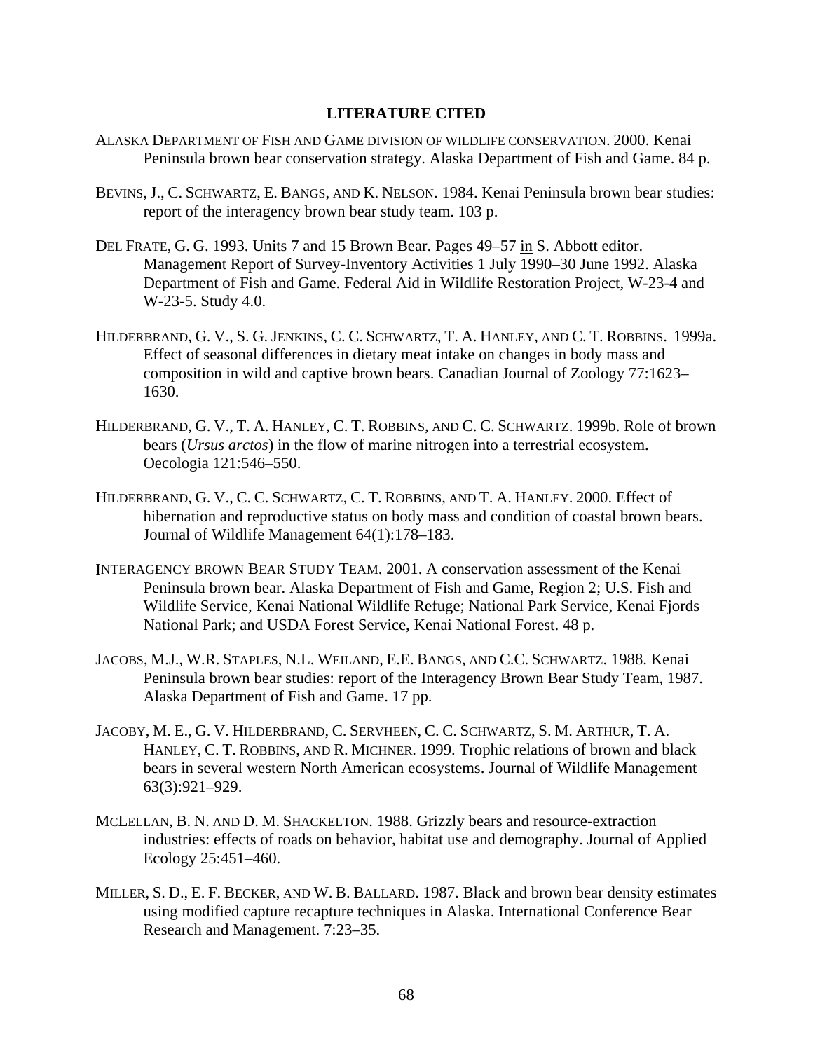## LITERATURE CITED

ALASKA DEPARTMENT OF FISH AND GAME DIVISION OF WILDLIFE CONSERVATION. 2000. Kenai Peninsula brown bear conservation strategy. Alaska Department of Fish and Game. 84 p.

BEVINS, J., C. SCHWARTZ, E. BANGS, AND K. NELSON. 1984. Kenai Peninsula brown bear studies: report of the interagency brown bear study team. 103 p.

DEL FRATE, G. G. 1993. Units 7 and 15 Brown Bear. Pages 49–57 in S. Abbott editor. Management Report of Survey-Inventory Activities 1 July 1990–30 June 1992. Alaska Department of Fish and Game. Federal Aid in Wildlife Restoration Project, W-23-4 and W-23-5. Study 4.0.

HILDERBRAND, G. V., S. G. JENKINS, C. C. SCHWARTZ, T. A. HANLEY, AND C. T. ROBBINS. 1999a. Effect of seasonal differences in dietary meat intake on changes in body mass and composition in wild and captive brown bears. Canadian Journal of Zoology 77:1623–1630.

HILDERBRAND, G. V., T. A. HANLEY, C. T. ROBBINS, AND C. C. SCHWARTZ. 1999b. Role of brown bears (*Ursus arctos*) in the flow of marine nitrogen into a terrestrial ecosystem. Oecologia 121:546–550.

HILDERBRAND, G. V., C. C. SCHWARTZ, C. T. ROBBINS, AND T. A. HANLEY. 2000. Effect of hibernation and reproductive status on body mass and condition of coastal brown bears. Journal of Wildlife Management 64(1):178–183.

INTERAGENCY BROWN BEAR STUDY TEAM. 2001. A conservation assessment of the Kenai Peninsula brown bear. Alaska Department of Fish and Game, Region 2; U.S. Fish and Wildlife Service, Kenai National Wildlife Refuge; National Park Service, Kenai Fjords National Park; and USDA Forest Service, Kenai National Forest. 48 p.

JACOBS, M.J., W.R. STAPLES, N.L. WEILAND, E.E. BANGS, AND C.C. SCHWARTZ. 1988. Kenai Peninsula brown bear studies: report of the Interagency Brown Bear Study Team, 1987. Alaska Department of Fish and Game. 17 pp.

JACOBY, M. E., G. V. HILDERBRAND, C. SERVHEEN, C. C. SCHWARTZ, S. M. ARTHUR, T. A. HANLEY, C. T. ROBBINS, AND R. MICHNER. 1999. Trophic relations of brown and black bears in several western North American ecosystems. Journal of Wildlife Management 63(3):921–929.

MCLELLAN, B. N. AND D. M. SHACKELTON. 1988. Grizzly bears and resource-extraction industries: effects of roads on behavior, habitat use and demography. Journal of Applied Ecology 25:451–460.

MILLER, S. D., E. F. BECKER, AND W. B. BALLARD. 1987. Black and brown bear density estimates using modified capture recapture techniques in Alaska. International Conference Bear Research and Management. 7:23–35.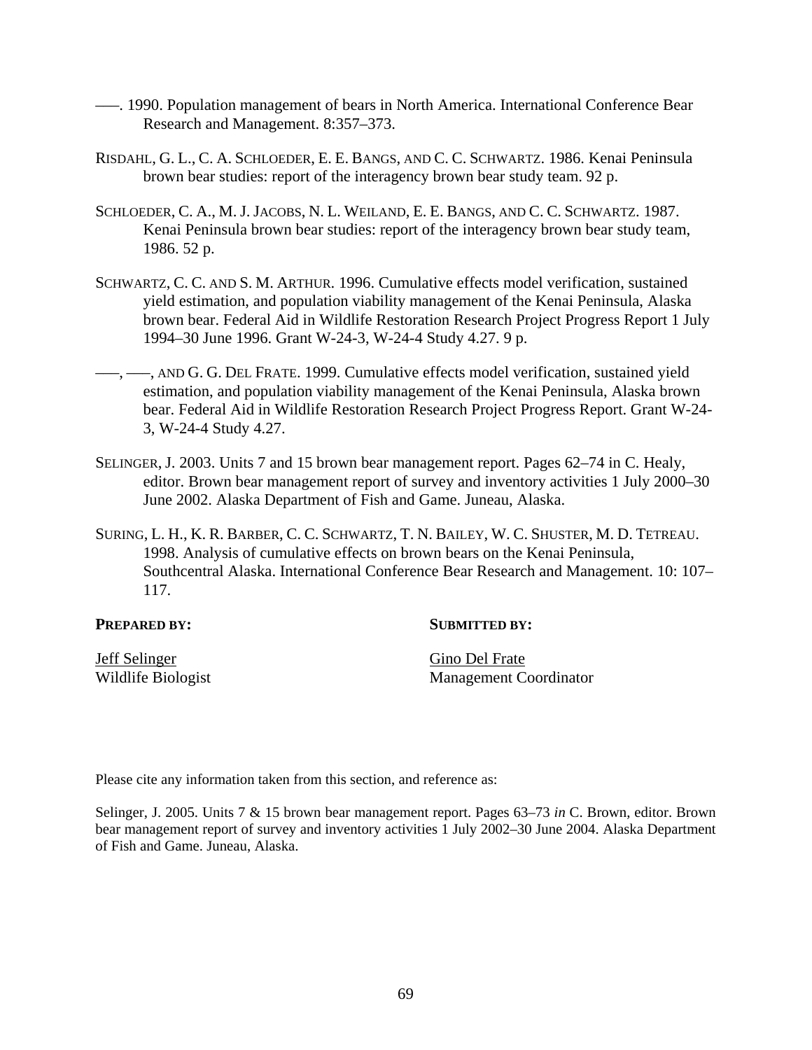——. 1990. Population management of bears in North America. International Conference Bear Research and Management. 8:357–373.

RISDAHL, G. L., C. A. SCHLOEDER, E. E. BANGS, AND C. C. SCHWARTZ. 1986. Kenai Peninsula brown bear studies: report of the interagency brown bear study team. 92 p.

SCHLOEDER, C. A., M. J. JACOBS, N. L. WEILAND, E. E. BANGS, AND C. C. SCHWARTZ. 1987. Kenai Peninsula brown bear studies: report of the interagency brown bear study team, 1986. 52 p.

SCHWARTZ, C. C. AND S. M. ARTHUR. 1996. Cumulative effects model verification, sustained yield estimation, and population viability management of the Kenai Peninsula, Alaska brown bear. Federal Aid in Wildlife Restoration Research Project Progress Report 1 July 1994–30 June 1996. Grant W-24-3, W-24-4 Study 4.27. 9 p.

——, ——, AND G. G. DEL FRATE. 1999. Cumulative effects model verification, sustained yield estimation, and population viability management of the Kenai Peninsula, Alaska brown bear. Federal Aid in Wildlife Restoration Research Project Progress Report. Grant W-24-3, W-24-4 Study 4.27.

SELINGER, J. 2003. Units 7 and 15 brown bear management report. Pages 62–74 in C. Healy, editor. Brown bear management report of survey and inventory activities 1 July 2000–30 June 2002. Alaska Department of Fish and Game. Juneau, Alaska.

SURING, L. H., K. R. BARBER, C. C. SCHWARTZ, T. N. BAILEY, W. C. SHUSTER, M. D. TETREAU. 1998. Analysis of cumulative effects on brown bears on the Kenai Peninsula, Southcentral Alaska. International Conference Bear Research and Management. 10: 107–117.

**PREPARED BY:**

Jeff Selinger
Wildlife Biologist

**SUBMITTED BY:**

Gino Del Frate
Management Coordinator

Please cite any information taken from this section, and reference as:

Selinger, J. 2005. Units 7 & 15 brown bear management report. Pages 63–73 *in* C. Brown, editor. Brown bear management report of survey and inventory activities 1 July 2002–30 June 2004. Alaska Department of Fish and Game. Juneau, Alaska.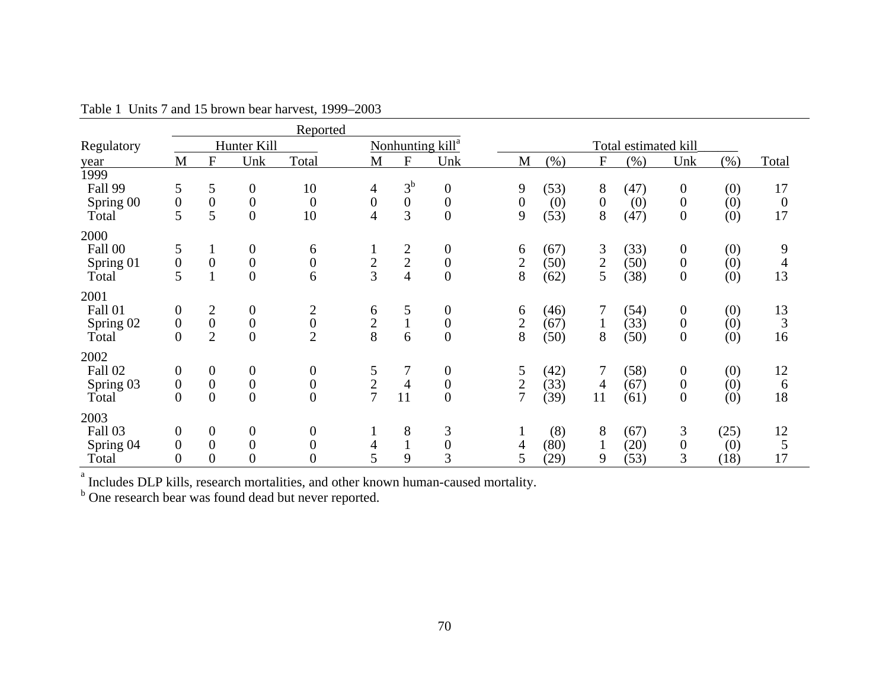Table 1 Units 7 and 15 brown bear harvest, 1999–2003

| Regulatory year | Reported | | | | | | | Total estimated kill | | | | | | |
|---|---|---|---|---|---|---|---|---|---|---|---|---|---|---|
| | Hunter Kill | | | | Nonhunting kill[a] | | | | | | | | | |
| | M | F | Unk | Total | M | F | Unk | M | (%) | F | (%) | Unk | (%) | Total |
| 1999 | | | | | | | | | | | | | | |
| Fall 99 | 5 | 5 | 0 | 10 | 4 | 3[b] | 0 | 9 | (53) | 8 | (47) | 0 | (0) | 17 |
| Spring 00 | 0 | 0 | 0 | 0 | 0 | 0 | 0 | 0 | (0) | 0 | (0) | 0 | (0) | 0 |
| Total | 5 | 5 | 0 | 10 | 4 | 3 | 0 | 9 | (53) | 8 | (47) | 0 | (0) | 17 |
| 2000 | | | | | | | | | | | | | | |
| Fall 00 | 5 | 1 | 0 | 6 | 1 | 2 | 0 | 6 | (67) | 3 | (33) | 0 | (0) | 9 |
| Spring 01 | 0 | 0 | 0 | 0 | 2 | 2 | 0 | 2 | (50) | 2 | (50) | 0 | (0) | 4 |
| Total | 5 | 1 | 0 | 6 | 3 | 4 | 0 | 8 | (62) | 5 | (38) | 0 | (0) | 13 |
| 2001 | | | | | | | | | | | | | | |
| Fall 01 | 0 | 2 | 0 | 2 | 6 | 5 | 0 | 6 | (46) | 7 | (54) | 0 | (0) | 13 |
| Spring 02 | 0 | 0 | 0 | 0 | 2 | 1 | 0 | 2 | (67) | 1 | (33) | 0 | (0) | 3 |
| Total | 0 | 2 | 0 | 2 | 8 | 6 | 0 | 8 | (50) | 8 | (50) | 0 | (0) | 16 |
| 2002 | | | | | | | | | | | | | | |
| Fall 02 | 0 | 0 | 0 | 0 | 5 | 7 | 0 | 5 | (42) | 7 | (58) | 0 | (0) | 12 |
| Spring 03 | 0 | 0 | 0 | 0 | 2 | 4 | 0 | 2 | (33) | 4 | (67) | 0 | (0) | 6 |
| Total | 0 | 0 | 0 | 0 | 7 | 11 | 0 | 7 | (39) | 11 | (61) | 0 | (0) | 18 |
| 2003 | | | | | | | | | | | | | | |
| Fall 03 | 0 | 0 | 0 | 0 | 1 | 8 | 3 | 1 | (8) | 8 | (67) | 3 | (25) | 12 |
| Spring 04 | 0 | 0 | 0 | 0 | 4 | 1 | 0 | 4 | (80) | 1 | (20) | 0 | (0) | 5 |
| Total | 0 | 0 | 0 | 0 | 5 | 9 | 3 | 5 | (29) | 9 | (53) | 3 | (18) | 17 |

[a] Includes DLP kills, research mortalities, and other known human-caused mortality.
[b] One research bear was found dead but never reported.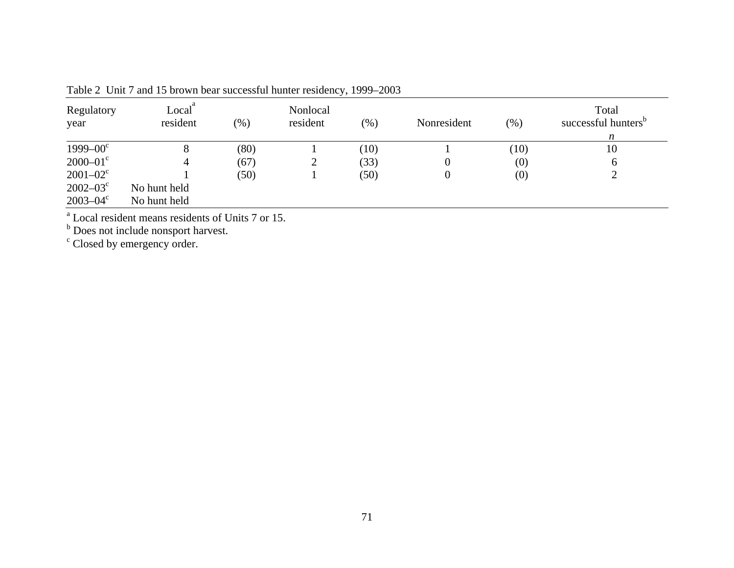Table 2 Unit 7 and 15 brown bear successful hunter residency, 1999–2003

| Regulatory year | Local[a] resident | (%) | Nonlocal resident | (%) | Nonresident | (%) | Total successful hunters[b] *n* |
|---|---|---|---|---|---|---|---|
| 1999–00[c] | 8 | (80) | 1 | (10) | 1 | (10) | 10 |
| 2000–01[c] | 4 | (67) | 2 | (33) | 0 | (0) | 6 |
| 2001–02[c] | 1 | (50) | 1 | (50) | 0 | (0) | 2 |
| 2002–03[c] | No hunt held | | | | | | |
| 2003–04[c] | No hunt held | | | | | | |

[a] Local resident means residents of Units 7 or 15.
[b] Does not include nonsport harvest.
[c] Closed by emergency order.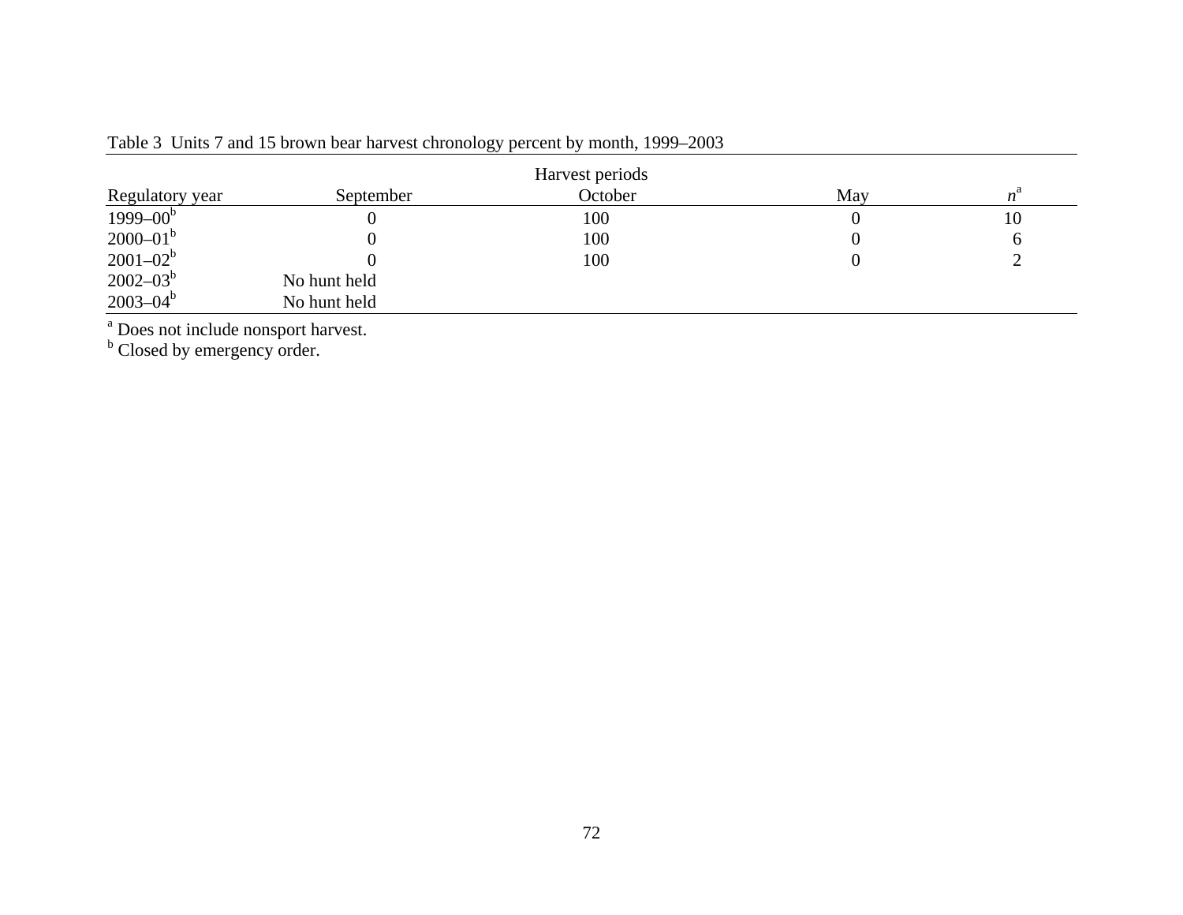Table 3 Units 7 and 15 brown bear harvest chronology percent by month, 1999–2003

| | Harvest periods | | | |
|---|---|---|---|---|
| Regulatory year | September | October | May | *n*[a] |
| 1999–00[b] | 0 | 100 | 0 | 10 |
| 2000–01[b] | 0 | 100 | 0 | 6 |
| 2001–02[b] | 0 | 100 | 0 | 2 |
| 2002–03[b] | No hunt held | | | |
| 2003–04[b] | No hunt held | | | |

[a] Does not include nonsport harvest.
[b] Closed by emergency order.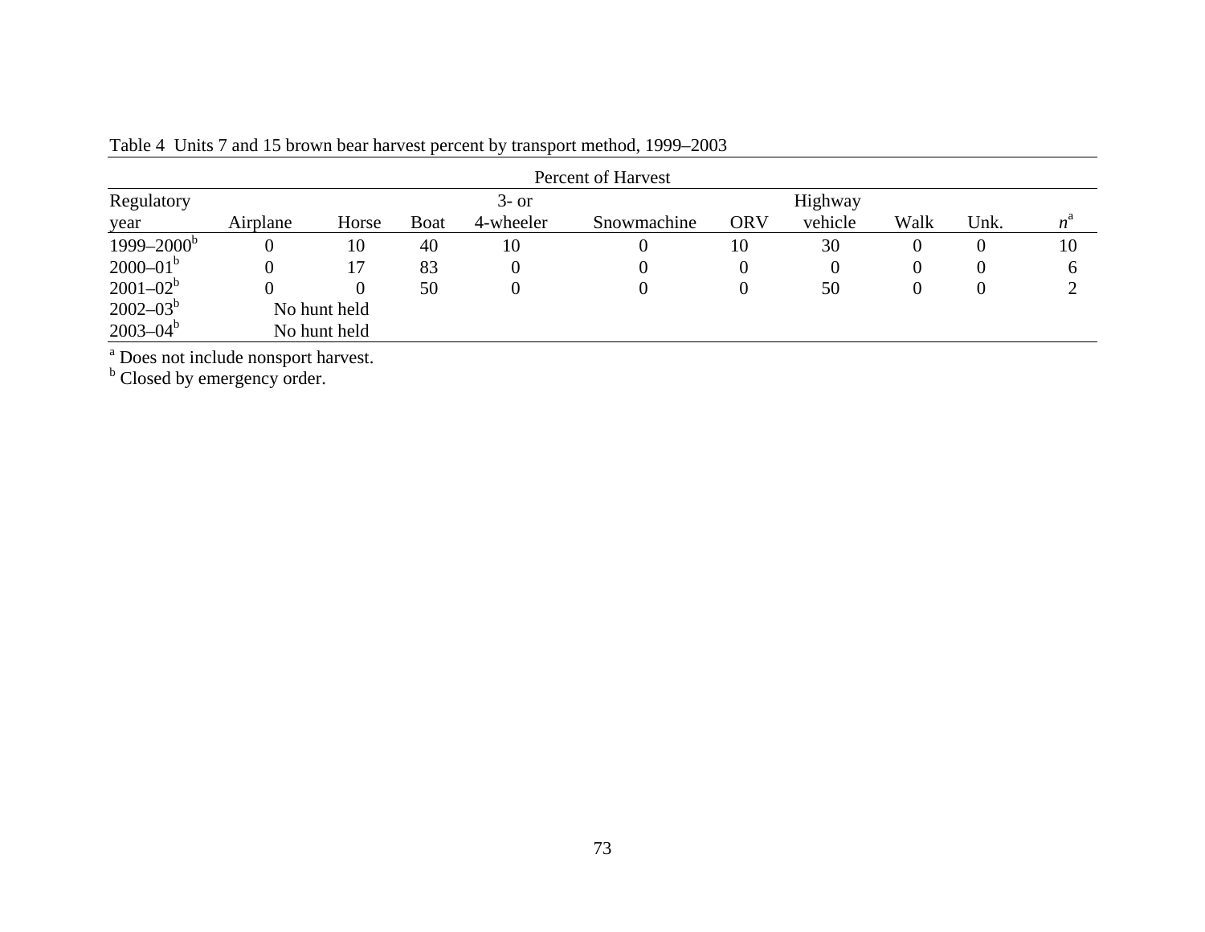Table 4 Units 7 and 15 brown bear harvest percent by transport method, 1999–2003

| | Percent of Harvest | | | | | | | | | |
|---|---|---|---|---|---|---|---|---|---|---|
| Regulatory year | Airplane | Horse | Boat | 3- or 4-wheeler | Snowmachine | ORV | Highway vehicle | Walk | Unk. | $n$[a] |
| 1999–2000[b] | 0 | 10 | 40 | 10 | 0 | 10 | 30 | 0 | 0 | 10 |
| 2000–01[b] | 0 | 17 | 83 | 0 | 0 | 0 | 0 | 0 | 0 | 6 |
| 2001–02[b] | 0 | 0 | 50 | 0 | 0 | 0 | 50 | 0 | 0 | 2 |
| 2002–03[b] | No hunt held | | | | | | | | | |
| 2003–04[b] | No hunt held | | | | | | | | | |

[a] Does not include nonsport harvest.
[b] Closed by emergency order.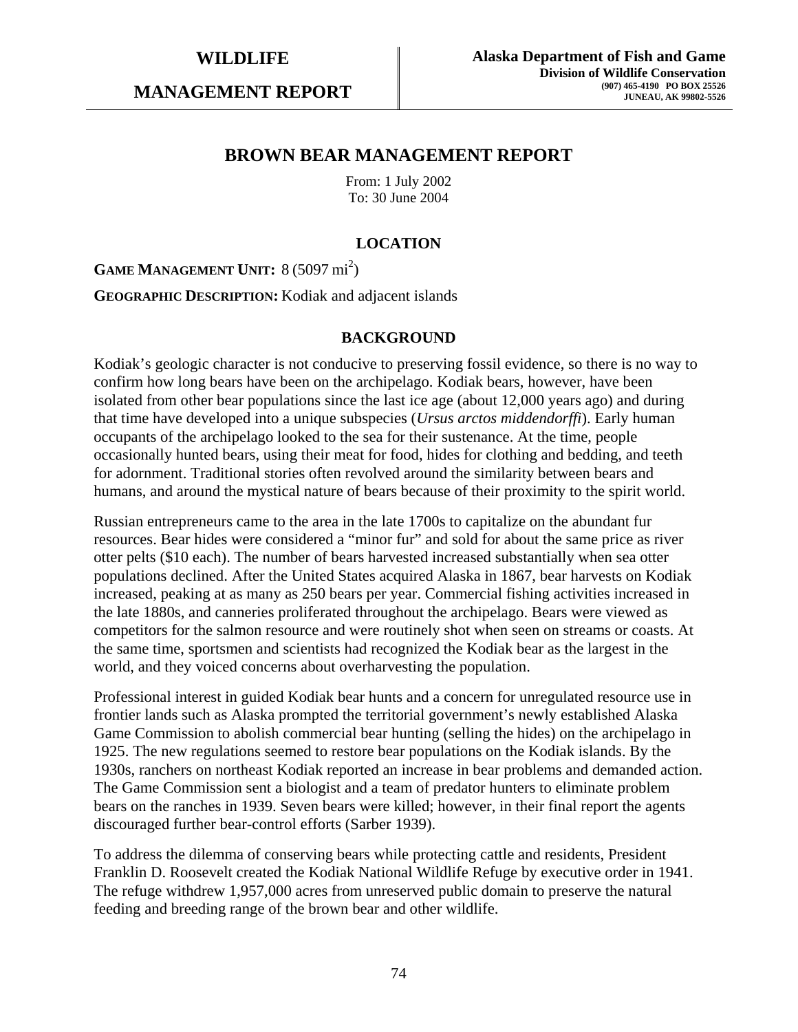**WILDLIFE**

**MANAGEMENT REPORT**

**Alaska Department of Fish and Game**
**Division of Wildlife Conservation**
**(907) 465-4190 PO BOX 25526**
**JUNEAU, AK 99802-5526**

# BROWN BEAR MANAGEMENT REPORT

From: 1 July 2002
To: 30 June 2004

## LOCATION

**GAME MANAGEMENT UNIT:** 8 (5097 $mi^2$)

**GEOGRAPHIC DESCRIPTION:** Kodiak and adjacent islands

## BACKGROUND

Kodiak's geologic character is not conducive to preserving fossil evidence, so there is no way to confirm how long bears have been on the archipelago. Kodiak bears, however, have been isolated from other bear populations since the last ice age (about 12,000 years ago) and during that time have developed into a unique subspecies (*Ursus arctos middendorffi*). Early human occupants of the archipelago looked to the sea for their sustenance. At the time, people occasionally hunted bears, using their meat for food, hides for clothing and bedding, and teeth for adornment. Traditional stories often revolved around the similarity between bears and humans, and around the mystical nature of bears because of their proximity to the spirit world.

Russian entrepreneurs came to the area in the late 1700s to capitalize on the abundant fur resources. Bear hides were considered a "minor fur" and sold for about the same price as river otter pelts ($10 each). The number of bears harvested increased substantially when sea otter populations declined. After the United States acquired Alaska in 1867, bear harvests on Kodiak increased, peaking at as many as 250 bears per year. Commercial fishing activities increased in the late 1880s, and canneries proliferated throughout the archipelago. Bears were viewed as competitors for the salmon resource and were routinely shot when seen on streams or coasts. At the same time, sportsmen and scientists had recognized the Kodiak bear as the largest in the world, and they voiced concerns about overharvesting the population.

Professional interest in guided Kodiak bear hunts and a concern for unregulated resource use in frontier lands such as Alaska prompted the territorial government's newly established Alaska Game Commission to abolish commercial bear hunting (selling the hides) on the archipelago in 1925. The new regulations seemed to restore bear populations on the Kodiak islands. By the 1930s, ranchers on northeast Kodiak reported an increase in bear problems and demanded action. The Game Commission sent a biologist and a team of predator hunters to eliminate problem bears on the ranches in 1939. Seven bears were killed; however, in their final report the agents discouraged further bear-control efforts (Sarber 1939).

To address the dilemma of conserving bears while protecting cattle and residents, President Franklin D. Roosevelt created the Kodiak National Wildlife Refuge by executive order in 1941. The refuge withdrew 1,957,000 acres from unreserved public domain to preserve the natural feeding and breeding range of the brown bear and other wildlife.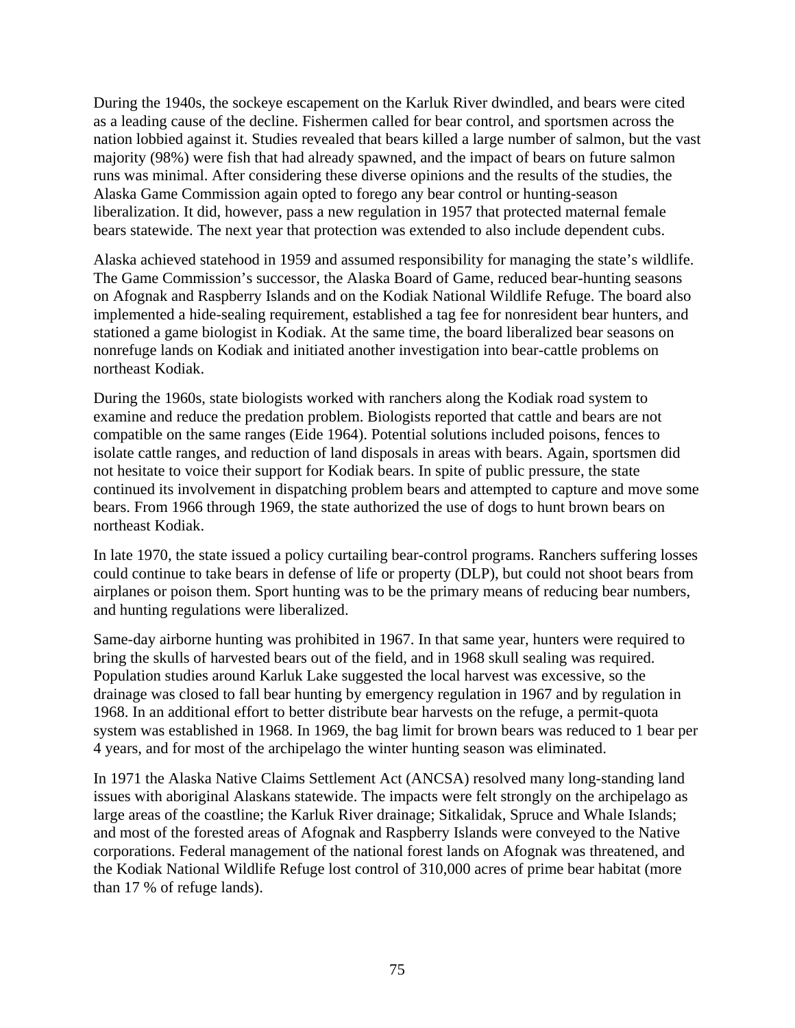During the 1940s, the sockeye escapement on the Karluk River dwindled, and bears were cited as a leading cause of the decline. Fishermen called for bear control, and sportsmen across the nation lobbied against it. Studies revealed that bears killed a large number of salmon, but the vast majority (98%) were fish that had already spawned, and the impact of bears on future salmon runs was minimal. After considering these diverse opinions and the results of the studies, the Alaska Game Commission again opted to forego any bear control or hunting-season liberalization. It did, however, pass a new regulation in 1957 that protected maternal female bears statewide. The next year that protection was extended to also include dependent cubs.

Alaska achieved statehood in 1959 and assumed responsibility for managing the state's wildlife. The Game Commission's successor, the Alaska Board of Game, reduced bear-hunting seasons on Afognak and Raspberry Islands and on the Kodiak National Wildlife Refuge. The board also implemented a hide-sealing requirement, established a tag fee for nonresident bear hunters, and stationed a game biologist in Kodiak. At the same time, the board liberalized bear seasons on nonrefuge lands on Kodiak and initiated another investigation into bear-cattle problems on northeast Kodiak.

During the 1960s, state biologists worked with ranchers along the Kodiak road system to examine and reduce the predation problem. Biologists reported that cattle and bears are not compatible on the same ranges (Eide 1964). Potential solutions included poisons, fences to isolate cattle ranges, and reduction of land disposals in areas with bears. Again, sportsmen did not hesitate to voice their support for Kodiak bears. In spite of public pressure, the state continued its involvement in dispatching problem bears and attempted to capture and move some bears. From 1966 through 1969, the state authorized the use of dogs to hunt brown bears on northeast Kodiak.

In late 1970, the state issued a policy curtailing bear-control programs. Ranchers suffering losses could continue to take bears in defense of life or property (DLP), but could not shoot bears from airplanes or poison them. Sport hunting was to be the primary means of reducing bear numbers, and hunting regulations were liberalized.

Same-day airborne hunting was prohibited in 1967. In that same year, hunters were required to bring the skulls of harvested bears out of the field, and in 1968 skull sealing was required. Population studies around Karluk Lake suggested the local harvest was excessive, so the drainage was closed to fall bear hunting by emergency regulation in 1967 and by regulation in 1968. In an additional effort to better distribute bear harvests on the refuge, a permit-quota system was established in 1968. In 1969, the bag limit for brown bears was reduced to 1 bear per 4 years, and for most of the archipelago the winter hunting season was eliminated.

In 1971 the Alaska Native Claims Settlement Act (ANCSA) resolved many long-standing land issues with aboriginal Alaskans statewide. The impacts were felt strongly on the archipelago as large areas of the coastline; the Karluk River drainage; Sitkalidak, Spruce and Whale Islands; and most of the forested areas of Afognak and Raspberry Islands were conveyed to the Native corporations. Federal management of the national forest lands on Afognak was threatened, and the Kodiak National Wildlife Refuge lost control of 310,000 acres of prime bear habitat (more than 17 % of refuge lands).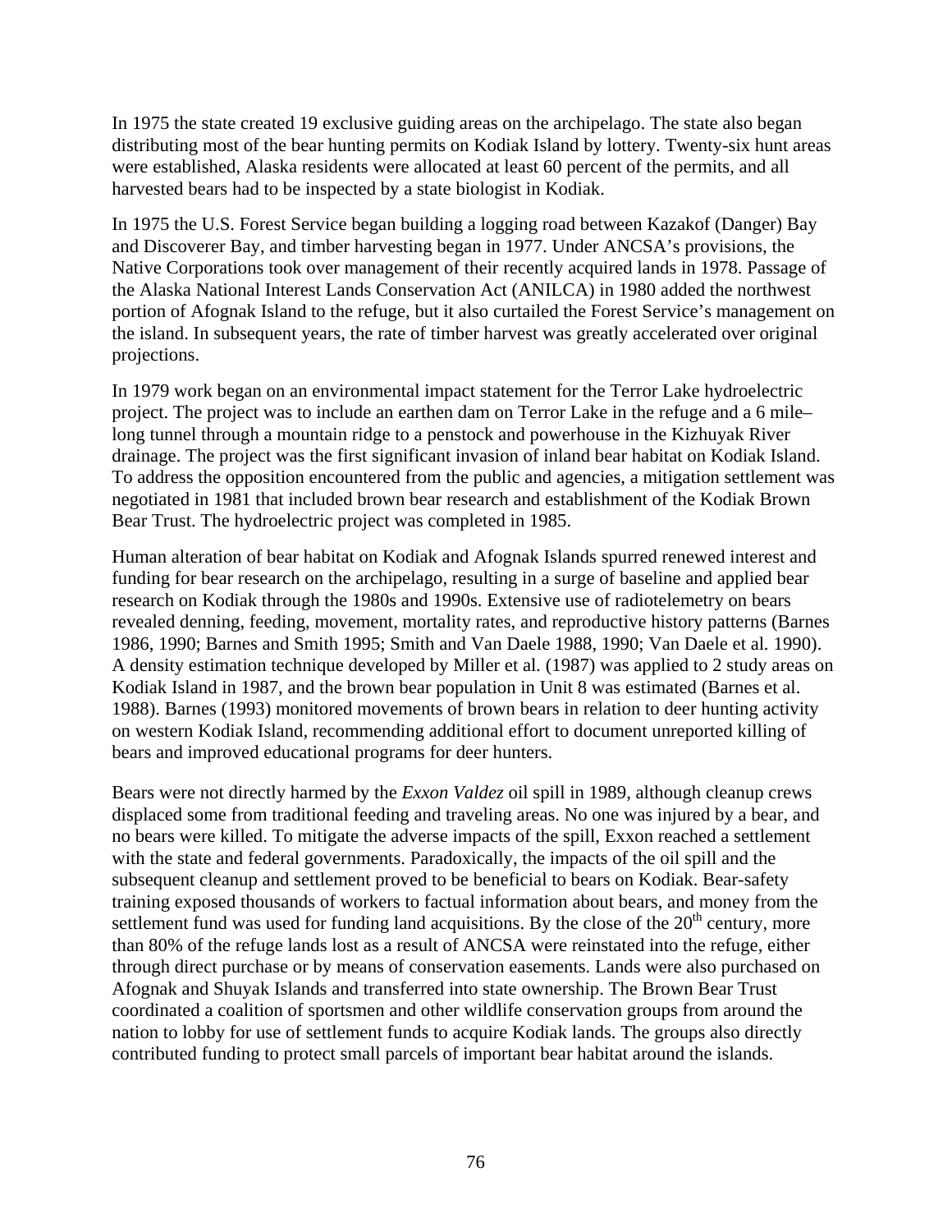In 1975 the state created 19 exclusive guiding areas on the archipelago. The state also began distributing most of the bear hunting permits on Kodiak Island by lottery. Twenty-six hunt areas were established, Alaska residents were allocated at least 60 percent of the permits, and all harvested bears had to be inspected by a state biologist in Kodiak.

In 1975 the U.S. Forest Service began building a logging road between Kazakof (Danger) Bay and Discoverer Bay, and timber harvesting began in 1977. Under ANCSA's provisions, the Native Corporations took over management of their recently acquired lands in 1978. Passage of the Alaska National Interest Lands Conservation Act (ANILCA) in 1980 added the northwest portion of Afognak Island to the refuge, but it also curtailed the Forest Service's management on the island. In subsequent years, the rate of timber harvest was greatly accelerated over original projections.

In 1979 work began on an environmental impact statement for the Terror Lake hydroelectric project. The project was to include an earthen dam on Terror Lake in the refuge and a 6 mile–long tunnel through a mountain ridge to a penstock and powerhouse in the Kizhuyak River drainage. The project was the first significant invasion of inland bear habitat on Kodiak Island. To address the opposition encountered from the public and agencies, a mitigation settlement was negotiated in 1981 that included brown bear research and establishment of the Kodiak Brown Bear Trust. The hydroelectric project was completed in 1985.

Human alteration of bear habitat on Kodiak and Afognak Islands spurred renewed interest and funding for bear research on the archipelago, resulting in a surge of baseline and applied bear research on Kodiak through the 1980s and 1990s. Extensive use of radiotelemetry on bears revealed denning, feeding, movement, mortality rates, and reproductive history patterns (Barnes 1986, 1990; Barnes and Smith 1995; Smith and Van Daele 1988, 1990; Van Daele et al. 1990). A density estimation technique developed by Miller et al. (1987) was applied to 2 study areas on Kodiak Island in 1987, and the brown bear population in Unit 8 was estimated (Barnes et al. 1988). Barnes (1993) monitored movements of brown bears in relation to deer hunting activity on western Kodiak Island, recommending additional effort to document unreported killing of bears and improved educational programs for deer hunters.

Bears were not directly harmed by the *Exxon Valdez* oil spill in 1989, although cleanup crews displaced some from traditional feeding and traveling areas. No one was injured by a bear, and no bears were killed. To mitigate the adverse impacts of the spill, Exxon reached a settlement with the state and federal governments. Paradoxically, the impacts of the oil spill and the subsequent cleanup and settlement proved to be beneficial to bears on Kodiak. Bear-safety training exposed thousands of workers to factual information about bears, and money from the settlement fund was used for funding land acquisitions. By the close of the 20th century, more than 80% of the refuge lands lost as a result of ANCSA were reinstated into the refuge, either through direct purchase or by means of conservation easements. Lands were also purchased on Afognak and Shuyak Islands and transferred into state ownership. The Brown Bear Trust coordinated a coalition of sportsmen and other wildlife conservation groups from around the nation to lobby for use of settlement funds to acquire Kodiak lands. The groups also directly contributed funding to protect small parcels of important bear habitat around the islands.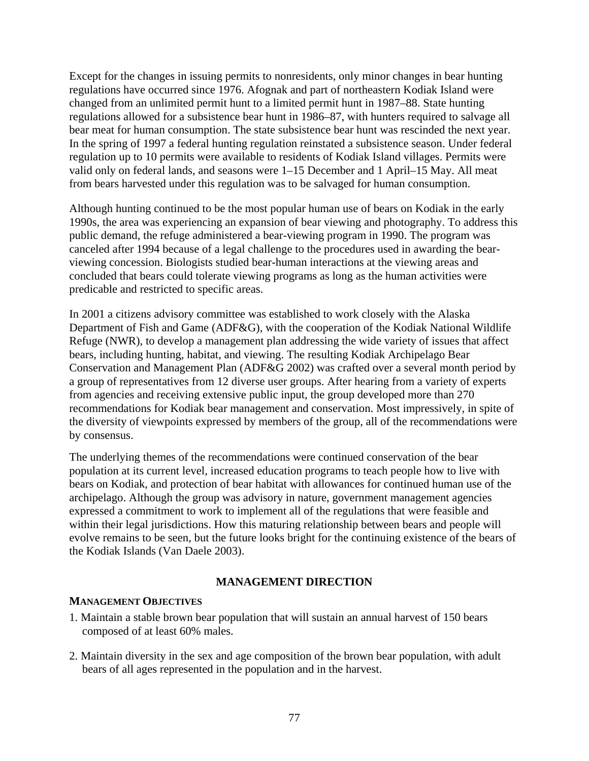Except for the changes in issuing permits to nonresidents, only minor changes in bear hunting regulations have occurred since 1976. Afognak and part of northeastern Kodiak Island were changed from an unlimited permit hunt to a limited permit hunt in 1987–88. State hunting regulations allowed for a subsistence bear hunt in 1986–87, with hunters required to salvage all bear meat for human consumption. The state subsistence bear hunt was rescinded the next year. In the spring of 1997 a federal hunting regulation reinstated a subsistence season. Under federal regulation up to 10 permits were available to residents of Kodiak Island villages. Permits were valid only on federal lands, and seasons were 1–15 December and 1 April–15 May. All meat from bears harvested under this regulation was to be salvaged for human consumption.

Although hunting continued to be the most popular human use of bears on Kodiak in the early 1990s, the area was experiencing an expansion of bear viewing and photography. To address this public demand, the refuge administered a bear-viewing program in 1990. The program was canceled after 1994 because of a legal challenge to the procedures used in awarding the bear-viewing concession. Biologists studied bear-human interactions at the viewing areas and concluded that bears could tolerate viewing programs as long as the human activities were predicable and restricted to specific areas.

In 2001 a citizens advisory committee was established to work closely with the Alaska Department of Fish and Game (ADF&G), with the cooperation of the Kodiak National Wildlife Refuge (NWR), to develop a management plan addressing the wide variety of issues that affect bears, including hunting, habitat, and viewing. The resulting Kodiak Archipelago Bear Conservation and Management Plan (ADF&G 2002) was crafted over a several month period by a group of representatives from 12 diverse user groups. After hearing from a variety of experts from agencies and receiving extensive public input, the group developed more than 270 recommendations for Kodiak bear management and conservation. Most impressively, in spite of the diversity of viewpoints expressed by members of the group, all of the recommendations were by consensus.

The underlying themes of the recommendations were continued conservation of the bear population at its current level, increased education programs to teach people how to live with bears on Kodiak, and protection of bear habitat with allowances for continued human use of the archipelago. Although the group was advisory in nature, government management agencies expressed a commitment to work to implement all of the regulations that were feasible and within their legal jurisdictions. How this maturing relationship between bears and people will evolve remains to be seen, but the future looks bright for the continuing existence of the bears of the Kodiak Islands (Van Daele 2003).

## MANAGEMENT DIRECTION

### MANAGEMENT OBJECTIVES

1. Maintain a stable brown bear population that will sustain an annual harvest of 150 bears composed of at least 60% males.

2. Maintain diversity in the sex and age composition of the brown bear population, with adult bears of all ages represented in the population and in the harvest.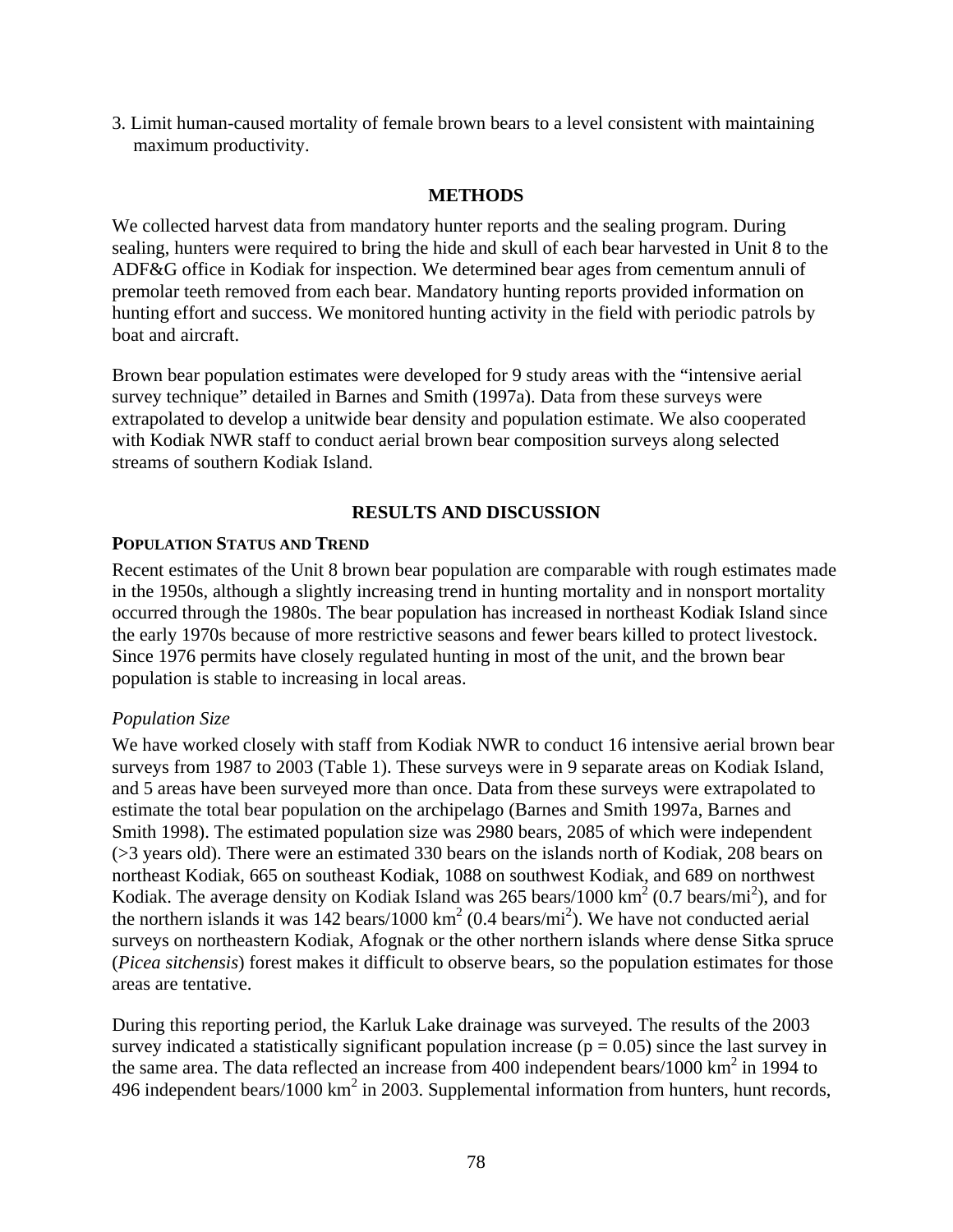3. Limit human-caused mortality of female brown bears to a level consistent with maintaining maximum productivity.

## METHODS

We collected harvest data from mandatory hunter reports and the sealing program. During sealing, hunters were required to bring the hide and skull of each bear harvested in Unit 8 to the ADF&G office in Kodiak for inspection. We determined bear ages from cementum annuli of premolar teeth removed from each bear. Mandatory hunting reports provided information on hunting effort and success. We monitored hunting activity in the field with periodic patrols by boat and aircraft.

Brown bear population estimates were developed for 9 study areas with the "intensive aerial survey technique" detailed in Barnes and Smith (1997a). Data from these surveys were extrapolated to develop a unitwide bear density and population estimate. We also cooperated with Kodiak NWR staff to conduct aerial brown bear composition surveys along selected streams of southern Kodiak Island.

## RESULTS AND DISCUSSION

### POPULATION STATUS AND TREND

Recent estimates of the Unit 8 brown bear population are comparable with rough estimates made in the 1950s, although a slightly increasing trend in hunting mortality and in nonsport mortality occurred through the 1980s. The bear population has increased in northeast Kodiak Island since the early 1970s because of more restrictive seasons and fewer bears killed to protect livestock. Since 1976 permits have closely regulated hunting in most of the unit, and the brown bear population is stable to increasing in local areas.

#### *Population Size*

We have worked closely with staff from Kodiak NWR to conduct 16 intensive aerial brown bear surveys from 1987 to 2003 (Table 1). These surveys were in 9 separate areas on Kodiak Island, and 5 areas have been surveyed more than once. Data from these surveys were extrapolated to estimate the total bear population on the archipelago (Barnes and Smith 1997a, Barnes and Smith 1998). The estimated population size was 2980 bears, 2085 of which were independent (>3 years old). There were an estimated 330 bears on the islands north of Kodiak, 208 bears on northeast Kodiak, 665 on southeast Kodiak, 1088 on southwest Kodiak, and 689 on northwest Kodiak. The average density on Kodiak Island was 265 bears/1000 $km^2$ (0.7 bears/$mi^2$), and for the northern islands it was 142 bears/1000 $km^2$ (0.4 bears/$mi^2$). We have not conducted aerial surveys on northeastern Kodiak, Afognak or the other northern islands where dense Sitka spruce (*Picea sitchensis*) forest makes it difficult to observe bears, so the population estimates for those areas are tentative.

During this reporting period, the Karluk Lake drainage was surveyed. The results of the 2003 survey indicated a statistically significant population increase ($p = 0.05$) since the last survey in the same area. The data reflected an increase from 400 independent bears/1000 $km^2$ in 1994 to 496 independent bears/1000 $km^2$ in 2003. Supplemental information from hunters, hunt records,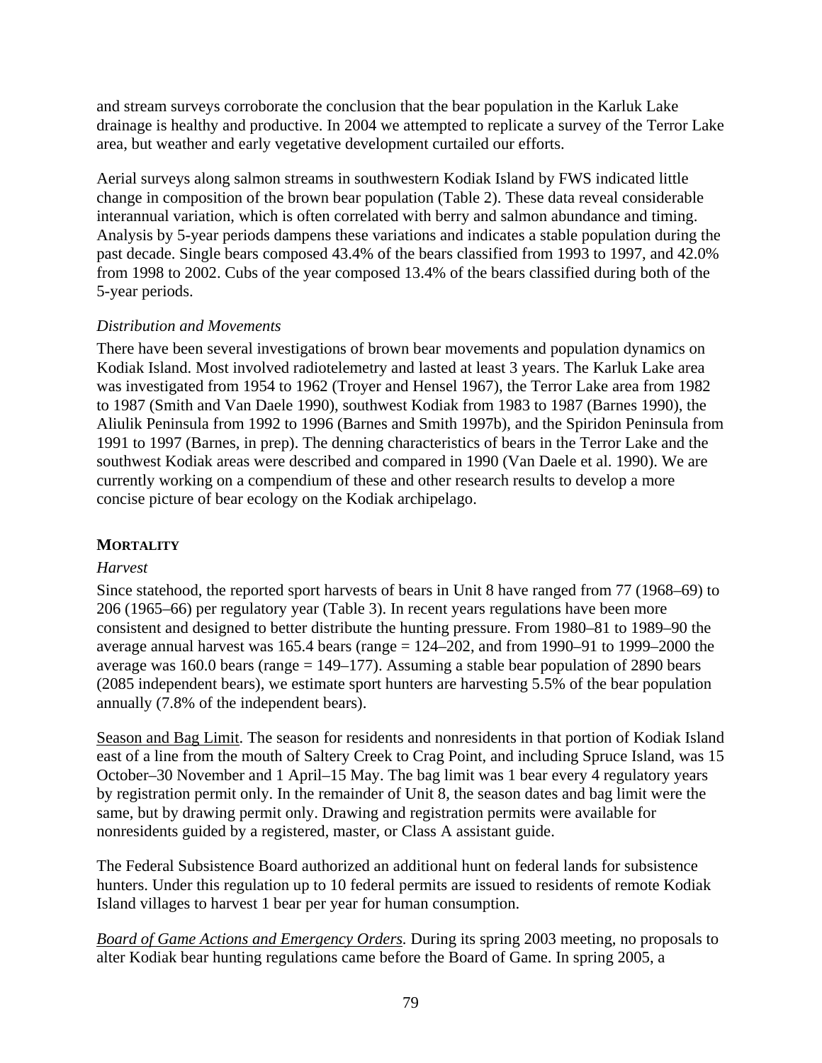and stream surveys corroborate the conclusion that the bear population in the Karluk Lake drainage is healthy and productive. In 2004 we attempted to replicate a survey of the Terror Lake area, but weather and early vegetative development curtailed our efforts.

Aerial surveys along salmon streams in southwestern Kodiak Island by FWS indicated little change in composition of the brown bear population (Table 2). These data reveal considerable interannual variation, which is often correlated with berry and salmon abundance and timing. Analysis by 5-year periods dampens these variations and indicates a stable population during the past decade. Single bears composed 43.4% of the bears classified from 1993 to 1997, and 42.0% from 1998 to 2002. Cubs of the year composed 13.4% of the bears classified during both of the 5-year periods.

*Distribution and Movements*

There have been several investigations of brown bear movements and population dynamics on Kodiak Island. Most involved radiotelemetry and lasted at least 3 years. The Karluk Lake area was investigated from 1954 to 1962 (Troyer and Hensel 1967), the Terror Lake area from 1982 to 1987 (Smith and Van Daele 1990), southwest Kodiak from 1983 to 1987 (Barnes 1990), the Aliulik Peninsula from 1992 to 1996 (Barnes and Smith 1997b), and the Spiridon Peninsula from 1991 to 1997 (Barnes, in prep). The denning characteristics of bears in the Terror Lake and the southwest Kodiak areas were described and compared in 1990 (Van Daele et al. 1990). We are currently working on a compendium of these and other research results to develop a more concise picture of bear ecology on the Kodiak archipelago.

## MORTALITY

*Harvest*

Since statehood, the reported sport harvests of bears in Unit 8 have ranged from 77 (1968–69) to 206 (1965–66) per regulatory year (Table 3). In recent years regulations have been more consistent and designed to better distribute the hunting pressure. From 1980–81 to 1989–90 the average annual harvest was 165.4 bears (range = 124–202, and from 1990–91 to 1999–2000 the average was 160.0 bears (range = 149–177). Assuming a stable bear population of 2890 bears (2085 independent bears), we estimate sport hunters are harvesting 5.5% of the bear population annually (7.8% of the independent bears).

Season and Bag Limit. The season for residents and nonresidents in that portion of Kodiak Island east of a line from the mouth of Saltery Creek to Crag Point, and including Spruce Island, was 15 October–30 November and 1 April–15 May. The bag limit was 1 bear every 4 regulatory years by registration permit only. In the remainder of Unit 8, the season dates and bag limit were the same, but by drawing permit only. Drawing and registration permits were available for nonresidents guided by a registered, master, or Class A assistant guide.

The Federal Subsistence Board authorized an additional hunt on federal lands for subsistence hunters. Under this regulation up to 10 federal permits are issued to residents of remote Kodiak Island villages to harvest 1 bear per year for human consumption.

*Board of Game Actions and Emergency Orders*. During its spring 2003 meeting, no proposals to alter Kodiak bear hunting regulations came before the Board of Game. In spring 2005, a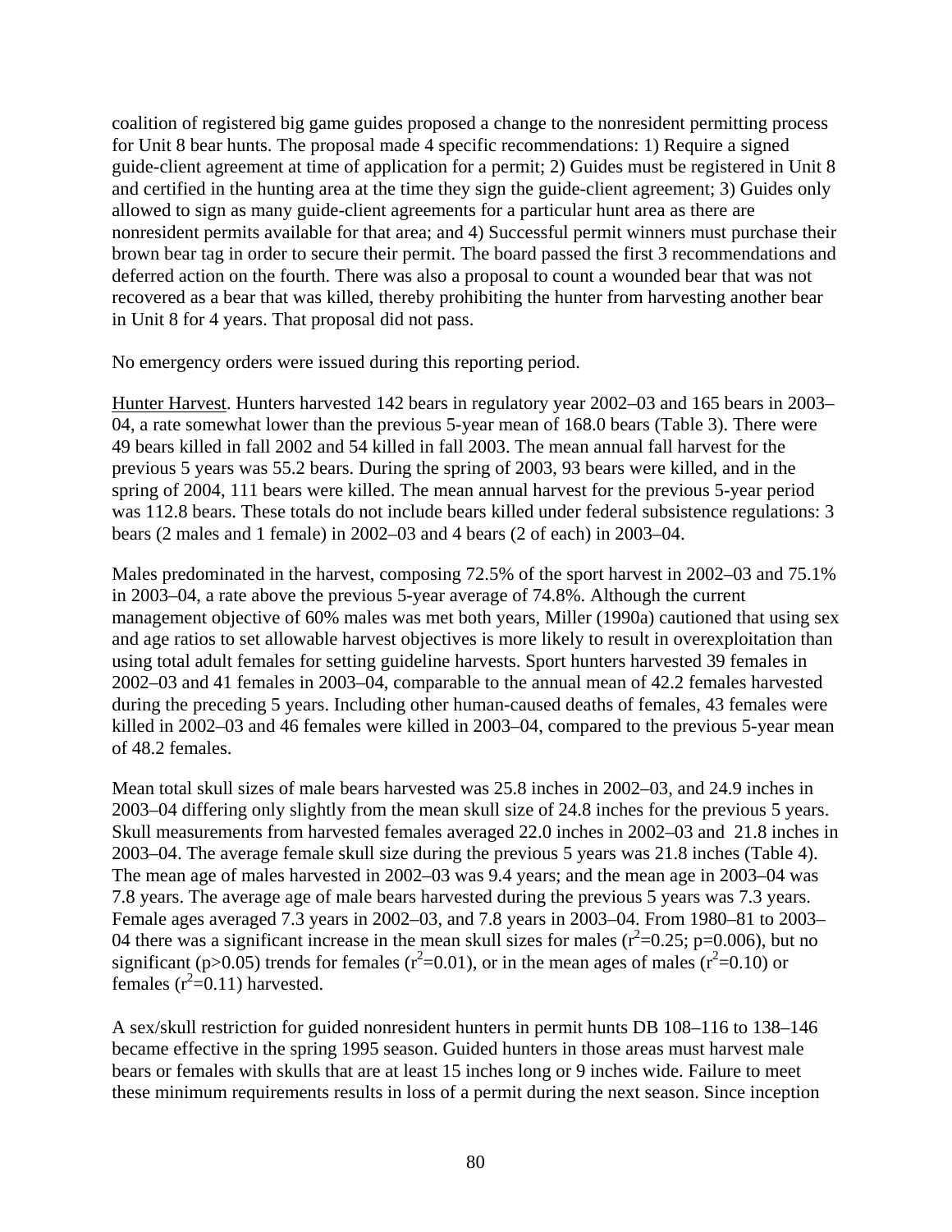coalition of registered big game guides proposed a change to the nonresident permitting process for Unit 8 bear hunts. The proposal made 4 specific recommendations: 1) Require a signed guide-client agreement at time of application for a permit; 2) Guides must be registered in Unit 8 and certified in the hunting area at the time they sign the guide-client agreement; 3) Guides only allowed to sign as many guide-client agreements for a particular hunt area as there are nonresident permits available for that area; and 4) Successful permit winners must purchase their brown bear tag in order to secure their permit. The board passed the first 3 recommendations and deferred action on the fourth. There was also a proposal to count a wounded bear that was not recovered as a bear that was killed, thereby prohibiting the hunter from harvesting another bear in Unit 8 for 4 years. That proposal did not pass.

No emergency orders were issued during this reporting period.

Hunter Harvest. Hunters harvested 142 bears in regulatory year 2002–03 and 165 bears in 2003–04, a rate somewhat lower than the previous 5-year mean of 168.0 bears (Table 3). There were 49 bears killed in fall 2002 and 54 killed in fall 2003. The mean annual fall harvest for the previous 5 years was 55.2 bears. During the spring of 2003, 93 bears were killed, and in the spring of 2004, 111 bears were killed. The mean annual harvest for the previous 5-year period was 112.8 bears. These totals do not include bears killed under federal subsistence regulations: 3 bears (2 males and 1 female) in 2002–03 and 4 bears (2 of each) in 2003–04.

Males predominated in the harvest, composing 72.5% of the sport harvest in 2002–03 and 75.1% in 2003–04, a rate above the previous 5-year average of 74.8%. Although the current management objective of 60% males was met both years, Miller (1990a) cautioned that using sex and age ratios to set allowable harvest objectives is more likely to result in overexploitation than using total adult females for setting guideline harvests. Sport hunters harvested 39 females in 2002–03 and 41 females in 2003–04, comparable to the annual mean of 42.2 females harvested during the preceding 5 years. Including other human-caused deaths of females, 43 females were killed in 2002–03 and 46 females were killed in 2003–04, compared to the previous 5-year mean of 48.2 females.

Mean total skull sizes of male bears harvested was 25.8 inches in 2002–03, and 24.9 inches in 2003–04 differing only slightly from the mean skull size of 24.8 inches for the previous 5 years. Skull measurements from harvested females averaged 22.0 inches in 2002–03 and 21.8 inches in 2003–04. The average female skull size during the previous 5 years was 21.8 inches (Table 4). The mean age of males harvested in 2002–03 was 9.4 years; and the mean age in 2003–04 was 7.8 years. The average age of male bears harvested during the previous 5 years was 7.3 years. Female ages averaged 7.3 years in 2002–03, and 7.8 years in 2003–04. From 1980–81 to 2003–04 there was a significant increase in the mean skull sizes for males ($r^2$=0.25; p=0.006), but no significant ($p>0.05$) trends for females ($r^2$=0.01), or in the mean ages of males ($r^2$=0.10) or females ($r^2$=0.11) harvested.

A sex/skull restriction for guided nonresident hunters in permit hunts DB 108–116 to 138–146 became effective in the spring 1995 season. Guided hunters in those areas must harvest male bears or females with skulls that are at least 15 inches long or 9 inches wide. Failure to meet these minimum requirements results in loss of a permit during the next season. Since inception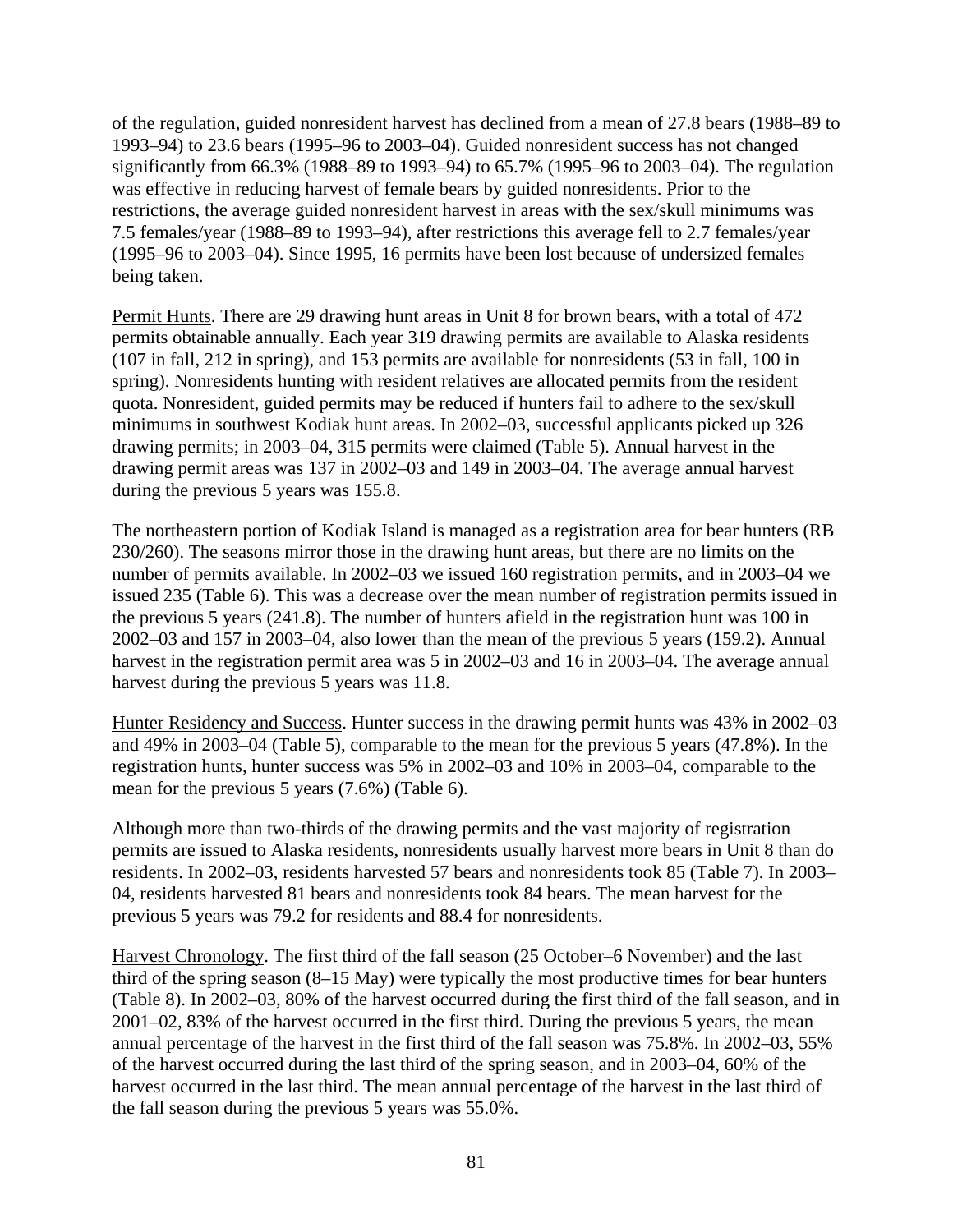of the regulation, guided nonresident harvest has declined from a mean of 27.8 bears (1988–89 to 1993–94) to 23.6 bears (1995–96 to 2003–04). Guided nonresident success has not changed significantly from 66.3% (1988–89 to 1993–94) to 65.7% (1995–96 to 2003–04). The regulation was effective in reducing harvest of female bears by guided nonresidents. Prior to the restrictions, the average guided nonresident harvest in areas with the sex/skull minimums was 7.5 females/year (1988–89 to 1993–94), after restrictions this average fell to 2.7 females/year (1995–96 to 2003–04). Since 1995, 16 permits have been lost because of undersized females being taken.

Permit Hunts. There are 29 drawing hunt areas in Unit 8 for brown bears, with a total of 472 permits obtainable annually. Each year 319 drawing permits are available to Alaska residents (107 in fall, 212 in spring), and 153 permits are available for nonresidents (53 in fall, 100 in spring). Nonresidents hunting with resident relatives are allocated permits from the resident quota. Nonresident, guided permits may be reduced if hunters fail to adhere to the sex/skull minimums in southwest Kodiak hunt areas. In 2002–03, successful applicants picked up 326 drawing permits; in 2003–04, 315 permits were claimed (Table 5). Annual harvest in the drawing permit areas was 137 in 2002–03 and 149 in 2003–04. The average annual harvest during the previous 5 years was 155.8.

The northeastern portion of Kodiak Island is managed as a registration area for bear hunters (RB 230/260). The seasons mirror those in the drawing hunt areas, but there are no limits on the number of permits available. In 2002–03 we issued 160 registration permits, and in 2003–04 we issued 235 (Table 6). This was a decrease over the mean number of registration permits issued in the previous 5 years (241.8). The number of hunters afield in the registration hunt was 100 in 2002–03 and 157 in 2003–04, also lower than the mean of the previous 5 years (159.2). Annual harvest in the registration permit area was 5 in 2002–03 and 16 in 2003–04. The average annual harvest during the previous 5 years was 11.8.

Hunter Residency and Success. Hunter success in the drawing permit hunts was 43% in 2002–03 and 49% in 2003–04 (Table 5), comparable to the mean for the previous 5 years (47.8%). In the registration hunts, hunter success was 5% in 2002–03 and 10% in 2003–04, comparable to the mean for the previous 5 years (7.6%) (Table 6).

Although more than two-thirds of the drawing permits and the vast majority of registration permits are issued to Alaska residents, nonresidents usually harvest more bears in Unit 8 than do residents. In 2002–03, residents harvested 57 bears and nonresidents took 85 (Table 7). In 2003–04, residents harvested 81 bears and nonresidents took 84 bears. The mean harvest for the previous 5 years was 79.2 for residents and 88.4 for nonresidents.

Harvest Chronology. The first third of the fall season (25 October–6 November) and the last third of the spring season (8–15 May) were typically the most productive times for bear hunters (Table 8). In 2002–03, 80% of the harvest occurred during the first third of the fall season, and in 2001–02, 83% of the harvest occurred in the first third. During the previous 5 years, the mean annual percentage of the harvest in the first third of the fall season was 75.8%. In 2002–03, 55% of the harvest occurred during the last third of the spring season, and in 2003–04, 60% of the harvest occurred in the last third. The mean annual percentage of the harvest in the last third of the fall season during the previous 5 years was 55.0%.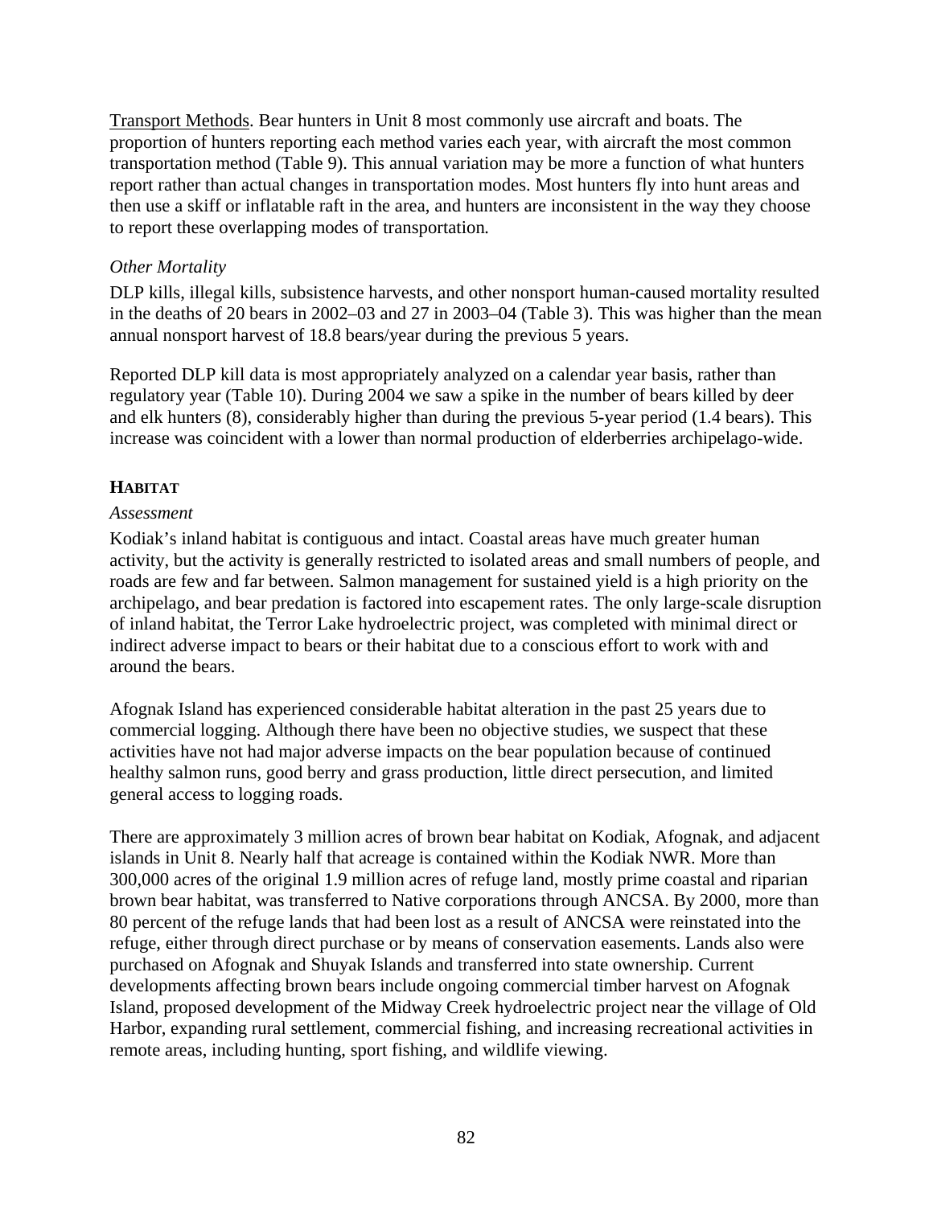Transport Methods. Bear hunters in Unit 8 most commonly use aircraft and boats. The proportion of hunters reporting each method varies each year, with aircraft the most common transportation method (Table 9). This annual variation may be more a function of what hunters report rather than actual changes in transportation modes. Most hunters fly into hunt areas and then use a skiff or inflatable raft in the area, and hunters are inconsistent in the way they choose to report these overlapping modes of transportation.

*Other Mortality*

DLP kills, illegal kills, subsistence harvests, and other nonsport human-caused mortality resulted in the deaths of 20 bears in 2002–03 and 27 in 2003–04 (Table 3). This was higher than the mean annual nonsport harvest of 18.8 bears/year during the previous 5 years.

Reported DLP kill data is most appropriately analyzed on a calendar year basis, rather than regulatory year (Table 10). During 2004 we saw a spike in the number of bears killed by deer and elk hunters (8), considerably higher than during the previous 5-year period (1.4 bears). This increase was coincident with a lower than normal production of elderberries archipelago-wide.

## HABITAT

*Assessment*

Kodiak's inland habitat is contiguous and intact. Coastal areas have much greater human activity, but the activity is generally restricted to isolated areas and small numbers of people, and roads are few and far between. Salmon management for sustained yield is a high priority on the archipelago, and bear predation is factored into escapement rates. The only large-scale disruption of inland habitat, the Terror Lake hydroelectric project, was completed with minimal direct or indirect adverse impact to bears or their habitat due to a conscious effort to work with and around the bears.

Afognak Island has experienced considerable habitat alteration in the past 25 years due to commercial logging. Although there have been no objective studies, we suspect that these activities have not had major adverse impacts on the bear population because of continued healthy salmon runs, good berry and grass production, little direct persecution, and limited general access to logging roads.

There are approximately 3 million acres of brown bear habitat on Kodiak, Afognak, and adjacent islands in Unit 8. Nearly half that acreage is contained within the Kodiak NWR. More than 300,000 acres of the original 1.9 million acres of refuge land, mostly prime coastal and riparian brown bear habitat, was transferred to Native corporations through ANCSA. By 2000, more than 80 percent of the refuge lands that had been lost as a result of ANCSA were reinstated into the refuge, either through direct purchase or by means of conservation easements. Lands also were purchased on Afognak and Shuyak Islands and transferred into state ownership. Current developments affecting brown bears include ongoing commercial timber harvest on Afognak Island, proposed development of the Midway Creek hydroelectric project near the village of Old Harbor, expanding rural settlement, commercial fishing, and increasing recreational activities in remote areas, including hunting, sport fishing, and wildlife viewing.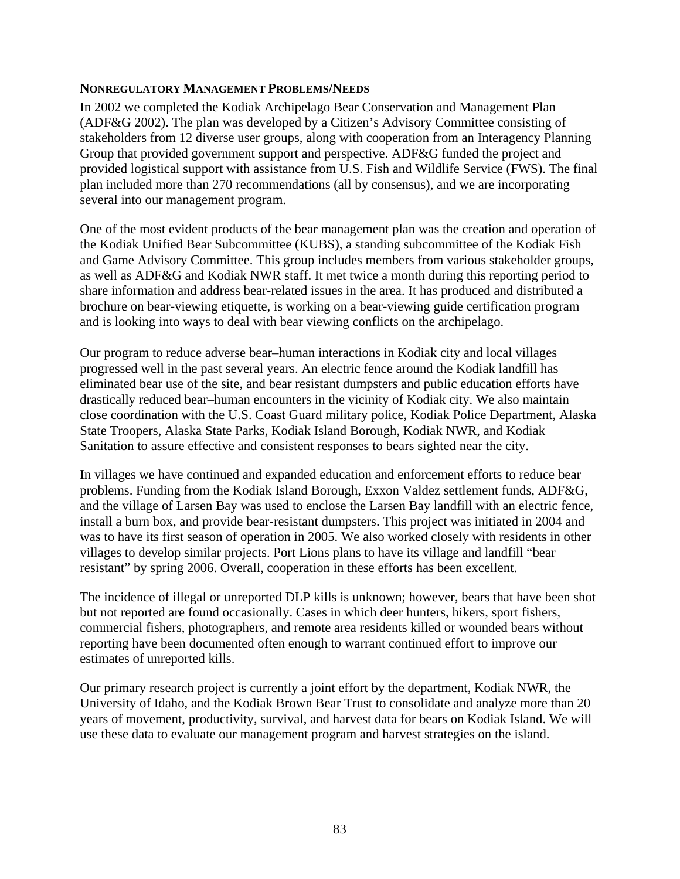**NONREGULATORY MANAGEMENT PROBLEMS/NEEDS**

In 2002 we completed the Kodiak Archipelago Bear Conservation and Management Plan (ADF&G 2002). The plan was developed by a Citizen's Advisory Committee consisting of stakeholders from 12 diverse user groups, along with cooperation from an Interagency Planning Group that provided government support and perspective. ADF&G funded the project and provided logistical support with assistance from U.S. Fish and Wildlife Service (FWS). The final plan included more than 270 recommendations (all by consensus), and we are incorporating several into our management program.

One of the most evident products of the bear management plan was the creation and operation of the Kodiak Unified Bear Subcommittee (KUBS), a standing subcommittee of the Kodiak Fish and Game Advisory Committee. This group includes members from various stakeholder groups, as well as ADF&G and Kodiak NWR staff. It met twice a month during this reporting period to share information and address bear-related issues in the area. It has produced and distributed a brochure on bear-viewing etiquette, is working on a bear-viewing guide certification program and is looking into ways to deal with bear viewing conflicts on the archipelago.

Our program to reduce adverse bear–human interactions in Kodiak city and local villages progressed well in the past several years. An electric fence around the Kodiak landfill has eliminated bear use of the site, and bear resistant dumpsters and public education efforts have drastically reduced bear–human encounters in the vicinity of Kodiak city. We also maintain close coordination with the U.S. Coast Guard military police, Kodiak Police Department, Alaska State Troopers, Alaska State Parks, Kodiak Island Borough, Kodiak NWR, and Kodiak Sanitation to assure effective and consistent responses to bears sighted near the city.

In villages we have continued and expanded education and enforcement efforts to reduce bear problems. Funding from the Kodiak Island Borough, Exxon Valdez settlement funds, ADF&G, and the village of Larsen Bay was used to enclose the Larsen Bay landfill with an electric fence, install a burn box, and provide bear-resistant dumpsters. This project was initiated in 2004 and was to have its first season of operation in 2005. We also worked closely with residents in other villages to develop similar projects. Port Lions plans to have its village and landfill "bear resistant" by spring 2006. Overall, cooperation in these efforts has been excellent.

The incidence of illegal or unreported DLP kills is unknown; however, bears that have been shot but not reported are found occasionally. Cases in which deer hunters, hikers, sport fishers, commercial fishers, photographers, and remote area residents killed or wounded bears without reporting have been documented often enough to warrant continued effort to improve our estimates of unreported kills.

Our primary research project is currently a joint effort by the department, Kodiak NWR, the University of Idaho, and the Kodiak Brown Bear Trust to consolidate and analyze more than 20 years of movement, productivity, survival, and harvest data for bears on Kodiak Island. We will use these data to evaluate our management program and harvest strategies on the island.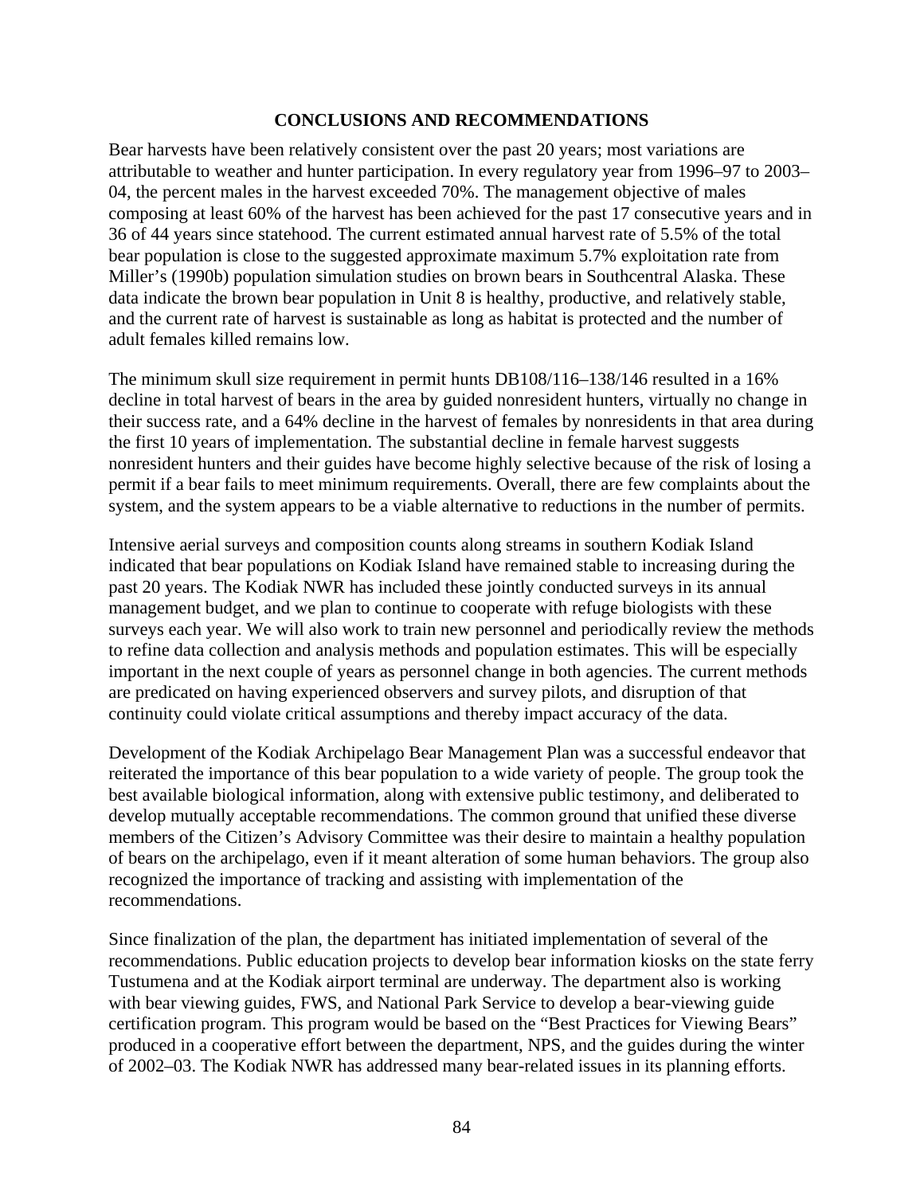## CONCLUSIONS AND RECOMMENDATIONS

Bear harvests have been relatively consistent over the past 20 years; most variations are attributable to weather and hunter participation. In every regulatory year from 1996–97 to 2003–04, the percent males in the harvest exceeded 70%. The management objective of males composing at least 60% of the harvest has been achieved for the past 17 consecutive years and in 36 of 44 years since statehood. The current estimated annual harvest rate of 5.5% of the total bear population is close to the suggested approximate maximum 5.7% exploitation rate from Miller's (1990b) population simulation studies on brown bears in Southcentral Alaska. These data indicate the brown bear population in Unit 8 is healthy, productive, and relatively stable, and the current rate of harvest is sustainable as long as habitat is protected and the number of adult females killed remains low.

The minimum skull size requirement in permit hunts DB108/116–138/146 resulted in a 16% decline in total harvest of bears in the area by guided nonresident hunters, virtually no change in their success rate, and a 64% decline in the harvest of females by nonresidents in that area during the first 10 years of implementation. The substantial decline in female harvest suggests nonresident hunters and their guides have become highly selective because of the risk of losing a permit if a bear fails to meet minimum requirements. Overall, there are few complaints about the system, and the system appears to be a viable alternative to reductions in the number of permits.

Intensive aerial surveys and composition counts along streams in southern Kodiak Island indicated that bear populations on Kodiak Island have remained stable to increasing during the past 20 years. The Kodiak NWR has included these jointly conducted surveys in its annual management budget, and we plan to continue to cooperate with refuge biologists with these surveys each year. We will also work to train new personnel and periodically review the methods to refine data collection and analysis methods and population estimates. This will be especially important in the next couple of years as personnel change in both agencies. The current methods are predicated on having experienced observers and survey pilots, and disruption of that continuity could violate critical assumptions and thereby impact accuracy of the data.

Development of the Kodiak Archipelago Bear Management Plan was a successful endeavor that reiterated the importance of this bear population to a wide variety of people. The group took the best available biological information, along with extensive public testimony, and deliberated to develop mutually acceptable recommendations. The common ground that unified these diverse members of the Citizen's Advisory Committee was their desire to maintain a healthy population of bears on the archipelago, even if it meant alteration of some human behaviors. The group also recognized the importance of tracking and assisting with implementation of the recommendations.

Since finalization of the plan, the department has initiated implementation of several of the recommendations. Public education projects to develop bear information kiosks on the state ferry Tustumena and at the Kodiak airport terminal are underway. The department also is working with bear viewing guides, FWS, and National Park Service to develop a bear-viewing guide certification program. This program would be based on the "Best Practices for Viewing Bears" produced in a cooperative effort between the department, NPS, and the guides during the winter of 2002–03. The Kodiak NWR has addressed many bear-related issues in its planning efforts.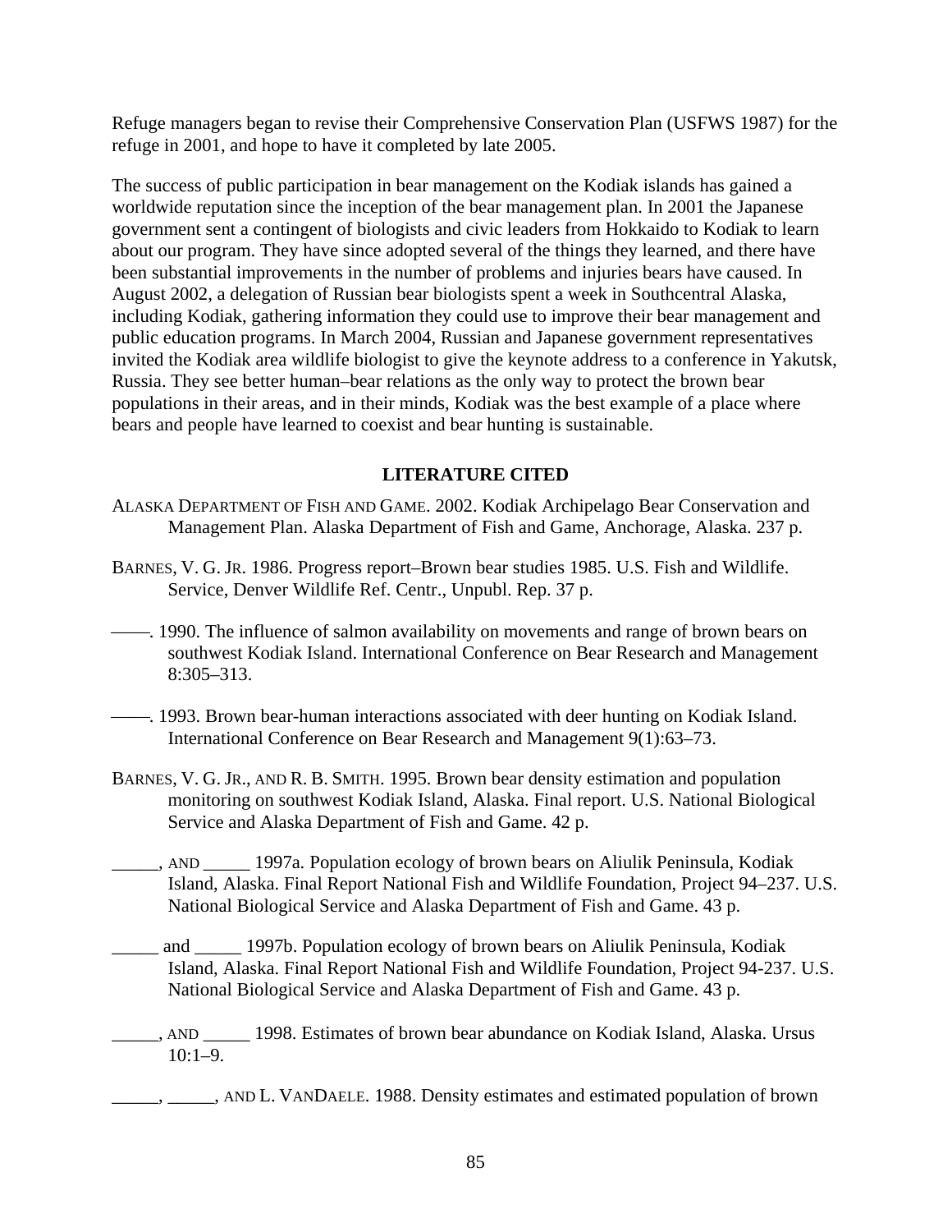Refuge managers began to revise their Comprehensive Conservation Plan (USFWS 1987) for the refuge in 2001, and hope to have it completed by late 2005.

The success of public participation in bear management on the Kodiak islands has gained a worldwide reputation since the inception of the bear management plan. In 2001 the Japanese government sent a contingent of biologists and civic leaders from Hokkaido to Kodiak to learn about our program. They have since adopted several of the things they learned, and there have been substantial improvements in the number of problems and injuries bears have caused. In August 2002, a delegation of Russian bear biologists spent a week in Southcentral Alaska, including Kodiak, gathering information they could use to improve their bear management and public education programs. In March 2004, Russian and Japanese government representatives invited the Kodiak area wildlife biologist to give the keynote address to a conference in Yakutsk, Russia. They see better human–bear relations as the only way to protect the brown bear populations in their areas, and in their minds, Kodiak was the best example of a place where bears and people have learned to coexist and bear hunting is sustainable.

## LITERATURE CITED

ALASKA DEPARTMENT OF FISH AND GAME. 2002. Kodiak Archipelago Bear Conservation and Management Plan. Alaska Department of Fish and Game, Anchorage, Alaska. 237 p.

BARNES, V. G. JR. 1986. Progress report–Brown bear studies 1985. U.S. Fish and Wildlife. Service, Denver Wildlife Ref. Centr., Unpubl. Rep. 37 p.

——. 1990. The influence of salmon availability on movements and range of brown bears on southwest Kodiak Island. International Conference on Bear Research and Management 8:305–313.

——. 1993. Brown bear-human interactions associated with deer hunting on Kodiak Island. International Conference on Bear Research and Management 9(1):63–73.

BARNES, V. G. JR., AND R. B. SMITH. 1995. Brown bear density estimation and population monitoring on southwest Kodiak Island, Alaska. Final report. U.S. National Biological Service and Alaska Department of Fish and Game. 42 p.

_____, AND _____ 1997a. Population ecology of brown bears on Aliulik Peninsula, Kodiak Island, Alaska. Final Report National Fish and Wildlife Foundation, Project 94–237. U.S. National Biological Service and Alaska Department of Fish and Game. 43 p.

_____ and _____ 1997b. Population ecology of brown bears on Aliulik Peninsula, Kodiak Island, Alaska. Final Report National Fish and Wildlife Foundation, Project 94-237. U.S. National Biological Service and Alaska Department of Fish and Game. 43 p.

_____, AND _____ 1998. Estimates of brown bear abundance on Kodiak Island, Alaska. Ursus 10:1–9.

_____, _____, AND L. VANDAELE. 1988. Density estimates and estimated population of brown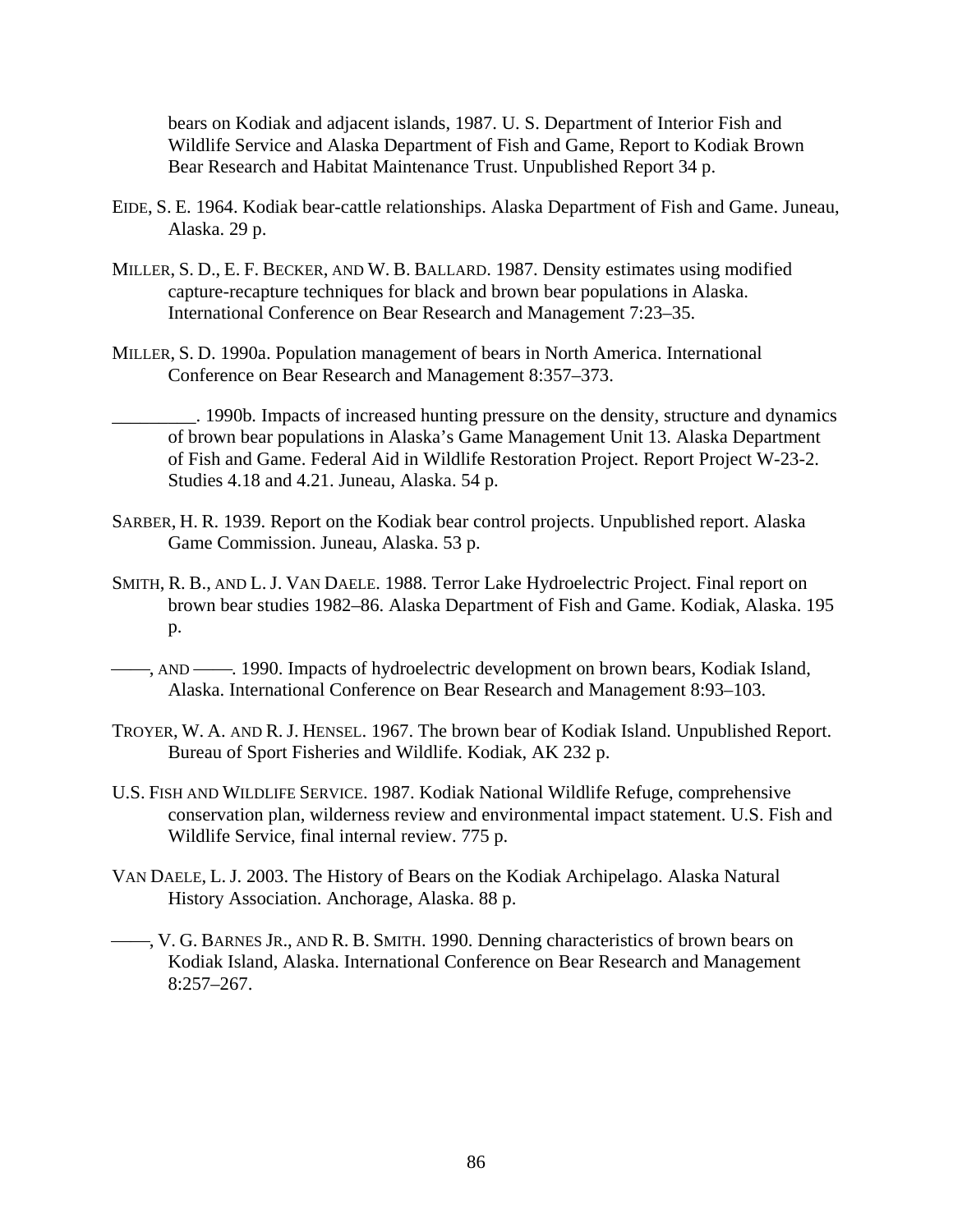bears on Kodiak and adjacent islands, 1987. U. S. Department of Interior Fish and Wildlife Service and Alaska Department of Fish and Game, Report to Kodiak Brown Bear Research and Habitat Maintenance Trust. Unpublished Report 34 p.

EIDE, S. E. 1964. Kodiak bear-cattle relationships. Alaska Department of Fish and Game. Juneau, Alaska. 29 p.

MILLER, S. D., E. F. BECKER, AND W. B. BALLARD. 1987. Density estimates using modified capture-recapture techniques for black and brown bear populations in Alaska. International Conference on Bear Research and Management 7:23–35.

MILLER, S. D. 1990a. Population management of bears in North America. International Conference on Bear Research and Management 8:357–373.

_________. 1990b. Impacts of increased hunting pressure on the density, structure and dynamics of brown bear populations in Alaska's Game Management Unit 13. Alaska Department of Fish and Game. Federal Aid in Wildlife Restoration Project. Report Project W-23-2. Studies 4.18 and 4.21. Juneau, Alaska. 54 p.

SARBER, H. R. 1939. Report on the Kodiak bear control projects. Unpublished report. Alaska Game Commission. Juneau, Alaska. 53 p.

SMITH, R. B., AND L. J. VAN DAELE. 1988. Terror Lake Hydroelectric Project. Final report on brown bear studies 1982–86. Alaska Department of Fish and Game. Kodiak, Alaska. 195 p.

——, AND ——. 1990. Impacts of hydroelectric development on brown bears, Kodiak Island, Alaska. International Conference on Bear Research and Management 8:93–103.

TROYER, W. A. AND R. J. HENSEL. 1967. The brown bear of Kodiak Island. Unpublished Report. Bureau of Sport Fisheries and Wildlife. Kodiak, AK 232 p.

U.S. FISH AND WILDLIFE SERVICE. 1987. Kodiak National Wildlife Refuge, comprehensive conservation plan, wilderness review and environmental impact statement. U.S. Fish and Wildlife Service, final internal review. 775 p.

VAN DAELE, L. J. 2003. The History of Bears on the Kodiak Archipelago. Alaska Natural History Association. Anchorage, Alaska. 88 p.

——, V. G. BARNES JR., AND R. B. SMITH. 1990. Denning characteristics of brown bears on Kodiak Island, Alaska. International Conference on Bear Research and Management 8:257–267.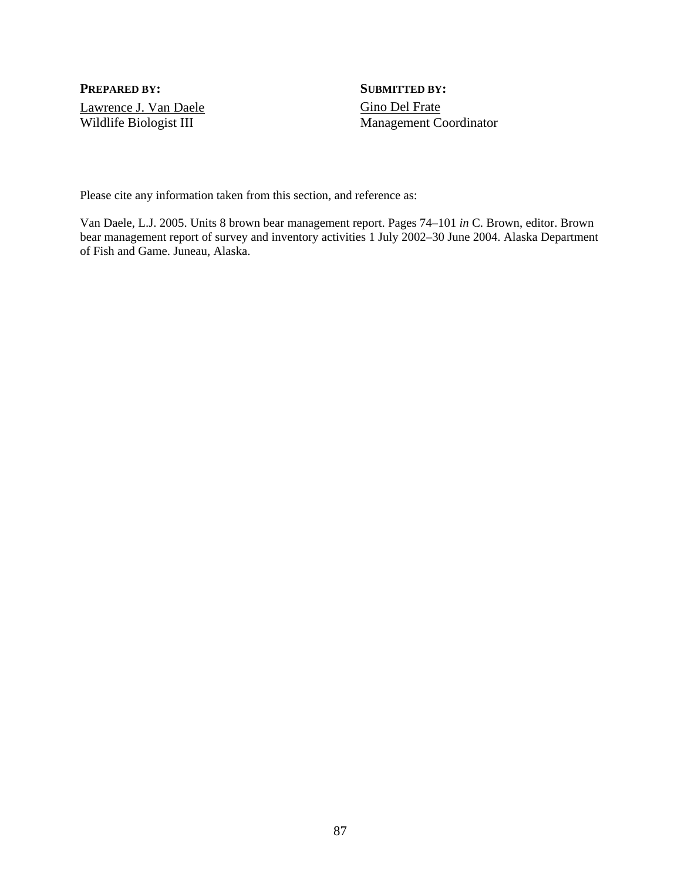**PREPARED BY:**

Lawrence J. Van Daele
Wildlife Biologist III

**SUBMITTED BY:**

Gino Del Frate
Management Coordinator

Please cite any information taken from this section, and reference as:

Van Daele, L.J. 2005. Units 8 brown bear management report. Pages 74–101 *in* C. Brown, editor. Brown bear management report of survey and inventory activities 1 July 2002–30 June 2004. Alaska Department of Fish and Game. Juneau, Alaska.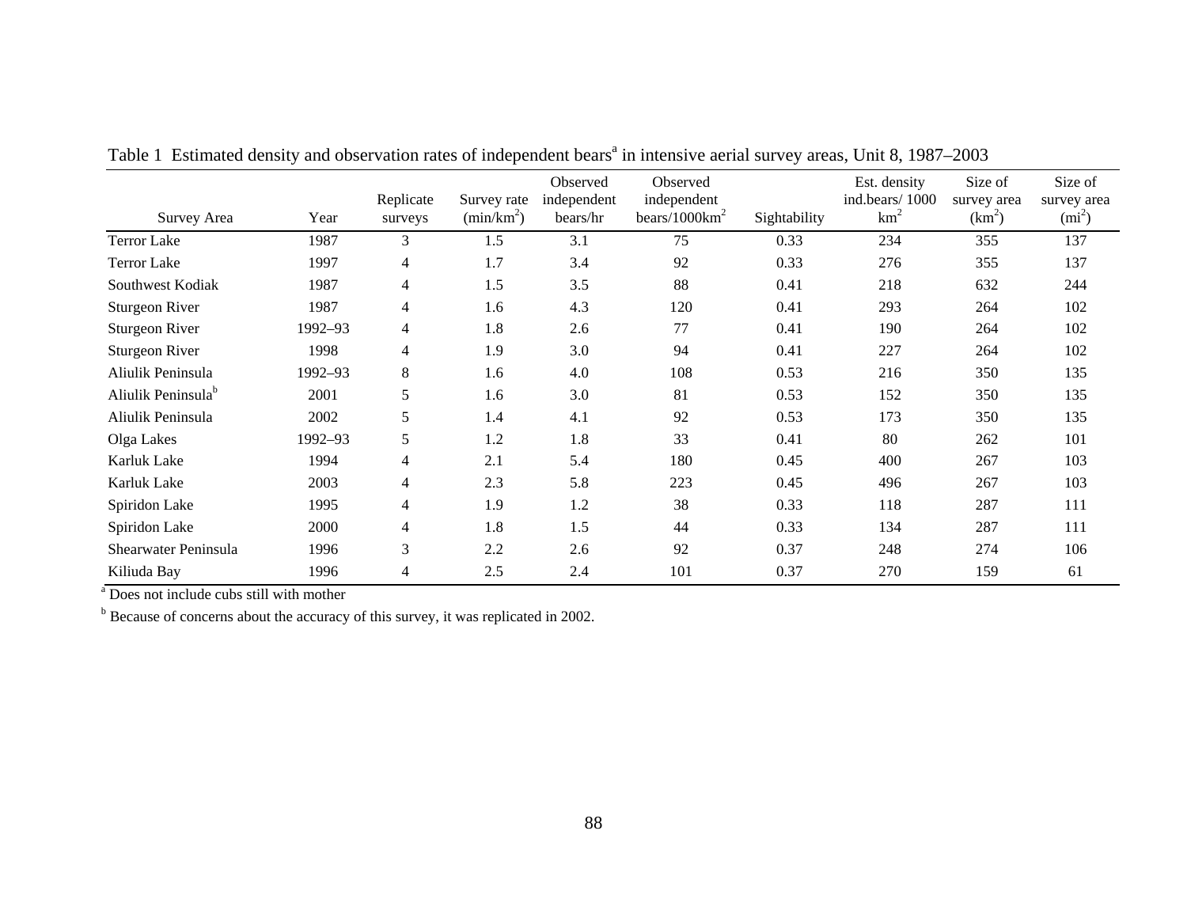Table 1 Estimated density and observation rates of independent bears[a] in intensive aerial survey areas, Unit 8, 1987–2003

| Survey Area | Year | Replicate surveys | Survey rate ($min/km^2$) | Observed independent bears/hr | Observed independent bears/1000km$^2$ | Sightability | Est. density ind.bears/ 1000 km$^2$ | Size of survey area ($km^2$) | Size of survey area ($mi^2$) |
|---|---|---|---|---|---|---|---|---|---|
| Terror Lake | 1987 | 3 | 1.5 | 3.1 | 75 | 0.33 | 234 | 355 | 137 |
| Terror Lake | 1997 | 4 | 1.7 | 3.4 | 92 | 0.33 | 276 | 355 | 137 |
| Southwest Kodiak | 1987 | 4 | 1.5 | 3.5 | 88 | 0.41 | 218 | 632 | 244 |
| Sturgeon River | 1987 | 4 | 1.6 | 4.3 | 120 | 0.41 | 293 | 264 | 102 |
| Sturgeon River | 1992–93 | 4 | 1.8 | 2.6 | 77 | 0.41 | 190 | 264 | 102 |
| Sturgeon River | 1998 | 4 | 1.9 | 3.0 | 94 | 0.41 | 227 | 264 | 102 |
| Aliulik Peninsula | 1992–93 | 8 | 1.6 | 4.0 | 108 | 0.53 | 216 | 350 | 135 |
| Aliulik Peninsula[b] | 2001 | 5 | 1.6 | 3.0 | 81 | 0.53 | 152 | 350 | 135 |
| Aliulik Peninsula | 2002 | 5 | 1.4 | 4.1 | 92 | 0.53 | 173 | 350 | 135 |
| Olga Lakes | 1992–93 | 5 | 1.2 | 1.8 | 33 | 0.41 | 80 | 262 | 101 |
| Karluk Lake | 1994 | 4 | 2.1 | 5.4 | 180 | 0.45 | 400 | 267 | 103 |
| Karluk Lake | 2003 | 4 | 2.3 | 5.8 | 223 | 0.45 | 496 | 267 | 103 |
| Spiridon Lake | 1995 | 4 | 1.9 | 1.2 | 38 | 0.33 | 118 | 287 | 111 |
| Spiridon Lake | 2000 | 4 | 1.8 | 1.5 | 44 | 0.33 | 134 | 287 | 111 |
| Shearwater Peninsula | 1996 | 3 | 2.2 | 2.6 | 92 | 0.37 | 248 | 274 | 106 |
| Kiliuda Bay | 1996 | 4 | 2.5 | 2.4 | 101 | 0.37 | 270 | 159 | 61 |

[a] Does not include cubs still with mother

[b] Because of concerns about the accuracy of this survey, it was replicated in 2002.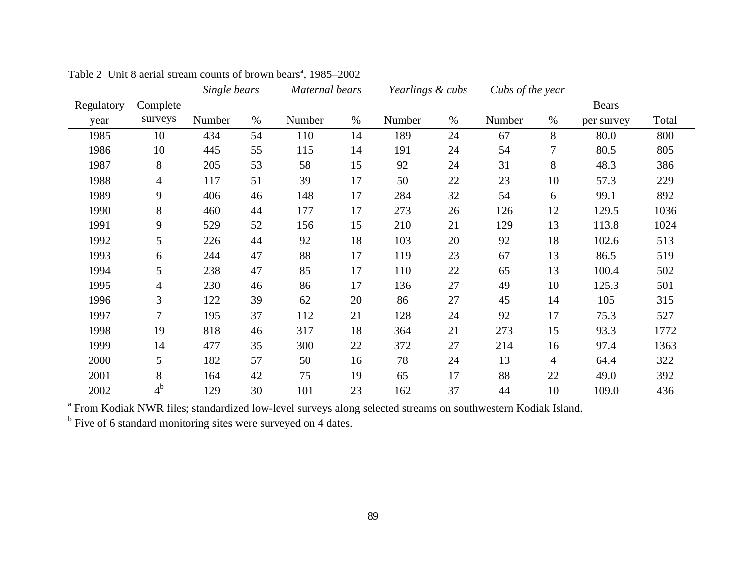Table 2 Unit 8 aerial stream counts of brown bears[a], 1985–2002

| Regulatory year | Complete surveys | *Single bears* | | *Maternal bears* | | *Yearlings & cubs* | | *Cubs of the year* | | Bears per survey | Total |
|---|---|---|---|---|---|---|---|---|---|---|---|
| | | Number | % | Number | % | Number | % | Number | % | | |
| 1985 | 10 | 434 | 54 | 110 | 14 | 189 | 24 | 67 | 8 | 80.0 | 800 |
| 1986 | 10 | 445 | 55 | 115 | 14 | 191 | 24 | 54 | 7 | 80.5 | 805 |
| 1987 | 8 | 205 | 53 | 58 | 15 | 92 | 24 | 31 | 8 | 48.3 | 386 |
| 1988 | 4 | 117 | 51 | 39 | 17 | 50 | 22 | 23 | 10 | 57.3 | 229 |
| 1989 | 9 | 406 | 46 | 148 | 17 | 284 | 32 | 54 | 6 | 99.1 | 892 |
| 1990 | 8 | 460 | 44 | 177 | 17 | 273 | 26 | 126 | 12 | 129.5 | 1036 |
| 1991 | 9 | 529 | 52 | 156 | 15 | 210 | 21 | 129 | 13 | 113.8 | 1024 |
| 1992 | 5 | 226 | 44 | 92 | 18 | 103 | 20 | 92 | 18 | 102.6 | 513 |
| 1993 | 6 | 244 | 47 | 88 | 17 | 119 | 23 | 67 | 13 | 86.5 | 519 |
| 1994 | 5 | 238 | 47 | 85 | 17 | 110 | 22 | 65 | 13 | 100.4 | 502 |
| 1995 | 4 | 230 | 46 | 86 | 17 | 136 | 27 | 49 | 10 | 125.3 | 501 |
| 1996 | 3 | 122 | 39 | 62 | 20 | 86 | 27 | 45 | 14 | 105 | 315 |
| 1997 | 7 | 195 | 37 | 112 | 21 | 128 | 24 | 92 | 17 | 75.3 | 527 |
| 1998 | 19 | 818 | 46 | 317 | 18 | 364 | 21 | 273 | 15 | 93.3 | 1772 |
| 1999 | 14 | 477 | 35 | 300 | 22 | 372 | 27 | 214 | 16 | 97.4 | 1363 |
| 2000 | 5 | 182 | 57 | 50 | 16 | 78 | 24 | 13 | 4 | 64.4 | 322 |
| 2001 | 8 | 164 | 42 | 75 | 19 | 65 | 17 | 88 | 22 | 49.0 | 392 |
| 2002 | 4[b] | 129 | 30 | 101 | 23 | 162 | 37 | 44 | 10 | 109.0 | 436 |

[a] From Kodiak NWR files; standardized low-level surveys along selected streams on southwestern Kodiak Island.

[b] Five of 6 standard monitoring sites were surveyed on 4 dates.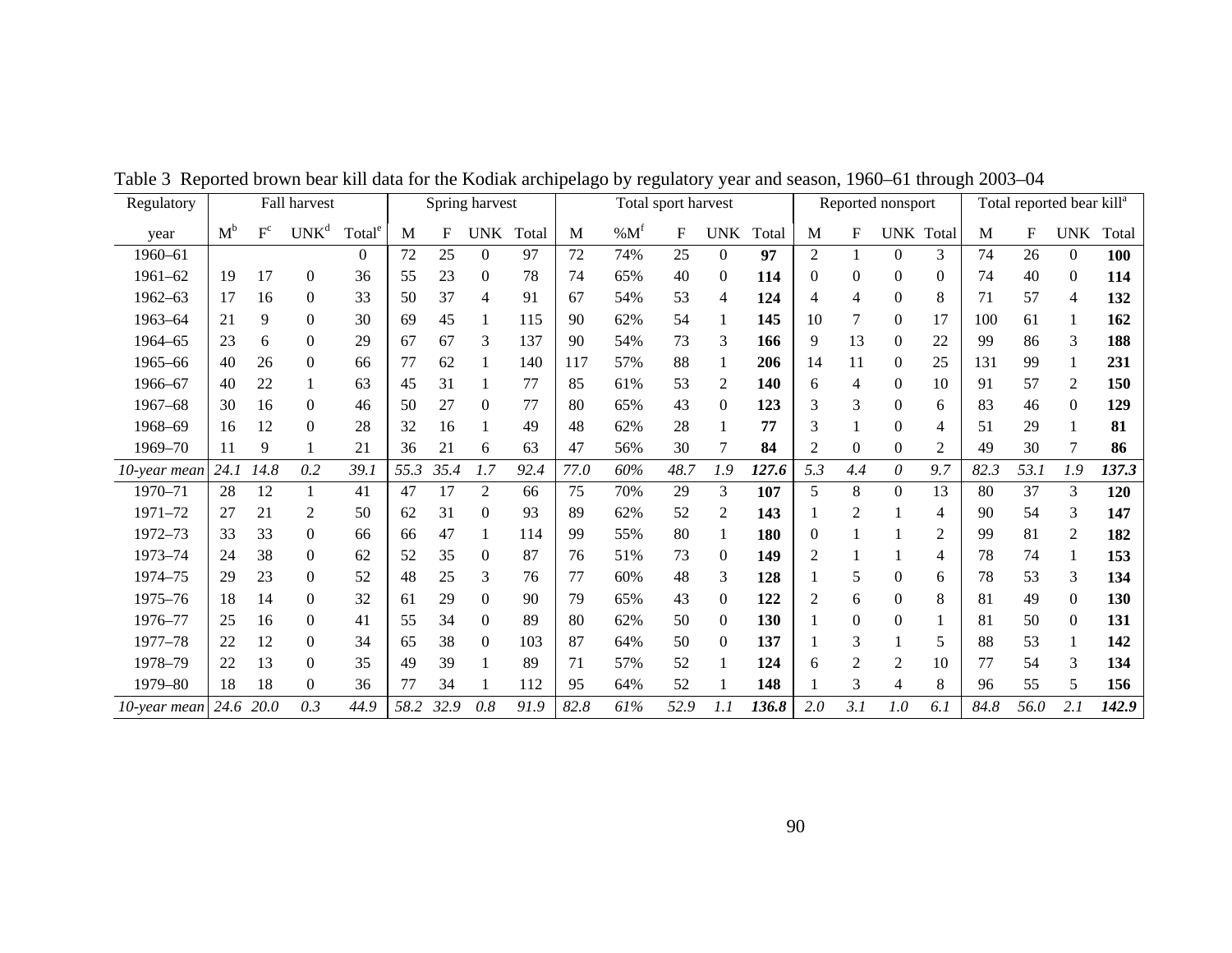Table 3 Reported brown bear kill data for the Kodiak archipelago by regulatory year and season, 1960–61 through 2003–04

| Regulatory | Fall harvest | | | | Spring harvest | | | | Total sport harvest | | | | | Reported nonsport | | | | Total reported bear kill[a] | | | |
|---|---|---|---|---|---|---|---|---|---|---|---|---|---|---|---|---|---|---|---|---|---|
| year | M[b] | F[c] | UNK[d] | Total[e] | M | F | UNK | Total | M | %M[f] | F | UNK | Total | M | F | UNK | Total | M | F | UNK | Total |
| 1960–61 | | | | 0 | 72 | 25 | 0 | 97 | 72 | 74% | 25 | 0 | **97** | 2 | 1 | 0 | 3 | 74 | 26 | 0 | **100** |
| 1961–62 | 19 | 17 | 0 | 36 | 55 | 23 | 0 | 78 | 74 | 65% | 40 | 0 | **114** | 0 | 0 | 0 | 0 | 74 | 40 | 0 | **114** |
| 1962–63 | 17 | 16 | 0 | 33 | 50 | 37 | 4 | 91 | 67 | 54% | 53 | 4 | **124** | 4 | 4 | 0 | 8 | 71 | 57 | 4 | **132** |
| 1963–64 | 21 | 9 | 0 | 30 | 69 | 45 | 1 | 115 | 90 | 62% | 54 | 1 | **145** | 10 | 7 | 0 | 17 | 100 | 61 | 1 | **162** |
| 1964–65 | 23 | 6 | 0 | 29 | 67 | 67 | 3 | 137 | 90 | 54% | 73 | 3 | **166** | 9 | 13 | 0 | 22 | 99 | 86 | 3 | **188** |
| 1965–66 | 40 | 26 | 0 | 66 | 77 | 62 | 1 | 140 | 117 | 57% | 88 | 1 | **206** | 14 | 11 | 0 | 25 | 131 | 99 | 1 | **231** |
| 1966–67 | 40 | 22 | 1 | 63 | 45 | 31 | 1 | 77 | 85 | 61% | 53 | 2 | **140** | 6 | 4 | 0 | 10 | 91 | 57 | 2 | **150** |
| 1967–68 | 30 | 16 | 0 | 46 | 50 | 27 | 0 | 77 | 80 | 65% | 43 | 0 | **123** | 3 | 3 | 0 | 6 | 83 | 46 | 0 | **129** |
| 1968–69 | 16 | 12 | 0 | 28 | 32 | 16 | 1 | 49 | 48 | 62% | 28 | 1 | **77** | 3 | 1 | 0 | 4 | 51 | 29 | 1 | **81** |
| 1969–70 | 11 | 9 | 1 | 21 | 36 | 21 | 6 | 63 | 47 | 56% | 30 | 7 | **84** | 2 | 0 | 0 | 2 | 49 | 30 | 7 | **86** |
| *10-year mean* | *24.1* | *14.8* | *0.2* | *39.1* | *55.3* | *35.4* | *1.7* | *92.4* | *77.0* | *60%* | *48.7* | *1.9* | ***127.6*** | *5.3* | *4.4* | *0* | *9.7* | *82.3* | *53.1* | *1.9* | ***137.3*** |
| 1970–71 | 28 | 12 | 1 | 41 | 47 | 17 | 2 | 66 | 75 | 70% | 29 | 3 | **107** | 5 | 8 | 0 | 13 | 80 | 37 | 3 | **120** |
| 1971–72 | 27 | 21 | 2 | 50 | 62 | 31 | 0 | 93 | 89 | 62% | 52 | 2 | **143** | 1 | 2 | 1 | 4 | 90 | 54 | 3 | **147** |
| 1972–73 | 33 | 33 | 0 | 66 | 66 | 47 | 1 | 114 | 99 | 55% | 80 | 1 | **180** | 0 | 1 | 1 | 2 | 99 | 81 | 2 | **182** |
| 1973–74 | 24 | 38 | 0 | 62 | 52 | 35 | 0 | 87 | 76 | 51% | 73 | 0 | **149** | 2 | 1 | 1 | 4 | 78 | 74 | 1 | **153** |
| 1974–75 | 29 | 23 | 0 | 52 | 48 | 25 | 3 | 76 | 77 | 60% | 48 | 3 | **128** | 1 | 5 | 0 | 6 | 78 | 53 | 3 | **134** |
| 1975–76 | 18 | 14 | 0 | 32 | 61 | 29 | 0 | 90 | 79 | 65% | 43 | 0 | **122** | 2 | 6 | 0 | 8 | 81 | 49 | 0 | **130** |
| 1976–77 | 25 | 16 | 0 | 41 | 55 | 34 | 0 | 89 | 80 | 62% | 50 | 0 | **130** | 1 | 0 | 0 | 1 | 81 | 50 | 0 | **131** |
| 1977–78 | 22 | 12 | 0 | 34 | 65 | 38 | 0 | 103 | 87 | 64% | 50 | 0 | **137** | 1 | 3 | 1 | 5 | 88 | 53 | 1 | **142** |
| 1978–79 | 22 | 13 | 0 | 35 | 49 | 39 | 1 | 89 | 71 | 57% | 52 | 1 | **124** | 6 | 2 | 2 | 10 | 77 | 54 | 3 | **134** |
| 1979–80 | 18 | 18 | 0 | 36 | 77 | 34 | 1 | 112 | 95 | 64% | 52 | 1 | **148** | 1 | 3 | 4 | 8 | 96 | 55 | 5 | **156** |
| *10-year mean* | *24.6* | *20.0* | *0.3* | *44.9* | *58.2* | *32.9* | *0.8* | *91.9* | *82.8* | *61%* | *52.9* | *1.1* | ***136.8*** | *2.0* | *3.1* | *1.0* | *6.1* | *84.8* | *56.0* | *2.1* | ***142.9*** |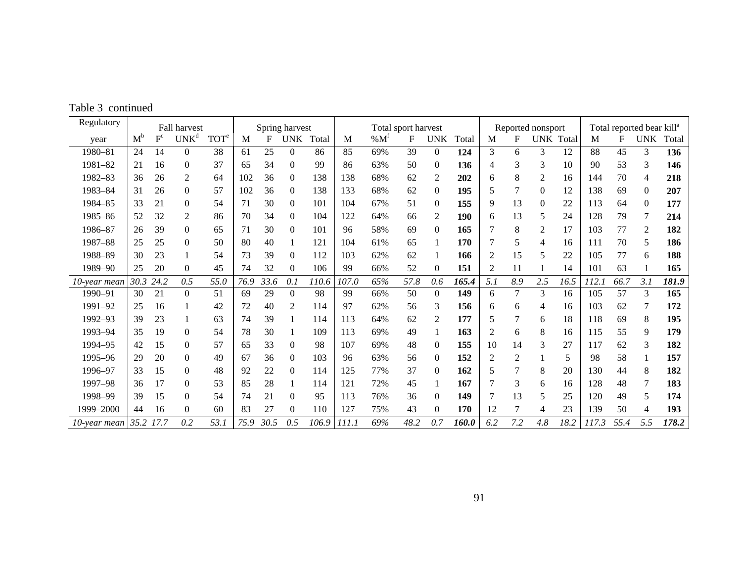Table 3 continued

| Regulatory | Fall harvest | | | | Spring harvest | | | | Total sport harvest | | | | | Reported nonsport | | | | Total reported bear kill[a] | | | |
|---|---|---|---|---|---|---|---|---|---|---|---|---|---|---|---|---|---|---|---|---|---|
| year | M[b] | F[c] | UNK[d] | TOT[e] | M | F | UNK | Total | M | %M[f] | F | UNK | Total | M | F | UNK | Total | M | F | UNK | Total |
| 1980–81 | 24 | 14 | 0 | 38 | 61 | 25 | 0 | 86 | 85 | 69% | 39 | 0 | **124** | 3 | 6 | 3 | 12 | 88 | 45 | 3 | **136** |
| 1981–82 | 21 | 16 | 0 | 37 | 65 | 34 | 0 | 99 | 86 | 63% | 50 | 0 | **136** | 4 | 3 | 3 | 10 | 90 | 53 | 3 | **146** |
| 1982–83 | 36 | 26 | 2 | 64 | 102 | 36 | 0 | 138 | 138 | 68% | 62 | 2 | **202** | 6 | 8 | 2 | 16 | 144 | 70 | 4 | **218** |
| 1983–84 | 31 | 26 | 0 | 57 | 102 | 36 | 0 | 138 | 133 | 68% | 62 | 0 | **195** | 5 | 7 | 0 | 12 | 138 | 69 | 0 | **207** |
| 1984–85 | 33 | 21 | 0 | 54 | 71 | 30 | 0 | 101 | 104 | 67% | 51 | 0 | **155** | 9 | 13 | 0 | 22 | 113 | 64 | 0 | **177** |
| 1985–86 | 52 | 32 | 2 | 86 | 70 | 34 | 0 | 104 | 122 | 64% | 66 | 2 | **190** | 6 | 13 | 5 | 24 | 128 | 79 | 7 | **214** |
| 1986–87 | 26 | 39 | 0 | 65 | 71 | 30 | 0 | 101 | 96 | 58% | 69 | 0 | **165** | 7 | 8 | 2 | 17 | 103 | 77 | 2 | **182** |
| 1987–88 | 25 | 25 | 0 | 50 | 80 | 40 | 1 | 121 | 104 | 61% | 65 | 1 | **170** | 7 | 5 | 4 | 16 | 111 | 70 | 5 | **186** |
| 1988–89 | 30 | 23 | 1 | 54 | 73 | 39 | 0 | 112 | 103 | 62% | 62 | 1 | **166** | 2 | 15 | 5 | 22 | 105 | 77 | 6 | **188** |
| 1989–90 | 25 | 20 | 0 | 45 | 74 | 32 | 0 | 106 | 99 | 66% | 52 | 0 | **151** | 2 | 11 | 1 | 14 | 101 | 63 | 1 | **165** |
| *10-year mean* | *30.3* | *24.2* | *0.5* | *55.0* | *76.9* | *33.6* | *0.1* | *110.6* | *107.0* | *65%* | *57.8* | *0.6* | ***165.4*** | *5.1* | *8.9* | *2.5* | *16.5* | *112.1* | *66.7* | *3.1* | ***181.9*** |
| 1990–91 | 30 | 21 | 0 | 51 | 69 | 29 | 0 | 98 | 99 | 66% | 50 | 0 | **149** | 6 | 7 | 3 | 16 | 105 | 57 | 3 | **165** |
| 1991–92 | 25 | 16 | 1 | 42 | 72 | 40 | 2 | 114 | 97 | 62% | 56 | 3 | **156** | 6 | 6 | 4 | 16 | 103 | 62 | 7 | **172** |
| 1992–93 | 39 | 23 | 1 | 63 | 74 | 39 | 1 | 114 | 113 | 64% | 62 | 2 | **177** | 5 | 7 | 6 | 18 | 118 | 69 | 8 | **195** |
| 1993–94 | 35 | 19 | 0 | 54 | 78 | 30 | 1 | 109 | 113 | 69% | 49 | 1 | **163** | 2 | 6 | 8 | 16 | 115 | 55 | 9 | **179** |
| 1994–95 | 42 | 15 | 0 | 57 | 65 | 33 | 0 | 98 | 107 | 69% | 48 | 0 | **155** | 10 | 14 | 3 | 27 | 117 | 62 | 3 | **182** |
| 1995–96 | 29 | 20 | 0 | 49 | 67 | 36 | 0 | 103 | 96 | 63% | 56 | 0 | **152** | 2 | 2 | 1 | 5 | 98 | 58 | 1 | **157** |
| 1996–97 | 33 | 15 | 0 | 48 | 92 | 22 | 0 | 114 | 125 | 77% | 37 | 0 | **162** | 5 | 7 | 8 | 20 | 130 | 44 | 8 | **182** |
| 1997–98 | 36 | 17 | 0 | 53 | 85 | 28 | 1 | 114 | 121 | 72% | 45 | 1 | **167** | 7 | 3 | 6 | 16 | 128 | 48 | 7 | **183** |
| 1998–99 | 39 | 15 | 0 | 54 | 74 | 21 | 0 | 95 | 113 | 76% | 36 | 0 | **149** | 7 | 13 | 5 | 25 | 120 | 49 | 5 | **174** |
| 1999–2000 | 44 | 16 | 0 | 60 | 83 | 27 | 0 | 110 | 127 | 75% | 43 | 0 | **170** | 12 | 7 | 4 | 23 | 139 | 50 | 4 | **193** |
| *10-year mean* | *35.2* | *17.7* | *0.2* | *53.1* | *75.9* | *30.5* | *0.5* | *106.9* | *111.1* | *69%* | *48.2* | *0.7* | ***160.0*** | *6.2* | *7.2* | *4.8* | *18.2* | *117.3* | *55.4* | *5.5* | ***178.2*** |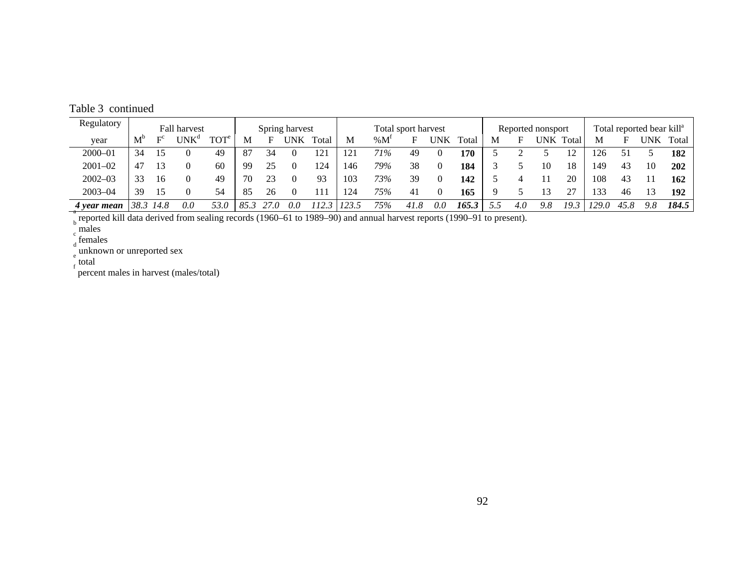Table 3 continued

| Regulatory | Fall harvest | | | | Spring harvest | | | | Total sport harvest | | | | | Reported nonsport | | | | Total reported bear kill[a] | | | |
|---|---|---|---|---|---|---|---|---|---|---|---|---|---|---|---|---|---|---|---|---|---|
| year | M[b] | F[c] | UNK[d] | TOT[e] | M | F | UNK | Total | M | %M[f] | F | UNK | Total | M | F | UNK | Total | M | F | UNK | Total |
| 2000–01 | 34 | 15 | 0 | 49 | 87 | 34 | 0 | 121 | 121 | *71%* | 49 | 0 | **170** | 5 | 2 | 5 | 12 | 126 | 51 | 5 | **182** |
| 2001–02 | 47 | 13 | 0 | 60 | 99 | 25 | 0 | 124 | 146 | *79%* | 38 | 0 | **184** | 3 | 5 | 10 | 18 | 149 | 43 | 10 | **202** |
| 2002–03 | 33 | 16 | 0 | 49 | 70 | 23 | 0 | 93 | 103 | *73%* | 39 | 0 | **142** | 5 | 4 | 11 | 20 | 108 | 43 | 11 | **162** |
| 2003–04 | 39 | 15 | 0 | 54 | 85 | 26 | 0 | 111 | 124 | *75%* | 41 | 0 | **165** | 9 | 5 | 13 | 27 | 133 | 46 | 13 | **192** |
| ***4 year mean*** | *38.3* | *14.8* | *0.0* | *53.0* | *85.3* | *27.0* | *0.0* | *112.3* | *123.5* | *75%* | *41.8* | *0.0* | ***165.3*** | *5.5* | *4.0* | *9.8* | *19.3* | *129.0* | *45.8* | *9.8* | ***184.5*** |

[a] reported kill data derived from sealing records (1960–61 to 1989–90) and annual harvest reports (1990–91 to present).
[b] males
[c] females
[d] unknown or unreported sex
[e] total
[f] percent males in harvest (males/total)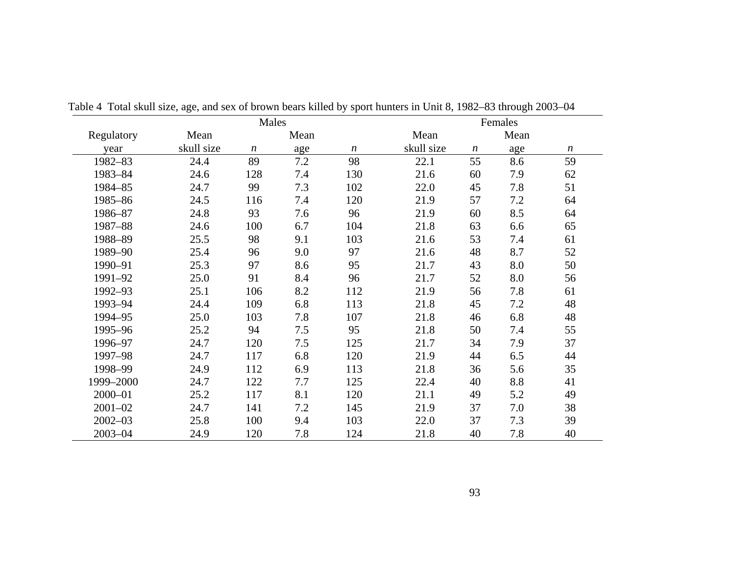Table 4 Total skull size, age, and sex of brown bears killed by sport hunters in Unit 8, 1982–83 through 2003–04

| | Males | | | | Females | | | |
|---|---|---|---|---|---|---|---|---|
| Regulatory year | Mean skull size | *n* | Mean age | *n* | Mean skull size | *n* | Mean age | *n* |
| 1982–83 | 24.4 | 89 | 7.2 | 98 | 22.1 | 55 | 8.6 | 59 |
| 1983–84 | 24.6 | 128 | 7.4 | 130 | 21.6 | 60 | 7.9 | 62 |
| 1984–85 | 24.7 | 99 | 7.3 | 102 | 22.0 | 45 | 7.8 | 51 |
| 1985–86 | 24.5 | 116 | 7.4 | 120 | 21.9 | 57 | 7.2 | 64 |
| 1986–87 | 24.8 | 93 | 7.6 | 96 | 21.9 | 60 | 8.5 | 64 |
| 1987–88 | 24.6 | 100 | 6.7 | 104 | 21.8 | 63 | 6.6 | 65 |
| 1988–89 | 25.5 | 98 | 9.1 | 103 | 21.6 | 53 | 7.4 | 61 |
| 1989–90 | 25.4 | 96 | 9.0 | 97 | 21.6 | 48 | 8.7 | 52 |
| 1990–91 | 25.3 | 97 | 8.6 | 95 | 21.7 | 43 | 8.0 | 50 |
| 1991–92 | 25.0 | 91 | 8.4 | 96 | 21.7 | 52 | 8.0 | 56 |
| 1992–93 | 25.1 | 106 | 8.2 | 112 | 21.9 | 56 | 7.8 | 61 |
| 1993–94 | 24.4 | 109 | 6.8 | 113 | 21.8 | 45 | 7.2 | 48 |
| 1994–95 | 25.0 | 103 | 7.8 | 107 | 21.8 | 46 | 6.8 | 48 |
| 1995–96 | 25.2 | 94 | 7.5 | 95 | 21.8 | 50 | 7.4 | 55 |
| 1996–97 | 24.7 | 120 | 7.5 | 125 | 21.7 | 34 | 7.9 | 37 |
| 1997–98 | 24.7 | 117 | 6.8 | 120 | 21.9 | 44 | 6.5 | 44 |
| 1998–99 | 24.9 | 112 | 6.9 | 113 | 21.8 | 36 | 5.6 | 35 |
| 1999–2000 | 24.7 | 122 | 7.7 | 125 | 22.4 | 40 | 8.8 | 41 |
| 2000–01 | 25.2 | 117 | 8.1 | 120 | 21.1 | 49 | 5.2 | 49 |
| 2001–02 | 24.7 | 141 | 7.2 | 145 | 21.9 | 37 | 7.0 | 38 |
| 2002–03 | 25.8 | 100 | 9.4 | 103 | 22.0 | 37 | 7.3 | 39 |
| 2003–04 | 24.9 | 120 | 7.8 | 124 | 21.8 | 40 | 7.8 | 40 |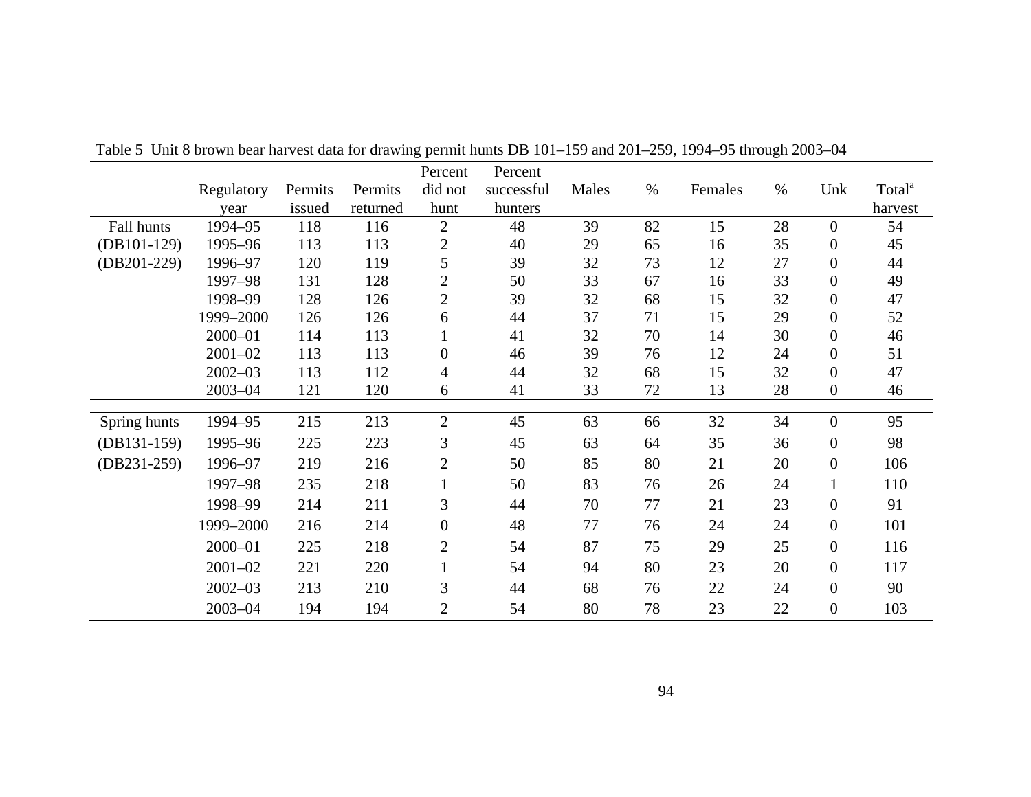Table 5 Unit 8 brown bear harvest data for drawing permit hunts DB 101–159 and 201–259, 1994–95 through 2003–04

| | Regulatory year | Permits issued | Permits returned | Percent did not hunt | Percent successful hunters | Males | % | Females | % | Unk | Total[a] harvest |
|---|---|---|---|---|---|---|---|---|---|---|---|
| Fall hunts | 1994–95 | 118 | 116 | 2 | 48 | 39 | 82 | 15 | 28 | 0 | 54 |
| (DB101-129) | 1995–96 | 113 | 113 | 2 | 40 | 29 | 65 | 16 | 35 | 0 | 45 |
| (DB201-229) | 1996–97 | 120 | 119 | 5 | 39 | 32 | 73 | 12 | 27 | 0 | 44 |
| | 1997–98 | 131 | 128 | 2 | 50 | 33 | 67 | 16 | 33 | 0 | 49 |
| | 1998–99 | 128 | 126 | 2 | 39 | 32 | 68 | 15 | 32 | 0 | 47 |
| | 1999–2000 | 126 | 126 | 6 | 44 | 37 | 71 | 15 | 29 | 0 | 52 |
| | 2000–01 | 114 | 113 | 1 | 41 | 32 | 70 | 14 | 30 | 0 | 46 |
| | 2001–02 | 113 | 113 | 0 | 46 | 39 | 76 | 12 | 24 | 0 | 51 |
| | 2002–03 | 113 | 112 | 4 | 44 | 32 | 68 | 15 | 32 | 0 | 47 |
| | 2003–04 | 121 | 120 | 6 | 41 | 33 | 72 | 13 | 28 | 0 | 46 |
| Spring hunts | 1994–95 | 215 | 213 | 2 | 45 | 63 | 66 | 32 | 34 | 0 | 95 |
| (DB131-159) | 1995–96 | 225 | 223 | 3 | 45 | 63 | 64 | 35 | 36 | 0 | 98 |
| (DB231-259) | 1996–97 | 219 | 216 | 2 | 50 | 85 | 80 | 21 | 20 | 0 | 106 |
| | 1997–98 | 235 | 218 | 1 | 50 | 83 | 76 | 26 | 24 | 1 | 110 |
| | 1998–99 | 214 | 211 | 3 | 44 | 70 | 77 | 21 | 23 | 0 | 91 |
| | 1999–2000 | 216 | 214 | 0 | 48 | 77 | 76 | 24 | 24 | 0 | 101 |
| | 2000–01 | 225 | 218 | 2 | 54 | 87 | 75 | 29 | 25 | 0 | 116 |
| | 2001–02 | 221 | 220 | 1 | 54 | 94 | 80 | 23 | 20 | 0 | 117 |
| | 2002–03 | 213 | 210 | 3 | 44 | 68 | 76 | 22 | 24 | 0 | 90 |
| | 2003–04 | 194 | 194 | 2 | 54 | 80 | 78 | 23 | 22 | 0 | 103 |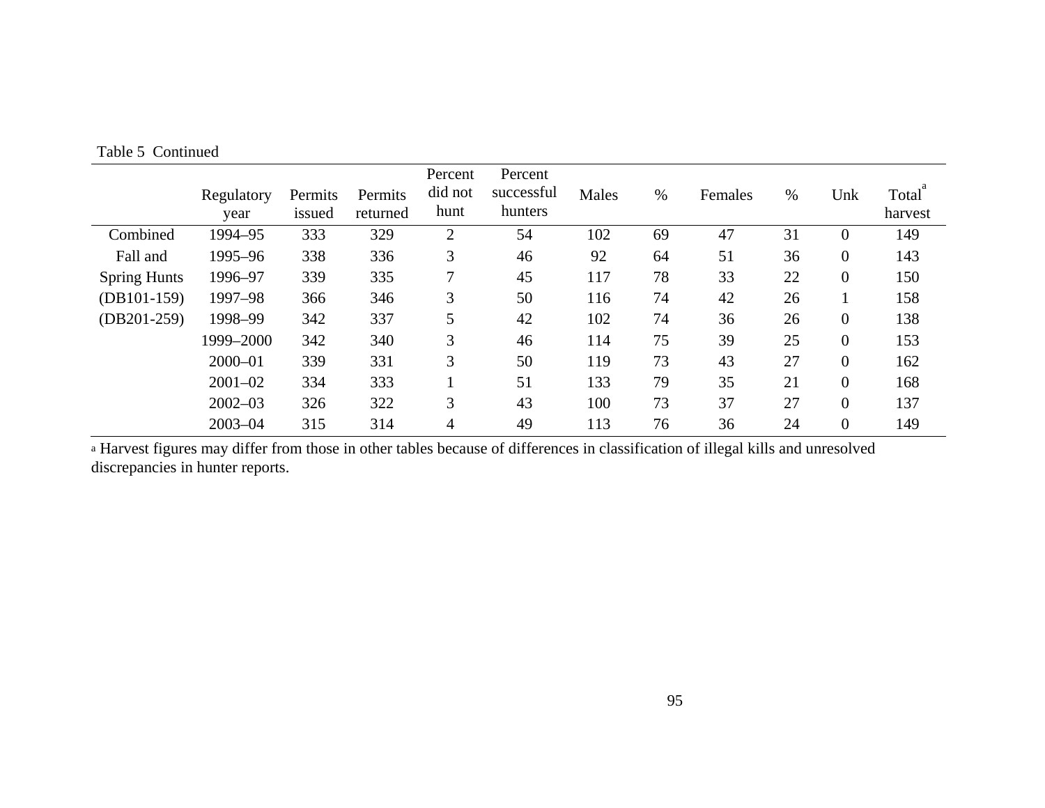Table 5 Continued

| | Regulatory year | Permits issued | Permits returned | Percent did not hunt | Percent successful hunters | Males | % | Females | % | Unk | Total[a] harvest |
|---|---|---|---|---|---|---|---|---|---|---|---|
| Combined | 1994–95 | 333 | 329 | 2 | 54 | 102 | 69 | 47 | 31 | 0 | 149 |
| Fall and | 1995–96 | 338 | 336 | 3 | 46 | 92 | 64 | 51 | 36 | 0 | 143 |
| Spring Hunts | 1996–97 | 339 | 335 | 7 | 45 | 117 | 78 | 33 | 22 | 0 | 150 |
| (DB101-159) | 1997–98 | 366 | 346 | 3 | 50 | 116 | 74 | 42 | 26 | 1 | 158 |
| (DB201-259) | 1998–99 | 342 | 337 | 5 | 42 | 102 | 74 | 36 | 26 | 0 | 138 |
| | 1999–2000 | 342 | 340 | 3 | 46 | 114 | 75 | 39 | 25 | 0 | 153 |
| | 2000–01 | 339 | 331 | 3 | 50 | 119 | 73 | 43 | 27 | 0 | 162 |
| | 2001–02 | 334 | 333 | 1 | 51 | 133 | 79 | 35 | 21 | 0 | 168 |
| | 2002–03 | 326 | 322 | 3 | 43 | 100 | 73 | 37 | 27 | 0 | 137 |
| | 2003–04 | 315 | 314 | 4 | 49 | 113 | 76 | 36 | 24 | 0 | 149 |

[a] Harvest figures may differ from those in other tables because of differences in classification of illegal kills and unresolved discrepancies in hunter reports.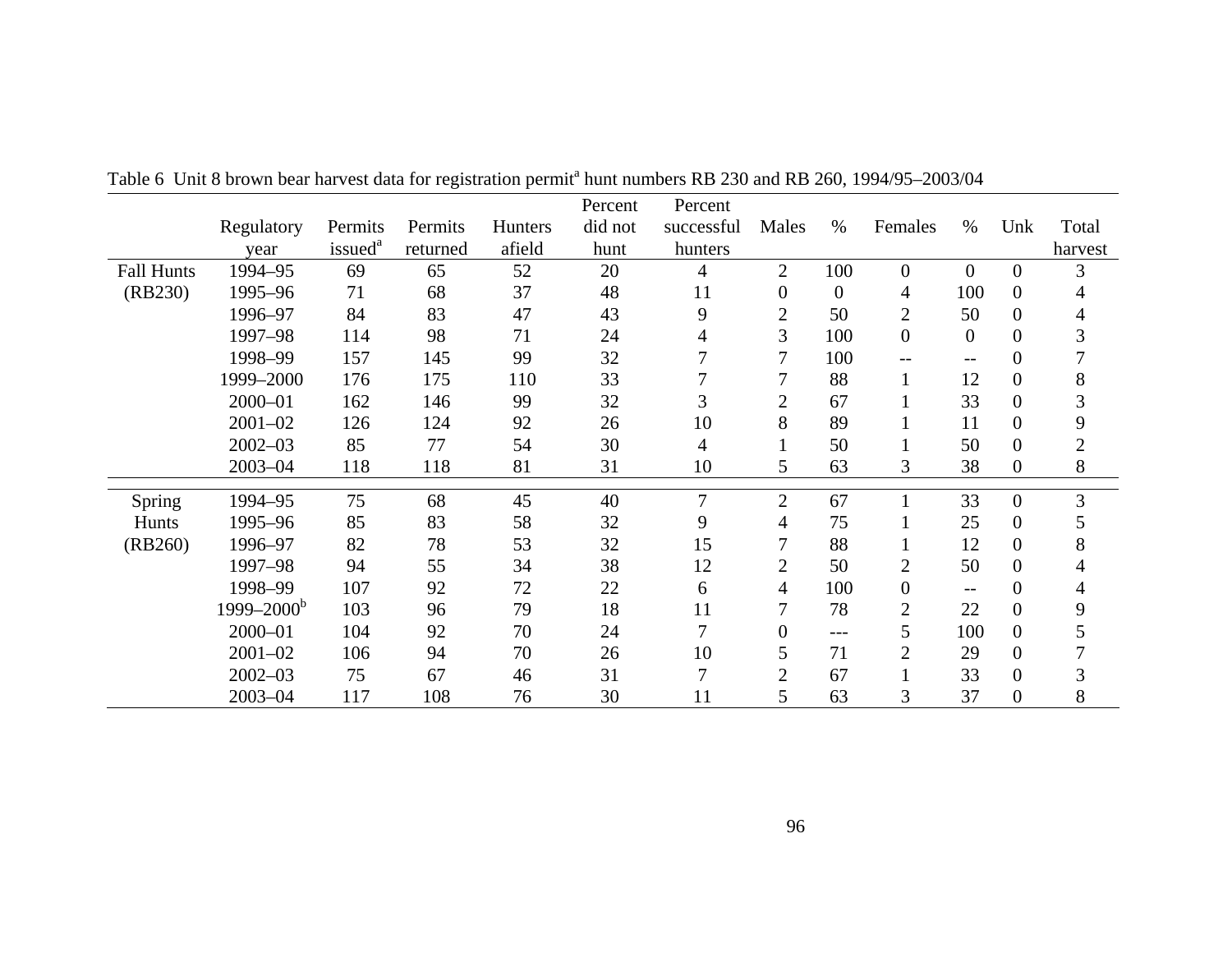Table 6 Unit 8 brown bear harvest data for registration permit[a] hunt numbers RB 230 and RB 260, 1994/95–2003/04

| | Regulatory year | Permits issued[a] | Permits returned | Hunters afield | Percent did not hunt | Percent successful hunters | Males | % | Females | % | Unk | Total harvest |
|---|---|---|---|---|---|---|---|---|---|---|---|---|
| Fall Hunts (RB230) | 1994–95 | 69 | 65 | 52 | 20 | 4 | 2 | 100 | 0 | 0 | 0 | 3 |
| | 1995–96 | 71 | 68 | 37 | 48 | 11 | 0 | 0 | 4 | 100 | 0 | 4 |
| | 1996–97 | 84 | 83 | 47 | 43 | 9 | 2 | 50 | 2 | 50 | 0 | 4 |
| | 1997–98 | 114 | 98 | 71 | 24 | 4 | 3 | 100 | 0 | 0 | 0 | 3 |
| | 1998–99 | 157 | 145 | 99 | 32 | 7 | 7 | 100 | -- | -- | 0 | 7 |
| | 1999–2000 | 176 | 175 | 110 | 33 | 7 | 7 | 88 | 1 | 12 | 0 | 8 |
| | 2000–01 | 162 | 146 | 99 | 32 | 3 | 2 | 67 | 1 | 33 | 0 | 3 |
| | 2001–02 | 126 | 124 | 92 | 26 | 10 | 8 | 89 | 1 | 11 | 0 | 9 |
| | 2002–03 | 85 | 77 | 54 | 30 | 4 | 1 | 50 | 1 | 50 | 0 | 2 |
| | 2003–04 | 118 | 118 | 81 | 31 | 10 | 5 | 63 | 3 | 38 | 0 | 8 |
| Spring Hunts (RB260) | 1994–95 | 75 | 68 | 45 | 40 | 7 | 2 | 67 | 1 | 33 | 0 | 3 |
| | 1995–96 | 85 | 83 | 58 | 32 | 9 | 4 | 75 | 1 | 25 | 0 | 5 |
| | 1996–97 | 82 | 78 | 53 | 32 | 15 | 7 | 88 | 1 | 12 | 0 | 8 |
| | 1997–98 | 94 | 55 | 34 | 38 | 12 | 2 | 50 | 2 | 50 | 0 | 4 |
| | 1998–99 | 107 | 92 | 72 | 22 | 6 | 4 | 100 | 0 | -- | 0 | 4 |
| | 1999–2000[b] | 103 | 96 | 79 | 18 | 11 | 7 | 78 | 2 | 22 | 0 | 9 |
| | 2000–01 | 104 | 92 | 70 | 24 | 7 | 0 | --- | 5 | 100 | 0 | 5 |
| | 2001–02 | 106 | 94 | 70 | 26 | 10 | 5 | 71 | 2 | 29 | 0 | 7 |
| | 2002–03 | 75 | 67 | 46 | 31 | 7 | 2 | 67 | 1 | 33 | 0 | 3 |
| | 2003–04 | 117 | 108 | 76 | 30 | 11 | 5 | 63 | 3 | 37 | 0 | 8 |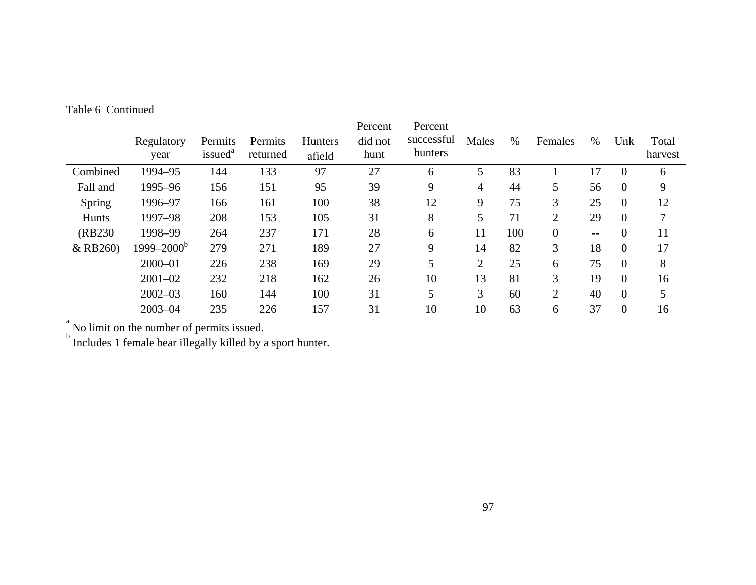Table 6 Continued

| | Regulatory year | Permits issued[a] | Permits returned | Hunters afield | Percent did not hunt | Percent successful hunters | Males | % | Females | % | Unk | Total harvest |
|---|---|---|---|---|---|---|---|---|---|---|---|---|
| Combined | 1994–95 | 144 | 133 | 97 | 27 | 6 | 5 | 83 | 1 | 17 | 0 | 6 |
| Fall and | 1995–96 | 156 | 151 | 95 | 39 | 9 | 4 | 44 | 5 | 56 | 0 | 9 |
| Spring | 1996–97 | 166 | 161 | 100 | 38 | 12 | 9 | 75 | 3 | 25 | 0 | 12 |
| Hunts | 1997–98 | 208 | 153 | 105 | 31 | 8 | 5 | 71 | 2 | 29 | 0 | 7 |
| (RB230 | 1998–99 | 264 | 237 | 171 | 28 | 6 | 11 | 100 | 0 | -- | 0 | 11 |
| & RB260) | 1999–2000[b] | 279 | 271 | 189 | 27 | 9 | 14 | 82 | 3 | 18 | 0 | 17 |
| | 2000–01 | 226 | 238 | 169 | 29 | 5 | 2 | 25 | 6 | 75 | 0 | 8 |
| | 2001–02 | 232 | 218 | 162 | 26 | 10 | 13 | 81 | 3 | 19 | 0 | 16 |
| | 2002–03 | 160 | 144 | 100 | 31 | 5 | 3 | 60 | 2 | 40 | 0 | 5 |
| | 2003–04 | 235 | 226 | 157 | 31 | 10 | 10 | 63 | 6 | 37 | 0 | 16 |

[a] No limit on the number of permits issued.
[b] Includes 1 female bear illegally killed by a sport hunter.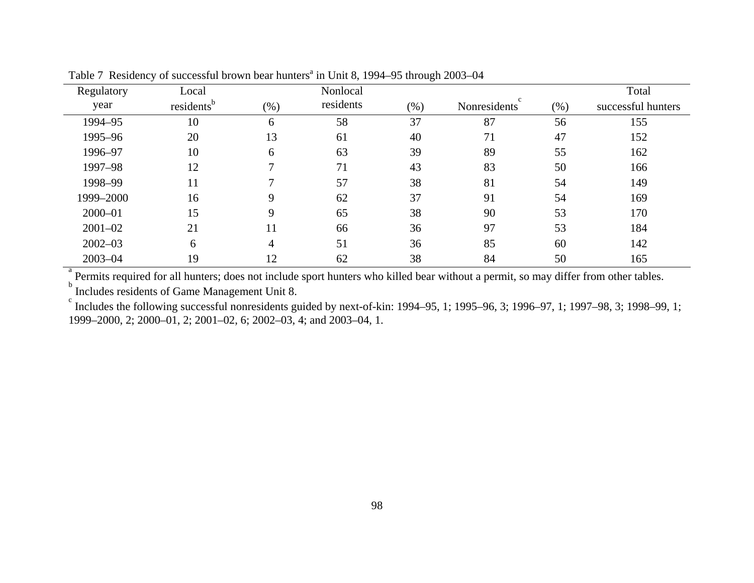Table 7 Residency of successful brown bear hunters[a] in Unit 8, 1994–95 through 2003–04

| Regulatory year | Local residents[b] | (%) | Nonlocal residents | (%) | Nonresidents[c] | (%) | Total successful hunters |
|---|---|---|---|---|---|---|---|
| 1994–95 | 10 | 6 | 58 | 37 | 87 | 56 | 155 |
| 1995–96 | 20 | 13 | 61 | 40 | 71 | 47 | 152 |
| 1996–97 | 10 | 6 | 63 | 39 | 89 | 55 | 162 |
| 1997–98 | 12 | 7 | 71 | 43 | 83 | 50 | 166 |
| 1998–99 | 11 | 7 | 57 | 38 | 81 | 54 | 149 |
| 1999–2000 | 16 | 9 | 62 | 37 | 91 | 54 | 169 |
| 2000–01 | 15 | 9 | 65 | 38 | 90 | 53 | 170 |
| 2001–02 | 21 | 11 | 66 | 36 | 97 | 53 | 184 |
| 2002–03 | 6 | 4 | 51 | 36 | 85 | 60 | 142 |
| 2003–04 | 19 | 12 | 62 | 38 | 84 | 50 | 165 |

[a] Permits required for all hunters; does not include sport hunters who killed bear without a permit, so may differ from other tables.
[b] Includes residents of Game Management Unit 8.
[c] Includes the following successful nonresidents guided by next-of-kin: 1994–95, 1; 1995–96, 3; 1996–97, 1; 1997–98, 3; 1998–99, 1; 1999–2000, 2; 2000–01, 2; 2001–02, 6; 2002–03, 4; and 2003–04, 1.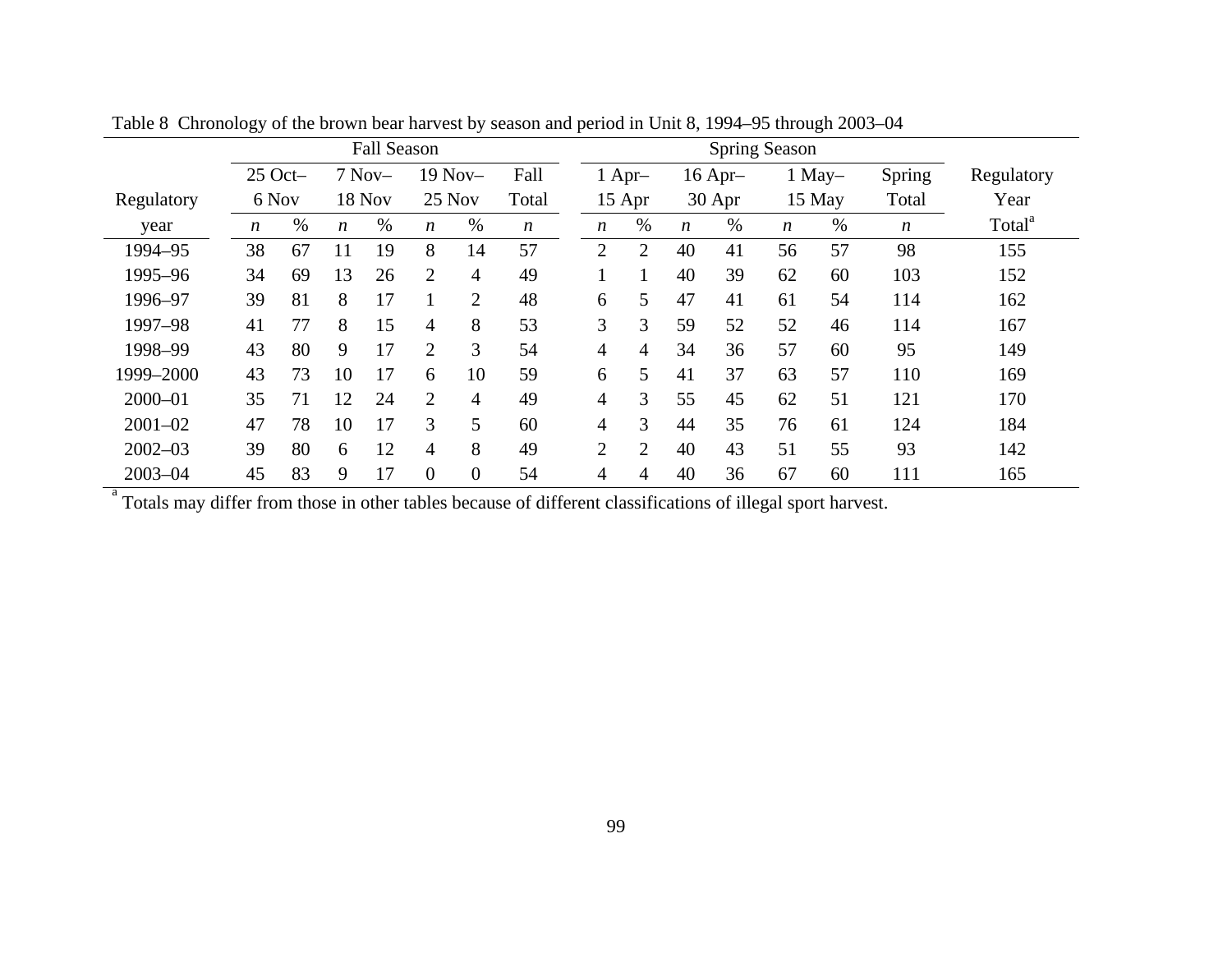Table 8 Chronology of the brown bear harvest by season and period in Unit 8, 1994–95 through 2003–04

| Regulatory year | Fall Season | | | | | | | Spring Season | | | | | | | Regulatory Year Total[a] |
|---|---|---|---|---|---|---|---|---|---|---|---|---|---|---|---|
| | 25 Oct– 6 Nov | | 7 Nov– 18 Nov | | 19 Nov– 25 Nov | | Fall Total | 1 Apr– 15 Apr | | 16 Apr– 30 Apr | | 1 May– 15 May | | Spring Total | |
| | *n* | % | *n* | % | *n* | % | *n* | *n* | % | *n* | % | *n* | % | *n* | |
| 1994–95 | 38 | 67 | 11 | 19 | 8 | 14 | 57 | 2 | 2 | 40 | 41 | 56 | 57 | 98 | 155 |
| 1995–96 | 34 | 69 | 13 | 26 | 2 | 4 | 49 | 1 | 1 | 40 | 39 | 62 | 60 | 103 | 152 |
| 1996–97 | 39 | 81 | 8 | 17 | 1 | 2 | 48 | 6 | 5 | 47 | 41 | 61 | 54 | 114 | 162 |
| 1997–98 | 41 | 77 | 8 | 15 | 4 | 8 | 53 | 3 | 3 | 59 | 52 | 52 | 46 | 114 | 167 |
| 1998–99 | 43 | 80 | 9 | 17 | 2 | 3 | 54 | 4 | 4 | 34 | 36 | 57 | 60 | 95 | 149 |
| 1999–2000 | 43 | 73 | 10 | 17 | 6 | 10 | 59 | 6 | 5 | 41 | 37 | 63 | 57 | 110 | 169 |
| 2000–01 | 35 | 71 | 12 | 24 | 2 | 4 | 49 | 4 | 3 | 55 | 45 | 62 | 51 | 121 | 170 |
| 2001–02 | 47 | 78 | 10 | 17 | 3 | 5 | 60 | 4 | 3 | 44 | 35 | 76 | 61 | 124 | 184 |
| 2002–03 | 39 | 80 | 6 | 12 | 4 | 8 | 49 | 2 | 2 | 40 | 43 | 51 | 55 | 93 | 142 |
| 2003–04 | 45 | 83 | 9 | 17 | 0 | 0 | 54 | 4 | 4 | 40 | 36 | 67 | 60 | 111 | 165 |

[a] Totals may differ from those in other tables because of different classifications of illegal sport harvest.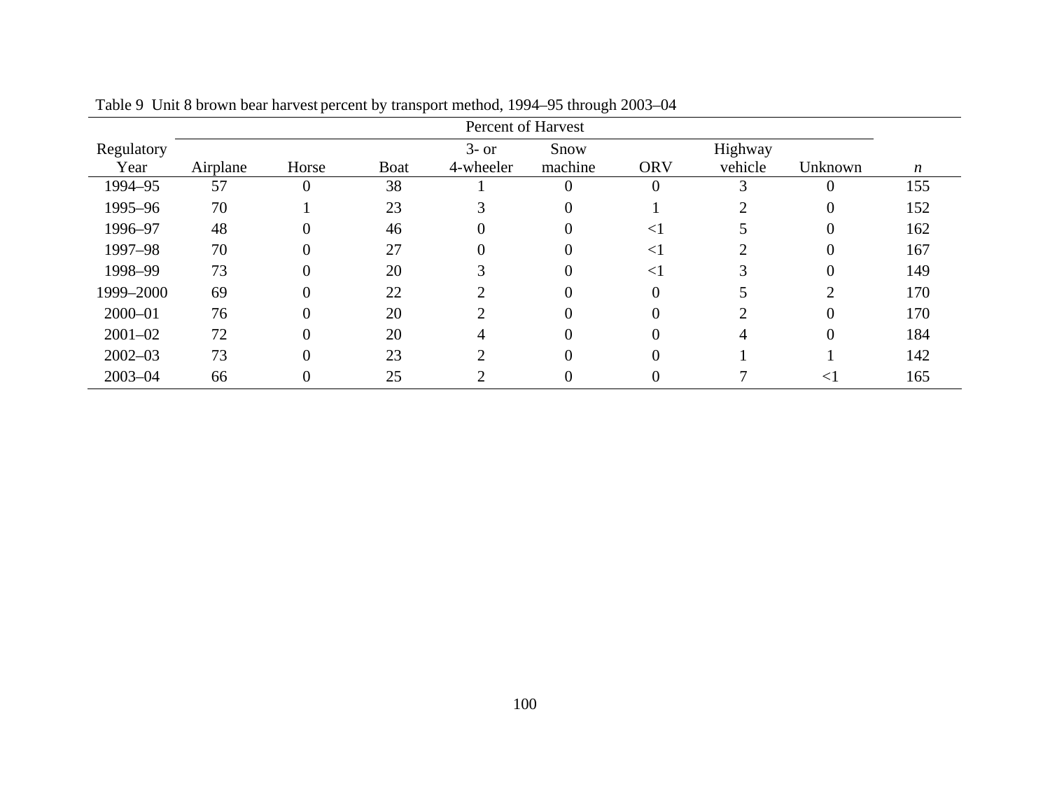Table 9 Unit 8 brown bear harvest percent by transport method, 1994–95 through 2003–04

| Regulatory Year | Percent of Harvest | | | | | | | | *n* |
|---|---|---|---|---|---|---|---|---|---|
| | Airplane | Horse | Boat | 3- or 4-wheeler | Snow machine | ORV | Highway vehicle | Unknown | |
| 1994–95 | 57 | 0 | 38 | 1 | 0 | 0 | 3 | 0 | 155 |
| 1995–96 | 70 | 1 | 23 | 3 | 0 | 1 | 2 | 0 | 152 |
| 1996–97 | 48 | 0 | 46 | 0 | 0 | <1 | 5 | 0 | 162 |
| 1997–98 | 70 | 0 | 27 | 0 | 0 | <1 | 2 | 0 | 167 |
| 1998–99 | 73 | 0 | 20 | 3 | 0 | <1 | 3 | 0 | 149 |
| 1999–2000 | 69 | 0 | 22 | 2 | 0 | 0 | 5 | 2 | 170 |
| 2000–01 | 76 | 0 | 20 | 2 | 0 | 0 | 2 | 0 | 170 |
| 2001–02 | 72 | 0 | 20 | 4 | 0 | 0 | 4 | 0 | 184 |
| 2002–03 | 73 | 0 | 23 | 2 | 0 | 0 | 1 | 1 | 142 |
| 2003–04 | 66 | 0 | 25 | 2 | 0 | 0 | 7 | <1 | 165 |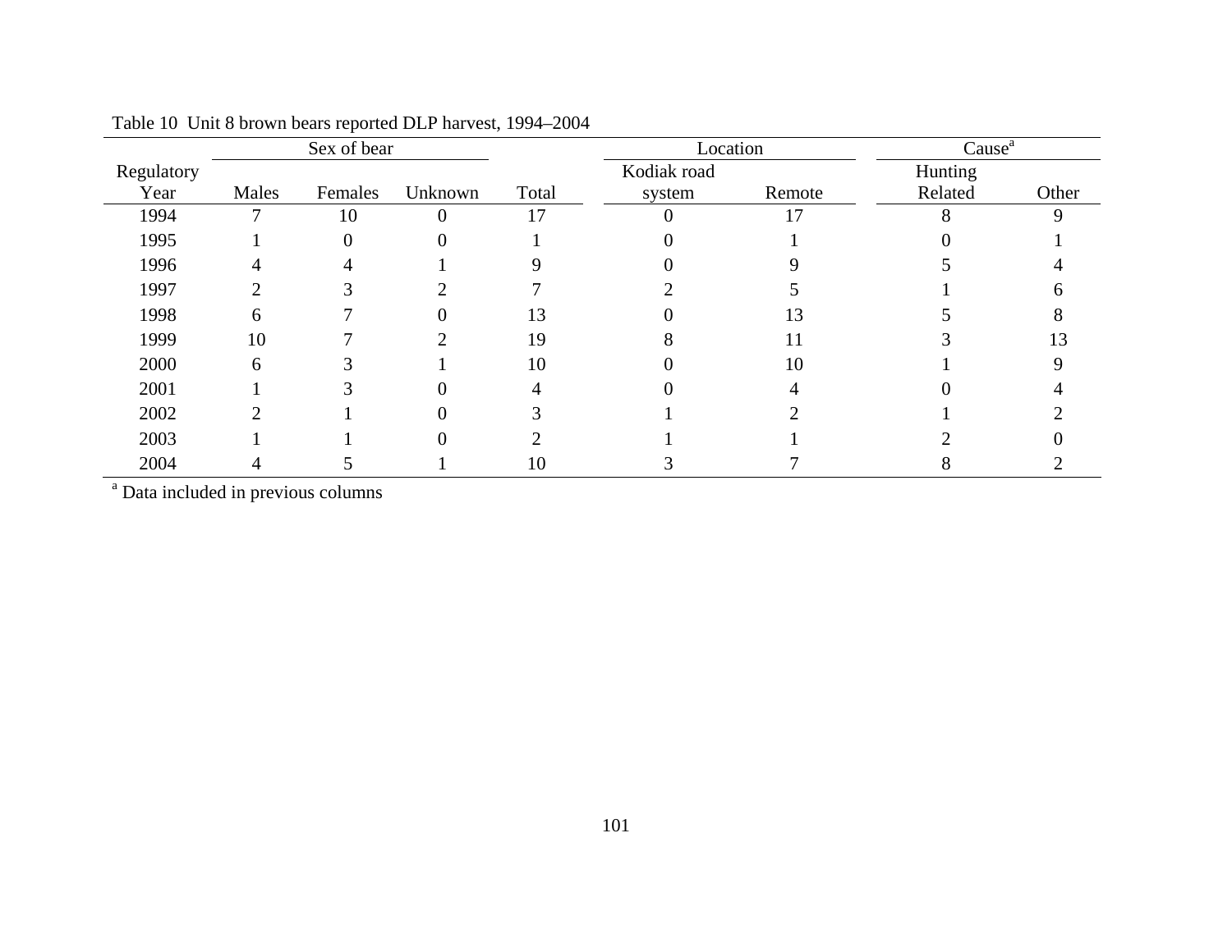Table 10 Unit 8 brown bears reported DLP harvest, 1994–2004

| Regulatory Year | Sex of bear | | | Total | Location | | Cause[a] | |
|---|---|---|---|---|---|---|---|---|
| | Males | Females | Unknown | | Kodiak road system | Remote | Hunting Related | Other |
| 1994 | 7 | 10 | 0 | 17 | 0 | 17 | 8 | 9 |
| 1995 | 1 | 0 | 0 | 1 | 0 | 1 | 0 | 1 |
| 1996 | 4 | 4 | 1 | 9 | 0 | 9 | 5 | 4 |
| 1997 | 2 | 3 | 2 | 7 | 2 | 5 | 1 | 6 |
| 1998 | 6 | 7 | 0 | 13 | 0 | 13 | 5 | 8 |
| 1999 | 10 | 7 | 2 | 19 | 8 | 11 | 3 | 13 |
| 2000 | 6 | 3 | 1 | 10 | 0 | 10 | 1 | 9 |
| 2001 | 1 | 3 | 0 | 4 | 0 | 4 | 0 | 4 |
| 2002 | 2 | 1 | 0 | 3 | 1 | 2 | 1 | 2 |
| 2003 | 1 | 1 | 0 | 2 | 1 | 1 | 2 | 0 |
| 2004 | 4 | 5 | 1 | 10 | 3 | 7 | 8 | 2 |

[a] Data included in previous columns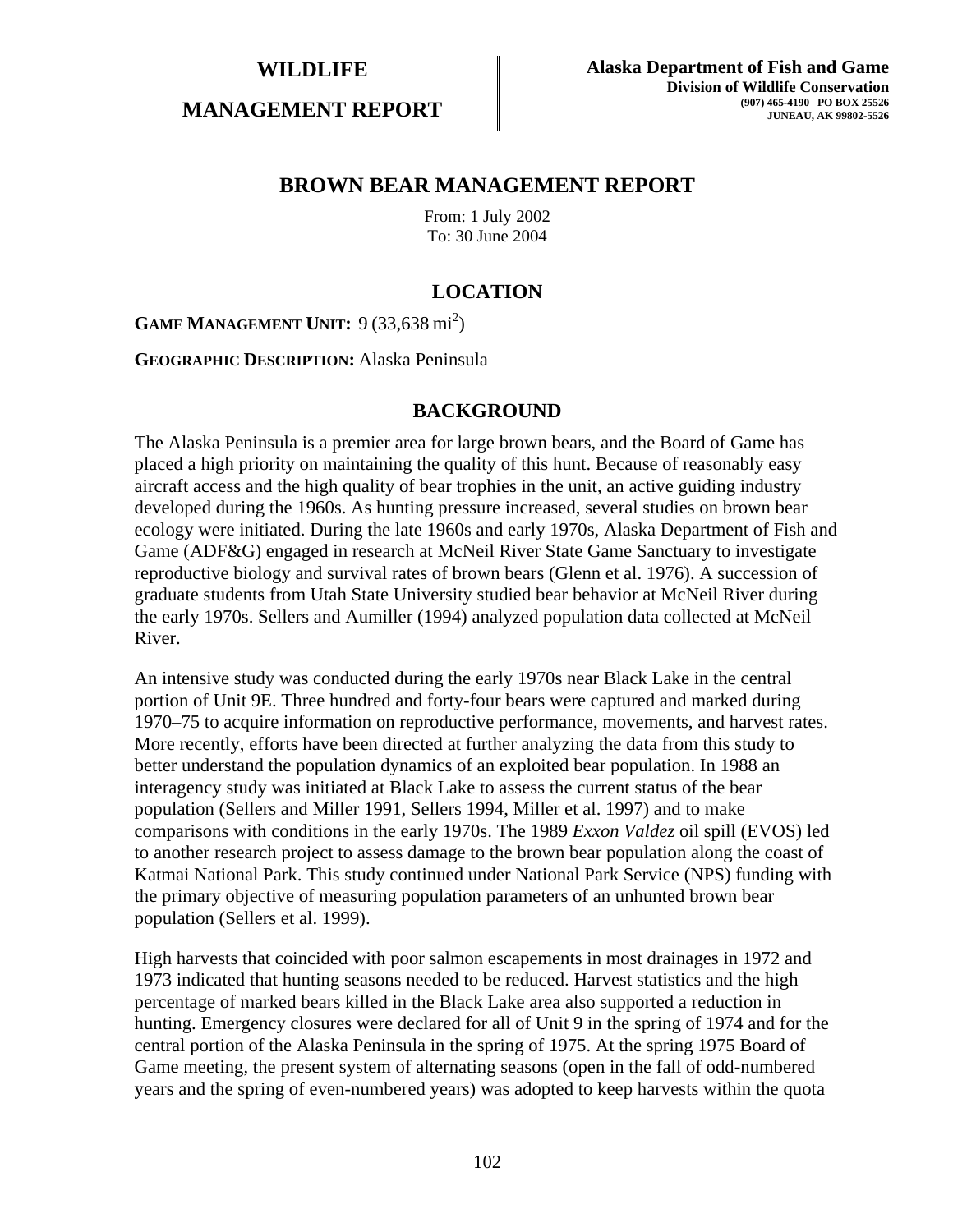**WILDLIFE**

**MANAGEMENT REPORT**

**Alaska Department of Fish and Game**
**Division of Wildlife Conservation**
**(907) 465-4190 PO BOX 25526**
**JUNEAU, AK 99802-5526**

# BROWN BEAR MANAGEMENT REPORT

From: 1 July 2002
To: 30 June 2004

## LOCATION

**GAME MANAGEMENT UNIT:** 9 (33,638 mi$^2$)

**GEOGRAPHIC DESCRIPTION:** Alaska Peninsula

## BACKGROUND

The Alaska Peninsula is a premier area for large brown bears, and the Board of Game has placed a high priority on maintaining the quality of this hunt. Because of reasonably easy aircraft access and the high quality of bear trophies in the unit, an active guiding industry developed during the 1960s. As hunting pressure increased, several studies on brown bear ecology were initiated. During the late 1960s and early 1970s, Alaska Department of Fish and Game (ADF&G) engaged in research at McNeil River State Game Sanctuary to investigate reproductive biology and survival rates of brown bears (Glenn et al. 1976). A succession of graduate students from Utah State University studied bear behavior at McNeil River during the early 1970s. Sellers and Aumiller (1994) analyzed population data collected at McNeil River.

An intensive study was conducted during the early 1970s near Black Lake in the central portion of Unit 9E. Three hundred and forty-four bears were captured and marked during 1970–75 to acquire information on reproductive performance, movements, and harvest rates. More recently, efforts have been directed at further analyzing the data from this study to better understand the population dynamics of an exploited bear population. In 1988 an interagency study was initiated at Black Lake to assess the current status of the bear population (Sellers and Miller 1991, Sellers 1994, Miller et al. 1997) and to make comparisons with conditions in the early 1970s. The 1989 *Exxon Valdez* oil spill (EVOS) led to another research project to assess damage to the brown bear population along the coast of Katmai National Park. This study continued under National Park Service (NPS) funding with the primary objective of measuring population parameters of an unhunted brown bear population (Sellers et al. 1999).

High harvests that coincided with poor salmon escapements in most drainages in 1972 and 1973 indicated that hunting seasons needed to be reduced. Harvest statistics and the high percentage of marked bears killed in the Black Lake area also supported a reduction in hunting. Emergency closures were declared for all of Unit 9 in the spring of 1974 and for the central portion of the Alaska Peninsula in the spring of 1975. At the spring 1975 Board of Game meeting, the present system of alternating seasons (open in the fall of odd-numbered years and the spring of even-numbered years) was adopted to keep harvests within the quota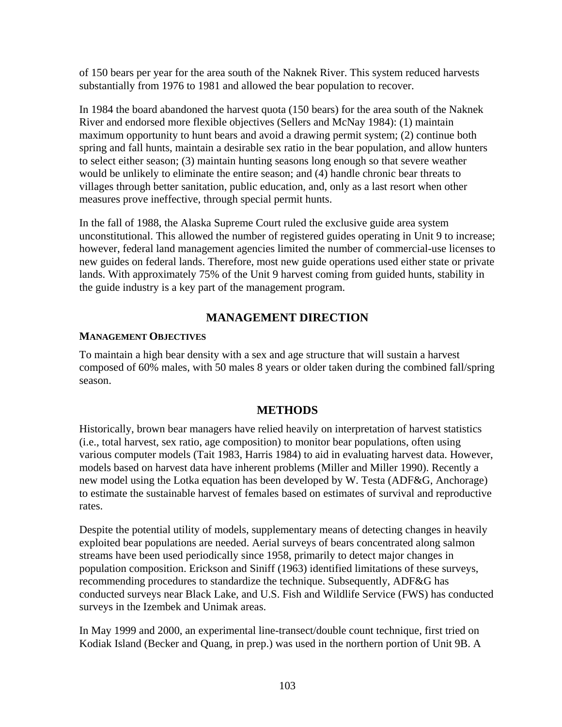of 150 bears per year for the area south of the Naknek River. This system reduced harvests substantially from 1976 to 1981 and allowed the bear population to recover.

In 1984 the board abandoned the harvest quota (150 bears) for the area south of the Naknek River and endorsed more flexible objectives (Sellers and McNay 1984): (1) maintain maximum opportunity to hunt bears and avoid a drawing permit system; (2) continue both spring and fall hunts, maintain a desirable sex ratio in the bear population, and allow hunters to select either season; (3) maintain hunting seasons long enough so that severe weather would be unlikely to eliminate the entire season; and (4) handle chronic bear threats to villages through better sanitation, public education, and, only as a last resort when other measures prove ineffective, through special permit hunts.

In the fall of 1988, the Alaska Supreme Court ruled the exclusive guide area system unconstitutional. This allowed the number of registered guides operating in Unit 9 to increase; however, federal land management agencies limited the number of commercial-use licenses to new guides on federal lands. Therefore, most new guide operations used either state or private lands. With approximately 75% of the Unit 9 harvest coming from guided hunts, stability in the guide industry is a key part of the management program.

## MANAGEMENT DIRECTION

### MANAGEMENT OBJECTIVES

To maintain a high bear density with a sex and age structure that will sustain a harvest composed of 60% males, with 50 males 8 years or older taken during the combined fall/spring season.

## METHODS

Historically, brown bear managers have relied heavily on interpretation of harvest statistics (i.e., total harvest, sex ratio, age composition) to monitor bear populations, often using various computer models (Tait 1983, Harris 1984) to aid in evaluating harvest data. However, models based on harvest data have inherent problems (Miller and Miller 1990). Recently a new model using the Lotka equation has been developed by W. Testa (ADF&G, Anchorage) to estimate the sustainable harvest of females based on estimates of survival and reproductive rates.

Despite the potential utility of models, supplementary means of detecting changes in heavily exploited bear populations are needed. Aerial surveys of bears concentrated along salmon streams have been used periodically since 1958, primarily to detect major changes in population composition. Erickson and Siniff (1963) identified limitations of these surveys, recommending procedures to standardize the technique. Subsequently, ADF&G has conducted surveys near Black Lake, and U.S. Fish and Wildlife Service (FWS) has conducted surveys in the Izembek and Unimak areas.

In May 1999 and 2000, an experimental line-transect/double count technique, first tried on Kodiak Island (Becker and Quang, in prep.) was used in the northern portion of Unit 9B. A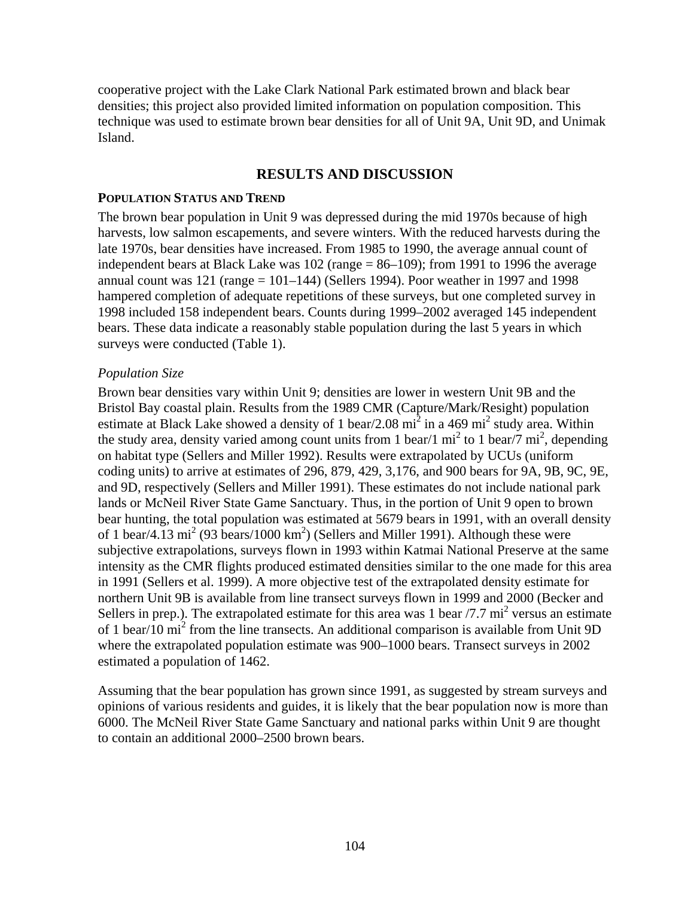cooperative project with the Lake Clark National Park estimated brown and black bear densities; this project also provided limited information on population composition. This technique was used to estimate brown bear densities for all of Unit 9A, Unit 9D, and Unimak Island.

## RESULTS AND DISCUSSION

### POPULATION STATUS AND TREND

The brown bear population in Unit 9 was depressed during the mid 1970s because of high harvests, low salmon escapements, and severe winters. With the reduced harvests during the late 1970s, bear densities have increased. From 1985 to 1990, the average annual count of independent bears at Black Lake was 102 (range = 86–109); from 1991 to 1996 the average annual count was 121 (range = 101–144) (Sellers 1994). Poor weather in 1997 and 1998 hampered completion of adequate repetitions of these surveys, but one completed survey in 1998 included 158 independent bears. Counts during 1999–2002 averaged 145 independent bears. These data indicate a reasonably stable population during the last 5 years in which surveys were conducted (Table 1).

*Population Size*

Brown bear densities vary within Unit 9; densities are lower in western Unit 9B and the Bristol Bay coastal plain. Results from the 1989 CMR (Capture/Mark/Resight) population estimate at Black Lake showed a density of 1 bear/2.08 $mi^2$ in a 469 $mi^2$ study area. Within the study area, density varied among count units from 1 bear/1 $mi^2$ to 1 bear/7 $mi^2$, depending on habitat type (Sellers and Miller 1992). Results were extrapolated by UCUs (uniform coding units) to arrive at estimates of 296, 879, 429, 3,176, and 900 bears for 9A, 9B, 9C, 9E, and 9D, respectively (Sellers and Miller 1991). These estimates do not include national park lands or McNeil River State Game Sanctuary. Thus, in the portion of Unit 9 open to brown bear hunting, the total population was estimated at 5679 bears in 1991, with an overall density of 1 bear/4.13 $mi^2$ (93 bears/1000 $km^2$) (Sellers and Miller 1991). Although these were subjective extrapolations, surveys flown in 1993 within Katmai National Preserve at the same intensity as the CMR flights produced estimated densities similar to the one made for this area in 1991 (Sellers et al. 1999). A more objective test of the extrapolated density estimate for northern Unit 9B is available from line transect surveys flown in 1999 and 2000 (Becker and Sellers in prep.). The extrapolated estimate for this area was 1 bear /7.7 $mi^2$ versus an estimate of 1 bear/10 $mi^2$ from the line transects. An additional comparison is available from Unit 9D where the extrapolated population estimate was 900–1000 bears. Transect surveys in 2002 estimated a population of 1462.

Assuming that the bear population has grown since 1991, as suggested by stream surveys and opinions of various residents and guides, it is likely that the bear population now is more than 6000. The McNeil River State Game Sanctuary and national parks within Unit 9 are thought to contain an additional 2000–2500 brown bears.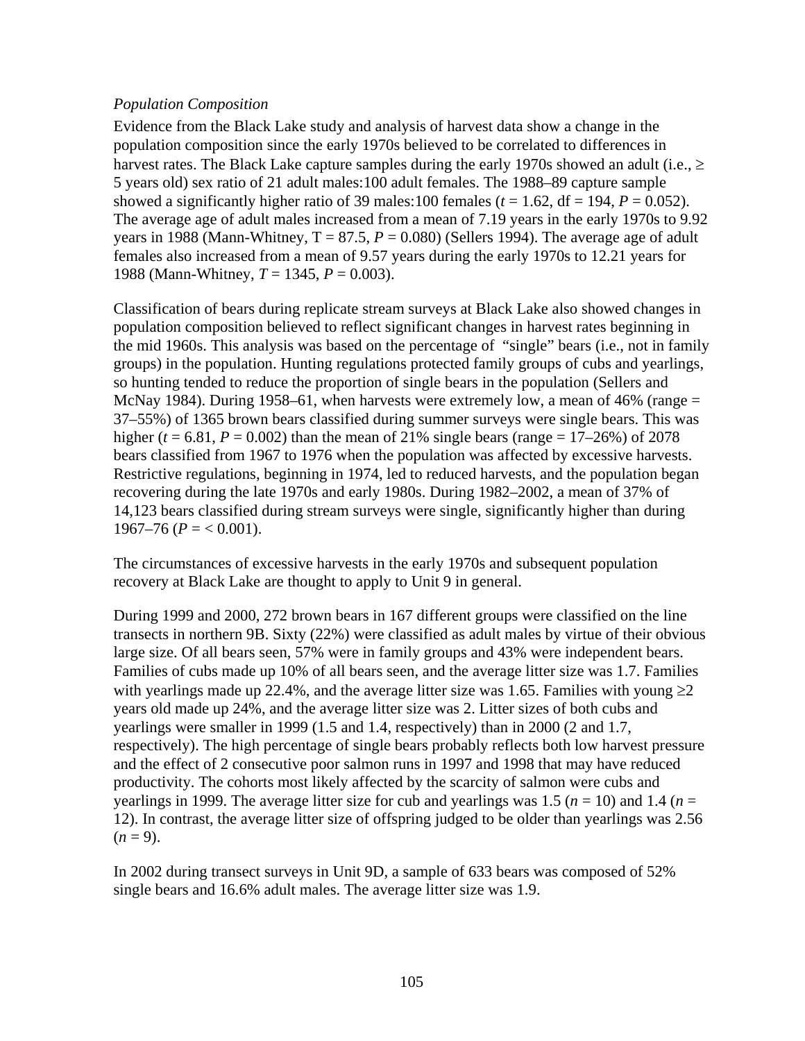*Population Composition*

Evidence from the Black Lake study and analysis of harvest data show a change in the population composition since the early 1970s believed to be correlated to differences in harvest rates. The Black Lake capture samples during the early 1970s showed an adult (i.e., ≥ 5 years old) sex ratio of 21 adult males:100 adult females. The 1988–89 capture sample showed a significantly higher ratio of 39 males:100 females ($t = 1.62$, df = 194, $P = 0.052$). The average age of adult males increased from a mean of 7.19 years in the early 1970s to 9.92 years in 1988 (Mann-Whitney, T = 87.5, $P = 0.080$) (Sellers 1994). The average age of adult females also increased from a mean of 9.57 years during the early 1970s to 12.21 years for 1988 (Mann-Whitney, $T = 1345$, $P = 0.003$).

Classification of bears during replicate stream surveys at Black Lake also showed changes in population composition believed to reflect significant changes in harvest rates beginning in the mid 1960s. This analysis was based on the percentage of "single" bears (i.e., not in family groups) in the population. Hunting regulations protected family groups of cubs and yearlings, so hunting tended to reduce the proportion of single bears in the population (Sellers and McNay 1984). During 1958–61, when harvests were extremely low, a mean of 46% (range = 37–55%) of 1365 brown bears classified during summer surveys were single bears. This was higher ($t = 6.81$, $P = 0.002$) than the mean of 21% single bears (range = 17–26%) of 2078 bears classified from 1967 to 1976 when the population was affected by excessive harvests. Restrictive regulations, beginning in 1974, led to reduced harvests, and the population began recovering during the late 1970s and early 1980s. During 1982–2002, a mean of 37% of 14,123 bears classified during stream surveys were single, significantly higher than during 1967–76 ($P = < 0.001$).

The circumstances of excessive harvests in the early 1970s and subsequent population recovery at Black Lake are thought to apply to Unit 9 in general.

During 1999 and 2000, 272 brown bears in 167 different groups were classified on the line transects in northern 9B. Sixty (22%) were classified as adult males by virtue of their obvious large size. Of all bears seen, 57% were in family groups and 43% were independent bears. Families of cubs made up 10% of all bears seen, and the average litter size was 1.7. Families with yearlings made up 22.4%, and the average litter size was 1.65. Families with young ≥2 years old made up 24%, and the average litter size was 2. Litter sizes of both cubs and yearlings were smaller in 1999 (1.5 and 1.4, respectively) than in 2000 (2 and 1.7, respectively). The high percentage of single bears probably reflects both low harvest pressure and the effect of 2 consecutive poor salmon runs in 1997 and 1998 that may have reduced productivity. The cohorts most likely affected by the scarcity of salmon were cubs and yearlings in 1999. The average litter size for cub and yearlings was 1.5 ($n = 10$) and 1.4 ($n = 12$). In contrast, the average litter size of offspring judged to be older than yearlings was 2.56 ($n = 9$).

In 2002 during transect surveys in Unit 9D, a sample of 633 bears was composed of 52% single bears and 16.6% adult males. The average litter size was 1.9.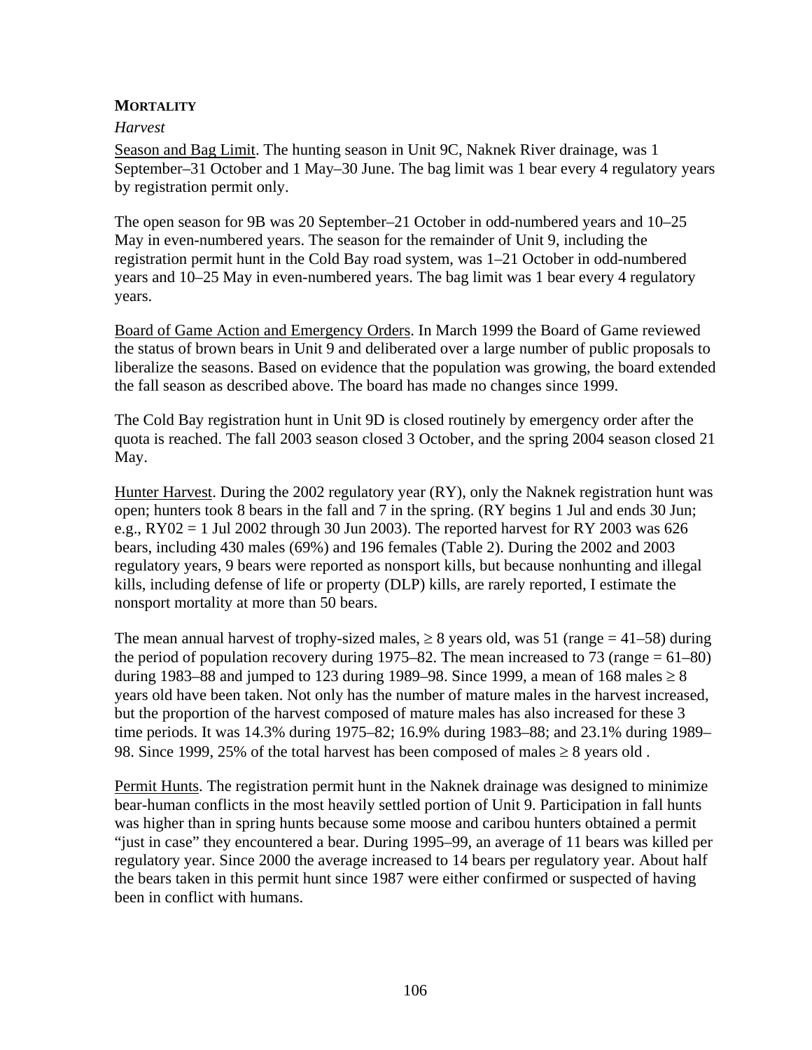**MORTALITY**

*Harvest*

Season and Bag Limit. The hunting season in Unit 9C, Naknek River drainage, was 1 September–31 October and 1 May–30 June. The bag limit was 1 bear every 4 regulatory years by registration permit only.

The open season for 9B was 20 September–21 October in odd-numbered years and 10–25 May in even-numbered years. The season for the remainder of Unit 9, including the registration permit hunt in the Cold Bay road system, was 1–21 October in odd-numbered years and 10–25 May in even-numbered years. The bag limit was 1 bear every 4 regulatory years.

Board of Game Action and Emergency Orders. In March 1999 the Board of Game reviewed the status of brown bears in Unit 9 and deliberated over a large number of public proposals to liberalize the seasons. Based on evidence that the population was growing, the board extended the fall season as described above. The board has made no changes since 1999.

The Cold Bay registration hunt in Unit 9D is closed routinely by emergency order after the quota is reached. The fall 2003 season closed 3 October, and the spring 2004 season closed 21 May.

Hunter Harvest. During the 2002 regulatory year (RY), only the Naknek registration hunt was open; hunters took 8 bears in the fall and 7 in the spring. (RY begins 1 Jul and ends 30 Jun; e.g., RY02 = 1 Jul 2002 through 30 Jun 2003). The reported harvest for RY 2003 was 626 bears, including 430 males (69%) and 196 females (Table 2). During the 2002 and 2003 regulatory years, 9 bears were reported as nonsport kills, but because nonhunting and illegal kills, including defense of life or property (DLP) kills, are rarely reported, I estimate the nonsport mortality at more than 50 bears.

The mean annual harvest of trophy-sized males, ≥ 8 years old, was 51 (range = 41–58) during the period of population recovery during 1975–82. The mean increased to 73 (range = 61–80) during 1983–88 and jumped to 123 during 1989–98. Since 1999, a mean of 168 males ≥ 8 years old have been taken. Not only has the number of mature males in the harvest increased, but the proportion of the harvest composed of mature males has also increased for these 3 time periods. It was 14.3% during 1975–82; 16.9% during 1983–88; and 23.1% during 1989–98. Since 1999, 25% of the total harvest has been composed of males ≥ 8 years old .

Permit Hunts. The registration permit hunt in the Naknek drainage was designed to minimize bear-human conflicts in the most heavily settled portion of Unit 9. Participation in fall hunts was higher than in spring hunts because some moose and caribou hunters obtained a permit "just in case" they encountered a bear. During 1995–99, an average of 11 bears was killed per regulatory year. Since 2000 the average increased to 14 bears per regulatory year. About half the bears taken in this permit hunt since 1987 were either confirmed or suspected of having been in conflict with humans.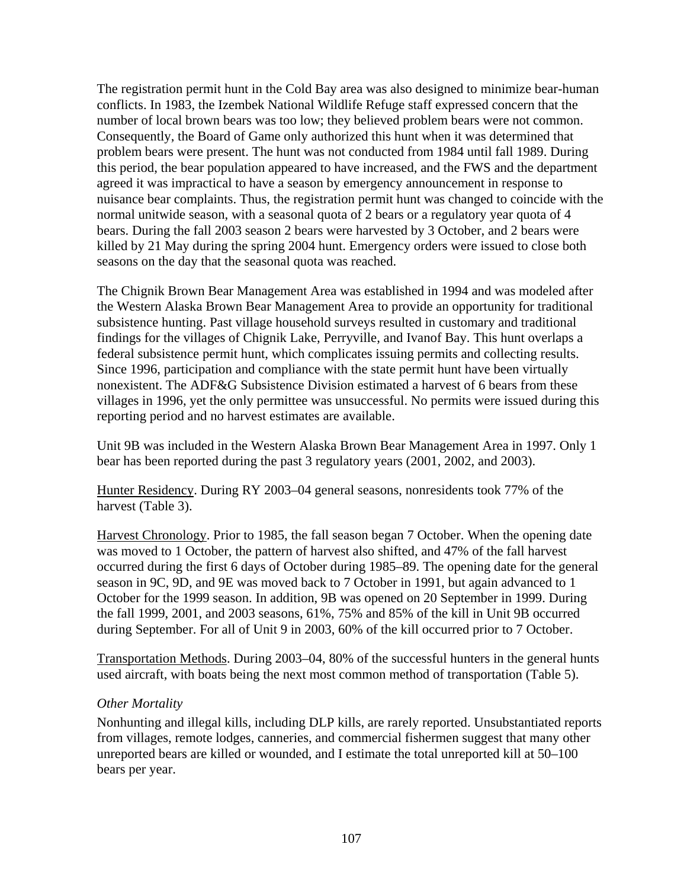The registration permit hunt in the Cold Bay area was also designed to minimize bear-human conflicts. In 1983, the Izembek National Wildlife Refuge staff expressed concern that the number of local brown bears was too low; they believed problem bears were not common. Consequently, the Board of Game only authorized this hunt when it was determined that problem bears were present. The hunt was not conducted from 1984 until fall 1989. During this period, the bear population appeared to have increased, and the FWS and the department agreed it was impractical to have a season by emergency announcement in response to nuisance bear complaints. Thus, the registration permit hunt was changed to coincide with the normal unitwide season, with a seasonal quota of 2 bears or a regulatory year quota of 4 bears. During the fall 2003 season 2 bears were harvested by 3 October, and 2 bears were killed by 21 May during the spring 2004 hunt. Emergency orders were issued to close both seasons on the day that the seasonal quota was reached.

The Chignik Brown Bear Management Area was established in 1994 and was modeled after the Western Alaska Brown Bear Management Area to provide an opportunity for traditional subsistence hunting. Past village household surveys resulted in customary and traditional findings for the villages of Chignik Lake, Perryville, and Ivanof Bay. This hunt overlaps a federal subsistence permit hunt, which complicates issuing permits and collecting results. Since 1996, participation and compliance with the state permit hunt have been virtually nonexistent. The ADF&G Subsistence Division estimated a harvest of 6 bears from these villages in 1996, yet the only permittee was unsuccessful. No permits were issued during this reporting period and no harvest estimates are available.

Unit 9B was included in the Western Alaska Brown Bear Management Area in 1997. Only 1 bear has been reported during the past 3 regulatory years (2001, 2002, and 2003).

Hunter Residency. During RY 2003–04 general seasons, nonresidents took 77% of the harvest (Table 3).

Harvest Chronology. Prior to 1985, the fall season began 7 October. When the opening date was moved to 1 October, the pattern of harvest also shifted, and 47% of the fall harvest occurred during the first 6 days of October during 1985–89. The opening date for the general season in 9C, 9D, and 9E was moved back to 7 October in 1991, but again advanced to 1 October for the 1999 season. In addition, 9B was opened on 20 September in 1999. During the fall 1999, 2001, and 2003 seasons, 61%, 75% and 85% of the kill in Unit 9B occurred during September. For all of Unit 9 in 2003, 60% of the kill occurred prior to 7 October.

Transportation Methods. During 2003–04, 80% of the successful hunters in the general hunts used aircraft, with boats being the next most common method of transportation (Table 5).

*Other Mortality*

Nonhunting and illegal kills, including DLP kills, are rarely reported. Unsubstantiated reports from villages, remote lodges, canneries, and commercial fishermen suggest that many other unreported bears are killed or wounded, and I estimate the total unreported kill at 50–100 bears per year.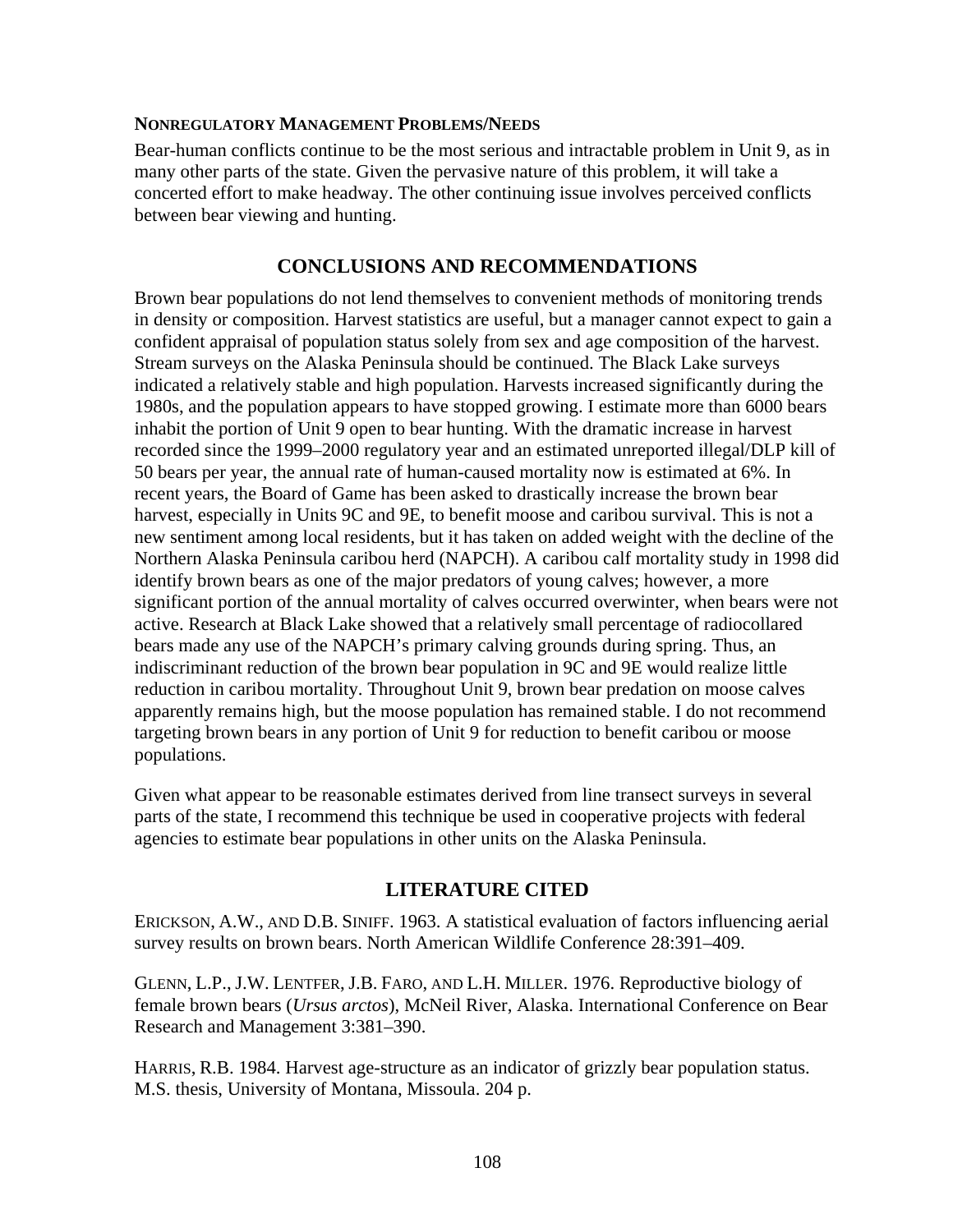### NONREGULATORY MANAGEMENT PROBLEMS/NEEDS

Bear-human conflicts continue to be the most serious and intractable problem in Unit 9, as in many other parts of the state. Given the pervasive nature of this problem, it will take a concerted effort to make headway. The other continuing issue involves perceived conflicts between bear viewing and hunting.

## CONCLUSIONS AND RECOMMENDATIONS

Brown bear populations do not lend themselves to convenient methods of monitoring trends in density or composition. Harvest statistics are useful, but a manager cannot expect to gain a confident appraisal of population status solely from sex and age composition of the harvest. Stream surveys on the Alaska Peninsula should be continued. The Black Lake surveys indicated a relatively stable and high population. Harvests increased significantly during the 1980s, and the population appears to have stopped growing. I estimate more than 6000 bears inhabit the portion of Unit 9 open to bear hunting. With the dramatic increase in harvest recorded since the 1999–2000 regulatory year and an estimated unreported illegal/DLP kill of 50 bears per year, the annual rate of human-caused mortality now is estimated at 6%. In recent years, the Board of Game has been asked to drastically increase the brown bear harvest, especially in Units 9C and 9E, to benefit moose and caribou survival. This is not a new sentiment among local residents, but it has taken on added weight with the decline of the Northern Alaska Peninsula caribou herd (NAPCH). A caribou calf mortality study in 1998 did identify brown bears as one of the major predators of young calves; however, a more significant portion of the annual mortality of calves occurred overwinter, when bears were not active. Research at Black Lake showed that a relatively small percentage of radiocollared bears made any use of the NAPCH's primary calving grounds during spring. Thus, an indiscriminant reduction of the brown bear population in 9C and 9E would realize little reduction in caribou mortality. Throughout Unit 9, brown bear predation on moose calves apparently remains high, but the moose population has remained stable. I do not recommend targeting brown bears in any portion of Unit 9 for reduction to benefit caribou or moose populations.

Given what appear to be reasonable estimates derived from line transect surveys in several parts of the state, I recommend this technique be used in cooperative projects with federal agencies to estimate bear populations in other units on the Alaska Peninsula.

## LITERATURE CITED

ERICKSON, A.W., AND D.B. SINIFF. 1963. A statistical evaluation of factors influencing aerial survey results on brown bears. North American Wildlife Conference 28:391–409.

GLENN, L.P., J.W. LENTFER, J.B. FARO, AND L.H. MILLER. 1976. Reproductive biology of female brown bears (*Ursus arctos*), McNeil River, Alaska. International Conference on Bear Research and Management 3:381–390.

HARRIS, R.B. 1984. Harvest age-structure as an indicator of grizzly bear population status. M.S. thesis, University of Montana, Missoula. 204 p.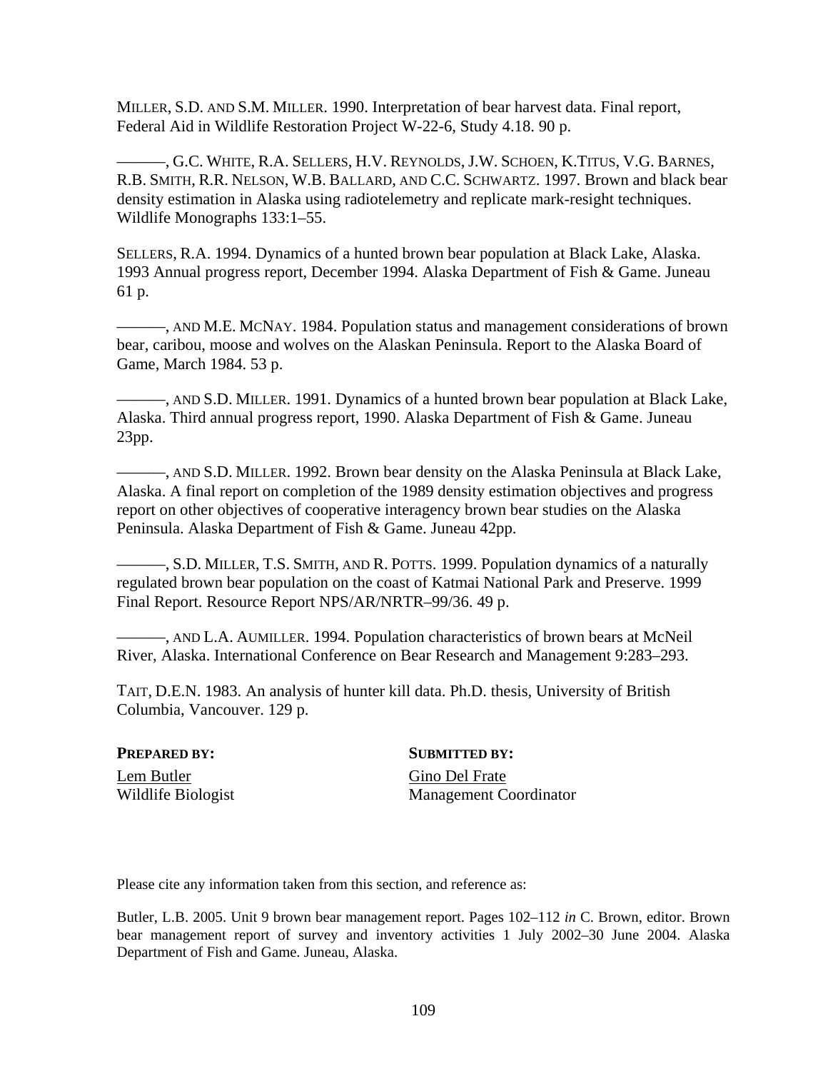MILLER, S.D. AND S.M. MILLER. 1990. Interpretation of bear harvest data. Final report, Federal Aid in Wildlife Restoration Project W-22-6, Study 4.18. 90 p.

———, G.C. WHITE, R.A. SELLERS, H.V. REYNOLDS, J.W. SCHOEN, K.TITUS, V.G. BARNES, R.B. SMITH, R.R. NELSON, W.B. BALLARD, AND C.C. SCHWARTZ. 1997. Brown and black bear density estimation in Alaska using radiotelemetry and replicate mark-resight techniques. Wildlife Monographs 133:1–55.

SELLERS, R.A. 1994. Dynamics of a hunted brown bear population at Black Lake, Alaska. 1993 Annual progress report, December 1994. Alaska Department of Fish & Game. Juneau 61 p.

———, AND M.E. MCNAY. 1984. Population status and management considerations of brown bear, caribou, moose and wolves on the Alaskan Peninsula. Report to the Alaska Board of Game, March 1984. 53 p.

———, AND S.D. MILLER. 1991. Dynamics of a hunted brown bear population at Black Lake, Alaska. Third annual progress report, 1990. Alaska Department of Fish & Game. Juneau 23pp.

———, AND S.D. MILLER. 1992. Brown bear density on the Alaska Peninsula at Black Lake, Alaska. A final report on completion of the 1989 density estimation objectives and progress report on other objectives of cooperative interagency brown bear studies on the Alaska Peninsula. Alaska Department of Fish & Game. Juneau 42pp.

———, S.D. MILLER, T.S. SMITH, AND R. POTTS. 1999. Population dynamics of a naturally regulated brown bear population on the coast of Katmai National Park and Preserve. 1999 Final Report. Resource Report NPS/AR/NRTR–99/36. 49 p.

———, AND L.A. AUMILLER. 1994. Population characteristics of brown bears at McNeil River, Alaska. International Conference on Bear Research and Management 9:283–293.

TAIT, D.E.N. 1983. An analysis of hunter kill data. Ph.D. thesis, University of British Columbia, Vancouver. 129 p.

**PREPARED BY:**

Lem Butler
Wildlife Biologist

**SUBMITTED BY:**

Gino Del Frate
Management Coordinator

Please cite any information taken from this section, and reference as:

Butler, L.B. 2005. Unit 9 brown bear management report. Pages 102–112 *in* C. Brown, editor. Brown bear management report of survey and inventory activities 1 July 2002–30 June 2004. Alaska Department of Fish and Game. Juneau, Alaska.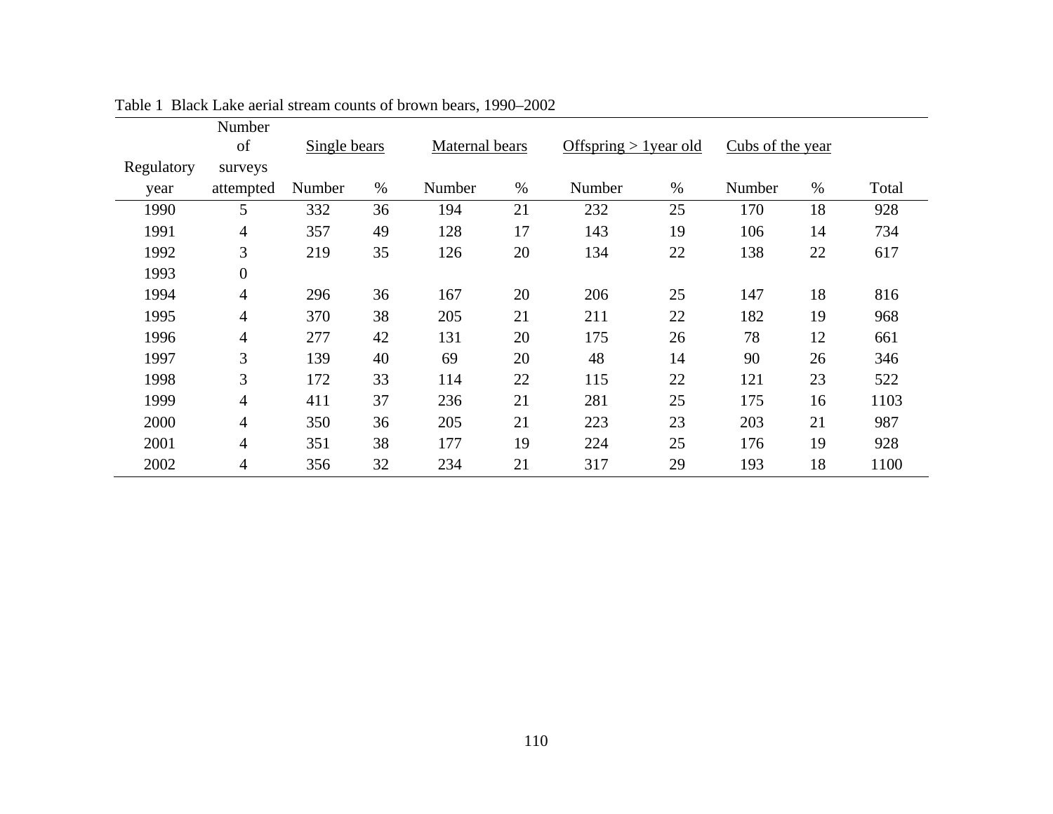Table 1 Black Lake aerial stream counts of brown bears, 1990–2002

| Regulatory year | Number of surveys attempted | Single bears | | Maternal bears | | Offspring > 1year old | | Cubs of the year | | Total |
|---|---|---|---|---|---|---|---|---|---|---|
| | | Number | % | Number | % | Number | % | Number | % | |
| 1990 | 5 | 332 | 36 | 194 | 21 | 232 | 25 | 170 | 18 | 928 |
| 1991 | 4 | 357 | 49 | 128 | 17 | 143 | 19 | 106 | 14 | 734 |
| 1992 | 3 | 219 | 35 | 126 | 20 | 134 | 22 | 138 | 22 | 617 |
| 1993 | 0 | | | | | | | | | |
| 1994 | 4 | 296 | 36 | 167 | 20 | 206 | 25 | 147 | 18 | 816 |
| 1995 | 4 | 370 | 38 | 205 | 21 | 211 | 22 | 182 | 19 | 968 |
| 1996 | 4 | 277 | 42 | 131 | 20 | 175 | 26 | 78 | 12 | 661 |
| 1997 | 3 | 139 | 40 | 69 | 20 | 48 | 14 | 90 | 26 | 346 |
| 1998 | 3 | 172 | 33 | 114 | 22 | 115 | 22 | 121 | 23 | 522 |
| 1999 | 4 | 411 | 37 | 236 | 21 | 281 | 25 | 175 | 16 | 1103 |
| 2000 | 4 | 350 | 36 | 205 | 21 | 223 | 23 | 203 | 21 | 987 |
| 2001 | 4 | 351 | 38 | 177 | 19 | 224 | 25 | 176 | 19 | 928 |
| 2002 | 4 | 356 | 32 | 234 | 21 | 317 | 29 | 193 | 18 | 1100 |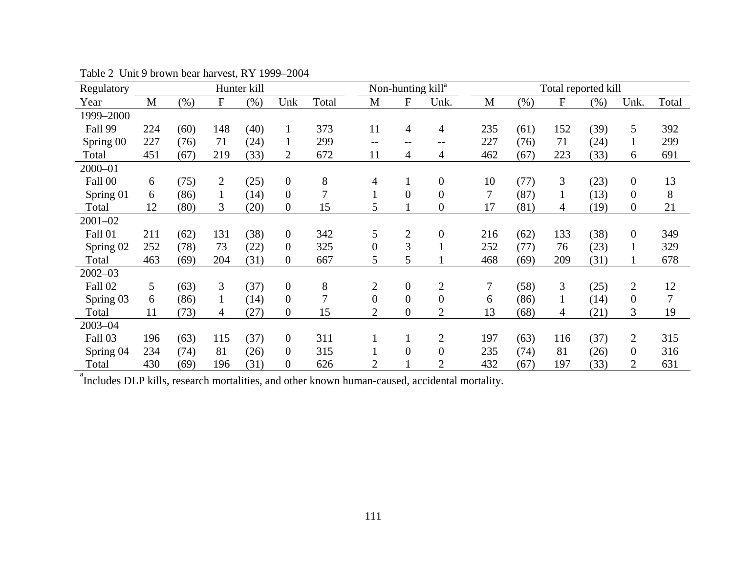Table 2 Unit 9 brown bear harvest, RY 1999–2004

| Regulatory | Hunter kill | | | | | | Non-hunting kill[a] | | | Total reported kill | | | | | |
|---|---|---|---|---|---|---|---|---|---|---|---|---|---|---|---|
| Year | M | (%) | F | (%) | Unk | Total | M | F | Unk. | M | (%) | F | (%) | Unk. | Total |
| 1999–2000 | | | | | | | | | | | | | | | |
| Fall 99 | 224 | (60) | 148 | (40) | 1 | 373 | 11 | 4 | 4 | 235 | (61) | 152 | (39) | 5 | 392 |
| Spring 00 | 227 | (76) | 71 | (24) | 1 | 299 | -- | -- | -- | 227 | (76) | 71 | (24) | 1 | 299 |
| Total | 451 | (67) | 219 | (33) | 2 | 672 | 11 | 4 | 4 | 462 | (67) | 223 | (33) | 6 | 691 |
| 2000–01 | | | | | | | | | | | | | | | |
| Fall 00 | 6 | (75) | 2 | (25) | 0 | 8 | 4 | 1 | 0 | 10 | (77) | 3 | (23) | 0 | 13 |
| Spring 01 | 6 | (86) | 1 | (14) | 0 | 7 | 1 | 0 | 0 | 7 | (87) | 1 | (13) | 0 | 8 |
| Total | 12 | (80) | 3 | (20) | 0 | 15 | 5 | 1 | 0 | 17 | (81) | 4 | (19) | 0 | 21 |
| 2001–02 | | | | | | | | | | | | | | | |
| Fall 01 | 211 | (62) | 131 | (38) | 0 | 342 | 5 | 2 | 0 | 216 | (62) | 133 | (38) | 0 | 349 |
| Spring 02 | 252 | (78) | 73 | (22) | 0 | 325 | 0 | 3 | 1 | 252 | (77) | 76 | (23) | 1 | 329 |
| Total | 463 | (69) | 204 | (31) | 0 | 667 | 5 | 5 | 1 | 468 | (69) | 209 | (31) | 1 | 678 |
| 2002–03 | | | | | | | | | | | | | | | |
| Fall 02 | 5 | (63) | 3 | (37) | 0 | 8 | 2 | 0 | 2 | 7 | (58) | 3 | (25) | 2 | 12 |
| Spring 03 | 6 | (86) | 1 | (14) | 0 | 7 | 0 | 0 | 0 | 6 | (86) | 1 | (14) | 0 | 7 |
| Total | 11 | (73) | 4 | (27) | 0 | 15 | 2 | 0 | 2 | 13 | (68) | 4 | (21) | 3 | 19 |
| 2003–04 | | | | | | | | | | | | | | | |
| Fall 03 | 196 | (63) | 115 | (37) | 0 | 311 | 1 | 1 | 2 | 197 | (63) | 116 | (37) | 2 | 315 |
| Spring 04 | 234 | (74) | 81 | (26) | 0 | 315 | 1 | 0 | 0 | 235 | (74) | 81 | (26) | 0 | 316 |
| Total | 430 | (69) | 196 | (31) | 0 | 626 | 2 | 1 | 2 | 432 | (67) | 197 | (33) | 2 | 631 |

[a]Includes DLP kills, research mortalities, and other known human-caused, accidental mortality.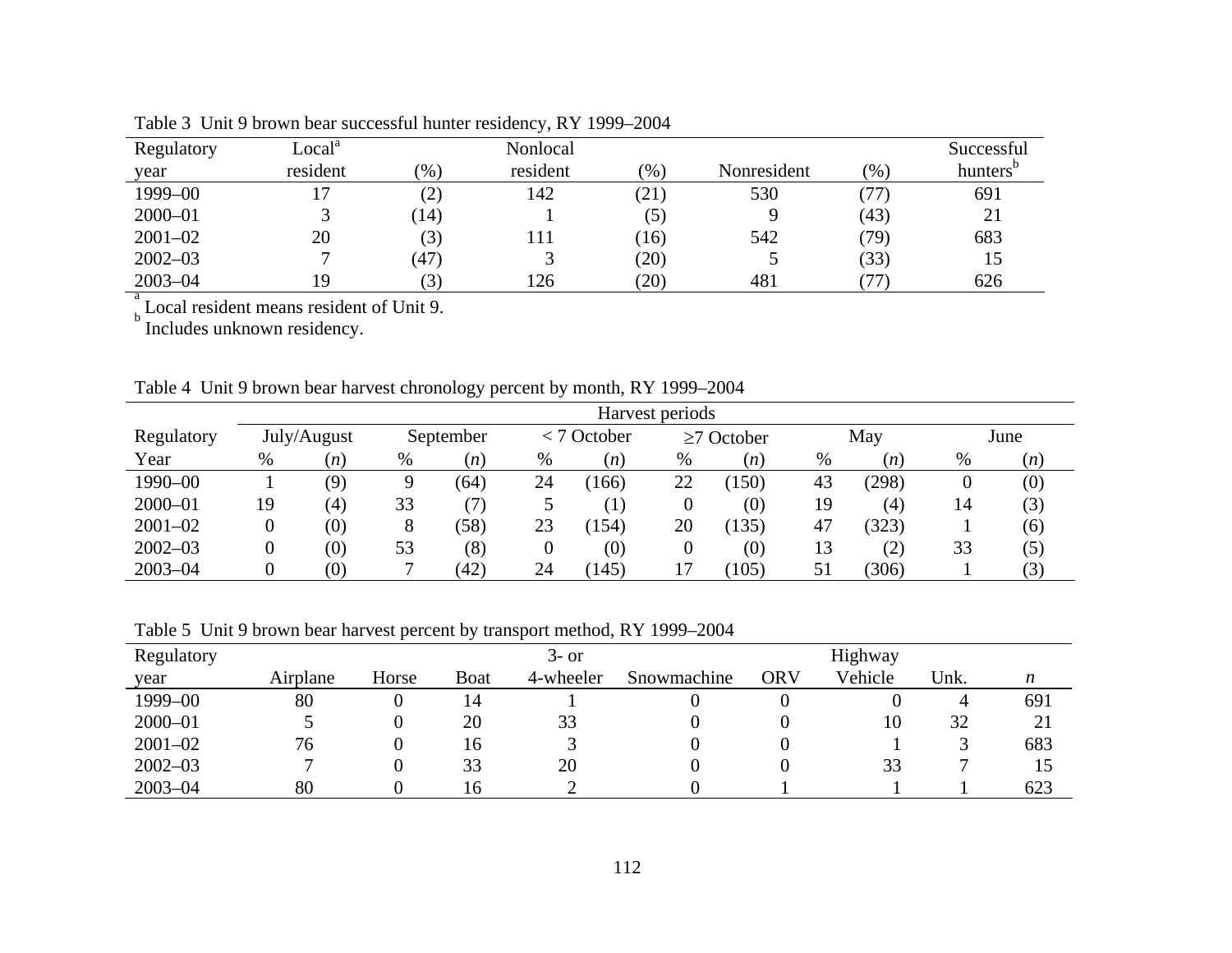Table 3 Unit 9 brown bear successful hunter residency, RY 1999–2004

| Regulatory year | Local[a] resident | (%) | Nonlocal resident | (%) | Nonresident | (%) | Successful hunters[b] |
|---|---|---|---|---|---|---|---|
| 1999–00 | 17 | (2) | 142 | (21) | 530 | (77) | 691 |
| 2000–01 | 3 | (14) | 1 | (5) | 9 | (43) | 21 |
| 2001–02 | 20 | (3) | 111 | (16) | 542 | (79) | 683 |
| 2002–03 | 7 | (47) | 3 | (20) | 5 | (33) | 15 |
| 2003–04 | 19 | (3) | 126 | (20) | 481 | (77) | 626 |

[a] Local resident means resident of Unit 9.
[b] Includes unknown residency.

Table 4 Unit 9 brown bear harvest chronology percent by month, RY 1999–2004

| | Harvest periods | | | | | | | | | | | |
|---|---|---|---|---|---|---|---|---|---|---|---|---|
| Regulatory | July/August | | September | | < 7 October | | ≥7 October | | May | | June | |
| Year | % | (*n*) | % | (*n*) | % | (*n*) | % | (*n*) | % | (*n*) | % | (*n*) |
| 1990–00 | 1 | (9) | 9 | (64) | 24 | (166) | 22 | (150) | 43 | (298) | 0 | (0) |
| 2000–01 | 19 | (4) | 33 | (7) | 5 | (1) | 0 | (0) | 19 | (4) | 14 | (3) |
| 2001–02 | 0 | (0) | 8 | (58) | 23 | (154) | 20 | (135) | 47 | (323) | 1 | (6) |
| 2002–03 | 0 | (0) | 53 | (8) | 0 | (0) | 0 | (0) | 13 | (2) | 33 | (5) |
| 2003–04 | 0 | (0) | 7 | (42) | 24 | (145) | 17 | (105) | 51 | (306) | 1 | (3) |

Table 5 Unit 9 brown bear harvest percent by transport method, RY 1999–2004

| Regulatory year | Airplane | Horse | Boat | 3- or 4-wheeler | Snowmachine | ORV | Highway Vehicle | Unk. | *n* |
|---|---|---|---|---|---|---|---|---|---|
| 1999–00 | 80 | 0 | 14 | 1 | 0 | 0 | 0 | 4 | 691 |
| 2000–01 | 5 | 0 | 20 | 33 | 0 | 0 | 10 | 32 | 21 |
| 2001–02 | 76 | 0 | 16 | 3 | 0 | 0 | 1 | 3 | 683 |
| 2002–03 | 7 | 0 | 33 | 20 | 0 | 0 | 33 | 7 | 15 |
| 2003–04 | 80 | 0 | 16 | 2 | 0 | 1 | 1 | 1 | 623 |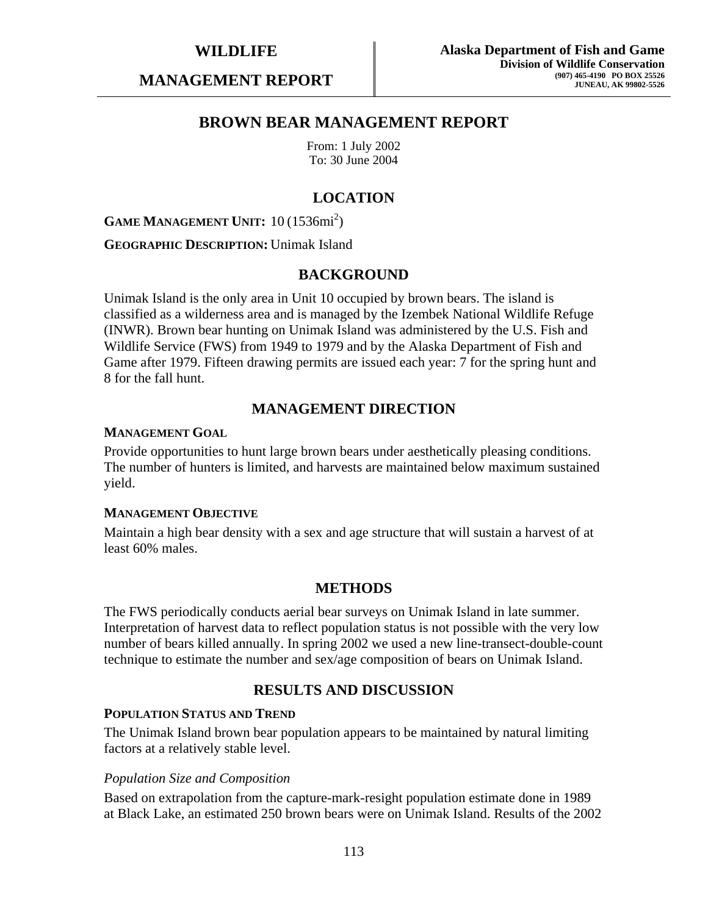# WILDLIFE MANAGEMENT REPORT

**Alaska Department of Fish and Game**
**Division of Wildlife Conservation**
**(907) 465-4190 PO BOX 25526**
**JUNEAU, AK 99802-5526**

## BROWN BEAR MANAGEMENT REPORT

From: 1 July 2002
To: 30 June 2004

## LOCATION

**GAME MANAGEMENT UNIT:** 10 (1536mi$^2$)

**GEOGRAPHIC DESCRIPTION:** Unimak Island

## BACKGROUND

Unimak Island is the only area in Unit 10 occupied by brown bears. The island is classified as a wilderness area and is managed by the Izembek National Wildlife Refuge (INWR). Brown bear hunting on Unimak Island was administered by the U.S. Fish and Wildlife Service (FWS) from 1949 to 1979 and by the Alaska Department of Fish and Game after 1979. Fifteen drawing permits are issued each year: 7 for the spring hunt and 8 for the fall hunt.

## MANAGEMENT DIRECTION

### MANAGEMENT GOAL

Provide opportunities to hunt large brown bears under aesthetically pleasing conditions. The number of hunters is limited, and harvests are maintained below maximum sustained yield.

### MANAGEMENT OBJECTIVE

Maintain a high bear density with a sex and age structure that will sustain a harvest of at least 60% males.

## METHODS

The FWS periodically conducts aerial bear surveys on Unimak Island in late summer. Interpretation of harvest data to reflect population status is not possible with the very low number of bears killed annually. In spring 2002 we used a new line-transect-double-count technique to estimate the number and sex/age composition of bears on Unimak Island.

## RESULTS AND DISCUSSION

### POPULATION STATUS AND TREND

The Unimak Island brown bear population appears to be maintained by natural limiting factors at a relatively stable level.

*Population Size and Composition*

Based on extrapolation from the capture-mark-resight population estimate done in 1989 at Black Lake, an estimated 250 brown bears were on Unimak Island. Results of the 2002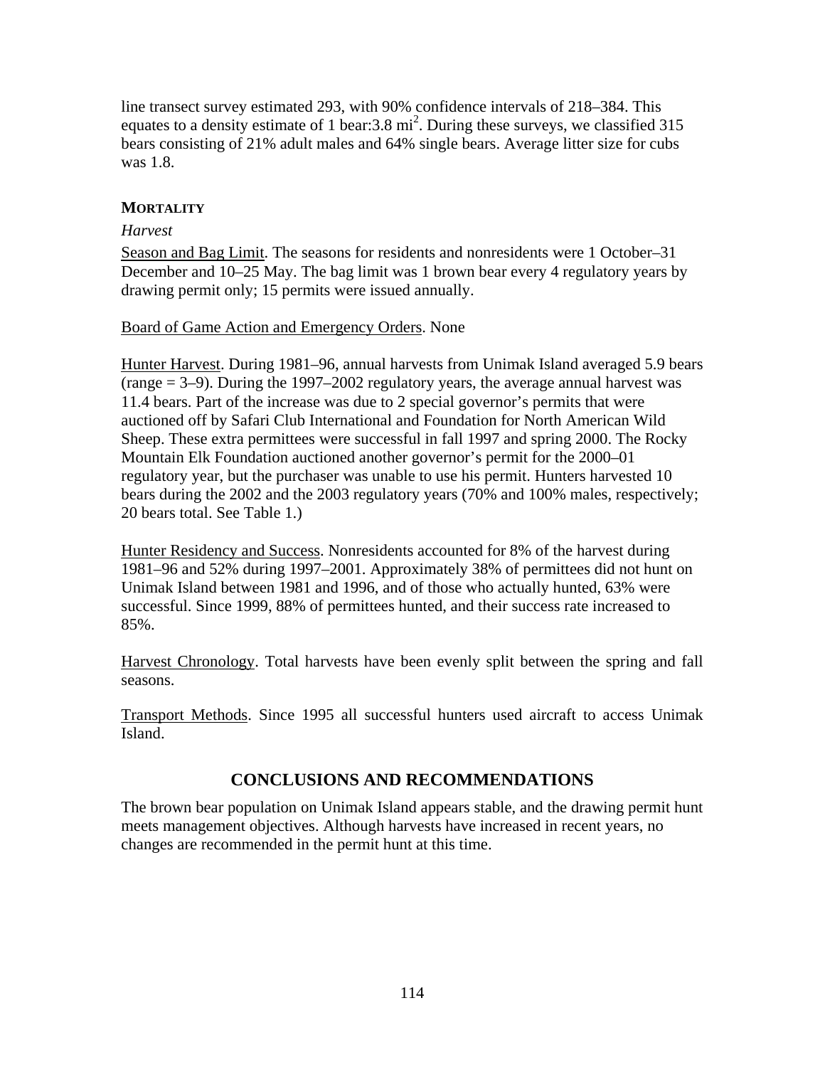line transect survey estimated 293, with 90% confidence intervals of 218–384. This equates to a density estimate of 1 bear:3.8 $mi^2$. During these surveys, we classified 315 bears consisting of 21% adult males and 64% single bears. Average litter size for cubs was 1.8.

### MORTALITY

*Harvest*

Season and Bag Limit. The seasons for residents and nonresidents were 1 October–31 December and 10–25 May. The bag limit was 1 brown bear every 4 regulatory years by drawing permit only; 15 permits were issued annually.

Board of Game Action and Emergency Orders. None

Hunter Harvest. During 1981–96, annual harvests from Unimak Island averaged 5.9 bears (range = 3–9). During the 1997–2002 regulatory years, the average annual harvest was 11.4 bears. Part of the increase was due to 2 special governor's permits that were auctioned off by Safari Club International and Foundation for North American Wild Sheep. These extra permittees were successful in fall 1997 and spring 2000. The Rocky Mountain Elk Foundation auctioned another governor's permit for the 2000–01 regulatory year, but the purchaser was unable to use his permit. Hunters harvested 10 bears during the 2002 and the 2003 regulatory years (70% and 100% males, respectively; 20 bears total. See Table 1.)

Hunter Residency and Success. Nonresidents accounted for 8% of the harvest during 1981–96 and 52% during 1997–2001. Approximately 38% of permittees did not hunt on Unimak Island between 1981 and 1996, and of those who actually hunted, 63% were successful. Since 1999, 88% of permittees hunted, and their success rate increased to 85%.

Harvest Chronology. Total harvests have been evenly split between the spring and fall seasons.

Transport Methods. Since 1995 all successful hunters used aircraft to access Unimak Island.

## CONCLUSIONS AND RECOMMENDATIONS

The brown bear population on Unimak Island appears stable, and the drawing permit hunt meets management objectives. Although harvests have increased in recent years, no changes are recommended in the permit hunt at this time.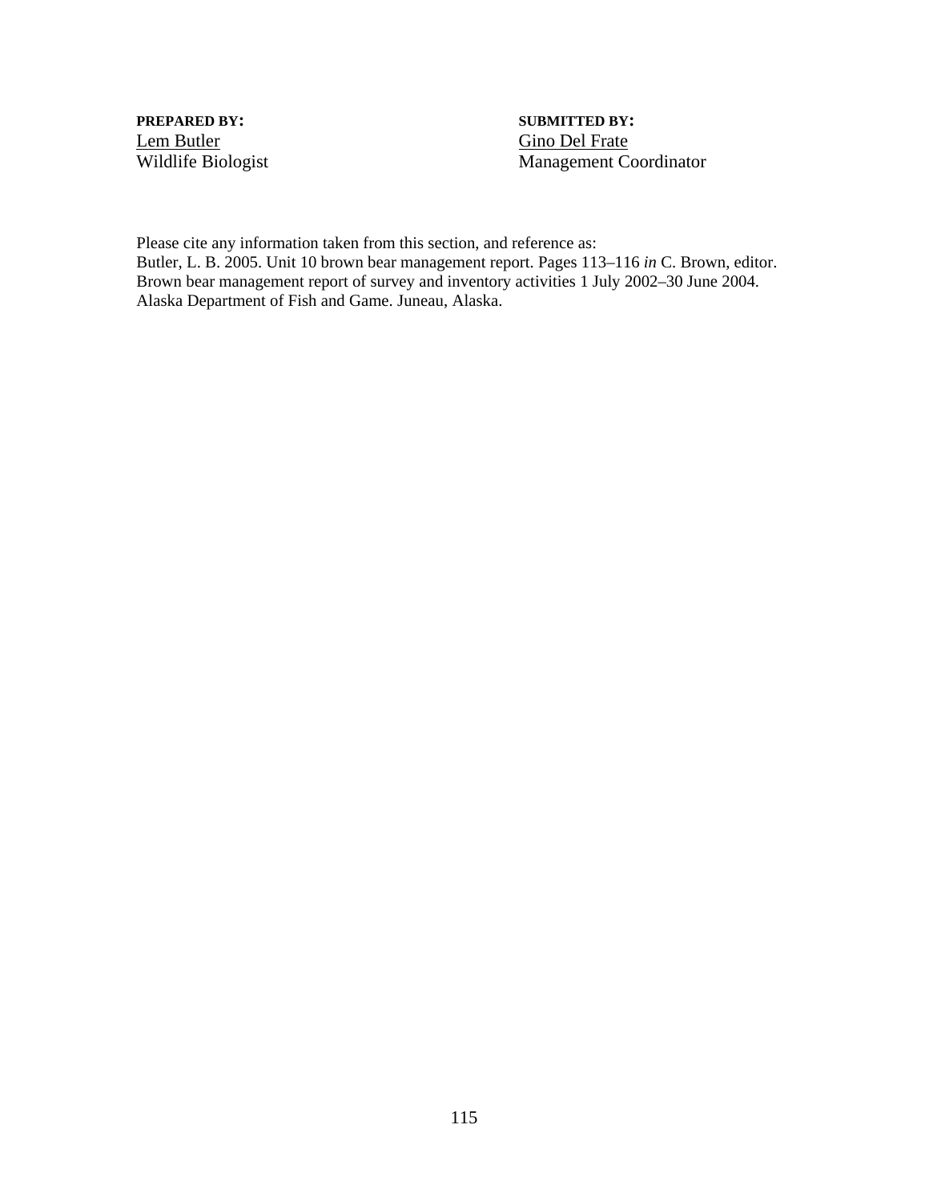**PREPARED BY:**
Lem Butler
Wildlife Biologist

**SUBMITTED BY:**
Gino Del Frate
Management Coordinator

Please cite any information taken from this section, and reference as:
Butler, L. B. 2005. Unit 10 brown bear management report. Pages 113–116 *in* C. Brown, editor. Brown bear management report of survey and inventory activities 1 July 2002–30 June 2004. Alaska Department of Fish and Game. Juneau, Alaska.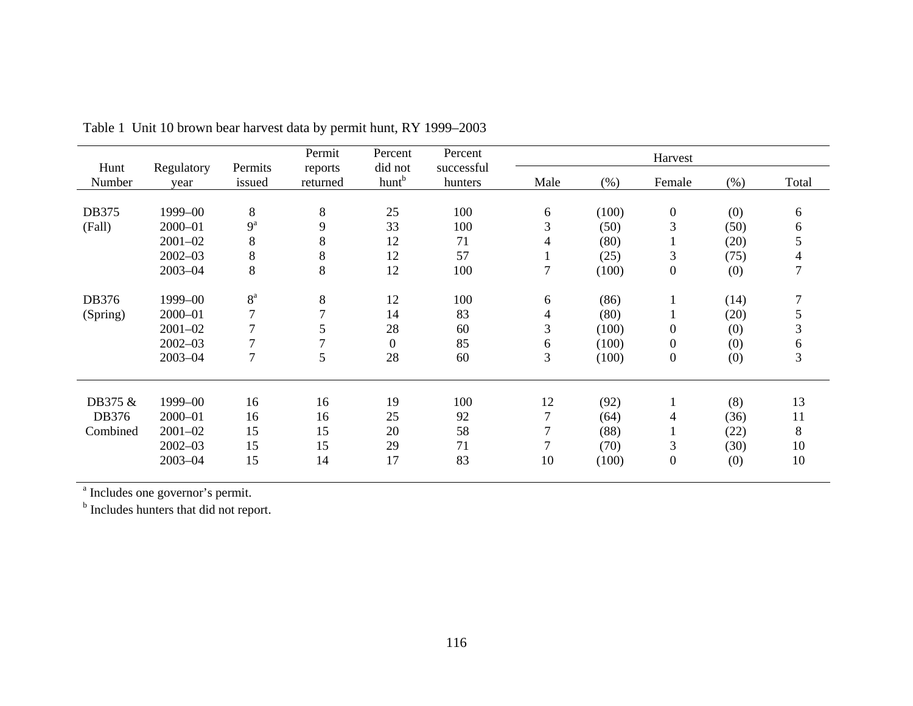Table 1 Unit 10 brown bear harvest data by permit hunt, RY 1999–2003

| Hunt Number | Regulatory year | Permits issued | Permit reports returned | Percent did not hunt[b] | Percent successful hunters | Harvest | | | | |
|---|---|---|---|---|---|---|---|---|---|---|
| | | | | | | Male | (%) | Female | (%) | Total |
| DB375 (Fall) | 1999–00 | 8 | 8 | 25 | 100 | 6 | (100) | 0 | (0) | 6 |
| | 2000–01 | 9[a] | 9 | 33 | 100 | 3 | (50) | 3 | (50) | 6 |
| | 2001–02 | 8 | 8 | 12 | 71 | 4 | (80) | 1 | (20) | 5 |
| | 2002–03 | 8 | 8 | 12 | 57 | 1 | (25) | 3 | (75) | 4 |
| | 2003–04 | 8 | 8 | 12 | 100 | 7 | (100) | 0 | (0) | 7 |
| DB376 (Spring) | 1999–00 | 8[a] | 8 | 12 | 100 | 6 | (86) | 1 | (14) | 7 |
| | 2000–01 | 7 | 7 | 14 | 83 | 4 | (80) | 1 | (20) | 5 |
| | 2001–02 | 7 | 5 | 28 | 60 | 3 | (100) | 0 | (0) | 3 |
| | 2002–03 | 7 | 7 | 0 | 85 | 6 | (100) | 0 | (0) | 6 |
| | 2003–04 | 7 | 5 | 28 | 60 | 3 | (100) | 0 | (0) | 3 |
| DB375 & DB376 Combined | 1999–00 | 16 | 16 | 19 | 100 | 12 | (92) | 1 | (8) | 13 |
| | 2000–01 | 16 | 16 | 25 | 92 | 7 | (64) | 4 | (36) | 11 |
| | 2001–02 | 15 | 15 | 20 | 58 | 7 | (88) | 1 | (22) | 8 |
| | 2002–03 | 15 | 15 | 29 | 71 | 7 | (70) | 3 | (30) | 10 |
| | 2003–04 | 15 | 14 | 17 | 83 | 10 | (100) | 0 | (0) | 10 |

[a] Includes one governor's permit.

[b] Includes hunters that did not report.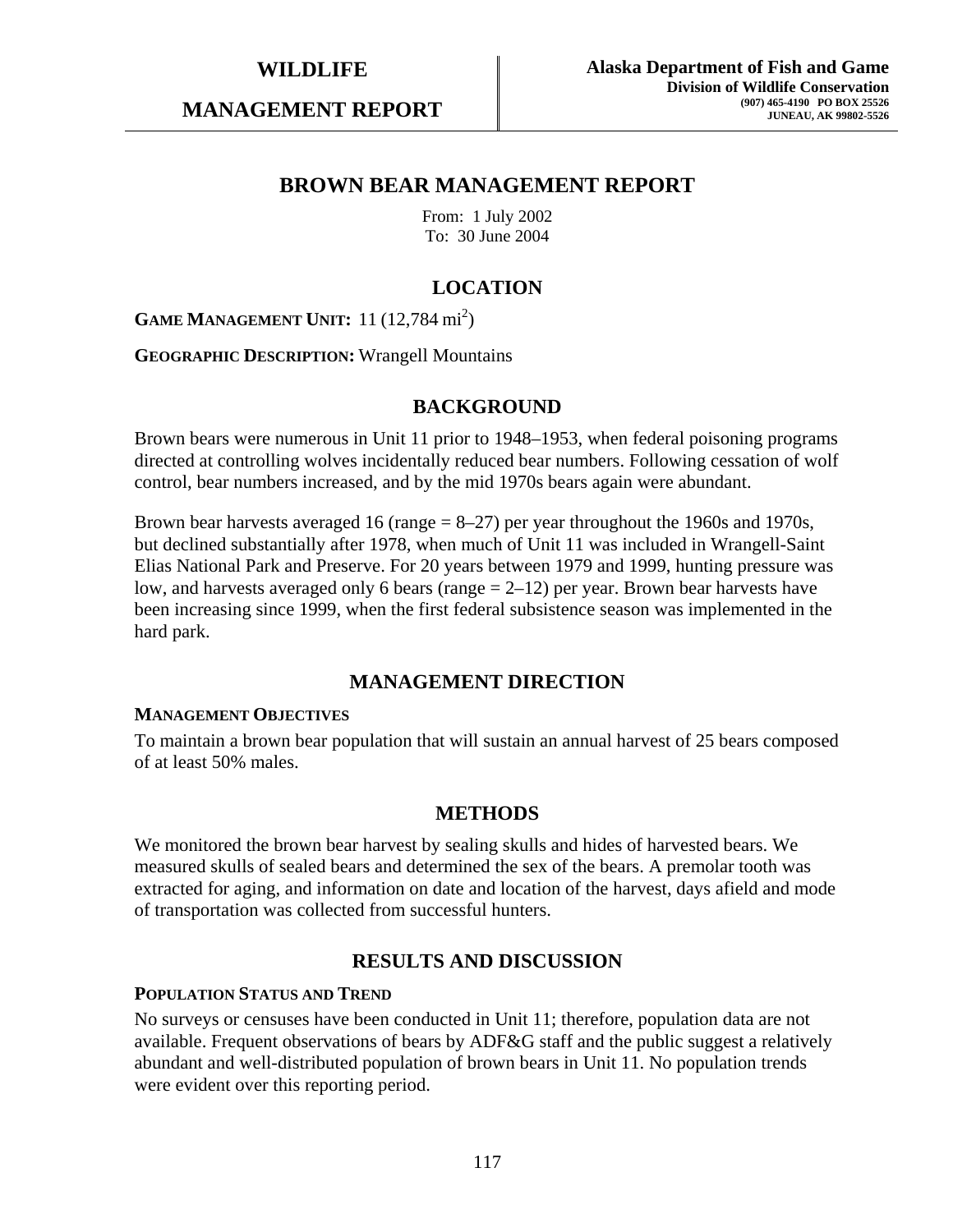**WILDLIFE**

**MANAGEMENT REPORT**

**Alaska Department of Fish and Game**
**Division of Wildlife Conservation**
**(907) 465-4190 PO BOX 25526**
**JUNEAU, AK 99802-5526**

# BROWN BEAR MANAGEMENT REPORT

From: 1 July 2002
To: 30 June 2004

## LOCATION

**GAME MANAGEMENT UNIT:** 11 (12,784 mi$^2$)

**GEOGRAPHIC DESCRIPTION:** Wrangell Mountains

## BACKGROUND

Brown bears were numerous in Unit 11 prior to 1948–1953, when federal poisoning programs directed at controlling wolves incidentally reduced bear numbers. Following cessation of wolf control, bear numbers increased, and by the mid 1970s bears again were abundant.

Brown bear harvests averaged 16 (range = 8–27) per year throughout the 1960s and 1970s, but declined substantially after 1978, when much of Unit 11 was included in Wrangell-Saint Elias National Park and Preserve. For 20 years between 1979 and 1999, hunting pressure was low, and harvests averaged only 6 bears (range = 2–12) per year. Brown bear harvests have been increasing since 1999, when the first federal subsistence season was implemented in the hard park.

## MANAGEMENT DIRECTION

### MANAGEMENT OBJECTIVES

To maintain a brown bear population that will sustain an annual harvest of 25 bears composed of at least 50% males.

## METHODS

We monitored the brown bear harvest by sealing skulls and hides of harvested bears. We measured skulls of sealed bears and determined the sex of the bears. A premolar tooth was extracted for aging, and information on date and location of the harvest, days afield and mode of transportation was collected from successful hunters.

## RESULTS AND DISCUSSION

### POPULATION STATUS AND TREND

No surveys or censuses have been conducted in Unit 11; therefore, population data are not available. Frequent observations of bears by ADF&G staff and the public suggest a relatively abundant and well-distributed population of brown bears in Unit 11. No population trends were evident over this reporting period.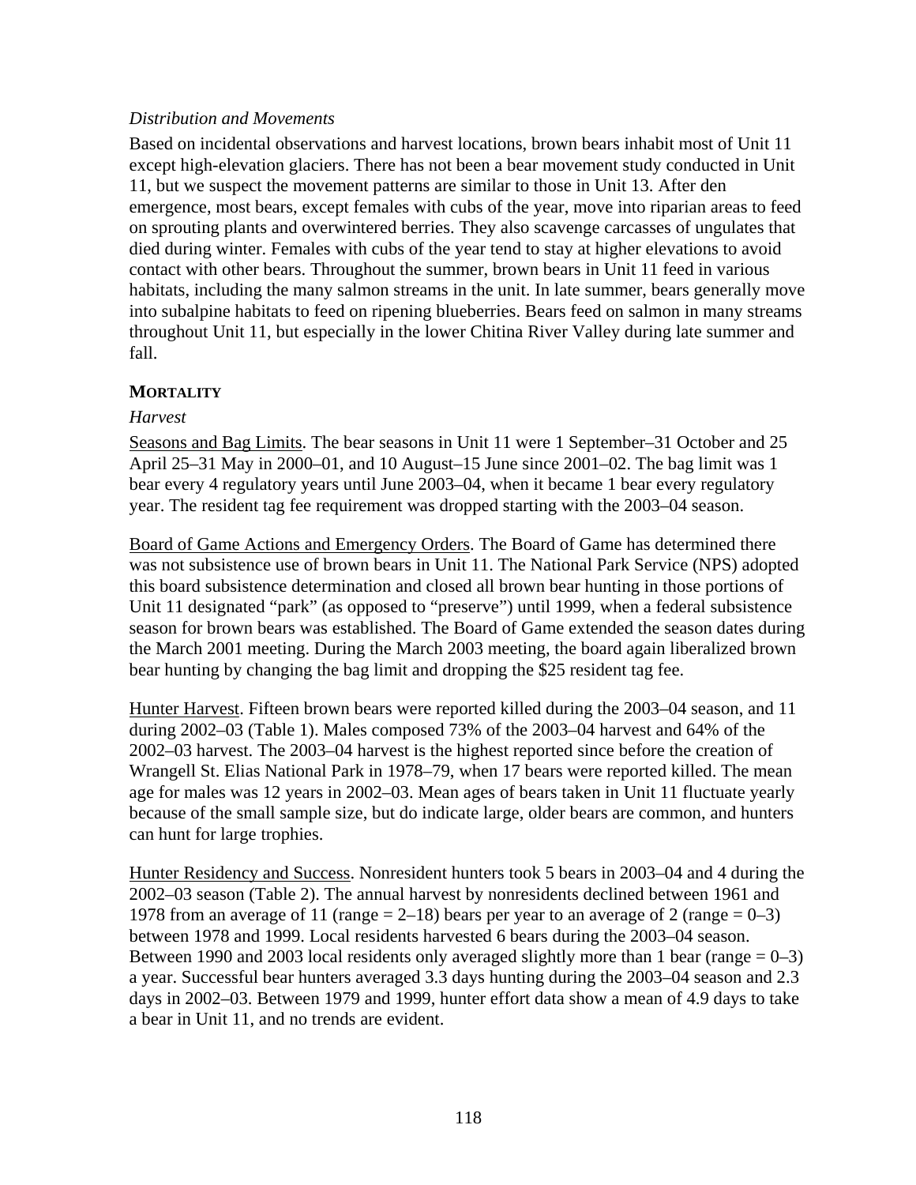*Distribution and Movements*

Based on incidental observations and harvest locations, brown bears inhabit most of Unit 11 except high-elevation glaciers. There has not been a bear movement study conducted in Unit 11, but we suspect the movement patterns are similar to those in Unit 13. After den emergence, most bears, except females with cubs of the year, move into riparian areas to feed on sprouting plants and overwintered berries. They also scavenge carcasses of ungulates that died during winter. Females with cubs of the year tend to stay at higher elevations to avoid contact with other bears. Throughout the summer, brown bears in Unit 11 feed in various habitats, including the many salmon streams in the unit. In late summer, bears generally move into subalpine habitats to feed on ripening blueberries. Bears feed on salmon in many streams throughout Unit 11, but especially in the lower Chitina River Valley during late summer and fall.

## MORTALITY

*Harvest*

Seasons and Bag Limits. The bear seasons in Unit 11 were 1 September–31 October and 25 April 25–31 May in 2000–01, and 10 August–15 June since 2001–02. The bag limit was 1 bear every 4 regulatory years until June 2003–04, when it became 1 bear every regulatory year. The resident tag fee requirement was dropped starting with the 2003–04 season.

Board of Game Actions and Emergency Orders. The Board of Game has determined there was not subsistence use of brown bears in Unit 11. The National Park Service (NPS) adopted this board subsistence determination and closed all brown bear hunting in those portions of Unit 11 designated "park" (as opposed to "preserve") until 1999, when a federal subsistence season for brown bears was established. The Board of Game extended the season dates during the March 2001 meeting. During the March 2003 meeting, the board again liberalized brown bear hunting by changing the bag limit and dropping the $25 resident tag fee.

Hunter Harvest. Fifteen brown bears were reported killed during the 2003–04 season, and 11 during 2002–03 (Table 1). Males composed 73% of the 2003–04 harvest and 64% of the 2002–03 harvest. The 2003–04 harvest is the highest reported since before the creation of Wrangell St. Elias National Park in 1978–79, when 17 bears were reported killed. The mean age for males was 12 years in 2002–03. Mean ages of bears taken in Unit 11 fluctuate yearly because of the small sample size, but do indicate large, older bears are common, and hunters can hunt for large trophies.

Hunter Residency and Success. Nonresident hunters took 5 bears in 2003–04 and 4 during the 2002–03 season (Table 2). The annual harvest by nonresidents declined between 1961 and 1978 from an average of 11 (range = 2–18) bears per year to an average of 2 (range = 0–3) between 1978 and 1999. Local residents harvested 6 bears during the 2003–04 season. Between 1990 and 2003 local residents only averaged slightly more than 1 bear (range = 0–3) a year. Successful bear hunters averaged 3.3 days hunting during the 2003–04 season and 2.3 days in 2002–03. Between 1979 and 1999, hunter effort data show a mean of 4.9 days to take a bear in Unit 11, and no trends are evident.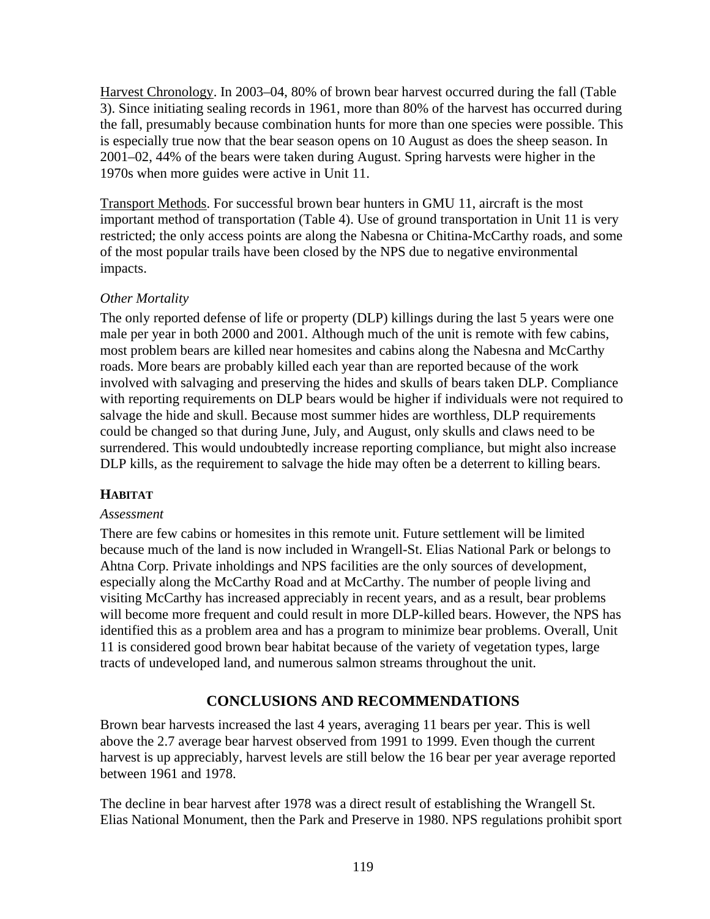Harvest Chronology. In 2003–04, 80% of brown bear harvest occurred during the fall (Table 3). Since initiating sealing records in 1961, more than 80% of the harvest has occurred during the fall, presumably because combination hunts for more than one species were possible. This is especially true now that the bear season opens on 10 August as does the sheep season. In 2001–02, 44% of the bears were taken during August. Spring harvests were higher in the 1970s when more guides were active in Unit 11.

Transport Methods. For successful brown bear hunters in GMU 11, aircraft is the most important method of transportation (Table 4). Use of ground transportation in Unit 11 is very restricted; the only access points are along the Nabesna or Chitina-McCarthy roads, and some of the most popular trails have been closed by the NPS due to negative environmental impacts.

*Other Mortality*

The only reported defense of life or property (DLP) killings during the last 5 years were one male per year in both 2000 and 2001. Although much of the unit is remote with few cabins, most problem bears are killed near homesites and cabins along the Nabesna and McCarthy roads. More bears are probably killed each year than are reported because of the work involved with salvaging and preserving the hides and skulls of bears taken DLP. Compliance with reporting requirements on DLP bears would be higher if individuals were not required to salvage the hide and skull. Because most summer hides are worthless, DLP requirements could be changed so that during June, July, and August, only skulls and claws need to be surrendered. This would undoubtedly increase reporting compliance, but might also increase DLP kills, as the requirement to salvage the hide may often be a deterrent to killing bears.

**HABITAT**

*Assessment*

There are few cabins or homesites in this remote unit. Future settlement will be limited because much of the land is now included in Wrangell-St. Elias National Park or belongs to Ahtna Corp. Private inholdings and NPS facilities are the only sources of development, especially along the McCarthy Road and at McCarthy. The number of people living and visiting McCarthy has increased appreciably in recent years, and as a result, bear problems will become more frequent and could result in more DLP-killed bears. However, the NPS has identified this as a problem area and has a program to minimize bear problems. Overall, Unit 11 is considered good brown bear habitat because of the variety of vegetation types, large tracts of undeveloped land, and numerous salmon streams throughout the unit.

## CONCLUSIONS AND RECOMMENDATIONS

Brown bear harvests increased the last 4 years, averaging 11 bears per year. This is well above the 2.7 average bear harvest observed from 1991 to 1999. Even though the current harvest is up appreciably, harvest levels are still below the 16 bear per year average reported between 1961 and 1978.

The decline in bear harvest after 1978 was a direct result of establishing the Wrangell St. Elias National Monument, then the Park and Preserve in 1980. NPS regulations prohibit sport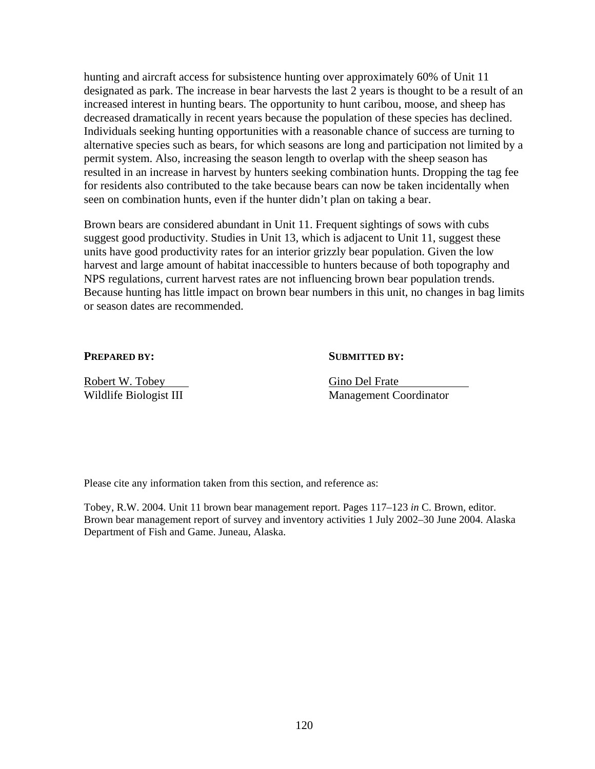hunting and aircraft access for subsistence hunting over approximately 60% of Unit 11 designated as park. The increase in bear harvests the last 2 years is thought to be a result of an increased interest in hunting bears. The opportunity to hunt caribou, moose, and sheep has decreased dramatically in recent years because the population of these species has declined. Individuals seeking hunting opportunities with a reasonable chance of success are turning to alternative species such as bears, for which seasons are long and participation not limited by a permit system. Also, increasing the season length to overlap with the sheep season has resulted in an increase in harvest by hunters seeking combination hunts. Dropping the tag fee for residents also contributed to the take because bears can now be taken incidentally when seen on combination hunts, even if the hunter didn't plan on taking a bear.

Brown bears are considered abundant in Unit 11. Frequent sightings of sows with cubs suggest good productivity. Studies in Unit 13, which is adjacent to Unit 11, suggest these units have good productivity rates for an interior grizzly bear population. Given the low harvest and large amount of habitat inaccessible to hunters because of both topography and NPS regulations, current harvest rates are not influencing brown bear population trends. Because hunting has little impact on brown bear numbers in this unit, no changes in bag limits or season dates are recommended.

**PREPARED BY:**

Robert W. Tobey
Wildlife Biologist III

**SUBMITTED BY:**

Gino Del Frate
Management Coordinator

Please cite any information taken from this section, and reference as:

Tobey, R.W. 2004. Unit 11 brown bear management report. Pages 117–123 *in* C. Brown, editor. Brown bear management report of survey and inventory activities 1 July 2002–30 June 2004. Alaska Department of Fish and Game. Juneau, Alaska.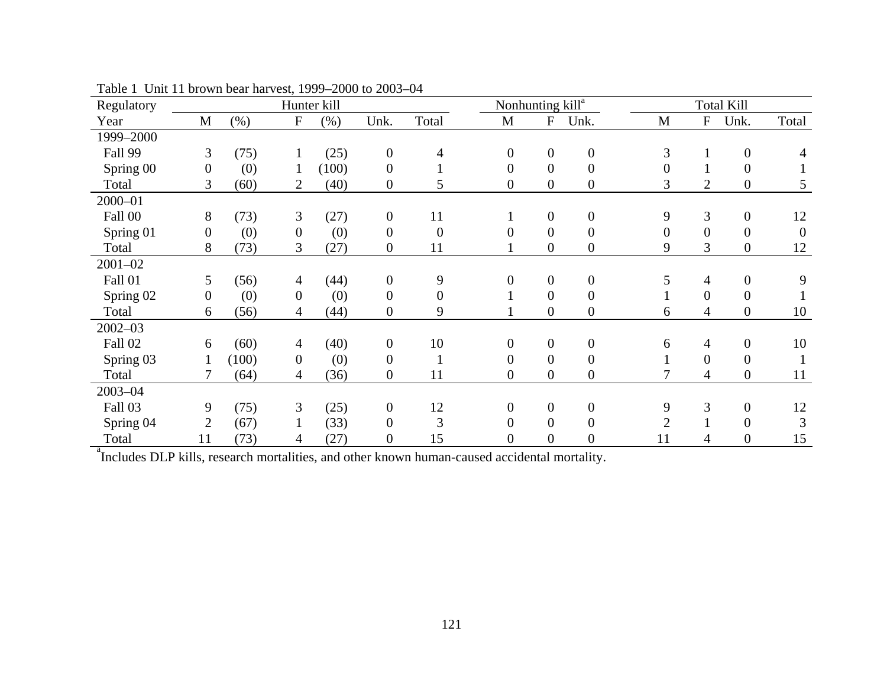Table 1 Unit 11 brown bear harvest, 1999–2000 to 2003–04

| Regulatory | Hunter kill | | | | | | Nonhunting kill[a] | | | Total Kill | | | |
|---|---|---|---|---|---|---|---|---|---|---|---|---|---|
| Year | M | (%) | F | (%) | Unk. | Total | M | F | Unk. | M | F | Unk. | Total |
| 1999–2000 | | | | | | | | | | | | | |
| Fall 99 | 3 | (75) | 1 | (25) | 0 | 4 | 0 | 0 | 0 | 3 | 1 | 0 | 4 |
| Spring 00 | 0 | (0) | 1 | (100) | 0 | 1 | 0 | 0 | 0 | 0 | 1 | 0 | 1 |
| Total | 3 | (60) | 2 | (40) | 0 | 5 | 0 | 0 | 0 | 3 | 2 | 0 | 5 |
| 2000–01 | | | | | | | | | | | | | |
| Fall 00 | 8 | (73) | 3 | (27) | 0 | 11 | 1 | 0 | 0 | 9 | 3 | 0 | 12 |
| Spring 01 | 0 | (0) | 0 | (0) | 0 | 0 | 0 | 0 | 0 | 0 | 0 | 0 | 0 |
| Total | 8 | (73) | 3 | (27) | 0 | 11 | 1 | 0 | 0 | 9 | 3 | 0 | 12 |
| 2001–02 | | | | | | | | | | | | | |
| Fall 01 | 5 | (56) | 4 | (44) | 0 | 9 | 0 | 0 | 0 | 5 | 4 | 0 | 9 |
| Spring 02 | 0 | (0) | 0 | (0) | 0 | 0 | 1 | 0 | 0 | 1 | 0 | 0 | 1 |
| Total | 6 | (56) | 4 | (44) | 0 | 9 | 1 | 0 | 0 | 6 | 4 | 0 | 10 |
| 2002–03 | | | | | | | | | | | | | |
| Fall 02 | 6 | (60) | 4 | (40) | 0 | 10 | 0 | 0 | 0 | 6 | 4 | 0 | 10 |
| Spring 03 | 1 | (100) | 0 | (0) | 0 | 1 | 0 | 0 | 0 | 1 | 0 | 0 | 1 |
| Total | 7 | (64) | 4 | (36) | 0 | 11 | 0 | 0 | 0 | 7 | 4 | 0 | 11 |
| 2003–04 | | | | | | | | | | | | | |
| Fall 03 | 9 | (75) | 3 | (25) | 0 | 12 | 0 | 0 | 0 | 9 | 3 | 0 | 12 |
| Spring 04 | 2 | (67) | 1 | (33) | 0 | 3 | 0 | 0 | 0 | 2 | 1 | 0 | 3 |
| Total | 11 | (73) | 4 | (27) | 0 | 15 | 0 | 0 | 0 | 11 | 4 | 0 | 15 |

[a] Includes DLP kills, research mortalities, and other known human-caused accidental mortality.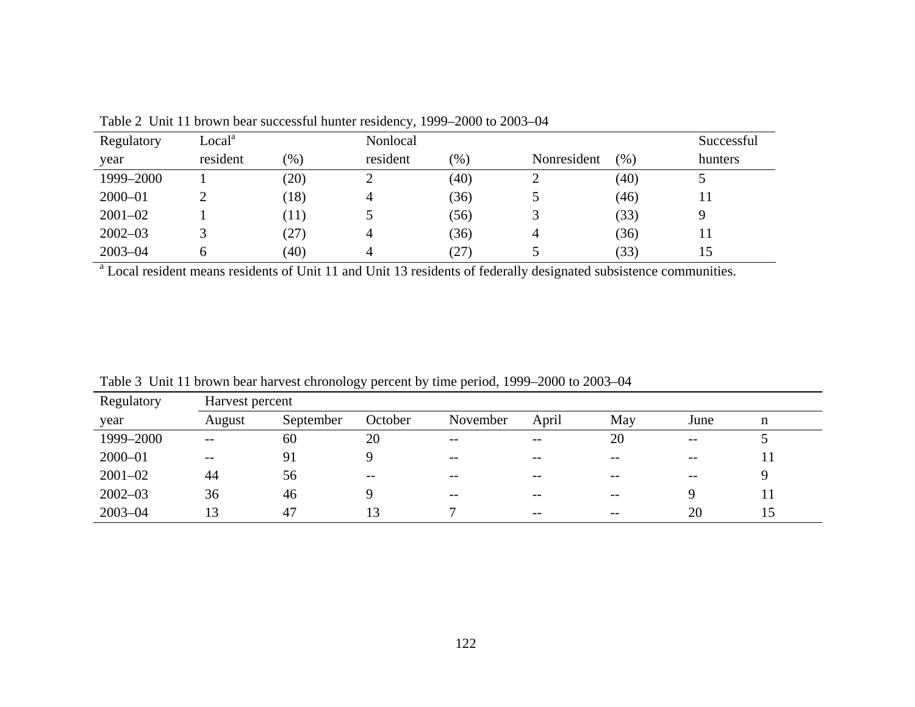Table 2 Unit 11 brown bear successful hunter residency, 1999–2000 to 2003–04

| Regulatory year | Local[a] resident | (%) | Nonlocal resident | (%) | Nonresident | (%) | Successful hunters |
|---|---|---|---|---|---|---|---|
| 1999–2000 | 1 | (20) | 2 | (40) | 2 | (40) | 5 |
| 2000–01 | 2 | (18) | 4 | (36) | 5 | (46) | 11 |
| 2001–02 | 1 | (11) | 5 | (56) | 3 | (33) | 9 |
| 2002–03 | 3 | (27) | 4 | (36) | 4 | (36) | 11 |
| 2003–04 | 6 | (40) | 4 | (27) | 5 | (33) | 15 |

[a] Local resident means residents of Unit 11 and Unit 13 residents of federally designated subsistence communities.

Table 3 Unit 11 brown bear harvest chronology percent by time period, 1999–2000 to 2003–04

| Regulatory | Harvest percent | | | | | | | |
|---|---|---|---|---|---|---|---|---|
| year | August | September | October | November | April | May | June | n |
| 1999–2000 | -- | 60 | 20 | -- | -- | 20 | -- | 5 |
| 2000–01 | -- | 91 | 9 | -- | -- | -- | -- | 11 |
| 2001–02 | 44 | 56 | -- | -- | -- | -- | -- | 9 |
| 2002–03 | 36 | 46 | 9 | -- | -- | -- | 9 | 11 |
| 2003–04 | 13 | 47 | 13 | 7 | -- | -- | 20 | 15 |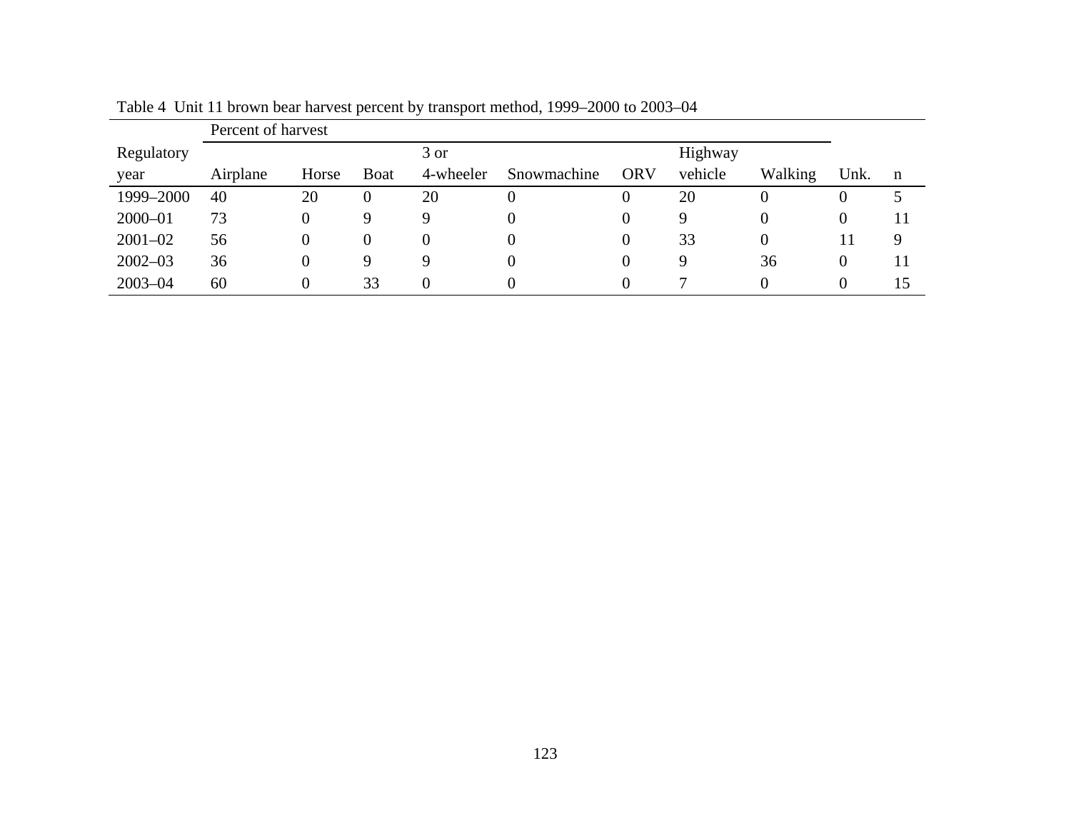Table 4 Unit 11 brown bear harvest percent by transport method, 1999–2000 to 2003–04

| Regulatory year | Percent of harvest | | | | | | | | | |
|---|---|---|---|---|---|---|---|---|---|---|
| | Airplane | Horse | Boat | 3 or 4-wheeler | Snowmachine | ORV | Highway vehicle | Walking | Unk. | n |
| 1999–2000 | 40 | 20 | 0 | 20 | 0 | 0 | 20 | 0 | 0 | 5 |
| 2000–01 | 73 | 0 | 9 | 9 | 0 | 0 | 9 | 0 | 0 | 11 |
| 2001–02 | 56 | 0 | 0 | 0 | 0 | 0 | 33 | 0 | 11 | 9 |
| 2002–03 | 36 | 0 | 9 | 9 | 0 | 0 | 9 | 36 | 0 | 11 |
| 2003–04 | 60 | 0 | 33 | 0 | 0 | 0 | 7 | 0 | 0 | 15 |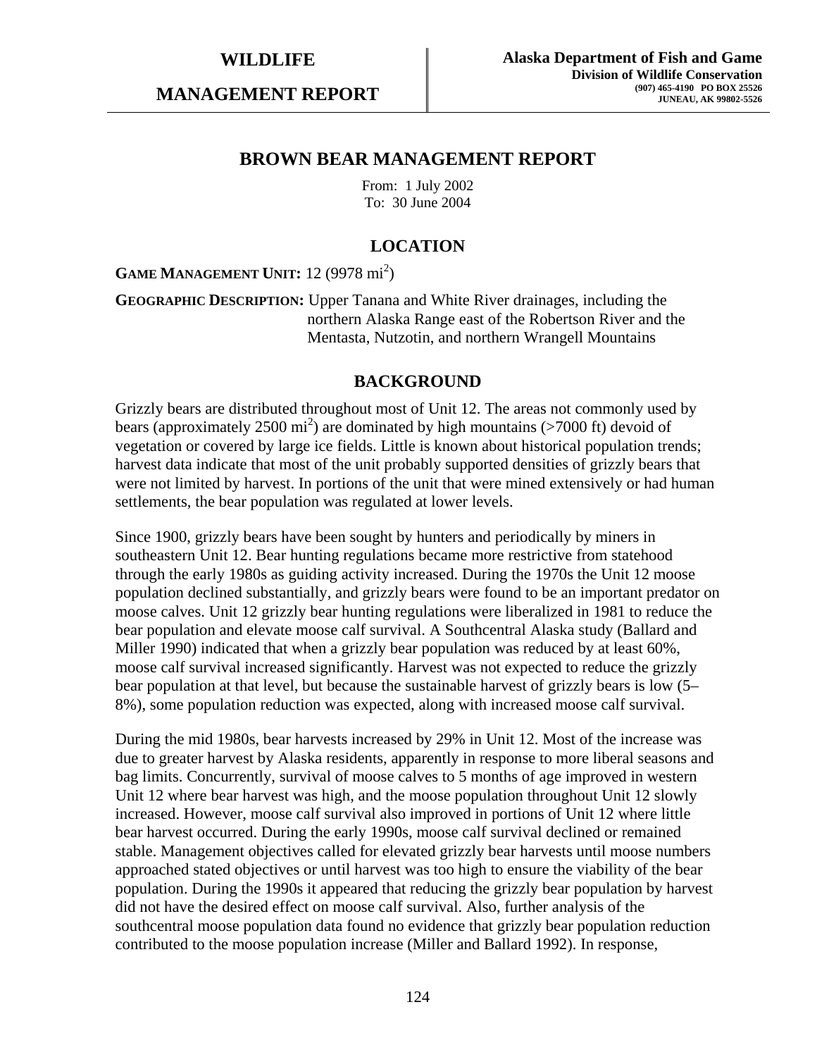**WILDLIFE**

**MANAGEMENT REPORT**

**Alaska Department of Fish and Game**
**Division of Wildlife Conservation**
**(907) 465-4190 PO BOX 25526**
**JUNEAU, AK 99802-5526**

# BROWN BEAR MANAGEMENT REPORT

From: 1 July 2002
To: 30 June 2004

## LOCATION

**GAME MANAGEMENT UNIT:** 12 (9978 mi$^2$)

**GEOGRAPHIC DESCRIPTION:** Upper Tanana and White River drainages, including the northern Alaska Range east of the Robertson River and the Mentasta, Nutzotin, and northern Wrangell Mountains

## BACKGROUND

Grizzly bears are distributed throughout most of Unit 12. The areas not commonly used by bears (approximately 2500 mi$^2$) are dominated by high mountains (>7000 ft) devoid of vegetation or covered by large ice fields. Little is known about historical population trends; harvest data indicate that most of the unit probably supported densities of grizzly bears that were not limited by harvest. In portions of the unit that were mined extensively or had human settlements, the bear population was regulated at lower levels.

Since 1900, grizzly bears have been sought by hunters and periodically by miners in southeastern Unit 12. Bear hunting regulations became more restrictive from statehood through the early 1980s as guiding activity increased. During the 1970s the Unit 12 moose population declined substantially, and grizzly bears were found to be an important predator on moose calves. Unit 12 grizzly bear hunting regulations were liberalized in 1981 to reduce the bear population and elevate moose calf survival. A Southcentral Alaska study (Ballard and Miller 1990) indicated that when a grizzly bear population was reduced by at least 60%, moose calf survival increased significantly. Harvest was not expected to reduce the grizzly bear population at that level, but because the sustainable harvest of grizzly bears is low (5–8%), some population reduction was expected, along with increased moose calf survival.

During the mid 1980s, bear harvests increased by 29% in Unit 12. Most of the increase was due to greater harvest by Alaska residents, apparently in response to more liberal seasons and bag limits. Concurrently, survival of moose calves to 5 months of age improved in western Unit 12 where bear harvest was high, and the moose population throughout Unit 12 slowly increased. However, moose calf survival also improved in portions of Unit 12 where little bear harvest occurred. During the early 1990s, moose calf survival declined or remained stable. Management objectives called for elevated grizzly bear harvests until moose numbers approached stated objectives or until harvest was too high to ensure the viability of the bear population. During the 1990s it appeared that reducing the grizzly bear population by harvest did not have the desired effect on moose calf survival. Also, further analysis of the southcentral moose population data found no evidence that grizzly bear population reduction contributed to the moose population increase (Miller and Ballard 1992). In response,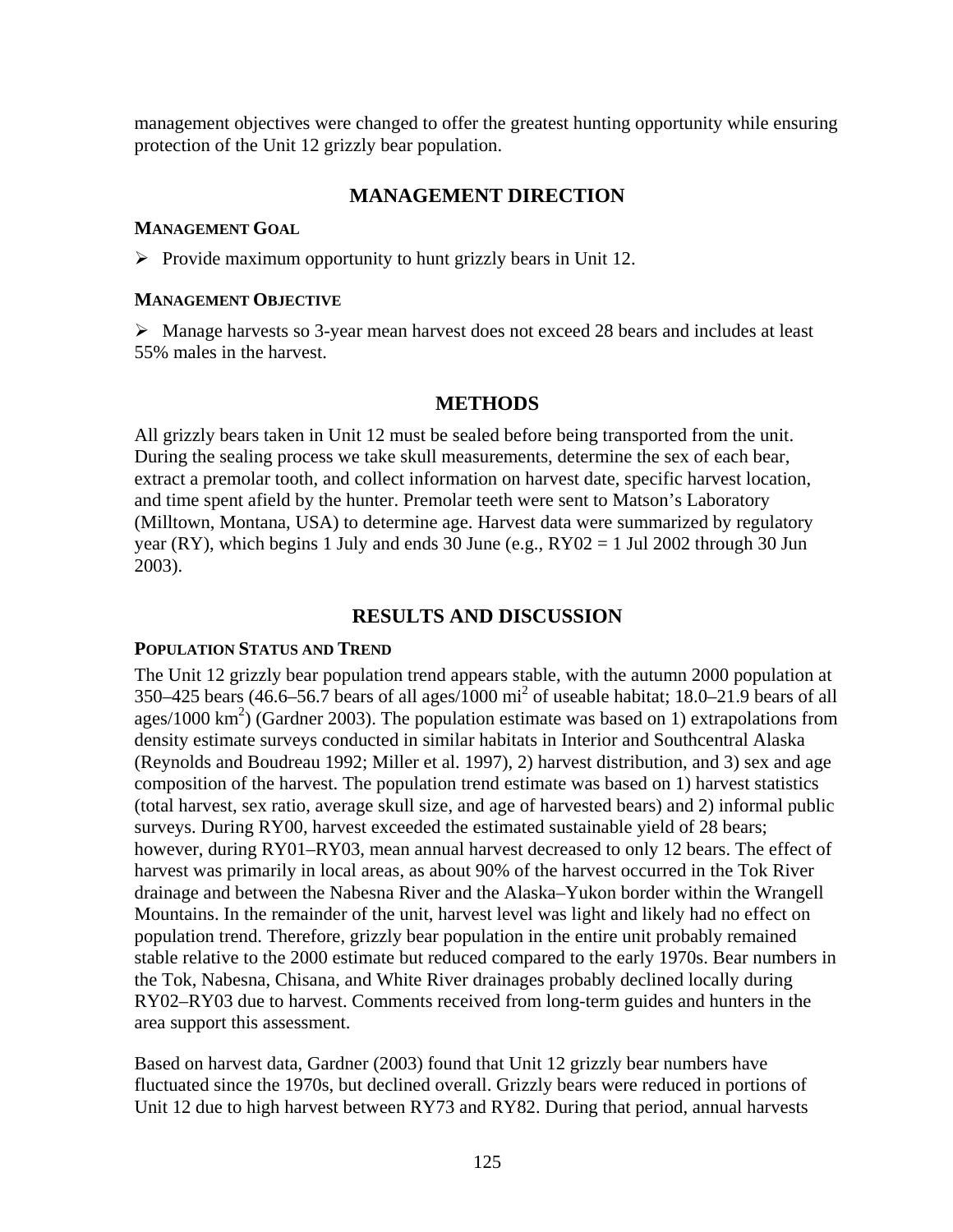management objectives were changed to offer the greatest hunting opportunity while ensuring protection of the Unit 12 grizzly bear population.

## MANAGEMENT DIRECTION

### MANAGEMENT GOAL

- Provide maximum opportunity to hunt grizzly bears in Unit 12.

### MANAGEMENT OBJECTIVE

- Manage harvests so 3-year mean harvest does not exceed 28 bears and includes at least 55% males in the harvest.

## METHODS

All grizzly bears taken in Unit 12 must be sealed before being transported from the unit. During the sealing process we take skull measurements, determine the sex of each bear, extract a premolar tooth, and collect information on harvest date, specific harvest location, and time spent afield by the hunter. Premolar teeth were sent to Matson's Laboratory (Milltown, Montana, USA) to determine age. Harvest data were summarized by regulatory year (RY), which begins 1 July and ends 30 June (e.g., RY02 = 1 Jul 2002 through 30 Jun 2003).

## RESULTS AND DISCUSSION

### POPULATION STATUS AND TREND

The Unit 12 grizzly bear population trend appears stable, with the autumn 2000 population at 350–425 bears (46.6–56.7 bears of all ages/1000 $mi^2$ of useable habitat; 18.0–21.9 bears of all ages/1000 $km^2$) (Gardner 2003). The population estimate was based on 1) extrapolations from density estimate surveys conducted in similar habitats in Interior and Southcentral Alaska (Reynolds and Boudreau 1992; Miller et al. 1997), 2) harvest distribution, and 3) sex and age composition of the harvest. The population trend estimate was based on 1) harvest statistics (total harvest, sex ratio, average skull size, and age of harvested bears) and 2) informal public surveys. During RY00, harvest exceeded the estimated sustainable yield of 28 bears; however, during RY01–RY03, mean annual harvest decreased to only 12 bears. The effect of harvest was primarily in local areas, as about 90% of the harvest occurred in the Tok River drainage and between the Nabesna River and the Alaska–Yukon border within the Wrangell Mountains. In the remainder of the unit, harvest level was light and likely had no effect on population trend. Therefore, grizzly bear population in the entire unit probably remained stable relative to the 2000 estimate but reduced compared to the early 1970s. Bear numbers in the Tok, Nabesna, Chisana, and White River drainages probably declined locally during RY02–RY03 due to harvest. Comments received from long-term guides and hunters in the area support this assessment.

Based on harvest data, Gardner (2003) found that Unit 12 grizzly bear numbers have fluctuated since the 1970s, but declined overall. Grizzly bears were reduced in portions of Unit 12 due to high harvest between RY73 and RY82. During that period, annual harvests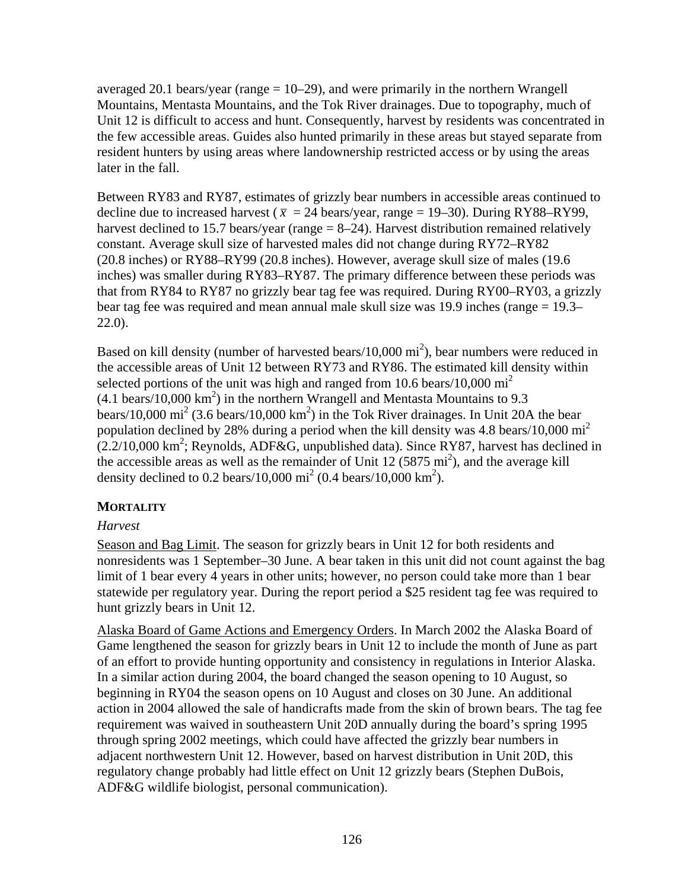averaged 20.1 bears/year (range = 10–29), and were primarily in the northern Wrangell Mountains, Mentasta Mountains, and the Tok River drainages. Due to topography, much of Unit 12 is difficult to access and hunt. Consequently, harvest by residents was concentrated in the few accessible areas. Guides also hunted primarily in these areas but stayed separate from resident hunters by using areas where landownership restricted access or by using the areas later in the fall.

Between RY83 and RY87, estimates of grizzly bear numbers in accessible areas continued to decline due to increased harvest ($\bar{x}$ = 24 bears/year, range = 19–30). During RY88–RY99, harvest declined to 15.7 bears/year (range = 8–24). Harvest distribution remained relatively constant. Average skull size of harvested males did not change during RY72–RY82 (20.8 inches) or RY88–RY99 (20.8 inches). However, average skull size of males (19.6 inches) was smaller during RY83–RY87. The primary difference between these periods was that from RY84 to RY87 no grizzly bear tag fee was required. During RY00–RY03, a grizzly bear tag fee was required and mean annual male skull size was 19.9 inches (range = 19.3–22.0).

Based on kill density (number of harvested bears/10,000 $mi^2$), bear numbers were reduced in the accessible areas of Unit 12 between RY73 and RY86. The estimated kill density within selected portions of the unit was high and ranged from 10.6 bears/10,000 $mi^2$ (4.1 bears/10,000 $km^2$) in the northern Wrangell and Mentasta Mountains to 9.3 bears/10,000 $mi^2$ (3.6 bears/10,000 $km^2$) in the Tok River drainages. In Unit 20A the bear population declined by 28% during a period when the kill density was 4.8 bears/10,000 $mi^2$ (2.2/10,000 $km^2$; Reynolds, ADF&G, unpublished data). Since RY87, harvest has declined in the accessible areas as well as the remainder of Unit 12 (5875 $mi^2$), and the average kill density declined to 0.2 bears/10,000 $mi^2$ (0.4 bears/10,000 $km^2$).

## MORTALITY

*Harvest*

Season and Bag Limit. The season for grizzly bears in Unit 12 for both residents and nonresidents was 1 September–30 June. A bear taken in this unit did not count against the bag limit of 1 bear every 4 years in other units; however, no person could take more than 1 bear statewide per regulatory year. During the report period a $25 resident tag fee was required to hunt grizzly bears in Unit 12.

Alaska Board of Game Actions and Emergency Orders. In March 2002 the Alaska Board of Game lengthened the season for grizzly bears in Unit 12 to include the month of June as part of an effort to provide hunting opportunity and consistency in regulations in Interior Alaska. In a similar action during 2004, the board changed the season opening to 10 August, so beginning in RY04 the season opens on 10 August and closes on 30 June. An additional action in 2004 allowed the sale of handicrafts made from the skin of brown bears. The tag fee requirement was waived in southeastern Unit 20D annually during the board's spring 1995 through spring 2002 meetings, which could have affected the grizzly bear numbers in adjacent northwestern Unit 12. However, based on harvest distribution in Unit 20D, this regulatory change probably had little effect on Unit 12 grizzly bears (Stephen DuBois, ADF&G wildlife biologist, personal communication).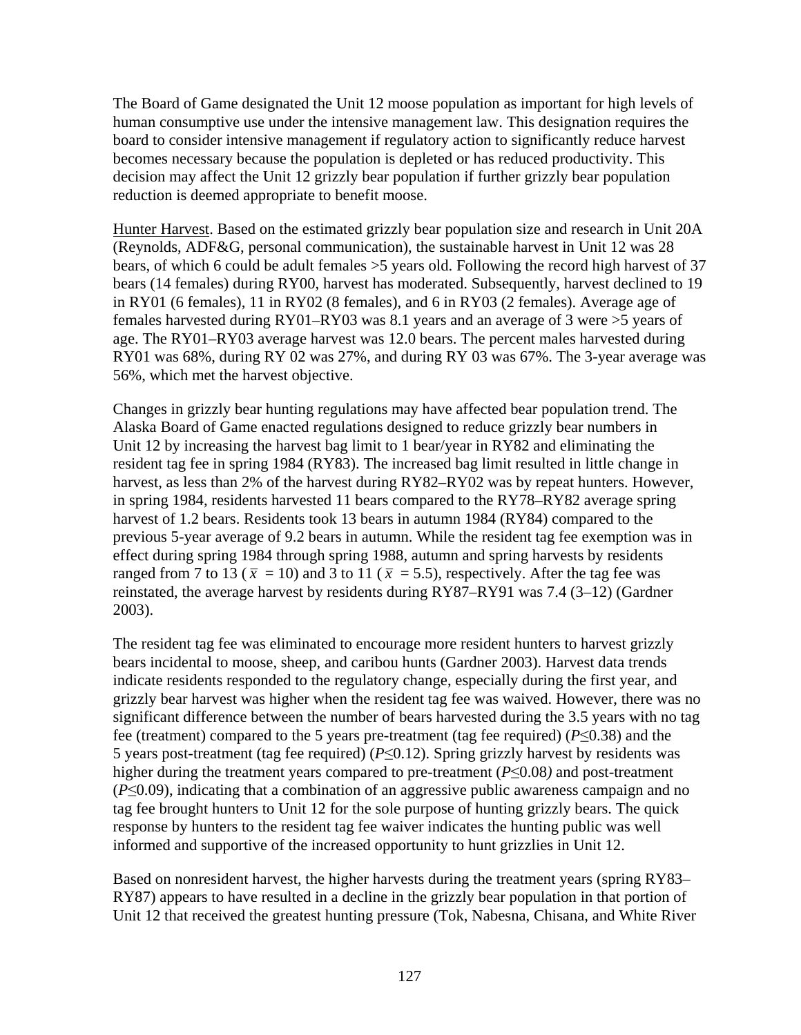The Board of Game designated the Unit 12 moose population as important for high levels of human consumptive use under the intensive management law. This designation requires the board to consider intensive management if regulatory action to significantly reduce harvest becomes necessary because the population is depleted or has reduced productivity. This decision may affect the Unit 12 grizzly bear population if further grizzly bear population reduction is deemed appropriate to benefit moose.

Hunter Harvest. Based on the estimated grizzly bear population size and research in Unit 20A (Reynolds, ADF&G, personal communication), the sustainable harvest in Unit 12 was 28 bears, of which 6 could be adult females >5 years old. Following the record high harvest of 37 bears (14 females) during RY00, harvest has moderated. Subsequently, harvest declined to 19 in RY01 (6 females), 11 in RY02 (8 females), and 6 in RY03 (2 females). Average age of females harvested during RY01–RY03 was 8.1 years and an average of 3 were >5 years of age. The RY01–RY03 average harvest was 12.0 bears. The percent males harvested during RY01 was 68%, during RY 02 was 27%, and during RY 03 was 67%. The 3-year average was 56%, which met the harvest objective.

Changes in grizzly bear hunting regulations may have affected bear population trend. The Alaska Board of Game enacted regulations designed to reduce grizzly bear numbers in Unit 12 by increasing the harvest bag limit to 1 bear/year in RY82 and eliminating the resident tag fee in spring 1984 (RY83). The increased bag limit resulted in little change in harvest, as less than 2% of the harvest during RY82–RY02 was by repeat hunters. However, in spring 1984, residents harvested 11 bears compared to the RY78–RY82 average spring harvest of 1.2 bears. Residents took 13 bears in autumn 1984 (RY84) compared to the previous 5-year average of 9.2 bears in autumn. While the resident tag fee exemption was in effect during spring 1984 through spring 1988, autumn and spring harvests by residents ranged from 7 to 13 ($\bar{x}$ = 10) and 3 to 11 ($\bar{x}$ = 5.5), respectively. After the tag fee was reinstated, the average harvest by residents during RY87–RY91 was 7.4 (3–12) (Gardner 2003).

The resident tag fee was eliminated to encourage more resident hunters to harvest grizzly bears incidental to moose, sheep, and caribou hunts (Gardner 2003). Harvest data trends indicate residents responded to the regulatory change, especially during the first year, and grizzly bear harvest was higher when the resident tag fee was waived. However, there was no significant difference between the number of bears harvested during the 3.5 years with no tag fee (treatment) compared to the 5 years pre-treatment (tag fee required) ($P \leq 0.38$) and the 5 years post-treatment (tag fee required) ($P \leq 0.12$). Spring grizzly harvest by residents was higher during the treatment years compared to pre-treatment ($P \leq 0.08$) and post-treatment ($P \leq 0.09$), indicating that a combination of an aggressive public awareness campaign and no tag fee brought hunters to Unit 12 for the sole purpose of hunting grizzly bears. The quick response by hunters to the resident tag fee waiver indicates the hunting public was well informed and supportive of the increased opportunity to hunt grizzlies in Unit 12.

Based on nonresident harvest, the higher harvests during the treatment years (spring RY83–RY87) appears to have resulted in a decline in the grizzly bear population in that portion of Unit 12 that received the greatest hunting pressure (Tok, Nabesna, Chisana, and White River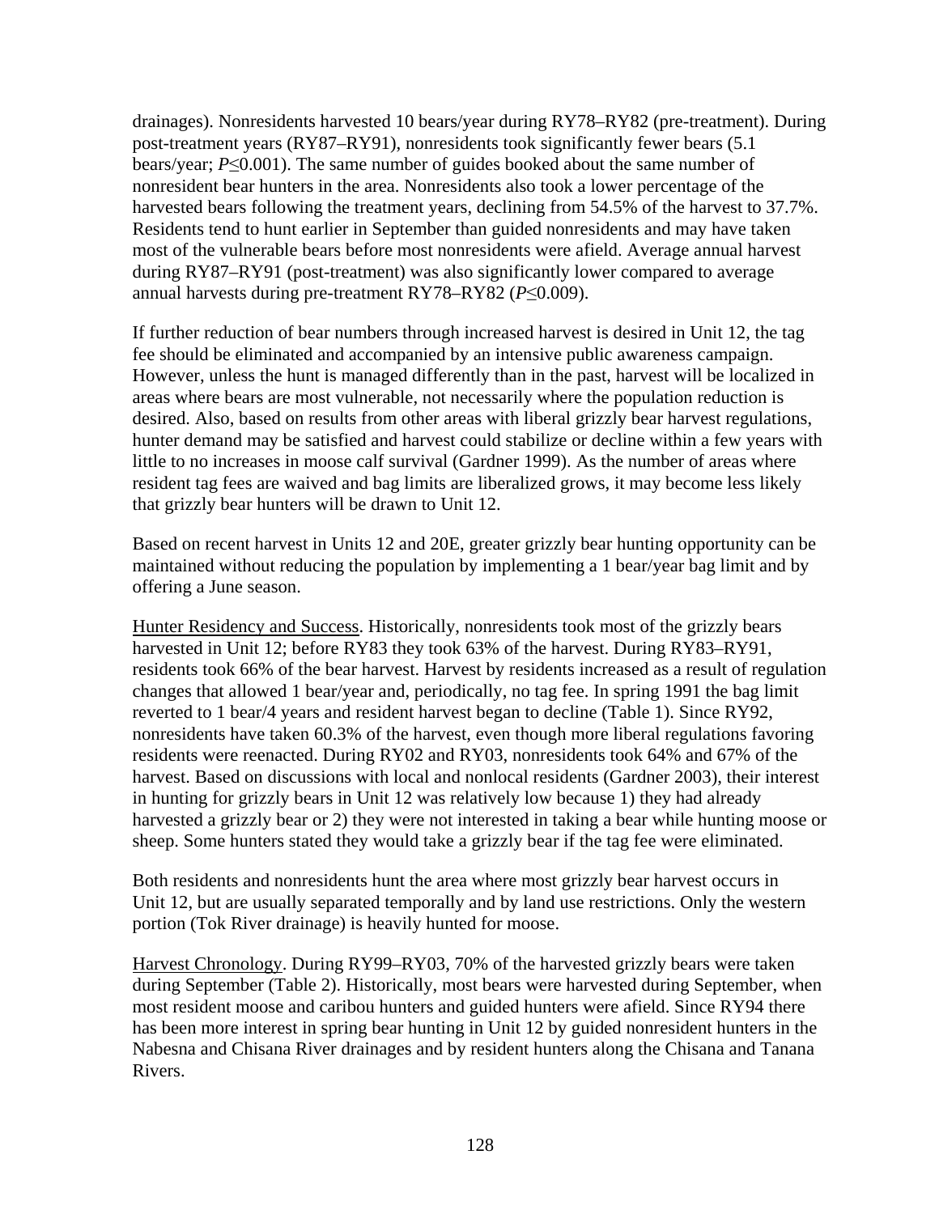drainages). Nonresidents harvested 10 bears/year during RY78–RY82 (pre-treatment). During post-treatment years (RY87–RY91), nonresidents took significantly fewer bears (5.1 bears/year; $P \leq 0.001$). The same number of guides booked about the same number of nonresident bear hunters in the area. Nonresidents also took a lower percentage of the harvested bears following the treatment years, declining from 54.5% of the harvest to 37.7%. Residents tend to hunt earlier in September than guided nonresidents and may have taken most of the vulnerable bears before most nonresidents were afield. Average annual harvest during RY87–RY91 (post-treatment) was also significantly lower compared to average annual harvests during pre-treatment RY78–RY82 ($P \leq 0.009$).

If further reduction of bear numbers through increased harvest is desired in Unit 12, the tag fee should be eliminated and accompanied by an intensive public awareness campaign. However, unless the hunt is managed differently than in the past, harvest will be localized in areas where bears are most vulnerable, not necessarily where the population reduction is desired. Also, based on results from other areas with liberal grizzly bear harvest regulations, hunter demand may be satisfied and harvest could stabilize or decline within a few years with little to no increases in moose calf survival (Gardner 1999). As the number of areas where resident tag fees are waived and bag limits are liberalized grows, it may become less likely that grizzly bear hunters will be drawn to Unit 12.

Based on recent harvest in Units 12 and 20E, greater grizzly bear hunting opportunity can be maintained without reducing the population by implementing a 1 bear/year bag limit and by offering a June season.

<u>Hunter Residency and Success</u>. Historically, nonresidents took most of the grizzly bears harvested in Unit 12; before RY83 they took 63% of the harvest. During RY83–RY91, residents took 66% of the bear harvest. Harvest by residents increased as a result of regulation changes that allowed 1 bear/year and, periodically, no tag fee. In spring 1991 the bag limit reverted to 1 bear/4 years and resident harvest began to decline (Table 1). Since RY92, nonresidents have taken 60.3% of the harvest, even though more liberal regulations favoring residents were reenacted. During RY02 and RY03, nonresidents took 64% and 67% of the harvest. Based on discussions with local and nonlocal residents (Gardner 2003), their interest in hunting for grizzly bears in Unit 12 was relatively low because 1) they had already harvested a grizzly bear or 2) they were not interested in taking a bear while hunting moose or sheep. Some hunters stated they would take a grizzly bear if the tag fee were eliminated.

Both residents and nonresidents hunt the area where most grizzly bear harvest occurs in Unit 12, but are usually separated temporally and by land use restrictions. Only the western portion (Tok River drainage) is heavily hunted for moose.

<u>Harvest Chronology</u>. During RY99–RY03, 70% of the harvested grizzly bears were taken during September (Table 2). Historically, most bears were harvested during September, when most resident moose and caribou hunters and guided hunters were afield. Since RY94 there has been more interest in spring bear hunting in Unit 12 by guided nonresident hunters in the Nabesna and Chisana River drainages and by resident hunters along the Chisana and Tanana Rivers.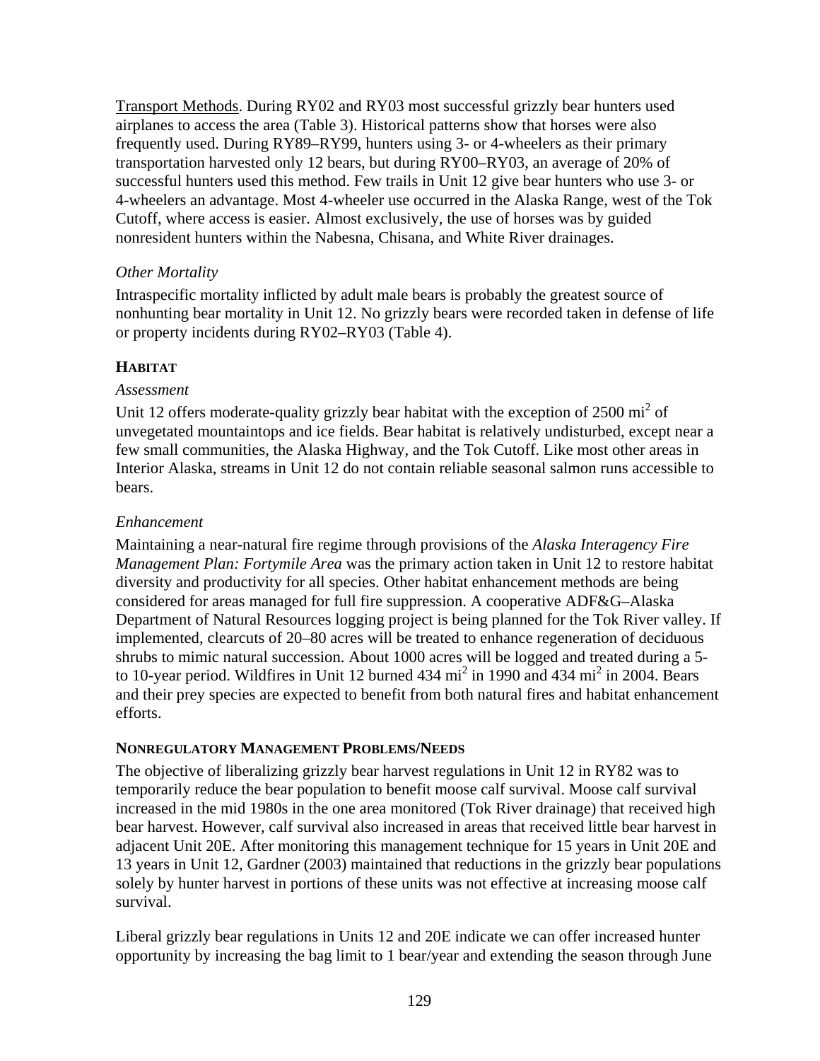Transport Methods. During RY02 and RY03 most successful grizzly bear hunters used airplanes to access the area (Table 3). Historical patterns show that horses were also frequently used. During RY89–RY99, hunters using 3- or 4-wheelers as their primary transportation harvested only 12 bears, but during RY00–RY03, an average of 20% of successful hunters used this method. Few trails in Unit 12 give bear hunters who use 3- or 4-wheelers an advantage. Most 4-wheeler use occurred in the Alaska Range, west of the Tok Cutoff, where access is easier. Almost exclusively, the use of horses was by guided nonresident hunters within the Nabesna, Chisana, and White River drainages.

### *Other Mortality*

Intraspecific mortality inflicted by adult male bears is probably the greatest source of nonhunting bear mortality in Unit 12. No grizzly bears were recorded taken in defense of life or property incidents during RY02–RY03 (Table 4).

## HABITAT

### *Assessment*

Unit 12 offers moderate-quality grizzly bear habitat with the exception of 2500 $mi^2$ of unvegetated mountaintops and ice fields. Bear habitat is relatively undisturbed, except near a few small communities, the Alaska Highway, and the Tok Cutoff. Like most other areas in Interior Alaska, streams in Unit 12 do not contain reliable seasonal salmon runs accessible to bears.

### *Enhancement*

Maintaining a near-natural fire regime through provisions of the *Alaska Interagency Fire Management Plan: Fortymile Area* was the primary action taken in Unit 12 to restore habitat diversity and productivity for all species. Other habitat enhancement methods are being considered for areas managed for full fire suppression. A cooperative ADF&G–Alaska Department of Natural Resources logging project is being planned for the Tok River valley. If implemented, clearcuts of 20–80 acres will be treated to enhance regeneration of deciduous shrubs to mimic natural succession. About 1000 acres will be logged and treated during a 5- to 10-year period. Wildfires in Unit 12 burned 434 $mi^2$ in 1990 and 434 $mi^2$ in 2004. Bears and their prey species are expected to benefit from both natural fires and habitat enhancement efforts.

## NONREGULATORY MANAGEMENT PROBLEMS/NEEDS

The objective of liberalizing grizzly bear harvest regulations in Unit 12 in RY82 was to temporarily reduce the bear population to benefit moose calf survival. Moose calf survival increased in the mid 1980s in the one area monitored (Tok River drainage) that received high bear harvest. However, calf survival also increased in areas that received little bear harvest in adjacent Unit 20E. After monitoring this management technique for 15 years in Unit 20E and 13 years in Unit 12, Gardner (2003) maintained that reductions in the grizzly bear populations solely by hunter harvest in portions of these units was not effective at increasing moose calf survival.

Liberal grizzly bear regulations in Units 12 and 20E indicate we can offer increased hunter opportunity by increasing the bag limit to 1 bear/year and extending the season through June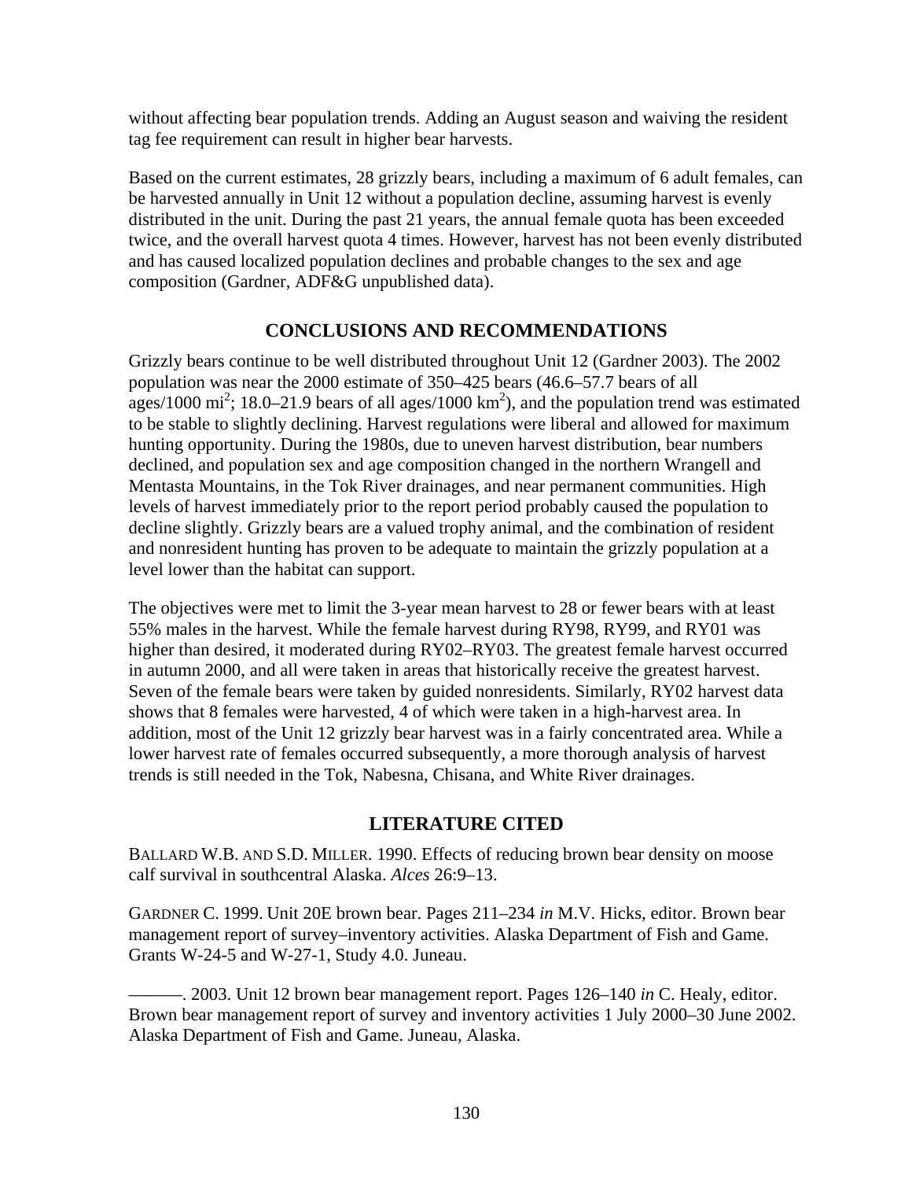without affecting bear population trends. Adding an August season and waiving the resident tag fee requirement can result in higher bear harvests.

Based on the current estimates, 28 grizzly bears, including a maximum of 6 adult females, can be harvested annually in Unit 12 without a population decline, assuming harvest is evenly distributed in the unit. During the past 21 years, the annual female quota has been exceeded twice, and the overall harvest quota 4 times. However, harvest has not been evenly distributed and has caused localized population declines and probable changes to the sex and age composition (Gardner, ADF&G unpublished data).

## CONCLUSIONS AND RECOMMENDATIONS

Grizzly bears continue to be well distributed throughout Unit 12 (Gardner 2003). The 2002 population was near the 2000 estimate of 350–425 bears (46.6–57.7 bears of all ages/1000 $mi^2$; 18.0–21.9 bears of all ages/1000 $km^2$), and the population trend was estimated to be stable to slightly declining. Harvest regulations were liberal and allowed for maximum hunting opportunity. During the 1980s, due to uneven harvest distribution, bear numbers declined, and population sex and age composition changed in the northern Wrangell and Mentasta Mountains, in the Tok River drainages, and near permanent communities. High levels of harvest immediately prior to the report period probably caused the population to decline slightly. Grizzly bears are a valued trophy animal, and the combination of resident and nonresident hunting has proven to be adequate to maintain the grizzly population at a level lower than the habitat can support.

The objectives were met to limit the 3-year mean harvest to 28 or fewer bears with at least 55% males in the harvest. While the female harvest during RY98, RY99, and RY01 was higher than desired, it moderated during RY02–RY03. The greatest female harvest occurred in autumn 2000, and all were taken in areas that historically receive the greatest harvest. Seven of the female bears were taken by guided nonresidents. Similarly, RY02 harvest data shows that 8 females were harvested, 4 of which were taken in a high-harvest area. In addition, most of the Unit 12 grizzly bear harvest was in a fairly concentrated area. While a lower harvest rate of females occurred subsequently, a more thorough analysis of harvest trends is still needed in the Tok, Nabesna, Chisana, and White River drainages.

## LITERATURE CITED

BALLARD W.B. AND S.D. MILLER. 1990. Effects of reducing brown bear density on moose calf survival in southcentral Alaska. *Alces* 26:9–13.

GARDNER C. 1999. Unit 20E brown bear. Pages 211–234 *in* M.V. Hicks, editor. Brown bear management report of survey–inventory activities. Alaska Department of Fish and Game. Grants W-24-5 and W-27-1, Study 4.0. Juneau.

———. 2003. Unit 12 brown bear management report. Pages 126–140 *in* C. Healy, editor. Brown bear management report of survey and inventory activities 1 July 2000–30 June 2002. Alaska Department of Fish and Game. Juneau, Alaska.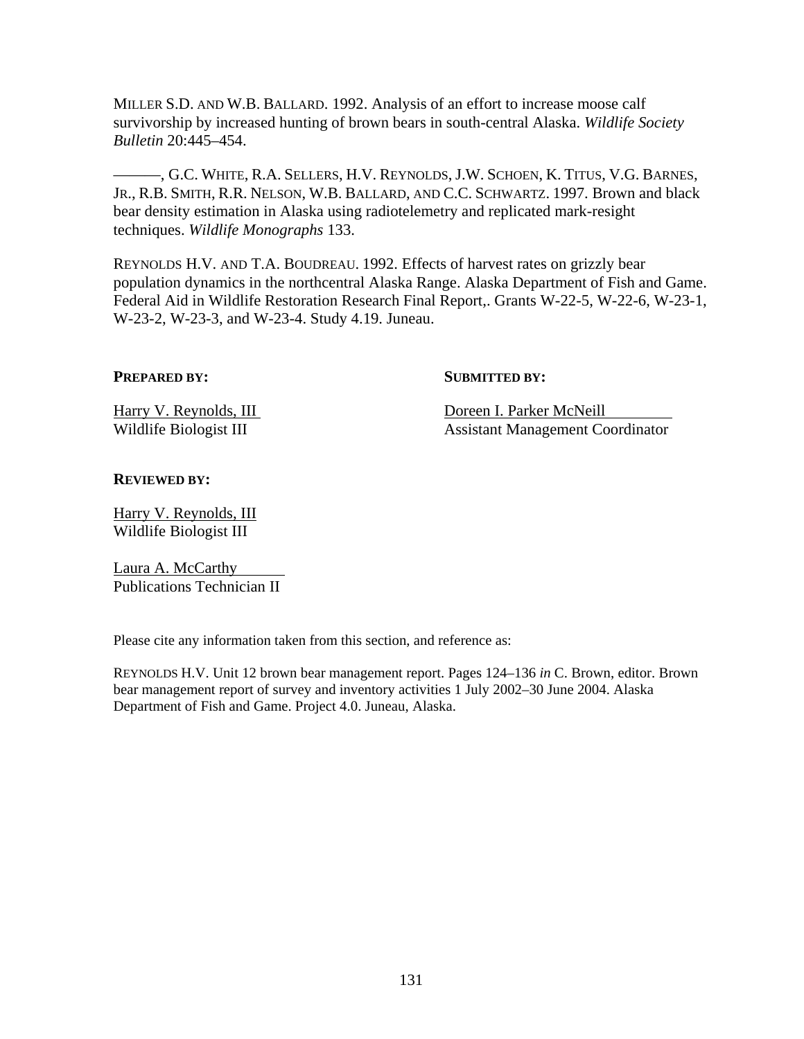MILLER S.D. AND W.B. BALLARD. 1992. Analysis of an effort to increase moose calf survivorship by increased hunting of brown bears in south-central Alaska. *Wildlife Society Bulletin* 20:445–454.

———, G.C. WHITE, R.A. SELLERS, H.V. REYNOLDS, J.W. SCHOEN, K. TITUS, V.G. BARNES, JR., R.B. SMITH, R.R. NELSON, W.B. BALLARD, AND C.C. SCHWARTZ. 1997. Brown and black bear density estimation in Alaska using radiotelemetry and replicated mark-resight techniques. *Wildlife Monographs* 133.

REYNOLDS H.V. AND T.A. BOUDREAU. 1992. Effects of harvest rates on grizzly bear population dynamics in the northcentral Alaska Range. Alaska Department of Fish and Game. Federal Aid in Wildlife Restoration Research Final Report,. Grants W-22-5, W-22-6, W-23-1, W-23-2, W-23-3, and W-23-4. Study 4.19. Juneau.

**PREPARED BY:**

Harry V. Reynolds, III
Wildlife Biologist III

**SUBMITTED BY:**

Doreen I. Parker McNeill
Assistant Management Coordinator

**REVIEWED BY:**

Harry V. Reynolds, III
Wildlife Biologist III

Laura A. McCarthy
Publications Technician II

Please cite any information taken from this section, and reference as:

REYNOLDS H.V. Unit 12 brown bear management report. Pages 124–136 *in* C. Brown, editor. Brown bear management report of survey and inventory activities 1 July 2002–30 June 2004. Alaska Department of Fish and Game. Project 4.0. Juneau, Alaska.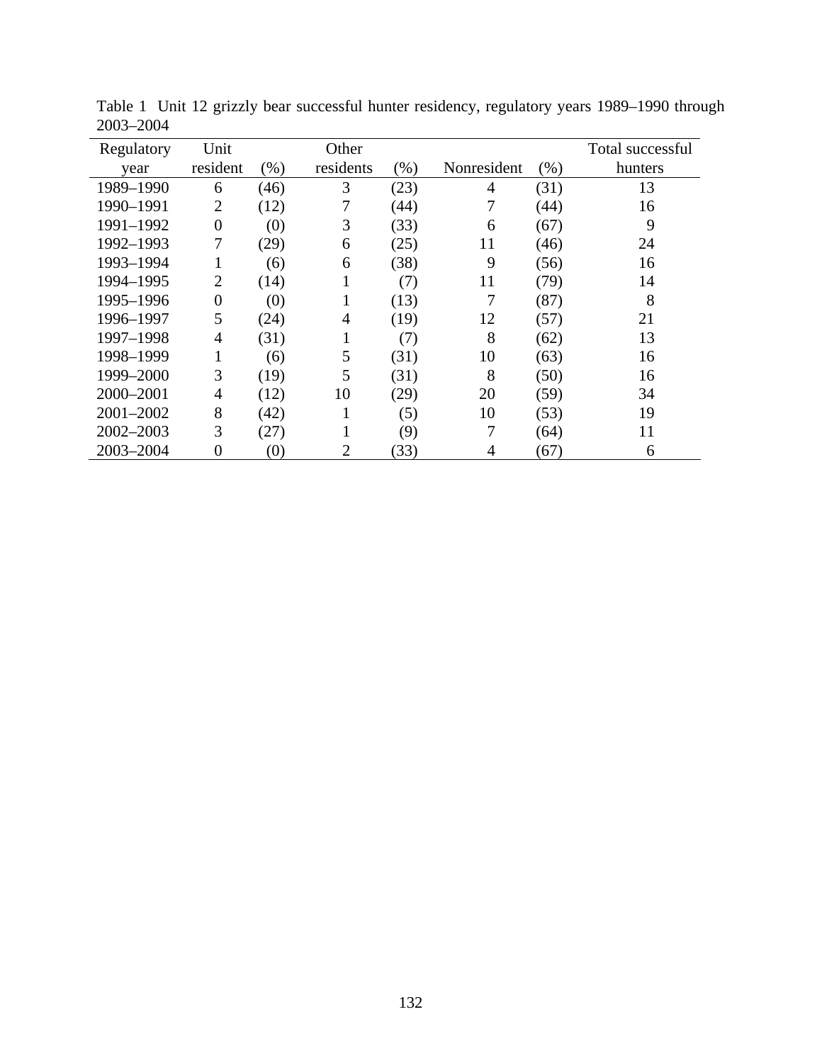Table 1 Unit 12 grizzly bear successful hunter residency, regulatory years 1989–1990 through 2003–2004

| Regulatory year | Unit resident | (%) | Other residents | (%) | Nonresident | (%) | Total successful hunters |
|---|---|---|---|---|---|---|---|
| 1989–1990 | 6 | (46) | 3 | (23) | 4 | (31) | 13 |
| 1990–1991 | 2 | (12) | 7 | (44) | 7 | (44) | 16 |
| 1991–1992 | 0 | (0) | 3 | (33) | 6 | (67) | 9 |
| 1992–1993 | 7 | (29) | 6 | (25) | 11 | (46) | 24 |
| 1993–1994 | 1 | (6) | 6 | (38) | 9 | (56) | 16 |
| 1994–1995 | 2 | (14) | 1 | (7) | 11 | (79) | 14 |
| 1995–1996 | 0 | (0) | 1 | (13) | 7 | (87) | 8 |
| 1996–1997 | 5 | (24) | 4 | (19) | 12 | (57) | 21 |
| 1997–1998 | 4 | (31) | 1 | (7) | 8 | (62) | 13 |
| 1998–1999 | 1 | (6) | 5 | (31) | 10 | (63) | 16 |
| 1999–2000 | 3 | (19) | 5 | (31) | 8 | (50) | 16 |
| 2000–2001 | 4 | (12) | 10 | (29) | 20 | (59) | 34 |
| 2001–2002 | 8 | (42) | 1 | (5) | 10 | (53) | 19 |
| 2002–2003 | 3 | (27) | 1 | (9) | 7 | (64) | 11 |
| 2003–2004 | 0 | (0) | 2 | (33) | 4 | (67) | 6 |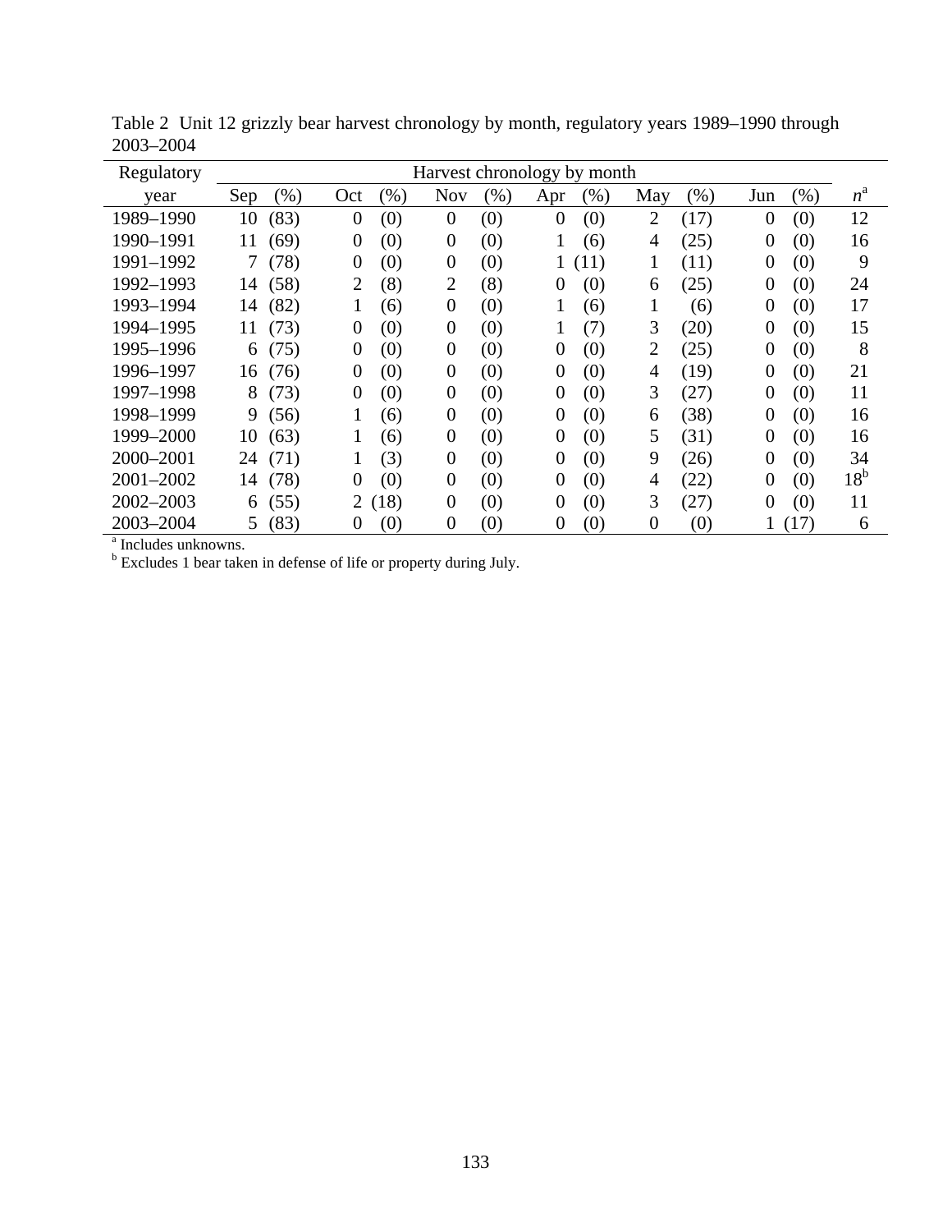Table 2 Unit 12 grizzly bear harvest chronology by month, regulatory years 1989–1990 through 2003–2004

| Regulatory | Harvest chronology by month | | | | | | | | | | | | |
|---|---|---|---|---|---|---|---|---|---|---|---|---|---|
| year | Sep | (%) | Oct | (%) | Nov | (%) | Apr | (%) | May | (%) | Jun | (%) | $n$[a] |
| 1989–1990 | 10 | (83) | 0 | (0) | 0 | (0) | 0 | (0) | 2 | (17) | 0 | (0) | 12 |
| 1990–1991 | 11 | (69) | 0 | (0) | 0 | (0) | 1 | (6) | 4 | (25) | 0 | (0) | 16 |
| 1991–1992 | 7 | (78) | 0 | (0) | 0 | (0) | 1 | (11) | 1 | (11) | 0 | (0) | 9 |
| 1992–1993 | 14 | (58) | 2 | (8) | 2 | (8) | 0 | (0) | 6 | (25) | 0 | (0) | 24 |
| 1993–1994 | 14 | (82) | 1 | (6) | 0 | (0) | 1 | (6) | 1 | (6) | 0 | (0) | 17 |
| 1994–1995 | 11 | (73) | 0 | (0) | 0 | (0) | 1 | (7) | 3 | (20) | 0 | (0) | 15 |
| 1995–1996 | 6 | (75) | 0 | (0) | 0 | (0) | 0 | (0) | 2 | (25) | 0 | (0) | 8 |
| 1996–1997 | 16 | (76) | 0 | (0) | 0 | (0) | 0 | (0) | 4 | (19) | 0 | (0) | 21 |
| 1997–1998 | 8 | (73) | 0 | (0) | 0 | (0) | 0 | (0) | 3 | (27) | 0 | (0) | 11 |
| 1998–1999 | 9 | (56) | 1 | (6) | 0 | (0) | 0 | (0) | 6 | (38) | 0 | (0) | 16 |
| 1999–2000 | 10 | (63) | 1 | (6) | 0 | (0) | 0 | (0) | 5 | (31) | 0 | (0) | 16 |
| 2000–2001 | 24 | (71) | 1 | (3) | 0 | (0) | 0 | (0) | 9 | (26) | 0 | (0) | 34 |
| 2001–2002 | 14 | (78) | 0 | (0) | 0 | (0) | 0 | (0) | 4 | (22) | 0 | (0) | 18[b] |
| 2002–2003 | 6 | (55) | 2 | (18) | 0 | (0) | 0 | (0) | 3 | (27) | 0 | (0) | 11 |
| 2003–2004 | 5 | (83) | 0 | (0) | 0 | (0) | 0 | (0) | 0 | (0) | 1 | (17) | 6 |

[a] Includes unknowns.
[b] Excludes 1 bear taken in defense of life or property during July.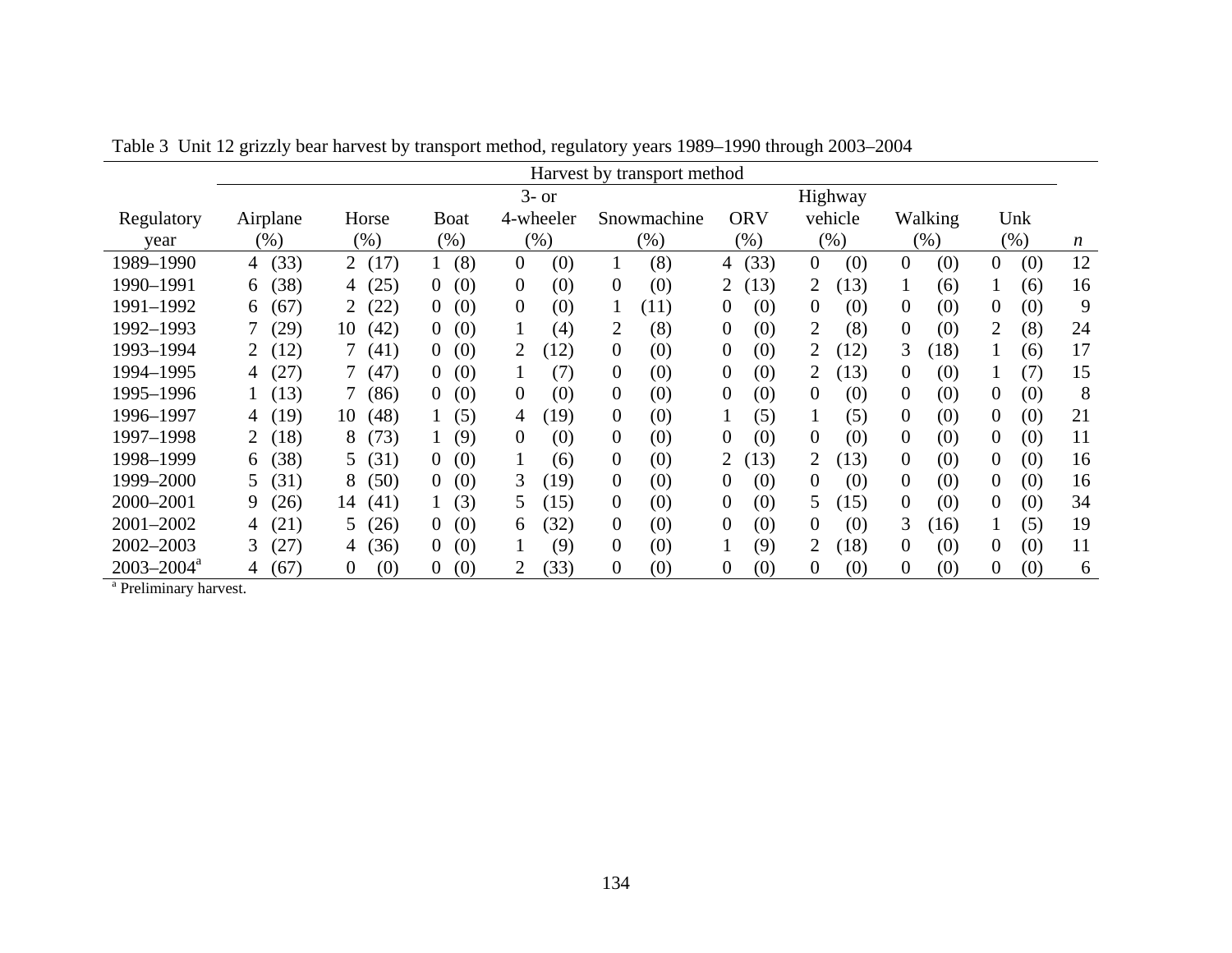Table 3 Unit 12 grizzly bear harvest by transport method, regulatory years 1989–1990 through 2003–2004

| Regulatory year | Harvest by transport method | | | | | | | | | |
|---|---|---|---|---|---|---|---|---|---|---|
| | Airplane (%) | Horse (%) | Boat (%) | 3- or 4-wheeler (%) | Snowmachine (%) | ORV (%) | Highway vehicle (%) | Walking (%) | Unk (%) | *n* |
| 1989–1990 | 4 (33) | 2 (17) | 1 (8) | 0 (0) | 1 (8) | 4 (33) | 0 (0) | 0 (0) | 0 (0) | 12 |
| 1990–1991 | 6 (38) | 4 (25) | 0 (0) | 0 (0) | 0 (0) | 2 (13) | 2 (13) | 1 (6) | 1 (6) | 16 |
| 1991–1992 | 6 (67) | 2 (22) | 0 (0) | 0 (0) | 1 (11) | 0 (0) | 0 (0) | 0 (0) | 0 (0) | 9 |
| 1992–1993 | 7 (29) | 10 (42) | 0 (0) | 1 (4) | 2 (8) | 0 (0) | 2 (8) | 0 (0) | 2 (8) | 24 |
| 1993–1994 | 2 (12) | 7 (41) | 0 (0) | 2 (12) | 0 (0) | 0 (0) | 2 (12) | 3 (18) | 1 (6) | 17 |
| 1994–1995 | 4 (27) | 7 (47) | 0 (0) | 1 (7) | 0 (0) | 0 (0) | 2 (13) | 0 (0) | 1 (7) | 15 |
| 1995–1996 | 1 (13) | 7 (86) | 0 (0) | 0 (0) | 0 (0) | 0 (0) | 0 (0) | 0 (0) | 0 (0) | 8 |
| 1996–1997 | 4 (19) | 10 (48) | 1 (5) | 4 (19) | 0 (0) | 1 (5) | 1 (5) | 0 (0) | 0 (0) | 21 |
| 1997–1998 | 2 (18) | 8 (73) | 1 (9) | 0 (0) | 0 (0) | 0 (0) | 0 (0) | 0 (0) | 0 (0) | 11 |
| 1998–1999 | 6 (38) | 5 (31) | 0 (0) | 1 (6) | 0 (0) | 2 (13) | 2 (13) | 0 (0) | 0 (0) | 16 |
| 1999–2000 | 5 (31) | 8 (50) | 0 (0) | 3 (19) | 0 (0) | 0 (0) | 0 (0) | 0 (0) | 0 (0) | 16 |
| 2000–2001 | 9 (26) | 14 (41) | 1 (3) | 5 (15) | 0 (0) | 0 (0) | 5 (15) | 0 (0) | 0 (0) | 34 |
| 2001–2002 | 4 (21) | 5 (26) | 0 (0) | 6 (32) | 0 (0) | 0 (0) | 0 (0) | 3 (16) | 1 (5) | 19 |
| 2002–2003 | 3 (27) | 4 (36) | 0 (0) | 1 (9) | 0 (0) | 1 (9) | 2 (18) | 0 (0) | 0 (0) | 11 |
| 2003–2004[a] | 4 (67) | 0 (0) | 0 (0) | 2 (33) | 0 (0) | 0 (0) | 0 (0) | 0 (0) | 0 (0) | 6 |

[a] Preliminary harvest.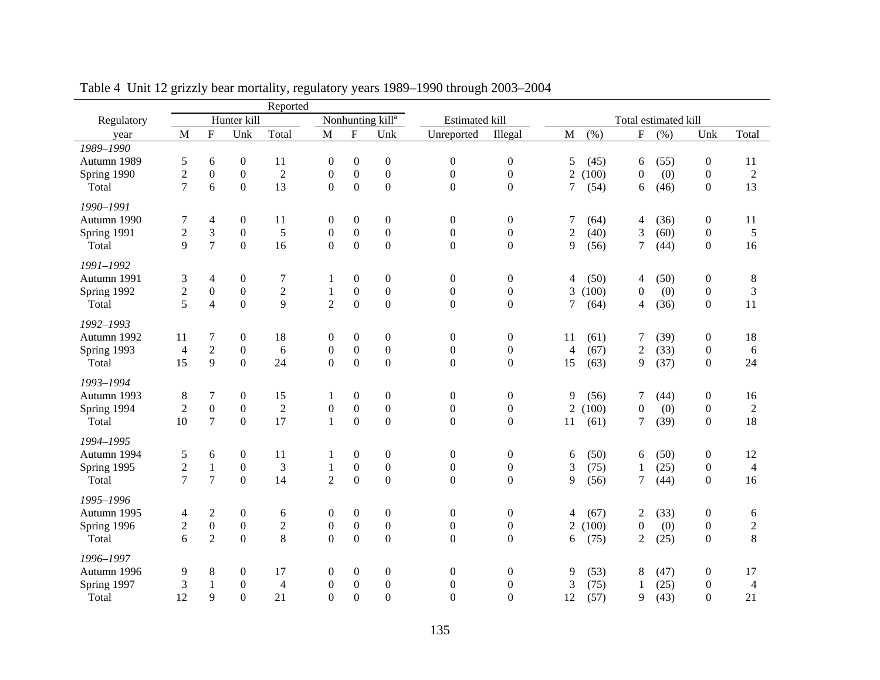Table 4 Unit 12 grizzly bear mortality, regulatory years 1989–1990 through 2003–2004

| Regulatory | Reported | | | | | | | | | | | | | | | |
|---|---|---|---|---|---|---|---|---|---|---|---|---|---|---|---|---|
| | Hunter kill | | | | Nonhunting kill[a] | | | Estimated kill | | Total estimated kill | | | | | | |
| year | M | F | Unk | Total | M | F | Unk | Unreported | Illegal | M | (%) | F | (%) | Unk | Total |
| *1989–1990* | | | | | | | | | | | | | | | |
| Autumn 1989 | 5 | 6 | 0 | 11 | 0 | 0 | 0 | 0 | 0 | 5 | (45) | 6 | (55) | 0 | 11 |
| Spring 1990 | 2 | 0 | 0 | 2 | 0 | 0 | 0 | 0 | 0 | 2 | (100) | 0 | (0) | 0 | 2 |
| Total | 7 | 6 | 0 | 13 | 0 | 0 | 0 | 0 | 0 | 7 | (54) | 6 | (46) | 0 | 13 |
| *1990–1991* | | | | | | | | | | | | | | | |
| Autumn 1990 | 7 | 4 | 0 | 11 | 0 | 0 | 0 | 0 | 0 | 7 | (64) | 4 | (36) | 0 | 11 |
| Spring 1991 | 2 | 3 | 0 | 5 | 0 | 0 | 0 | 0 | 0 | 2 | (40) | 3 | (60) | 0 | 5 |
| Total | 9 | 7 | 0 | 16 | 0 | 0 | 0 | 0 | 0 | 9 | (56) | 7 | (44) | 0 | 16 |
| *1991–1992* | | | | | | | | | | | | | | | |
| Autumn 1991 | 3 | 4 | 0 | 7 | 1 | 0 | 0 | 0 | 0 | 4 | (50) | 4 | (50) | 0 | 8 |
| Spring 1992 | 2 | 0 | 0 | 2 | 1 | 0 | 0 | 0 | 0 | 3 | (100) | 0 | (0) | 0 | 3 |
| Total | 5 | 4 | 0 | 9 | 2 | 0 | 0 | 0 | 0 | 7 | (64) | 4 | (36) | 0 | 11 |
| *1992–1993* | | | | | | | | | | | | | | | |
| Autumn 1992 | 11 | 7 | 0 | 18 | 0 | 0 | 0 | 0 | 0 | 11 | (61) | 7 | (39) | 0 | 18 |
| Spring 1993 | 4 | 2 | 0 | 6 | 0 | 0 | 0 | 0 | 0 | 4 | (67) | 2 | (33) | 0 | 6 |
| Total | 15 | 9 | 0 | 24 | 0 | 0 | 0 | 0 | 0 | 15 | (63) | 9 | (37) | 0 | 24 |
| *1993–1994* | | | | | | | | | | | | | | | |
| Autumn 1993 | 8 | 7 | 0 | 15 | 1 | 0 | 0 | 0 | 0 | 9 | (56) | 7 | (44) | 0 | 16 |
| Spring 1994 | 2 | 0 | 0 | 2 | 0 | 0 | 0 | 0 | 0 | 2 | (100) | 0 | (0) | 0 | 2 |
| Total | 10 | 7 | 0 | 17 | 1 | 0 | 0 | 0 | 0 | 11 | (61) | 7 | (39) | 0 | 18 |
| *1994–1995* | | | | | | | | | | | | | | | |
| Autumn 1994 | 5 | 6 | 0 | 11 | 1 | 0 | 0 | 0 | 0 | 6 | (50) | 6 | (50) | 0 | 12 |
| Spring 1995 | 2 | 1 | 0 | 3 | 1 | 0 | 0 | 0 | 0 | 3 | (75) | 1 | (25) | 0 | 4 |
| Total | 7 | 7 | 0 | 14 | 2 | 0 | 0 | 0 | 0 | 9 | (56) | 7 | (44) | 0 | 16 |
| *1995–1996* | | | | | | | | | | | | | | | |
| Autumn 1995 | 4 | 2 | 0 | 6 | 0 | 0 | 0 | 0 | 0 | 4 | (67) | 2 | (33) | 0 | 6 |
| Spring 1996 | 2 | 0 | 0 | 2 | 0 | 0 | 0 | 0 | 0 | 2 | (100) | 0 | (0) | 0 | 2 |
| Total | 6 | 2 | 0 | 8 | 0 | 0 | 0 | 0 | 0 | 6 | (75) | 2 | (25) | 0 | 8 |
| *1996–1997* | | | | | | | | | | | | | | | |
| Autumn 1996 | 9 | 8 | 0 | 17 | 0 | 0 | 0 | 0 | 0 | 9 | (53) | 8 | (47) | 0 | 17 |
| Spring 1997 | 3 | 1 | 0 | 4 | 0 | 0 | 0 | 0 | 0 | 3 | (75) | 1 | (25) | 0 | 4 |
| Total | 12 | 9 | 0 | 21 | 0 | 0 | 0 | 0 | 0 | 12 | (57) | 9 | (43) | 0 | 21 |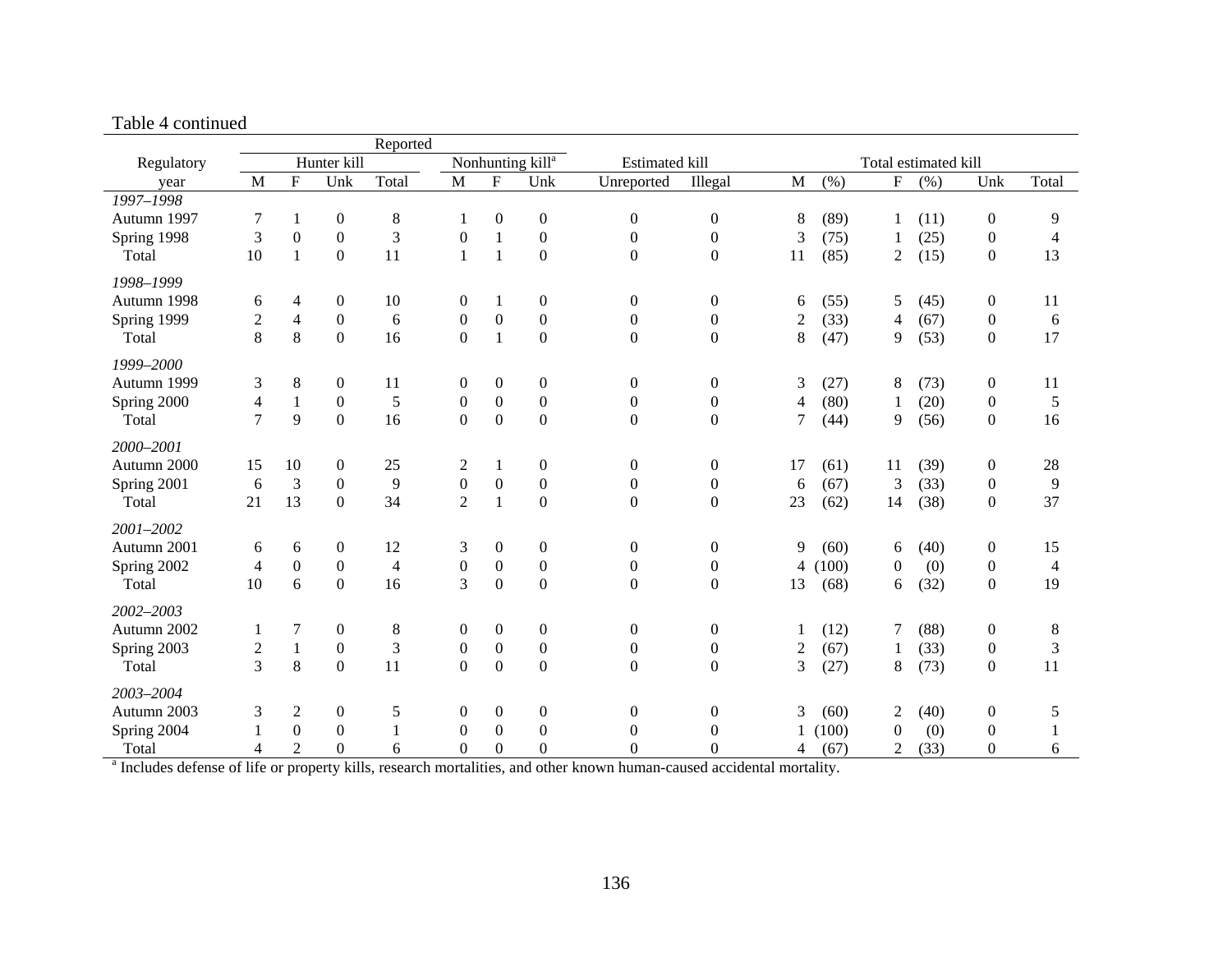Table 4 continued

| Regulatory year | Reported | | | | | | | Estimated kill | | Total estimated kill | | | | | |
|---|---|---|---|---|---|---|---|---|---|---|---|---|---|---|---|
| | Hunter kill | | | | Nonhunting kill[a] | | | | | | | | | | |
| | M | F | Unk | Total | M | F | Unk | Unreported | Illegal | M | (%) | F | (%) | Unk | Total |
| *1997–1998* | | | | | | | | | | | | | | | |
| Autumn 1997 | 7 | 1 | 0 | 8 | 1 | 0 | 0 | 0 | 0 | 8 | (89) | 1 | (11) | 0 | 9 |
| Spring 1998 | 3 | 0 | 0 | 3 | 0 | 1 | 0 | 0 | 0 | 3 | (75) | 1 | (25) | 0 | 4 |
| Total | 10 | 1 | 0 | 11 | 1 | 1 | 0 | 0 | 0 | 11 | (85) | 2 | (15) | 0 | 13 |
| *1998–1999* | | | | | | | | | | | | | | | |
| Autumn 1998 | 6 | 4 | 0 | 10 | 0 | 1 | 0 | 0 | 0 | 6 | (55) | 5 | (45) | 0 | 11 |
| Spring 1999 | 2 | 4 | 0 | 6 | 0 | 0 | 0 | 0 | 0 | 2 | (33) | 4 | (67) | 0 | 6 |
| Total | 8 | 8 | 0 | 16 | 0 | 1 | 0 | 0 | 0 | 8 | (47) | 9 | (53) | 0 | 17 |
| *1999–2000* | | | | | | | | | | | | | | | |
| Autumn 1999 | 3 | 8 | 0 | 11 | 0 | 0 | 0 | 0 | 0 | 3 | (27) | 8 | (73) | 0 | 11 |
| Spring 2000 | 4 | 1 | 0 | 5 | 0 | 0 | 0 | 0 | 0 | 4 | (80) | 1 | (20) | 0 | 5 |
| Total | 7 | 9 | 0 | 16 | 0 | 0 | 0 | 0 | 0 | 7 | (44) | 9 | (56) | 0 | 16 |
| *2000–2001* | | | | | | | | | | | | | | | |
| Autumn 2000 | 15 | 10 | 0 | 25 | 2 | 1 | 0 | 0 | 0 | 17 | (61) | 11 | (39) | 0 | 28 |
| Spring 2001 | 6 | 3 | 0 | 9 | 0 | 0 | 0 | 0 | 0 | 6 | (67) | 3 | (33) | 0 | 9 |
| Total | 21 | 13 | 0 | 34 | 2 | 1 | 0 | 0 | 0 | 23 | (62) | 14 | (38) | 0 | 37 |
| *2001–2002* | | | | | | | | | | | | | | | |
| Autumn 2001 | 6 | 6 | 0 | 12 | 3 | 0 | 0 | 0 | 0 | 9 | (60) | 6 | (40) | 0 | 15 |
| Spring 2002 | 4 | 0 | 0 | 4 | 0 | 0 | 0 | 0 | 0 | 4 | (100) | 0 | (0) | 0 | 4 |
| Total | 10 | 6 | 0 | 16 | 3 | 0 | 0 | 0 | 0 | 13 | (68) | 6 | (32) | 0 | 19 |
| *2002–2003* | | | | | | | | | | | | | | | |
| Autumn 2002 | 1 | 7 | 0 | 8 | 0 | 0 | 0 | 0 | 0 | 1 | (12) | 7 | (88) | 0 | 8 |
| Spring 2003 | 2 | 1 | 0 | 3 | 0 | 0 | 0 | 0 | 0 | 2 | (67) | 1 | (33) | 0 | 3 |
| Total | 3 | 8 | 0 | 11 | 0 | 0 | 0 | 0 | 0 | 3 | (27) | 8 | (73) | 0 | 11 |
| *2003–2004* | | | | | | | | | | | | | | | |
| Autumn 2003 | 3 | 2 | 0 | 5 | 0 | 0 | 0 | 0 | 0 | 3 | (60) | 2 | (40) | 0 | 5 |
| Spring 2004 | 1 | 0 | 0 | 1 | 0 | 0 | 0 | 0 | 0 | 1 | (100) | 0 | (0) | 0 | 1 |
| Total | 4 | 2 | 0 | 6 | 0 | 0 | 0 | 0 | 0 | 4 | (67) | 2 | (33) | 0 | 6 |

[a] Includes defense of life or property kills, research mortalities, and other known human-caused accidental mortality.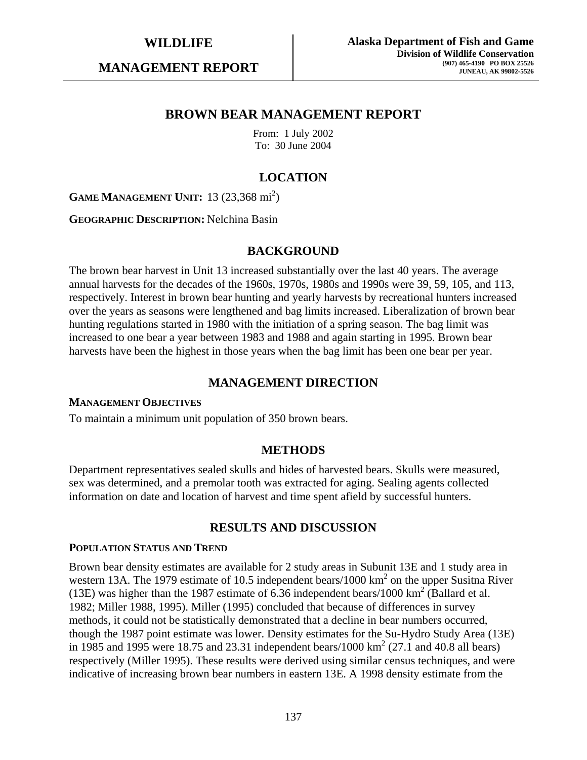**WILDLIFE**

**MANAGEMENT REPORT**

**Alaska Department of Fish and Game**
**Division of Wildlife Conservation**
**(907) 465-4190 PO BOX 25526**
**JUNEAU, AK 99802-5526**

# BROWN BEAR MANAGEMENT REPORT

From: 1 July 2002
To: 30 June 2004

## LOCATION

**GAME MANAGEMENT UNIT:** 13 (23,368 mi$^2$)

**GEOGRAPHIC DESCRIPTION:** Nelchina Basin

## BACKGROUND

The brown bear harvest in Unit 13 increased substantially over the last 40 years. The average annual harvests for the decades of the 1960s, 1970s, 1980s and 1990s were 39, 59, 105, and 113, respectively. Interest in brown bear hunting and yearly harvests by recreational hunters increased over the years as seasons were lengthened and bag limits increased. Liberalization of brown bear hunting regulations started in 1980 with the initiation of a spring season. The bag limit was increased to one bear a year between 1983 and 1988 and again starting in 1995. Brown bear harvests have been the highest in those years when the bag limit has been one bear per year.

## MANAGEMENT DIRECTION

### MANAGEMENT OBJECTIVES

To maintain a minimum unit population of 350 brown bears.

## METHODS

Department representatives sealed skulls and hides of harvested bears. Skulls were measured, sex was determined, and a premolar tooth was extracted for aging. Sealing agents collected information on date and location of harvest and time spent afield by successful hunters.

## RESULTS AND DISCUSSION

### POPULATION STATUS AND TREND

Brown bear density estimates are available for 2 study areas in Subunit 13E and 1 study area in western 13A. The 1979 estimate of 10.5 independent bears/1000 km$^2$ on the upper Susitna River (13E) was higher than the 1987 estimate of 6.36 independent bears/1000 km$^2$ (Ballard et al. 1982; Miller 1988, 1995). Miller (1995) concluded that because of differences in survey methods, it could not be statistically demonstrated that a decline in bear numbers occurred, though the 1987 point estimate was lower. Density estimates for the Su-Hydro Study Area (13E) in 1985 and 1995 were 18.75 and 23.31 independent bears/1000 km$^2$ (27.1 and 40.8 all bears) respectively (Miller 1995). These results were derived using similar census techniques, and were indicative of increasing brown bear numbers in eastern 13E. A 1998 density estimate from the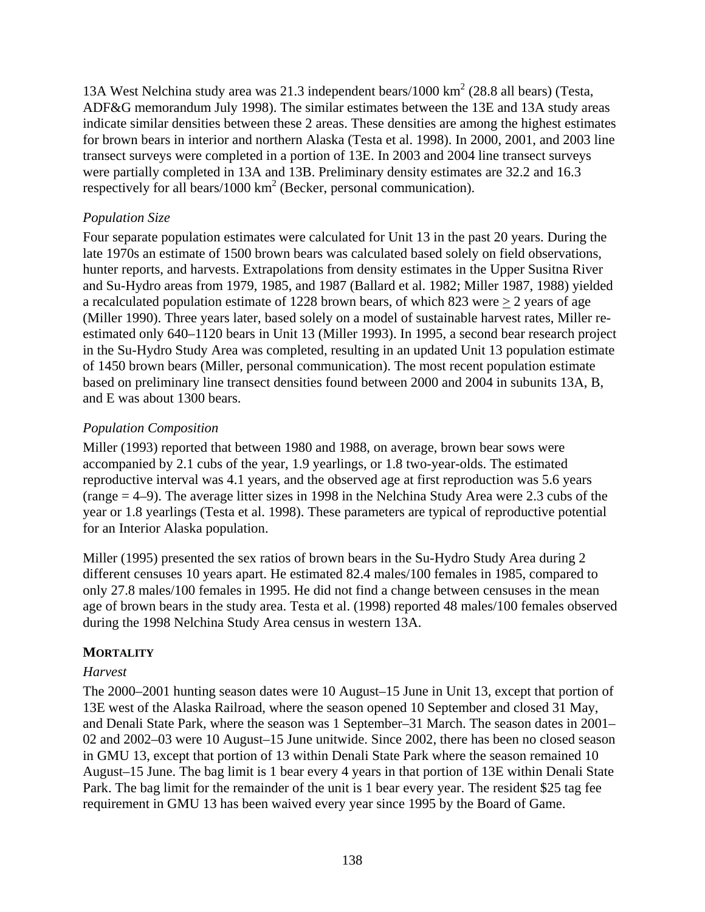13A West Nelchina study area was 21.3 independent bears/1000 $km^2$ (28.8 all bears) (Testa, ADF&G memorandum July 1998). The similar estimates between the 13E and 13A study areas indicate similar densities between these 2 areas. These densities are among the highest estimates for brown bears in interior and northern Alaska (Testa et al. 1998). In 2000, 2001, and 2003 line transect surveys were completed in a portion of 13E. In 2003 and 2004 line transect surveys were partially completed in 13A and 13B. Preliminary density estimates are 32.2 and 16.3 respectively for all bears/1000 $km^2$ (Becker, personal communication).

*Population Size*

Four separate population estimates were calculated for Unit 13 in the past 20 years. During the late 1970s an estimate of 1500 brown bears was calculated based solely on field observations, hunter reports, and harvests. Extrapolations from density estimates in the Upper Susitna River and Su-Hydro areas from 1979, 1985, and 1987 (Ballard et al. 1982; Miller 1987, 1988) yielded a recalculated population estimate of 1228 brown bears, of which 823 were $\geq$ 2 years of age (Miller 1990). Three years later, based solely on a model of sustainable harvest rates, Miller re-estimated only 640–1120 bears in Unit 13 (Miller 1993). In 1995, a second bear research project in the Su-Hydro Study Area was completed, resulting in an updated Unit 13 population estimate of 1450 brown bears (Miller, personal communication). The most recent population estimate based on preliminary line transect densities found between 2000 and 2004 in subunits 13A, B, and E was about 1300 bears.

*Population Composition*

Miller (1993) reported that between 1980 and 1988, on average, brown bear sows were accompanied by 2.1 cubs of the year, 1.9 yearlings, or 1.8 two-year-olds. The estimated reproductive interval was 4.1 years, and the observed age at first reproduction was 5.6 years (range = 4–9). The average litter sizes in 1998 in the Nelchina Study Area were 2.3 cubs of the year or 1.8 yearlings (Testa et al. 1998). These parameters are typical of reproductive potential for an Interior Alaska population.

Miller (1995) presented the sex ratios of brown bears in the Su-Hydro Study Area during 2 different censuses 10 years apart. He estimated 82.4 males/100 females in 1985, compared to only 27.8 males/100 females in 1995. He did not find a change between censuses in the mean age of brown bears in the study area. Testa et al. (1998) reported 48 males/100 females observed during the 1998 Nelchina Study Area census in western 13A.

**MORTALITY**

*Harvest*

The 2000–2001 hunting season dates were 10 August–15 June in Unit 13, except that portion of 13E west of the Alaska Railroad, where the season opened 10 September and closed 31 May, and Denali State Park, where the season was 1 September–31 March. The season dates in 2001–02 and 2002–03 were 10 August–15 June unitwide. Since 2002, there has been no closed season in GMU 13, except that portion of 13 within Denali State Park where the season remained 10 August–15 June. The bag limit is 1 bear every 4 years in that portion of 13E within Denali State Park. The bag limit for the remainder of the unit is 1 bear every year. The resident $25 tag fee requirement in GMU 13 has been waived every year since 1995 by the Board of Game.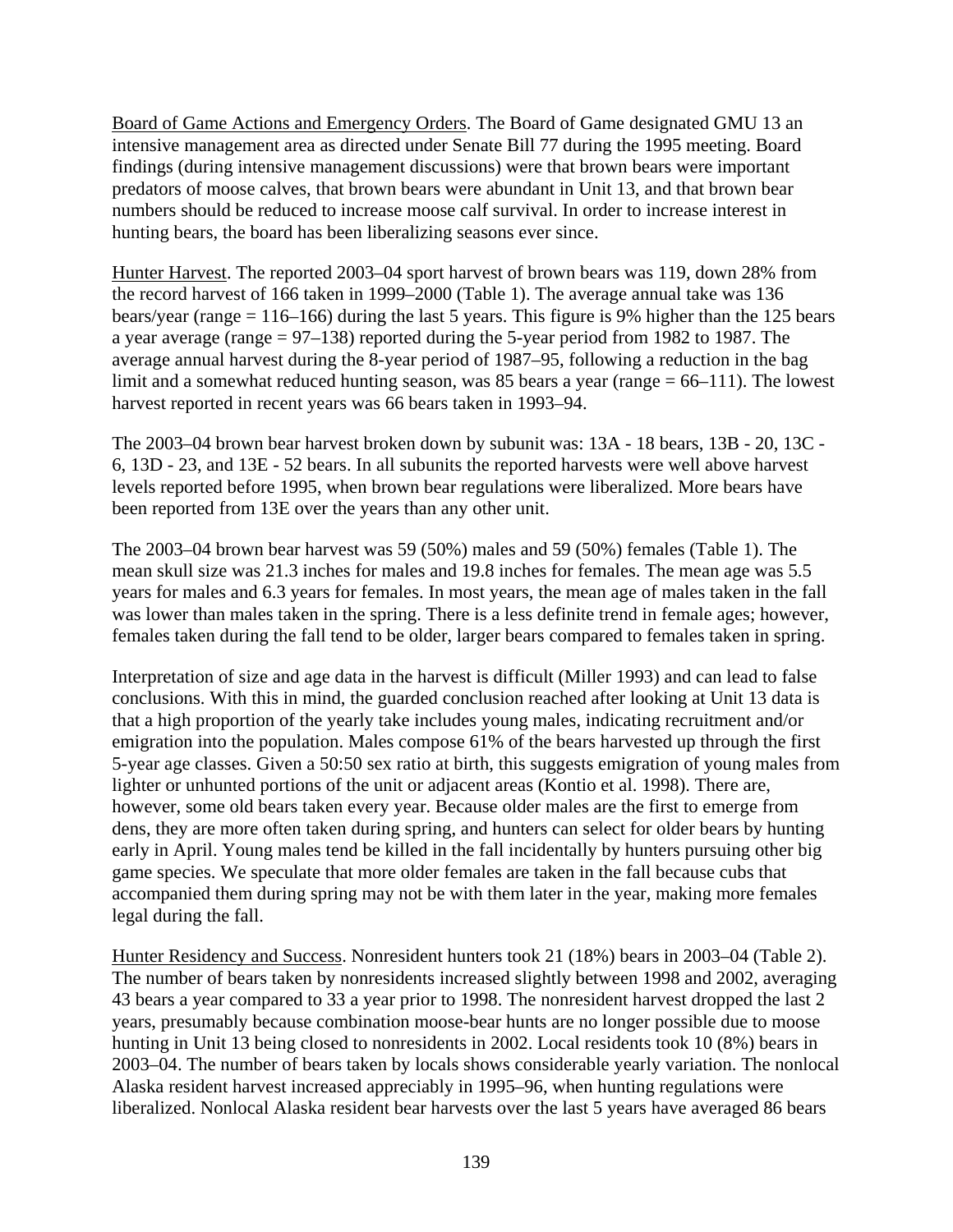Board of Game Actions and Emergency Orders. The Board of Game designated GMU 13 an intensive management area as directed under Senate Bill 77 during the 1995 meeting. Board findings (during intensive management discussions) were that brown bears were important predators of moose calves, that brown bears were abundant in Unit 13, and that brown bear numbers should be reduced to increase moose calf survival. In order to increase interest in hunting bears, the board has been liberalizing seasons ever since.

Hunter Harvest. The reported 2003–04 sport harvest of brown bears was 119, down 28% from the record harvest of 166 taken in 1999–2000 (Table 1). The average annual take was 136 bears/year (range = 116–166) during the last 5 years. This figure is 9% higher than the 125 bears a year average (range = 97–138) reported during the 5-year period from 1982 to 1987. The average annual harvest during the 8-year period of 1987–95, following a reduction in the bag limit and a somewhat reduced hunting season, was 85 bears a year (range = 66–111). The lowest harvest reported in recent years was 66 bears taken in 1993–94.

The 2003–04 brown bear harvest broken down by subunit was: 13A - 18 bears, 13B - 20, 13C - 6, 13D - 23, and 13E - 52 bears. In all subunits the reported harvests were well above harvest levels reported before 1995, when brown bear regulations were liberalized. More bears have been reported from 13E over the years than any other unit.

The 2003–04 brown bear harvest was 59 (50%) males and 59 (50%) females (Table 1). The mean skull size was 21.3 inches for males and 19.8 inches for females. The mean age was 5.5 years for males and 6.3 years for females. In most years, the mean age of males taken in the fall was lower than males taken in the spring. There is a less definite trend in female ages; however, females taken during the fall tend to be older, larger bears compared to females taken in spring.

Interpretation of size and age data in the harvest is difficult (Miller 1993) and can lead to false conclusions. With this in mind, the guarded conclusion reached after looking at Unit 13 data is that a high proportion of the yearly take includes young males, indicating recruitment and/or emigration into the population. Males compose 61% of the bears harvested up through the first 5-year age classes. Given a 50:50 sex ratio at birth, this suggests emigration of young males from lighter or unhunted portions of the unit or adjacent areas (Kontio et al. 1998). There are, however, some old bears taken every year. Because older males are the first to emerge from dens, they are more often taken during spring, and hunters can select for older bears by hunting early in April. Young males tend be killed in the fall incidentally by hunters pursuing other big game species. We speculate that more older females are taken in the fall because cubs that accompanied them during spring may not be with them later in the year, making more females legal during the fall.

Hunter Residency and Success. Nonresident hunters took 21 (18%) bears in 2003–04 (Table 2). The number of bears taken by nonresidents increased slightly between 1998 and 2002, averaging 43 bears a year compared to 33 a year prior to 1998. The nonresident harvest dropped the last 2 years, presumably because combination moose-bear hunts are no longer possible due to moose hunting in Unit 13 being closed to nonresidents in 2002. Local residents took 10 (8%) bears in 2003–04. The number of bears taken by locals shows considerable yearly variation. The nonlocal Alaska resident harvest increased appreciably in 1995–96, when hunting regulations were liberalized. Nonlocal Alaska resident bear harvests over the last 5 years have averaged 86 bears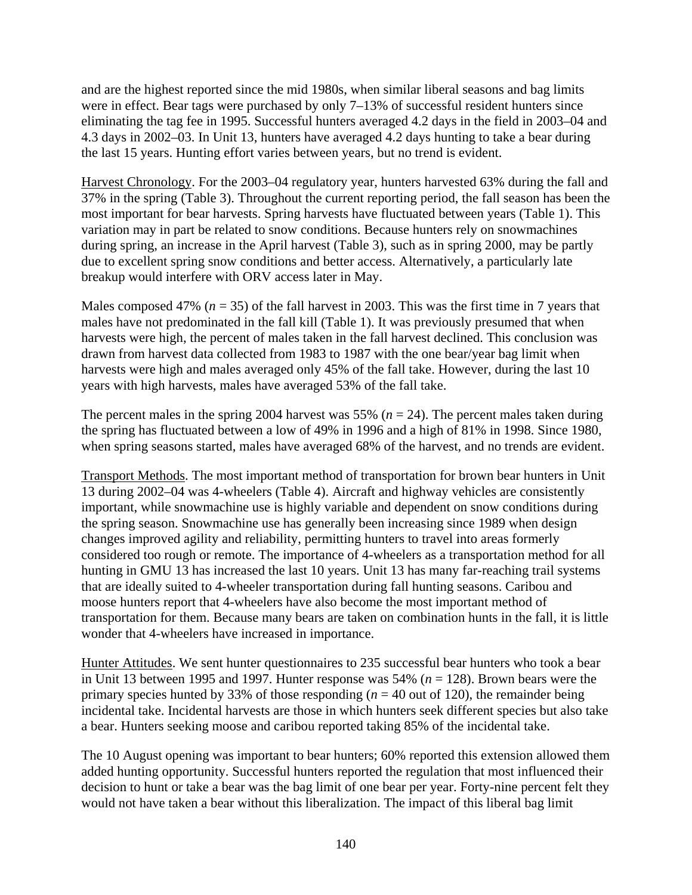and are the highest reported since the mid 1980s, when similar liberal seasons and bag limits were in effect. Bear tags were purchased by only 7–13% of successful resident hunters since eliminating the tag fee in 1995. Successful hunters averaged 4.2 days in the field in 2003–04 and 4.3 days in 2002–03. In Unit 13, hunters have averaged 4.2 days hunting to take a bear during the last 15 years. Hunting effort varies between years, but no trend is evident.

Harvest Chronology. For the 2003–04 regulatory year, hunters harvested 63% during the fall and 37% in the spring (Table 3). Throughout the current reporting period, the fall season has been the most important for bear harvests. Spring harvests have fluctuated between years (Table 1). This variation may in part be related to snow conditions. Because hunters rely on snowmachines during spring, an increase in the April harvest (Table 3), such as in spring 2000, may be partly due to excellent spring snow conditions and better access. Alternatively, a particularly late breakup would interfere with ORV access later in May.

Males composed 47% (*n* = 35) of the fall harvest in 2003. This was the first time in 7 years that males have not predominated in the fall kill (Table 1). It was previously presumed that when harvests were high, the percent of males taken in the fall harvest declined. This conclusion was drawn from harvest data collected from 1983 to 1987 with the one bear/year bag limit when harvests were high and males averaged only 45% of the fall take. However, during the last 10 years with high harvests, males have averaged 53% of the fall take.

The percent males in the spring 2004 harvest was 55% (*n* = 24). The percent males taken during the spring has fluctuated between a low of 49% in 1996 and a high of 81% in 1998. Since 1980, when spring seasons started, males have averaged 68% of the harvest, and no trends are evident.

Transport Methods. The most important method of transportation for brown bear hunters in Unit 13 during 2002–04 was 4-wheelers (Table 4). Aircraft and highway vehicles are consistently important, while snowmachine use is highly variable and dependent on snow conditions during the spring season. Snowmachine use has generally been increasing since 1989 when design changes improved agility and reliability, permitting hunters to travel into areas formerly considered too rough or remote. The importance of 4-wheelers as a transportation method for all hunting in GMU 13 has increased the last 10 years. Unit 13 has many far-reaching trail systems that are ideally suited to 4-wheeler transportation during fall hunting seasons. Caribou and moose hunters report that 4-wheelers have also become the most important method of transportation for them. Because many bears are taken on combination hunts in the fall, it is little wonder that 4-wheelers have increased in importance.

Hunter Attitudes. We sent hunter questionnaires to 235 successful bear hunters who took a bear in Unit 13 between 1995 and 1997. Hunter response was 54% (*n* = 128). Brown bears were the primary species hunted by 33% of those responding (*n* = 40 out of 120), the remainder being incidental take. Incidental harvests are those in which hunters seek different species but also take a bear. Hunters seeking moose and caribou reported taking 85% of the incidental take.

The 10 August opening was important to bear hunters; 60% reported this extension allowed them added hunting opportunity. Successful hunters reported the regulation that most influenced their decision to hunt or take a bear was the bag limit of one bear per year. Forty-nine percent felt they would not have taken a bear without this liberalization. The impact of this liberal bag limit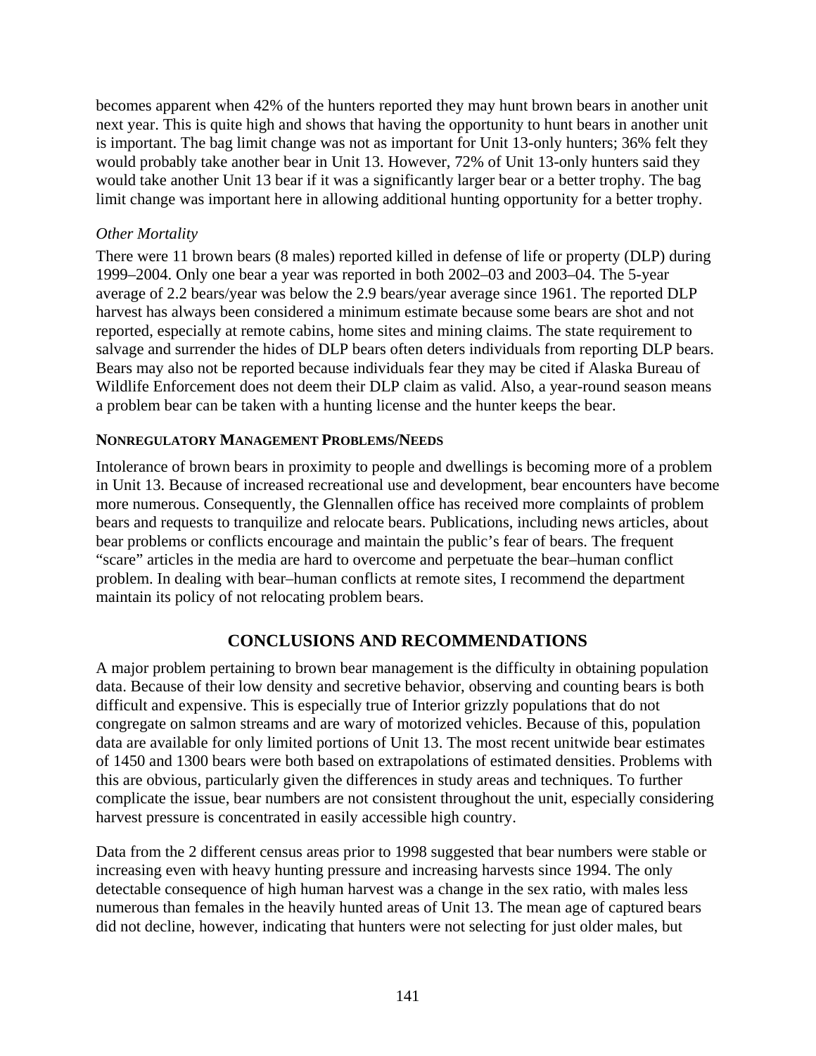becomes apparent when 42% of the hunters reported they may hunt brown bears in another unit next year. This is quite high and shows that having the opportunity to hunt bears in another unit is important. The bag limit change was not as important for Unit 13-only hunters; 36% felt they would probably take another bear in Unit 13. However, 72% of Unit 13-only hunters said they would take another Unit 13 bear if it was a significantly larger bear or a better trophy. The bag limit change was important here in allowing additional hunting opportunity for a better trophy.

*Other Mortality*

There were 11 brown bears (8 males) reported killed in defense of life or property (DLP) during 1999–2004. Only one bear a year was reported in both 2002–03 and 2003–04. The 5-year average of 2.2 bears/year was below the 2.9 bears/year average since 1961. The reported DLP harvest has always been considered a minimum estimate because some bears are shot and not reported, especially at remote cabins, home sites and mining claims. The state requirement to salvage and surrender the hides of DLP bears often deters individuals from reporting DLP bears. Bears may also not be reported because individuals fear they may be cited if Alaska Bureau of Wildlife Enforcement does not deem their DLP claim as valid. Also, a year-round season means a problem bear can be taken with a hunting license and the hunter keeps the bear.

**NONREGULATORY MANAGEMENT PROBLEMS/NEEDS**

Intolerance of brown bears in proximity to people and dwellings is becoming more of a problem in Unit 13. Because of increased recreational use and development, bear encounters have become more numerous. Consequently, the Glennallen office has received more complaints of problem bears and requests to tranquilize and relocate bears. Publications, including news articles, about bear problems or conflicts encourage and maintain the public's fear of bears. The frequent "scare" articles in the media are hard to overcome and perpetuate the bear–human conflict problem. In dealing with bear–human conflicts at remote sites, I recommend the department maintain its policy of not relocating problem bears.

## CONCLUSIONS AND RECOMMENDATIONS

A major problem pertaining to brown bear management is the difficulty in obtaining population data. Because of their low density and secretive behavior, observing and counting bears is both difficult and expensive. This is especially true of Interior grizzly populations that do not congregate on salmon streams and are wary of motorized vehicles. Because of this, population data are available for only limited portions of Unit 13. The most recent unitwide bear estimates of 1450 and 1300 bears were both based on extrapolations of estimated densities. Problems with this are obvious, particularly given the differences in study areas and techniques. To further complicate the issue, bear numbers are not consistent throughout the unit, especially considering harvest pressure is concentrated in easily accessible high country.

Data from the 2 different census areas prior to 1998 suggested that bear numbers were stable or increasing even with heavy hunting pressure and increasing harvests since 1994. The only detectable consequence of high human harvest was a change in the sex ratio, with males less numerous than females in the heavily hunted areas of Unit 13. The mean age of captured bears did not decline, however, indicating that hunters were not selecting for just older males, but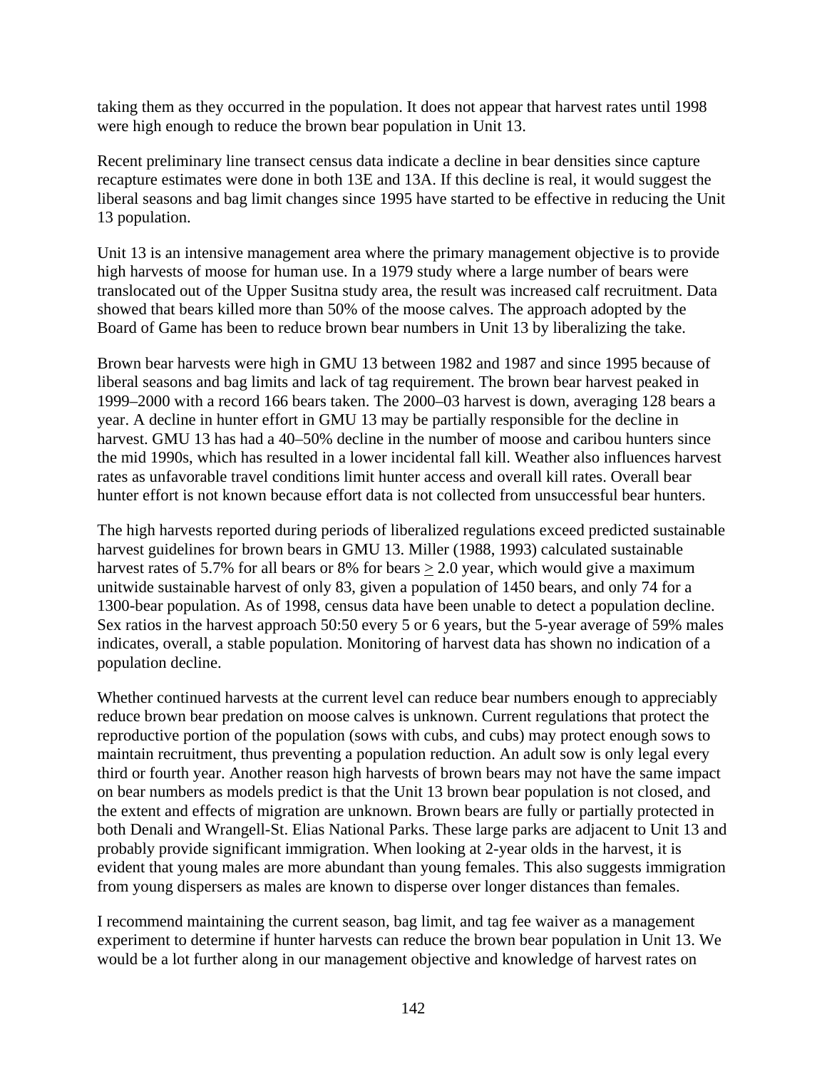taking them as they occurred in the population. It does not appear that harvest rates until 1998 were high enough to reduce the brown bear population in Unit 13.

Recent preliminary line transect census data indicate a decline in bear densities since capture recapture estimates were done in both 13E and 13A. If this decline is real, it would suggest the liberal seasons and bag limit changes since 1995 have started to be effective in reducing the Unit 13 population.

Unit 13 is an intensive management area where the primary management objective is to provide high harvests of moose for human use. In a 1979 study where a large number of bears were translocated out of the Upper Susitna study area, the result was increased calf recruitment. Data showed that bears killed more than 50% of the moose calves. The approach adopted by the Board of Game has been to reduce brown bear numbers in Unit 13 by liberalizing the take.

Brown bear harvests were high in GMU 13 between 1982 and 1987 and since 1995 because of liberal seasons and bag limits and lack of tag requirement. The brown bear harvest peaked in 1999–2000 with a record 166 bears taken. The 2000–03 harvest is down, averaging 128 bears a year. A decline in hunter effort in GMU 13 may be partially responsible for the decline in harvest. GMU 13 has had a 40–50% decline in the number of moose and caribou hunters since the mid 1990s, which has resulted in a lower incidental fall kill. Weather also influences harvest rates as unfavorable travel conditions limit hunter access and overall kill rates. Overall bear hunter effort is not known because effort data is not collected from unsuccessful bear hunters.

The high harvests reported during periods of liberalized regulations exceed predicted sustainable harvest guidelines for brown bears in GMU 13. Miller (1988, 1993) calculated sustainable harvest rates of 5.7% for all bears or 8% for bears $\geq$ 2.0 year, which would give a maximum unitwide sustainable harvest of only 83, given a population of 1450 bears, and only 74 for a 1300-bear population. As of 1998, census data have been unable to detect a population decline. Sex ratios in the harvest approach 50:50 every 5 or 6 years, but the 5-year average of 59% males indicates, overall, a stable population. Monitoring of harvest data has shown no indication of a population decline.

Whether continued harvests at the current level can reduce bear numbers enough to appreciably reduce brown bear predation on moose calves is unknown. Current regulations that protect the reproductive portion of the population (sows with cubs, and cubs) may protect enough sows to maintain recruitment, thus preventing a population reduction. An adult sow is only legal every third or fourth year. Another reason high harvests of brown bears may not have the same impact on bear numbers as models predict is that the Unit 13 brown bear population is not closed, and the extent and effects of migration are unknown. Brown bears are fully or partially protected in both Denali and Wrangell-St. Elias National Parks. These large parks are adjacent to Unit 13 and probably provide significant immigration. When looking at 2-year olds in the harvest, it is evident that young males are more abundant than young females. This also suggests immigration from young dispersers as males are known to disperse over longer distances than females.

I recommend maintaining the current season, bag limit, and tag fee waiver as a management experiment to determine if hunter harvests can reduce the brown bear population in Unit 13. We would be a lot further along in our management objective and knowledge of harvest rates on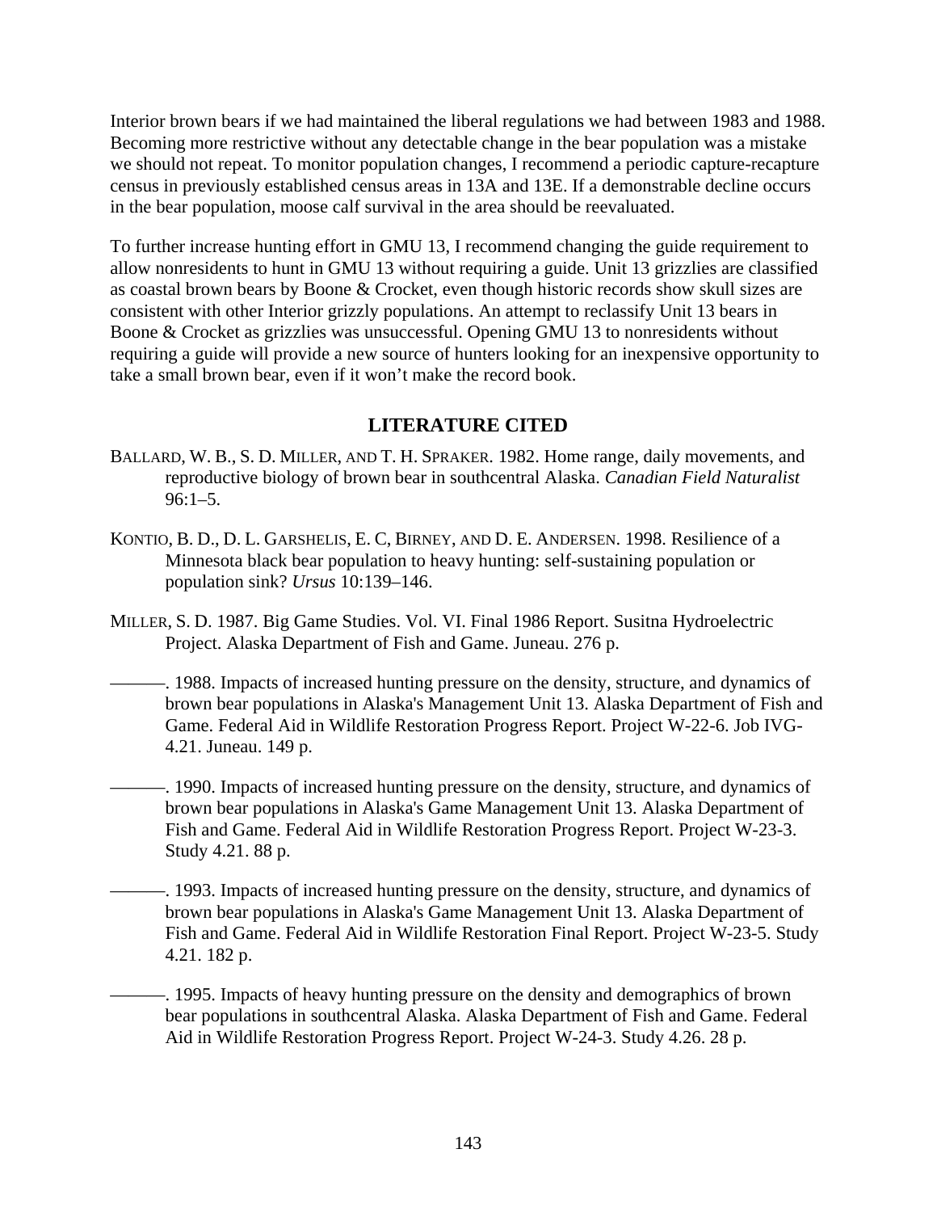Interior brown bears if we had maintained the liberal regulations we had between 1983 and 1988. Becoming more restrictive without any detectable change in the bear population was a mistake we should not repeat. To monitor population changes, I recommend a periodic capture-recapture census in previously established census areas in 13A and 13E. If a demonstrable decline occurs in the bear population, moose calf survival in the area should be reevaluated.

To further increase hunting effort in GMU 13, I recommend changing the guide requirement to allow nonresidents to hunt in GMU 13 without requiring a guide. Unit 13 grizzlies are classified as coastal brown bears by Boone & Crocket, even though historic records show skull sizes are consistent with other Interior grizzly populations. An attempt to reclassify Unit 13 bears in Boone & Crocket as grizzlies was unsuccessful. Opening GMU 13 to nonresidents without requiring a guide will provide a new source of hunters looking for an inexpensive opportunity to take a small brown bear, even if it won't make the record book.

## LITERATURE CITED

BALLARD, W. B., S. D. MILLER, AND T. H. SPRAKER. 1982. Home range, daily movements, and reproductive biology of brown bear in southcentral Alaska. *Canadian Field Naturalist* 96:1–5.

KONTIO, B. D., D. L. GARSHELIS, E. C, BIRNEY, AND D. E. ANDERSEN. 1998. Resilience of a Minnesota black bear population to heavy hunting: self-sustaining population or population sink? *Ursus* 10:139–146.

MILLER, S. D. 1987. Big Game Studies. Vol. VI. Final 1986 Report. Susitna Hydroelectric Project. Alaska Department of Fish and Game. Juneau. 276 p.

———. 1988. Impacts of increased hunting pressure on the density, structure, and dynamics of brown bear populations in Alaska's Management Unit 13. Alaska Department of Fish and Game. Federal Aid in Wildlife Restoration Progress Report. Project W-22-6. Job IVG-4.21. Juneau. 149 p.

———. 1990. Impacts of increased hunting pressure on the density, structure, and dynamics of brown bear populations in Alaska's Game Management Unit 13. Alaska Department of Fish and Game. Federal Aid in Wildlife Restoration Progress Report. Project W-23-3. Study 4.21. 88 p.

———. 1993. Impacts of increased hunting pressure on the density, structure, and dynamics of brown bear populations in Alaska's Game Management Unit 13. Alaska Department of Fish and Game. Federal Aid in Wildlife Restoration Final Report. Project W-23-5. Study 4.21. 182 p.

———. 1995. Impacts of heavy hunting pressure on the density and demographics of brown bear populations in southcentral Alaska. Alaska Department of Fish and Game. Federal Aid in Wildlife Restoration Progress Report. Project W-24-3. Study 4.26. 28 p.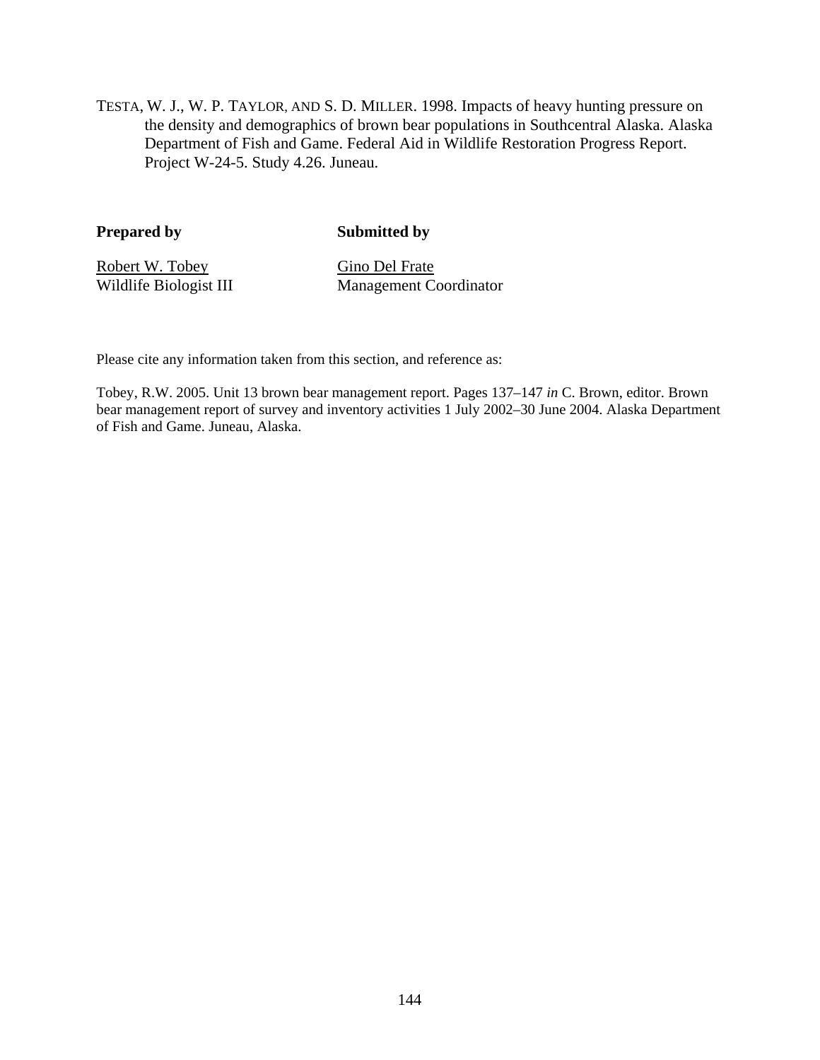TESTA, W. J., W. P. TAYLOR, AND S. D. MILLER. 1998. Impacts of heavy hunting pressure on the density and demographics of brown bear populations in Southcentral Alaska. Alaska Department of Fish and Game. Federal Aid in Wildlife Restoration Progress Report. Project W-24-5. Study 4.26. Juneau.

| **Prepared by** | **Submitted by** |
|---|---|
| Robert W. Tobey | Gino Del Frate |
| Wildlife Biologist III | Management Coordinator |

Please cite any information taken from this section, and reference as:

Tobey, R.W. 2005. Unit 13 brown bear management report. Pages 137–147 *in* C. Brown, editor. Brown bear management report of survey and inventory activities 1 July 2002–30 June 2004. Alaska Department of Fish and Game. Juneau, Alaska.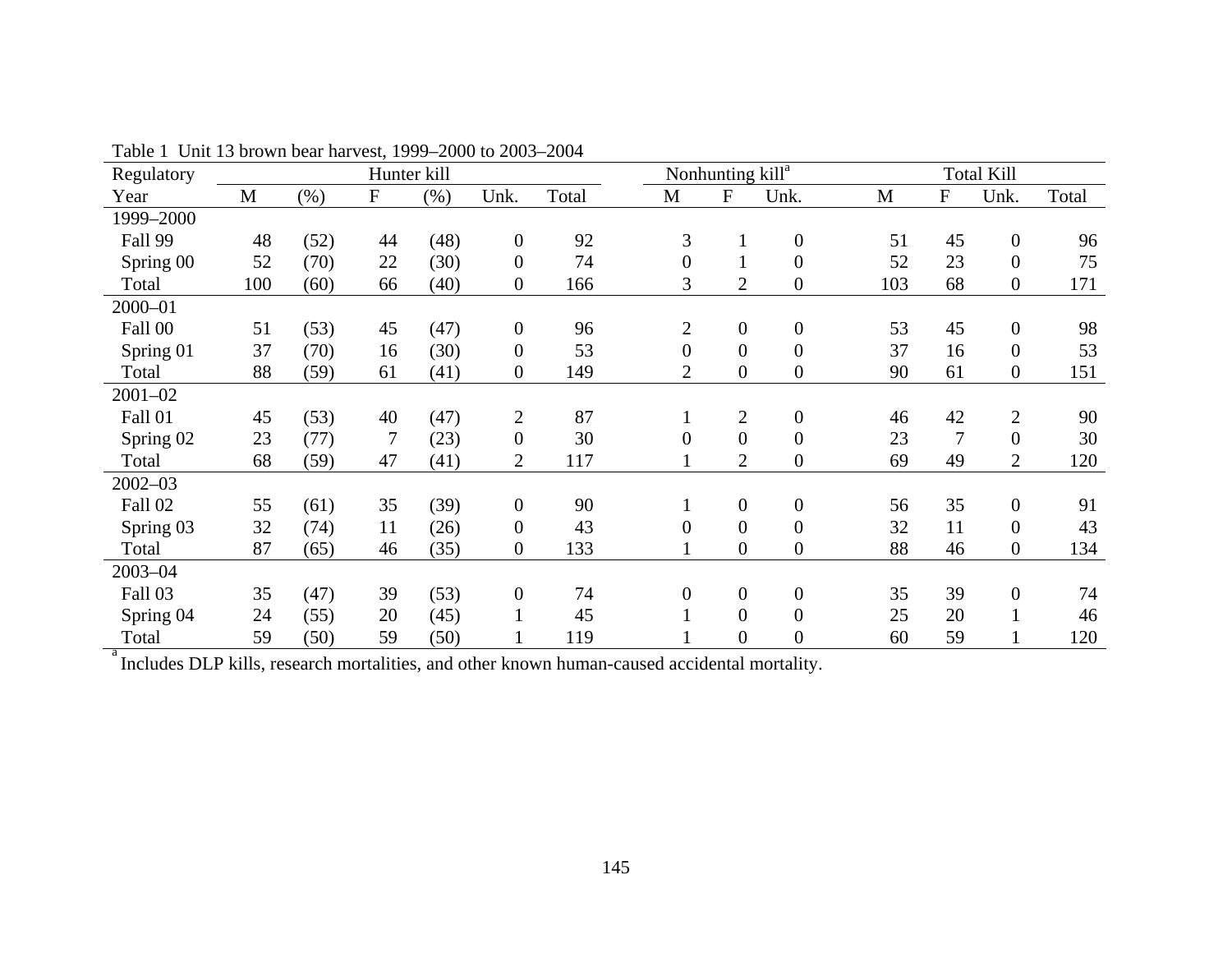Table 1 Unit 13 brown bear harvest, 1999–2000 to 2003–2004

| Regulatory | Hunter kill | | | | | | Nonhunting kill[a] | | | Total Kill | | | |
|---|---|---|---|---|---|---|---|---|---|---|---|---|---|
| Year | M | (%) | F | (%) | Unk. | Total | M | F | Unk. | M | F | Unk. | Total |
| 1999–2000 | | | | | | | | | | | | | |
| Fall 99 | 48 | (52) | 44 | (48) | 0 | 92 | 3 | 1 | 0 | 51 | 45 | 0 | 96 |
| Spring 00 | 52 | (70) | 22 | (30) | 0 | 74 | 0 | 1 | 0 | 52 | 23 | 0 | 75 |
| Total | 100 | (60) | 66 | (40) | 0 | 166 | 3 | 2 | 0 | 103 | 68 | 0 | 171 |
| 2000–01 | | | | | | | | | | | | | |
| Fall 00 | 51 | (53) | 45 | (47) | 0 | 96 | 2 | 0 | 0 | 53 | 45 | 0 | 98 |
| Spring 01 | 37 | (70) | 16 | (30) | 0 | 53 | 0 | 0 | 0 | 37 | 16 | 0 | 53 |
| Total | 88 | (59) | 61 | (41) | 0 | 149 | 2 | 0 | 0 | 90 | 61 | 0 | 151 |
| 2001–02 | | | | | | | | | | | | | |
| Fall 01 | 45 | (53) | 40 | (47) | 2 | 87 | 1 | 2 | 0 | 46 | 42 | 2 | 90 |
| Spring 02 | 23 | (77) | 7 | (23) | 0 | 30 | 0 | 0 | 0 | 23 | 7 | 0 | 30 |
| Total | 68 | (59) | 47 | (41) | 2 | 117 | 1 | 2 | 0 | 69 | 49 | 2 | 120 |
| 2002–03 | | | | | | | | | | | | | |
| Fall 02 | 55 | (61) | 35 | (39) | 0 | 90 | 1 | 0 | 0 | 56 | 35 | 0 | 91 |
| Spring 03 | 32 | (74) | 11 | (26) | 0 | 43 | 0 | 0 | 0 | 32 | 11 | 0 | 43 |
| Total | 87 | (65) | 46 | (35) | 0 | 133 | 1 | 0 | 0 | 88 | 46 | 0 | 134 |
| 2003–04 | | | | | | | | | | | | | |
| Fall 03 | 35 | (47) | 39 | (53) | 0 | 74 | 0 | 0 | 0 | 35 | 39 | 0 | 74 |
| Spring 04 | 24 | (55) | 20 | (45) | 1 | 45 | 1 | 0 | 0 | 25 | 20 | 1 | 46 |
| Total | 59 | (50) | 59 | (50) | 1 | 119 | 1 | 0 | 0 | 60 | 59 | 1 | 120 |

[a] Includes DLP kills, research mortalities, and other known human-caused accidental mortality.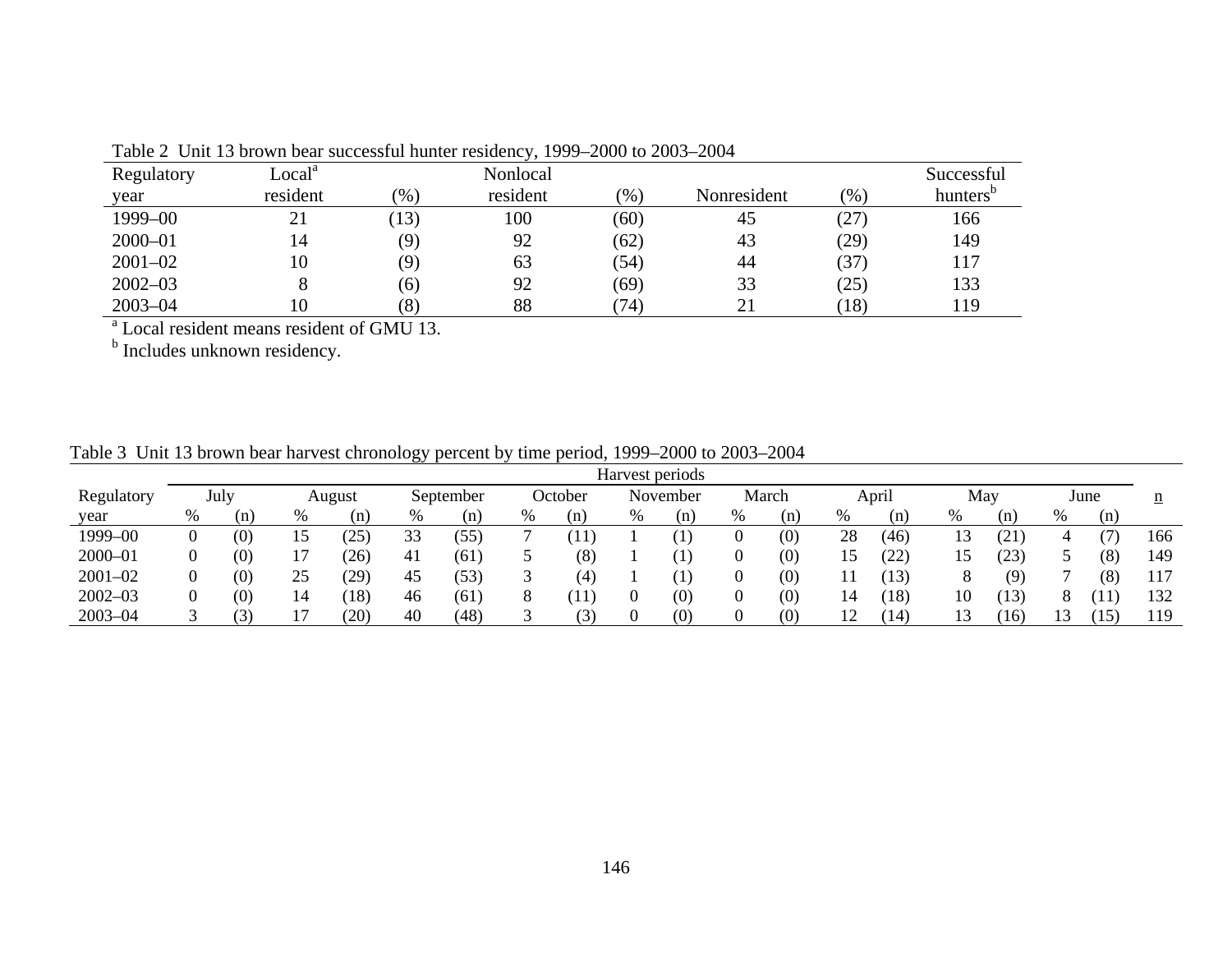Table 2 Unit 13 brown bear successful hunter residency, 1999–2000 to 2003–2004

| Regulatory year | Local resident[a] | (%) | Nonlocal resident | (%) | Nonresident | (%) | Successful hunters[b] |
|---|---|---|---|---|---|---|---|
| 1999–00 | 21 | (13) | 100 | (60) | 45 | (27) | 166 |
| 2000–01 | 14 | (9) | 92 | (62) | 43 | (29) | 149 |
| 2001–02 | 10 | (9) | 63 | (54) | 44 | (37) | 117 |
| 2002–03 | 8 | (6) | 92 | (69) | 33 | (25) | 133 |
| 2003–04 | 10 | (8) | 88 | (74) | 21 | (18) | 119 |

[a] Local resident means resident of GMU 13.
[b] Includes unknown residency.

Table 3 Unit 13 brown bear harvest chronology percent by time period, 1999–2000 to 2003–2004

| | Harvest periods | | | | | | | | | | | | | | | | | | |
|---|---|---|---|---|---|---|---|---|---|---|---|---|---|---|---|---|---|---|---|
| Regulatory | July | | August | | September | | October | | November | | March | | April | | May | | June | | n |
| year | % | (n) | % | (n) | % | (n) | % | (n) | % | (n) | % | (n) | % | (n) | % | (n) | % | (n) | |
| 1999–00 | 0 | (0) | 15 | (25) | 33 | (55) | 7 | (11) | 1 | (1) | 0 | (0) | 28 | (46) | 13 | (21) | 4 | (7) | 166 |
| 2000–01 | 0 | (0) | 17 | (26) | 41 | (61) | 5 | (8) | 1 | (1) | 0 | (0) | 15 | (22) | 15 | (23) | 5 | (8) | 149 |
| 2001–02 | 0 | (0) | 25 | (29) | 45 | (53) | 3 | (4) | 1 | (1) | 0 | (0) | 11 | (13) | 8 | (9) | 7 | (8) | 117 |
| 2002–03 | 0 | (0) | 14 | (18) | 46 | (61) | 8 | (11) | 0 | (0) | 0 | (0) | 14 | (18) | 10 | (13) | 8 | (11) | 132 |
| 2003–04 | 3 | (3) | 17 | (20) | 40 | (48) | 3 | (3) | 0 | (0) | 0 | (0) | 12 | (14) | 13 | (16) | 13 | (15) | 119 |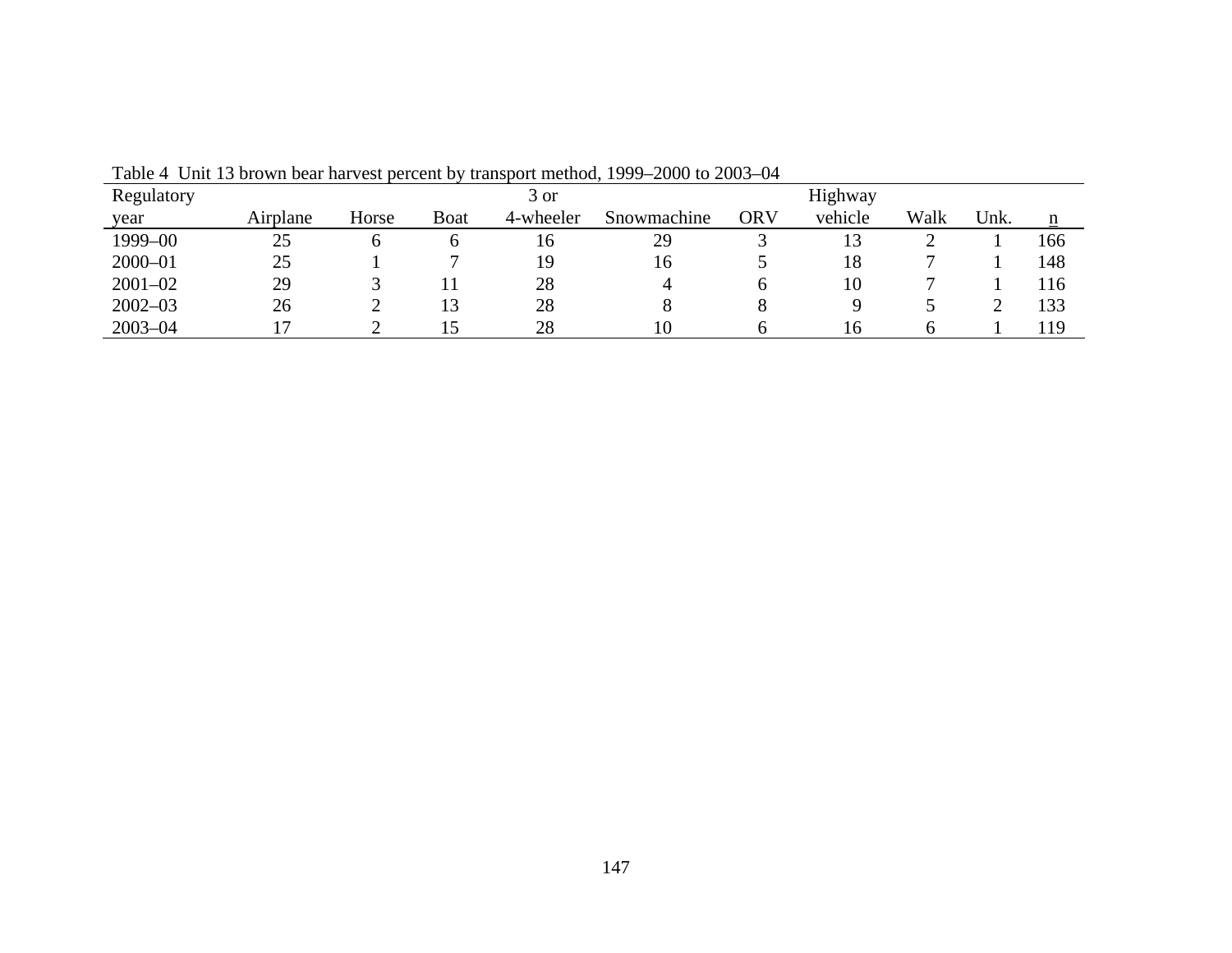Table 4  Unit 13 brown bear harvest percent by transport method, 1999–2000 to 2003–04

| Regulatory year | Airplane | Horse | Boat | 3 or 4-wheeler | Snowmachine | ORV | Highway vehicle | Walk | Unk. | n |
|---|---|---|---|---|---|---|---|---|---|---|
| 1999–00 | 25 | 6 | 6 | 16 | 29 | 3 | 13 | 2 | 1 | 166 |
| 2000–01 | 25 | 1 | 7 | 19 | 16 | 5 | 18 | 7 | 1 | 148 |
| 2001–02 | 29 | 3 | 11 | 28 | 4 | 6 | 10 | 7 | 1 | 116 |
| 2002–03 | 26 | 2 | 13 | 28 | 8 | 8 | 9 | 5 | 2 | 133 |
| 2003–04 | 17 | 2 | 15 | 28 | 10 | 6 | 16 | 6 | 1 | 119 |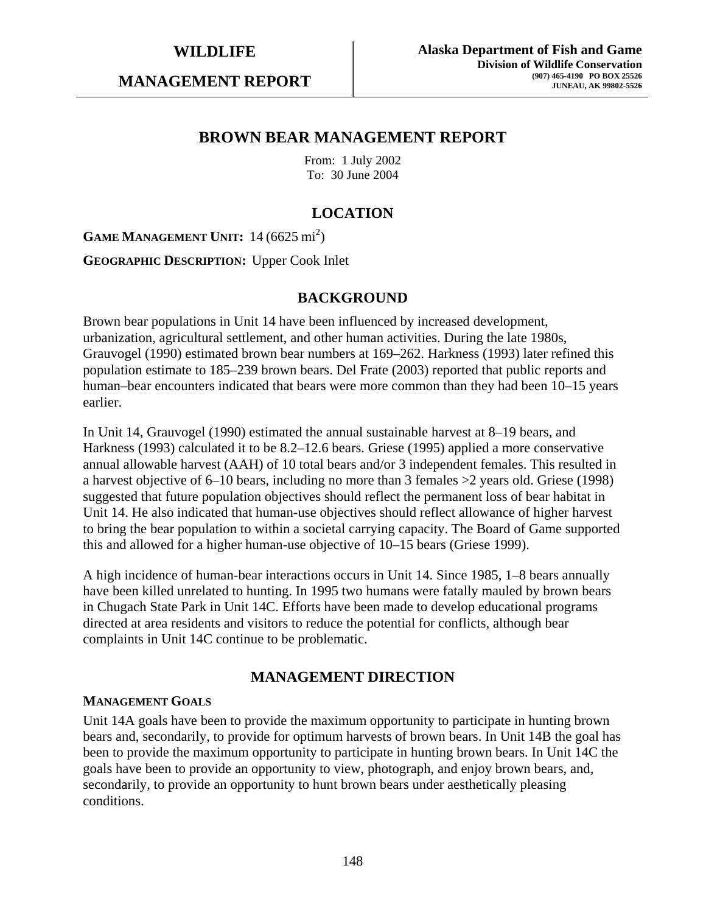**WILDLIFE**

**MANAGEMENT REPORT**

**Alaska Department of Fish and Game**
**Division of Wildlife Conservation**
**(907) 465-4190 PO BOX 25526**
**JUNEAU, AK 99802-5526**

# BROWN BEAR MANAGEMENT REPORT

From: 1 July 2002
To: 30 June 2004

## LOCATION

**GAME MANAGEMENT UNIT:** 14 (6625 $mi^2$)

**GEOGRAPHIC DESCRIPTION:** Upper Cook Inlet

## BACKGROUND

Brown bear populations in Unit 14 have been influenced by increased development, urbanization, agricultural settlement, and other human activities. During the late 1980s, Grauvogel (1990) estimated brown bear numbers at 169–262. Harkness (1993) later refined this population estimate to 185–239 brown bears. Del Frate (2003) reported that public reports and human–bear encounters indicated that bears were more common than they had been 10–15 years earlier.

In Unit 14, Grauvogel (1990) estimated the annual sustainable harvest at 8–19 bears, and Harkness (1993) calculated it to be 8.2–12.6 bears. Griese (1995) applied a more conservative annual allowable harvest (AAH) of 10 total bears and/or 3 independent females. This resulted in a harvest objective of 6–10 bears, including no more than 3 females >2 years old. Griese (1998) suggested that future population objectives should reflect the permanent loss of bear habitat in Unit 14. He also indicated that human-use objectives should reflect allowance of higher harvest to bring the bear population to within a societal carrying capacity. The Board of Game supported this and allowed for a higher human-use objective of 10–15 bears (Griese 1999).

A high incidence of human-bear interactions occurs in Unit 14. Since 1985, 1–8 bears annually have been killed unrelated to hunting. In 1995 two humans were fatally mauled by brown bears in Chugach State Park in Unit 14C. Efforts have been made to develop educational programs directed at area residents and visitors to reduce the potential for conflicts, although bear complaints in Unit 14C continue to be problematic.

## MANAGEMENT DIRECTION

### MANAGEMENT GOALS

Unit 14A goals have been to provide the maximum opportunity to participate in hunting brown bears and, secondarily, to provide for optimum harvests of brown bears. In Unit 14B the goal has been to provide the maximum opportunity to participate in hunting brown bears. In Unit 14C the goals have been to provide an opportunity to view, photograph, and enjoy brown bears, and, secondarily, to provide an opportunity to hunt brown bears under aesthetically pleasing conditions.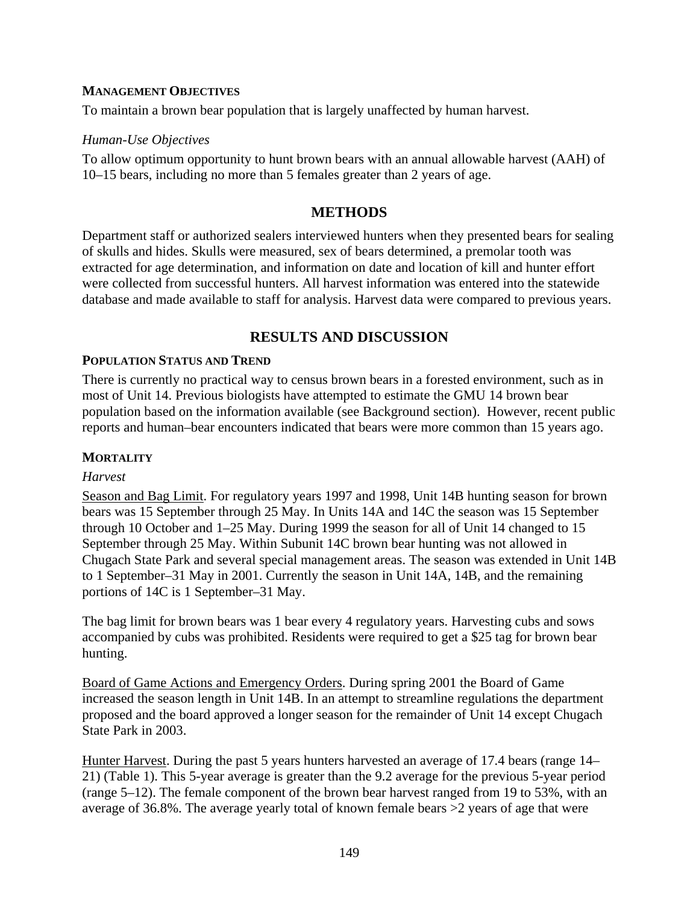### MANAGEMENT OBJECTIVES

To maintain a brown bear population that is largely unaffected by human harvest.

*Human-Use Objectives*

To allow optimum opportunity to hunt brown bears with an annual allowable harvest (AAH) of 10–15 bears, including no more than 5 females greater than 2 years of age.

## METHODS

Department staff or authorized sealers interviewed hunters when they presented bears for sealing of skulls and hides. Skulls were measured, sex of bears determined, a premolar tooth was extracted for age determination, and information on date and location of kill and hunter effort were collected from successful hunters. All harvest information was entered into the statewide database and made available to staff for analysis. Harvest data were compared to previous years.

## RESULTS AND DISCUSSION

### POPULATION STATUS AND TREND

There is currently no practical way to census brown bears in a forested environment, such as in most of Unit 14. Previous biologists have attempted to estimate the GMU 14 brown bear population based on the information available (see Background section). However, recent public reports and human–bear encounters indicated that bears were more common than 15 years ago.

### MORTALITY

*Harvest*

Season and Bag Limit. For regulatory years 1997 and 1998, Unit 14B hunting season for brown bears was 15 September through 25 May. In Units 14A and 14C the season was 15 September through 10 October and 1–25 May. During 1999 the season for all of Unit 14 changed to 15 September through 25 May. Within Subunit 14C brown bear hunting was not allowed in Chugach State Park and several special management areas. The season was extended in Unit 14B to 1 September–31 May in 2001. Currently the season in Unit 14A, 14B, and the remaining portions of 14C is 1 September–31 May.

The bag limit for brown bears was 1 bear every 4 regulatory years. Harvesting cubs and sows accompanied by cubs was prohibited. Residents were required to get a $25 tag for brown bear hunting.

Board of Game Actions and Emergency Orders. During spring 2001 the Board of Game increased the season length in Unit 14B. In an attempt to streamline regulations the department proposed and the board approved a longer season for the remainder of Unit 14 except Chugach State Park in 2003.

Hunter Harvest. During the past 5 years hunters harvested an average of 17.4 bears (range 14–21) (Table 1). This 5-year average is greater than the 9.2 average for the previous 5-year period (range 5–12). The female component of the brown bear harvest ranged from 19 to 53%, with an average of 36.8%. The average yearly total of known female bears >2 years of age that were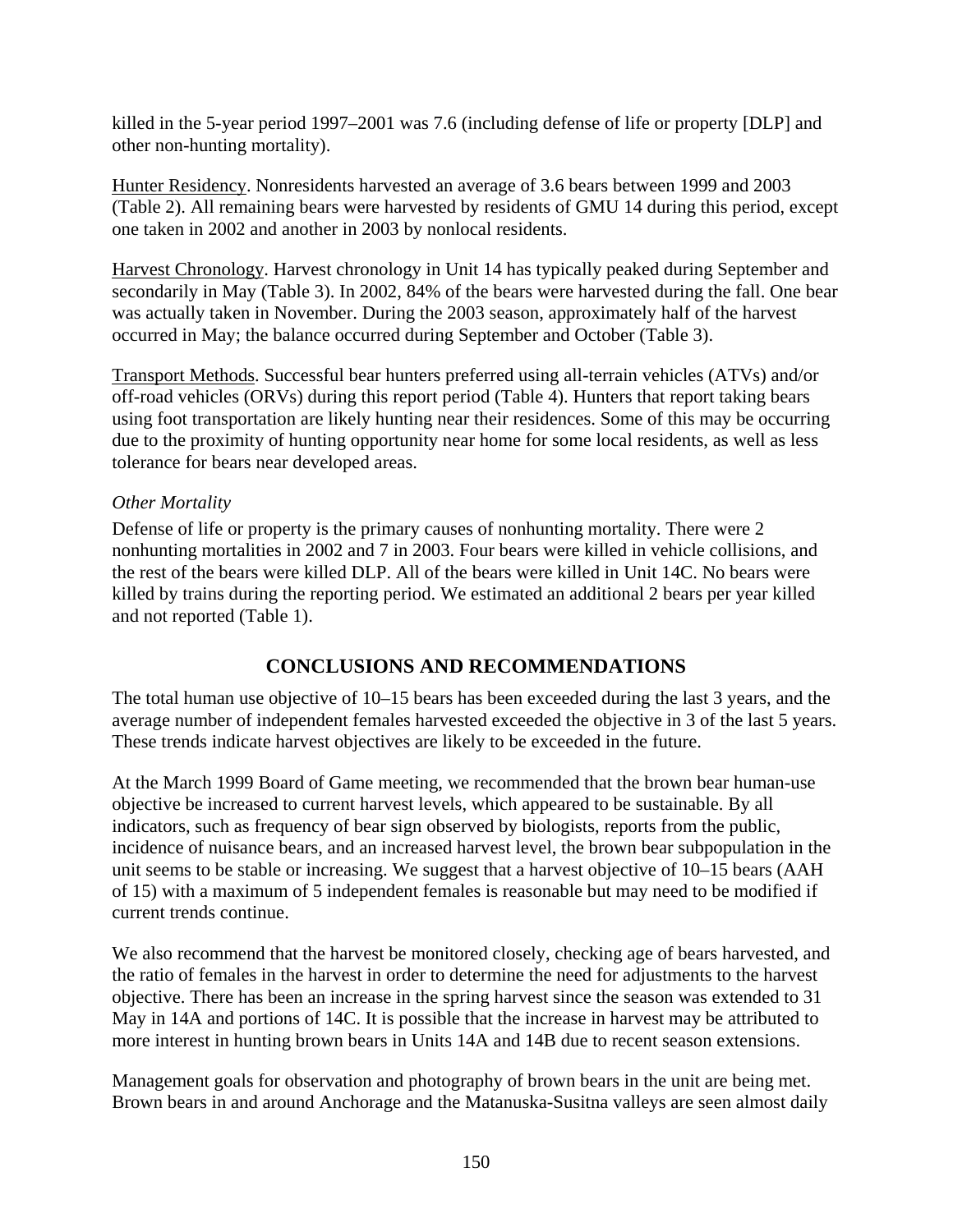killed in the 5-year period 1997–2001 was 7.6 (including defense of life or property [DLP] and other non-hunting mortality).

Hunter Residency. Nonresidents harvested an average of 3.6 bears between 1999 and 2003 (Table 2). All remaining bears were harvested by residents of GMU 14 during this period, except one taken in 2002 and another in 2003 by nonlocal residents.

Harvest Chronology. Harvest chronology in Unit 14 has typically peaked during September and secondarily in May (Table 3). In 2002, 84% of the bears were harvested during the fall. One bear was actually taken in November. During the 2003 season, approximately half of the harvest occurred in May; the balance occurred during September and October (Table 3).

Transport Methods. Successful bear hunters preferred using all-terrain vehicles (ATVs) and/or off-road vehicles (ORVs) during this report period (Table 4). Hunters that report taking bears using foot transportation are likely hunting near their residences. Some of this may be occurring due to the proximity of hunting opportunity near home for some local residents, as well as less tolerance for bears near developed areas.

*Other Mortality*

Defense of life or property is the primary causes of nonhunting mortality. There were 2 nonhunting mortalities in 2002 and 7 in 2003. Four bears were killed in vehicle collisions, and the rest of the bears were killed DLP. All of the bears were killed in Unit 14C. No bears were killed by trains during the reporting period. We estimated an additional 2 bears per year killed and not reported (Table 1).

## CONCLUSIONS AND RECOMMENDATIONS

The total human use objective of 10–15 bears has been exceeded during the last 3 years, and the average number of independent females harvested exceeded the objective in 3 of the last 5 years. These trends indicate harvest objectives are likely to be exceeded in the future.

At the March 1999 Board of Game meeting, we recommended that the brown bear human-use objective be increased to current harvest levels, which appeared to be sustainable. By all indicators, such as frequency of bear sign observed by biologists, reports from the public, incidence of nuisance bears, and an increased harvest level, the brown bear subpopulation in the unit seems to be stable or increasing. We suggest that a harvest objective of 10–15 bears (AAH of 15) with a maximum of 5 independent females is reasonable but may need to be modified if current trends continue.

We also recommend that the harvest be monitored closely, checking age of bears harvested, and the ratio of females in the harvest in order to determine the need for adjustments to the harvest objective. There has been an increase in the spring harvest since the season was extended to 31 May in 14A and portions of 14C. It is possible that the increase in harvest may be attributed to more interest in hunting brown bears in Units 14A and 14B due to recent season extensions.

Management goals for observation and photography of brown bears in the unit are being met. Brown bears in and around Anchorage and the Matanuska-Susitna valleys are seen almost daily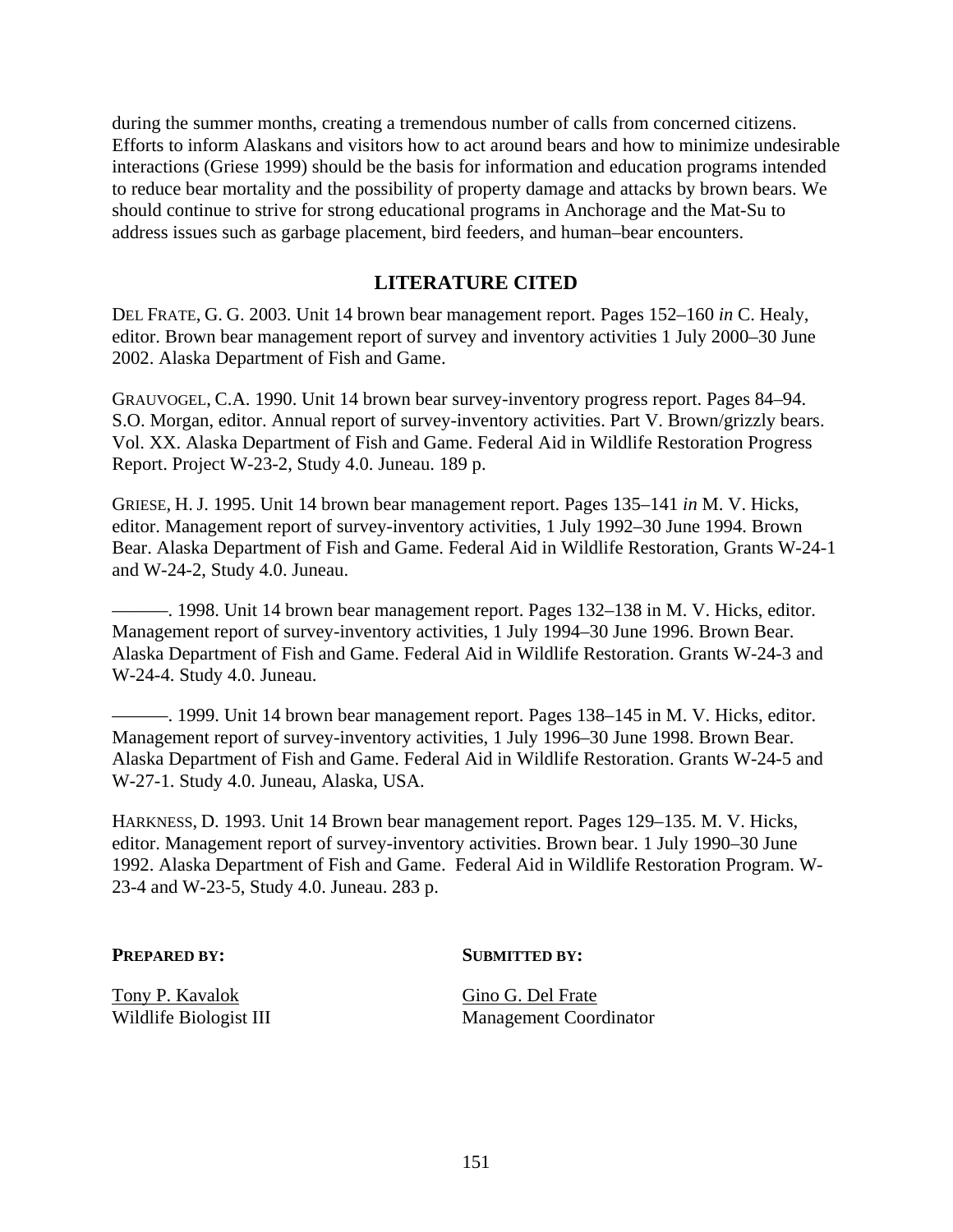during the summer months, creating a tremendous number of calls from concerned citizens. Efforts to inform Alaskans and visitors how to act around bears and how to minimize undesirable interactions (Griese 1999) should be the basis for information and education programs intended to reduce bear mortality and the possibility of property damage and attacks by brown bears. We should continue to strive for strong educational programs in Anchorage and the Mat-Su to address issues such as garbage placement, bird feeders, and human–bear encounters.

## LITERATURE CITED

DEL FRATE, G. G. 2003. Unit 14 brown bear management report. Pages 152–160 *in* C. Healy, editor. Brown bear management report of survey and inventory activities 1 July 2000–30 June 2002. Alaska Department of Fish and Game.

GRAUVOGEL, C.A. 1990. Unit 14 brown bear survey-inventory progress report. Pages 84–94. S.O. Morgan, editor. Annual report of survey-inventory activities. Part V. Brown/grizzly bears. Vol. XX. Alaska Department of Fish and Game. Federal Aid in Wildlife Restoration Progress Report. Project W-23-2, Study 4.0. Juneau. 189 p.

GRIESE, H. J. 1995. Unit 14 brown bear management report. Pages 135–141 *in* M. V. Hicks, editor. Management report of survey-inventory activities, 1 July 1992–30 June 1994. Brown Bear. Alaska Department of Fish and Game. Federal Aid in Wildlife Restoration, Grants W-24-1 and W-24-2, Study 4.0. Juneau.

———. 1998. Unit 14 brown bear management report. Pages 132–138 in M. V. Hicks, editor. Management report of survey-inventory activities, 1 July 1994–30 June 1996. Brown Bear. Alaska Department of Fish and Game. Federal Aid in Wildlife Restoration. Grants W-24-3 and W-24-4. Study 4.0. Juneau.

———. 1999. Unit 14 brown bear management report. Pages 138–145 in M. V. Hicks, editor. Management report of survey-inventory activities, 1 July 1996–30 June 1998. Brown Bear. Alaska Department of Fish and Game. Federal Aid in Wildlife Restoration. Grants W-24-5 and W-27-1. Study 4.0. Juneau, Alaska, USA.

HARKNESS, D. 1993. Unit 14 Brown bear management report. Pages 129–135. M. V. Hicks, editor. Management report of survey-inventory activities. Brown bear. 1 July 1990–30 June 1992. Alaska Department of Fish and Game. Federal Aid in Wildlife Restoration Program. W-23-4 and W-23-5, Study 4.0. Juneau. 283 p.

**PREPARED BY:**

Tony P. Kavalok
Wildlife Biologist III

**SUBMITTED BY:**

Gino G. Del Frate
Management Coordinator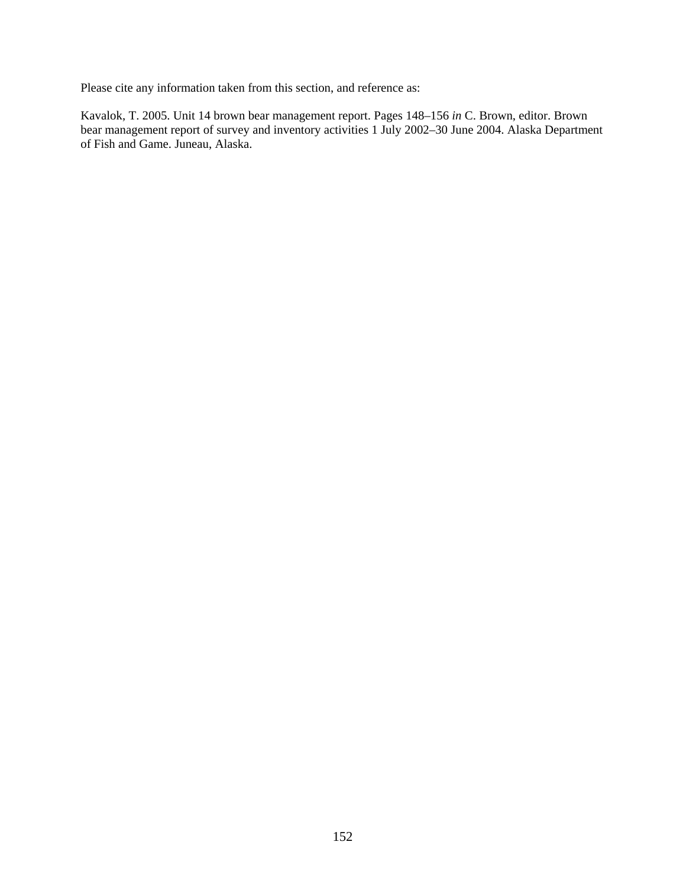Please cite any information taken from this section, and reference as:

Kavalok, T. 2005. Unit 14 brown bear management report. Pages 148–156 *in* C. Brown, editor. Brown bear management report of survey and inventory activities 1 July 2002–30 June 2004. Alaska Department of Fish and Game. Juneau, Alaska.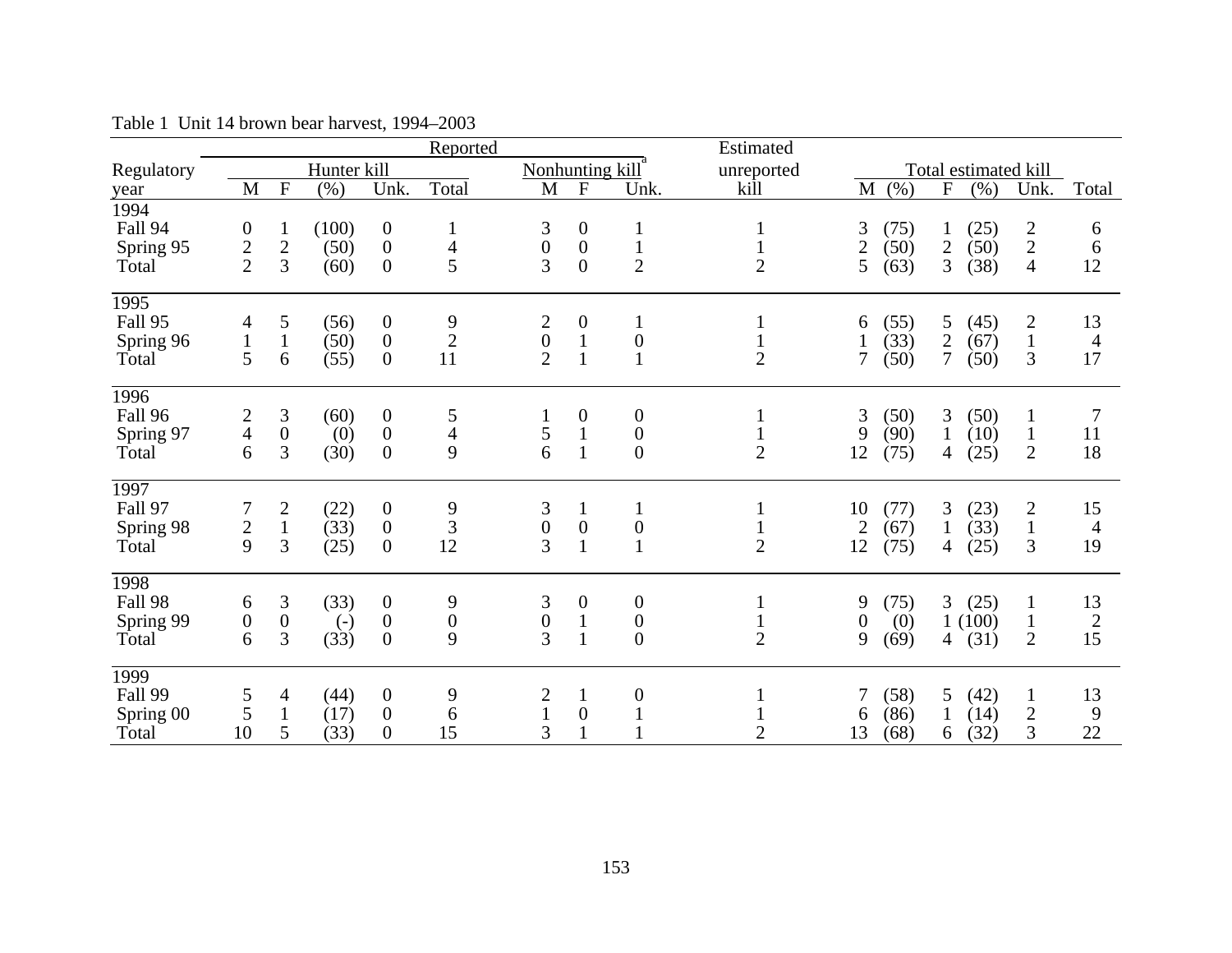Table 1 Unit 14 brown bear harvest, 1994–2003

| Regulatory year | Reported | | | | | | | | Estimated unreported kill | Total estimated kill | | | | | | |
|---|---|---|---|---|---|---|---|---|---|---|---|---|---|---|---|---|
| | Hunter kill | | | | | Nonhunting kill[a] | | | | | | | | | | |
| | M | F | (%) | Unk. | Total | M | F | Unk. | | M | (%) | F | (%) | Unk. | Total |
| **1994** | | | | | | | | | | | | | | | |
| Fall 94 | 0 | 1 | (100) | 0 | 1 | 3 | 0 | 1 | 1 | 3 | (75) | 1 | (25) | 2 | 6 |
| Spring 95 | 2 | 2 | (50) | 0 | 4 | 0 | 0 | 1 | 1 | 2 | (50) | 2 | (50) | 2 | 6 |
| Total | 2 | 3 | (60) | 0 | 5 | 3 | 0 | 2 | 2 | 5 | (63) | 3 | (38) | 4 | 12 |
| **1995** | | | | | | | | | | | | | | | |
| Fall 95 | 4 | 5 | (56) | 0 | 9 | 2 | 0 | 1 | 1 | 6 | (55) | 5 | (45) | 2 | 13 |
| Spring 96 | 1 | 1 | (50) | 0 | 2 | 0 | 1 | 0 | 1 | 1 | (33) | 2 | (67) | 1 | 4 |
| Total | 5 | 6 | (55) | 0 | 11 | 2 | 1 | 1 | 2 | 7 | (50) | 7 | (50) | 3 | 17 |
| **1996** | | | | | | | | | | | | | | | |
| Fall 96 | 2 | 3 | (60) | 0 | 5 | 1 | 0 | 0 | 1 | 3 | (50) | 3 | (50) | 1 | 7 |
| Spring 97 | 4 | 0 | (0) | 0 | 4 | 5 | 1 | 0 | 1 | 9 | (90) | 1 | (10) | 1 | 11 |
| Total | 6 | 3 | (30) | 0 | 9 | 6 | 1 | 0 | 2 | 12 | (75) | 4 | (25) | 2 | 18 |
| **1997** | | | | | | | | | | | | | | | |
| Fall 97 | 7 | 2 | (22) | 0 | 9 | 3 | 1 | 1 | 1 | 10 | (77) | 3 | (23) | 2 | 15 |
| Spring 98 | 2 | 1 | (33) | 0 | 3 | 0 | 0 | 0 | 1 | 2 | (67) | 1 | (33) | 1 | 4 |
| Total | 9 | 3 | (25) | 0 | 12 | 3 | 1 | 1 | 2 | 12 | (75) | 4 | (25) | 3 | 19 |
| **1998** | | | | | | | | | | | | | | | |
| Fall 98 | 6 | 3 | (33) | 0 | 9 | 3 | 0 | 0 | 1 | 9 | (75) | 3 | (25) | 1 | 13 |
| Spring 99 | 0 | 0 | (-) | 0 | 0 | 0 | 1 | 0 | 1 | 0 | (0) | 1 | (100) | 1 | 2 |
| Total | 6 | 3 | (33) | 0 | 9 | 3 | 1 | 0 | 2 | 9 | (69) | 4 | (31) | 2 | 15 |
| **1999** | | | | | | | | | | | | | | | |
| Fall 99 | 5 | 4 | (44) | 0 | 9 | 2 | 1 | 0 | 1 | 7 | (58) | 5 | (42) | 1 | 13 |
| Spring 00 | 5 | 1 | (17) | 0 | 6 | 1 | 0 | 1 | 1 | 6 | (86) | 1 | (14) | 2 | 9 |
| Total | 10 | 5 | (33) | 0 | 15 | 3 | 1 | 1 | 2 | 13 | (68) | 6 | (32) | 3 | 22 |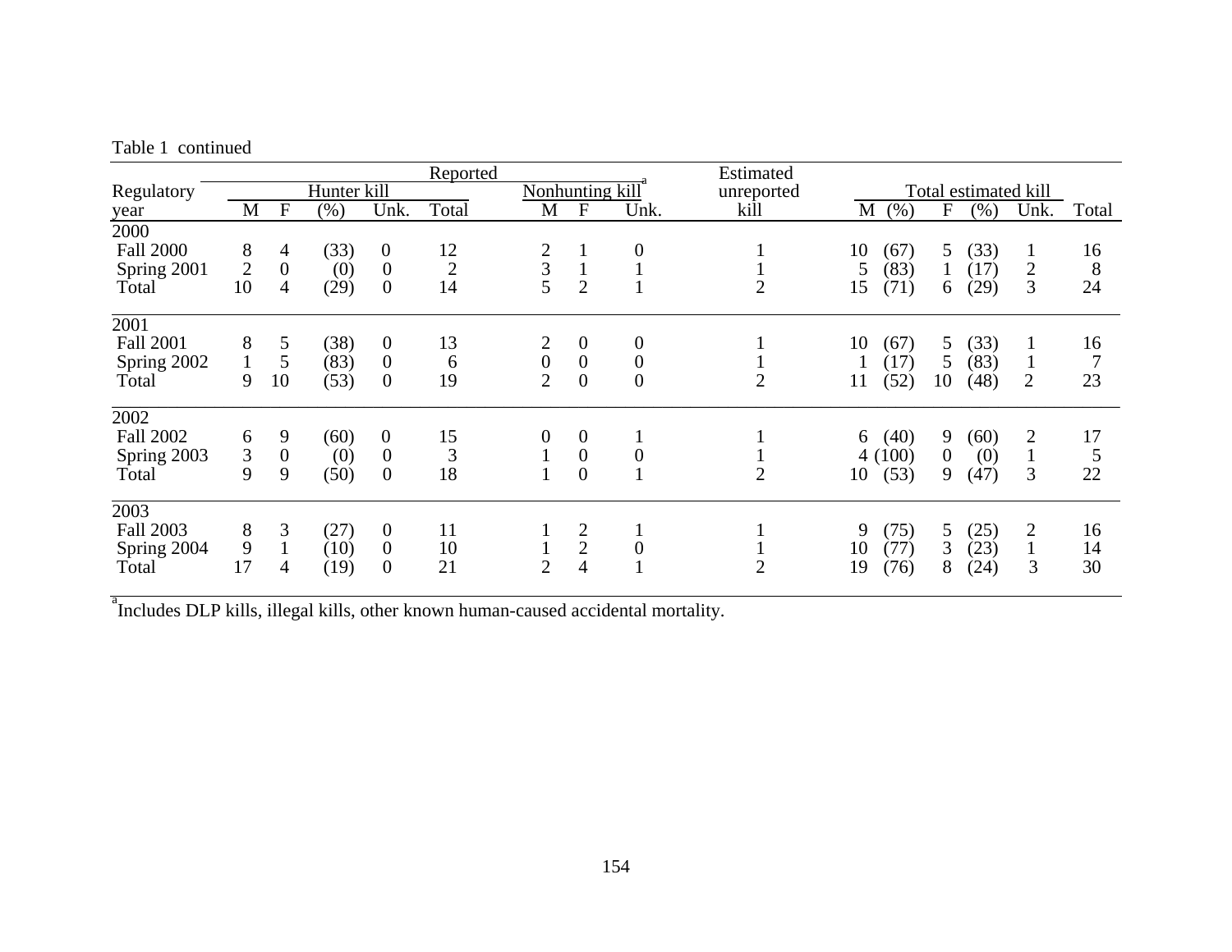Table 1 continued

| Regulatory year | Reported | | | | | | | | Estimated unreported kill | Total estimated kill | | | | | |
|---|---|---|---|---|---|---|---|---|---|---|---|---|---|---|---|
| | Hunter kill | | | | | Nonhunting kill[a] | | | | | | | | | |
| | M | F | (%) | Unk. | Total | M | F | Unk. | | M | (%) | F | (%) | Unk. | Total |
| 2000 | | | | | | | | | | | | | | | |
| Fall 2000 | 8 | 4 | (33) | 0 | 12 | 2 | 1 | 0 | 1 | 10 | (67) | 5 | (33) | 1 | 16 |
| Spring 2001 | 2 | 0 | (0) | 0 | 2 | 3 | 1 | 1 | 1 | 5 | (83) | 1 | (17) | 2 | 8 |
| Total | 10 | 4 | (29) | 0 | 14 | 5 | 2 | 1 | 2 | 15 | (71) | 6 | (29) | 3 | 24 |
| 2001 | | | | | | | | | | | | | | | |
| Fall 2001 | 8 | 5 | (38) | 0 | 13 | 2 | 0 | 0 | 1 | 10 | (67) | 5 | (33) | 1 | 16 |
| Spring 2002 | 1 | 5 | (83) | 0 | 6 | 0 | 0 | 0 | 1 | 1 | (17) | 5 | (83) | 1 | 7 |
| Total | 9 | 10 | (53) | 0 | 19 | 2 | 0 | 0 | 2 | 11 | (52) | 10 | (48) | 2 | 23 |
| 2002 | | | | | | | | | | | | | | | |
| Fall 2002 | 6 | 9 | (60) | 0 | 15 | 0 | 0 | 1 | 1 | 6 | (40) | 9 | (60) | 2 | 17 |
| Spring 2003 | 3 | 0 | (0) | 0 | 3 | 1 | 0 | 0 | 1 | 4 | (100) | 0 | (0) | 1 | 5 |
| Total | 9 | 9 | (50) | 0 | 18 | 1 | 0 | 1 | 2 | 10 | (53) | 9 | (47) | 3 | 22 |
| 2003 | | | | | | | | | | | | | | | |
| Fall 2003 | 8 | 3 | (27) | 0 | 11 | 1 | 2 | 1 | 1 | 9 | (75) | 5 | (25) | 2 | 16 |
| Spring 2004 | 9 | 1 | (10) | 0 | 10 | 1 | 2 | 0 | 1 | 10 | (77) | 3 | (23) | 1 | 14 |
| Total | 17 | 4 | (19) | 0 | 21 | 2 | 4 | 1 | 2 | 19 | (76) | 8 | (24) | 3 | 30 |

[a] Includes DLP kills, illegal kills, other known human-caused accidental mortality.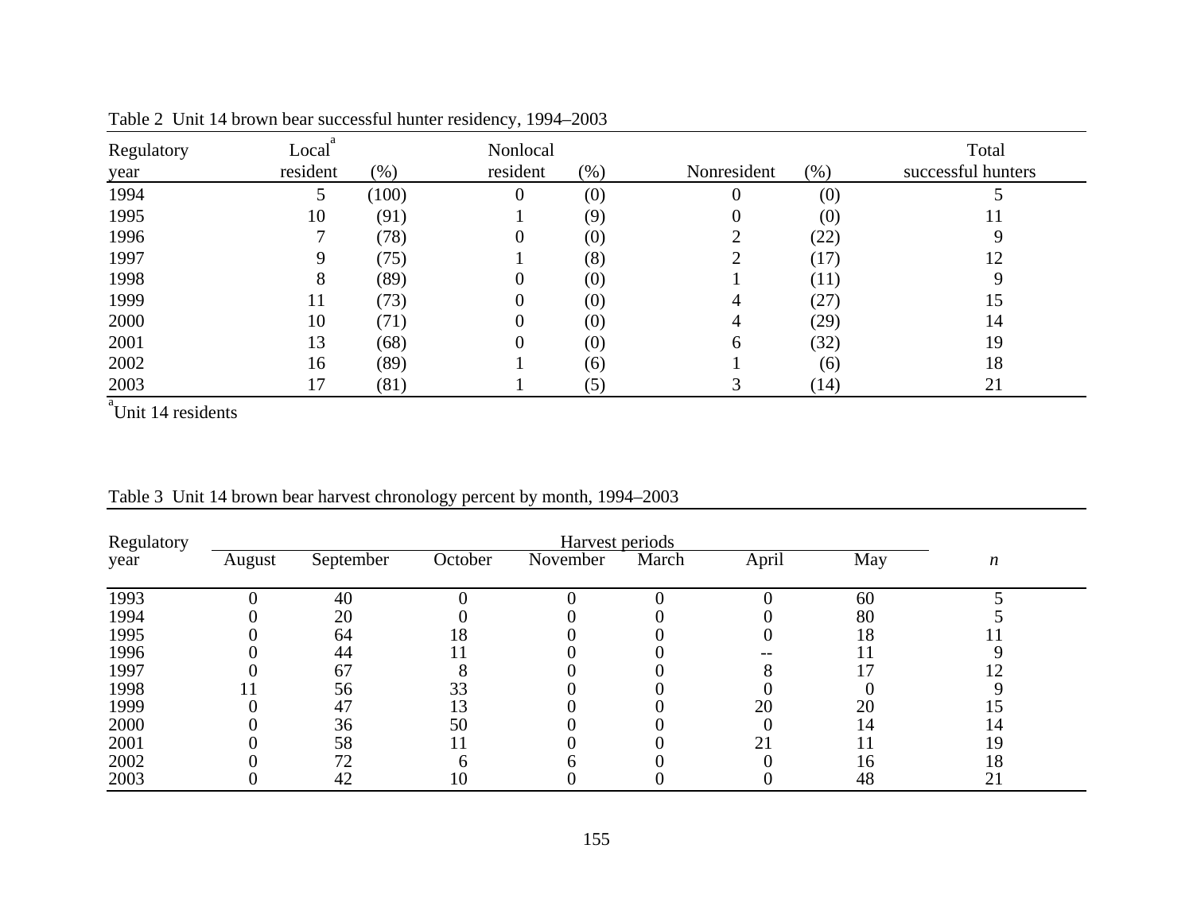Table 2 Unit 14 brown bear successful hunter residency, 1994–2003

| Regulatory year | Local[a] resident | (%) | Nonlocal resident | (%) | Nonresident | (%) | Total successful hunters |
|---|---|---|---|---|---|---|---|
| 1994 | 5 | (100) | 0 | (0) | 0 | (0) | 5 |
| 1995 | 10 | (91) | 1 | (9) | 0 | (0) | 11 |
| 1996 | 7 | (78) | 0 | (0) | 2 | (22) | 9 |
| 1997 | 9 | (75) | 1 | (8) | 2 | (17) | 12 |
| 1998 | 8 | (89) | 0 | (0) | 1 | (11) | 9 |
| 1999 | 11 | (73) | 0 | (0) | 4 | (27) | 15 |
| 2000 | 10 | (71) | 0 | (0) | 4 | (29) | 14 |
| 2001 | 13 | (68) | 0 | (0) | 6 | (32) | 19 |
| 2002 | 16 | (89) | 1 | (6) | 1 | (6) | 18 |
| 2003 | 17 | (81) | 1 | (5) | 3 | (14) | 21 |

[a]Unit 14 residents

Table 3 Unit 14 brown bear harvest chronology percent by month, 1994–2003

| Regulatory year | Harvest periods | | | | | | | *n* |
|---|---|---|---|---|---|---|---|---|
| | August | September | October | November | March | April | May | |
| 1993 | 0 | 40 | 0 | 0 | 0 | 0 | 60 | 5 |
| 1994 | 0 | 20 | 0 | 0 | 0 | 0 | 80 | 5 |
| 1995 | 0 | 64 | 18 | 0 | 0 | 0 | 18 | 11 |
| 1996 | 0 | 44 | 11 | 0 | 0 | -- | 11 | 9 |
| 1997 | 0 | 67 | 8 | 0 | 0 | 8 | 17 | 12 |
| 1998 | 11 | 56 | 33 | 0 | 0 | 0 | 0 | 9 |
| 1999 | 0 | 47 | 13 | 0 | 0 | 20 | 20 | 15 |
| 2000 | 0 | 36 | 50 | 0 | 0 | 0 | 14 | 14 |
| 2001 | 0 | 58 | 11 | 0 | 0 | 21 | 11 | 19 |
| 2002 | 0 | 72 | 6 | 6 | 0 | 0 | 16 | 18 |
| 2003 | 0 | 42 | 10 | 0 | 0 | 0 | 48 | 21 |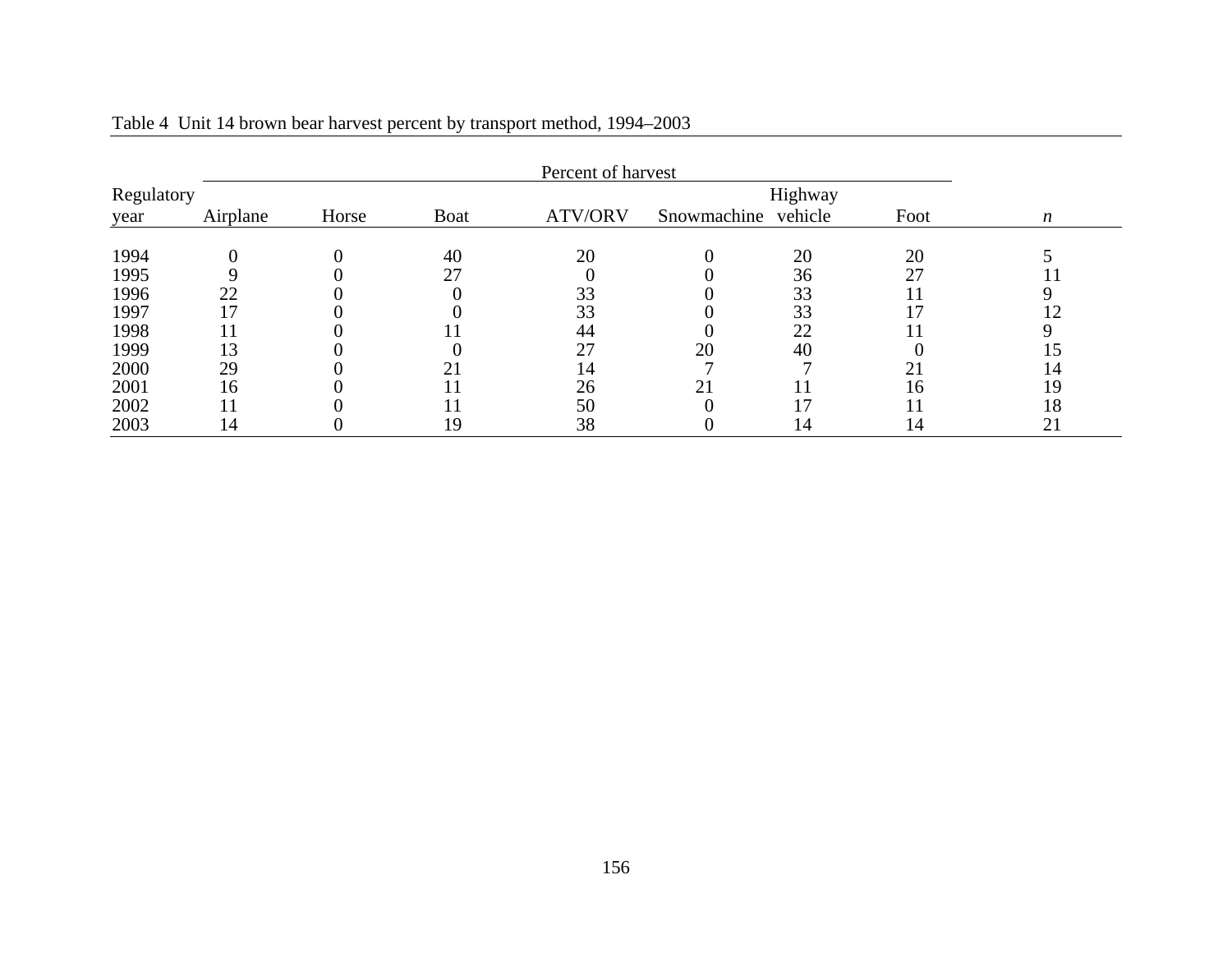Table 4 Unit 14 brown bear harvest percent by transport method, 1994–2003

| Regulatory year | Percent of harvest | | | | | | | *n* |
|---|---|---|---|---|---|---|---|---|
| | Airplane | Horse | Boat | ATV/ORV | Snowmachine | Highway vehicle | Foot | |
| 1994 | 0 | 0 | 40 | 20 | 0 | 20 | 20 | 5 |
| 1995 | 9 | 0 | 27 | 0 | 0 | 36 | 27 | 11 |
| 1996 | 22 | 0 | 0 | 33 | 0 | 33 | 11 | 9 |
| 1997 | 17 | 0 | 0 | 33 | 0 | 33 | 17 | 12 |
| 1998 | 11 | 0 | 11 | 44 | 0 | 22 | 11 | 9 |
| 1999 | 13 | 0 | 0 | 27 | 20 | 40 | 0 | 15 |
| 2000 | 29 | 0 | 21 | 14 | 7 | 7 | 21 | 14 |
| 2001 | 16 | 0 | 11 | 26 | 21 | 11 | 16 | 19 |
| 2002 | 11 | 0 | 11 | 50 | 0 | 17 | 11 | 18 |
| 2003 | 14 | 0 | 19 | 38 | 0 | 14 | 14 | 21 |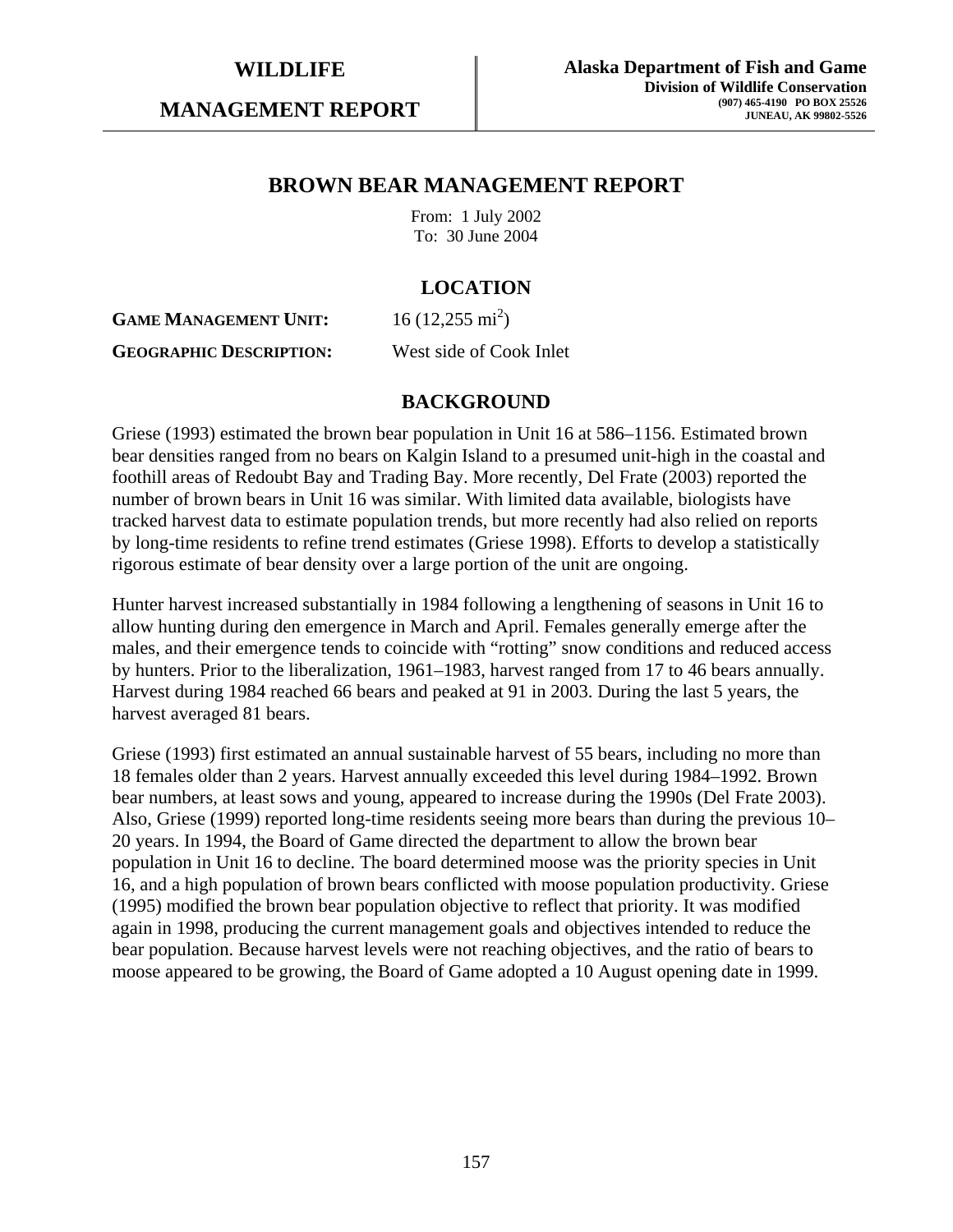**WILDLIFE**

**MANAGEMENT REPORT**

**Alaska Department of Fish and Game**
**Division of Wildlife Conservation**
**(907) 465-4190 PO BOX 25526**
**JUNEAU, AK 99802-5526**

# BROWN BEAR MANAGEMENT REPORT

From: 1 July 2002
To: 30 June 2004

## LOCATION

**GAME MANAGEMENT UNIT:** 16 (12,255 $mi^2$)

**GEOGRAPHIC DESCRIPTION:** West side of Cook Inlet

## BACKGROUND

Griese (1993) estimated the brown bear population in Unit 16 at 586–1156. Estimated brown bear densities ranged from no bears on Kalgin Island to a presumed unit-high in the coastal and foothill areas of Redoubt Bay and Trading Bay. More recently, Del Frate (2003) reported the number of brown bears in Unit 16 was similar. With limited data available, biologists have tracked harvest data to estimate population trends, but more recently had also relied on reports by long-time residents to refine trend estimates (Griese 1998). Efforts to develop a statistically rigorous estimate of bear density over a large portion of the unit are ongoing.

Hunter harvest increased substantially in 1984 following a lengthening of seasons in Unit 16 to allow hunting during den emergence in March and April. Females generally emerge after the males, and their emergence tends to coincide with "rotting" snow conditions and reduced access by hunters. Prior to the liberalization, 1961–1983, harvest ranged from 17 to 46 bears annually. Harvest during 1984 reached 66 bears and peaked at 91 in 2003. During the last 5 years, the harvest averaged 81 bears.

Griese (1993) first estimated an annual sustainable harvest of 55 bears, including no more than 18 females older than 2 years. Harvest annually exceeded this level during 1984–1992. Brown bear numbers, at least sows and young, appeared to increase during the 1990s (Del Frate 2003). Also, Griese (1999) reported long-time residents seeing more bears than during the previous 10–20 years. In 1994, the Board of Game directed the department to allow the brown bear population in Unit 16 to decline. The board determined moose was the priority species in Unit 16, and a high population of brown bears conflicted with moose population productivity. Griese (1995) modified the brown bear population objective to reflect that priority. It was modified again in 1998, producing the current management goals and objectives intended to reduce the bear population. Because harvest levels were not reaching objectives, and the ratio of bears to moose appeared to be growing, the Board of Game adopted a 10 August opening date in 1999.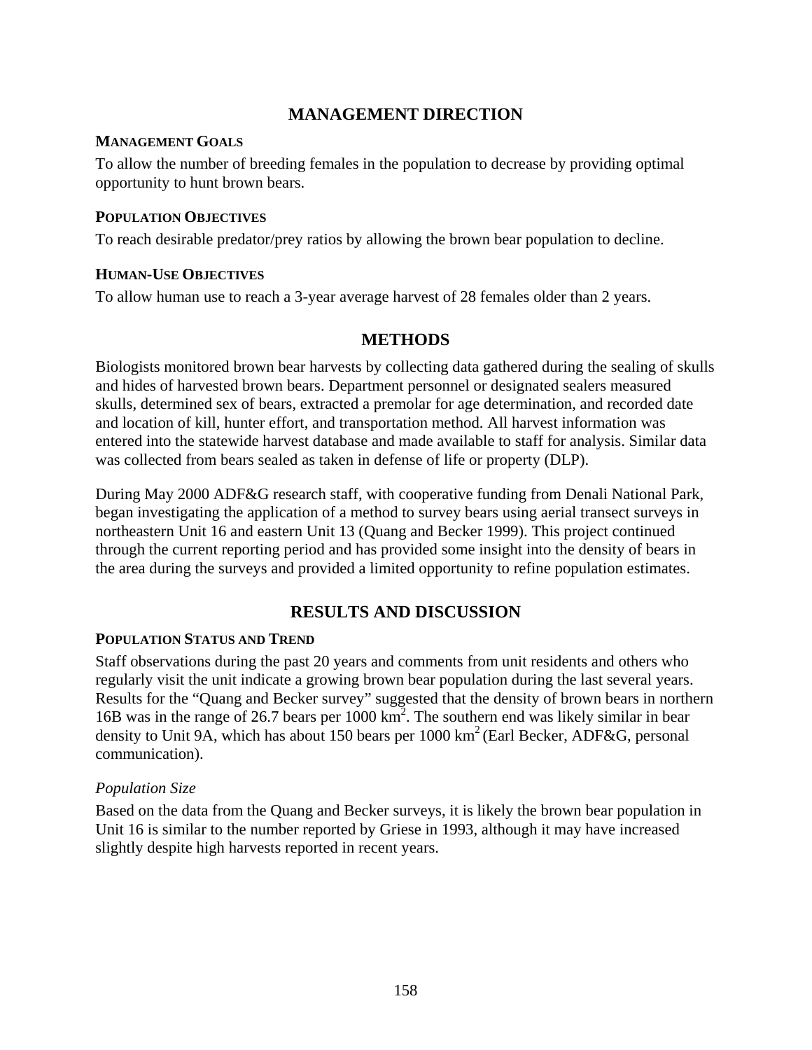## MANAGEMENT DIRECTION

### MANAGEMENT GOALS

To allow the number of breeding females in the population to decrease by providing optimal opportunity to hunt brown bears.

### POPULATION OBJECTIVES

To reach desirable predator/prey ratios by allowing the brown bear population to decline.

### HUMAN-USE OBJECTIVES

To allow human use to reach a 3-year average harvest of 28 females older than 2 years.

## METHODS

Biologists monitored brown bear harvests by collecting data gathered during the sealing of skulls and hides of harvested brown bears. Department personnel or designated sealers measured skulls, determined sex of bears, extracted a premolar for age determination, and recorded date and location of kill, hunter effort, and transportation method. All harvest information was entered into the statewide harvest database and made available to staff for analysis. Similar data was collected from bears sealed as taken in defense of life or property (DLP).

During May 2000 ADF&G research staff, with cooperative funding from Denali National Park, began investigating the application of a method to survey bears using aerial transect surveys in northeastern Unit 16 and eastern Unit 13 (Quang and Becker 1999). This project continued through the current reporting period and has provided some insight into the density of bears in the area during the surveys and provided a limited opportunity to refine population estimates.

## RESULTS AND DISCUSSION

### POPULATION STATUS AND TREND

Staff observations during the past 20 years and comments from unit residents and others who regularly visit the unit indicate a growing brown bear population during the last several years. Results for the "Quang and Becker survey" suggested that the density of brown bears in northern 16B was in the range of 26.7 bears per 1000 $km^2$. The southern end was likely similar in bear density to Unit 9A, which has about 150 bears per 1000 $km^2$ (Earl Becker, ADF&G, personal communication).

*Population Size*

Based on the data from the Quang and Becker surveys, it is likely the brown bear population in Unit 16 is similar to the number reported by Griese in 1993, although it may have increased slightly despite high harvests reported in recent years.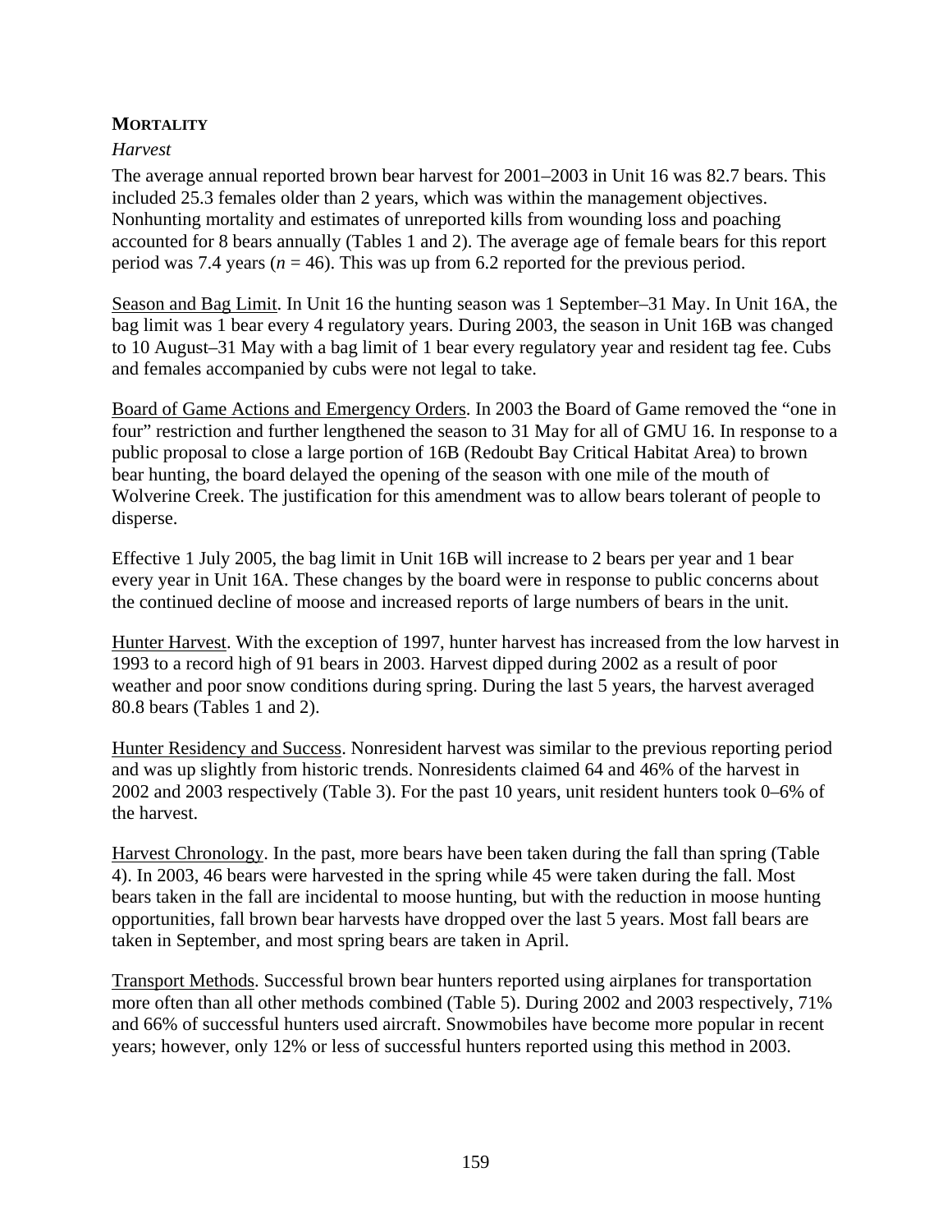### MORTALITY

*Harvest*

The average annual reported brown bear harvest for 2001–2003 in Unit 16 was 82.7 bears. This included 25.3 females older than 2 years, which was within the management objectives. Nonhunting mortality and estimates of unreported kills from wounding loss and poaching accounted for 8 bears annually (Tables 1 and 2). The average age of female bears for this report period was 7.4 years ($n$ = 46). This was up from 6.2 reported for the previous period.

<u>Season and Bag Limit</u>. In Unit 16 the hunting season was 1 September–31 May. In Unit 16A, the bag limit was 1 bear every 4 regulatory years. During 2003, the season in Unit 16B was changed to 10 August–31 May with a bag limit of 1 bear every regulatory year and resident tag fee. Cubs and females accompanied by cubs were not legal to take.

<u>Board of Game Actions and Emergency Orders</u>. In 2003 the Board of Game removed the "one in four" restriction and further lengthened the season to 31 May for all of GMU 16. In response to a public proposal to close a large portion of 16B (Redoubt Bay Critical Habitat Area) to brown bear hunting, the board delayed the opening of the season with one mile of the mouth of Wolverine Creek. The justification for this amendment was to allow bears tolerant of people to disperse.

Effective 1 July 2005, the bag limit in Unit 16B will increase to 2 bears per year and 1 bear every year in Unit 16A. These changes by the board were in response to public concerns about the continued decline of moose and increased reports of large numbers of bears in the unit.

<u>Hunter Harvest</u>. With the exception of 1997, hunter harvest has increased from the low harvest in 1993 to a record high of 91 bears in 2003. Harvest dipped during 2002 as a result of poor weather and poor snow conditions during spring. During the last 5 years, the harvest averaged 80.8 bears (Tables 1 and 2).

<u>Hunter Residency and Success</u>. Nonresident harvest was similar to the previous reporting period and was up slightly from historic trends. Nonresidents claimed 64 and 46% of the harvest in 2002 and 2003 respectively (Table 3). For the past 10 years, unit resident hunters took 0–6% of the harvest.

<u>Harvest Chronology</u>. In the past, more bears have been taken during the fall than spring (Table 4). In 2003, 46 bears were harvested in the spring while 45 were taken during the fall. Most bears taken in the fall are incidental to moose hunting, but with the reduction in moose hunting opportunities, fall brown bear harvests have dropped over the last 5 years. Most fall bears are taken in September, and most spring bears are taken in April.

<u>Transport Methods</u>. Successful brown bear hunters reported using airplanes for transportation more often than all other methods combined (Table 5). During 2002 and 2003 respectively, 71% and 66% of successful hunters used aircraft. Snowmobiles have become more popular in recent years; however, only 12% or less of successful hunters reported using this method in 2003.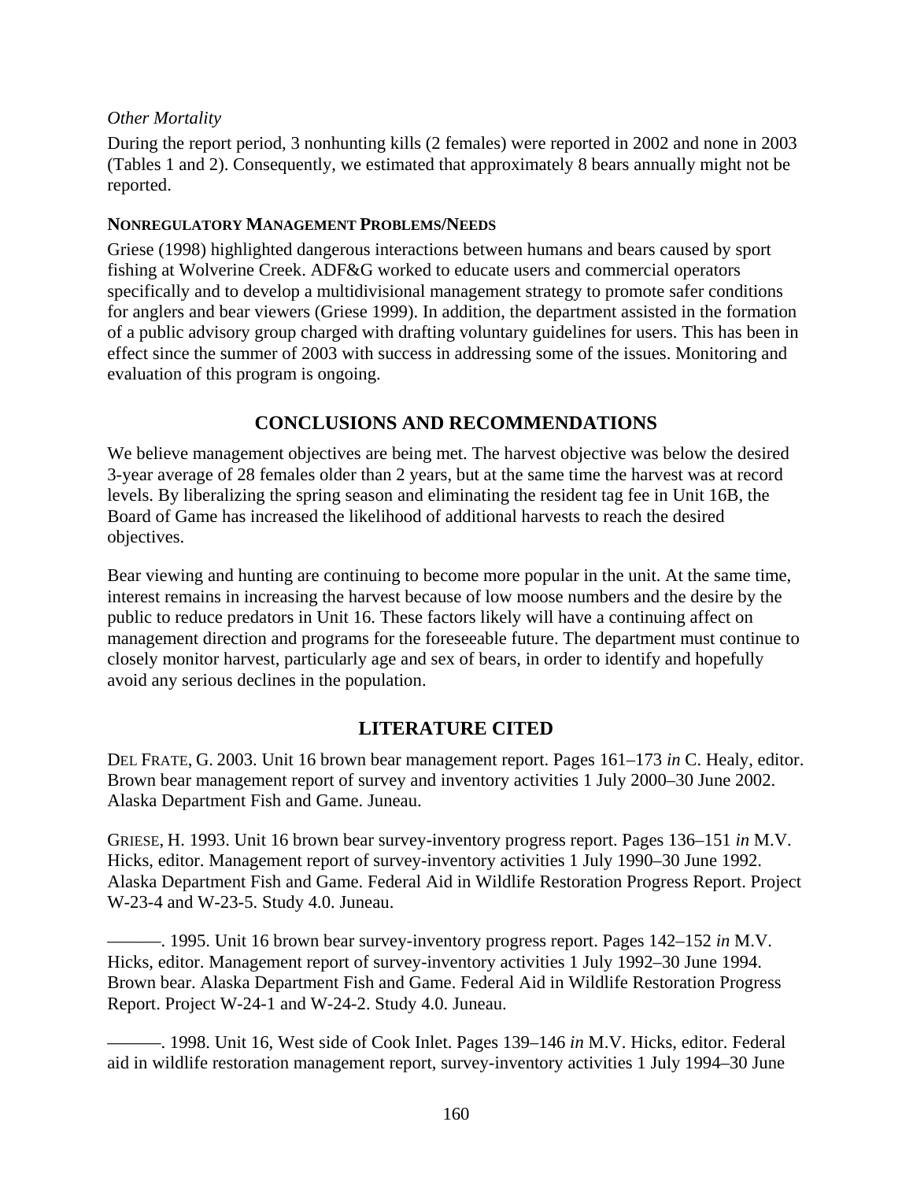*Other Mortality*

During the report period, 3 nonhunting kills (2 females) were reported in 2002 and none in 2003 (Tables 1 and 2). Consequently, we estimated that approximately 8 bears annually might not be reported.

**NONREGULATORY MANAGEMENT PROBLEMS/NEEDS**

Griese (1998) highlighted dangerous interactions between humans and bears caused by sport fishing at Wolverine Creek. ADF&G worked to educate users and commercial operators specifically and to develop a multidivisional management strategy to promote safer conditions for anglers and bear viewers (Griese 1999). In addition, the department assisted in the formation of a public advisory group charged with drafting voluntary guidelines for users. This has been in effect since the summer of 2003 with success in addressing some of the issues. Monitoring and evaluation of this program is ongoing.

## CONCLUSIONS AND RECOMMENDATIONS

We believe management objectives are being met. The harvest objective was below the desired 3-year average of 28 females older than 2 years, but at the same time the harvest was at record levels. By liberalizing the spring season and eliminating the resident tag fee in Unit 16B, the Board of Game has increased the likelihood of additional harvests to reach the desired objectives.

Bear viewing and hunting are continuing to become more popular in the unit. At the same time, interest remains in increasing the harvest because of low moose numbers and the desire by the public to reduce predators in Unit 16. These factors likely will have a continuing affect on management direction and programs for the foreseeable future. The department must continue to closely monitor harvest, particularly age and sex of bears, in order to identify and hopefully avoid any serious declines in the population.

## LITERATURE CITED

DEL FRATE, G. 2003. Unit 16 brown bear management report. Pages 161–173 *in* C. Healy, editor. Brown bear management report of survey and inventory activities 1 July 2000–30 June 2002. Alaska Department Fish and Game. Juneau.

GRIESE, H. 1993. Unit 16 brown bear survey-inventory progress report. Pages 136–151 *in* M.V. Hicks, editor. Management report of survey-inventory activities 1 July 1990–30 June 1992. Alaska Department Fish and Game. Federal Aid in Wildlife Restoration Progress Report. Project W-23-4 and W-23-5. Study 4.0. Juneau.

———. 1995. Unit 16 brown bear survey-inventory progress report. Pages 142–152 *in* M.V. Hicks, editor. Management report of survey-inventory activities 1 July 1992–30 June 1994. Brown bear. Alaska Department Fish and Game. Federal Aid in Wildlife Restoration Progress Report. Project W-24-1 and W-24-2. Study 4.0. Juneau.

———. 1998. Unit 16, West side of Cook Inlet. Pages 139–146 *in* M.V. Hicks, editor. Federal aid in wildlife restoration management report, survey-inventory activities 1 July 1994–30 June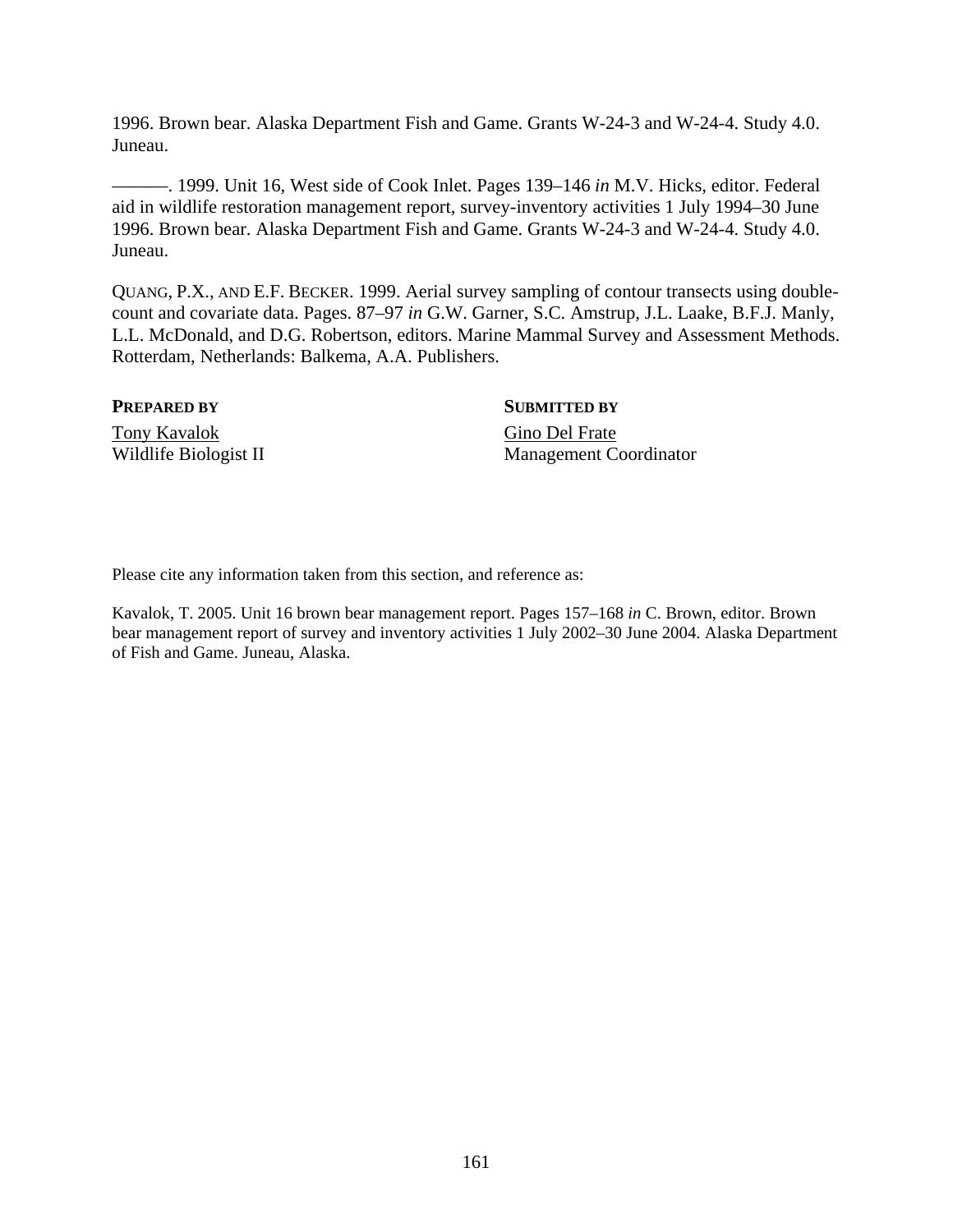1996. Brown bear. Alaska Department Fish and Game. Grants W-24-3 and W-24-4. Study 4.0. Juneau.

———. 1999. Unit 16, West side of Cook Inlet. Pages 139–146 *in* M.V. Hicks, editor. Federal aid in wildlife restoration management report, survey-inventory activities 1 July 1994–30 June 1996. Brown bear. Alaska Department Fish and Game. Grants W-24-3 and W-24-4. Study 4.0. Juneau.

QUANG, P.X., AND E.F. BECKER. 1999. Aerial survey sampling of contour transects using double-count and covariate data. Pages. 87–97 *in* G.W. Garner, S.C. Amstrup, J.L. Laake, B.F.J. Manly, L.L. McDonald, and D.G. Robertson, editors. Marine Mammal Survey and Assessment Methods. Rotterdam, Netherlands: Balkema, A.A. Publishers.

**PREPARED BY**
Tony Kavalok
Wildlife Biologist II

**SUBMITTED BY**
Gino Del Frate
Management Coordinator

Please cite any information taken from this section, and reference as:

Kavalok, T. 2005. Unit 16 brown bear management report. Pages 157–168 *in* C. Brown, editor. Brown bear management report of survey and inventory activities 1 July 2002–30 June 2004. Alaska Department of Fish and Game. Juneau, Alaska.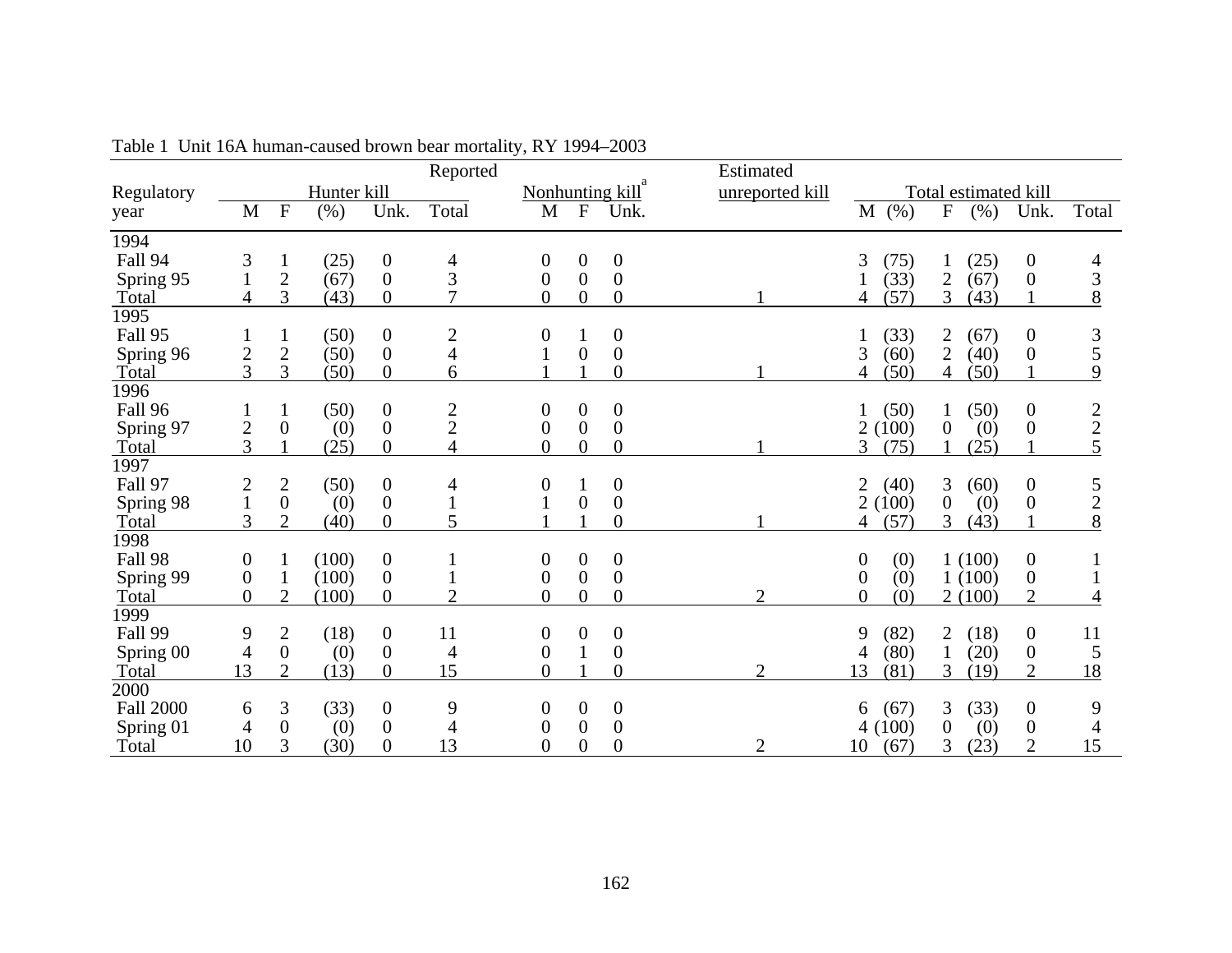Table 1 Unit 16A human-caused brown bear mortality, RY 1994–2003

| Regulatory | Reported | | | | | | | | Estimated | Total estimated kill | | | | | |
|---|---|---|---|---|---|---|---|---|---|---|---|---|---|---|---|
| | Hunter kill | | | | | Nonhunting kill[a] | | | unreported kill | | | | | | |
| year | M | F | (%) | Unk. | Total | M | F | Unk. | | M | (%) | F | (%) | Unk. | Total |
| 1994 | | | | | | | | | | | | | | | |
| Fall 94 | 3 | 1 | (25) | 0 | 4 | 0 | 0 | 0 | | 3 | (75) | 1 | (25) | 0 | 4 |
| Spring 95 | 1 | 2 | (67) | 0 | 3 | 0 | 0 | 0 | | 1 | (33) | 2 | (67) | 0 | 3 |
| Total | 4 | 3 | (43) | 0 | 7 | 0 | 0 | 0 | 1 | 4 | (57) | 3 | (43) | 1 | 8 |
| 1995 | | | | | | | | | | | | | | | |
| Fall 95 | 1 | 1 | (50) | 0 | 2 | 0 | 1 | 0 | | 1 | (33) | 2 | (67) | 0 | 3 |
| Spring 96 | 2 | 2 | (50) | 0 | 4 | 1 | 0 | 0 | | 3 | (60) | 2 | (40) | 0 | 5 |
| Total | 3 | 3 | (50) | 0 | 6 | 1 | 1 | 0 | 1 | 4 | (50) | 4 | (50) | 1 | 9 |
| 1996 | | | | | | | | | | | | | | | |
| Fall 96 | 1 | 1 | (50) | 0 | 2 | 0 | 0 | 0 | | 1 | (50) | 1 | (50) | 0 | 2 |
| Spring 97 | 2 | 0 | (0) | 0 | 2 | 0 | 0 | 0 | | 2 | (100) | 0 | (0) | 0 | 2 |
| Total | 3 | 1 | (25) | 0 | 4 | 0 | 0 | 0 | 1 | 3 | (75) | 1 | (25) | 1 | 5 |
| 1997 | | | | | | | | | | | | | | | |
| Fall 97 | 2 | 2 | (50) | 0 | 4 | 0 | 1 | 0 | | 2 | (40) | 3 | (60) | 0 | 5 |
| Spring 98 | 1 | 0 | (0) | 0 | 1 | 1 | 0 | 0 | | 2 | (100) | 0 | (0) | 0 | 2 |
| Total | 3 | 2 | (40) | 0 | 5 | 1 | 1 | 0 | 1 | 4 | (57) | 3 | (43) | 1 | 8 |
| 1998 | | | | | | | | | | | | | | | |
| Fall 98 | 0 | 1 | (100) | 0 | 1 | 0 | 0 | 0 | | 0 | (0) | 1 | (100) | 0 | 1 |
| Spring 99 | 0 | 1 | (100) | 0 | 1 | 0 | 0 | 0 | | 0 | (0) | 1 | (100) | 0 | 1 |
| Total | 0 | 2 | (100) | 0 | 2 | 0 | 0 | 0 | 2 | 0 | (0) | 2 | (100) | 2 | 4 |
| 1999 | | | | | | | | | | | | | | | |
| Fall 99 | 9 | 2 | (18) | 0 | 11 | 0 | 0 | 0 | | 9 | (82) | 2 | (18) | 0 | 11 |
| Spring 00 | 4 | 0 | (0) | 0 | 4 | 0 | 1 | 0 | | 4 | (80) | 1 | (20) | 0 | 5 |
| Total | 13 | 2 | (13) | 0 | 15 | 0 | 1 | 0 | 2 | 13 | (81) | 3 | (19) | 2 | 18 |
| 2000 | | | | | | | | | | | | | | | |
| Fall 2000 | 6 | 3 | (33) | 0 | 9 | 0 | 0 | 0 | | 6 | (67) | 3 | (33) | 0 | 9 |
| Spring 01 | 4 | 0 | (0) | 0 | 4 | 0 | 0 | 0 | | 4 | (100) | 0 | (0) | 0 | 4 |
| Total | 10 | 3 | (30) | 0 | 13 | 0 | 0 | 0 | 2 | 10 | (67) | 3 | (23) | 2 | 15 |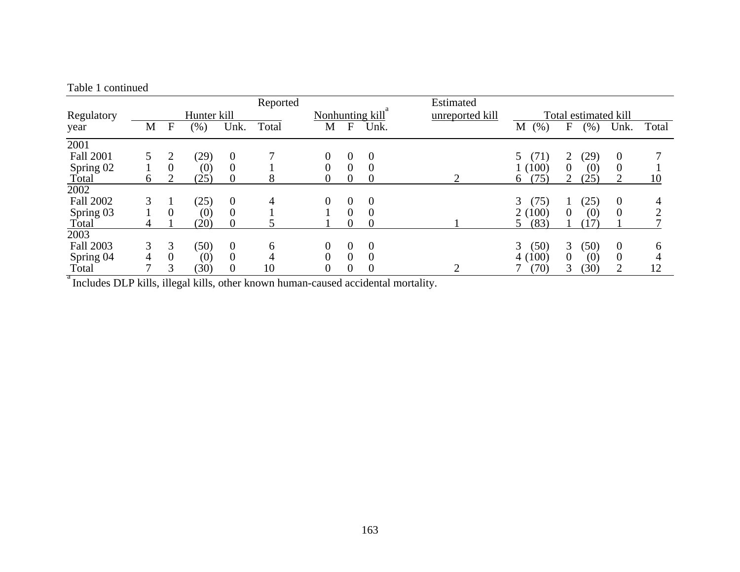Table 1 continued

| Regulatory year | Reported | | | | | | | | | Estimated unreported kill | Total estimated kill | | | | | | |
|---|---|---|---|---|---|---|---|---|---|---|---|---|---|---|---|---|---|
| | Hunter kill | | | | | Nonhunting kill[a] | | | | | | | | | | | |
| | M | F | (%) | Unk. | Total | M | F | Unk. | | | M | (%) | F | (%) | Unk. | Total |
| 2001 | | | | | | | | | | | | | | | | |
| Fall 2001 | 5 | 2 | (29) | 0 | 7 | 0 | 0 | 0 | | | 5 | (71) | 2 | (29) | 0 | 7 |
| Spring 02 | 1 | 0 | (0) | 0 | 1 | 0 | 0 | 0 | | | 1 | (100) | 0 | (0) | 0 | 1 |
| Total | 6 | 2 | (25) | 0 | 8 | 0 | 0 | 0 | | 2 | 6 | (75) | 2 | (25) | 2 | 10 |
| 2002 | | | | | | | | | | | | | | | | |
| Fall 2002 | 3 | 1 | (25) | 0 | 4 | 0 | 0 | 0 | | | 3 | (75) | 1 | (25) | 0 | 4 |
| Spring 03 | 1 | 0 | (0) | 0 | 1 | 1 | 0 | 0 | | | 2 | (100) | 0 | (0) | 0 | 2 |
| Total | 4 | 1 | (20) | 0 | 5 | 1 | 0 | 0 | | 1 | 5 | (83) | 1 | (17) | 1 | 7 |
| 2003 | | | | | | | | | | | | | | | | |
| Fall 2003 | 3 | 3 | (50) | 0 | 6 | 0 | 0 | 0 | | | 3 | (50) | 3 | (50) | 0 | 6 |
| Spring 04 | 4 | 0 | (0) | 0 | 4 | 0 | 0 | 0 | | | 4 | (100) | 0 | (0) | 0 | 4 |
| Total | 7 | 3 | (30) | 0 | 10 | 0 | 0 | 0 | | 2 | 7 | (70) | 3 | (30) | 2 | 12 |

[a] Includes DLP kills, illegal kills, other known human-caused accidental mortality.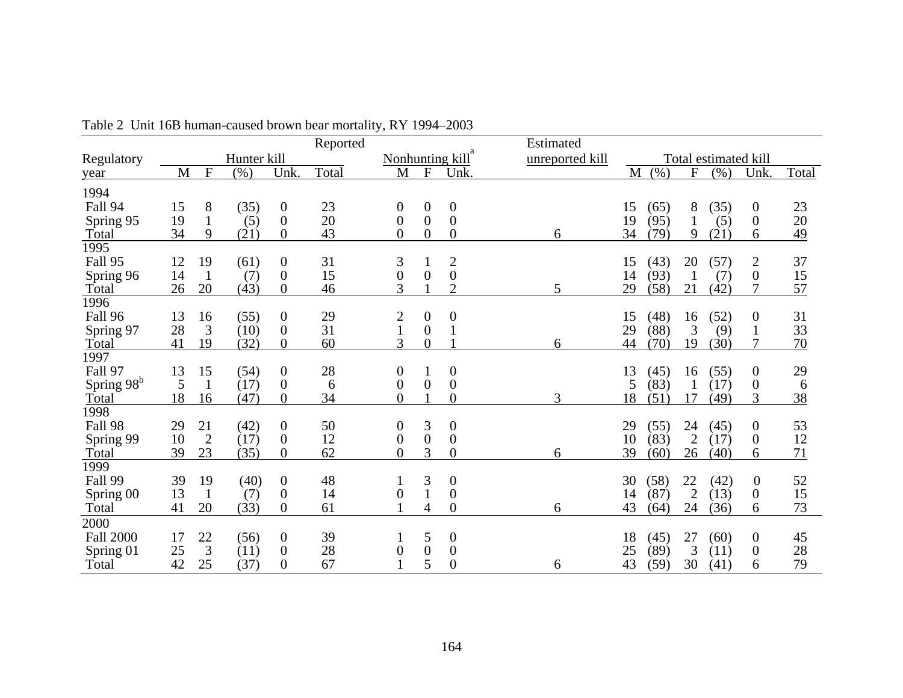Table 2 Unit 16B human-caused brown bear mortality, RY 1994–2003

| Regulatory year | Reported | | | | | | | | Estimated unreported kill | Total estimated kill | | | | | |
|---|---|---|---|---|---|---|---|---|---|---|---|---|---|---|---|
| | Hunter kill | | | | | Nonhunting kill[a] | | | | | | | | | |
| | M | F | (%) | Unk. | Total | M | F | Unk. | | M | (%) | F | (%) | Unk. | Total |
| 1994 | | | | | | | | | | | | | | | |
| Fall 94 | 15 | 8 | (35) | 0 | 23 | 0 | 0 | 0 | | 15 | (65) | 8 | (35) | 0 | 23 |
| Spring 95 | 19 | 1 | (5) | 0 | 20 | 0 | 0 | 0 | | 19 | (95) | 1 | (5) | 0 | 20 |
| Total | 34 | 9 | (21) | 0 | 43 | 0 | 0 | 0 | 6 | 34 | (79) | 9 | (21) | 6 | 49 |
| 1995 | | | | | | | | | | | | | | | |
| Fall 95 | 12 | 19 | (61) | 0 | 31 | 3 | 1 | 2 | | 15 | (43) | 20 | (57) | 2 | 37 |
| Spring 96 | 14 | 1 | (7) | 0 | 15 | 0 | 0 | 0 | | 14 | (93) | 1 | (7) | 0 | 15 |
| Total | 26 | 20 | (43) | 0 | 46 | 3 | 1 | 2 | 5 | 29 | (58) | 21 | (42) | 7 | 57 |
| 1996 | | | | | | | | | | | | | | | |
| Fall 96 | 13 | 16 | (55) | 0 | 29 | 2 | 0 | 0 | | 15 | (48) | 16 | (52) | 0 | 31 |
| Spring 97 | 28 | 3 | (10) | 0 | 31 | 1 | 0 | 1 | | 29 | (88) | 3 | (9) | 1 | 33 |
| Total | 41 | 19 | (32) | 0 | 60 | 3 | 0 | 1 | 6 | 44 | (70) | 19 | (30) | 7 | 70 |
| 1997 | | | | | | | | | | | | | | | |
| Fall 97 | 13 | 15 | (54) | 0 | 28 | 0 | 1 | 0 | | 13 | (45) | 16 | (55) | 0 | 29 |
| Spring 98[b] | 5 | 1 | (17) | 0 | 6 | 0 | 0 | 0 | | 5 | (83) | 1 | (17) | 0 | 6 |
| Total | 18 | 16 | (47) | 0 | 34 | 0 | 1 | 0 | 3 | 18 | (51) | 17 | (49) | 3 | 38 |
| 1998 | | | | | | | | | | | | | | | |
| Fall 98 | 29 | 21 | (42) | 0 | 50 | 0 | 3 | 0 | | 29 | (55) | 24 | (45) | 0 | 53 |
| Spring 99 | 10 | 2 | (17) | 0 | 12 | 0 | 0 | 0 | | 10 | (83) | 2 | (17) | 0 | 12 |
| Total | 39 | 23 | (35) | 0 | 62 | 0 | 3 | 0 | 6 | 39 | (60) | 26 | (40) | 6 | 71 |
| 1999 | | | | | | | | | | | | | | | |
| Fall 99 | 39 | 19 | (40) | 0 | 48 | 1 | 3 | 0 | | 30 | (58) | 22 | (42) | 0 | 52 |
| Spring 00 | 13 | 1 | (7) | 0 | 14 | 0 | 1 | 0 | | 14 | (87) | 2 | (13) | 0 | 15 |
| Total | 41 | 20 | (33) | 0 | 61 | 1 | 4 | 0 | 6 | 43 | (64) | 24 | (36) | 6 | 73 |
| 2000 | | | | | | | | | | | | | | | |
| Fall 2000 | 17 | 22 | (56) | 0 | 39 | 1 | 5 | 0 | | 18 | (45) | 27 | (60) | 0 | 45 |
| Spring 01 | 25 | 3 | (11) | 0 | 28 | 0 | 0 | 0 | | 25 | (89) | 3 | (11) | 0 | 28 |
| Total | 42 | 25 | (37) | 0 | 67 | 1 | 5 | 0 | 6 | 43 | (59) | 30 | (41) | 6 | 79 |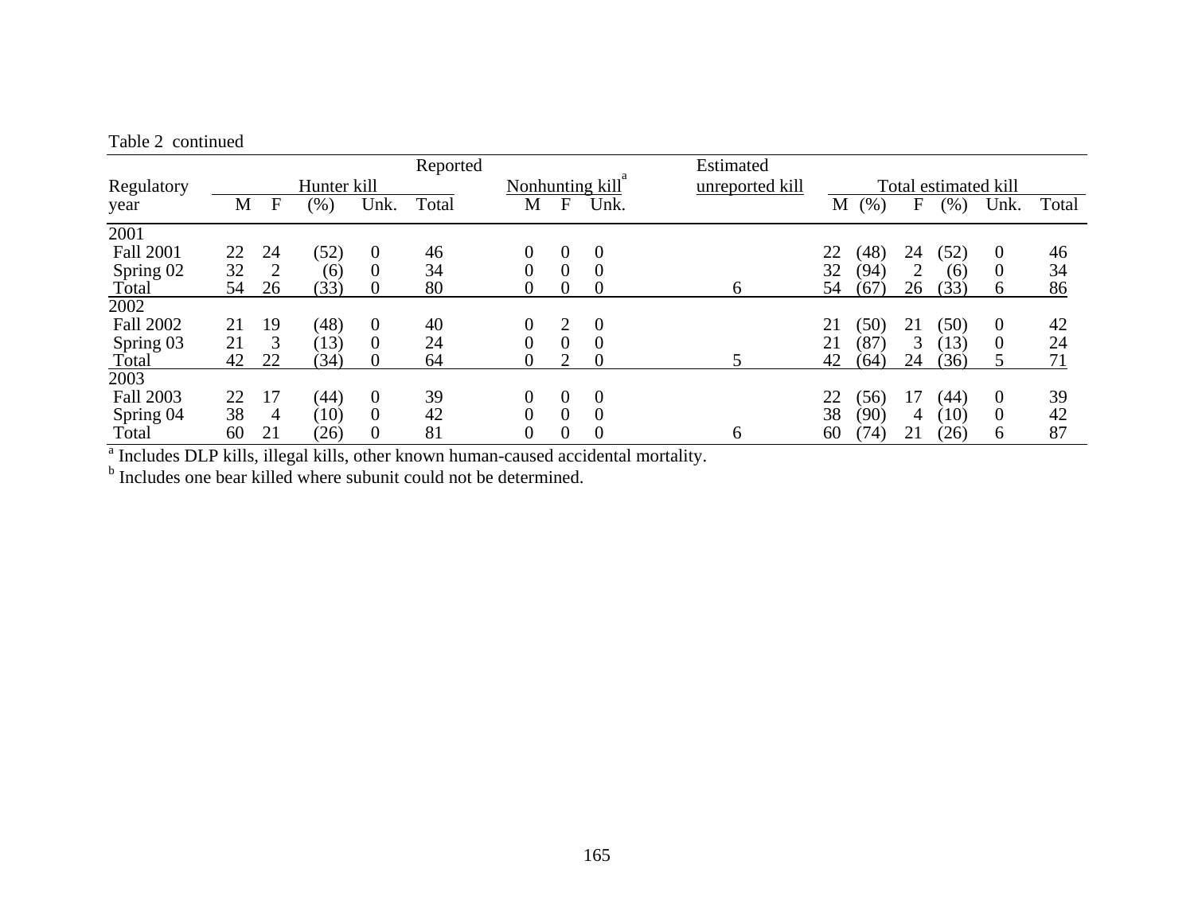Table 2 continued

| Regulatory year | Reported | | | | | | | | Estimated | Total estimated kill | | | | | |
|---|---|---|---|---|---|---|---|---|---|---|---|---|---|---|---|
| | Hunter kill | | | | | Nonhunting kill[a] | | | unreported kill | | | | | | |
| | M | F | (%) | Unk. | Total | M | F | Unk. | | M (%) | | F (%) | | Unk. | Total |
| 2001 | | | | | | | | | | | | | | | |
| Fall 2001 | 22 | 24 | (52) | 0 | 46 | 0 | 0 | 0 | | 22 | (48) | 24 | (52) | 0 | 46 |
| Spring 02 | 32 | 2 | (6) | 0 | 34 | 0 | 0 | 0 | | 32 | (94) | 2 | (6) | 0 | 34 |
| Total | 54 | 26 | (33) | 0 | 80 | 0 | 0 | 0 | 6 | 54 | (67) | 26 | (33) | 6 | 86 |
| 2002 | | | | | | | | | | | | | | | |
| Fall 2002 | 21 | 19 | (48) | 0 | 40 | 0 | 2 | 0 | | 21 | (50) | 21 | (50) | 0 | 42 |
| Spring 03 | 21 | 3 | (13) | 0 | 24 | 0 | 0 | 0 | | 21 | (87) | 3 | (13) | 0 | 24 |
| Total | 42 | 22 | (34) | 0 | 64 | 0 | 2 | 0 | 5 | 42 | (64) | 24 | (36) | 5 | 71 |
| 2003 | | | | | | | | | | | | | | | |
| Fall 2003 | 22 | 17 | (44) | 0 | 39 | 0 | 0 | 0 | | 22 | (56) | 17 | (44) | 0 | 39 |
| Spring 04 | 38 | 4 | (10) | 0 | 42 | 0 | 0 | 0 | | 38 | (90) | 4 | (10) | 0 | 42 |
| Total | 60 | 21 | (26) | 0 | 81 | 0 | 0 | 0 | 6 | 60 | (74) | 21 | (26) | 6 | 87 |

[a] Includes DLP kills, illegal kills, other known human-caused accidental mortality.

[b] Includes one bear killed where subunit could not be determined.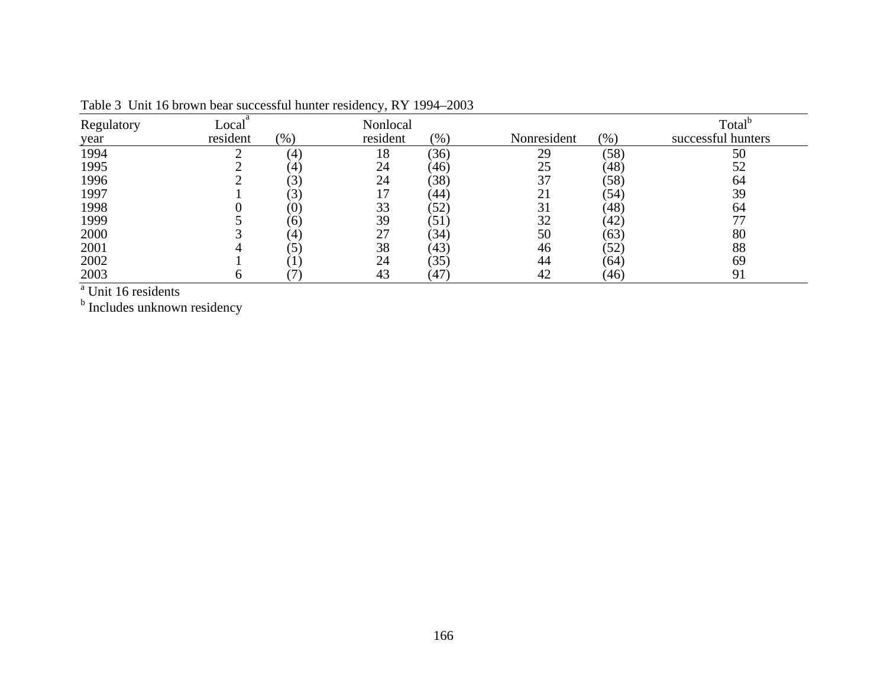Table 3 Unit 16 brown bear successful hunter residency, RY 1994–2003

| Regulatory year | Local[a] resident | (%) | Nonlocal resident | (%) | Nonresident | (%) | Total[b] successful hunters |
|---|---|---|---|---|---|---|---|
| 1994 | 2 | (4) | 18 | (36) | 29 | (58) | 50 |
| 1995 | 2 | (4) | 24 | (46) | 25 | (48) | 52 |
| 1996 | 2 | (3) | 24 | (38) | 37 | (58) | 64 |
| 1997 | 1 | (3) | 17 | (44) | 21 | (54) | 39 |
| 1998 | 0 | (0) | 33 | (52) | 31 | (48) | 64 |
| 1999 | 5 | (6) | 39 | (51) | 32 | (42) | 77 |
| 2000 | 3 | (4) | 27 | (34) | 50 | (63) | 80 |
| 2001 | 4 | (5) | 38 | (43) | 46 | (52) | 88 |
| 2002 | 1 | (1) | 24 | (35) | 44 | (64) | 69 |
| 2003 | 6 | (7) | 43 | (47) | 42 | (46) | 91 |

[a] Unit 16 residents

[b] Includes unknown residency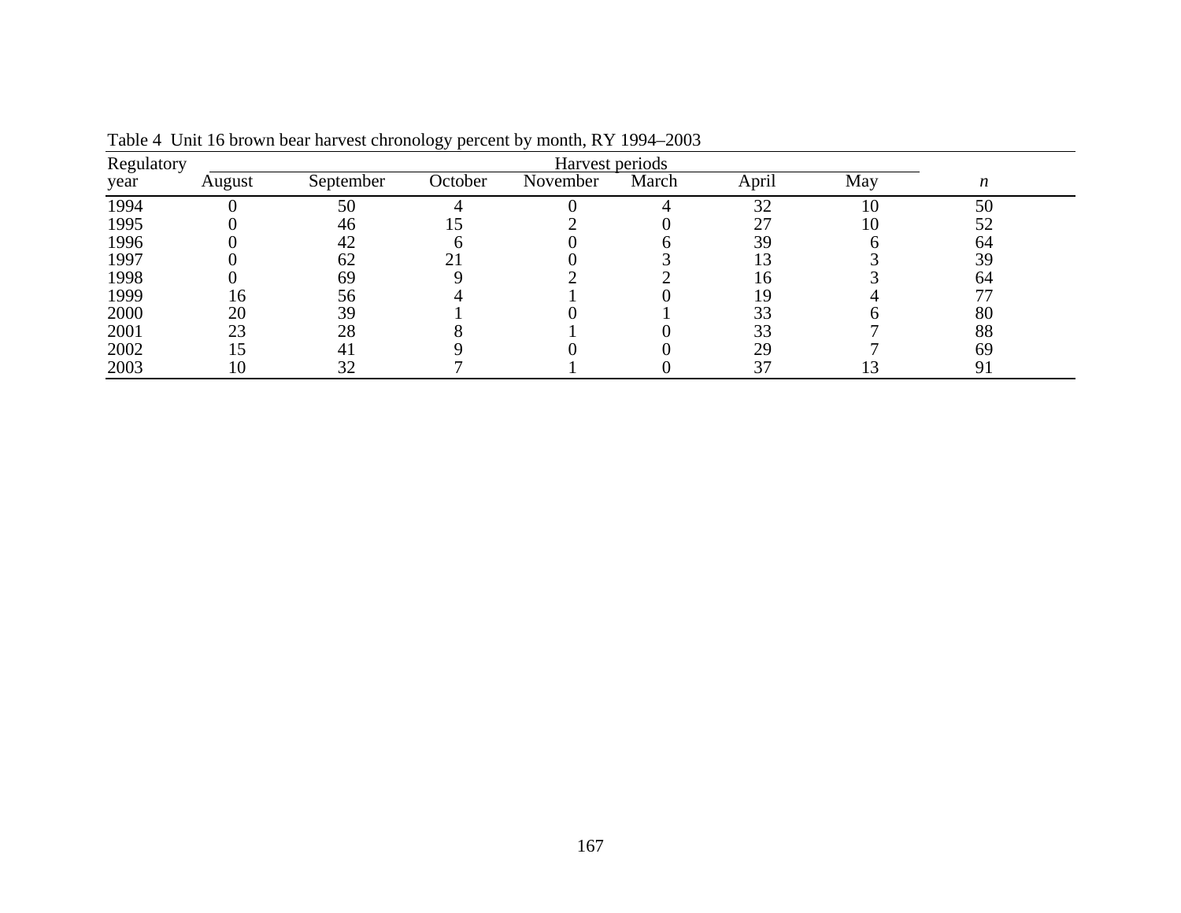Table 4 Unit 16 brown bear harvest chronology percent by month, RY 1994–2003

| Regulatory | Harvest periods | | | | | | | |
|---|---|---|---|---|---|---|---|---|
| year | August | September | October | November | March | April | May | *n* |
| 1994 | 0 | 50 | 4 | 0 | 4 | 32 | 10 | 50 |
| 1995 | 0 | 46 | 15 | 2 | 0 | 27 | 10 | 52 |
| 1996 | 0 | 42 | 6 | 0 | 6 | 39 | 6 | 64 |
| 1997 | 0 | 62 | 21 | 0 | 3 | 13 | 3 | 39 |
| 1998 | 0 | 69 | 9 | 2 | 2 | 16 | 3 | 64 |
| 1999 | 16 | 56 | 4 | 1 | 0 | 19 | 4 | 77 |
| 2000 | 20 | 39 | 1 | 0 | 1 | 33 | 6 | 80 |
| 2001 | 23 | 28 | 8 | 1 | 0 | 33 | 7 | 88 |
| 2002 | 15 | 41 | 9 | 0 | 0 | 29 | 7 | 69 |
| 2003 | 10 | 32 | 7 | 1 | 0 | 37 | 13 | 91 |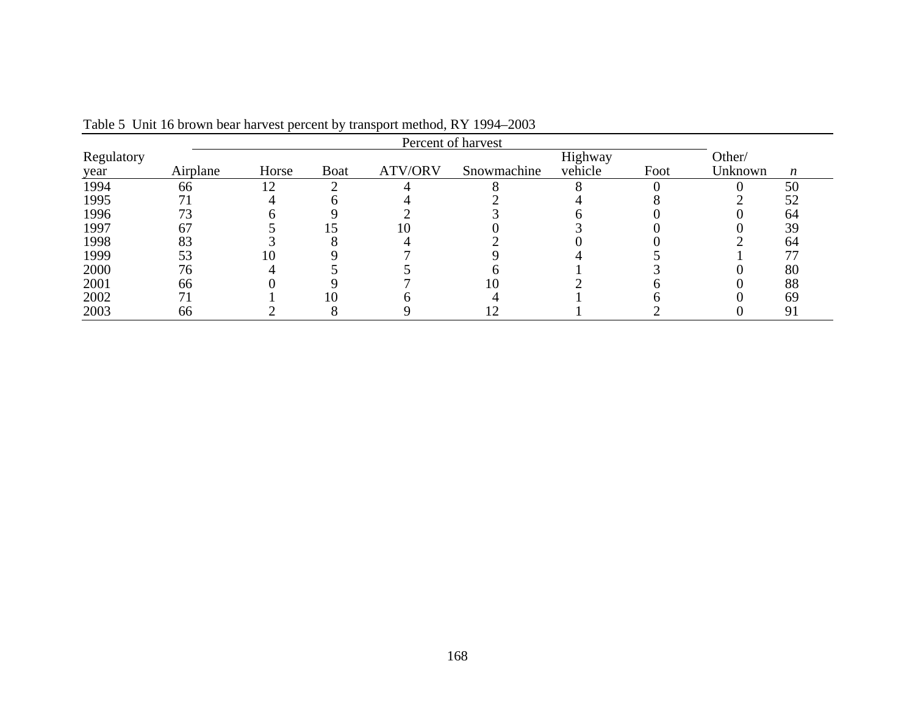Table 5 Unit 16 brown bear harvest percent by transport method, RY 1994–2003

| Regulatory year | Percent of harvest | | | | | | | | |
|---|---|---|---|---|---|---|---|---|---|
| | Airplane | Horse | Boat | ATV/ORV | Snowmachine | Highway vehicle | Foot | Other/ Unknown | *n* |
| 1994 | 66 | 12 | 2 | 4 | 8 | 8 | 0 | 0 | 50 |
| 1995 | 71 | 4 | 6 | 4 | 2 | 4 | 8 | 2 | 52 |
| 1996 | 73 | 6 | 9 | 2 | 3 | 6 | 0 | 0 | 64 |
| 1997 | 67 | 5 | 15 | 10 | 0 | 3 | 0 | 0 | 39 |
| 1998 | 83 | 3 | 8 | 4 | 2 | 0 | 0 | 2 | 64 |
| 1999 | 53 | 10 | 9 | 7 | 9 | 4 | 5 | 1 | 77 |
| 2000 | 76 | 4 | 5 | 5 | 6 | 1 | 3 | 0 | 80 |
| 2001 | 66 | 0 | 9 | 7 | 10 | 2 | 6 | 0 | 88 |
| 2002 | 71 | 1 | 10 | 6 | 4 | 1 | 6 | 0 | 69 |
| 2003 | 66 | 2 | 8 | 9 | 12 | 1 | 2 | 0 | 91 |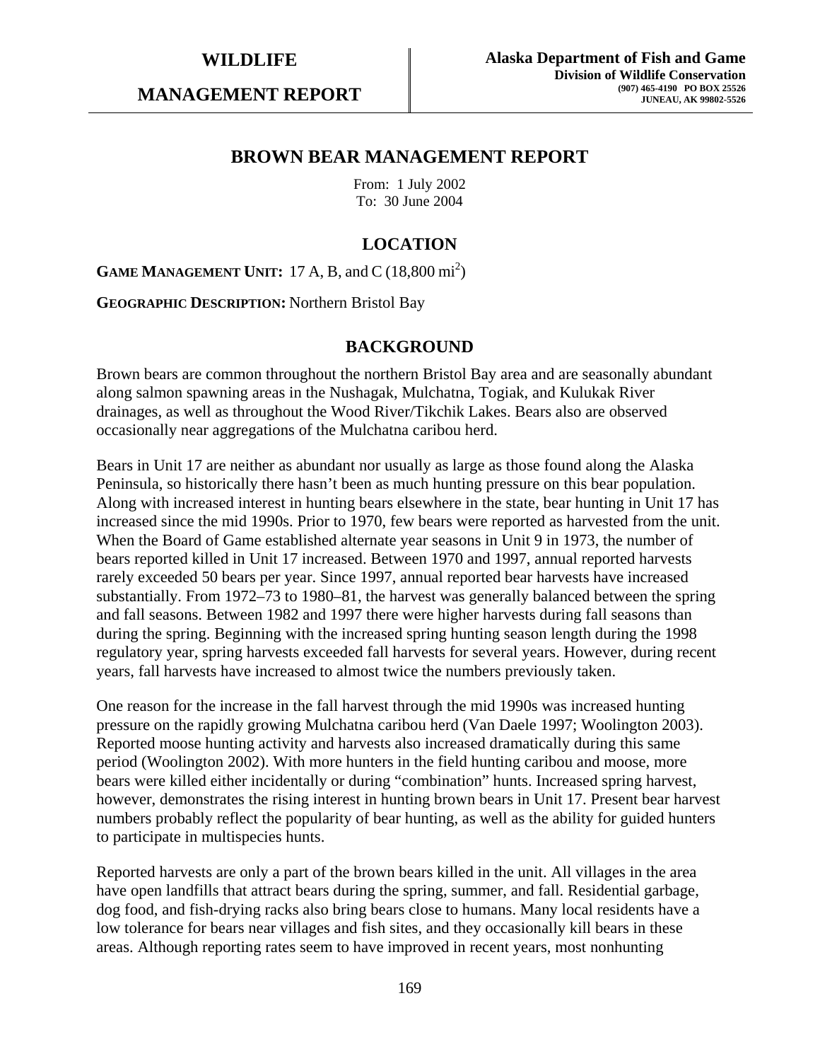**WILDLIFE**

**MANAGEMENT REPORT**

**Alaska Department of Fish and Game**
**Division of Wildlife Conservation**
**(907) 465-4190 PO BOX 25526**
**JUNEAU, AK 99802-5526**

# BROWN BEAR MANAGEMENT REPORT

From: 1 July 2002
To: 30 June 2004

## LOCATION

**GAME MANAGEMENT UNIT:** 17 A, B, and C (18,800 mi$^2$)

**GEOGRAPHIC DESCRIPTION:** Northern Bristol Bay

## BACKGROUND

Brown bears are common throughout the northern Bristol Bay area and are seasonally abundant along salmon spawning areas in the Nushagak, Mulchatna, Togiak, and Kulukak River drainages, as well as throughout the Wood River/Tikchik Lakes. Bears also are observed occasionally near aggregations of the Mulchatna caribou herd.

Bears in Unit 17 are neither as abundant nor usually as large as those found along the Alaska Peninsula, so historically there hasn't been as much hunting pressure on this bear population. Along with increased interest in hunting bears elsewhere in the state, bear hunting in Unit 17 has increased since the mid 1990s. Prior to 1970, few bears were reported as harvested from the unit. When the Board of Game established alternate year seasons in Unit 9 in 1973, the number of bears reported killed in Unit 17 increased. Between 1970 and 1997, annual reported harvests rarely exceeded 50 bears per year. Since 1997, annual reported bear harvests have increased substantially. From 1972–73 to 1980–81, the harvest was generally balanced between the spring and fall seasons. Between 1982 and 1997 there were higher harvests during fall seasons than during the spring. Beginning with the increased spring hunting season length during the 1998 regulatory year, spring harvests exceeded fall harvests for several years. However, during recent years, fall harvests have increased to almost twice the numbers previously taken.

One reason for the increase in the fall harvest through the mid 1990s was increased hunting pressure on the rapidly growing Mulchatna caribou herd (Van Daele 1997; Woolington 2003). Reported moose hunting activity and harvests also increased dramatically during this same period (Woolington 2002). With more hunters in the field hunting caribou and moose, more bears were killed either incidentally or during "combination" hunts. Increased spring harvest, however, demonstrates the rising interest in hunting brown bears in Unit 17. Present bear harvest numbers probably reflect the popularity of bear hunting, as well as the ability for guided hunters to participate in multispecies hunts.

Reported harvests are only a part of the brown bears killed in the unit. All villages in the area have open landfills that attract bears during the spring, summer, and fall. Residential garbage, dog food, and fish-drying racks also bring bears close to humans. Many local residents have a low tolerance for bears near villages and fish sites, and they occasionally kill bears in these areas. Although reporting rates seem to have improved in recent years, most nonhunting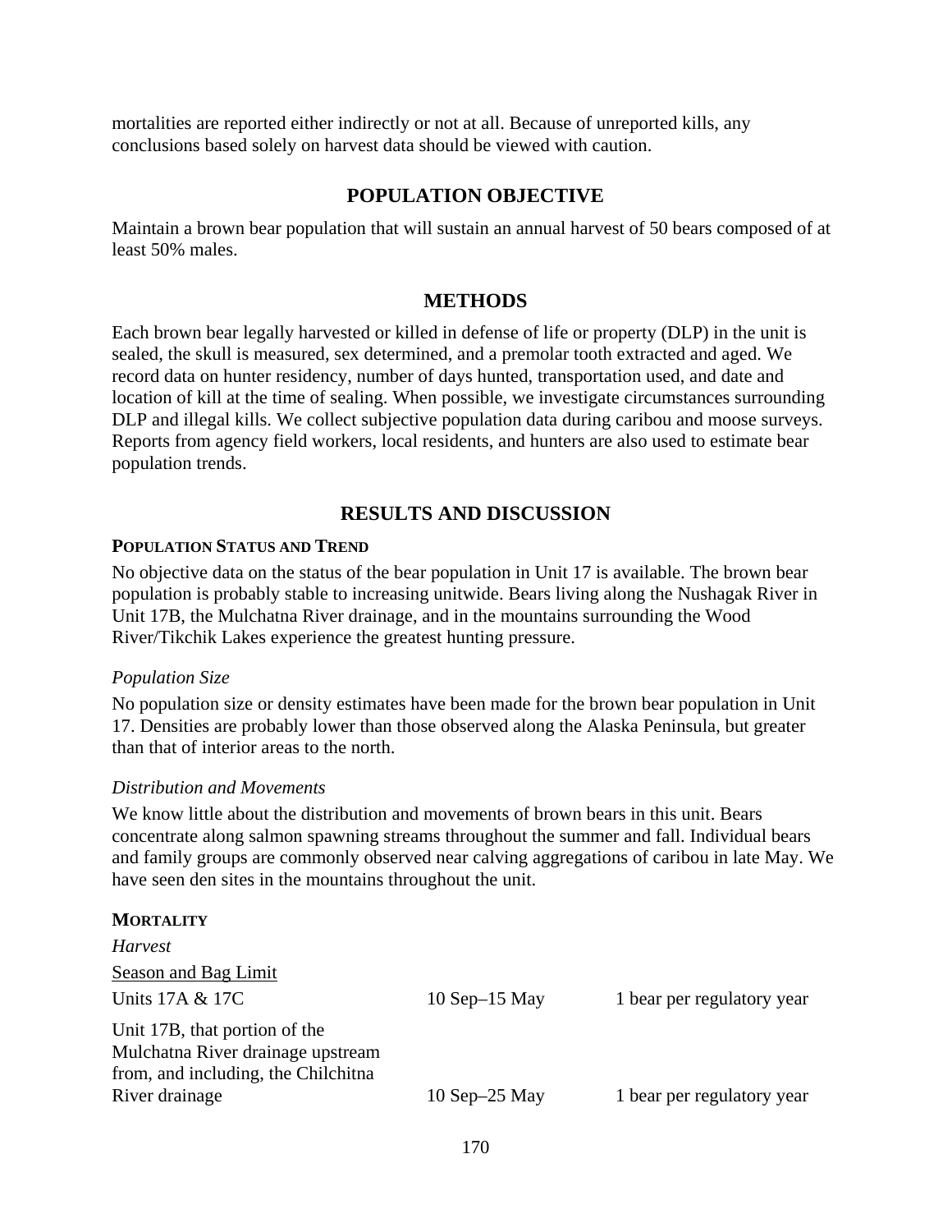mortalities are reported either indirectly or not at all. Because of unreported kills, any conclusions based solely on harvest data should be viewed with caution.

## POPULATION OBJECTIVE

Maintain a brown bear population that will sustain an annual harvest of 50 bears composed of at least 50% males.

## METHODS

Each brown bear legally harvested or killed in defense of life or property (DLP) in the unit is sealed, the skull is measured, sex determined, and a premolar tooth extracted and aged. We record data on hunter residency, number of days hunted, transportation used, and date and location of kill at the time of sealing. When possible, we investigate circumstances surrounding DLP and illegal kills. We collect subjective population data during caribou and moose surveys. Reports from agency field workers, local residents, and hunters are also used to estimate bear population trends.

## RESULTS AND DISCUSSION

### POPULATION STATUS AND TREND

No objective data on the status of the bear population in Unit 17 is available. The brown bear population is probably stable to increasing unitwide. Bears living along the Nushagak River in Unit 17B, the Mulchatna River drainage, and in the mountains surrounding the Wood River/Tikchik Lakes experience the greatest hunting pressure.

*Population Size*

No population size or density estimates have been made for the brown bear population in Unit 17. Densities are probably lower than those observed along the Alaska Peninsula, but greater than that of interior areas to the north.

*Distribution and Movements*

We know little about the distribution and movements of brown bears in this unit. Bears concentrate along salmon spawning streams throughout the summer and fall. Individual bears and family groups are commonly observed near calving aggregations of caribou in late May. We have seen den sites in the mountains throughout the unit.

### MORTALITY

*Harvest*

<u>Season and Bag Limit</u>

| | | |
|---|---|---|
| Units 17A & 17C | 10 Sep–15 May | 1 bear per regulatory year |
| Unit 17B, that portion of the Mulchatna River drainage upstream from, and including, the Chilchitna River drainage | 10 Sep–25 May | 1 bear per regulatory year |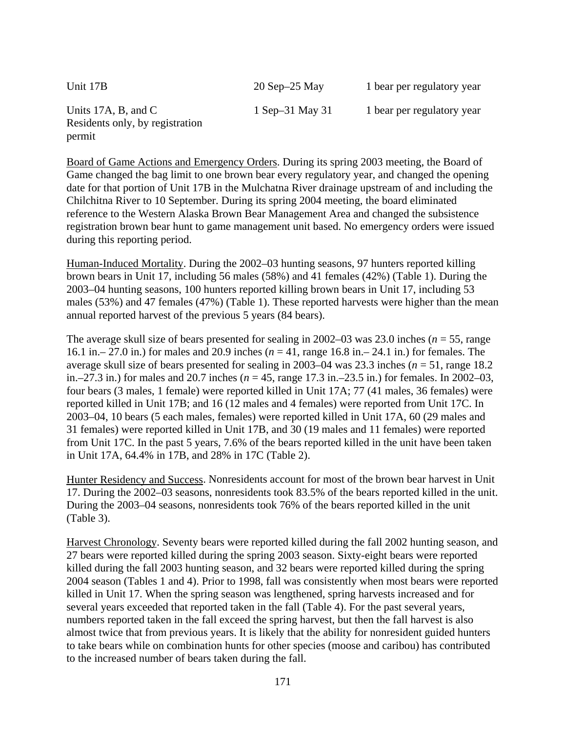| | | |
|---|---|---|
| Unit 17B | 20 Sep–25 May | 1 bear per regulatory year |
| Units 17A, B, and C<br>Residents only, by registration permit | 1 Sep–31 May 31 | 1 bear per regulatory year |

Board of Game Actions and Emergency Orders. During its spring 2003 meeting, the Board of Game changed the bag limit to one brown bear every regulatory year, and changed the opening date for that portion of Unit 17B in the Mulchatna River drainage upstream of and including the Chilchitna River to 10 September. During its spring 2004 meeting, the board eliminated reference to the Western Alaska Brown Bear Management Area and changed the subsistence registration brown bear hunt to game management unit based. No emergency orders were issued during this reporting period.

Human-Induced Mortality. During the 2002–03 hunting seasons, 97 hunters reported killing brown bears in Unit 17, including 56 males (58%) and 41 females (42%) (Table 1). During the 2003–04 hunting seasons, 100 hunters reported killing brown bears in Unit 17, including 53 males (53%) and 47 females (47%) (Table 1). These reported harvests were higher than the mean annual reported harvest of the previous 5 years (84 bears).

The average skull size of bears presented for sealing in 2002–03 was 23.0 inches (*n* = 55, range 16.1 in.– 27.0 in.) for males and 20.9 inches (*n* = 41, range 16.8 in.– 24.1 in.) for females. The average skull size of bears presented for sealing in 2003–04 was 23.3 inches (*n* = 51, range 18.2 in.–27.3 in.) for males and 20.7 inches (*n* = 45, range 17.3 in.–23.5 in.) for females. In 2002–03, four bears (3 males, 1 female) were reported killed in Unit 17A; 77 (41 males, 36 females) were reported killed in Unit 17B; and 16 (12 males and 4 females) were reported from Unit 17C. In 2003–04, 10 bears (5 each males, females) were reported killed in Unit 17A, 60 (29 males and 31 females) were reported killed in Unit 17B, and 30 (19 males and 11 females) were reported from Unit 17C. In the past 5 years, 7.6% of the bears reported killed in the unit have been taken in Unit 17A, 64.4% in 17B, and 28% in 17C (Table 2).

Hunter Residency and Success. Nonresidents account for most of the brown bear harvest in Unit 17. During the 2002–03 seasons, nonresidents took 83.5% of the bears reported killed in the unit. During the 2003–04 seasons, nonresidents took 76% of the bears reported killed in the unit (Table 3).

Harvest Chronology. Seventy bears were reported killed during the fall 2002 hunting season, and 27 bears were reported killed during the spring 2003 season. Sixty-eight bears were reported killed during the fall 2003 hunting season, and 32 bears were reported killed during the spring 2004 season (Tables 1 and 4). Prior to 1998, fall was consistently when most bears were reported killed in Unit 17. When the spring season was lengthened, spring harvests increased and for several years exceeded that reported taken in the fall (Table 4). For the past several years, numbers reported taken in the fall exceed the spring harvest, but then the fall harvest is also almost twice that from previous years. It is likely that the ability for nonresident guided hunters to take bears while on combination hunts for other species (moose and caribou) has contributed to the increased number of bears taken during the fall.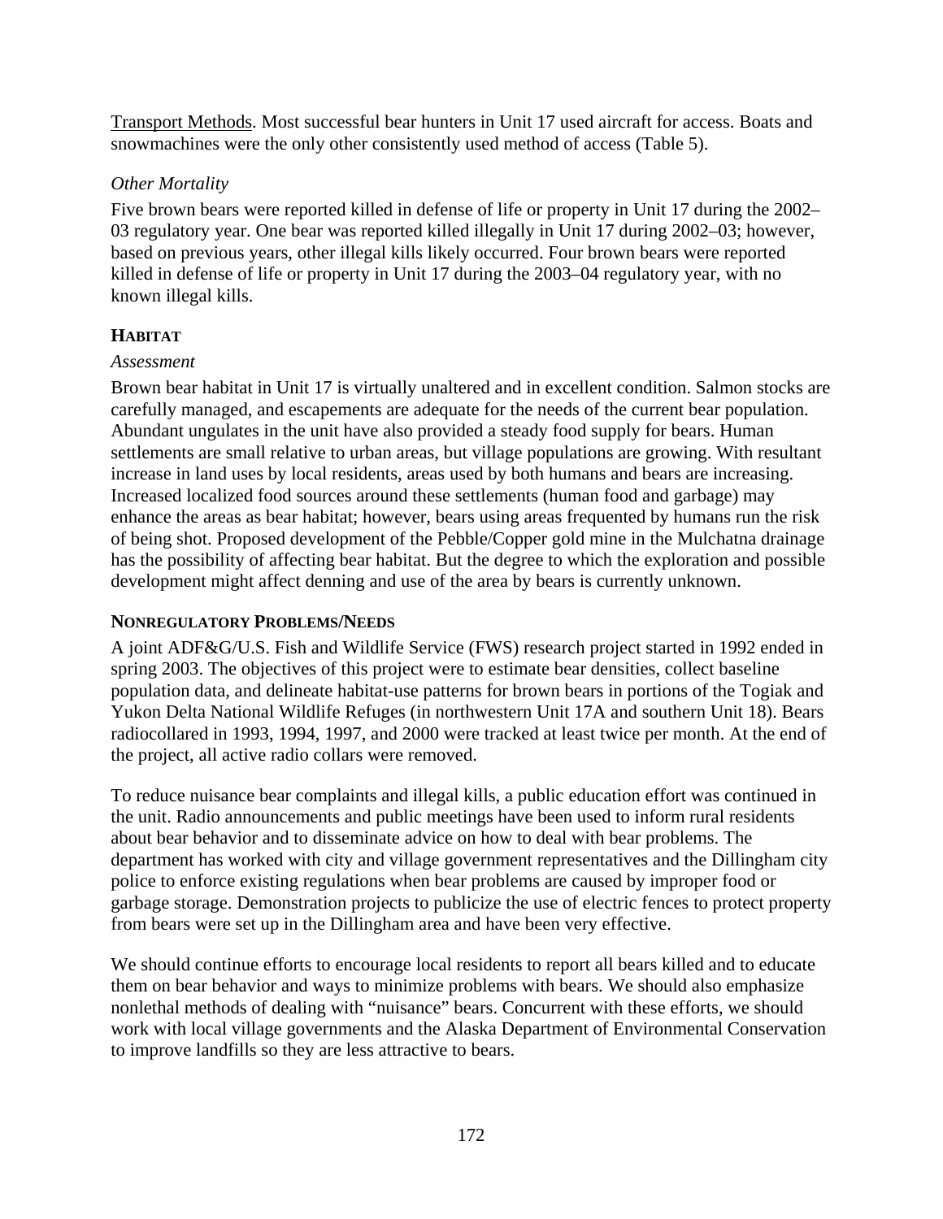Transport Methods. Most successful bear hunters in Unit 17 used aircraft for access. Boats and snowmachines were the only other consistently used method of access (Table 5).

*Other Mortality*

Five brown bears were reported killed in defense of life or property in Unit 17 during the 2002–03 regulatory year. One bear was reported killed illegally in Unit 17 during 2002–03; however, based on previous years, other illegal kills likely occurred. Four brown bears were reported killed in defense of life or property in Unit 17 during the 2003–04 regulatory year, with no known illegal kills.

## HABITAT

*Assessment*

Brown bear habitat in Unit 17 is virtually unaltered and in excellent condition. Salmon stocks are carefully managed, and escapements are adequate for the needs of the current bear population. Abundant ungulates in the unit have also provided a steady food supply for bears. Human settlements are small relative to urban areas, but village populations are growing. With resultant increase in land uses by local residents, areas used by both humans and bears are increasing. Increased localized food sources around these settlements (human food and garbage) may enhance the areas as bear habitat; however, bears using areas frequented by humans run the risk of being shot. Proposed development of the Pebble/Copper gold mine in the Mulchatna drainage has the possibility of affecting bear habitat. But the degree to which the exploration and possible development might affect denning and use of the area by bears is currently unknown.

## NONREGULATORY PROBLEMS/NEEDS

A joint ADF&G/U.S. Fish and Wildlife Service (FWS) research project started in 1992 ended in spring 2003. The objectives of this project were to estimate bear densities, collect baseline population data, and delineate habitat-use patterns for brown bears in portions of the Togiak and Yukon Delta National Wildlife Refuges (in northwestern Unit 17A and southern Unit 18). Bears radiocollared in 1993, 1994, 1997, and 2000 were tracked at least twice per month. At the end of the project, all active radio collars were removed.

To reduce nuisance bear complaints and illegal kills, a public education effort was continued in the unit. Radio announcements and public meetings have been used to inform rural residents about bear behavior and to disseminate advice on how to deal with bear problems. The department has worked with city and village government representatives and the Dillingham city police to enforce existing regulations when bear problems are caused by improper food or garbage storage. Demonstration projects to publicize the use of electric fences to protect property from bears were set up in the Dillingham area and have been very effective.

We should continue efforts to encourage local residents to report all bears killed and to educate them on bear behavior and ways to minimize problems with bears. We should also emphasize nonlethal methods of dealing with "nuisance" bears. Concurrent with these efforts, we should work with local village governments and the Alaska Department of Environmental Conservation to improve landfills so they are less attractive to bears.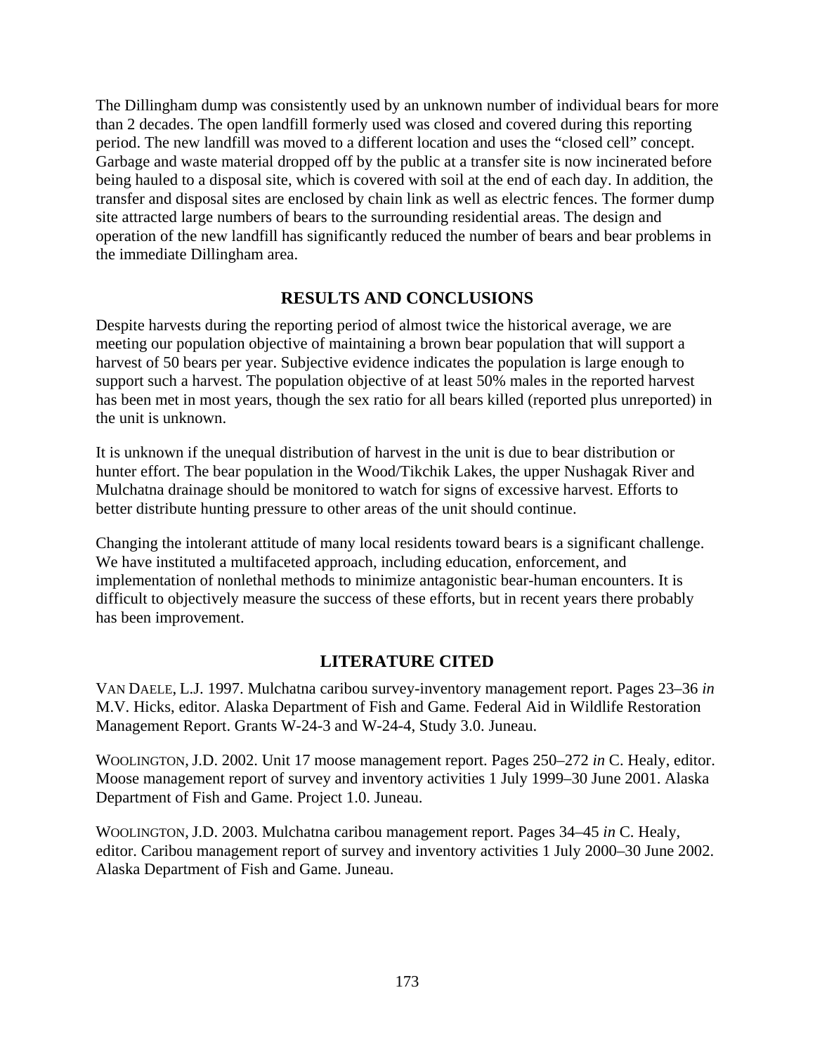The Dillingham dump was consistently used by an unknown number of individual bears for more than 2 decades. The open landfill formerly used was closed and covered during this reporting period. The new landfill was moved to a different location and uses the "closed cell" concept. Garbage and waste material dropped off by the public at a transfer site is now incinerated before being hauled to a disposal site, which is covered with soil at the end of each day. In addition, the transfer and disposal sites are enclosed by chain link as well as electric fences. The former dump site attracted large numbers of bears to the surrounding residential areas. The design and operation of the new landfill has significantly reduced the number of bears and bear problems in the immediate Dillingham area.

## RESULTS AND CONCLUSIONS

Despite harvests during the reporting period of almost twice the historical average, we are meeting our population objective of maintaining a brown bear population that will support a harvest of 50 bears per year. Subjective evidence indicates the population is large enough to support such a harvest. The population objective of at least 50% males in the reported harvest has been met in most years, though the sex ratio for all bears killed (reported plus unreported) in the unit is unknown.

It is unknown if the unequal distribution of harvest in the unit is due to bear distribution or hunter effort. The bear population in the Wood/Tikchik Lakes, the upper Nushagak River and Mulchatna drainage should be monitored to watch for signs of excessive harvest. Efforts to better distribute hunting pressure to other areas of the unit should continue.

Changing the intolerant attitude of many local residents toward bears is a significant challenge. We have instituted a multifaceted approach, including education, enforcement, and implementation of nonlethal methods to minimize antagonistic bear-human encounters. It is difficult to objectively measure the success of these efforts, but in recent years there probably has been improvement.

## LITERATURE CITED

VAN DAELE, L.J. 1997. Mulchatna caribou survey-inventory management report. Pages 23–36 *in* M.V. Hicks, editor. Alaska Department of Fish and Game. Federal Aid in Wildlife Restoration Management Report. Grants W-24-3 and W-24-4, Study 3.0. Juneau.

WOOLINGTON, J.D. 2002. Unit 17 moose management report. Pages 250–272 *in* C. Healy, editor. Moose management report of survey and inventory activities 1 July 1999–30 June 2001. Alaska Department of Fish and Game. Project 1.0. Juneau.

WOOLINGTON, J.D. 2003. Mulchatna caribou management report. Pages 34–45 *in* C. Healy, editor. Caribou management report of survey and inventory activities 1 July 2000–30 June 2002. Alaska Department of Fish and Game. Juneau.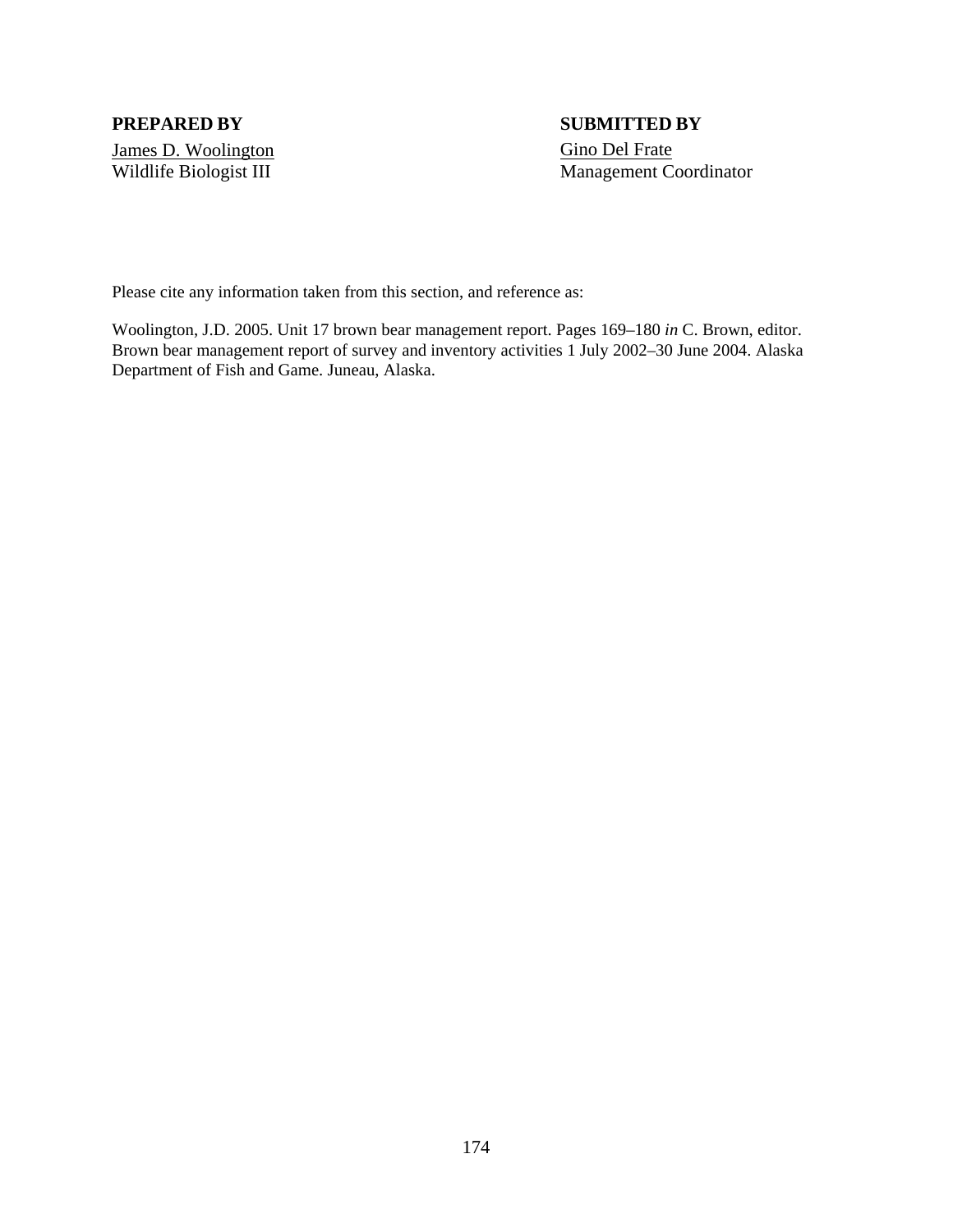**PREPARED BY**

James D. Woolington
Wildlife Biologist III

**SUBMITTED BY**

Gino Del Frate
Management Coordinator

Please cite any information taken from this section, and reference as:

Woolington, J.D. 2005. Unit 17 brown bear management report. Pages 169–180 *in* C. Brown, editor. Brown bear management report of survey and inventory activities 1 July 2002–30 June 2004. Alaska Department of Fish and Game. Juneau, Alaska.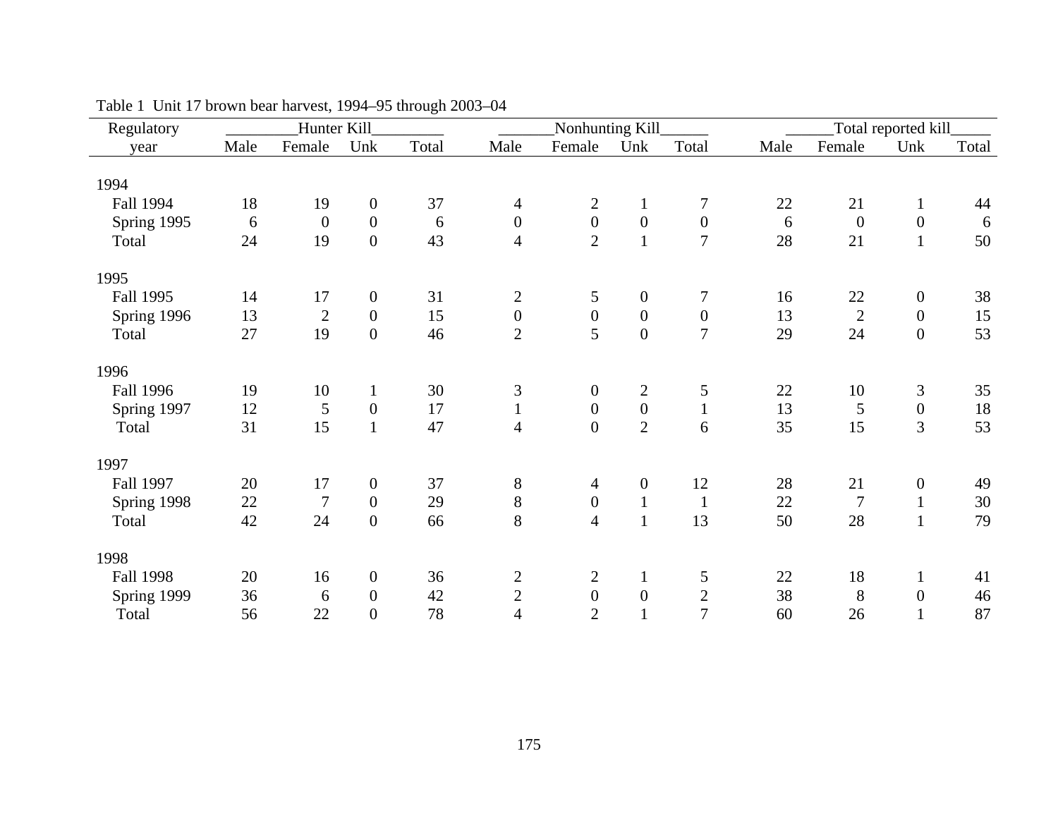Table 1 Unit 17 brown bear harvest, 1994–95 through 2003–04

| Regulatory | Hunter Kill | | | | Nonhunting Kill | | | | Total reported kill | | | |
|---|---|---|---|---|---|---|---|---|---|---|---|---|
| year | Male | Female | Unk | Total | Male | Female | Unk | Total | Male | Female | Unk | Total |
| 1994 | | | | | | | | | | | | |
| Fall 1994 | 18 | 19 | 0 | 37 | 4 | 2 | 1 | 7 | 22 | 21 | 1 | 44 |
| Spring 1995 | 6 | 0 | 0 | 6 | 0 | 0 | 0 | 0 | 6 | 0 | 0 | 6 |
| Total | 24 | 19 | 0 | 43 | 4 | 2 | 1 | 7 | 28 | 21 | 1 | 50 |
| 1995 | | | | | | | | | | | | |
| Fall 1995 | 14 | 17 | 0 | 31 | 2 | 5 | 0 | 7 | 16 | 22 | 0 | 38 |
| Spring 1996 | 13 | 2 | 0 | 15 | 0 | 0 | 0 | 0 | 13 | 2 | 0 | 15 |
| Total | 27 | 19 | 0 | 46 | 2 | 5 | 0 | 7 | 29 | 24 | 0 | 53 |
| 1996 | | | | | | | | | | | | |
| Fall 1996 | 19 | 10 | 1 | 30 | 3 | 0 | 2 | 5 | 22 | 10 | 3 | 35 |
| Spring 1997 | 12 | 5 | 0 | 17 | 1 | 0 | 0 | 1 | 13 | 5 | 0 | 18 |
| Total | 31 | 15 | 1 | 47 | 4 | 0 | 2 | 6 | 35 | 15 | 3 | 53 |
| 1997 | | | | | | | | | | | | |
| Fall 1997 | 20 | 17 | 0 | 37 | 8 | 4 | 0 | 12 | 28 | 21 | 0 | 49 |
| Spring 1998 | 22 | 7 | 0 | 29 | 8 | 0 | 1 | 1 | 22 | 7 | 1 | 30 |
| Total | 42 | 24 | 0 | 66 | 8 | 4 | 1 | 13 | 50 | 28 | 1 | 79 |
| 1998 | | | | | | | | | | | | |
| Fall 1998 | 20 | 16 | 0 | 36 | 2 | 2 | 1 | 5 | 22 | 18 | 1 | 41 |
| Spring 1999 | 36 | 6 | 0 | 42 | 2 | 0 | 0 | 2 | 38 | 8 | 0 | 46 |
| Total | 56 | 22 | 0 | 78 | 4 | 2 | 1 | 7 | 60 | 26 | 1 | 87 |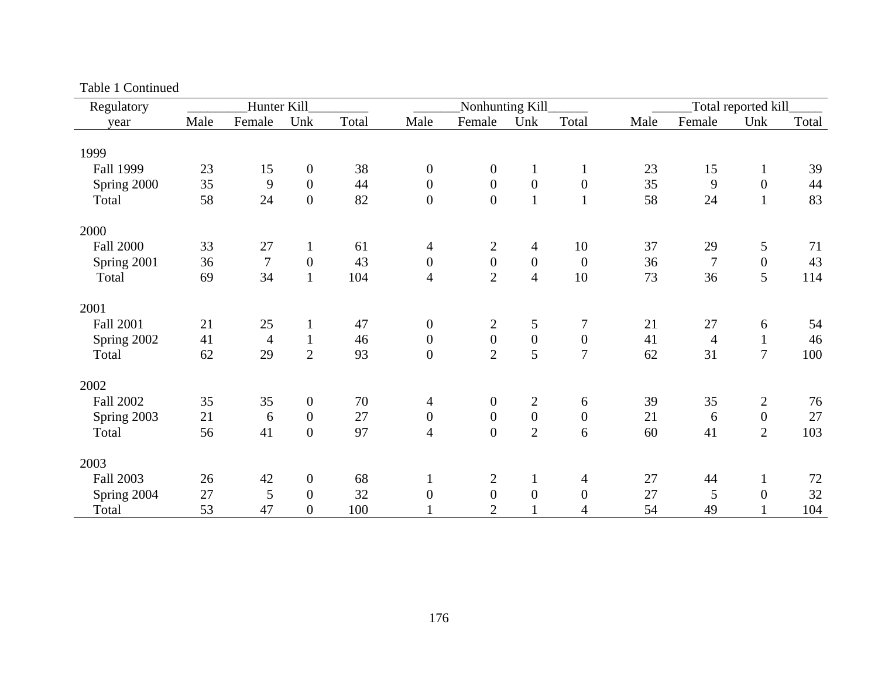Table 1 Continued

| Regulatory year | Hunter Kill | | | | Nonhunting Kill | | | | Total reported kill | | | |
|---|---|---|---|---|---|---|---|---|---|---|---|---|
| | Male | Female | Unk | Total | Male | Female | Unk | Total | Male | Female | Unk | Total |
| 1999 | | | | | | | | | | | | |
| Fall 1999 | 23 | 15 | 0 | 38 | 0 | 0 | 1 | 1 | 23 | 15 | 1 | 39 |
| Spring 2000 | 35 | 9 | 0 | 44 | 0 | 0 | 0 | 0 | 35 | 9 | 0 | 44 |
| Total | 58 | 24 | 0 | 82 | 0 | 0 | 1 | 1 | 58 | 24 | 1 | 83 |
| 2000 | | | | | | | | | | | | |
| Fall 2000 | 33 | 27 | 1 | 61 | 4 | 2 | 4 | 10 | 37 | 29 | 5 | 71 |
| Spring 2001 | 36 | 7 | 0 | 43 | 0 | 0 | 0 | 0 | 36 | 7 | 0 | 43 |
| Total | 69 | 34 | 1 | 104 | 4 | 2 | 4 | 10 | 73 | 36 | 5 | 114 |
| 2001 | | | | | | | | | | | | |
| Fall 2001 | 21 | 25 | 1 | 47 | 0 | 2 | 5 | 7 | 21 | 27 | 6 | 54 |
| Spring 2002 | 41 | 4 | 1 | 46 | 0 | 0 | 0 | 0 | 41 | 4 | 1 | 46 |
| Total | 62 | 29 | 2 | 93 | 0 | 2 | 5 | 7 | 62 | 31 | 7 | 100 |
| 2002 | | | | | | | | | | | | |
| Fall 2002 | 35 | 35 | 0 | 70 | 4 | 0 | 2 | 6 | 39 | 35 | 2 | 76 |
| Spring 2003 | 21 | 6 | 0 | 27 | 0 | 0 | 0 | 0 | 21 | 6 | 0 | 27 |
| Total | 56 | 41 | 0 | 97 | 4 | 0 | 2 | 6 | 60 | 41 | 2 | 103 |
| 2003 | | | | | | | | | | | | |
| Fall 2003 | 26 | 42 | 0 | 68 | 1 | 2 | 1 | 4 | 27 | 44 | 1 | 72 |
| Spring 2004 | 27 | 5 | 0 | 32 | 0 | 0 | 0 | 0 | 27 | 5 | 0 | 32 |
| Total | 53 | 47 | 0 | 100 | 1 | 2 | 1 | 4 | 54 | 49 | 1 | 104 |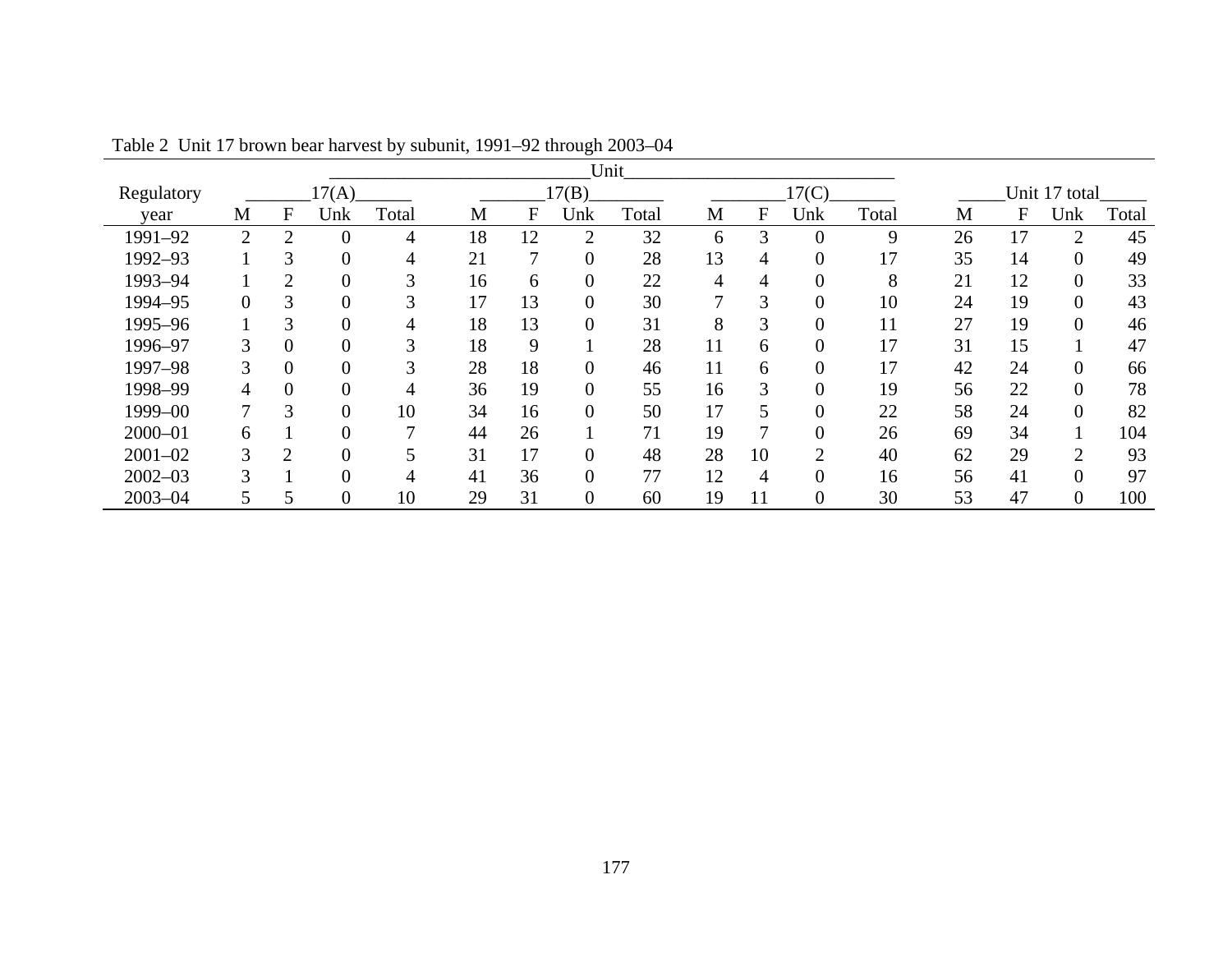Table 2 Unit 17 brown bear harvest by subunit, 1991–92 through 2003–04

| Regulatory year | 17(A) | | | | 17(B) | | | | 17(C) | | | | Unit 17 total | | | |
|---|---|---|---|---|---|---|---|---|---|---|---|---|---|---|---|---|
| | M | F | Unk | Total | M | F | Unk | Total | M | F | Unk | Total | M | F | Unk | Total |
| 1991–92 | 2 | 2 | 0 | 4 | 18 | 12 | 2 | 32 | 6 | 3 | 0 | 9 | 26 | 17 | 2 | 45 |
| 1992–93 | 1 | 3 | 0 | 4 | 21 | 7 | 0 | 28 | 13 | 4 | 0 | 17 | 35 | 14 | 0 | 49 |
| 1993–94 | 1 | 2 | 0 | 3 | 16 | 6 | 0 | 22 | 4 | 4 | 0 | 8 | 21 | 12 | 0 | 33 |
| 1994–95 | 0 | 3 | 0 | 3 | 17 | 13 | 0 | 30 | 7 | 3 | 0 | 10 | 24 | 19 | 0 | 43 |
| 1995–96 | 1 | 3 | 0 | 4 | 18 | 13 | 0 | 31 | 8 | 3 | 0 | 11 | 27 | 19 | 0 | 46 |
| 1996–97 | 3 | 0 | 0 | 3 | 18 | 9 | 1 | 28 | 11 | 6 | 0 | 17 | 31 | 15 | 1 | 47 |
| 1997–98 | 3 | 0 | 0 | 3 | 28 | 18 | 0 | 46 | 11 | 6 | 0 | 17 | 42 | 24 | 0 | 66 |
| 1998–99 | 4 | 0 | 0 | 4 | 36 | 19 | 0 | 55 | 16 | 3 | 0 | 19 | 56 | 22 | 0 | 78 |
| 1999–00 | 7 | 3 | 0 | 10 | 34 | 16 | 0 | 50 | 17 | 5 | 0 | 22 | 58 | 24 | 0 | 82 |
| 2000–01 | 6 | 1 | 0 | 7 | 44 | 26 | 1 | 71 | 19 | 7 | 0 | 26 | 69 | 34 | 1 | 104 |
| 2001–02 | 3 | 2 | 0 | 5 | 31 | 17 | 0 | 48 | 28 | 10 | 2 | 40 | 62 | 29 | 2 | 93 |
| 2002–03 | 3 | 1 | 0 | 4 | 41 | 36 | 0 | 77 | 12 | 4 | 0 | 16 | 56 | 41 | 0 | 97 |
| 2003–04 | 5 | 5 | 0 | 10 | 29 | 31 | 0 | 60 | 19 | 11 | 0 | 30 | 53 | 47 | 0 | 100 |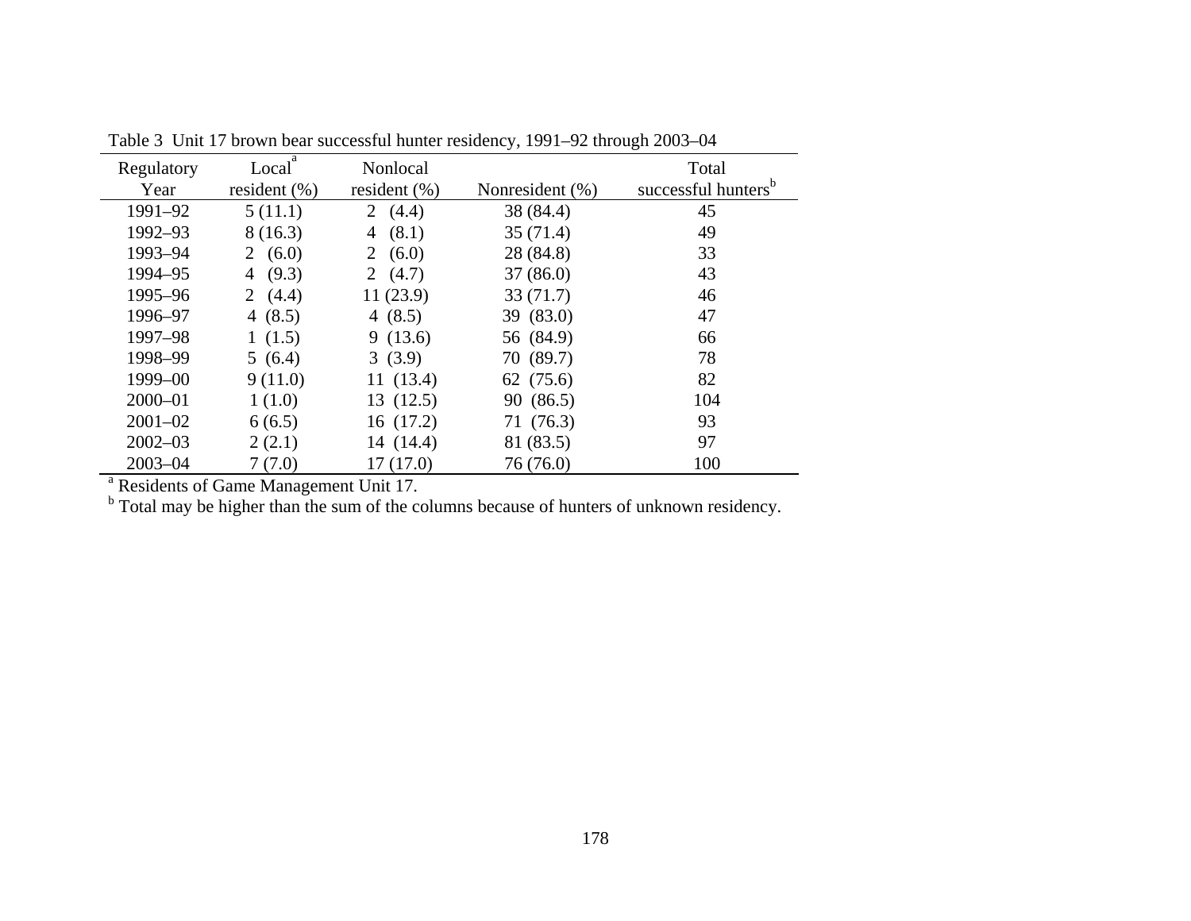Table 3 Unit 17 brown bear successful hunter residency, 1991–92 through 2003–04

| Regulatory Year | Local[a] resident (%) | Nonlocal resident (%) | Nonresident (%) | Total successful hunters[b] |
|---|---|---|---|---|
| 1991–92 | 5 (11.1) | 2 (4.4) | 38 (84.4) | 45 |
| 1992–93 | 8 (16.3) | 4 (8.1) | 35 (71.4) | 49 |
| 1993–94 | 2 (6.0) | 2 (6.0) | 28 (84.8) | 33 |
| 1994–95 | 4 (9.3) | 2 (4.7) | 37 (86.0) | 43 |
| 1995–96 | 2 (4.4) | 11 (23.9) | 33 (71.7) | 46 |
| 1996–97 | 4 (8.5) | 4 (8.5) | 39 (83.0) | 47 |
| 1997–98 | 1 (1.5) | 9 (13.6) | 56 (84.9) | 66 |
| 1998–99 | 5 (6.4) | 3 (3.9) | 70 (89.7) | 78 |
| 1999–00 | 9 (11.0) | 11 (13.4) | 62 (75.6) | 82 |
| 2000–01 | 1 (1.0) | 13 (12.5) | 90 (86.5) | 104 |
| 2001–02 | 6 (6.5) | 16 (17.2) | 71 (76.3) | 93 |
| 2002–03 | 2 (2.1) | 14 (14.4) | 81 (83.5) | 97 |
| 2003–04 | 7 (7.0) | 17 (17.0) | 76 (76.0) | 100 |

[a] Residents of Game Management Unit 17.

[b] Total may be higher than the sum of the columns because of hunters of unknown residency.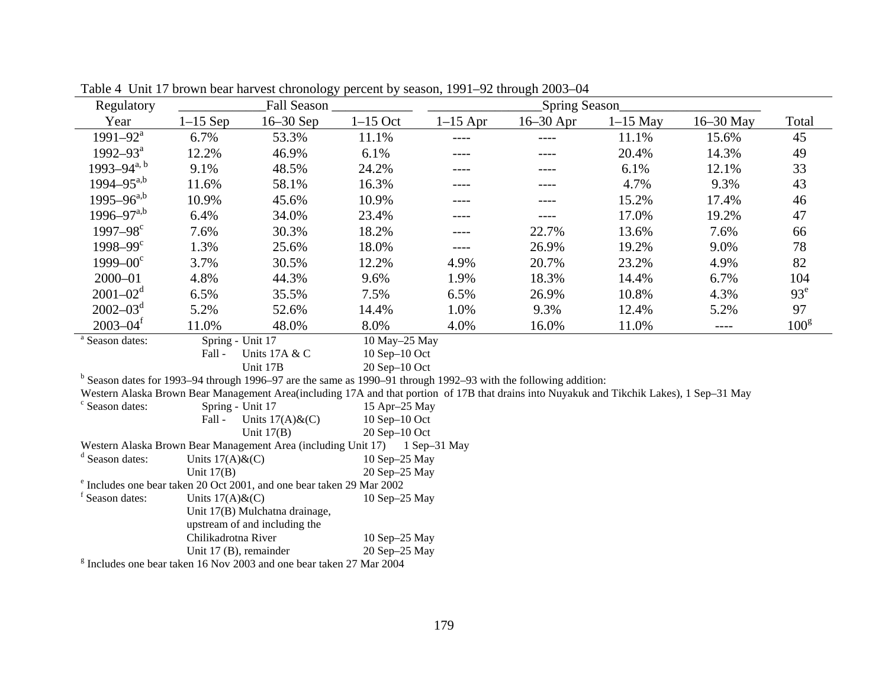Table 4 Unit 17 brown bear harvest chronology percent by season, 1991–92 through 2003–04

| Regulatory | Fall Season | | | Spring Season | | | | |
|---|---|---|---|---|---|---|---|---|
| Year | 1–15 Sep | 16–30 Sep | 1–15 Oct | 1–15 Apr | 16–30 Apr | 1–15 May | 16–30 May | Total |
| 1991–92[a] | 6.7% | 53.3% | 11.1% | ---- | ---- | 11.1% | 15.6% | 45 |
| 1992–93[a] | 12.2% | 46.9% | 6.1% | ---- | ---- | 20.4% | 14.3% | 49 |
| 1993–94[a, b] | 9.1% | 48.5% | 24.2% | ---- | ---- | 6.1% | 12.1% | 33 |
| 1994–95[a,b] | 11.6% | 58.1% | 16.3% | ---- | ---- | 4.7% | 9.3% | 43 |
| 1995–96[a,b] | 10.9% | 45.6% | 10.9% | ---- | ---- | 15.2% | 17.4% | 46 |
| 1996–97[a,b] | 6.4% | 34.0% | 23.4% | ---- | ---- | 17.0% | 19.2% | 47 |
| 1997–98[c] | 7.6% | 30.3% | 18.2% | ---- | 22.7% | 13.6% | 7.6% | 66 |
| 1998–99[c] | 1.3% | 25.6% | 18.0% | ---- | 26.9% | 19.2% | 9.0% | 78 |
| 1999–00[c] | 3.7% | 30.5% | 12.2% | 4.9% | 20.7% | 23.2% | 4.9% | 82 |
| 2000–01 | 4.8% | 44.3% | 9.6% | 1.9% | 18.3% | 14.4% | 6.7% | 104 |
| 2001–02[d] | 6.5% | 35.5% | 7.5% | 6.5% | 26.9% | 10.8% | 4.3% | 93[e] |
| 2002–03[d] | 5.2% | 52.6% | 14.4% | 1.0% | 9.3% | 12.4% | 5.2% | 97 |
| 2003–04[f] | 11.0% | 48.0% | 8.0% | 4.0% | 16.0% | 11.0% | ---- | 100[g] |

[a] Season dates: Spring - Unit 17 10 May–25 May
Fall - Units 17A & C 10 Sep–10 Oct
Unit 17B 20 Sep–10 Oct

[b] Season dates for 1993–94 through 1996–97 are the same as 1990–91 through 1992–93 with the following addition:
Western Alaska Brown Bear Management Area(including 17A and that portion of 17B that drains into Nuyakuk and Tikchik Lakes), 1 Sep–31 May

[c] Season dates: Spring - Unit 17 15 Apr–25 May
Fall - Units 17(A)&(C) 10 Sep–10 Oct
Unit 17(B) 20 Sep–10 Oct
Western Alaska Brown Bear Management Area (including Unit 17) 1 Sep–31 May

[d] Season dates: Units 17(A)&(C) 10 Sep–25 May
Unit 17(B) 20 Sep–25 May

[e] Includes one bear taken 20 Oct 2001, and one bear taken 29 Mar 2002

[f] Season dates: Units 17(A)&(C) 10 Sep–25 May
Unit 17(B) Mulchatna drainage, upstream of and including the Chilikadrotna River 10 Sep–25 May
Unit 17 (B), remainder 20 Sep–25 May

[g] Includes one bear taken 16 Nov 2003 and one bear taken 27 Mar 2004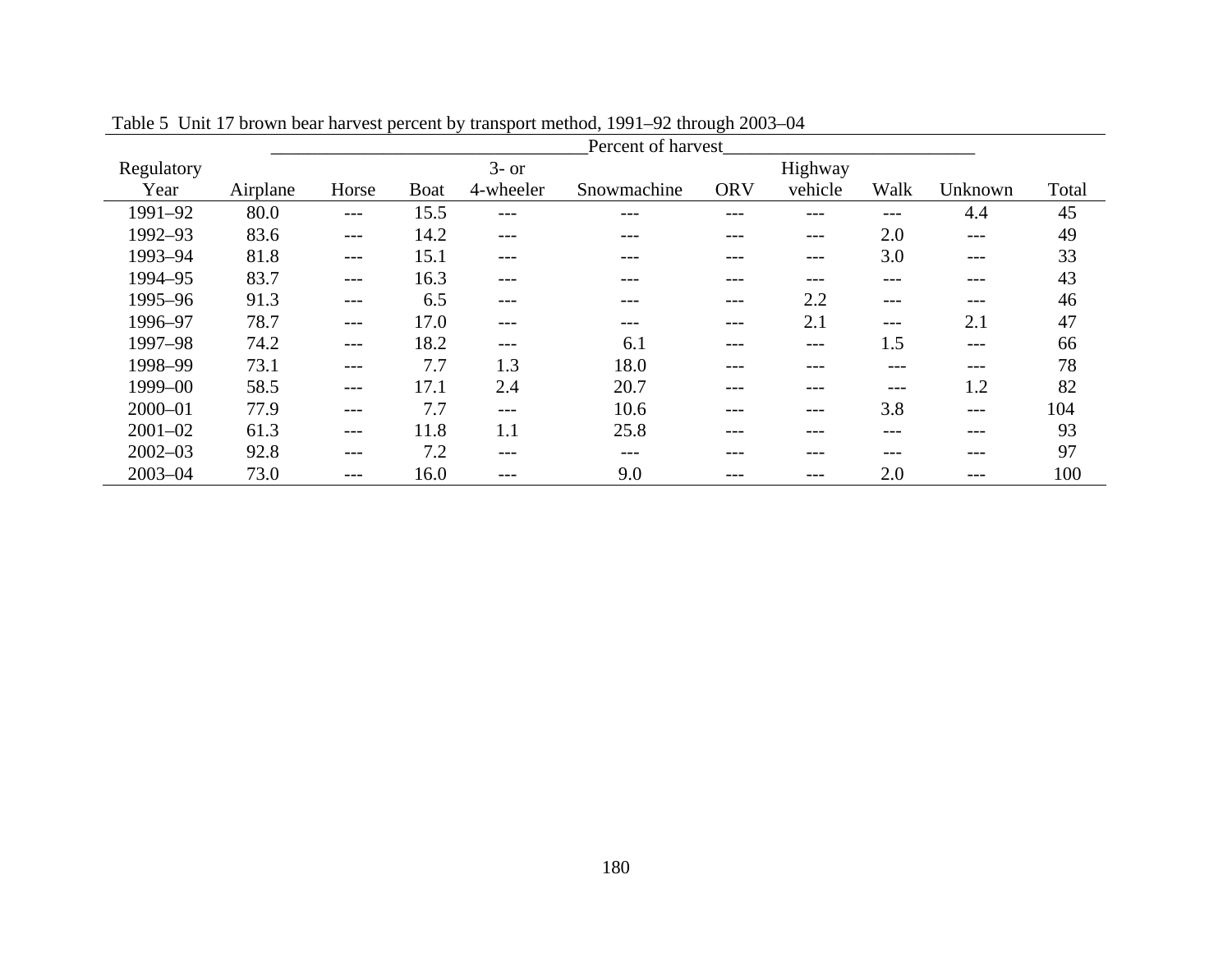Table 5 Unit 17 brown bear harvest percent by transport method, 1991–92 through 2003–04

| Regulatory Year | Percent of harvest | | | | | | | | | Total |
|---|---|---|---|---|---|---|---|---|---|---|
| | Airplane | Horse | Boat | 3- or 4-wheeler | Snowmachine | ORV | Highway vehicle | Walk | Unknown | |
| 1991–92 | 80.0 | --- | 15.5 | --- | --- | --- | --- | --- | 4.4 | 45 |
| 1992–93 | 83.6 | --- | 14.2 | --- | --- | --- | --- | 2.0 | --- | 49 |
| 1993–94 | 81.8 | --- | 15.1 | --- | --- | --- | --- | 3.0 | --- | 33 |
| 1994–95 | 83.7 | --- | 16.3 | --- | --- | --- | --- | --- | --- | 43 |
| 1995–96 | 91.3 | --- | 6.5 | --- | --- | --- | 2.2 | --- | --- | 46 |
| 1996–97 | 78.7 | --- | 17.0 | --- | --- | --- | 2.1 | --- | 2.1 | 47 |
| 1997–98 | 74.2 | --- | 18.2 | --- | 6.1 | --- | --- | 1.5 | --- | 66 |
| 1998–99 | 73.1 | --- | 7.7 | 1.3 | 18.0 | --- | --- | --- | --- | 78 |
| 1999–00 | 58.5 | --- | 17.1 | 2.4 | 20.7 | --- | --- | --- | 1.2 | 82 |
| 2000–01 | 77.9 | --- | 7.7 | --- | 10.6 | --- | --- | 3.8 | --- | 104 |
| 2001–02 | 61.3 | --- | 11.8 | 1.1 | 25.8 | --- | --- | --- | --- | 93 |
| 2002–03 | 92.8 | --- | 7.2 | --- | --- | --- | --- | --- | --- | 97 |
| 2003–04 | 73.0 | --- | 16.0 | --- | 9.0 | --- | --- | 2.0 | --- | 100 |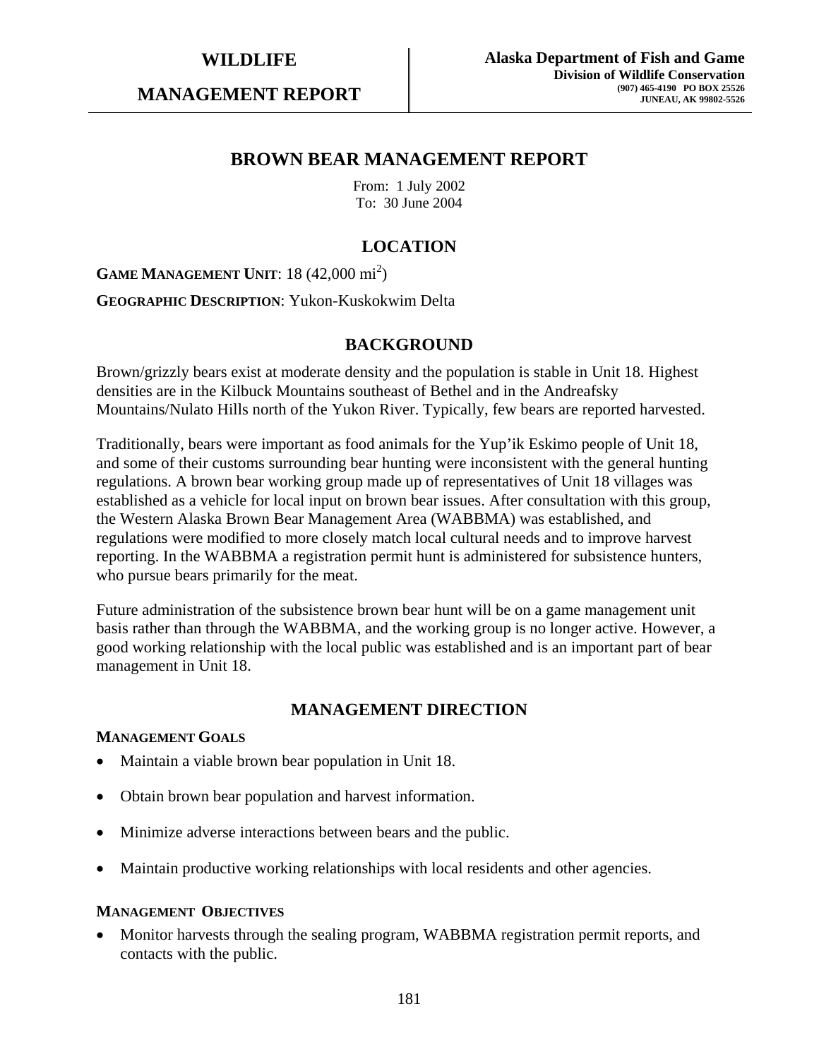# WILDLIFE MANAGEMENT REPORT

**Alaska Department of Fish and Game**
**Division of Wildlife Conservation**
**(907) 465-4190 PO BOX 25526**
**JUNEAU, AK 99802-5526**

## BROWN BEAR MANAGEMENT REPORT

From: 1 July 2002
To: 30 June 2004

## LOCATION

**GAME MANAGEMENT UNIT**: 18 (42,000 mi$^2$)

**GEOGRAPHIC DESCRIPTION**: Yukon-Kuskokwim Delta

## BACKGROUND

Brown/grizzly bears exist at moderate density and the population is stable in Unit 18. Highest densities are in the Kilbuck Mountains southeast of Bethel and in the Andreafsky Mountains/Nulato Hills north of the Yukon River. Typically, few bears are reported harvested.

Traditionally, bears were important as food animals for the Yup'ik Eskimo people of Unit 18, and some of their customs surrounding bear hunting were inconsistent with the general hunting regulations. A brown bear working group made up of representatives of Unit 18 villages was established as a vehicle for local input on brown bear issues. After consultation with this group, the Western Alaska Brown Bear Management Area (WABBMA) was established, and regulations were modified to more closely match local cultural needs and to improve harvest reporting. In the WABBMA a registration permit hunt is administered for subsistence hunters, who pursue bears primarily for the meat.

Future administration of the subsistence brown bear hunt will be on a game management unit basis rather than through the WABBMA, and the working group is no longer active. However, a good working relationship with the local public was established and is an important part of bear management in Unit 18.

## MANAGEMENT DIRECTION

### MANAGEMENT GOALS

- Maintain a viable brown bear population in Unit 18.
- Obtain brown bear population and harvest information.
- Minimize adverse interactions between bears and the public.
- Maintain productive working relationships with local residents and other agencies.

### MANAGEMENT OBJECTIVES

- Monitor harvests through the sealing program, WABBMA registration permit reports, and contacts with the public.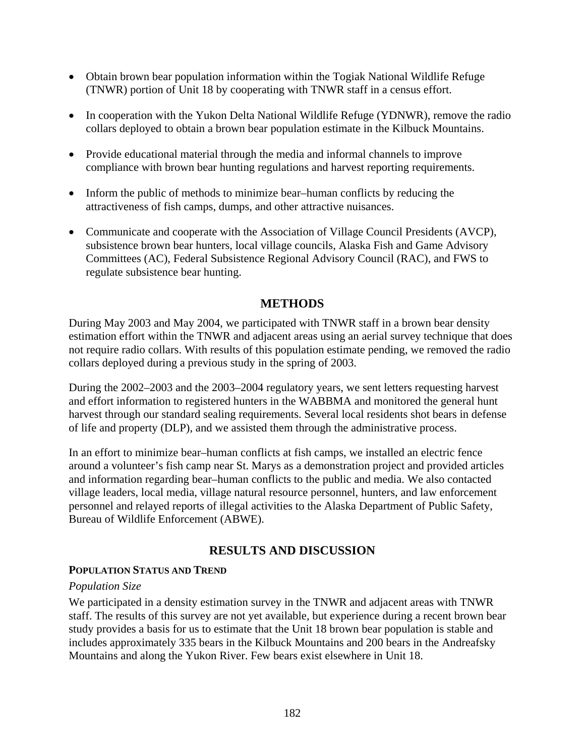- Obtain brown bear population information within the Togiak National Wildlife Refuge (TNWR) portion of Unit 18 by cooperating with TNWR staff in a census effort.
- In cooperation with the Yukon Delta National Wildlife Refuge (YDNWR), remove the radio collars deployed to obtain a brown bear population estimate in the Kilbuck Mountains.
- Provide educational material through the media and informal channels to improve compliance with brown bear hunting regulations and harvest reporting requirements.
- Inform the public of methods to minimize bear–human conflicts by reducing the attractiveness of fish camps, dumps, and other attractive nuisances.
- Communicate and cooperate with the Association of Village Council Presidents (AVCP), subsistence brown bear hunters, local village councils, Alaska Fish and Game Advisory Committees (AC), Federal Subsistence Regional Advisory Council (RAC), and FWS to regulate subsistence bear hunting.

## METHODS

During May 2003 and May 2004, we participated with TNWR staff in a brown bear density estimation effort within the TNWR and adjacent areas using an aerial survey technique that does not require radio collars. With results of this population estimate pending, we removed the radio collars deployed during a previous study in the spring of 2003.

During the 2002–2003 and the 2003–2004 regulatory years, we sent letters requesting harvest and effort information to registered hunters in the WABBMA and monitored the general hunt harvest through our standard sealing requirements. Several local residents shot bears in defense of life and property (DLP), and we assisted them through the administrative process.

In an effort to minimize bear–human conflicts at fish camps, we installed an electric fence around a volunteer's fish camp near St. Marys as a demonstration project and provided articles and information regarding bear–human conflicts to the public and media. We also contacted village leaders, local media, village natural resource personnel, hunters, and law enforcement personnel and relayed reports of illegal activities to the Alaska Department of Public Safety, Bureau of Wildlife Enforcement (ABWE).

## RESULTS AND DISCUSSION

### POPULATION STATUS AND TREND

*Population Size*

We participated in a density estimation survey in the TNWR and adjacent areas with TNWR staff. The results of this survey are not yet available, but experience during a recent brown bear study provides a basis for us to estimate that the Unit 18 brown bear population is stable and includes approximately 335 bears in the Kilbuck Mountains and 200 bears in the Andreafsky Mountains and along the Yukon River. Few bears exist elsewhere in Unit 18.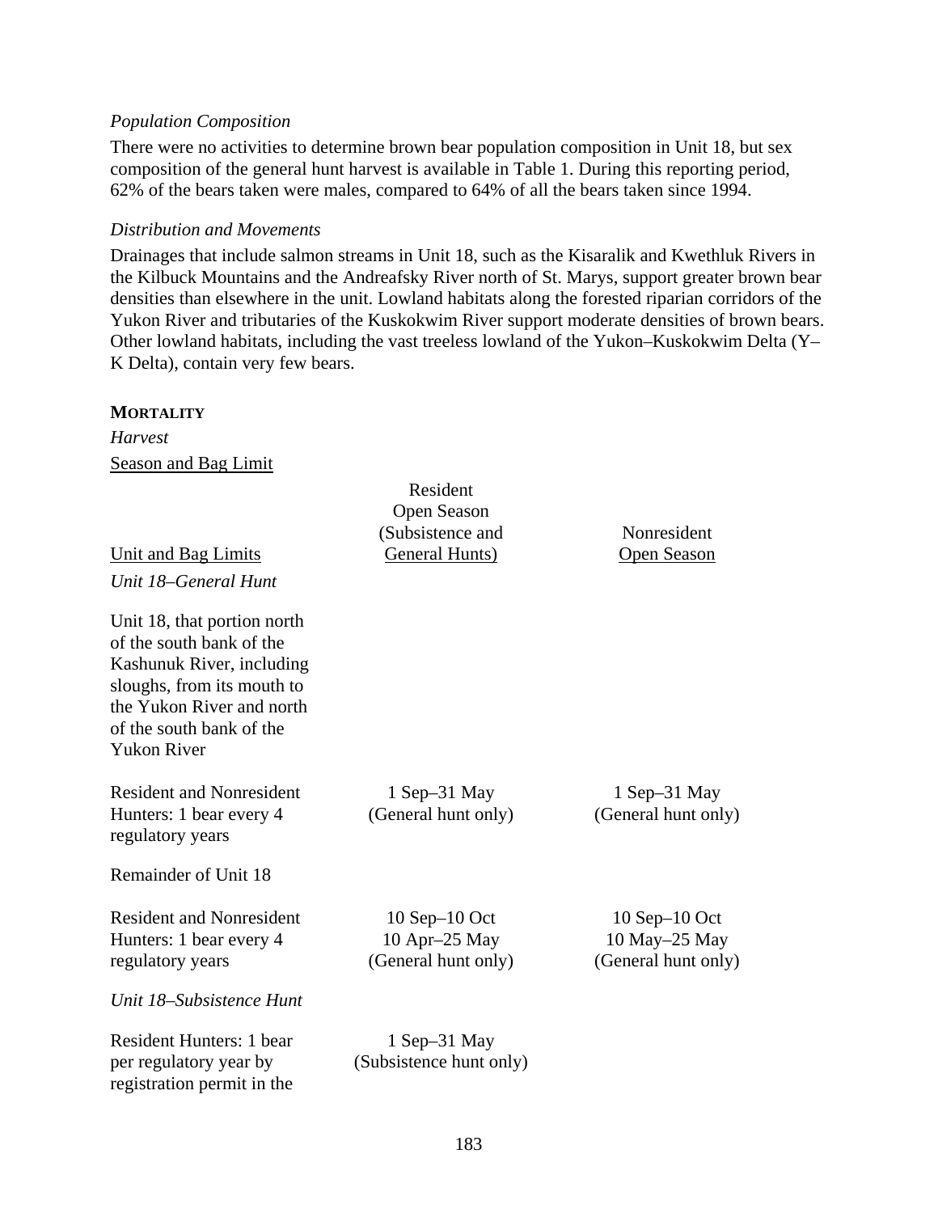*Population Composition*

There were no activities to determine brown bear population composition in Unit 18, but sex composition of the general hunt harvest is available in Table 1. During this reporting period, 62% of the bears taken were males, compared to 64% of all the bears taken since 1994.

*Distribution and Movements*

Drainages that include salmon streams in Unit 18, such as the Kisaralik and Kwethluk Rivers in the Kilbuck Mountains and the Andreafsky River north of St. Marys, support greater brown bear densities than elsewhere in the unit. Lowland habitats along the forested riparian corridors of the Yukon River and tributaries of the Kuskokwim River support moderate densities of brown bears. Other lowland habitats, including the vast treeless lowland of the Yukon–Kuskokwim Delta (Y–K Delta), contain very few bears.

**MORTALITY**

*Harvest*

Season and Bag Limit

| Unit and Bag Limits | Resident Open Season (Subsistence and General Hunts) | Nonresident Open Season |
|---|---|---|
| *Unit 18–General Hunt* | | |
| Unit 18, that portion north of the south bank of the Kashunuk River, including sloughs, from its mouth to the Yukon River and north of the south bank of the Yukon River | | |
| Resident and Nonresident Hunters: 1 bear every 4 regulatory years | 1 Sep–31 May (General hunt only) | 1 Sep–31 May (General hunt only) |
| Remainder of Unit 18 | | |
| Resident and Nonresident Hunters: 1 bear every 4 regulatory years | 10 Sep–10 Oct 10 Apr–25 May (General hunt only) | 10 Sep–10 Oct 10 May–25 May (General hunt only) |
| *Unit 18–Subsistence Hunt* | | |
| Resident Hunters: 1 bear per regulatory year by registration permit in the | 1 Sep–31 May (Subsistence hunt only) | |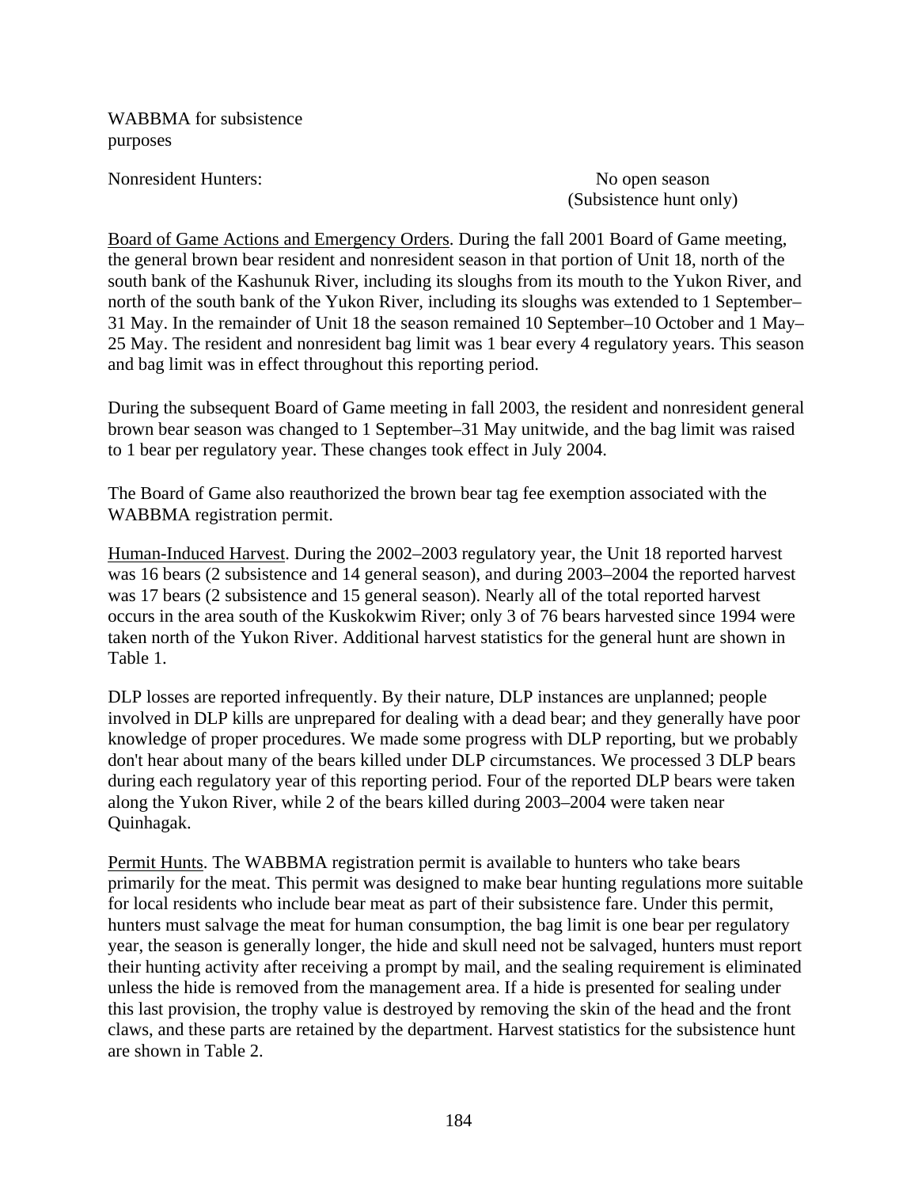WABBMA for subsistence
purposes

Nonresident Hunters: No open season
(Subsistence hunt only)

Board of Game Actions and Emergency Orders. During the fall 2001 Board of Game meeting, the general brown bear resident and nonresident season in that portion of Unit 18, north of the south bank of the Kashunuk River, including its sloughs from its mouth to the Yukon River, and north of the south bank of the Yukon River, including its sloughs was extended to 1 September–31 May. In the remainder of Unit 18 the season remained 10 September–10 October and 1 May–25 May. The resident and nonresident bag limit was 1 bear every 4 regulatory years. This season and bag limit was in effect throughout this reporting period.

During the subsequent Board of Game meeting in fall 2003, the resident and nonresident general brown bear season was changed to 1 September–31 May unitwide, and the bag limit was raised to 1 bear per regulatory year. These changes took effect in July 2004.

The Board of Game also reauthorized the brown bear tag fee exemption associated with the WABBMA registration permit.

Human-Induced Harvest. During the 2002–2003 regulatory year, the Unit 18 reported harvest was 16 bears (2 subsistence and 14 general season), and during 2003–2004 the reported harvest was 17 bears (2 subsistence and 15 general season). Nearly all of the total reported harvest occurs in the area south of the Kuskokwim River; only 3 of 76 bears harvested since 1994 were taken north of the Yukon River. Additional harvest statistics for the general hunt are shown in Table 1.

DLP losses are reported infrequently. By their nature, DLP instances are unplanned; people involved in DLP kills are unprepared for dealing with a dead bear; and they generally have poor knowledge of proper procedures. We made some progress with DLP reporting, but we probably don't hear about many of the bears killed under DLP circumstances. We processed 3 DLP bears during each regulatory year of this reporting period. Four of the reported DLP bears were taken along the Yukon River, while 2 of the bears killed during 2003–2004 were taken near Quinhagak.

Permit Hunts. The WABBMA registration permit is available to hunters who take bears primarily for the meat. This permit was designed to make bear hunting regulations more suitable for local residents who include bear meat as part of their subsistence fare. Under this permit, hunters must salvage the meat for human consumption, the bag limit is one bear per regulatory year, the season is generally longer, the hide and skull need not be salvaged, hunters must report their hunting activity after receiving a prompt by mail, and the sealing requirement is eliminated unless the hide is removed from the management area. If a hide is presented for sealing under this last provision, the trophy value is destroyed by removing the skin of the head and the front claws, and these parts are retained by the department. Harvest statistics for the subsistence hunt are shown in Table 2.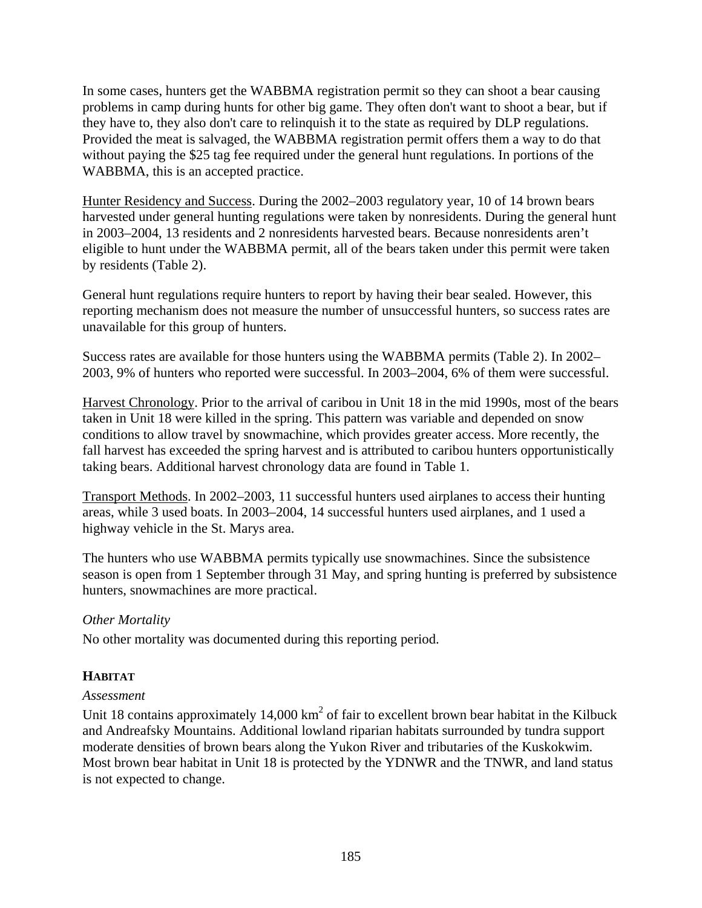In some cases, hunters get the WABBMA registration permit so they can shoot a bear causing problems in camp during hunts for other big game. They often don't want to shoot a bear, but if they have to, they also don't care to relinquish it to the state as required by DLP regulations. Provided the meat is salvaged, the WABBMA registration permit offers them a way to do that without paying the $25 tag fee required under the general hunt regulations. In portions of the WABBMA, this is an accepted practice.

Hunter Residency and Success. During the 2002–2003 regulatory year, 10 of 14 brown bears harvested under general hunting regulations were taken by nonresidents. During the general hunt in 2003–2004, 13 residents and 2 nonresidents harvested bears. Because nonresidents aren't eligible to hunt under the WABBMA permit, all of the bears taken under this permit were taken by residents (Table 2).

General hunt regulations require hunters to report by having their bear sealed. However, this reporting mechanism does not measure the number of unsuccessful hunters, so success rates are unavailable for this group of hunters.

Success rates are available for those hunters using the WABBMA permits (Table 2). In 2002–2003, 9% of hunters who reported were successful. In 2003–2004, 6% of them were successful.

Harvest Chronology. Prior to the arrival of caribou in Unit 18 in the mid 1990s, most of the bears taken in Unit 18 were killed in the spring. This pattern was variable and depended on snow conditions to allow travel by snowmachine, which provides greater access. More recently, the fall harvest has exceeded the spring harvest and is attributed to caribou hunters opportunistically taking bears. Additional harvest chronology data are found in Table 1.

Transport Methods. In 2002–2003, 11 successful hunters used airplanes to access their hunting areas, while 3 used boats. In 2003–2004, 14 successful hunters used airplanes, and 1 used a highway vehicle in the St. Marys area.

The hunters who use WABBMA permits typically use snowmachines. Since the subsistence season is open from 1 September through 31 May, and spring hunting is preferred by subsistence hunters, snowmachines are more practical.

*Other Mortality*

No other mortality was documented during this reporting period.

## HABITAT

*Assessment*

Unit 18 contains approximately 14,000 $km^2$ of fair to excellent brown bear habitat in the Kilbuck and Andreafsky Mountains. Additional lowland riparian habitats surrounded by tundra support moderate densities of brown bears along the Yukon River and tributaries of the Kuskokwim. Most brown bear habitat in Unit 18 is protected by the YDNWR and the TNWR, and land status is not expected to change.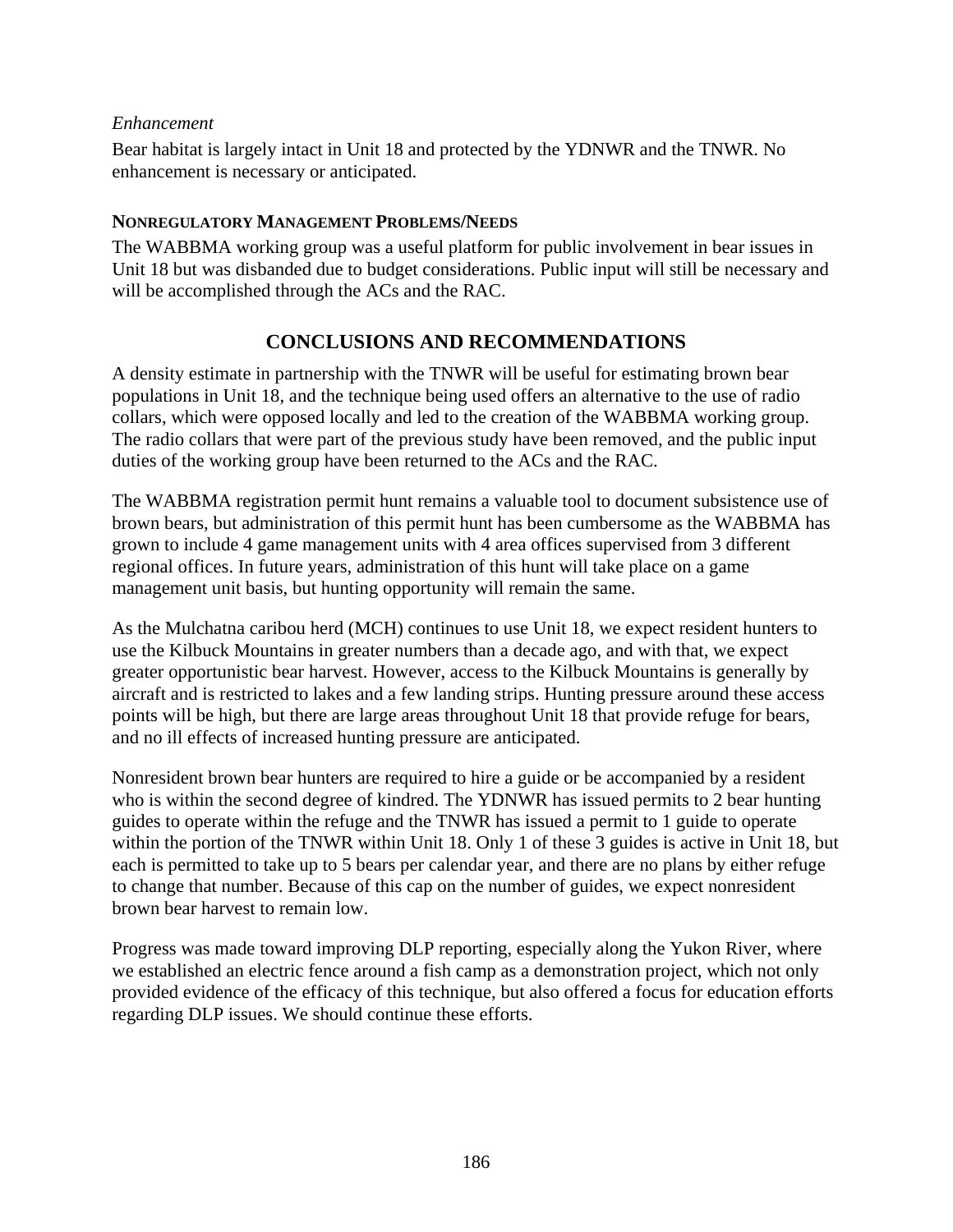*Enhancement*

Bear habitat is largely intact in Unit 18 and protected by the YDNWR and the TNWR. No enhancement is necessary or anticipated.

**NONREGULATORY MANAGEMENT PROBLEMS/NEEDS**

The WABBMA working group was a useful platform for public involvement in bear issues in Unit 18 but was disbanded due to budget considerations. Public input will still be necessary and will be accomplished through the ACs and the RAC.

## CONCLUSIONS AND RECOMMENDATIONS

A density estimate in partnership with the TNWR will be useful for estimating brown bear populations in Unit 18, and the technique being used offers an alternative to the use of radio collars, which were opposed locally and led to the creation of the WABBMA working group. The radio collars that were part of the previous study have been removed, and the public input duties of the working group have been returned to the ACs and the RAC.

The WABBMA registration permit hunt remains a valuable tool to document subsistence use of brown bears, but administration of this permit hunt has been cumbersome as the WABBMA has grown to include 4 game management units with 4 area offices supervised from 3 different regional offices. In future years, administration of this hunt will take place on a game management unit basis, but hunting opportunity will remain the same.

As the Mulchatna caribou herd (MCH) continues to use Unit 18, we expect resident hunters to use the Kilbuck Mountains in greater numbers than a decade ago, and with that, we expect greater opportunistic bear harvest. However, access to the Kilbuck Mountains is generally by aircraft and is restricted to lakes and a few landing strips. Hunting pressure around these access points will be high, but there are large areas throughout Unit 18 that provide refuge for bears, and no ill effects of increased hunting pressure are anticipated.

Nonresident brown bear hunters are required to hire a guide or be accompanied by a resident who is within the second degree of kindred. The YDNWR has issued permits to 2 bear hunting guides to operate within the refuge and the TNWR has issued a permit to 1 guide to operate within the portion of the TNWR within Unit 18. Only 1 of these 3 guides is active in Unit 18, but each is permitted to take up to 5 bears per calendar year, and there are no plans by either refuge to change that number. Because of this cap on the number of guides, we expect nonresident brown bear harvest to remain low.

Progress was made toward improving DLP reporting, especially along the Yukon River, where we established an electric fence around a fish camp as a demonstration project, which not only provided evidence of the efficacy of this technique, but also offered a focus for education efforts regarding DLP issues. We should continue these efforts.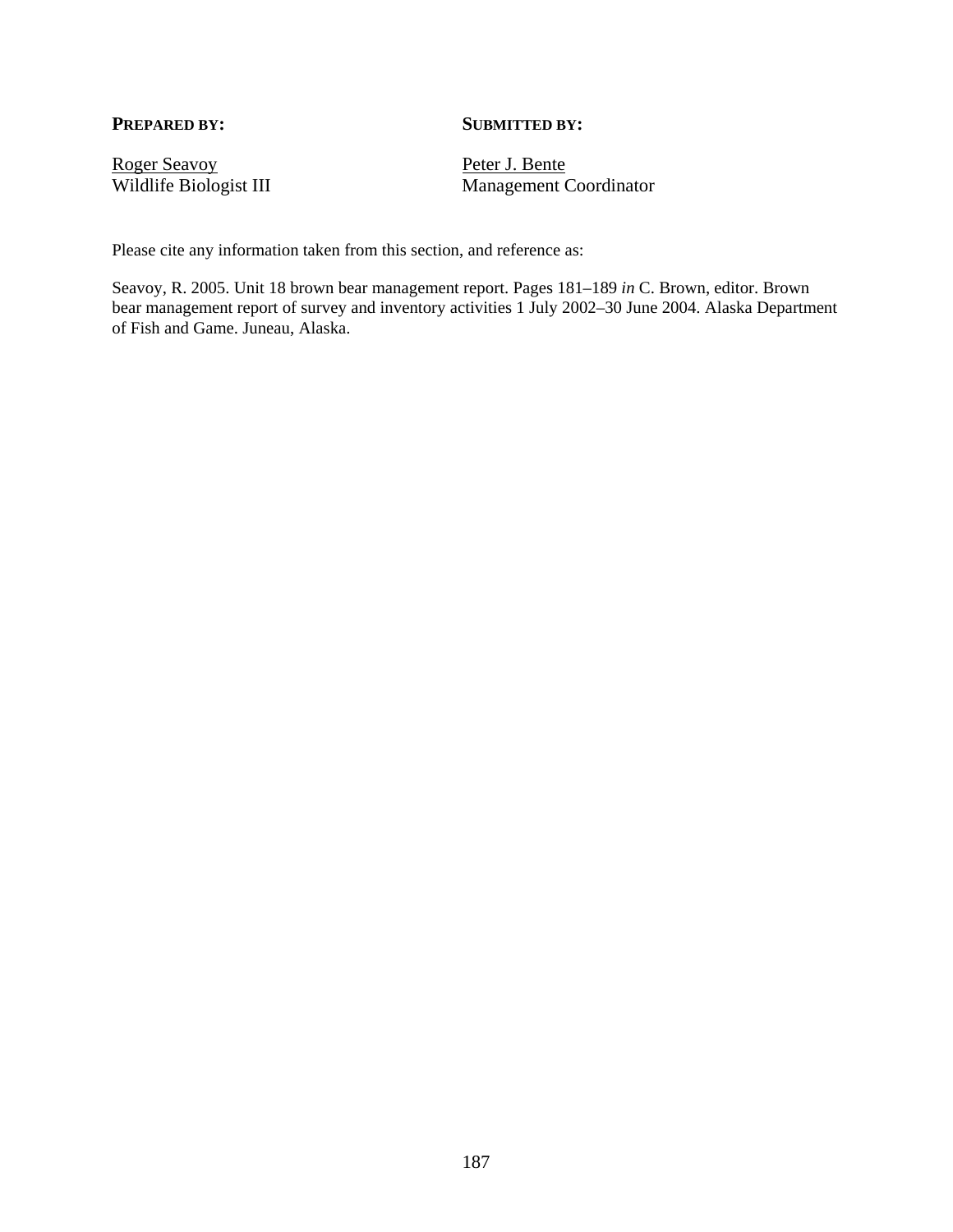**PREPARED BY:**

Roger Seavoy
Wildlife Biologist III

**SUBMITTED BY:**

Peter J. Bente
Management Coordinator

Please cite any information taken from this section, and reference as:

Seavoy, R. 2005. Unit 18 brown bear management report. Pages 181–189 *in* C. Brown, editor. Brown bear management report of survey and inventory activities 1 July 2002–30 June 2004. Alaska Department of Fish and Game. Juneau, Alaska.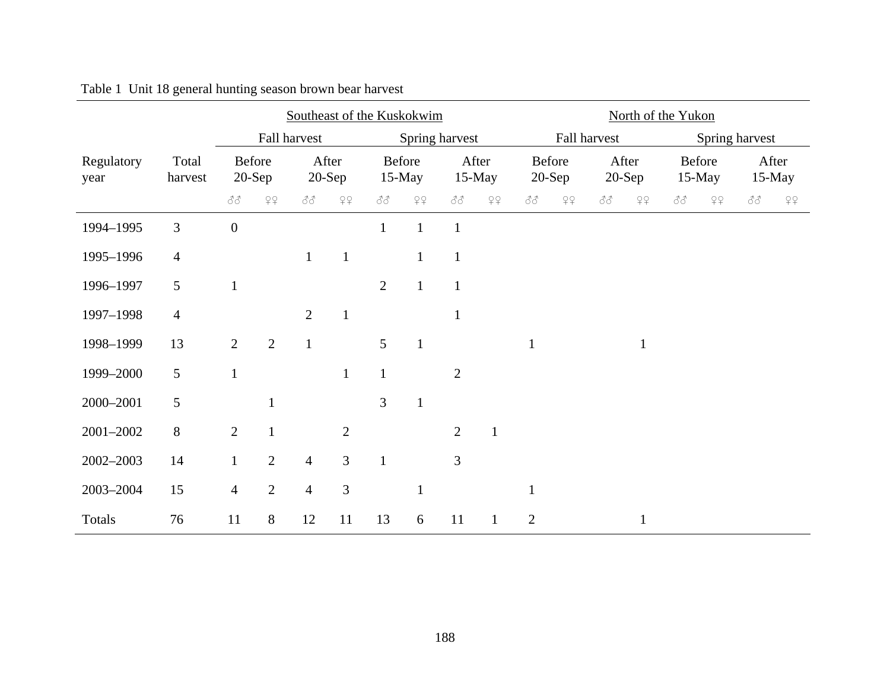Table 1 Unit 18 general hunting season brown bear harvest

| | | Southeast of the Kuskokwim | | | | | | | | North of the Yukon | | | | | | | |
|---|---|---|---|---|---|---|---|---|---|---|---|---|---|---|---|---|---|
| | | Fall harvest | | | | Spring harvest | | | | Fall harvest | | | | Spring harvest | | | |
| Regulatory year | Total harvest | Before 20-Sep | | After 20-Sep | | Before 15-May | | After 15-May | | Before 20-Sep | | After 20-Sep | | Before 15-May | | After 15-May | |
| | | ♂♂ | ♀♀ | ♂♂ | ♀♀ | ♂♂ | ♀♀ | ♂♂ | ♀♀ | ♂♂ | ♀♀ | ♂♂ | ♀♀ | ♂♂ | ♀♀ | ♂♂ | ♀♀ |
| 1994–1995 | 3 | 0 | | | | 1 | 1 | 1 | | | | | | | | | |
| 1995–1996 | 4 | | | 1 | 1 | | 1 | 1 | | | | | | | | | |
| 1996–1997 | 5 | 1 | | | | 2 | 1 | 1 | | | | | | | | | |
| 1997–1998 | 4 | | | 2 | 1 | | | 1 | | | | | | | | | |
| 1998–1999 | 13 | 2 | 2 | 1 | | 5 | 1 | | | 1 | | | 1 | | | | |
| 1999–2000 | 5 | 1 | | | 1 | 1 | | 2 | | | | | | | | | |
| 2000–2001 | 5 | | 1 | | | 3 | 1 | | | | | | | | | | |
| 2001–2002 | 8 | 2 | 1 | | 2 | | | 2 | 1 | | | | | | | | |
| 2002–2003 | 14 | 1 | 2 | 4 | 3 | 1 | | 3 | | | | | | | | | |
| 2003–2004 | 15 | 4 | 2 | 4 | 3 | | 1 | | | 1 | | | | | | | |
| Totals | 76 | 11 | 8 | 12 | 11 | 13 | 6 | 11 | 1 | 2 | | | 1 | | | | |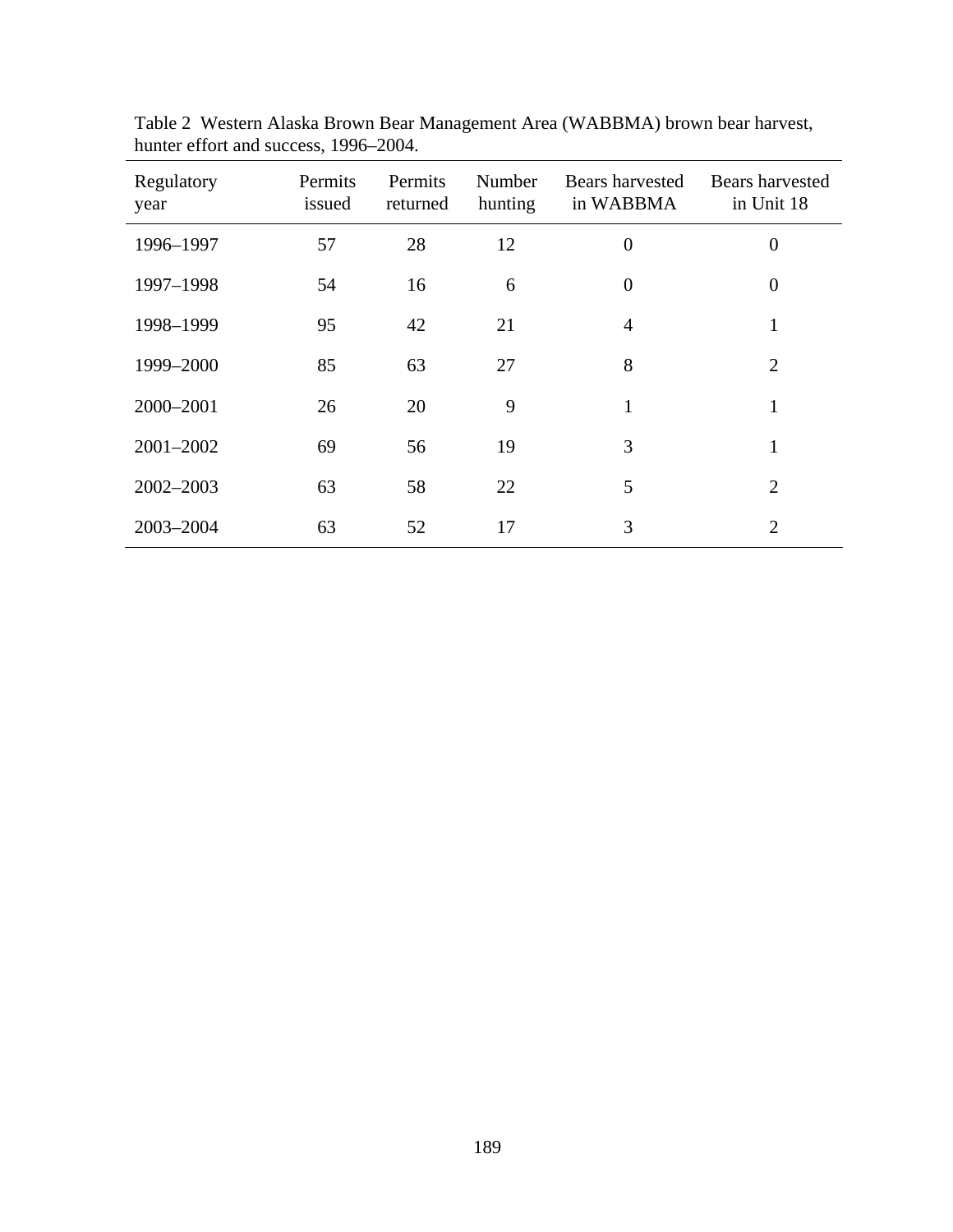Table 2 Western Alaska Brown Bear Management Area (WABBMA) brown bear harvest, hunter effort and success, 1996–2004.

| Regulatory year | Permits issued | Permits returned | Number hunting | Bears harvested in WABBMA | Bears harvested in Unit 18 |
|---|---|---|---|---|---|
| 1996–1997 | 57 | 28 | 12 | 0 | 0 |
| 1997–1998 | 54 | 16 | 6 | 0 | 0 |
| 1998–1999 | 95 | 42 | 21 | 4 | 1 |
| 1999–2000 | 85 | 63 | 27 | 8 | 2 |
| 2000–2001 | 26 | 20 | 9 | 1 | 1 |
| 2001–2002 | 69 | 56 | 19 | 3 | 1 |
| 2002–2003 | 63 | 58 | 22 | 5 | 2 |
| 2003–2004 | 63 | 52 | 17 | 3 | 2 |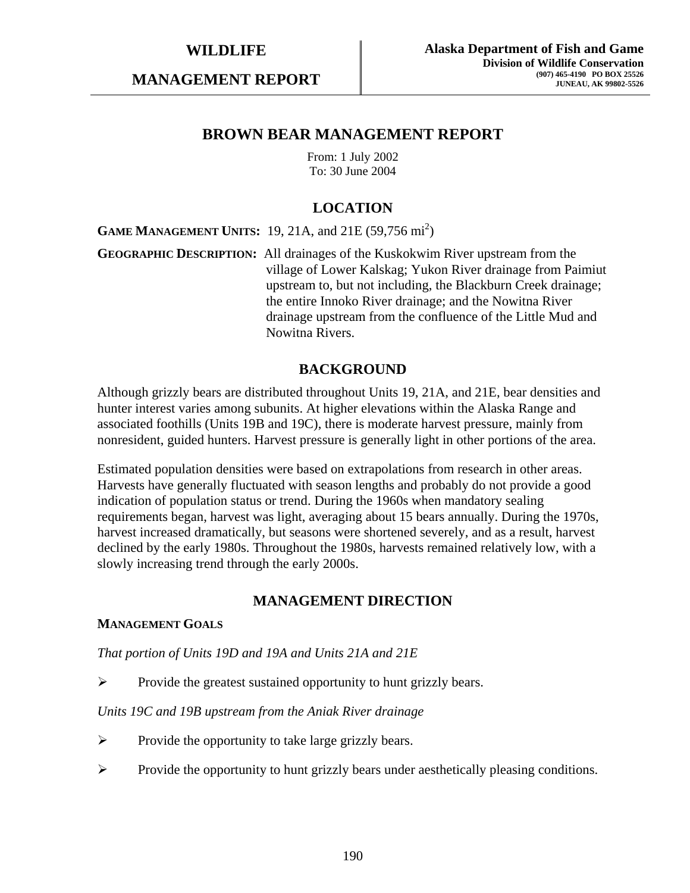**WILDLIFE**

**MANAGEMENT REPORT**

**Alaska Department of Fish and Game**
**Division of Wildlife Conservation**
**(907) 465-4190 PO BOX 25526**
**JUNEAU, AK 99802-5526**

# BROWN BEAR MANAGEMENT REPORT

From: 1 July 2002
To: 30 June 2004

## LOCATION

**GAME MANAGEMENT UNITS:** 19, 21A, and 21E (59,756 mi$^2$)

**GEOGRAPHIC DESCRIPTION:** All drainages of the Kuskokwim River upstream from the village of Lower Kalskag; Yukon River drainage from Paimiut upstream to, but not including, the Blackburn Creek drainage; the entire Innoko River drainage; and the Nowitna River drainage upstream from the confluence of the Little Mud and Nowitna Rivers.

## BACKGROUND

Although grizzly bears are distributed throughout Units 19, 21A, and 21E, bear densities and hunter interest varies among subunits. At higher elevations within the Alaska Range and associated foothills (Units 19B and 19C), there is moderate harvest pressure, mainly from nonresident, guided hunters. Harvest pressure is generally light in other portions of the area.

Estimated population densities were based on extrapolations from research in other areas. Harvests have generally fluctuated with season lengths and probably do not provide a good indication of population status or trend. During the 1960s when mandatory sealing requirements began, harvest was light, averaging about 15 bears annually. During the 1970s, harvest increased dramatically, but seasons were shortened severely, and as a result, harvest declined by the early 1980s. Throughout the 1980s, harvests remained relatively low, with a slowly increasing trend through the early 2000s.

## MANAGEMENT DIRECTION

### MANAGEMENT GOALS

*That portion of Units 19D and 19A and Units 21A and 21E*

- Provide the greatest sustained opportunity to hunt grizzly bears.

*Units 19C and 19B upstream from the Aniak River drainage*

- Provide the opportunity to take large grizzly bears.
- Provide the opportunity to hunt grizzly bears under aesthetically pleasing conditions.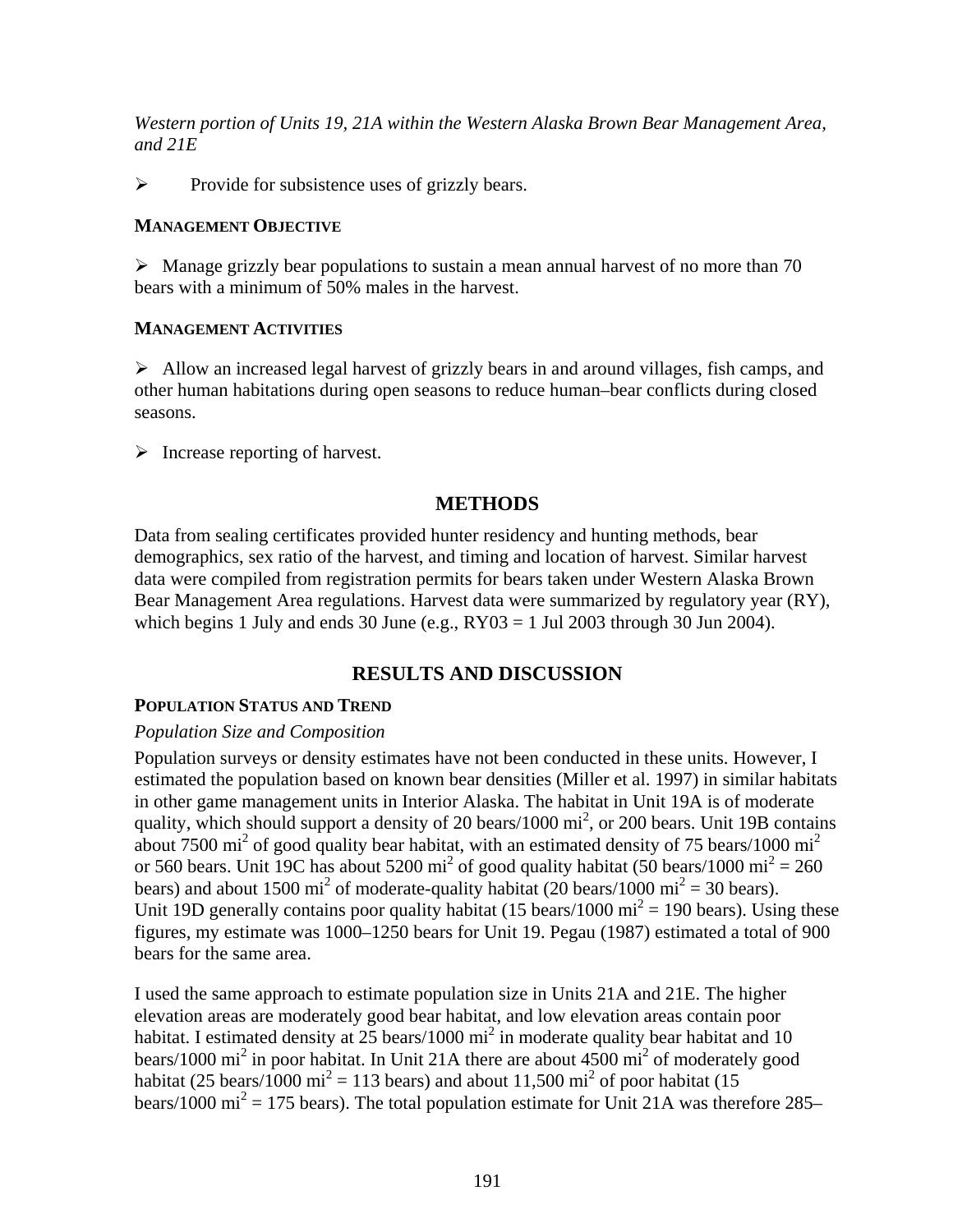*Western portion of Units 19, 21A within the Western Alaska Brown Bear Management Area, and 21E*

- Provide for subsistence uses of grizzly bears.

**MANAGEMENT OBJECTIVE**

- Manage grizzly bear populations to sustain a mean annual harvest of no more than 70 bears with a minimum of 50% males in the harvest.

**MANAGEMENT ACTIVITIES**

- Allow an increased legal harvest of grizzly bears in and around villages, fish camps, and other human habitations during open seasons to reduce human–bear conflicts during closed seasons.

- Increase reporting of harvest.

## METHODS

Data from sealing certificates provided hunter residency and hunting methods, bear demographics, sex ratio of the harvest, and timing and location of harvest. Similar harvest data were compiled from registration permits for bears taken under Western Alaska Brown Bear Management Area regulations. Harvest data were summarized by regulatory year (RY), which begins 1 July and ends 30 June (e.g., RY03 = 1 Jul 2003 through 30 Jun 2004).

## RESULTS AND DISCUSSION

**POPULATION STATUS AND TREND**

*Population Size and Composition*

Population surveys or density estimates have not been conducted in these units. However, I estimated the population based on known bear densities (Miller et al. 1997) in similar habitats in other game management units in Interior Alaska. The habitat in Unit 19A is of moderate quality, which should support a density of 20 bears/1000 $mi^2$, or 200 bears. Unit 19B contains about 7500 $mi^2$ of good quality bear habitat, with an estimated density of 75 bears/1000 $mi^2$ or 560 bears. Unit 19C has about 5200 $mi^2$ of good quality habitat (50 bears/1000 $mi^2$ = 260 bears) and about 1500 $mi^2$ of moderate-quality habitat (20 bears/1000 $mi^2$ = 30 bears). Unit 19D generally contains poor quality habitat (15 bears/1000 $mi^2$ = 190 bears). Using these figures, my estimate was 1000–1250 bears for Unit 19. Pegau (1987) estimated a total of 900 bears for the same area.

I used the same approach to estimate population size in Units 21A and 21E. The higher elevation areas are moderately good bear habitat, and low elevation areas contain poor habitat. I estimated density at 25 bears/1000 $mi^2$ in moderate quality bear habitat and 10 bears/1000 $mi^2$ in poor habitat. In Unit 21A there are about 4500 $mi^2$ of moderately good habitat (25 bears/1000 $mi^2$ = 113 bears) and about 11,500 $mi^2$ of poor habitat (15 bears/1000 $mi^2$ = 175 bears). The total population estimate for Unit 21A was therefore 285–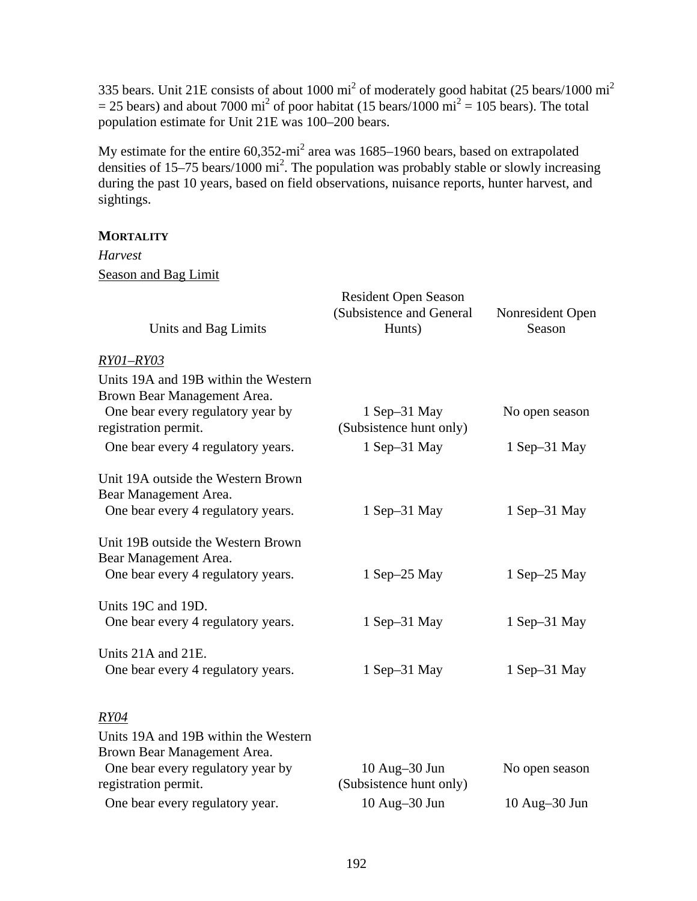335 bears. Unit 21E consists of about 1000 $mi^2$ of moderately good habitat (25 bears/1000 $mi^2$ = 25 bears) and about 7000 $mi^2$ of poor habitat (15 bears/1000 $mi^2$ = 105 bears). The total population estimate for Unit 21E was 100–200 bears.

My estimate for the entire 60,352-$mi^2$ area was 1685–1960 bears, based on extrapolated densities of 15–75 bears/1000 $mi^2$. The population was probably stable or slowly increasing during the past 10 years, based on field observations, nuisance reports, hunter harvest, and sightings.

## MORTALITY

*Harvest*

Season and Bag Limit

| Units and Bag Limits | Resident Open Season (Subsistence and General Hunts) | Nonresident Open Season |
|---|---|---|
| *RY01–RY03* | | |
| Units 19A and 19B within the Western Brown Bear Management Area. | | |
| One bear every regulatory year by registration permit. | 1 Sep–31 May (Subsistence hunt only) | No open season |
| One bear every 4 regulatory years. | 1 Sep–31 May | 1 Sep–31 May |
| Unit 19A outside the Western Brown Bear Management Area. | | |
| One bear every 4 regulatory years. | 1 Sep–31 May | 1 Sep–31 May |
| Unit 19B outside the Western Brown Bear Management Area. | | |
| One bear every 4 regulatory years. | 1 Sep–25 May | 1 Sep–25 May |
| Units 19C and 19D. | | |
| One bear every 4 regulatory years. | 1 Sep–31 May | 1 Sep–31 May |
| Units 21A and 21E. | | |
| One bear every 4 regulatory years. | 1 Sep–31 May | 1 Sep–31 May |
| *RY04* | | |
| Units 19A and 19B within the Western Brown Bear Management Area. | | |
| One bear every regulatory year by registration permit. | 10 Aug–30 Jun (Subsistence hunt only) | No open season |
| One bear every regulatory year. | 10 Aug–30 Jun | 10 Aug–30 Jun |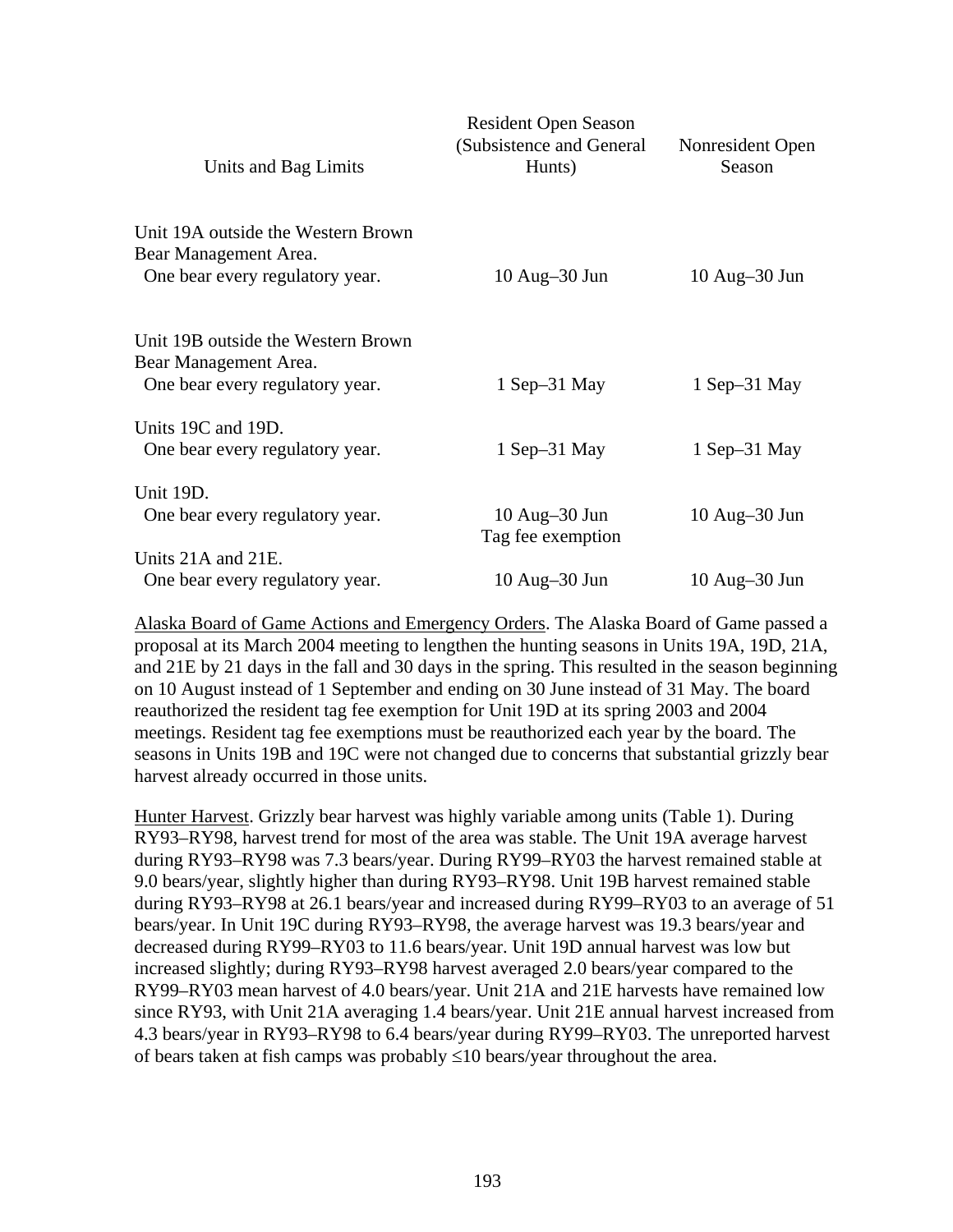| Units and Bag Limits | Resident Open Season (Subsistence and General Hunts) | Nonresident Open Season |
|---|---|---|
| Unit 19A outside the Western Brown Bear Management Area. One bear every regulatory year. | 10 Aug–30 Jun | 10 Aug–30 Jun |
| Unit 19B outside the Western Brown Bear Management Area. One bear every regulatory year. | 1 Sep–31 May | 1 Sep–31 May |
| Units 19C and 19D. One bear every regulatory year. | 1 Sep–31 May | 1 Sep–31 May |
| Unit 19D. One bear every regulatory year. | 10 Aug–30 Jun Tag fee exemption | 10 Aug–30 Jun |
| Units 21A and 21E. One bear every regulatory year. | 10 Aug–30 Jun | 10 Aug–30 Jun |

Alaska Board of Game Actions and Emergency Orders. The Alaska Board of Game passed a proposal at its March 2004 meeting to lengthen the hunting seasons in Units 19A, 19D, 21A, and 21E by 21 days in the fall and 30 days in the spring. This resulted in the season beginning on 10 August instead of 1 September and ending on 30 June instead of 31 May. The board reauthorized the resident tag fee exemption for Unit 19D at its spring 2003 and 2004 meetings. Resident tag fee exemptions must be reauthorized each year by the board. The seasons in Units 19B and 19C were not changed due to concerns that substantial grizzly bear harvest already occurred in those units.

Hunter Harvest. Grizzly bear harvest was highly variable among units (Table 1). During RY93–RY98, harvest trend for most of the area was stable. The Unit 19A average harvest during RY93–RY98 was 7.3 bears/year. During RY99–RY03 the harvest remained stable at 9.0 bears/year, slightly higher than during RY93–RY98. Unit 19B harvest remained stable during RY93–RY98 at 26.1 bears/year and increased during RY99–RY03 to an average of 51 bears/year. In Unit 19C during RY93–RY98, the average harvest was 19.3 bears/year and decreased during RY99–RY03 to 11.6 bears/year. Unit 19D annual harvest was low but increased slightly; during RY93–RY98 harvest averaged 2.0 bears/year compared to the RY99–RY03 mean harvest of 4.0 bears/year. Unit 21A and 21E harvests have remained low since RY93, with Unit 21A averaging 1.4 bears/year. Unit 21E annual harvest increased from 4.3 bears/year in RY93–RY98 to 6.4 bears/year during RY99–RY03. The unreported harvest of bears taken at fish camps was probably ≤10 bears/year throughout the area.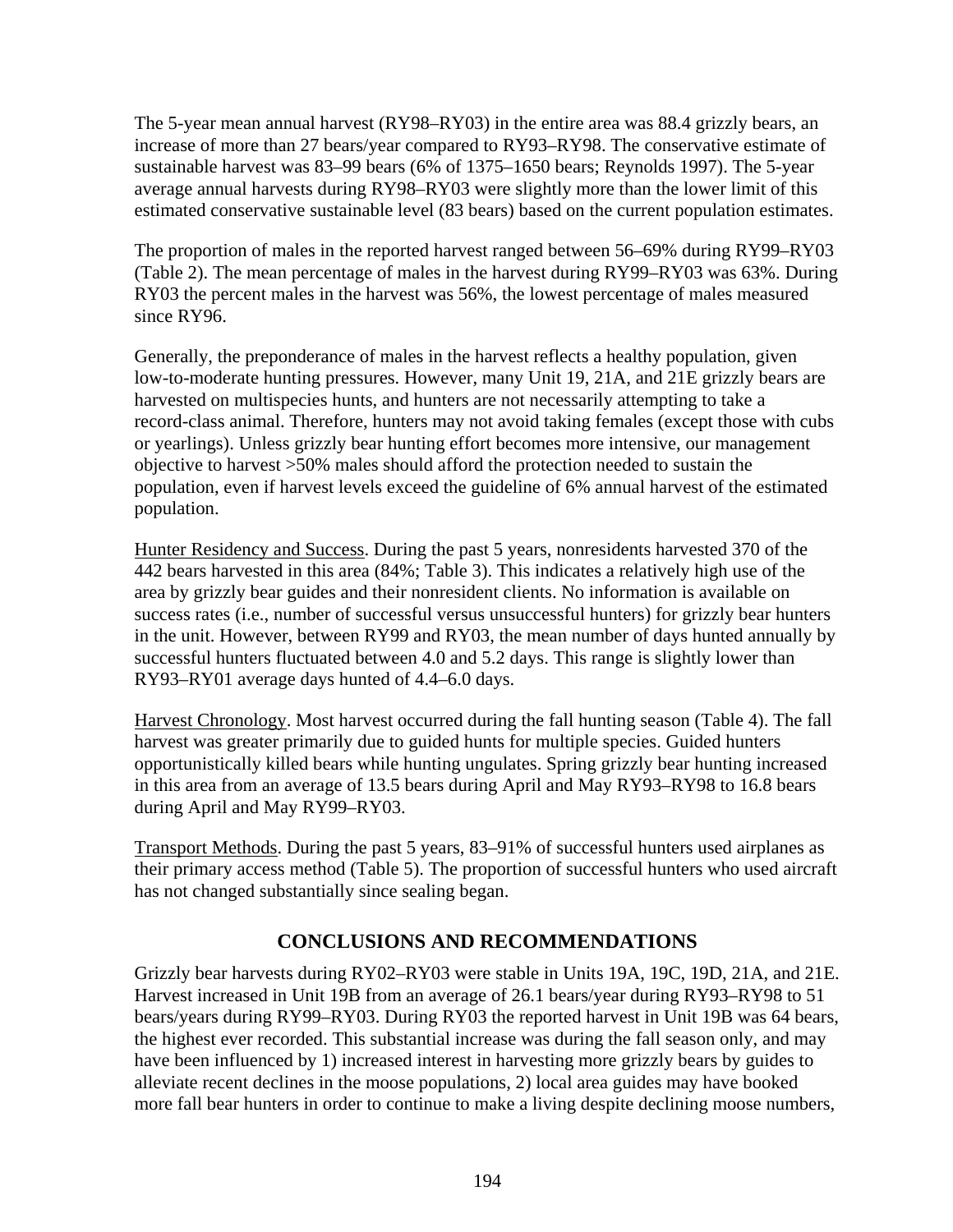The 5-year mean annual harvest (RY98–RY03) in the entire area was 88.4 grizzly bears, an increase of more than 27 bears/year compared to RY93–RY98. The conservative estimate of sustainable harvest was 83–99 bears (6% of 1375–1650 bears; Reynolds 1997). The 5-year average annual harvests during RY98–RY03 were slightly more than the lower limit of this estimated conservative sustainable level (83 bears) based on the current population estimates.

The proportion of males in the reported harvest ranged between 56–69% during RY99–RY03 (Table 2). The mean percentage of males in the harvest during RY99–RY03 was 63%. During RY03 the percent males in the harvest was 56%, the lowest percentage of males measured since RY96.

Generally, the preponderance of males in the harvest reflects a healthy population, given low-to-moderate hunting pressures. However, many Unit 19, 21A, and 21E grizzly bears are harvested on multispecies hunts, and hunters are not necessarily attempting to take a record-class animal. Therefore, hunters may not avoid taking females (except those with cubs or yearlings). Unless grizzly bear hunting effort becomes more intensive, our management objective to harvest >50% males should afford the protection needed to sustain the population, even if harvest levels exceed the guideline of 6% annual harvest of the estimated population.

Hunter Residency and Success. During the past 5 years, nonresidents harvested 370 of the 442 bears harvested in this area (84%; Table 3). This indicates a relatively high use of the area by grizzly bear guides and their nonresident clients. No information is available on success rates (i.e., number of successful versus unsuccessful hunters) for grizzly bear hunters in the unit. However, between RY99 and RY03, the mean number of days hunted annually by successful hunters fluctuated between 4.0 and 5.2 days. This range is slightly lower than RY93–RY01 average days hunted of 4.4–6.0 days.

Harvest Chronology. Most harvest occurred during the fall hunting season (Table 4). The fall harvest was greater primarily due to guided hunts for multiple species. Guided hunters opportunistically killed bears while hunting ungulates. Spring grizzly bear hunting increased in this area from an average of 13.5 bears during April and May RY93–RY98 to 16.8 bears during April and May RY99–RY03.

Transport Methods. During the past 5 years, 83–91% of successful hunters used airplanes as their primary access method (Table 5). The proportion of successful hunters who used aircraft has not changed substantially since sealing began.

## CONCLUSIONS AND RECOMMENDATIONS

Grizzly bear harvests during RY02–RY03 were stable in Units 19A, 19C, 19D, 21A, and 21E. Harvest increased in Unit 19B from an average of 26.1 bears/year during RY93–RY98 to 51 bears/years during RY99–RY03. During RY03 the reported harvest in Unit 19B was 64 bears, the highest ever recorded. This substantial increase was during the fall season only, and may have been influenced by 1) increased interest in harvesting more grizzly bears by guides to alleviate recent declines in the moose populations, 2) local area guides may have booked more fall bear hunters in order to continue to make a living despite declining moose numbers,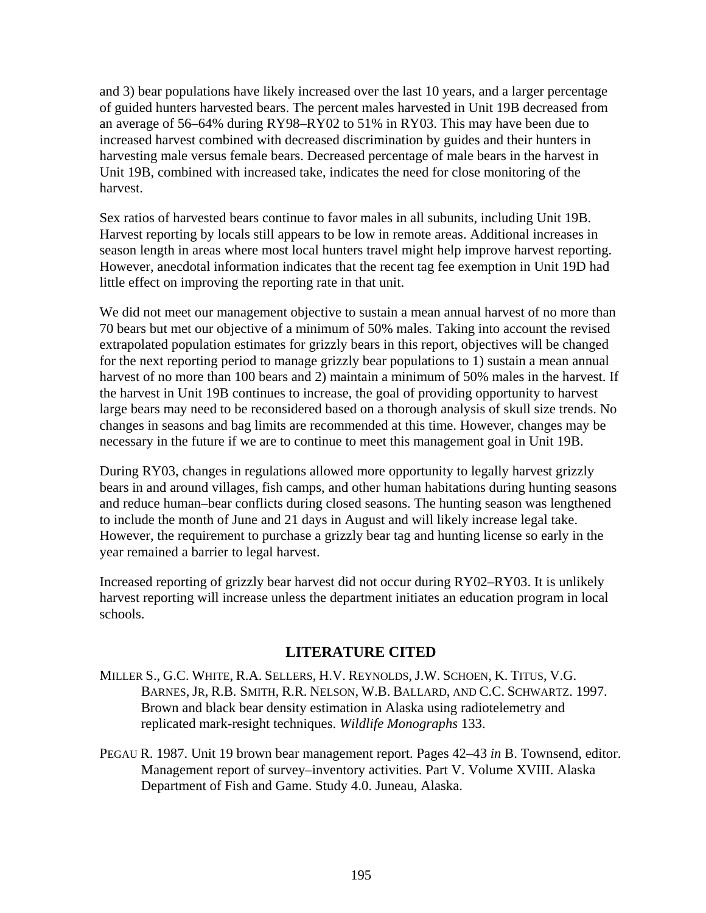and 3) bear populations have likely increased over the last 10 years, and a larger percentage of guided hunters harvested bears. The percent males harvested in Unit 19B decreased from an average of 56–64% during RY98–RY02 to 51% in RY03. This may have been due to increased harvest combined with decreased discrimination by guides and their hunters in harvesting male versus female bears. Decreased percentage of male bears in the harvest in Unit 19B, combined with increased take, indicates the need for close monitoring of the harvest.

Sex ratios of harvested bears continue to favor males in all subunits, including Unit 19B. Harvest reporting by locals still appears to be low in remote areas. Additional increases in season length in areas where most local hunters travel might help improve harvest reporting. However, anecdotal information indicates that the recent tag fee exemption in Unit 19D had little effect on improving the reporting rate in that unit.

We did not meet our management objective to sustain a mean annual harvest of no more than 70 bears but met our objective of a minimum of 50% males. Taking into account the revised extrapolated population estimates for grizzly bears in this report, objectives will be changed for the next reporting period to manage grizzly bear populations to 1) sustain a mean annual harvest of no more than 100 bears and 2) maintain a minimum of 50% males in the harvest. If the harvest in Unit 19B continues to increase, the goal of providing opportunity to harvest large bears may need to be reconsidered based on a thorough analysis of skull size trends. No changes in seasons and bag limits are recommended at this time. However, changes may be necessary in the future if we are to continue to meet this management goal in Unit 19B.

During RY03, changes in regulations allowed more opportunity to legally harvest grizzly bears in and around villages, fish camps, and other human habitations during hunting seasons and reduce human–bear conflicts during closed seasons. The hunting season was lengthened to include the month of June and 21 days in August and will likely increase legal take. However, the requirement to purchase a grizzly bear tag and hunting license so early in the year remained a barrier to legal harvest.

Increased reporting of grizzly bear harvest did not occur during RY02–RY03. It is unlikely harvest reporting will increase unless the department initiates an education program in local schools.

## LITERATURE CITED

MILLER S., G.C. WHITE, R.A. SELLERS, H.V. REYNOLDS, J.W. SCHOEN, K. TITUS, V.G. BARNES, JR, R.B. SMITH, R.R. NELSON, W.B. BALLARD, AND C.C. SCHWARTZ. 1997. Brown and black bear density estimation in Alaska using radiotelemetry and replicated mark-resight techniques. *Wildlife Monographs* 133.

PEGAU R. 1987. Unit 19 brown bear management report. Pages 42–43 *in* B. Townsend, editor. Management report of survey–inventory activities. Part V. Volume XVIII. Alaska Department of Fish and Game. Study 4.0. Juneau, Alaska.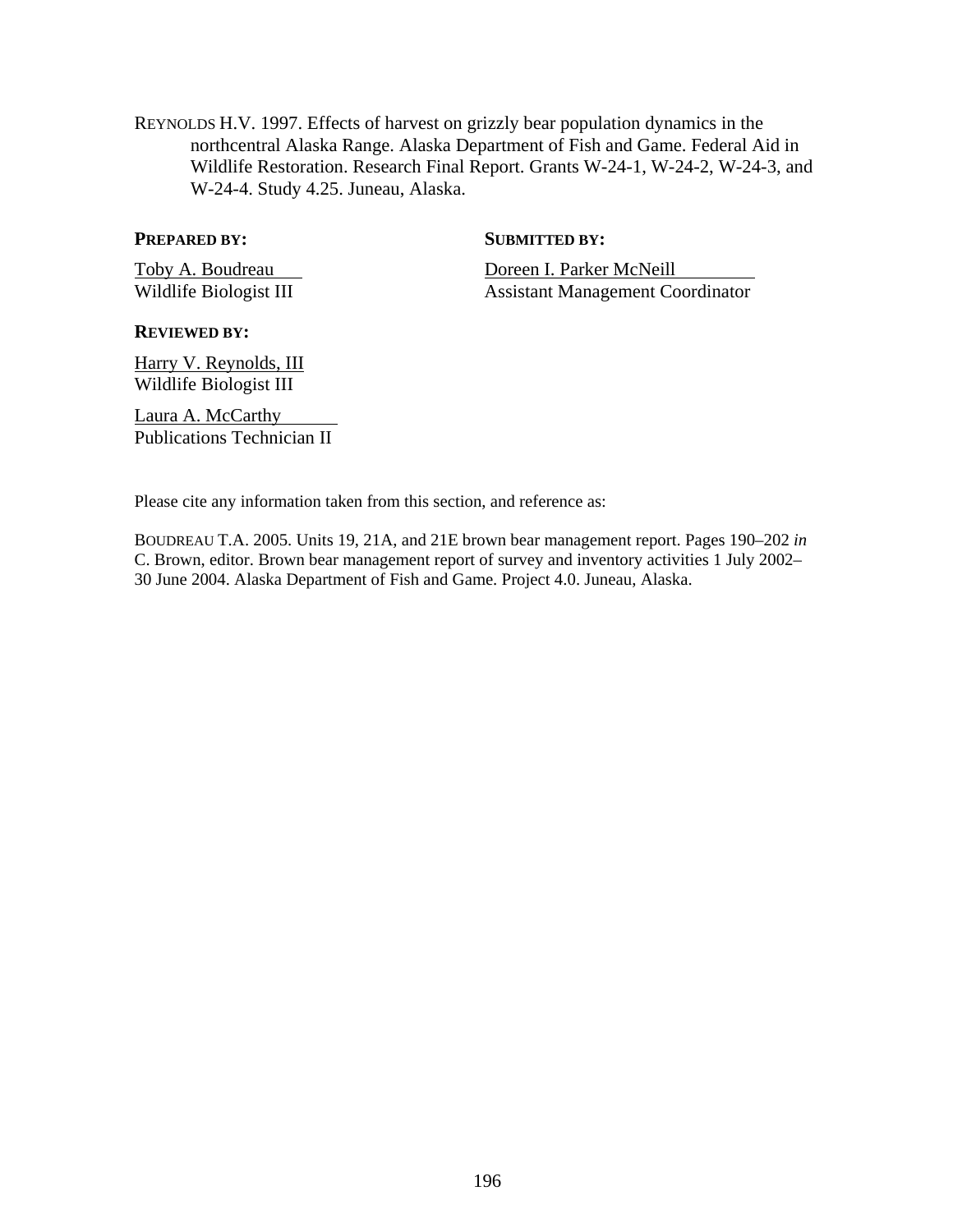REYNOLDS H.V. 1997. Effects of harvest on grizzly bear population dynamics in the northcentral Alaska Range. Alaska Department of Fish and Game. Federal Aid in Wildlife Restoration. Research Final Report. Grants W-24-1, W-24-2, W-24-3, and W-24-4. Study 4.25. Juneau, Alaska.

**PREPARED BY:**

Toby A. Boudreau
Wildlife Biologist III

**SUBMITTED BY:**

Doreen I. Parker McNeill
Assistant Management Coordinator

**REVIEWED BY:**

Harry V. Reynolds, III
Wildlife Biologist III

Laura A. McCarthy
Publications Technician II

Please cite any information taken from this section, and reference as:

BOUDREAU T.A. 2005. Units 19, 21A, and 21E brown bear management report. Pages 190–202 *in* C. Brown, editor. Brown bear management report of survey and inventory activities 1 July 2002–30 June 2004. Alaska Department of Fish and Game. Project 4.0. Juneau, Alaska.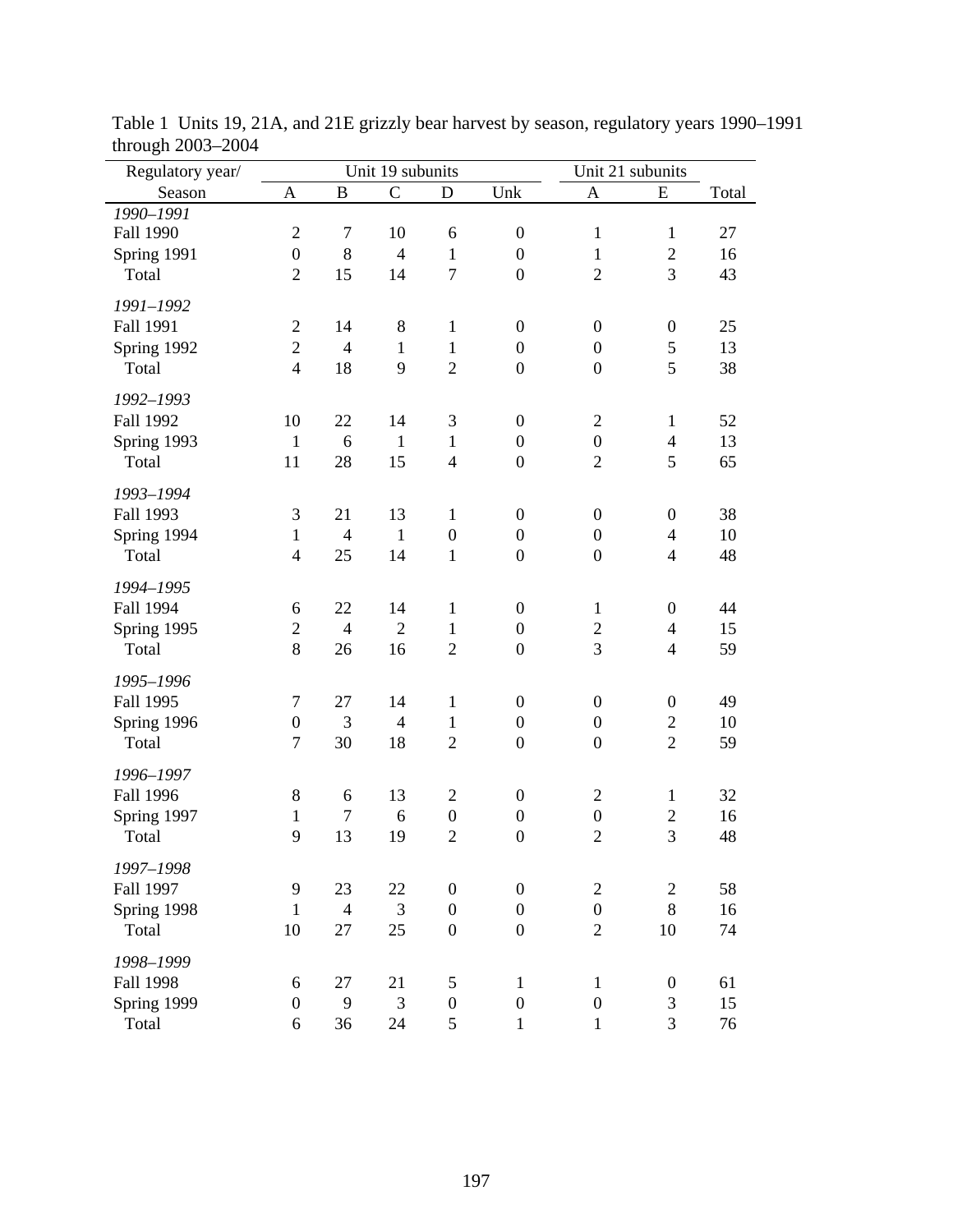Table 1 Units 19, 21A, and 21E grizzly bear harvest by season, regulatory years 1990–1991 through 2003–2004

| Regulatory year/ | Unit 19 subunits | | | | | Unit 21 subunits | | |
|---|---|---|---|---|---|---|---|---|
| Season | A | B | C | D | Unk | A | E | Total |
| *1990–1991* | | | | | | | | |
| Fall 1990 | 2 | 7 | 10 | 6 | 0 | 1 | 1 | 27 |
| Spring 1991 | 0 | 8 | 4 | 1 | 0 | 1 | 2 | 16 |
| Total | 2 | 15 | 14 | 7 | 0 | 2 | 3 | 43 |
| *1991–1992* | | | | | | | | |
| Fall 1991 | 2 | 14 | 8 | 1 | 0 | 0 | 0 | 25 |
| Spring 1992 | 2 | 4 | 1 | 1 | 0 | 0 | 5 | 13 |
| Total | 4 | 18 | 9 | 2 | 0 | 0 | 5 | 38 |
| *1992–1993* | | | | | | | | |
| Fall 1992 | 10 | 22 | 14 | 3 | 0 | 2 | 1 | 52 |
| Spring 1993 | 1 | 6 | 1 | 1 | 0 | 0 | 4 | 13 |
| Total | 11 | 28 | 15 | 4 | 0 | 2 | 5 | 65 |
| *1993–1994* | | | | | | | | |
| Fall 1993 | 3 | 21 | 13 | 1 | 0 | 0 | 0 | 38 |
| Spring 1994 | 1 | 4 | 1 | 0 | 0 | 0 | 4 | 10 |
| Total | 4 | 25 | 14 | 1 | 0 | 0 | 4 | 48 |
| *1994–1995* | | | | | | | | |
| Fall 1994 | 6 | 22 | 14 | 1 | 0 | 1 | 0 | 44 |
| Spring 1995 | 2 | 4 | 2 | 1 | 0 | 2 | 4 | 15 |
| Total | 8 | 26 | 16 | 2 | 0 | 3 | 4 | 59 |
| *1995–1996* | | | | | | | | |
| Fall 1995 | 7 | 27 | 14 | 1 | 0 | 0 | 0 | 49 |
| Spring 1996 | 0 | 3 | 4 | 1 | 0 | 0 | 2 | 10 |
| Total | 7 | 30 | 18 | 2 | 0 | 0 | 2 | 59 |
| *1996–1997* | | | | | | | | |
| Fall 1996 | 8 | 6 | 13 | 2 | 0 | 2 | 1 | 32 |
| Spring 1997 | 1 | 7 | 6 | 0 | 0 | 0 | 2 | 16 |
| Total | 9 | 13 | 19 | 2 | 0 | 2 | 3 | 48 |
| *1997–1998* | | | | | | | | |
| Fall 1997 | 9 | 23 | 22 | 0 | 0 | 2 | 2 | 58 |
| Spring 1998 | 1 | 4 | 3 | 0 | 0 | 0 | 8 | 16 |
| Total | 10 | 27 | 25 | 0 | 0 | 2 | 10 | 74 |
| *1998–1999* | | | | | | | | |
| Fall 1998 | 6 | 27 | 21 | 5 | 1 | 1 | 0 | 61 |
| Spring 1999 | 0 | 9 | 3 | 0 | 0 | 0 | 3 | 15 |
| Total | 6 | 36 | 24 | 5 | 1 | 1 | 3 | 76 |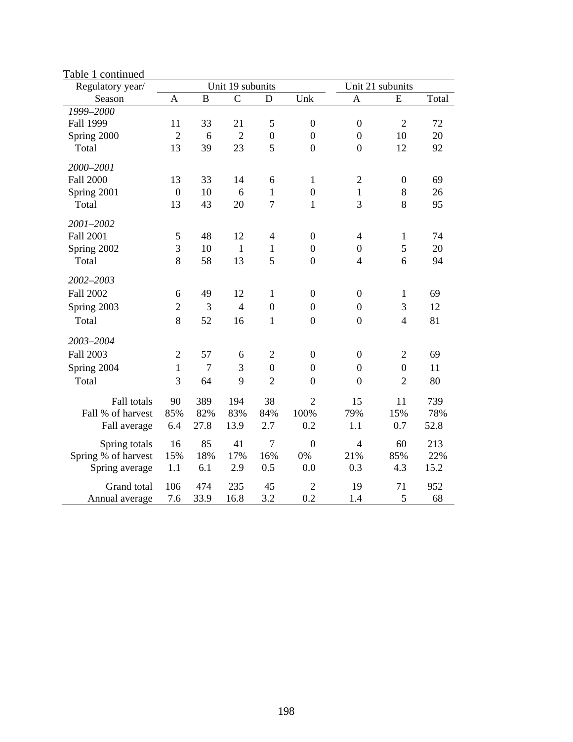Table 1 continued

| Regulatory year/ | Unit 19 subunits | | | | | Unit 21 subunits | | |
|---|---|---|---|---|---|---|---|---|
| Season | A | B | C | D | Unk | A | E | Total |
| *1999–2000* | | | | | | | | |
| Fall 1999 | 11 | 33 | 21 | 5 | 0 | 0 | 2 | 72 |
| Spring 2000 | 2 | 6 | 2 | 0 | 0 | 0 | 10 | 20 |
| Total | 13 | 39 | 23 | 5 | 0 | 0 | 12 | 92 |
| *2000–2001* | | | | | | | | |
| Fall 2000 | 13 | 33 | 14 | 6 | 1 | 2 | 0 | 69 |
| Spring 2001 | 0 | 10 | 6 | 1 | 0 | 1 | 8 | 26 |
| Total | 13 | 43 | 20 | 7 | 1 | 3 | 8 | 95 |
| *2001–2002* | | | | | | | | |
| Fall 2001 | 5 | 48 | 12 | 4 | 0 | 4 | 1 | 74 |
| Spring 2002 | 3 | 10 | 1 | 1 | 0 | 0 | 5 | 20 |
| Total | 8 | 58 | 13 | 5 | 0 | 4 | 6 | 94 |
| *2002–2003* | | | | | | | | |
| Fall 2002 | 6 | 49 | 12 | 1 | 0 | 0 | 1 | 69 |
| Spring 2003 | 2 | 3 | 4 | 0 | 0 | 0 | 3 | 12 |
| Total | 8 | 52 | 16 | 1 | 0 | 0 | 4 | 81 |
| *2003–2004* | | | | | | | | |
| Fall 2003 | 2 | 57 | 6 | 2 | 0 | 0 | 2 | 69 |
| Spring 2004 | 1 | 7 | 3 | 0 | 0 | 0 | 0 | 11 |
| Total | 3 | 64 | 9 | 2 | 0 | 0 | 2 | 80 |
| Fall totals | 90 | 389 | 194 | 38 | 2 | 15 | 11 | 739 |
| Fall % of harvest | 85% | 82% | 83% | 84% | 100% | 79% | 15% | 78% |
| Fall average | 6.4 | 27.8 | 13.9 | 2.7 | 0.2 | 1.1 | 0.7 | 52.8 |
| Spring totals | 16 | 85 | 41 | 7 | 0 | 4 | 60 | 213 |
| Spring % of harvest | 15% | 18% | 17% | 16% | 0% | 21% | 85% | 22% |
| Spring average | 1.1 | 6.1 | 2.9 | 0.5 | 0.0 | 0.3 | 4.3 | 15.2 |
| Grand total | 106 | 474 | 235 | 45 | 2 | 19 | 71 | 952 |
| Annual average | 7.6 | 33.9 | 16.8 | 3.2 | 0.2 | 1.4 | 5 | 68 |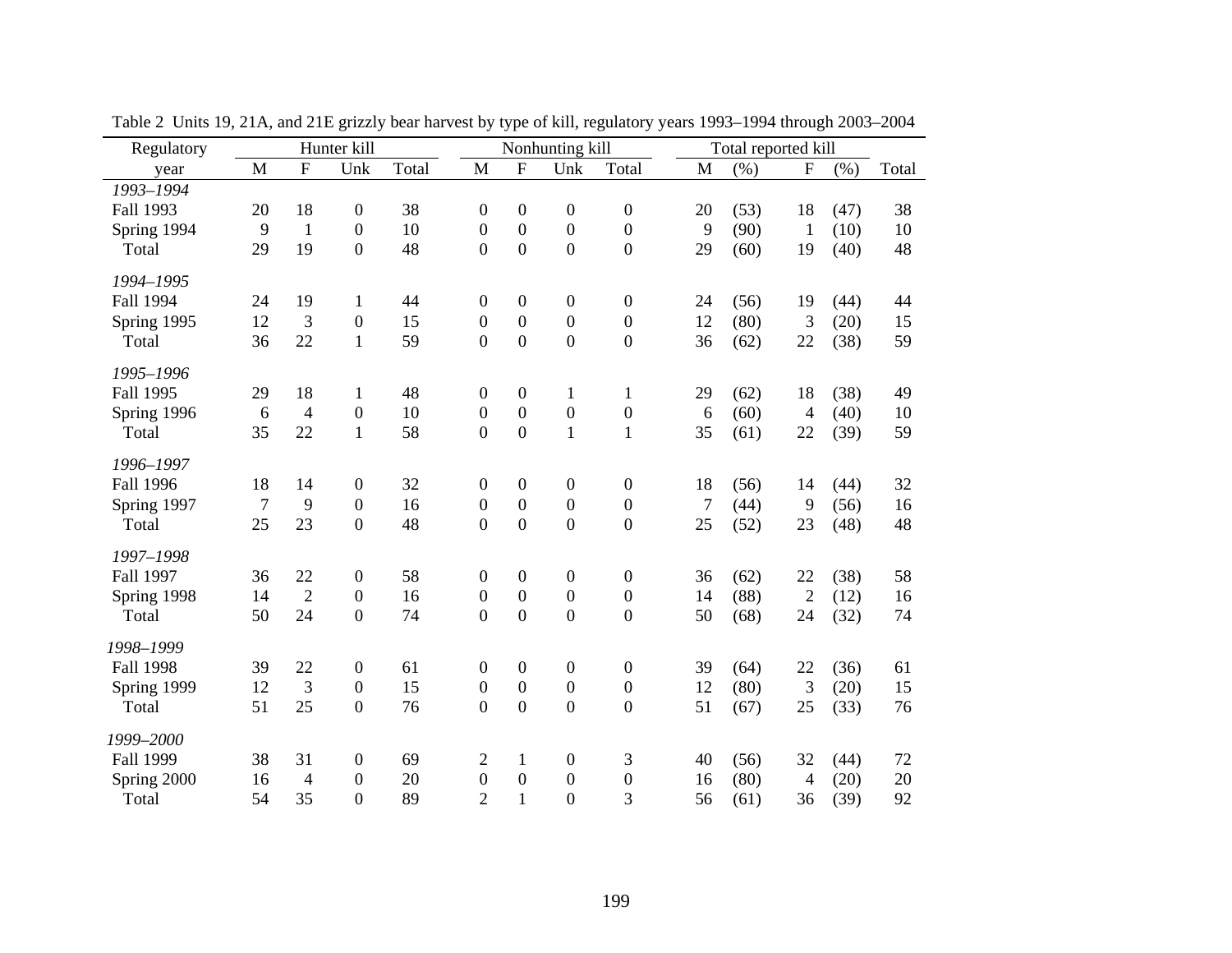Table 2 Units 19, 21A, and 21E grizzly bear harvest by type of kill, regulatory years 1993–1994 through 2003–2004

| Regulatory | Hunter kill | | | | Nonhunting kill | | | | Total reported kill | | | | |
|---|---|---|---|---|---|---|---|---|---|---|---|---|---|
| year | M | F | Unk | Total | M | F | Unk | Total | M | (%) | F | (%) | Total |
| *1993–1994* | | | | | | | | | | | | | |
| Fall 1993 | 20 | 18 | 0 | 38 | 0 | 0 | 0 | 0 | 20 | (53) | 18 | (47) | 38 |
| Spring 1994 | 9 | 1 | 0 | 10 | 0 | 0 | 0 | 0 | 9 | (90) | 1 | (10) | 10 |
| Total | 29 | 19 | 0 | 48 | 0 | 0 | 0 | 0 | 29 | (60) | 19 | (40) | 48 |
| *1994–1995* | | | | | | | | | | | | | |
| Fall 1994 | 24 | 19 | 1 | 44 | 0 | 0 | 0 | 0 | 24 | (56) | 19 | (44) | 44 |
| Spring 1995 | 12 | 3 | 0 | 15 | 0 | 0 | 0 | 0 | 12 | (80) | 3 | (20) | 15 |
| Total | 36 | 22 | 1 | 59 | 0 | 0 | 0 | 0 | 36 | (62) | 22 | (38) | 59 |
| *1995–1996* | | | | | | | | | | | | | |
| Fall 1995 | 29 | 18 | 1 | 48 | 0 | 0 | 1 | 1 | 29 | (62) | 18 | (38) | 49 |
| Spring 1996 | 6 | 4 | 0 | 10 | 0 | 0 | 0 | 0 | 6 | (60) | 4 | (40) | 10 |
| Total | 35 | 22 | 1 | 58 | 0 | 0 | 1 | 1 | 35 | (61) | 22 | (39) | 59 |
| *1996–1997* | | | | | | | | | | | | | |
| Fall 1996 | 18 | 14 | 0 | 32 | 0 | 0 | 0 | 0 | 18 | (56) | 14 | (44) | 32 |
| Spring 1997 | 7 | 9 | 0 | 16 | 0 | 0 | 0 | 0 | 7 | (44) | 9 | (56) | 16 |
| Total | 25 | 23 | 0 | 48 | 0 | 0 | 0 | 0 | 25 | (52) | 23 | (48) | 48 |
| *1997–1998* | | | | | | | | | | | | | |
| Fall 1997 | 36 | 22 | 0 | 58 | 0 | 0 | 0 | 0 | 36 | (62) | 22 | (38) | 58 |
| Spring 1998 | 14 | 2 | 0 | 16 | 0 | 0 | 0 | 0 | 14 | (88) | 2 | (12) | 16 |
| Total | 50 | 24 | 0 | 74 | 0 | 0 | 0 | 0 | 50 | (68) | 24 | (32) | 74 |
| *1998–1999* | | | | | | | | | | | | | |
| Fall 1998 | 39 | 22 | 0 | 61 | 0 | 0 | 0 | 0 | 39 | (64) | 22 | (36) | 61 |
| Spring 1999 | 12 | 3 | 0 | 15 | 0 | 0 | 0 | 0 | 12 | (80) | 3 | (20) | 15 |
| Total | 51 | 25 | 0 | 76 | 0 | 0 | 0 | 0 | 51 | (67) | 25 | (33) | 76 |
| *1999–2000* | | | | | | | | | | | | | |
| Fall 1999 | 38 | 31 | 0 | 69 | 2 | 1 | 0 | 3 | 40 | (56) | 32 | (44) | 72 |
| Spring 2000 | 16 | 4 | 0 | 20 | 0 | 0 | 0 | 0 | 16 | (80) | 4 | (20) | 20 |
| Total | 54 | 35 | 0 | 89 | 2 | 1 | 0 | 3 | 56 | (61) | 36 | (39) | 92 |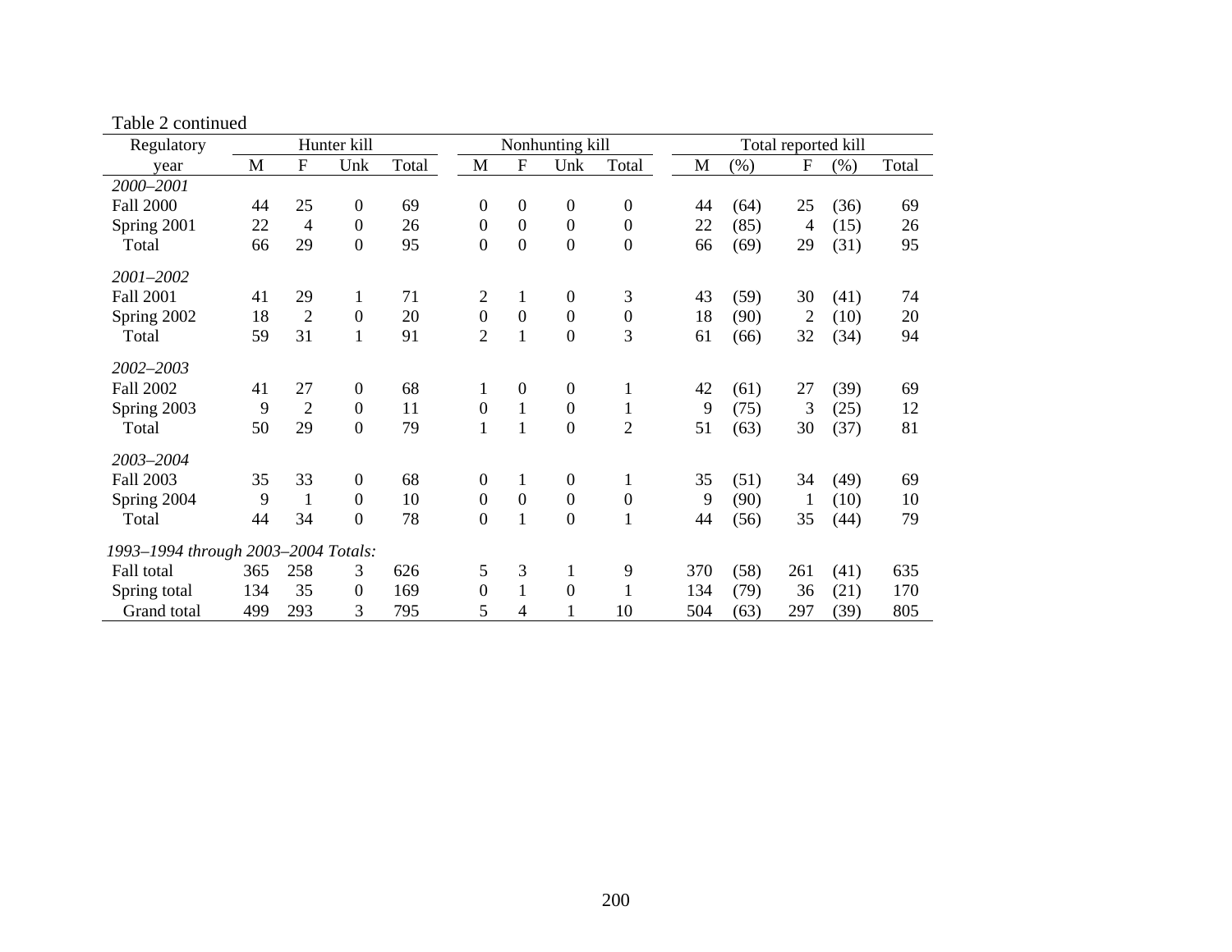Table 2 continued

| Regulatory year | Hunter kill | | | | Nonhunting kill | | | | Total reported kill | | | | |
|---|---|---|---|---|---|---|---|---|---|---|---|---|---|
| | M | F | Unk | Total | M | F | Unk | Total | M | (%) | F | (%) | Total |
| *2000–2001* | | | | | | | | | | | | | |
| Fall 2000 | 44 | 25 | 0 | 69 | 0 | 0 | 0 | 0 | 44 | (64) | 25 | (36) | 69 |
| Spring 2001 | 22 | 4 | 0 | 26 | 0 | 0 | 0 | 0 | 22 | (85) | 4 | (15) | 26 |
| Total | 66 | 29 | 0 | 95 | 0 | 0 | 0 | 0 | 66 | (69) | 29 | (31) | 95 |
| *2001–2002* | | | | | | | | | | | | | |
| Fall 2001 | 41 | 29 | 1 | 71 | 2 | 1 | 0 | 3 | 43 | (59) | 30 | (41) | 74 |
| Spring 2002 | 18 | 2 | 0 | 20 | 0 | 0 | 0 | 0 | 18 | (90) | 2 | (10) | 20 |
| Total | 59 | 31 | 1 | 91 | 2 | 1 | 0 | 3 | 61 | (66) | 32 | (34) | 94 |
| *2002–2003* | | | | | | | | | | | | | |
| Fall 2002 | 41 | 27 | 0 | 68 | 1 | 0 | 0 | 1 | 42 | (61) | 27 | (39) | 69 |
| Spring 2003 | 9 | 2 | 0 | 11 | 0 | 1 | 0 | 1 | 9 | (75) | 3 | (25) | 12 |
| Total | 50 | 29 | 0 | 79 | 1 | 1 | 0 | 2 | 51 | (63) | 30 | (37) | 81 |
| *2003–2004* | | | | | | | | | | | | | |
| Fall 2003 | 35 | 33 | 0 | 68 | 0 | 1 | 0 | 1 | 35 | (51) | 34 | (49) | 69 |
| Spring 2004 | 9 | 1 | 0 | 10 | 0 | 0 | 0 | 0 | 9 | (90) | 1 | (10) | 10 |
| Total | 44 | 34 | 0 | 78 | 0 | 1 | 0 | 1 | 44 | (56) | 35 | (44) | 79 |
| *1993–1994 through 2003–2004 Totals:* | | | | | | | | | | | | | |
| Fall total | 365 | 258 | 3 | 626 | 5 | 3 | 1 | 9 | 370 | (58) | 261 | (41) | 635 |
| Spring total | 134 | 35 | 0 | 169 | 0 | 1 | 0 | 1 | 134 | (79) | 36 | (21) | 170 |
| Grand total | 499 | 293 | 3 | 795 | 5 | 4 | 1 | 10 | 504 | (63) | 297 | (39) | 805 |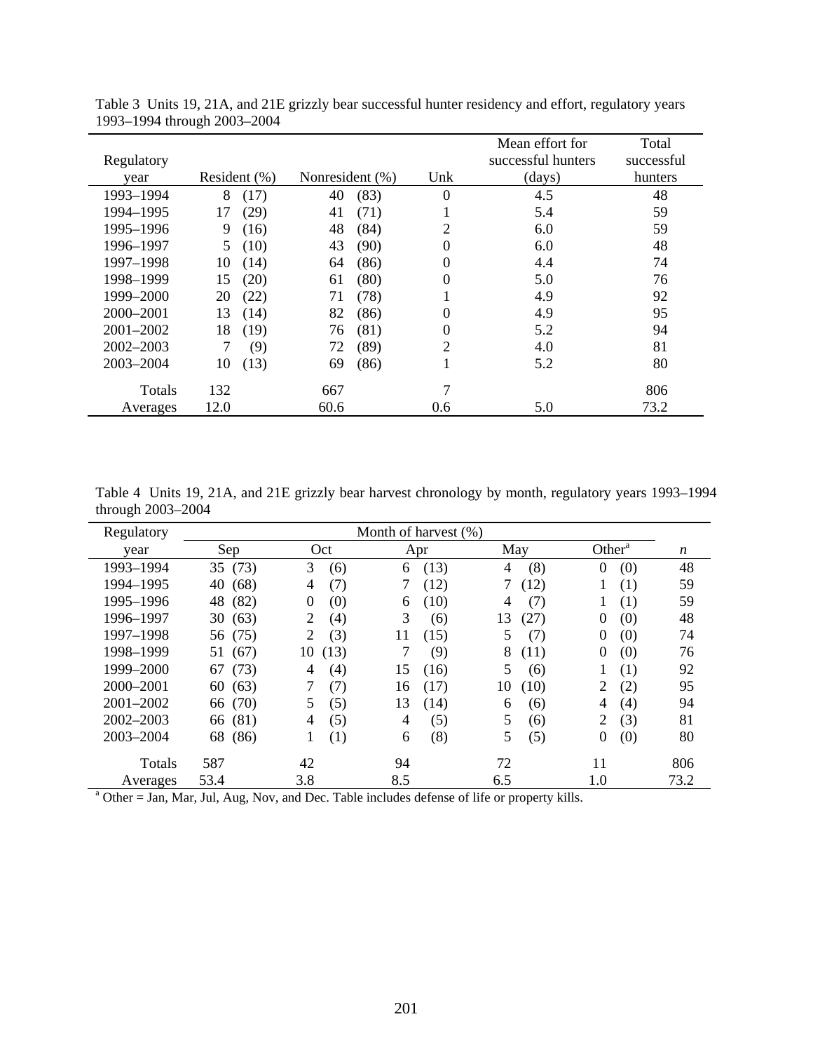Table 3 Units 19, 21A, and 21E grizzly bear successful hunter residency and effort, regulatory years 1993–1994 through 2003–2004

| Regulatory year | Resident (%) | Nonresident (%) | Unk | Mean effort for successful hunters (days) | Total successful hunters |
|---|---|---|---|---|---|
| 1993–1994 | 8 (17) | 40 (83) | 0 | 4.5 | 48 |
| 1994–1995 | 17 (29) | 41 (71) | 1 | 5.4 | 59 |
| 1995–1996 | 9 (16) | 48 (84) | 2 | 6.0 | 59 |
| 1996–1997 | 5 (10) | 43 (90) | 0 | 6.0 | 48 |
| 1997–1998 | 10 (14) | 64 (86) | 0 | 4.4 | 74 |
| 1998–1999 | 15 (20) | 61 (80) | 0 | 5.0 | 76 |
| 1999–2000 | 20 (22) | 71 (78) | 1 | 4.9 | 92 |
| 2000–2001 | 13 (14) | 82 (86) | 0 | 4.9 | 95 |
| 2001–2002 | 18 (19) | 76 (81) | 0 | 5.2 | 94 |
| 2002–2003 | 7 (9) | 72 (89) | 2 | 4.0 | 81 |
| 2003–2004 | 10 (13) | 69 (86) | 1 | 5.2 | 80 |
| Totals | 132 | 667 | 7 | | 806 |
| Averages | 12.0 | 60.6 | 0.6 | 5.0 | 73.2 |

Table 4 Units 19, 21A, and 21E grizzly bear harvest chronology by month, regulatory years 1993–1994 through 2003–2004

| Regulatory | Month of harvest (%) | | | | | |
|---|---|---|---|---|---|---|
| year | Sep | Oct | Apr | May | Other[a] | *n* |
| 1993–1994 | 35 (73) | 3 (6) | 6 (13) | 4 (8) | 0 (0) | 48 |
| 1994–1995 | 40 (68) | 4 (7) | 7 (12) | 7 (12) | 1 (1) | 59 |
| 1995–1996 | 48 (82) | 0 (0) | 6 (10) | 4 (7) | 1 (1) | 59 |
| 1996–1997 | 30 (63) | 2 (4) | 3 (6) | 13 (27) | 0 (0) | 48 |
| 1997–1998 | 56 (75) | 2 (3) | 11 (15) | 5 (7) | 0 (0) | 74 |
| 1998–1999 | 51 (67) | 10 (13) | 7 (9) | 8 (11) | 0 (0) | 76 |
| 1999–2000 | 67 (73) | 4 (4) | 15 (16) | 5 (6) | 1 (1) | 92 |
| 2000–2001 | 60 (63) | 7 (7) | 16 (17) | 10 (10) | 2 (2) | 95 |
| 2001–2002 | 66 (70) | 5 (5) | 13 (14) | 6 (6) | 4 (4) | 94 |
| 2002–2003 | 66 (81) | 4 (5) | 4 (5) | 5 (6) | 2 (3) | 81 |
| 2003–2004 | 68 (86) | 1 (1) | 6 (8) | 5 (5) | 0 (0) | 80 |
| Totals | 587 | 42 | 94 | 72 | 11 | 806 |
| Averages | 53.4 | 3.8 | 8.5 | 6.5 | 1.0 | 73.2 |

[a] Other = Jan, Mar, Jul, Aug, Nov, and Dec. Table includes defense of life or property kills.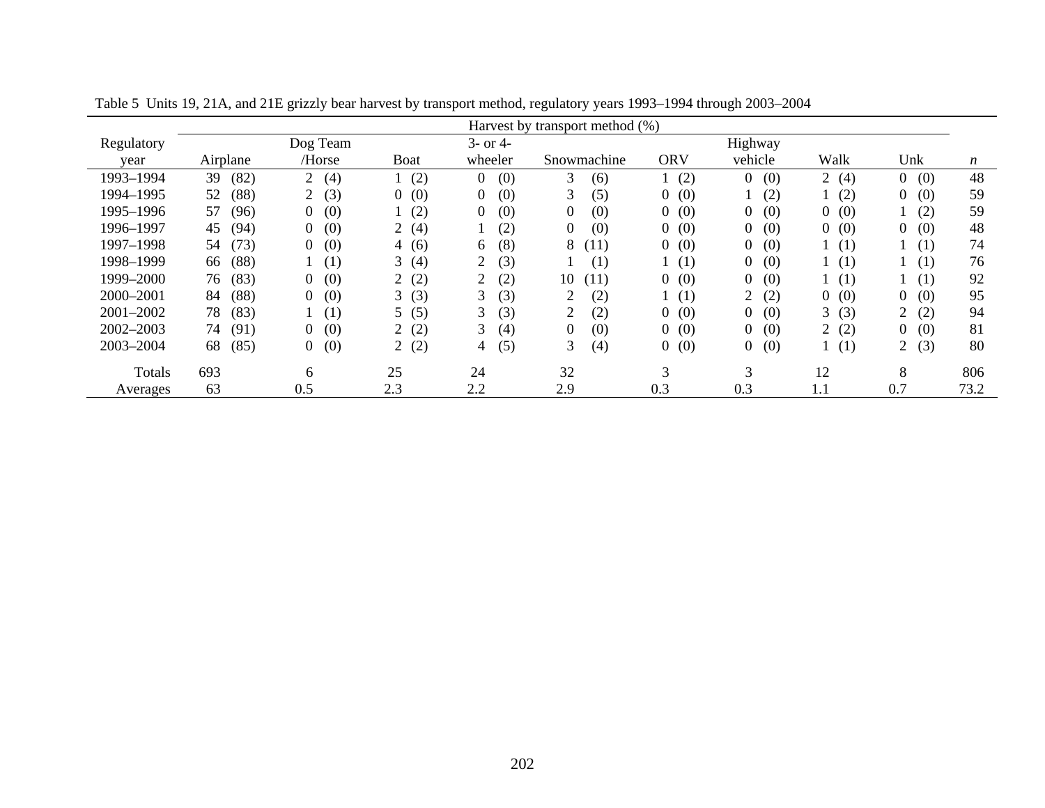Table 5 Units 19, 21A, and 21E grizzly bear harvest by transport method, regulatory years 1993–1994 through 2003–2004

| Regulatory year | Harvest by transport method (%) | | | | | | | | | *n* |
|---|---|---|---|---|---|---|---|---|---|---|
| | Airplane | Dog Team /Horse | Boat | 3- or 4-wheeler | Snowmachine | ORV | Highway vehicle | Walk | Unk | |
| 1993–1994 | 39 (82) | 2 (4) | 1 (2) | 0 (0) | 3 (6) | 1 (2) | 0 (0) | 2 (4) | 0 (0) | 48 |
| 1994–1995 | 52 (88) | 2 (3) | 0 (0) | 0 (0) | 3 (5) | 0 (0) | 1 (2) | 1 (2) | 0 (0) | 59 |
| 1995–1996 | 57 (96) | 0 (0) | 1 (2) | 0 (0) | 0 (0) | 0 (0) | 0 (0) | 0 (0) | 1 (2) | 59 |
| 1996–1997 | 45 (94) | 0 (0) | 2 (4) | 1 (2) | 0 (0) | 0 (0) | 0 (0) | 0 (0) | 0 (0) | 48 |
| 1997–1998 | 54 (73) | 0 (0) | 4 (6) | 6 (8) | 8 (11) | 0 (0) | 0 (0) | 1 (1) | 1 (1) | 74 |
| 1998–1999 | 66 (88) | 1 (1) | 3 (4) | 2 (3) | 1 (1) | 1 (1) | 0 (0) | 1 (1) | 1 (1) | 76 |
| 1999–2000 | 76 (83) | 0 (0) | 2 (2) | 2 (2) | 10 (11) | 0 (0) | 0 (0) | 1 (1) | 1 (1) | 92 |
| 2000–2001 | 84 (88) | 0 (0) | 3 (3) | 3 (3) | 2 (2) | 1 (1) | 2 (2) | 0 (0) | 0 (0) | 95 |
| 2001–2002 | 78 (83) | 1 (1) | 5 (5) | 3 (3) | 2 (2) | 0 (0) | 0 (0) | 3 (3) | 2 (2) | 94 |
| 2002–2003 | 74 (91) | 0 (0) | 2 (2) | 3 (4) | 0 (0) | 0 (0) | 0 (0) | 2 (2) | 0 (0) | 81 |
| 2003–2004 | 68 (85) | 0 (0) | 2 (2) | 4 (5) | 3 (4) | 0 (0) | 0 (0) | 1 (1) | 2 (3) | 80 |
| Totals | 693 | 6 | 25 | 24 | 32 | 3 | 3 | 12 | 8 | 806 |
| Averages | 63 | 0.5 | 2.3 | 2.2 | 2.9 | 0.3 | 0.3 | 1.1 | 0.7 | 73.2 |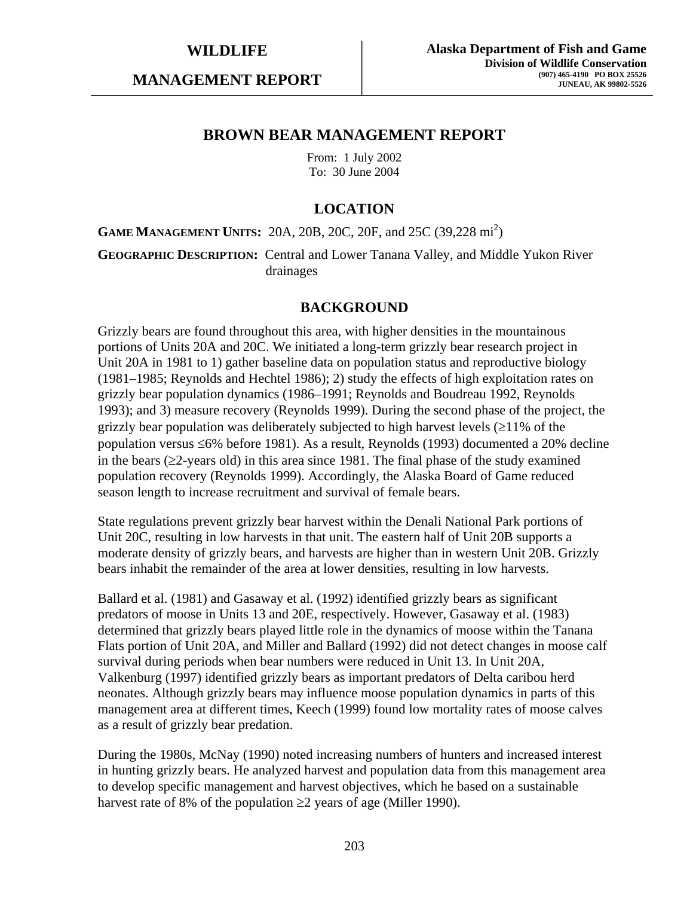# WILDLIFE

# MANAGEMENT REPORT

**Alaska Department of Fish and Game**
**Division of Wildlife Conservation**
**(907) 465-4190 PO BOX 25526**
**JUNEAU, AK 99802-5526**

## BROWN BEAR MANAGEMENT REPORT

From: 1 July 2002
To: 30 June 2004

## LOCATION

**GAME MANAGEMENT UNITS:** 20A, 20B, 20C, 20F, and 25C (39,228 mi$^2$)

**GEOGRAPHIC DESCRIPTION:** Central and Lower Tanana Valley, and Middle Yukon River drainages

## BACKGROUND

Grizzly bears are found throughout this area, with higher densities in the mountainous portions of Units 20A and 20C. We initiated a long-term grizzly bear research project in Unit 20A in 1981 to 1) gather baseline data on population status and reproductive biology (1981–1985; Reynolds and Hechtel 1986); 2) study the effects of high exploitation rates on grizzly bear population dynamics (1986–1991; Reynolds and Boudreau 1992, Reynolds 1993); and 3) measure recovery (Reynolds 1999). During the second phase of the project, the grizzly bear population was deliberately subjected to high harvest levels (≥11% of the population versus ≤6% before 1981). As a result, Reynolds (1993) documented a 20% decline in the bears (≥2-years old) in this area since 1981. The final phase of the study examined population recovery (Reynolds 1999). Accordingly, the Alaska Board of Game reduced season length to increase recruitment and survival of female bears.

State regulations prevent grizzly bear harvest within the Denali National Park portions of Unit 20C, resulting in low harvests in that unit. The eastern half of Unit 20B supports a moderate density of grizzly bears, and harvests are higher than in western Unit 20B. Grizzly bears inhabit the remainder of the area at lower densities, resulting in low harvests.

Ballard et al. (1981) and Gasaway et al. (1992) identified grizzly bears as significant predators of moose in Units 13 and 20E, respectively. However, Gasaway et al. (1983) determined that grizzly bears played little role in the dynamics of moose within the Tanana Flats portion of Unit 20A, and Miller and Ballard (1992) did not detect changes in moose calf survival during periods when bear numbers were reduced in Unit 13. In Unit 20A, Valkenburg (1997) identified grizzly bears as important predators of Delta caribou herd neonates. Although grizzly bears may influence moose population dynamics in parts of this management area at different times, Keech (1999) found low mortality rates of moose calves as a result of grizzly bear predation.

During the 1980s, McNay (1990) noted increasing numbers of hunters and increased interest in hunting grizzly bears. He analyzed harvest and population data from this management area to develop specific management and harvest objectives, which he based on a sustainable harvest rate of 8% of the population ≥2 years of age (Miller 1990).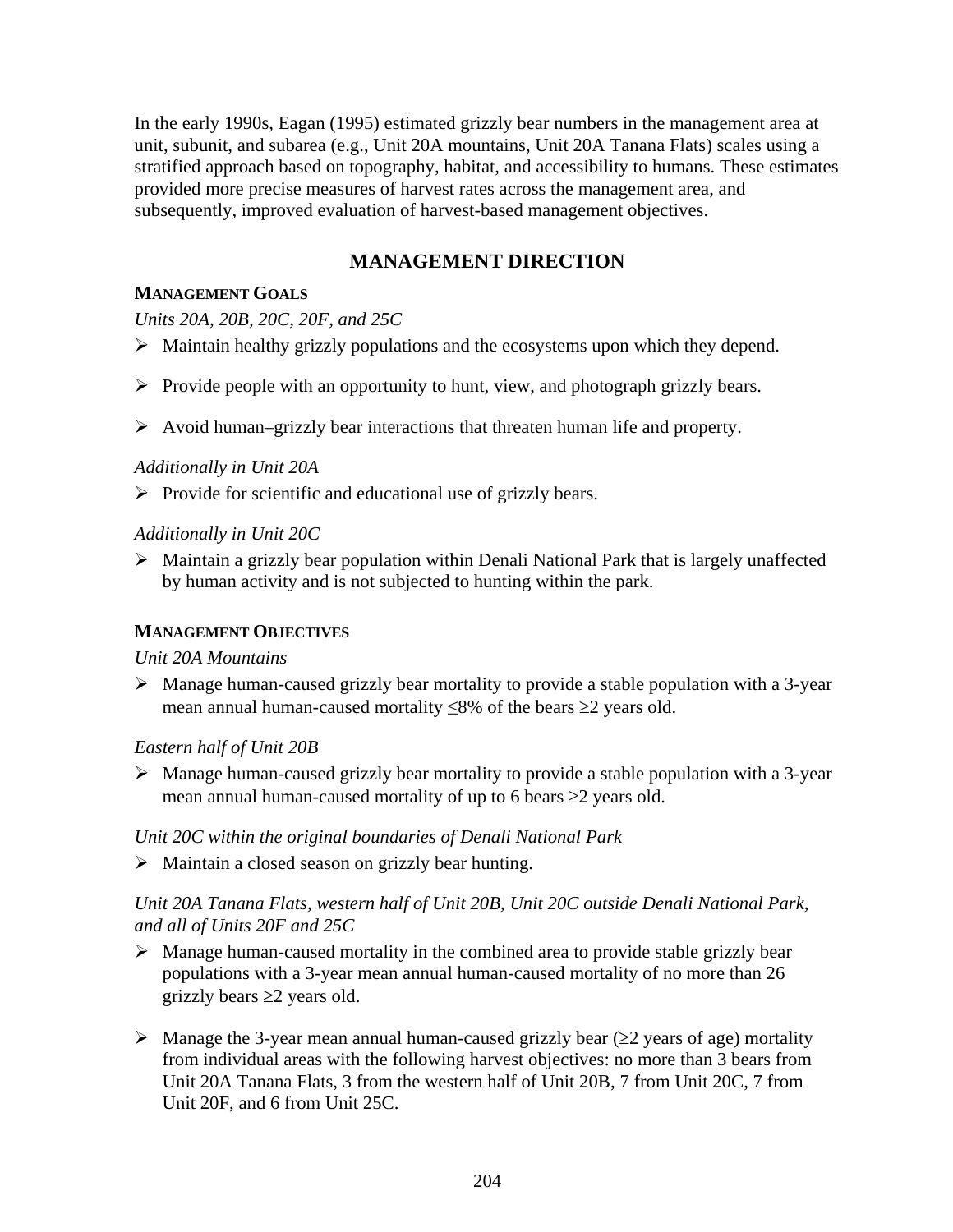In the early 1990s, Eagan (1995) estimated grizzly bear numbers in the management area at unit, subunit, and subarea (e.g., Unit 20A mountains, Unit 20A Tanana Flats) scales using a stratified approach based on topography, habitat, and accessibility to humans. These estimates provided more precise measures of harvest rates across the management area, and subsequently, improved evaluation of harvest-based management objectives.

## MANAGEMENT DIRECTION

### MANAGEMENT GOALS

*Units 20A, 20B, 20C, 20F, and 25C*

- Maintain healthy grizzly populations and the ecosystems upon which they depend.
- Provide people with an opportunity to hunt, view, and photograph grizzly bears.
- Avoid human–grizzly bear interactions that threaten human life and property.

*Additionally in Unit 20A*

- Provide for scientific and educational use of grizzly bears.

*Additionally in Unit 20C*

- Maintain a grizzly bear population within Denali National Park that is largely unaffected by human activity and is not subjected to hunting within the park.

### MANAGEMENT OBJECTIVES

*Unit 20A Mountains*

- Manage human-caused grizzly bear mortality to provide a stable population with a 3-year mean annual human-caused mortality ≤8% of the bears ≥2 years old.

*Eastern half of Unit 20B*

- Manage human-caused grizzly bear mortality to provide a stable population with a 3-year mean annual human-caused mortality of up to 6 bears ≥2 years old.

*Unit 20C within the original boundaries of Denali National Park*

- Maintain a closed season on grizzly bear hunting.

*Unit 20A Tanana Flats, western half of Unit 20B, Unit 20C outside Denali National Park, and all of Units 20F and 25C*

- Manage human-caused mortality in the combined area to provide stable grizzly bear populations with a 3-year mean annual human-caused mortality of no more than 26 grizzly bears ≥2 years old.
- Manage the 3-year mean annual human-caused grizzly bear (≥2 years of age) mortality from individual areas with the following harvest objectives: no more than 3 bears from Unit 20A Tanana Flats, 3 from the western half of Unit 20B, 7 from Unit 20C, 7 from Unit 20F, and 6 from Unit 25C.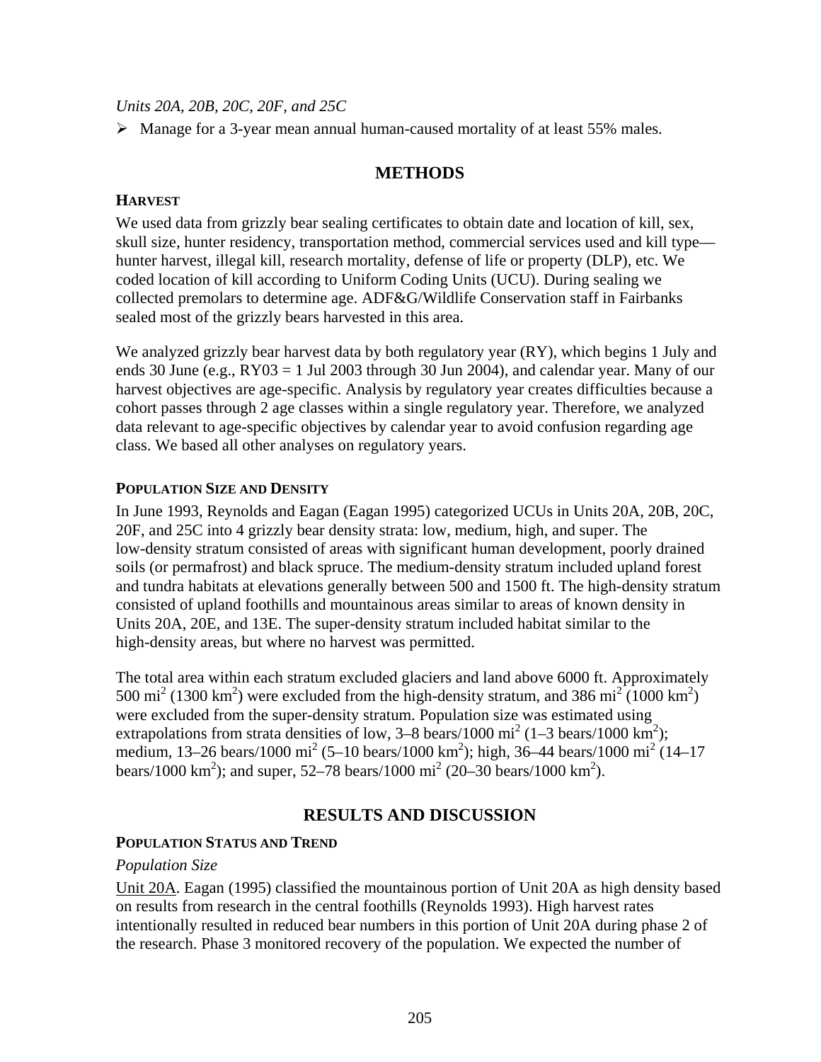*Units 20A, 20B, 20C, 20F, and 25C*

- Manage for a 3-year mean annual human-caused mortality of at least 55% males.

## METHODS

### HARVEST

We used data from grizzly bear sealing certificates to obtain date and location of kill, sex, skull size, hunter residency, transportation method, commercial services used and kill type—hunter harvest, illegal kill, research mortality, defense of life or property (DLP), etc. We coded location of kill according to Uniform Coding Units (UCU). During sealing we collected premolars to determine age. ADF&G/Wildlife Conservation staff in Fairbanks sealed most of the grizzly bears harvested in this area.

We analyzed grizzly bear harvest data by both regulatory year (RY), which begins 1 July and ends 30 June (e.g., RY03 = 1 Jul 2003 through 30 Jun 2004), and calendar year. Many of our harvest objectives are age-specific. Analysis by regulatory year creates difficulties because a cohort passes through 2 age classes within a single regulatory year. Therefore, we analyzed data relevant to age-specific objectives by calendar year to avoid confusion regarding age class. We based all other analyses on regulatory years.

### POPULATION SIZE AND DENSITY

In June 1993, Reynolds and Eagan (Eagan 1995) categorized UCUs in Units 20A, 20B, 20C, 20F, and 25C into 4 grizzly bear density strata: low, medium, high, and super. The low-density stratum consisted of areas with significant human development, poorly drained soils (or permafrost) and black spruce. The medium-density stratum included upland forest and tundra habitats at elevations generally between 500 and 1500 ft. The high-density stratum consisted of upland foothills and mountainous areas similar to areas of known density in Units 20A, 20E, and 13E. The super-density stratum included habitat similar to the high-density areas, but where no harvest was permitted.

The total area within each stratum excluded glaciers and land above 6000 ft. Approximately 500 $mi^2$ (1300 $km^2$) were excluded from the high-density stratum, and 386 $mi^2$ (1000 $km^2$) were excluded from the super-density stratum. Population size was estimated using extrapolations from strata densities of low, 3–8 bears/1000 $mi^2$ (1–3 bears/1000 $km^2$); medium, 13–26 bears/1000 $mi^2$ (5–10 bears/1000 $km^2$); high, 36–44 bears/1000 $mi^2$ (14–17 bears/1000 $km^2$); and super, 52–78 bears/1000 $mi^2$ (20–30 bears/1000 $km^2$).

## RESULTS AND DISCUSSION

### POPULATION STATUS AND TREND

*Population Size*

Unit 20A. Eagan (1995) classified the mountainous portion of Unit 20A as high density based on results from research in the central foothills (Reynolds 1993). High harvest rates intentionally resulted in reduced bear numbers in this portion of Unit 20A during phase 2 of the research. Phase 3 monitored recovery of the population. We expected the number of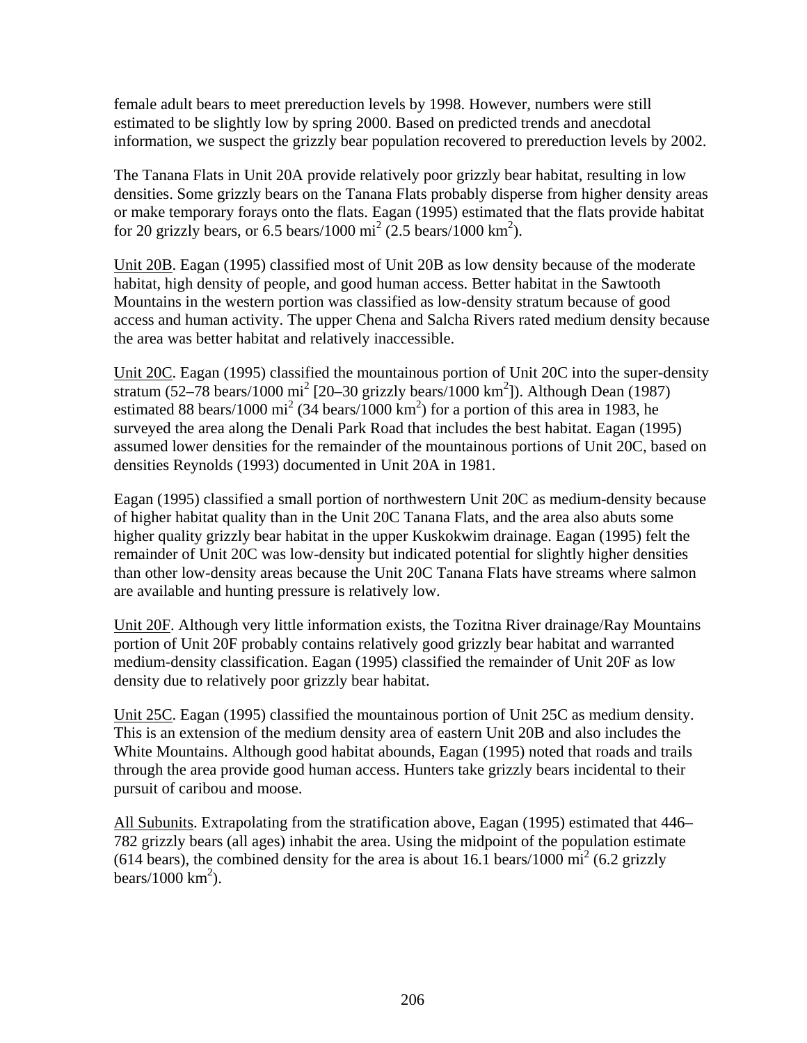female adult bears to meet prereduction levels by 1998. However, numbers were still estimated to be slightly low by spring 2000. Based on predicted trends and anecdotal information, we suspect the grizzly bear population recovered to prereduction levels by 2002.

The Tanana Flats in Unit 20A provide relatively poor grizzly bear habitat, resulting in low densities. Some grizzly bears on the Tanana Flats probably disperse from higher density areas or make temporary forays onto the flats. Eagan (1995) estimated that the flats provide habitat for 20 grizzly bears, or 6.5 bears/1000 $mi^2$ (2.5 bears/1000 $km^2$).

<u>Unit 20B</u>. Eagan (1995) classified most of Unit 20B as low density because of the moderate habitat, high density of people, and good human access. Better habitat in the Sawtooth Mountains in the western portion was classified as low-density stratum because of good access and human activity. The upper Chena and Salcha Rivers rated medium density because the area was better habitat and relatively inaccessible.

<u>Unit 20C</u>. Eagan (1995) classified the mountainous portion of Unit 20C into the super-density stratum (52–78 bears/1000 $mi^2$ [20–30 grizzly bears/1000 $km^2$]). Although Dean (1987) estimated 88 bears/1000 $mi^2$ (34 bears/1000 $km^2$) for a portion of this area in 1983, he surveyed the area along the Denali Park Road that includes the best habitat. Eagan (1995) assumed lower densities for the remainder of the mountainous portions of Unit 20C, based on densities Reynolds (1993) documented in Unit 20A in 1981.

Eagan (1995) classified a small portion of northwestern Unit 20C as medium-density because of higher habitat quality than in the Unit 20C Tanana Flats, and the area also abuts some higher quality grizzly bear habitat in the upper Kuskokwim drainage. Eagan (1995) felt the remainder of Unit 20C was low-density but indicated potential for slightly higher densities than other low-density areas because the Unit 20C Tanana Flats have streams where salmon are available and hunting pressure is relatively low.

<u>Unit 20F</u>. Although very little information exists, the Tozitna River drainage/Ray Mountains portion of Unit 20F probably contains relatively good grizzly bear habitat and warranted medium-density classification. Eagan (1995) classified the remainder of Unit 20F as low density due to relatively poor grizzly bear habitat.

<u>Unit 25C</u>. Eagan (1995) classified the mountainous portion of Unit 25C as medium density. This is an extension of the medium density area of eastern Unit 20B and also includes the White Mountains. Although good habitat abounds, Eagan (1995) noted that roads and trails through the area provide good human access. Hunters take grizzly bears incidental to their pursuit of caribou and moose.

<u>All Subunits</u>. Extrapolating from the stratification above, Eagan (1995) estimated that 446–782 grizzly bears (all ages) inhabit the area. Using the midpoint of the population estimate (614 bears), the combined density for the area is about 16.1 bears/1000 $mi^2$ (6.2 grizzly bears/1000 $km^2$).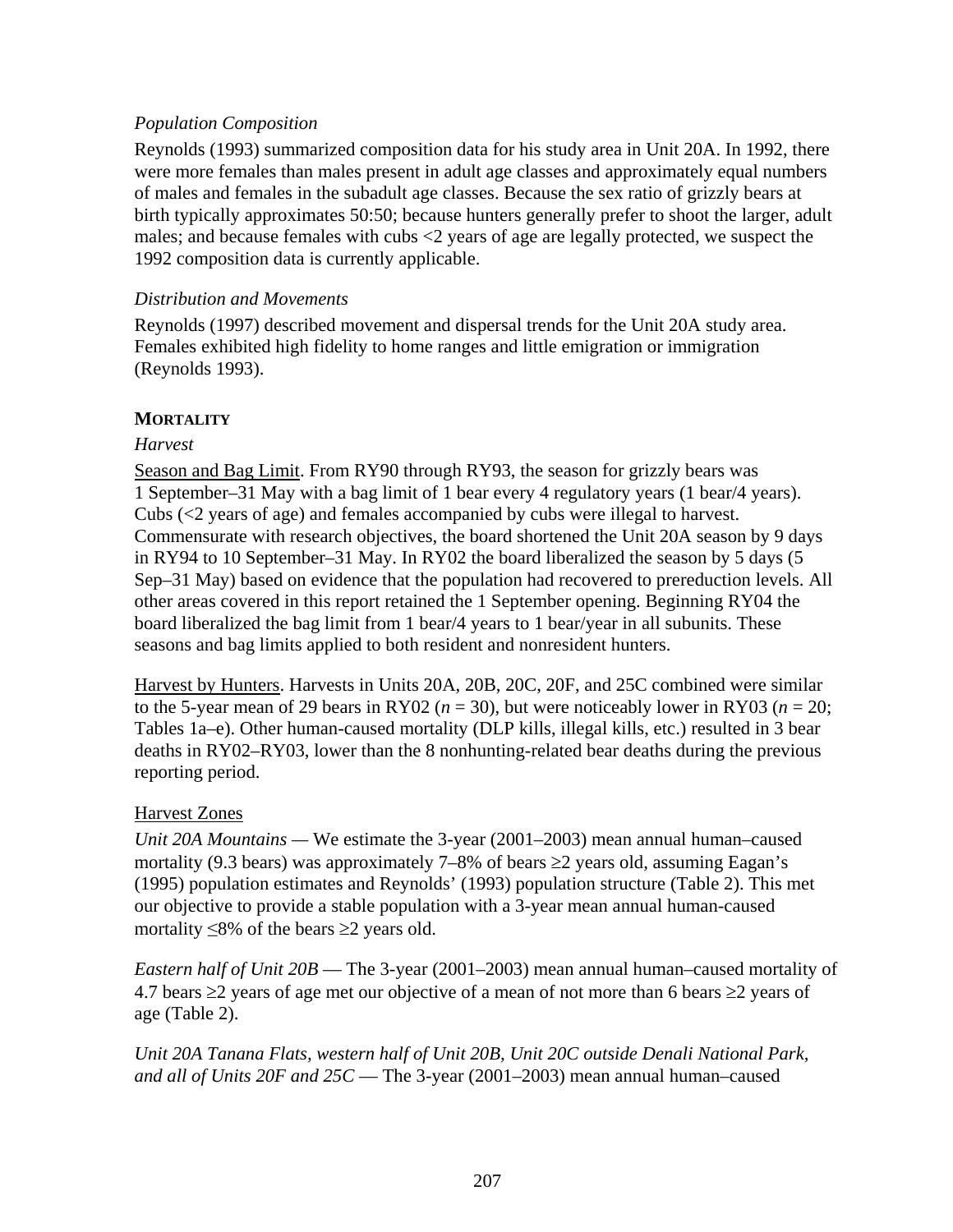*Population Composition*

Reynolds (1993) summarized composition data for his study area in Unit 20A. In 1992, there were more females than males present in adult age classes and approximately equal numbers of males and females in the subadult age classes. Because the sex ratio of grizzly bears at birth typically approximates 50:50; because hunters generally prefer to shoot the larger, adult males; and because females with cubs <2 years of age are legally protected, we suspect the 1992 composition data is currently applicable.

*Distribution and Movements*

Reynolds (1997) described movement and dispersal trends for the Unit 20A study area. Females exhibited high fidelity to home ranges and little emigration or immigration (Reynolds 1993).

**MORTALITY**

*Harvest*

Season and Bag Limit. From RY90 through RY93, the season for grizzly bears was 1 September–31 May with a bag limit of 1 bear every 4 regulatory years (1 bear/4 years). Cubs (<2 years of age) and females accompanied by cubs were illegal to harvest. Commensurate with research objectives, the board shortened the Unit 20A season by 9 days in RY94 to 10 September–31 May. In RY02 the board liberalized the season by 5 days (5 Sep–31 May) based on evidence that the population had recovered to prereduction levels. All other areas covered in this report retained the 1 September opening. Beginning RY04 the board liberalized the bag limit from 1 bear/4 years to 1 bear/year in all subunits. These seasons and bag limits applied to both resident and nonresident hunters.

Harvest by Hunters. Harvests in Units 20A, 20B, 20C, 20F, and 25C combined were similar to the 5-year mean of 29 bears in RY02 ($n = 30$), but were noticeably lower in RY03 ($n = 20$; Tables 1a–e). Other human-caused mortality (DLP kills, illegal kills, etc.) resulted in 3 bear deaths in RY02–RY03, lower than the 8 nonhunting-related bear deaths during the previous reporting period.

Harvest Zones

*Unit 20A Mountains* — We estimate the 3-year (2001–2003) mean annual human–caused mortality (9.3 bears) was approximately 7–8% of bears ≥2 years old, assuming Eagan's (1995) population estimates and Reynolds' (1993) population structure (Table 2). This met our objective to provide a stable population with a 3-year mean annual human-caused mortality ≤8% of the bears ≥2 years old.

*Eastern half of Unit 20B* — The 3-year (2001–2003) mean annual human–caused mortality of 4.7 bears ≥2 years of age met our objective of a mean of not more than 6 bears ≥2 years of age (Table 2).

*Unit 20A Tanana Flats, western half of Unit 20B, Unit 20C outside Denali National Park, and all of Units 20F and 25C* — The 3-year (2001–2003) mean annual human–caused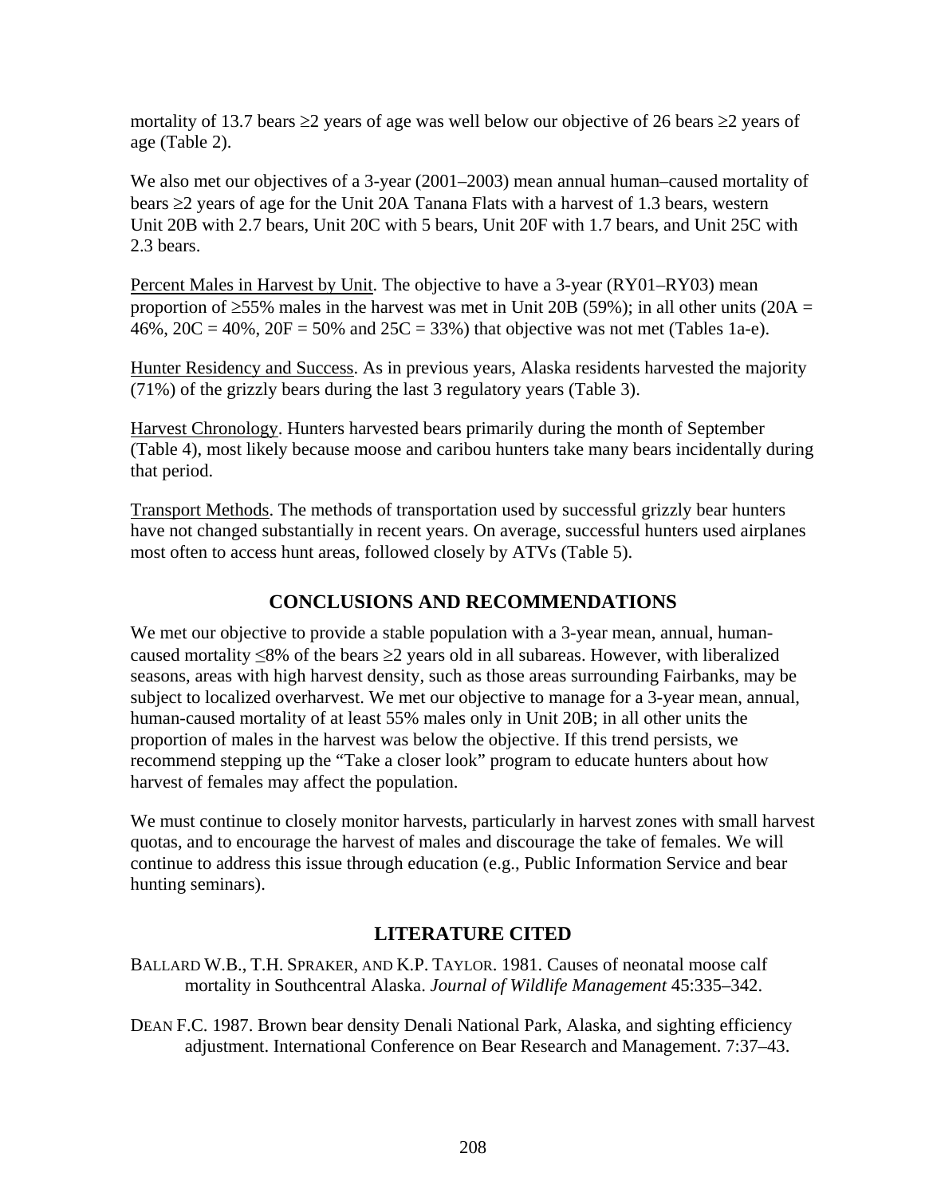mortality of 13.7 bears ≥2 years of age was well below our objective of 26 bears ≥2 years of age (Table 2).

We also met our objectives of a 3-year (2001–2003) mean annual human–caused mortality of bears ≥2 years of age for the Unit 20A Tanana Flats with a harvest of 1.3 bears, western Unit 20B with 2.7 bears, Unit 20C with 5 bears, Unit 20F with 1.7 bears, and Unit 25C with 2.3 bears.

Percent Males in Harvest by Unit. The objective to have a 3-year (RY01–RY03) mean proportion of ≥55% males in the harvest was met in Unit 20B (59%); in all other units (20A = 46%, 20C = 40%, 20F = 50% and 25C = 33%) that objective was not met (Tables 1a-e).

Hunter Residency and Success. As in previous years, Alaska residents harvested the majority (71%) of the grizzly bears during the last 3 regulatory years (Table 3).

Harvest Chronology. Hunters harvested bears primarily during the month of September (Table 4), most likely because moose and caribou hunters take many bears incidentally during that period.

Transport Methods. The methods of transportation used by successful grizzly bear hunters have not changed substantially in recent years. On average, successful hunters used airplanes most often to access hunt areas, followed closely by ATVs (Table 5).

## CONCLUSIONS AND RECOMMENDATIONS

We met our objective to provide a stable population with a 3-year mean, annual, human-caused mortality ≤8% of the bears ≥2 years old in all subareas. However, with liberalized seasons, areas with high harvest density, such as those areas surrounding Fairbanks, may be subject to localized overharvest. We met our objective to manage for a 3-year mean, annual, human-caused mortality of at least 55% males only in Unit 20B; in all other units the proportion of males in the harvest was below the objective. If this trend persists, we recommend stepping up the "Take a closer look" program to educate hunters about how harvest of females may affect the population.

We must continue to closely monitor harvests, particularly in harvest zones with small harvest quotas, and to encourage the harvest of males and discourage the take of females. We will continue to address this issue through education (e.g., Public Information Service and bear hunting seminars).

## LITERATURE CITED

BALLARD W.B., T.H. SPRAKER, AND K.P. TAYLOR. 1981. Causes of neonatal moose calf mortality in Southcentral Alaska. *Journal of Wildlife Management* 45:335–342.

DEAN F.C. 1987. Brown bear density Denali National Park, Alaska, and sighting efficiency adjustment. International Conference on Bear Research and Management. 7:37–43.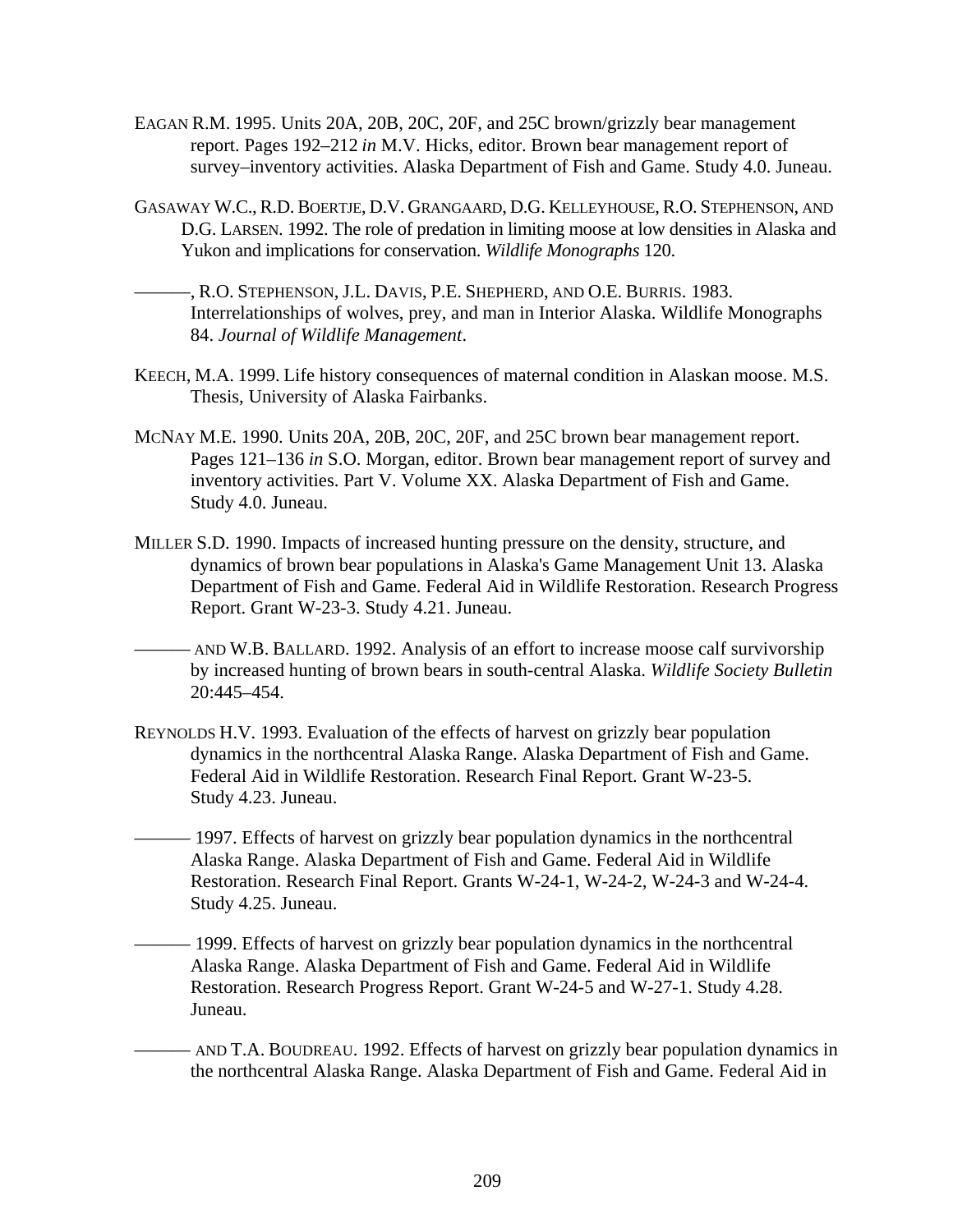EAGAN R.M. 1995. Units 20A, 20B, 20C, 20F, and 25C brown/grizzly bear management report. Pages 192–212 *in* M.V. Hicks, editor. Brown bear management report of survey–inventory activities. Alaska Department of Fish and Game. Study 4.0. Juneau.

GASAWAY W.C., R.D. BOERTJE, D.V. GRANGAARD, D.G. KELLEYHOUSE, R.O. STEPHENSON, AND D.G. LARSEN. 1992. The role of predation in limiting moose at low densities in Alaska and Yukon and implications for conservation. *Wildlife Monographs* 120.

———, R.O. STEPHENSON, J.L. DAVIS, P.E. SHEPHERD, AND O.E. BURRIS. 1983. Interrelationships of wolves, prey, and man in Interior Alaska. Wildlife Monographs 84. *Journal of Wildlife Management*.

KEECH, M.A. 1999. Life history consequences of maternal condition in Alaskan moose. M.S. Thesis, University of Alaska Fairbanks.

MCNAY M.E. 1990. Units 20A, 20B, 20C, 20F, and 25C brown bear management report. Pages 121–136 *in* S.O. Morgan, editor. Brown bear management report of survey and inventory activities. Part V. Volume XX. Alaska Department of Fish and Game. Study 4.0. Juneau.

MILLER S.D. 1990. Impacts of increased hunting pressure on the density, structure, and dynamics of brown bear populations in Alaska's Game Management Unit 13. Alaska Department of Fish and Game. Federal Aid in Wildlife Restoration. Research Progress Report. Grant W-23-3. Study 4.21. Juneau.

——— AND W.B. BALLARD. 1992. Analysis of an effort to increase moose calf survivorship by increased hunting of brown bears in south-central Alaska. *Wildlife Society Bulletin* 20:445–454.

REYNOLDS H.V. 1993. Evaluation of the effects of harvest on grizzly bear population dynamics in the northcentral Alaska Range. Alaska Department of Fish and Game. Federal Aid in Wildlife Restoration. Research Final Report. Grant W-23-5. Study 4.23. Juneau.

——— 1997. Effects of harvest on grizzly bear population dynamics in the northcentral Alaska Range. Alaska Department of Fish and Game. Federal Aid in Wildlife Restoration. Research Final Report. Grants W-24-1, W-24-2, W-24-3 and W-24-4. Study 4.25. Juneau.

——— 1999. Effects of harvest on grizzly bear population dynamics in the northcentral Alaska Range. Alaska Department of Fish and Game. Federal Aid in Wildlife Restoration. Research Progress Report. Grant W-24-5 and W-27-1. Study 4.28. Juneau.

——— AND T.A. BOUDREAU. 1992. Effects of harvest on grizzly bear population dynamics in the northcentral Alaska Range. Alaska Department of Fish and Game. Federal Aid in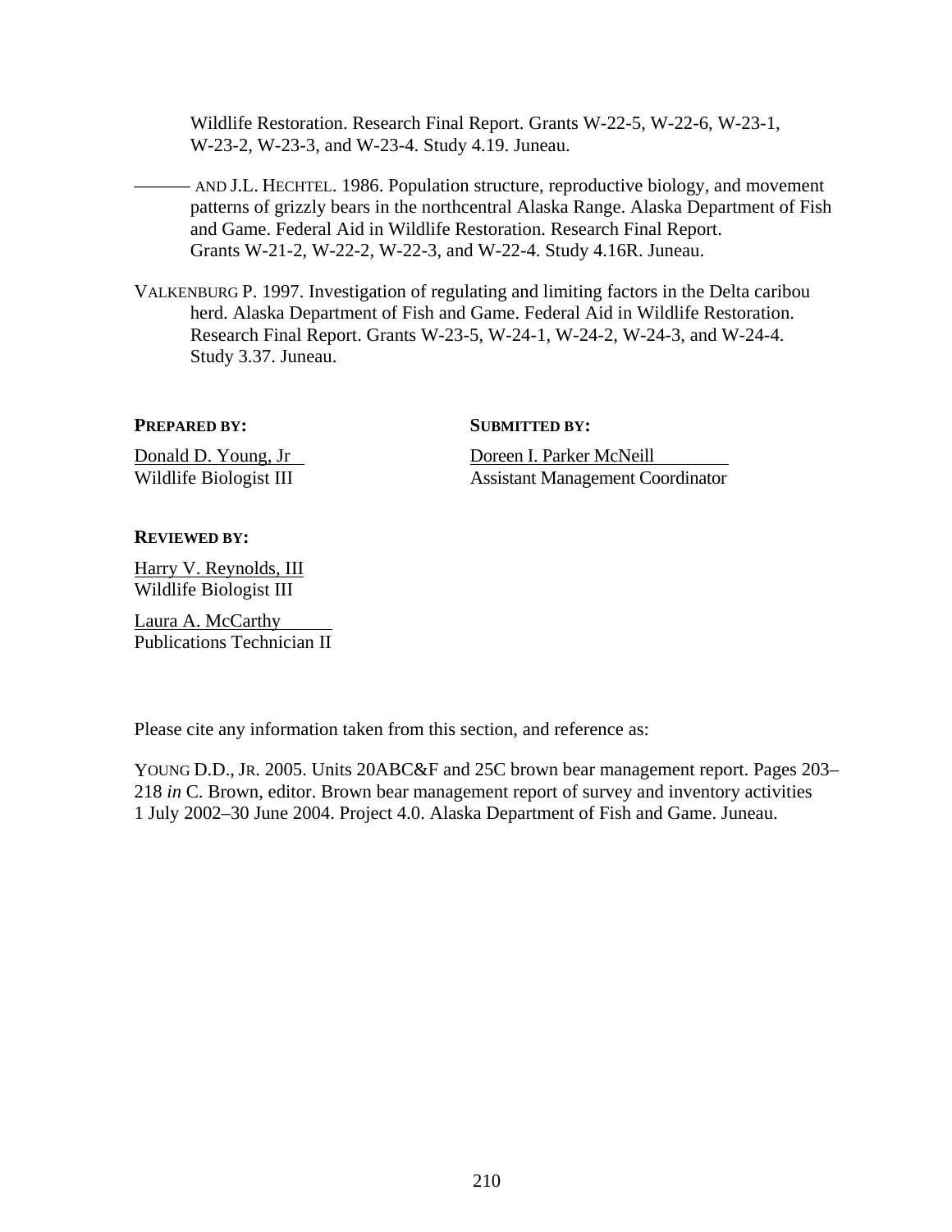Wildlife Restoration. Research Final Report. Grants W-22-5, W-22-6, W-23-1, W-23-2, W-23-3, and W-23-4. Study 4.19. Juneau.

——— AND J.L. HECHTEL. 1986. Population structure, reproductive biology, and movement patterns of grizzly bears in the northcentral Alaska Range. Alaska Department of Fish and Game. Federal Aid in Wildlife Restoration. Research Final Report. Grants W-21-2, W-22-2, W-22-3, and W-22-4. Study 4.16R. Juneau.

VALKENBURG P. 1997. Investigation of regulating and limiting factors in the Delta caribou herd. Alaska Department of Fish and Game. Federal Aid in Wildlife Restoration. Research Final Report. Grants W-23-5, W-24-1, W-24-2, W-24-3, and W-24-4. Study 3.37. Juneau.

**PREPARED BY:**

Donald D. Young, Jr
Wildlife Biologist III

**SUBMITTED BY:**

Doreen I. Parker McNeill
Assistant Management Coordinator

**REVIEWED BY:**

Harry V. Reynolds, III
Wildlife Biologist III

Laura A. McCarthy
Publications Technician II

Please cite any information taken from this section, and reference as:

YOUNG D.D., JR. 2005. Units 20ABC&F and 25C brown bear management report. Pages 203–218 *in* C. Brown, editor. Brown bear management report of survey and inventory activities 1 July 2002–30 June 2004. Project 4.0. Alaska Department of Fish and Game. Juneau.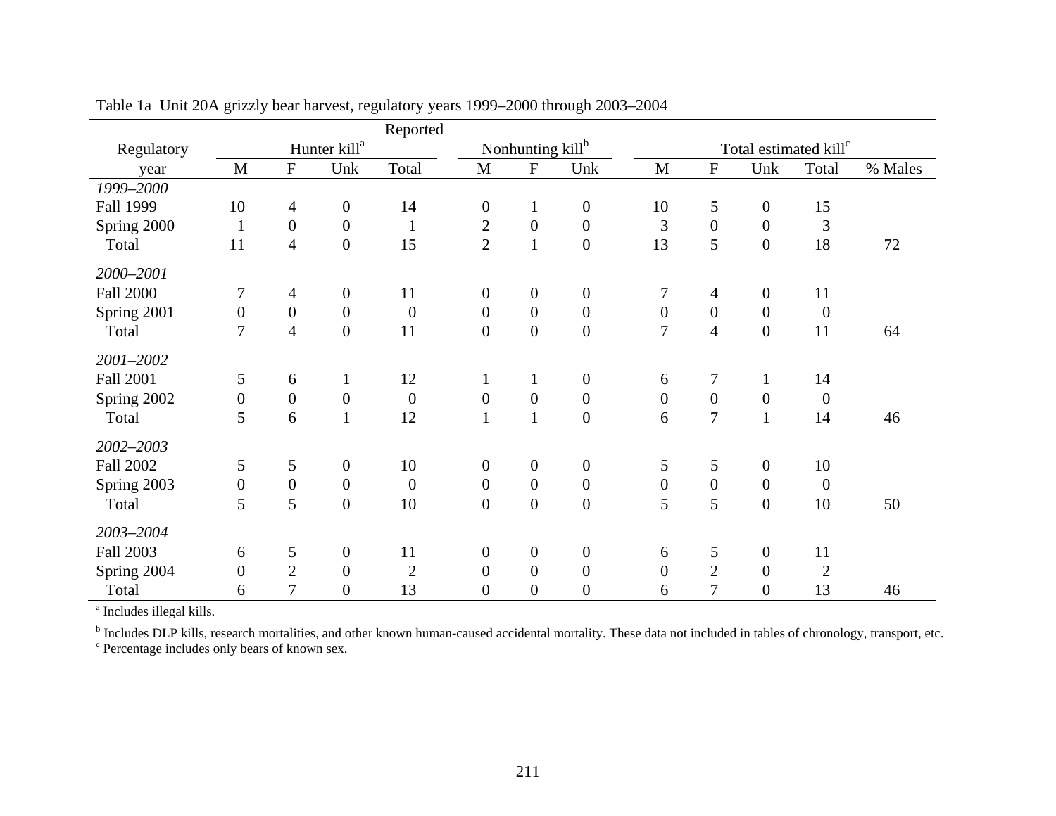Table 1a Unit 20A grizzly bear harvest, regulatory years 1999–2000 through 2003–2004

| Regulatory year | Reported | | | | | | | | | | | |
|---|---|---|---|---|---|---|---|---|---|---|---|---|
| | Hunter kill[a] | | | | Nonhunting kill[b] | | | Total estimated kill[c] | | | | |
| | M | F | Unk | Total | M | F | Unk | M | F | Unk | Total | % Males |
| *1999–2000* | | | | | | | | | | | | |
| Fall 1999 | 10 | 4 | 0 | 14 | 0 | 1 | 0 | 10 | 5 | 0 | 15 | |
| Spring 2000 | 1 | 0 | 0 | 1 | 2 | 0 | 0 | 3 | 0 | 0 | 3 | |
| Total | 11 | 4 | 0 | 15 | 2 | 1 | 0 | 13 | 5 | 0 | 18 | 72 |
| *2000–2001* | | | | | | | | | | | | |
| Fall 2000 | 7 | 4 | 0 | 11 | 0 | 0 | 0 | 7 | 4 | 0 | 11 | |
| Spring 2001 | 0 | 0 | 0 | 0 | 0 | 0 | 0 | 0 | 0 | 0 | 0 | |
| Total | 7 | 4 | 0 | 11 | 0 | 0 | 0 | 7 | 4 | 0 | 11 | 64 |
| *2001–2002* | | | | | | | | | | | | |
| Fall 2001 | 5 | 6 | 1 | 12 | 1 | 1 | 0 | 6 | 7 | 1 | 14 | |
| Spring 2002 | 0 | 0 | 0 | 0 | 0 | 0 | 0 | 0 | 0 | 0 | 0 | |
| Total | 5 | 6 | 1 | 12 | 1 | 1 | 0 | 6 | 7 | 1 | 14 | 46 |
| *2002–2003* | | | | | | | | | | | | |
| Fall 2002 | 5 | 5 | 0 | 10 | 0 | 0 | 0 | 5 | 5 | 0 | 10 | |
| Spring 2003 | 0 | 0 | 0 | 0 | 0 | 0 | 0 | 0 | 0 | 0 | 0 | |
| Total | 5 | 5 | 0 | 10 | 0 | 0 | 0 | 5 | 5 | 0 | 10 | 50 |
| *2003–2004* | | | | | | | | | | | | |
| Fall 2003 | 6 | 5 | 0 | 11 | 0 | 0 | 0 | 6 | 5 | 0 | 11 | |
| Spring 2004 | 0 | 2 | 0 | 2 | 0 | 0 | 0 | 0 | 2 | 0 | 2 | |
| Total | 6 | 7 | 0 | 13 | 0 | 0 | 0 | 6 | 7 | 0 | 13 | 46 |

[a] Includes illegal kills.

[b] Includes DLP kills, research mortalities, and other known human-caused accidental mortality. These data not included in tables of chronology, transport, etc.

[c] Percentage includes only bears of known sex.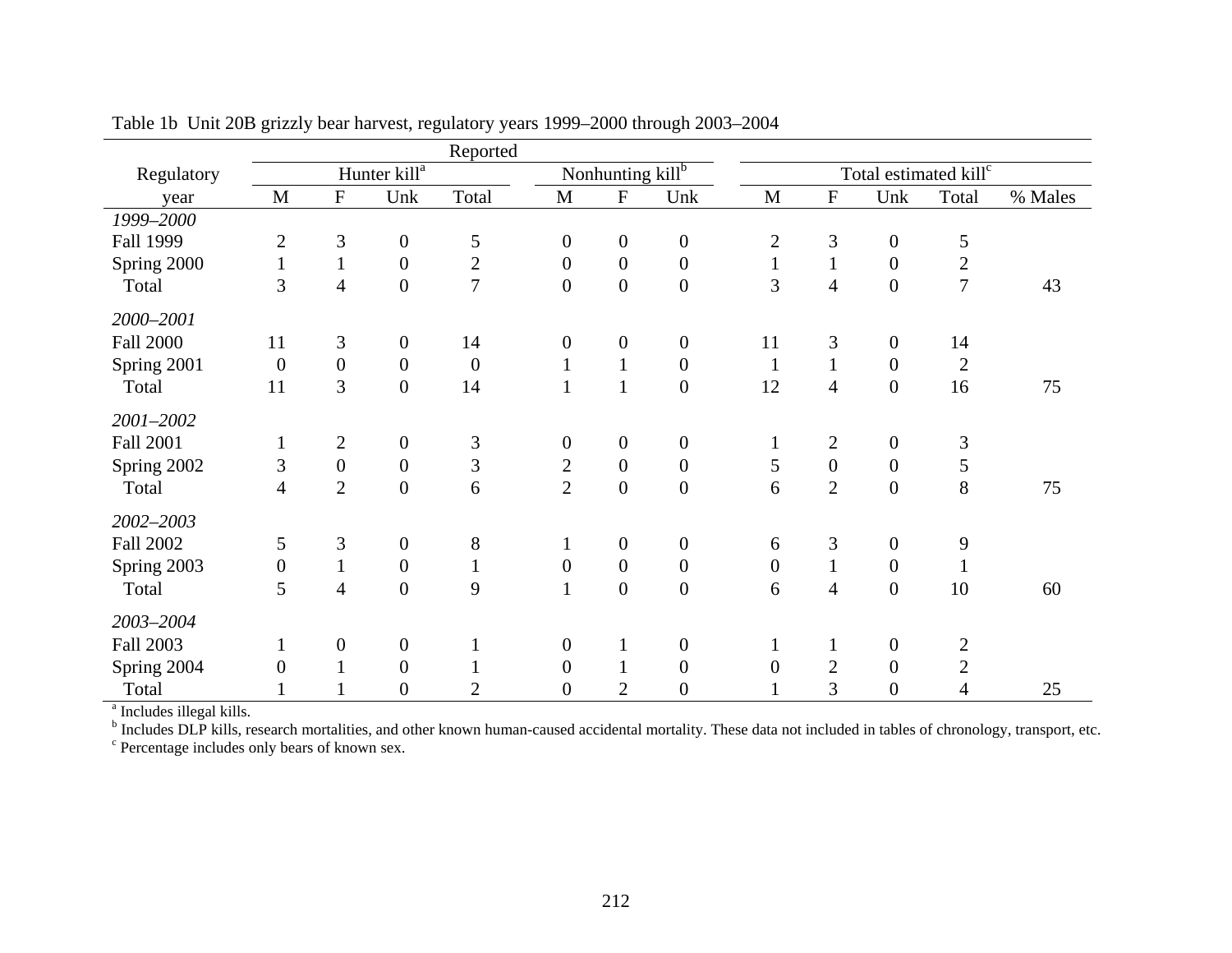Table 1b Unit 20B grizzly bear harvest, regulatory years 1999–2000 through 2003–2004

| Regulatory | Reported | | | | | | | | | | | | |
|---|---|---|---|---|---|---|---|---|---|---|---|---|---|
| | Hunter kill[a] | | | | Nonhunting kill[b] | | | Total estimated kill[c] | | | | | |
| year | M | F | Unk | Total | M | F | Unk | M | F | Unk | Total | % Males |
| *1999–2000* | | | | | | | | | | | | |
| Fall 1999 | 2 | 3 | 0 | 5 | 0 | 0 | 0 | 2 | 3 | 0 | 5 | |
| Spring 2000 | 1 | 1 | 0 | 2 | 0 | 0 | 0 | 1 | 1 | 0 | 2 | |
| Total | 3 | 4 | 0 | 7 | 0 | 0 | 0 | 3 | 4 | 0 | 7 | 43 |
| *2000–2001* | | | | | | | | | | | | |
| Fall 2000 | 11 | 3 | 0 | 14 | 0 | 0 | 0 | 11 | 3 | 0 | 14 | |
| Spring 2001 | 0 | 0 | 0 | 0 | 1 | 1 | 0 | 1 | 1 | 0 | 2 | |
| Total | 11 | 3 | 0 | 14 | 1 | 1 | 0 | 12 | 4 | 0 | 16 | 75 |
| *2001–2002* | | | | | | | | | | | | |
| Fall 2001 | 1 | 2 | 0 | 3 | 0 | 0 | 0 | 1 | 2 | 0 | 3 | |
| Spring 2002 | 3 | 0 | 0 | 3 | 2 | 0 | 0 | 5 | 0 | 0 | 5 | |
| Total | 4 | 2 | 0 | 6 | 2 | 0 | 0 | 6 | 2 | 0 | 8 | 75 |
| *2002–2003* | | | | | | | | | | | | |
| Fall 2002 | 5 | 3 | 0 | 8 | 1 | 0 | 0 | 6 | 3 | 0 | 9 | |
| Spring 2003 | 0 | 1 | 0 | 1 | 0 | 0 | 0 | 0 | 1 | 0 | 1 | |
| Total | 5 | 4 | 0 | 9 | 1 | 0 | 0 | 6 | 4 | 0 | 10 | 60 |
| *2003–2004* | | | | | | | | | | | | |
| Fall 2003 | 1 | 0 | 0 | 1 | 0 | 1 | 0 | 1 | 1 | 0 | 2 | |
| Spring 2004 | 0 | 1 | 0 | 1 | 0 | 1 | 0 | 0 | 2 | 0 | 2 | |
| Total | 1 | 1 | 0 | 2 | 0 | 2 | 0 | 1 | 3 | 0 | 4 | 25 |

[a] Includes illegal kills.
[b] Includes DLP kills, research mortalities, and other known human-caused accidental mortality. These data not included in tables of chronology, transport, etc.
[c] Percentage includes only bears of known sex.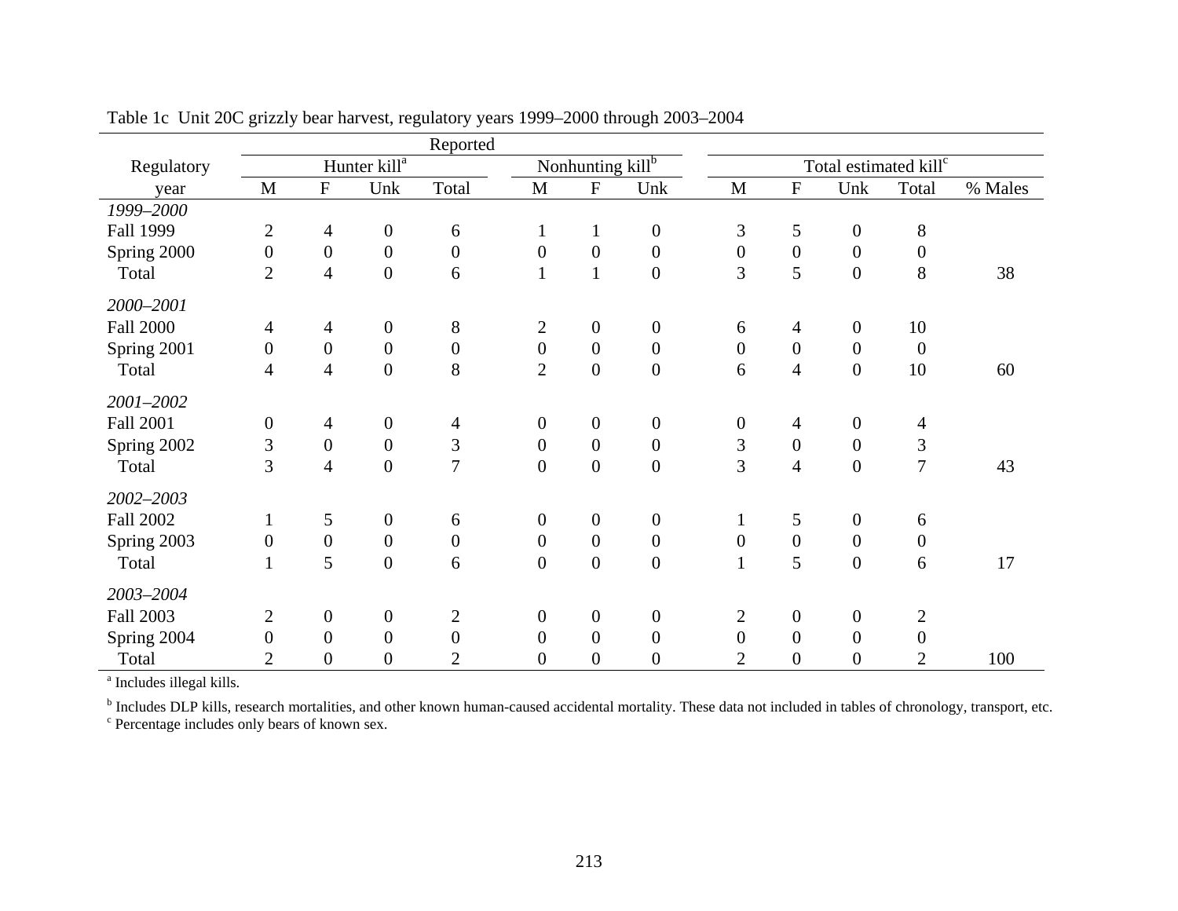Table 1c Unit 20C grizzly bear harvest, regulatory years 1999–2000 through 2003–2004

| Regulatory | Reported | | | | | | | | | | | |
|---|---|---|---|---|---|---|---|---|---|---|---|---|
| | Hunter kill[a] | | | | Nonhunting kill[b] | | | Total estimated kill[c] | | | | |
| year | M | F | Unk | Total | M | F | Unk | M | F | Unk | Total | % Males |
| *1999–2000* | | | | | | | | | | | | |
| Fall 1999 | 2 | 4 | 0 | 6 | 1 | 1 | 0 | 3 | 5 | 0 | 8 | |
| Spring 2000 | 0 | 0 | 0 | 0 | 0 | 0 | 0 | 0 | 0 | 0 | 0 | |
| Total | 2 | 4 | 0 | 6 | 1 | 1 | 0 | 3 | 5 | 0 | 8 | 38 |
| *2000–2001* | | | | | | | | | | | | |
| Fall 2000 | 4 | 4 | 0 | 8 | 2 | 0 | 0 | 6 | 4 | 0 | 10 | |
| Spring 2001 | 0 | 0 | 0 | 0 | 0 | 0 | 0 | 0 | 0 | 0 | 0 | |
| Total | 4 | 4 | 0 | 8 | 2 | 0 | 0 | 6 | 4 | 0 | 10 | 60 |
| *2001–2002* | | | | | | | | | | | | |
| Fall 2001 | 0 | 4 | 0 | 4 | 0 | 0 | 0 | 0 | 4 | 0 | 4 | |
| Spring 2002 | 3 | 0 | 0 | 3 | 0 | 0 | 0 | 3 | 0 | 0 | 3 | |
| Total | 3 | 4 | 0 | 7 | 0 | 0 | 0 | 3 | 4 | 0 | 7 | 43 |
| *2002–2003* | | | | | | | | | | | | |
| Fall 2002 | 1 | 5 | 0 | 6 | 0 | 0 | 0 | 1 | 5 | 0 | 6 | |
| Spring 2003 | 0 | 0 | 0 | 0 | 0 | 0 | 0 | 0 | 0 | 0 | 0 | |
| Total | 1 | 5 | 0 | 6 | 0 | 0 | 0 | 1 | 5 | 0 | 6 | 17 |
| *2003–2004* | | | | | | | | | | | | |
| Fall 2003 | 2 | 0 | 0 | 2 | 0 | 0 | 0 | 2 | 0 | 0 | 2 | |
| Spring 2004 | 0 | 0 | 0 | 0 | 0 | 0 | 0 | 0 | 0 | 0 | 0 | |
| Total | 2 | 0 | 0 | 2 | 0 | 0 | 0 | 2 | 0 | 0 | 2 | 100 |

[a] Includes illegal kills.

[b] Includes DLP kills, research mortalities, and other known human-caused accidental mortality. These data not included in tables of chronology, transport, etc.

[c] Percentage includes only bears of known sex.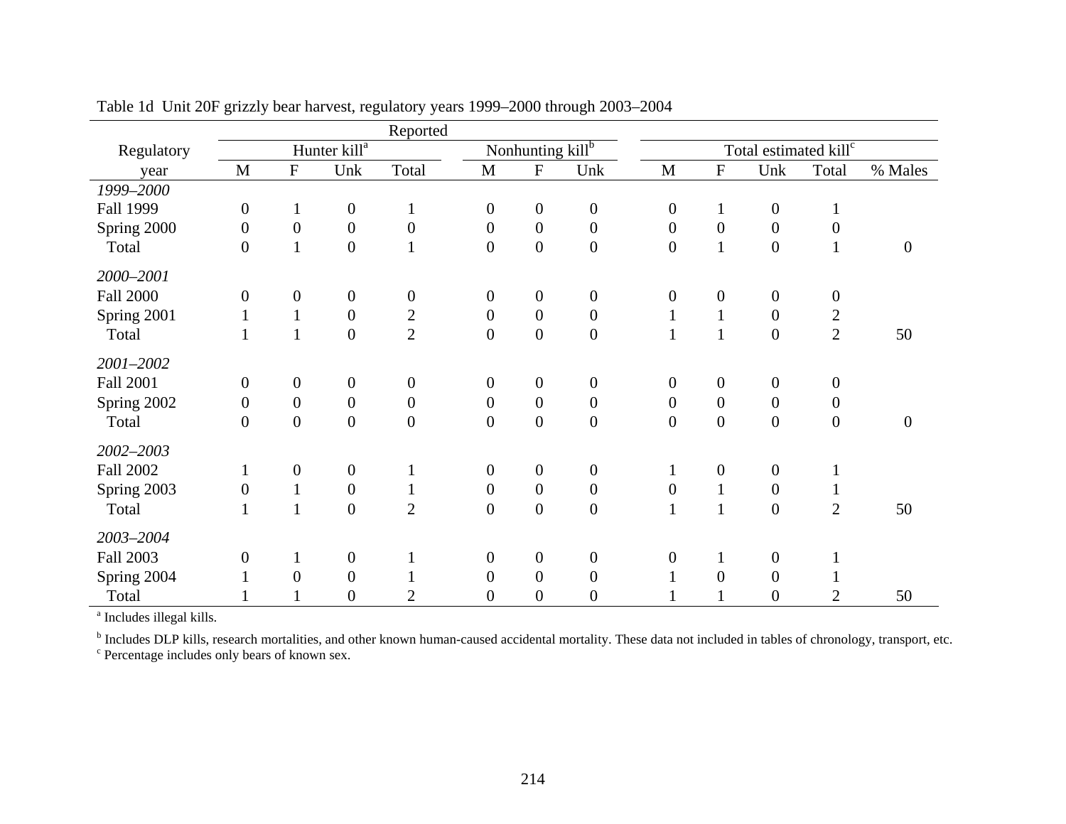Table 1d Unit 20F grizzly bear harvest, regulatory years 1999–2000 through 2003–2004

| Regulatory year | Reported | | | | | | | | | | | |
|---|---|---|---|---|---|---|---|---|---|---|---|---|
| | Hunter kill[a] | | | | Nonhunting kill[b] | | | Total estimated kill[c] | | | | |
| | M | F | Unk | Total | M | F | Unk | M | F | Unk | Total | % Males |
| *1999–2000* | | | | | | | | | | | | |
| Fall 1999 | 0 | 1 | 0 | 1 | 0 | 0 | 0 | 0 | 1 | 0 | 1 | |
| Spring 2000 | 0 | 0 | 0 | 0 | 0 | 0 | 0 | 0 | 0 | 0 | 0 | |
| Total | 0 | 1 | 0 | 1 | 0 | 0 | 0 | 0 | 1 | 0 | 1 | 0 |
| *2000–2001* | | | | | | | | | | | | |
| Fall 2000 | 0 | 0 | 0 | 0 | 0 | 0 | 0 | 0 | 0 | 0 | 0 | |
| Spring 2001 | 1 | 1 | 0 | 2 | 0 | 0 | 0 | 1 | 1 | 0 | 2 | |
| Total | 1 | 1 | 0 | 2 | 0 | 0 | 0 | 1 | 1 | 0 | 2 | 50 |
| *2001–2002* | | | | | | | | | | | | |
| Fall 2001 | 0 | 0 | 0 | 0 | 0 | 0 | 0 | 0 | 0 | 0 | 0 | |
| Spring 2002 | 0 | 0 | 0 | 0 | 0 | 0 | 0 | 0 | 0 | 0 | 0 | |
| Total | 0 | 0 | 0 | 0 | 0 | 0 | 0 | 0 | 0 | 0 | 0 | 0 |
| *2002–2003* | | | | | | | | | | | | |
| Fall 2002 | 1 | 0 | 0 | 1 | 0 | 0 | 0 | 1 | 0 | 0 | 1 | |
| Spring 2003 | 0 | 1 | 0 | 1 | 0 | 0 | 0 | 0 | 1 | 0 | 1 | |
| Total | 1 | 1 | 0 | 2 | 0 | 0 | 0 | 1 | 1 | 0 | 2 | 50 |
| *2003–2004* | | | | | | | | | | | | |
| Fall 2003 | 0 | 1 | 0 | 1 | 0 | 0 | 0 | 0 | 1 | 0 | 1 | |
| Spring 2004 | 1 | 0 | 0 | 1 | 0 | 0 | 0 | 1 | 0 | 0 | 1 | |
| Total | 1 | 1 | 0 | 2 | 0 | 0 | 0 | 1 | 1 | 0 | 2 | 50 |

[a] Includes illegal kills.

[b] Includes DLP kills, research mortalities, and other known human-caused accidental mortality. These data not included in tables of chronology, transport, etc.

[c] Percentage includes only bears of known sex.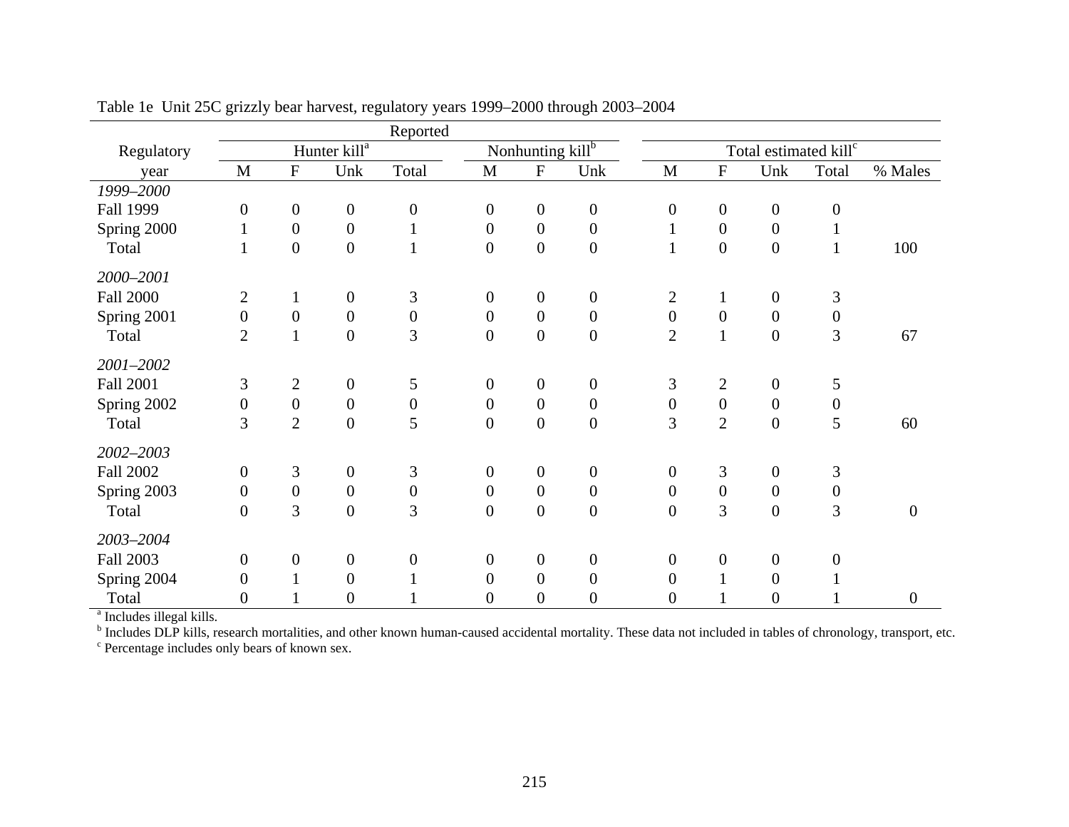Table 1e Unit 25C grizzly bear harvest, regulatory years 1999–2000 through 2003–2004

| Regulatory | Reported | | | | | | | | | | | |
|---|---|---|---|---|---|---|---|---|---|---|---|---|
| | Hunter kill[a] | | | | Nonhunting kill[b] | | | Total estimated kill[c] | | | | |
| year | M | F | Unk | Total | M | F | Unk | M | F | Unk | Total | % Males |
| *1999–2000* | | | | | | | | | | | | |
| Fall 1999 | 0 | 0 | 0 | 0 | 0 | 0 | 0 | 0 | 0 | 0 | 0 | |
| Spring 2000 | 1 | 0 | 0 | 1 | 0 | 0 | 0 | 1 | 0 | 0 | 1 | |
| Total | 1 | 0 | 0 | 1 | 0 | 0 | 0 | 1 | 0 | 0 | 1 | 100 |
| *2000–2001* | | | | | | | | | | | | |
| Fall 2000 | 2 | 1 | 0 | 3 | 0 | 0 | 0 | 2 | 1 | 0 | 3 | |
| Spring 2001 | 0 | 0 | 0 | 0 | 0 | 0 | 0 | 0 | 0 | 0 | 0 | |
| Total | 2 | 1 | 0 | 3 | 0 | 0 | 0 | 2 | 1 | 0 | 3 | 67 |
| *2001–2002* | | | | | | | | | | | | |
| Fall 2001 | 3 | 2 | 0 | 5 | 0 | 0 | 0 | 3 | 2 | 0 | 5 | |
| Spring 2002 | 0 | 0 | 0 | 0 | 0 | 0 | 0 | 0 | 0 | 0 | 0 | |
| Total | 3 | 2 | 0 | 5 | 0 | 0 | 0 | 3 | 2 | 0 | 5 | 60 |
| *2002–2003* | | | | | | | | | | | | |
| Fall 2002 | 0 | 3 | 0 | 3 | 0 | 0 | 0 | 0 | 3 | 0 | 3 | |
| Spring 2003 | 0 | 0 | 0 | 0 | 0 | 0 | 0 | 0 | 0 | 0 | 0 | |
| Total | 0 | 3 | 0 | 3 | 0 | 0 | 0 | 0 | 3 | 0 | 3 | 0 |
| *2003–2004* | | | | | | | | | | | | |
| Fall 2003 | 0 | 0 | 0 | 0 | 0 | 0 | 0 | 0 | 0 | 0 | 0 | |
| Spring 2004 | 0 | 1 | 0 | 1 | 0 | 0 | 0 | 0 | 1 | 0 | 1 | |
| Total | 0 | 1 | 0 | 1 | 0 | 0 | 0 | 0 | 1 | 0 | 1 | 0 |

[a] Includes illegal kills.
[b] Includes DLP kills, research mortalities, and other known human-caused accidental mortality. These data not included in tables of chronology, transport, etc.
[c] Percentage includes only bears of known sex.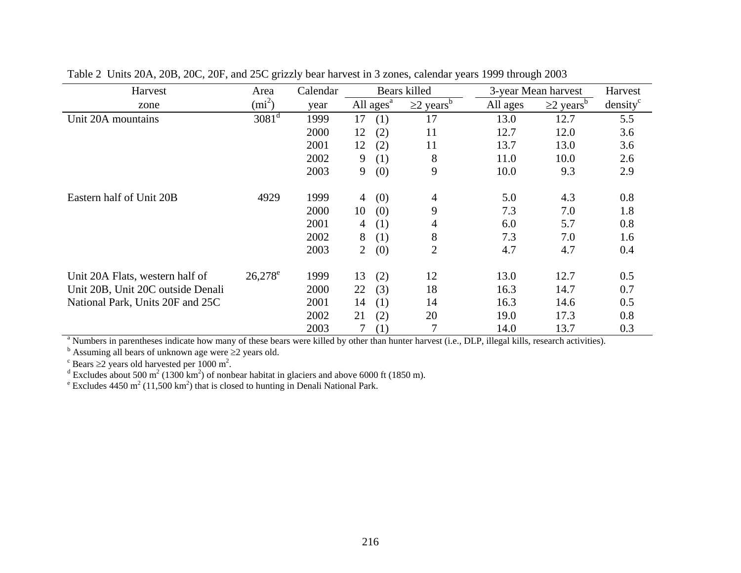Table 2 Units 20A, 20B, 20C, 20F, and 25C grizzly bear harvest in 3 zones, calendar years 1999 through 2003

| Harvest zone | Area ($mi^2$) | Calendar year | Bears killed | | 3-year Mean harvest | | Harvest density[c] |
|---|---|---|---|---|---|---|---|
| | | | All ages[a] | ≥2 years[b] | All ages | ≥2 years[b] | |
| Unit 20A mountains | 3081[d] | 1999 | 17 (1) | 17 | 13.0 | 12.7 | 5.5 |
| | | 2000 | 12 (2) | 11 | 12.7 | 12.0 | 3.6 |
| | | 2001 | 12 (2) | 11 | 13.7 | 13.0 | 3.6 |
| | | 2002 | 9 (1) | 8 | 11.0 | 10.0 | 2.6 |
| | | 2003 | 9 (0) | 9 | 10.0 | 9.3 | 2.9 |
| Eastern half of Unit 20B | 4929 | 1999 | 4 (0) | 4 | 5.0 | 4.3 | 0.8 |
| | | 2000 | 10 (0) | 9 | 7.3 | 7.0 | 1.8 |
| | | 2001 | 4 (1) | 4 | 6.0 | 5.7 | 0.8 |
| | | 2002 | 8 (1) | 8 | 7.3 | 7.0 | 1.6 |
| | | 2003 | 2 (0) | 2 | 4.7 | 4.7 | 0.4 |
| Unit 20A Flats, western half of Unit 20B, Unit 20C outside Denali National Park, Units 20F and 25C | 26,278[e] | 1999 | 13 (2) | 12 | 13.0 | 12.7 | 0.5 |
| | | 2000 | 22 (3) | 18 | 16.3 | 14.7 | 0.7 |
| | | 2001 | 14 (1) | 14 | 16.3 | 14.6 | 0.5 |
| | | 2002 | 21 (2) | 20 | 19.0 | 17.3 | 0.8 |
| | | 2003 | 7 (1) | 7 | 14.0 | 13.7 | 0.3 |

[a] Numbers in parentheses indicate how many of these bears were killed by other than hunter harvest (i.e., DLP, illegal kills, research activities).
[b] Assuming all bears of unknown age were ≥2 years old.
[c] Bears ≥2 years old harvested per 1000 $m^2$.
[d] Excludes about 500 $m^2$ (1300 $km^2$) of nonbear habitat in glaciers and above 6000 ft (1850 m).
[e] Excludes 4450 $m^2$ (11,500 $km^2$) that is closed to hunting in Denali National Park.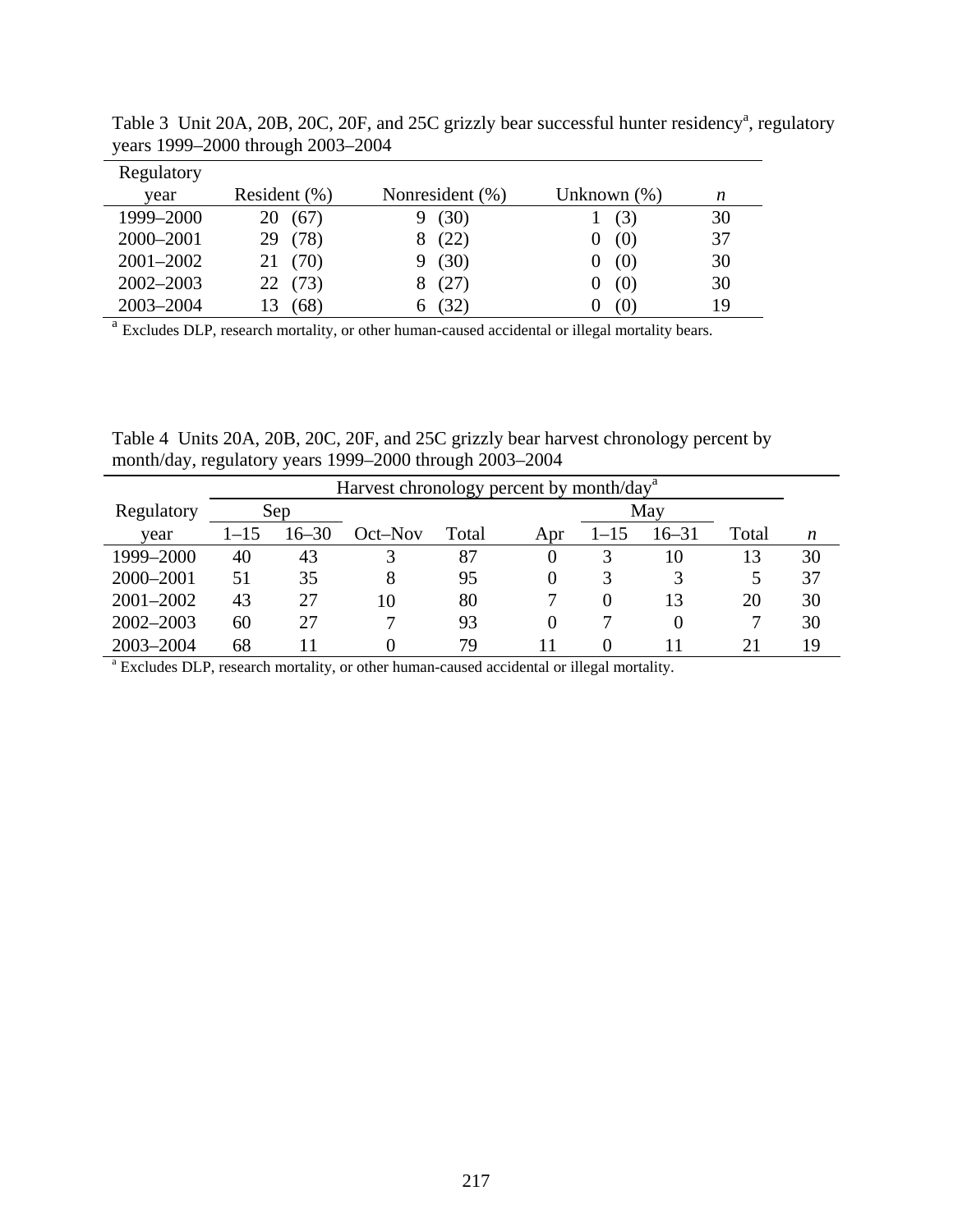Table 3 Unit 20A, 20B, 20C, 20F, and 25C grizzly bear successful hunter residency[a], regulatory years 1999–2000 through 2003–2004

| Regulatory year | Resident (%) | Nonresident (%) | Unknown (%) | *n* |
|---|---|---|---|---|
| 1999–2000 | 20 (67) | 9 (30) | 1 (3) | 30 |
| 2000–2001 | 29 (78) | 8 (22) | 0 (0) | 37 |
| 2001–2002 | 21 (70) | 9 (30) | 0 (0) | 30 |
| 2002–2003 | 22 (73) | 8 (27) | 0 (0) | 30 |
| 2003–2004 | 13 (68) | 6 (32) | 0 (0) | 19 |

[a] Excludes DLP, research mortality, or other human-caused accidental or illegal mortality bears.

Table 4 Units 20A, 20B, 20C, 20F, and 25C grizzly bear harvest chronology percent by month/day, regulatory years 1999–2000 through 2003–2004

| Regulatory | Harvest chronology percent by month/day[a] | | | | | | | | |
|---|---|---|---|---|---|---|---|---|---|
| | Sep | | | | | May | | | |
| year | 1–15 | 16–30 | Oct–Nov | Total | Apr | 1–15 | 16–31 | Total | *n* |
| 1999–2000 | 40 | 43 | 3 | 87 | 0 | 3 | 10 | 13 | 30 |
| 2000–2001 | 51 | 35 | 8 | 95 | 0 | 3 | 3 | 5 | 37 |
| 2001–2002 | 43 | 27 | 10 | 80 | 7 | 0 | 13 | 20 | 30 |
| 2002–2003 | 60 | 27 | 7 | 93 | 0 | 7 | 0 | 7 | 30 |
| 2003–2004 | 68 | 11 | 0 | 79 | 11 | 0 | 11 | 21 | 19 |

[a] Excludes DLP, research mortality, or other human-caused accidental or illegal mortality.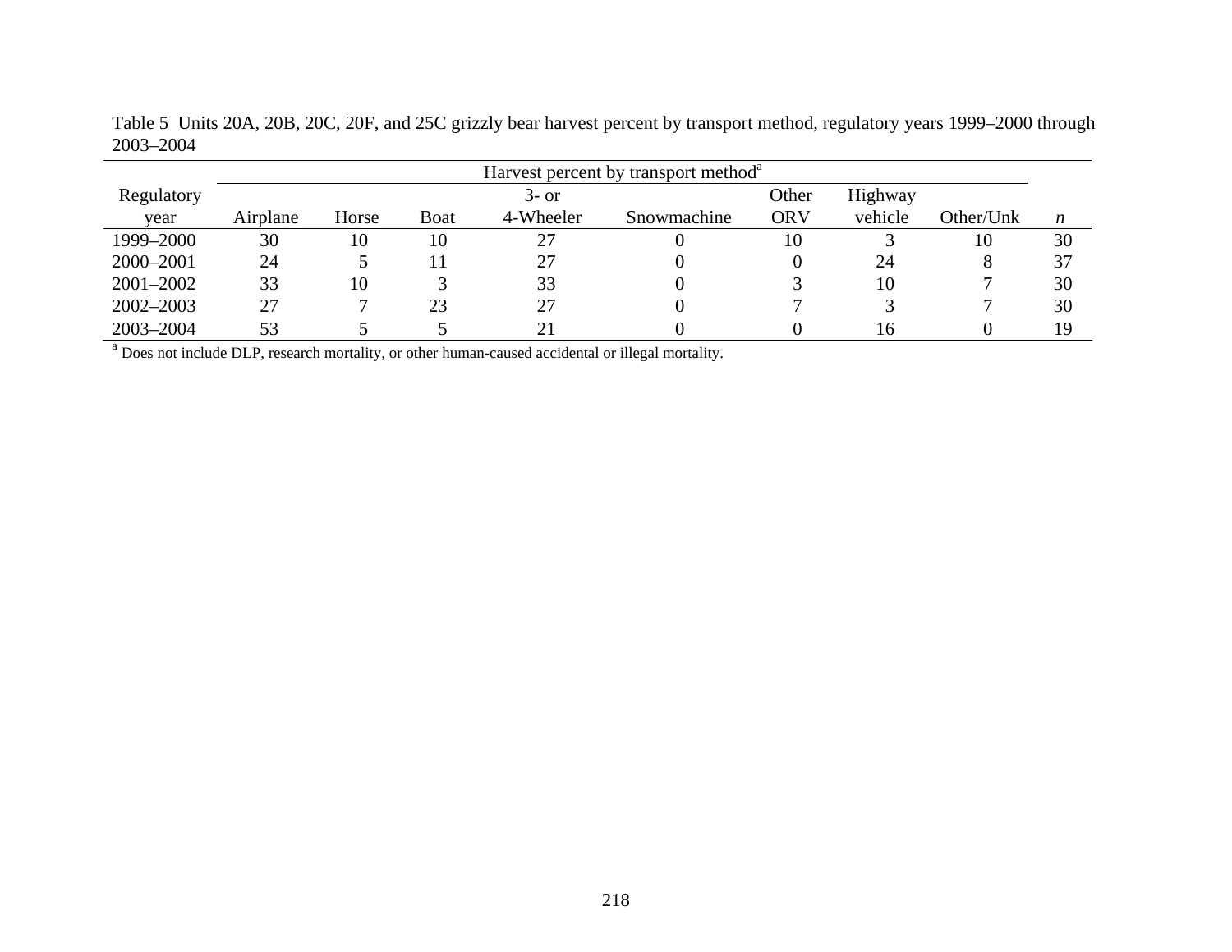Table 5 Units 20A, 20B, 20C, 20F, and 25C grizzly bear harvest percent by transport method, regulatory years 1999–2000 through 2003–2004

| Regulatory year | Harvest percent by transport method[a] | | | | | | | | *n* |
|---|---|---|---|---|---|---|---|---|---|
| | Airplane | Horse | Boat | 3- or 4-Wheeler | Snowmachine | Other ORV | Highway vehicle | Other/Unk | |
| 1999–2000 | 30 | 10 | 10 | 27 | 0 | 10 | 3 | 10 | 30 |
| 2000–2001 | 24 | 5 | 11 | 27 | 0 | 0 | 24 | 8 | 37 |
| 2001–2002 | 33 | 10 | 3 | 33 | 0 | 3 | 10 | 7 | 30 |
| 2002–2003 | 27 | 7 | 23 | 27 | 0 | 7 | 3 | 7 | 30 |
| 2003–2004 | 53 | 5 | 5 | 21 | 0 | 0 | 16 | 0 | 19 |

[a] Does not include DLP, research mortality, or other human-caused accidental or illegal mortality.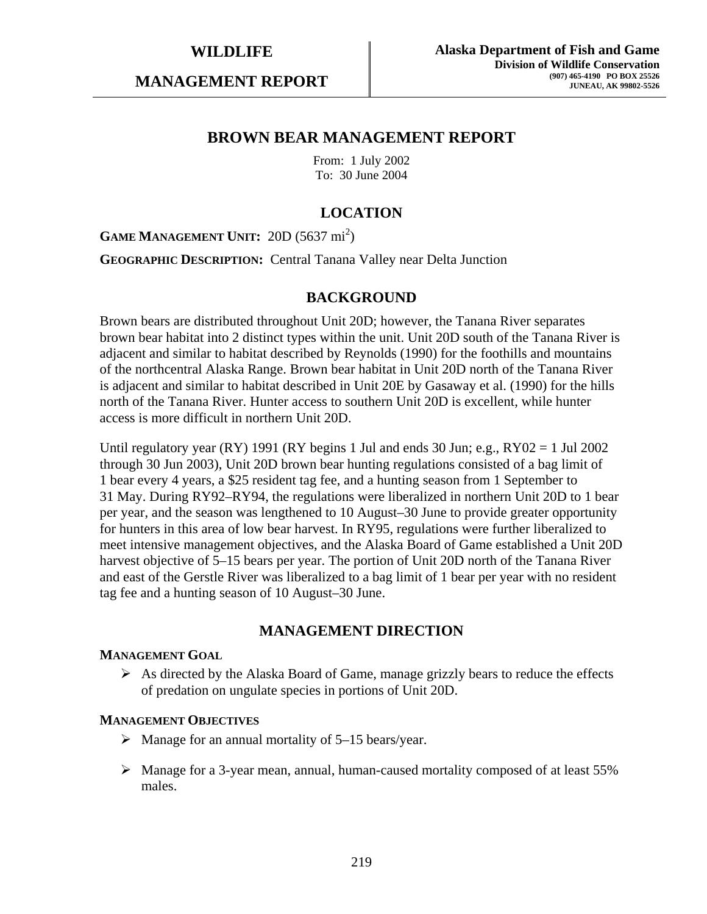**WILDLIFE**

**MANAGEMENT REPORT**

**Alaska Department of Fish and Game**
**Division of Wildlife Conservation**
**(907) 465-4190 PO BOX 25526**
**JUNEAU, AK 99802-5526**

# BROWN BEAR MANAGEMENT REPORT

From: 1 July 2002
To: 30 June 2004

## LOCATION

**GAME MANAGEMENT UNIT:** 20D (5637 $mi^2$)

**GEOGRAPHIC DESCRIPTION:** Central Tanana Valley near Delta Junction

## BACKGROUND

Brown bears are distributed throughout Unit 20D; however, the Tanana River separates brown bear habitat into 2 distinct types within the unit. Unit 20D south of the Tanana River is adjacent and similar to habitat described by Reynolds (1990) for the foothills and mountains of the northcentral Alaska Range. Brown bear habitat in Unit 20D north of the Tanana River is adjacent and similar to habitat described in Unit 20E by Gasaway et al. (1990) for the hills north of the Tanana River. Hunter access to southern Unit 20D is excellent, while hunter access is more difficult in northern Unit 20D.

Until regulatory year (RY) 1991 (RY begins 1 Jul and ends 30 Jun; e.g., RY02 = 1 Jul 2002 through 30 Jun 2003), Unit 20D brown bear hunting regulations consisted of a bag limit of 1 bear every 4 years, a $25 resident tag fee, and a hunting season from 1 September to 31 May. During RY92–RY94, the regulations were liberalized in northern Unit 20D to 1 bear per year, and the season was lengthened to 10 August–30 June to provide greater opportunity for hunters in this area of low bear harvest. In RY95, regulations were further liberalized to meet intensive management objectives, and the Alaska Board of Game established a Unit 20D harvest objective of 5–15 bears per year. The portion of Unit 20D north of the Tanana River and east of the Gerstle River was liberalized to a bag limit of 1 bear per year with no resident tag fee and a hunting season of 10 August–30 June.

## MANAGEMENT DIRECTION

### MANAGEMENT GOAL

- As directed by the Alaska Board of Game, manage grizzly bears to reduce the effects of predation on ungulate species in portions of Unit 20D.

### MANAGEMENT OBJECTIVES

- Manage for an annual mortality of 5–15 bears/year.
- Manage for a 3-year mean, annual, human-caused mortality composed of at least 55% males.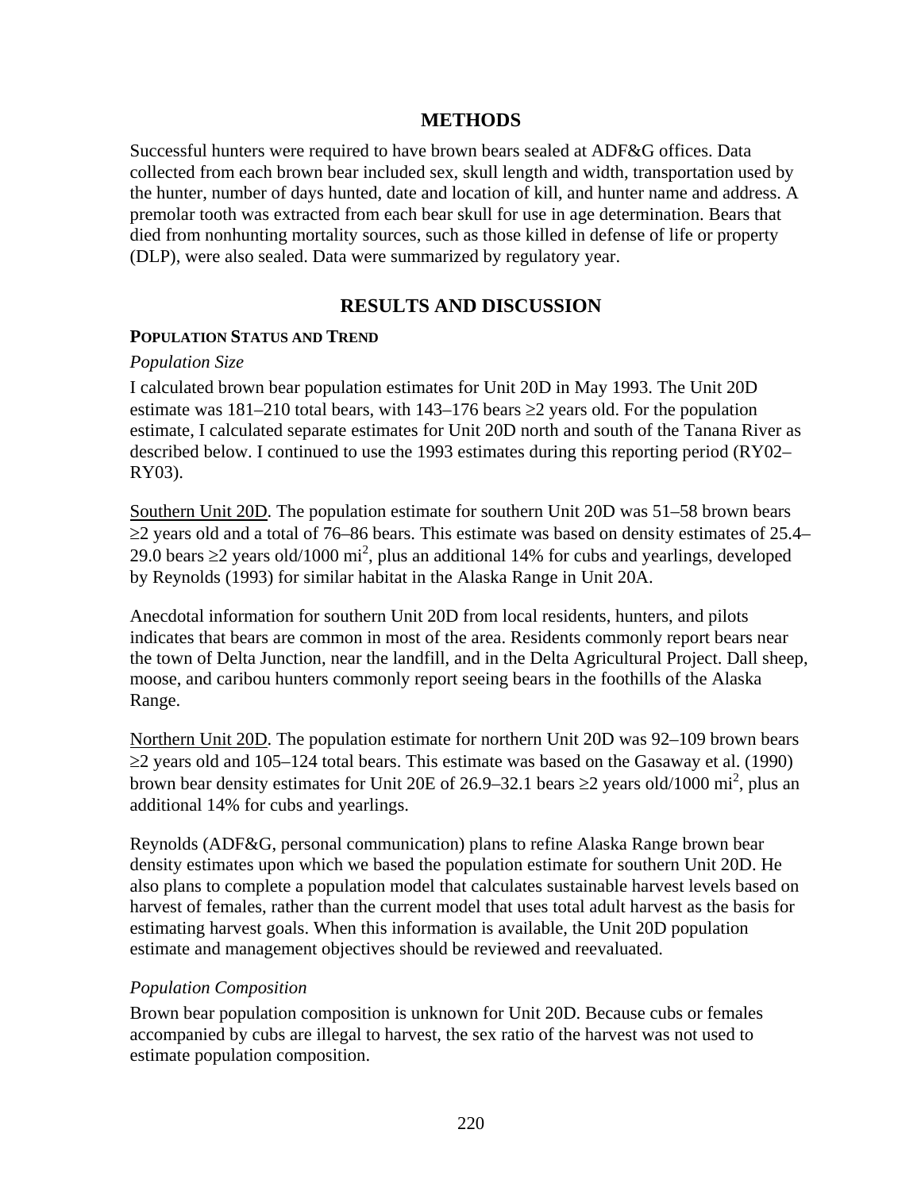## METHODS

Successful hunters were required to have brown bears sealed at ADF&G offices. Data collected from each brown bear included sex, skull length and width, transportation used by the hunter, number of days hunted, date and location of kill, and hunter name and address. A premolar tooth was extracted from each bear skull for use in age determination. Bears that died from nonhunting mortality sources, such as those killed in defense of life or property (DLP), were also sealed. Data were summarized by regulatory year.

## RESULTS AND DISCUSSION

### POPULATION STATUS AND TREND

*Population Size*

I calculated brown bear population estimates for Unit 20D in May 1993. The Unit 20D estimate was 181–210 total bears, with 143–176 bears ≥2 years old. For the population estimate, I calculated separate estimates for Unit 20D north and south of the Tanana River as described below. I continued to use the 1993 estimates during this reporting period (RY02–RY03).

Southern Unit 20D. The population estimate for southern Unit 20D was 51–58 brown bears ≥2 years old and a total of 76–86 bears. This estimate was based on density estimates of 25.4–29.0 bears ≥2 years old/1000 $mi^2$, plus an additional 14% for cubs and yearlings, developed by Reynolds (1993) for similar habitat in the Alaska Range in Unit 20A.

Anecdotal information for southern Unit 20D from local residents, hunters, and pilots indicates that bears are common in most of the area. Residents commonly report bears near the town of Delta Junction, near the landfill, and in the Delta Agricultural Project. Dall sheep, moose, and caribou hunters commonly report seeing bears in the foothills of the Alaska Range.

Northern Unit 20D. The population estimate for northern Unit 20D was 92–109 brown bears ≥2 years old and 105–124 total bears. This estimate was based on the Gasaway et al. (1990) brown bear density estimates for Unit 20E of 26.9–32.1 bears ≥2 years old/1000 $mi^2$, plus an additional 14% for cubs and yearlings.

Reynolds (ADF&G, personal communication) plans to refine Alaska Range brown bear density estimates upon which we based the population estimate for southern Unit 20D. He also plans to complete a population model that calculates sustainable harvest levels based on harvest of females, rather than the current model that uses total adult harvest as the basis for estimating harvest goals. When this information is available, the Unit 20D population estimate and management objectives should be reviewed and reevaluated.

*Population Composition*

Brown bear population composition is unknown for Unit 20D. Because cubs or females accompanied by cubs are illegal to harvest, the sex ratio of the harvest was not used to estimate population composition.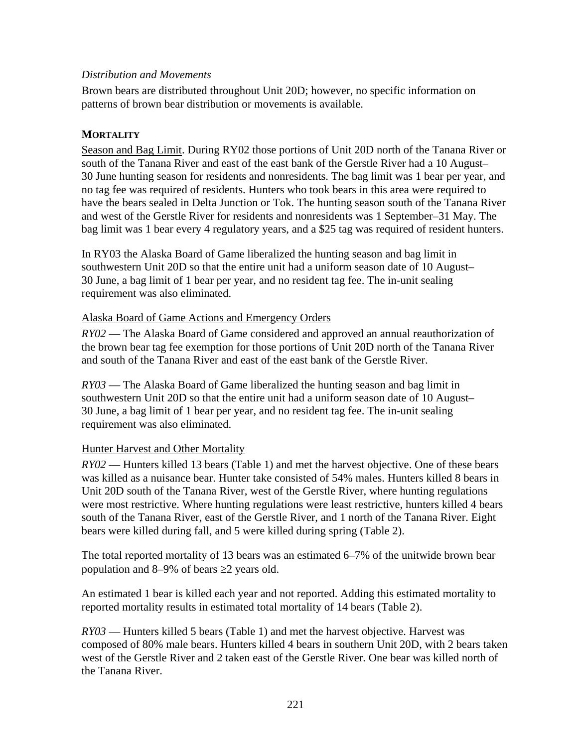*Distribution and Movements*

Brown bears are distributed throughout Unit 20D; however, no specific information on patterns of brown bear distribution or movements is available.

## MORTALITY

<u>Season and Bag Limit</u>. During RY02 those portions of Unit 20D north of the Tanana River or south of the Tanana River and east of the east bank of the Gerstle River had a 10 August–30 June hunting season for residents and nonresidents. The bag limit was 1 bear per year, and no tag fee was required of residents. Hunters who took bears in this area were required to have the bears sealed in Delta Junction or Tok. The hunting season south of the Tanana River and west of the Gerstle River for residents and nonresidents was 1 September–31 May. The bag limit was 1 bear every 4 regulatory years, and a $25 tag was required of resident hunters.

In RY03 the Alaska Board of Game liberalized the hunting season and bag limit in southwestern Unit 20D so that the entire unit had a uniform season date of 10 August–30 June, a bag limit of 1 bear per year, and no resident tag fee. The in-unit sealing requirement was also eliminated.

<u>Alaska Board of Game Actions and Emergency Orders</u>

*RY02* — The Alaska Board of Game considered and approved an annual reauthorization of the brown bear tag fee exemption for those portions of Unit 20D north of the Tanana River and south of the Tanana River and east of the east bank of the Gerstle River.

*RY03* — The Alaska Board of Game liberalized the hunting season and bag limit in southwestern Unit 20D so that the entire unit had a uniform season date of 10 August–30 June, a bag limit of 1 bear per year, and no resident tag fee. The in-unit sealing requirement was also eliminated.

<u>Hunter Harvest and Other Mortality</u>

*RY02* — Hunters killed 13 bears (Table 1) and met the harvest objective. One of these bears was killed as a nuisance bear. Hunter take consisted of 54% males. Hunters killed 8 bears in Unit 20D south of the Tanana River, west of the Gerstle River, where hunting regulations were most restrictive. Where hunting regulations were least restrictive, hunters killed 4 bears south of the Tanana River, east of the Gerstle River, and 1 north of the Tanana River. Eight bears were killed during fall, and 5 were killed during spring (Table 2).

The total reported mortality of 13 bears was an estimated 6–7% of the unitwide brown bear population and 8–9% of bears ≥2 years old.

An estimated 1 bear is killed each year and not reported. Adding this estimated mortality to reported mortality results in estimated total mortality of 14 bears (Table 2).

*RY03* — Hunters killed 5 bears (Table 1) and met the harvest objective. Harvest was composed of 80% male bears. Hunters killed 4 bears in southern Unit 20D, with 2 bears taken west of the Gerstle River and 2 taken east of the Gerstle River. One bear was killed north of the Tanana River.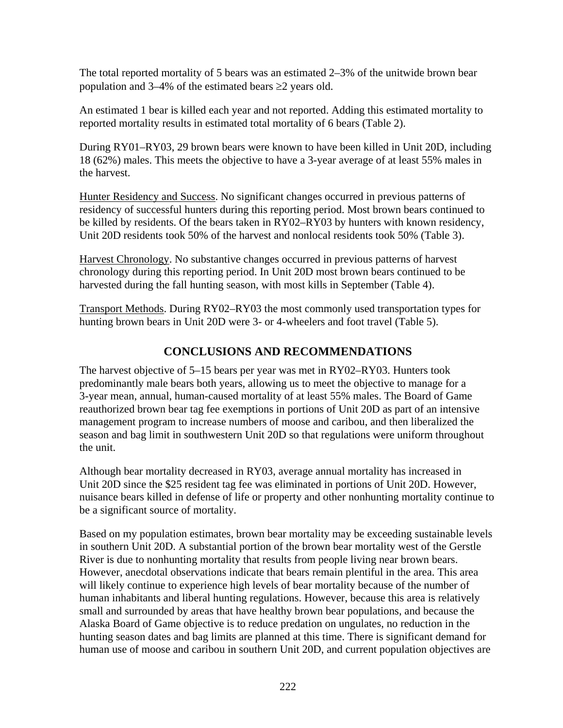The total reported mortality of 5 bears was an estimated 2–3% of the unitwide brown bear population and 3–4% of the estimated bears ≥2 years old.

An estimated 1 bear is killed each year and not reported. Adding this estimated mortality to reported mortality results in estimated total mortality of 6 bears (Table 2).

During RY01–RY03, 29 brown bears were known to have been killed in Unit 20D, including 18 (62%) males. This meets the objective to have a 3-year average of at least 55% males in the harvest.

Hunter Residency and Success. No significant changes occurred in previous patterns of residency of successful hunters during this reporting period. Most brown bears continued to be killed by residents. Of the bears taken in RY02–RY03 by hunters with known residency, Unit 20D residents took 50% of the harvest and nonlocal residents took 50% (Table 3).

Harvest Chronology. No substantive changes occurred in previous patterns of harvest chronology during this reporting period. In Unit 20D most brown bears continued to be harvested during the fall hunting season, with most kills in September (Table 4).

Transport Methods. During RY02–RY03 the most commonly used transportation types for hunting brown bears in Unit 20D were 3- or 4-wheelers and foot travel (Table 5).

## CONCLUSIONS AND RECOMMENDATIONS

The harvest objective of 5–15 bears per year was met in RY02–RY03. Hunters took predominantly male bears both years, allowing us to meet the objective to manage for a 3-year mean, annual, human-caused mortality of at least 55% males. The Board of Game reauthorized brown bear tag fee exemptions in portions of Unit 20D as part of an intensive management program to increase numbers of moose and caribou, and then liberalized the season and bag limit in southwestern Unit 20D so that regulations were uniform throughout the unit.

Although bear mortality decreased in RY03, average annual mortality has increased in Unit 20D since the $25 resident tag fee was eliminated in portions of Unit 20D. However, nuisance bears killed in defense of life or property and other nonhunting mortality continue to be a significant source of mortality.

Based on my population estimates, brown bear mortality may be exceeding sustainable levels in southern Unit 20D. A substantial portion of the brown bear mortality west of the Gerstle River is due to nonhunting mortality that results from people living near brown bears. However, anecdotal observations indicate that bears remain plentiful in the area. This area will likely continue to experience high levels of bear mortality because of the number of human inhabitants and liberal hunting regulations. However, because this area is relatively small and surrounded by areas that have healthy brown bear populations, and because the Alaska Board of Game objective is to reduce predation on ungulates, no reduction in the hunting season dates and bag limits are planned at this time. There is significant demand for human use of moose and caribou in southern Unit 20D, and current population objectives are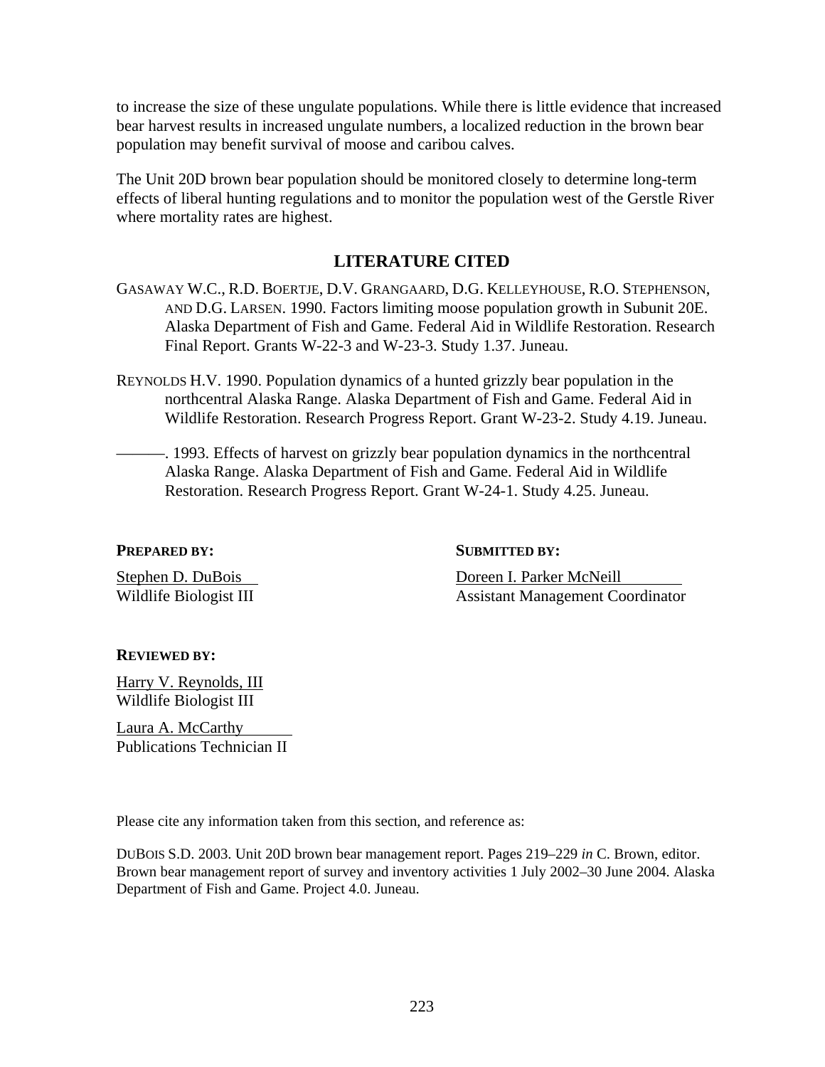to increase the size of these ungulate populations. While there is little evidence that increased bear harvest results in increased ungulate numbers, a localized reduction in the brown bear population may benefit survival of moose and caribou calves.

The Unit 20D brown bear population should be monitored closely to determine long-term effects of liberal hunting regulations and to monitor the population west of the Gerstle River where mortality rates are highest.

## LITERATURE CITED

GASAWAY W.C., R.D. BOERTJE, D.V. GRANGAARD, D.G. KELLEYHOUSE, R.O. STEPHENSON, AND D.G. LARSEN. 1990. Factors limiting moose population growth in Subunit 20E. Alaska Department of Fish and Game. Federal Aid in Wildlife Restoration. Research Final Report. Grants W-22-3 and W-23-3. Study 1.37. Juneau.

REYNOLDS H.V. 1990. Population dynamics of a hunted grizzly bear population in the northcentral Alaska Range. Alaska Department of Fish and Game. Federal Aid in Wildlife Restoration. Research Progress Report. Grant W-23-2. Study 4.19. Juneau.

———. 1993. Effects of harvest on grizzly bear population dynamics in the northcentral Alaska Range. Alaska Department of Fish and Game. Federal Aid in Wildlife Restoration. Research Progress Report. Grant W-24-1. Study 4.25. Juneau.

**PREPARED BY:**

Stephen D. DuBois
Wildlife Biologist III

**SUBMITTED BY:**

Doreen I. Parker McNeill
Assistant Management Coordinator

**REVIEWED BY:**

Harry V. Reynolds, III
Wildlife Biologist III

Laura A. McCarthy
Publications Technician II

Please cite any information taken from this section, and reference as:

DUBOIS S.D. 2003. Unit 20D brown bear management report. Pages 219–229 *in* C. Brown, editor. Brown bear management report of survey and inventory activities 1 July 2002–30 June 2004. Alaska Department of Fish and Game. Project 4.0. Juneau.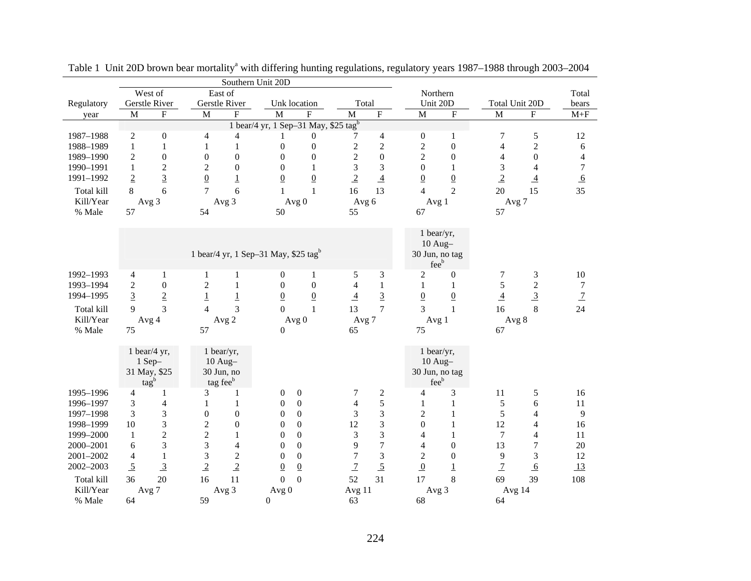Table 1 Unit 20D brown bear mortality[a] with differing hunting regulations, regulatory years 1987–1988 through 2003–2004

| Regulatory year | Southern Unit 20D: West of Gerstle River M | F | East of Gerstle River M | F | Unk location M | F | Total M | F | Northern Unit 20D M | F | Total Unit 20D M | F | Total bears M+F |
|---|---|---|---|---|---|---|---|---|---|---|---|---|---|
| | 1 bear/4 yr, 1 Sep–31 May, $25 tag[b] | | | | | | | | | | | | |
| 1987–1988 | 2 | 0 | 4 | 4 | 1 | 0 | 7 | 4 | 0 | 1 | 7 | 5 | 12 |
| 1988–1989 | 1 | 1 | 1 | 1 | 0 | 0 | 2 | 2 | 2 | 0 | 4 | 2 | 6 |
| 1989–1990 | 2 | 0 | 0 | 0 | 0 | 0 | 2 | 0 | 2 | 0 | 4 | 0 | 4 |
| 1990–1991 | 1 | 2 | 2 | 0 | 0 | 1 | 3 | 3 | 0 | 1 | 3 | 4 | 7 |
| 1991–1992 | 2 | 3 | 0 | 1 | 0 | 0 | 2 | 4 | 0 | 0 | 2 | 4 | 6 |
| Total kill | 8 | 6 | 7 | 6 | 1 | 1 | 16 | 13 | 4 | 2 | 20 | 15 | 35 |
| Kill/Year | Avg 3 | | Avg 3 | | Avg 0 | | Avg 6 | | Avg 1 | | Avg 7 | | |
| % Male | 57 | | 54 | | 50 | | 55 | | 67 | | 57 | | |
| | 1 bear/4 yr, 1 Sep–31 May, $25 tag[b] | | | | | | | | 1 bear/yr, 10 Aug–30 Jun, no tag fee[b] | | | | |
| 1992–1993 | 4 | 1 | 1 | 1 | 0 | 1 | 5 | 3 | 2 | 0 | 7 | 3 | 10 |
| 1993–1994 | 2 | 0 | 2 | 1 | 0 | 0 | 4 | 1 | 1 | 1 | 5 | 2 | 7 |
| 1994–1995 | 3 | 2 | 1 | 1 | 0 | 0 | 4 | 3 | 0 | 0 | 4 | 3 | 7 |
| Total kill | 9 | 3 | 4 | 3 | 0 | 1 | 13 | 7 | 3 | 1 | 16 | 8 | 24 |
| Kill/Year | Avg 4 | | Avg 2 | | Avg 0 | | Avg 7 | | Avg 1 | | Avg 8 | | |
| % Male | 75 | | 57 | | 0 | | 65 | | 75 | | 67 | | |
| | 1 bear/4 yr, 1 Sep–31 May, $25 tag[b] | | 1 bear/yr, 10 Aug–30 Jun, no tag fee[b] | | | | | | 1 bear/yr, 10 Aug–30 Jun, no tag fee[b] | | | | |
| 1995–1996 | 4 | 1 | 3 | 1 | 0 | 0 | 7 | 2 | 4 | 3 | 11 | 5 | 16 |
| 1996–1997 | 3 | 4 | 1 | 1 | 0 | 0 | 4 | 5 | 1 | 1 | 5 | 6 | 11 |
| 1997–1998 | 3 | 3 | 0 | 0 | 0 | 0 | 3 | 3 | 2 | 1 | 5 | 4 | 9 |
| 1998–1999 | 10 | 3 | 2 | 0 | 0 | 0 | 12 | 3 | 0 | 1 | 12 | 4 | 16 |
| 1999–2000 | 1 | 2 | 2 | 1 | 0 | 0 | 3 | 3 | 4 | 1 | 7 | 4 | 11 |
| 2000–2001 | 6 | 3 | 3 | 4 | 0 | 0 | 9 | 7 | 4 | 0 | 13 | 7 | 20 |
| 2001–2002 | 4 | 1 | 3 | 2 | 0 | 0 | 7 | 3 | 2 | 0 | 9 | 3 | 12 |
| 2002–2003 | 5 | 3 | 2 | 2 | 0 | 0 | 7 | 5 | 0 | 1 | 7 | 6 | 13 |
| Total kill | 36 | 20 | 16 | 11 | 0 | 0 | 52 | 31 | 17 | 8 | 69 | 39 | 108 |
| Kill/Year | Avg 7 | | Avg 3 | | Avg 0 | | Avg 11 | | Avg 3 | | Avg 14 | | |
| % Male | 64 | | 59 | | 0 | | 63 | | 68 | | 64 | | |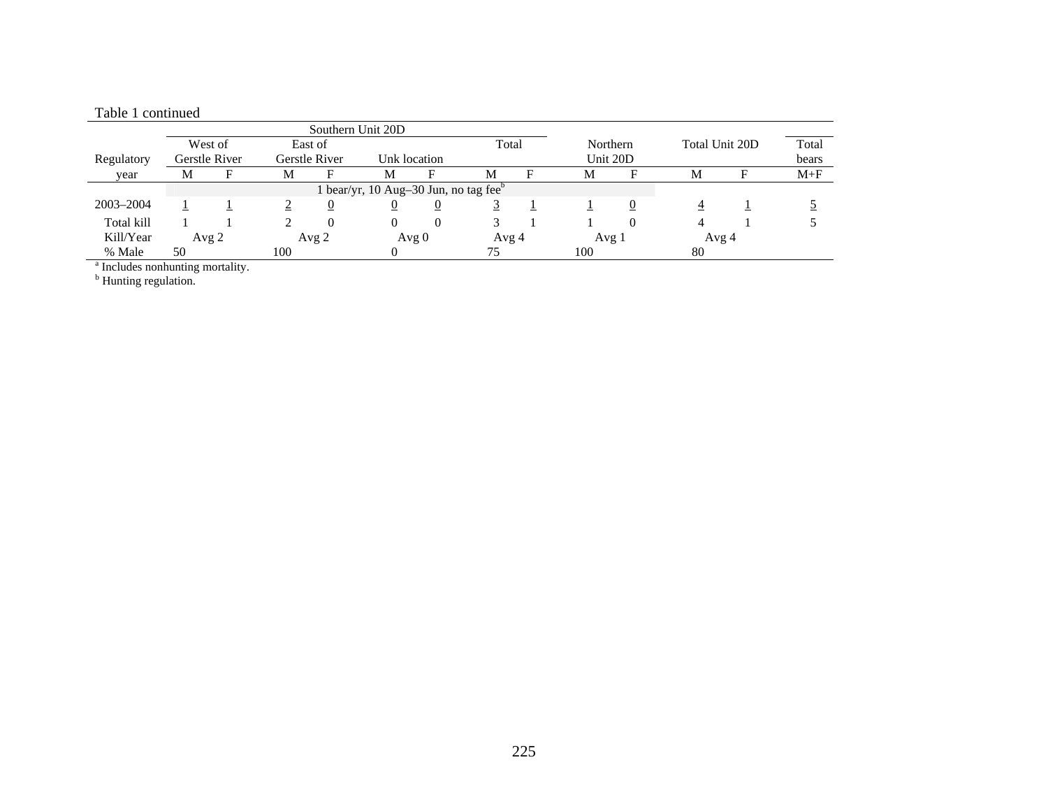Table 1 continued

| Regulatory year | Southern Unit 20D: West of Gerstle River M | F | East of Gerstle River M | F | Unk location M | F | Total M | F | Northern Unit 20D M | F | Total Unit 20D M | F | Total bears M+F |
|---|---|---|---|---|---|---|---|---|---|---|---|---|---|
| | 1 bear/yr, 10 Aug–30 Jun, no tag fee[b] | | | | | | | | | | | | |
| 2003–2004 | 1 | 1 | 2 | 0 | 0 | 0 | 3 | 1 | 1 | 0 | 4 | 1 | 5 |
| Total kill | 1 | 1 | 2 | 0 | 0 | 0 | 3 | 1 | 1 | 0 | 4 | 1 | 5 |
| Kill/Year | Avg 2 | | Avg 2 | | Avg 0 | | Avg 4 | | Avg 1 | | Avg 4 | | |
| % Male | 50 | | 100 | | 0 | | 75 | | 100 | | 80 | | |

[a] Includes nonhunting mortality.
[b] Hunting regulation.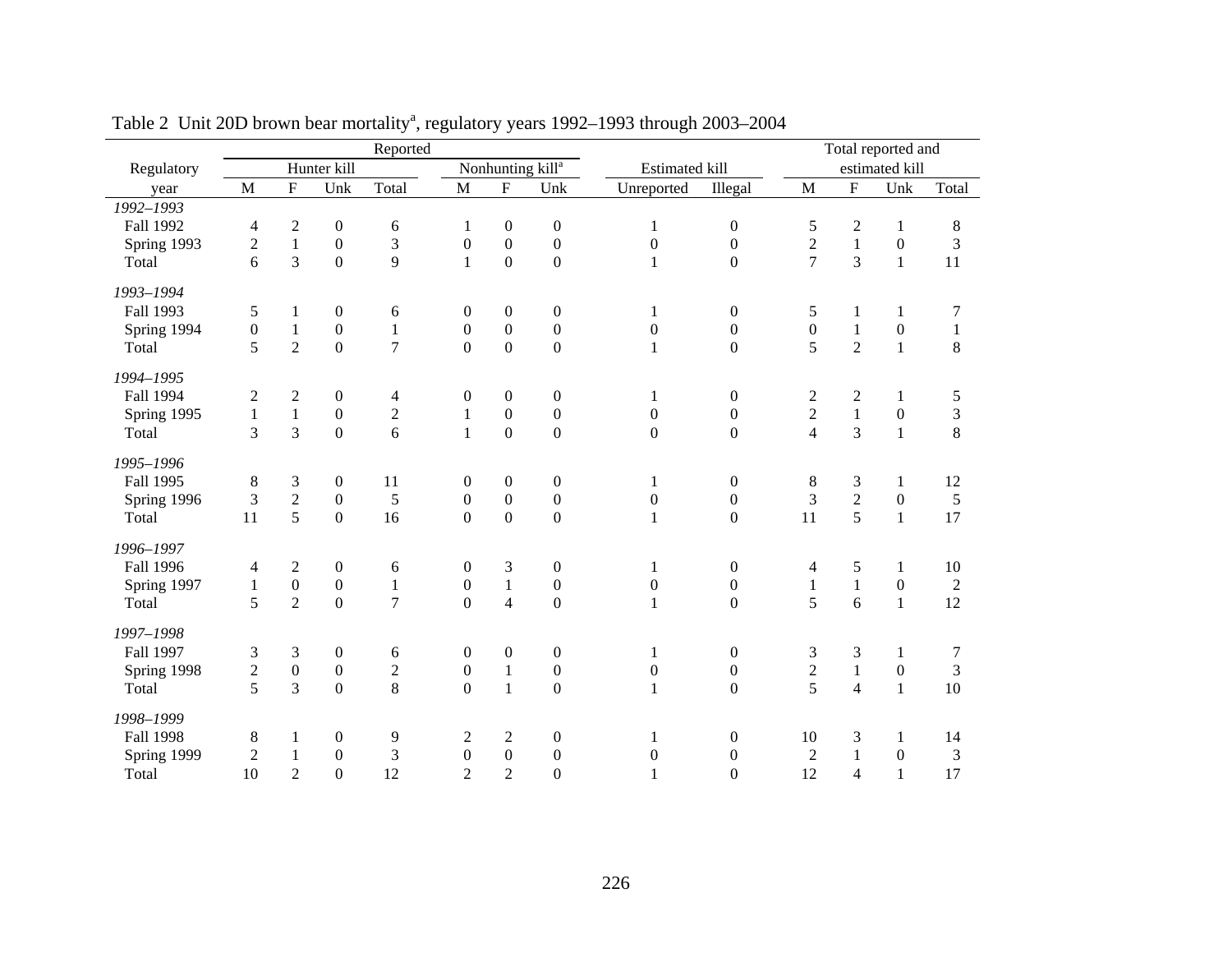Table 2 Unit 20D brown bear mortality[a], regulatory years 1992–1993 through 2003–2004

| Regulatory | Reported | | | | | | | Estimated kill | | Total reported and estimated kill | | | |
|---|---|---|---|---|---|---|---|---|---|---|---|---|---|
| | Hunter kill | | | | Nonhunting kill[a] | | | | | | | | |
| year | M | F | Unk | Total | M | F | Unk | Unreported | Illegal | M | F | Unk | Total |
| *1992–1993* | | | | | | | | | | | | | |
| Fall 1992 | 4 | 2 | 0 | 6 | 1 | 0 | 0 | 1 | 0 | 5 | 2 | 1 | 8 |
| Spring 1993 | 2 | 1 | 0 | 3 | 0 | 0 | 0 | 0 | 0 | 2 | 1 | 0 | 3 |
| Total | 6 | 3 | 0 | 9 | 1 | 0 | 0 | 1 | 0 | 7 | 3 | 1 | 11 |
| *1993–1994* | | | | | | | | | | | | | |
| Fall 1993 | 5 | 1 | 0 | 6 | 0 | 0 | 0 | 1 | 0 | 5 | 1 | 1 | 7 |
| Spring 1994 | 0 | 1 | 0 | 1 | 0 | 0 | 0 | 0 | 0 | 0 | 1 | 0 | 1 |
| Total | 5 | 2 | 0 | 7 | 0 | 0 | 0 | 1 | 0 | 5 | 2 | 1 | 8 |
| *1994–1995* | | | | | | | | | | | | | |
| Fall 1994 | 2 | 2 | 0 | 4 | 0 | 0 | 0 | 1 | 0 | 2 | 2 | 1 | 5 |
| Spring 1995 | 1 | 1 | 0 | 2 | 1 | 0 | 0 | 0 | 0 | 2 | 1 | 0 | 3 |
| Total | 3 | 3 | 0 | 6 | 1 | 0 | 0 | 0 | 0 | 4 | 3 | 1 | 8 |
| *1995–1996* | | | | | | | | | | | | | |
| Fall 1995 | 8 | 3 | 0 | 11 | 0 | 0 | 0 | 1 | 0 | 8 | 3 | 1 | 12 |
| Spring 1996 | 3 | 2 | 0 | 5 | 0 | 0 | 0 | 0 | 0 | 3 | 2 | 0 | 5 |
| Total | 11 | 5 | 0 | 16 | 0 | 0 | 0 | 1 | 0 | 11 | 5 | 1 | 17 |
| *1996–1997* | | | | | | | | | | | | | |
| Fall 1996 | 4 | 2 | 0 | 6 | 0 | 3 | 0 | 1 | 0 | 4 | 5 | 1 | 10 |
| Spring 1997 | 1 | 0 | 0 | 1 | 0 | 1 | 0 | 0 | 0 | 1 | 1 | 0 | 2 |
| Total | 5 | 2 | 0 | 7 | 0 | 4 | 0 | 1 | 0 | 5 | 6 | 1 | 12 |
| *1997–1998* | | | | | | | | | | | | | |
| Fall 1997 | 3 | 3 | 0 | 6 | 0 | 0 | 0 | 1 | 0 | 3 | 3 | 1 | 7 |
| Spring 1998 | 2 | 0 | 0 | 2 | 0 | 1 | 0 | 0 | 0 | 2 | 1 | 0 | 3 |
| Total | 5 | 3 | 0 | 8 | 0 | 1 | 0 | 1 | 0 | 5 | 4 | 1 | 10 |
| *1998–1999* | | | | | | | | | | | | | |
| Fall 1998 | 8 | 1 | 0 | 9 | 2 | 2 | 0 | 1 | 0 | 10 | 3 | 1 | 14 |
| Spring 1999 | 2 | 1 | 0 | 3 | 0 | 0 | 0 | 0 | 0 | 2 | 1 | 0 | 3 |
| Total | 10 | 2 | 0 | 12 | 2 | 2 | 0 | 1 | 0 | 12 | 4 | 1 | 17 |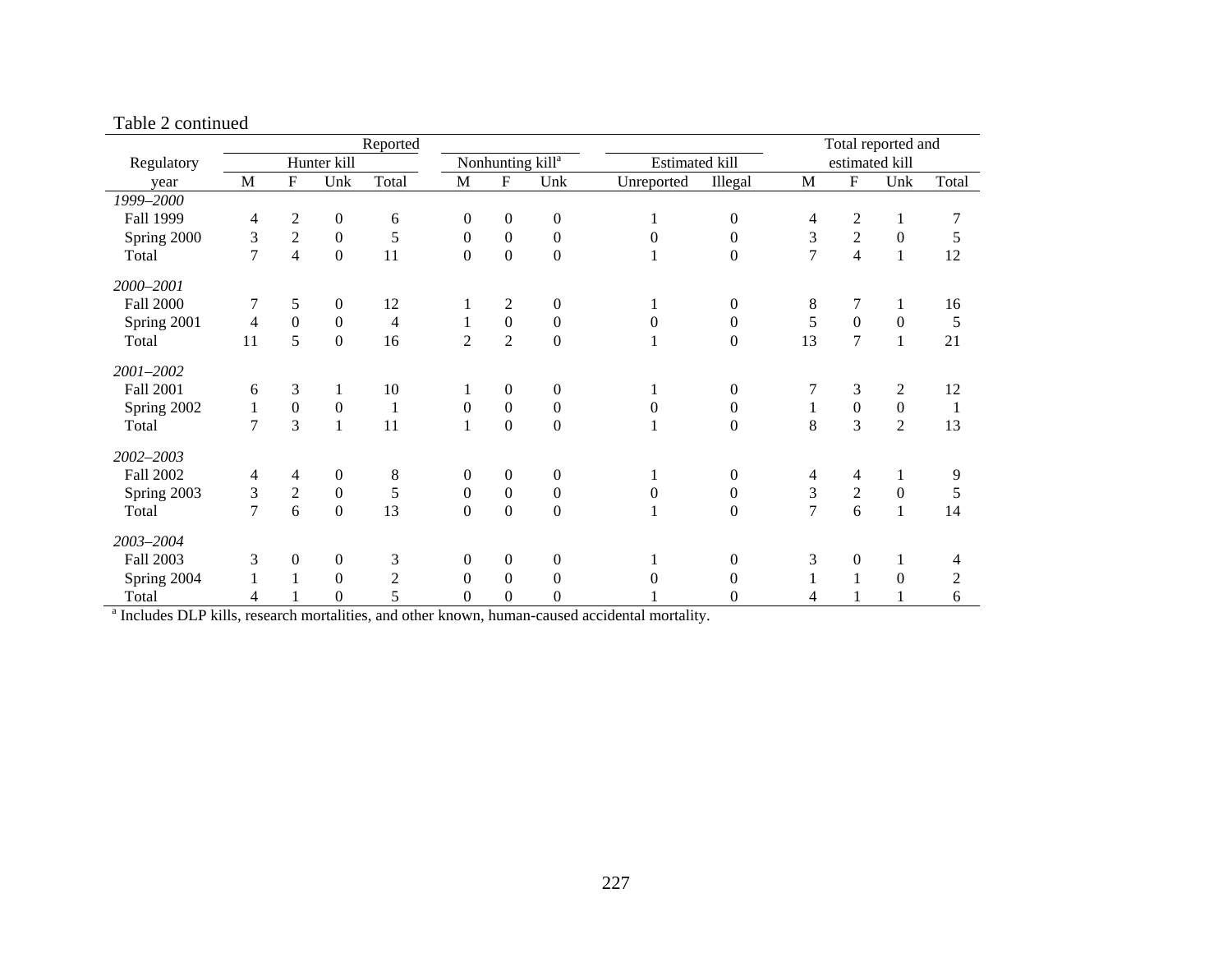Table 2 continued

| Regulatory year | Reported | | | | | | | Estimated kill | | Total reported and estimated kill | | | |
|---|---|---|---|---|---|---|---|---|---|---|---|---|---|
| | Hunter kill | | | | Nonhunting kill[a] | | | | | | | | |
| | M | F | Unk | Total | M | F | Unk | Unreported | Illegal | M | F | Unk | Total |
| *1999–2000* | | | | | | | | | | | | | |
| Fall 1999 | 4 | 2 | 0 | 6 | 0 | 0 | 0 | 1 | 0 | 4 | 2 | 1 | 7 |
| Spring 2000 | 3 | 2 | 0 | 5 | 0 | 0 | 0 | 0 | 0 | 3 | 2 | 0 | 5 |
| Total | 7 | 4 | 0 | 11 | 0 | 0 | 0 | 1 | 0 | 7 | 4 | 1 | 12 |
| *2000–2001* | | | | | | | | | | | | | |
| Fall 2000 | 7 | 5 | 0 | 12 | 1 | 2 | 0 | 1 | 0 | 8 | 7 | 1 | 16 |
| Spring 2001 | 4 | 0 | 0 | 4 | 1 | 0 | 0 | 0 | 0 | 5 | 0 | 0 | 5 |
| Total | 11 | 5 | 0 | 16 | 2 | 2 | 0 | 1 | 0 | 13 | 7 | 1 | 21 |
| *2001–2002* | | | | | | | | | | | | | |
| Fall 2001 | 6 | 3 | 1 | 10 | 1 | 0 | 0 | 1 | 0 | 7 | 3 | 2 | 12 |
| Spring 2002 | 1 | 0 | 0 | 1 | 0 | 0 | 0 | 0 | 0 | 1 | 0 | 0 | 1 |
| Total | 7 | 3 | 1 | 11 | 1 | 0 | 0 | 1 | 0 | 8 | 3 | 2 | 13 |
| *2002–2003* | | | | | | | | | | | | | |
| Fall 2002 | 4 | 4 | 0 | 8 | 0 | 0 | 0 | 1 | 0 | 4 | 4 | 1 | 9 |
| Spring 2003 | 3 | 2 | 0 | 5 | 0 | 0 | 0 | 0 | 0 | 3 | 2 | 0 | 5 |
| Total | 7 | 6 | 0 | 13 | 0 | 0 | 0 | 1 | 0 | 7 | 6 | 1 | 14 |
| *2003–2004* | | | | | | | | | | | | | |
| Fall 2003 | 3 | 0 | 0 | 3 | 0 | 0 | 0 | 1 | 0 | 3 | 0 | 1 | 4 |
| Spring 2004 | 1 | 1 | 0 | 2 | 0 | 0 | 0 | 0 | 0 | 1 | 1 | 0 | 2 |
| Total | 4 | 1 | 0 | 5 | 0 | 0 | 0 | 1 | 0 | 4 | 1 | 1 | 6 |

[a] Includes DLP kills, research mortalities, and other known, human-caused accidental mortality.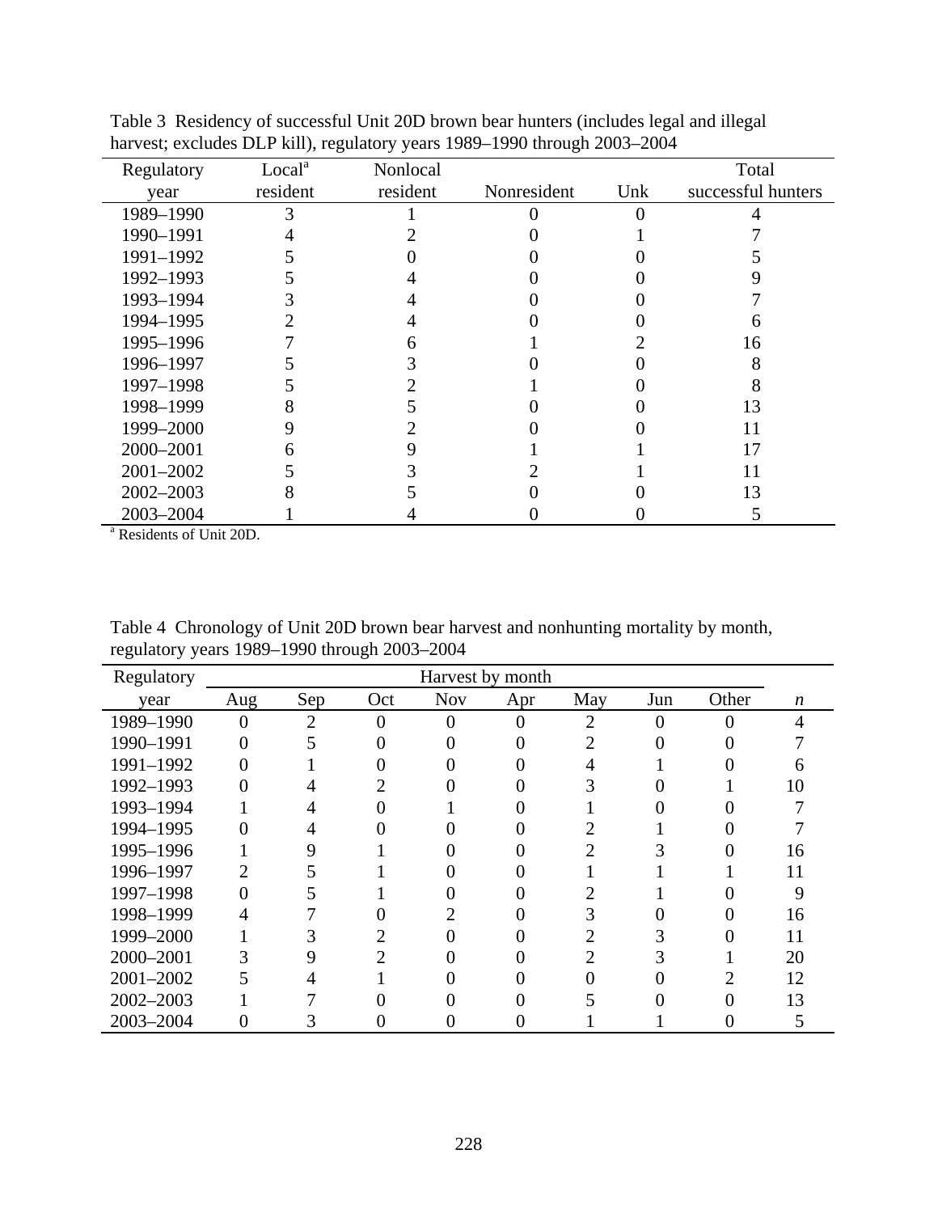Table 3 Residency of successful Unit 20D brown bear hunters (includes legal and illegal harvest; excludes DLP kill), regulatory years 1989–1990 through 2003–2004

| Regulatory year | Local[a] resident | Nonlocal resident | Nonresident | Unk | Total successful hunters |
|---|---|---|---|---|---|
| 1989–1990 | 3 | 1 | 0 | 0 | 4 |
| 1990–1991 | 4 | 2 | 0 | 1 | 7 |
| 1991–1992 | 5 | 0 | 0 | 0 | 5 |
| 1992–1993 | 5 | 4 | 0 | 0 | 9 |
| 1993–1994 | 3 | 4 | 0 | 0 | 7 |
| 1994–1995 | 2 | 4 | 0 | 0 | 6 |
| 1995–1996 | 7 | 6 | 1 | 2 | 16 |
| 1996–1997 | 5 | 3 | 0 | 0 | 8 |
| 1997–1998 | 5 | 2 | 1 | 0 | 8 |
| 1998–1999 | 8 | 5 | 0 | 0 | 13 |
| 1999–2000 | 9 | 2 | 0 | 0 | 11 |
| 2000–2001 | 6 | 9 | 1 | 1 | 17 |
| 2001–2002 | 5 | 3 | 2 | 1 | 11 |
| 2002–2003 | 8 | 5 | 0 | 0 | 13 |
| 2003–2004 | 1 | 4 | 0 | 0 | 5 |

[a] Residents of Unit 20D.

Table 4 Chronology of Unit 20D brown bear harvest and nonhunting mortality by month, regulatory years 1989–1990 through 2003–2004

| Regulatory | Harvest by month | | | | | | | | |
|---|---|---|---|---|---|---|---|---|---|
| year | Aug | Sep | Oct | Nov | Apr | May | Jun | Other | *n* |
| 1989–1990 | 0 | 2 | 0 | 0 | 0 | 2 | 0 | 0 | 4 |
| 1990–1991 | 0 | 5 | 0 | 0 | 0 | 2 | 0 | 0 | 7 |
| 1991–1992 | 0 | 1 | 0 | 0 | 0 | 4 | 1 | 0 | 6 |
| 1992–1993 | 0 | 4 | 2 | 0 | 0 | 3 | 0 | 1 | 10 |
| 1993–1994 | 1 | 4 | 0 | 1 | 0 | 1 | 0 | 0 | 7 |
| 1994–1995 | 0 | 4 | 0 | 0 | 0 | 2 | 1 | 0 | 7 |
| 1995–1996 | 1 | 9 | 1 | 0 | 0 | 2 | 3 | 0 | 16 |
| 1996–1997 | 2 | 5 | 1 | 0 | 0 | 1 | 1 | 1 | 11 |
| 1997–1998 | 0 | 5 | 1 | 0 | 0 | 2 | 1 | 0 | 9 |
| 1998–1999 | 4 | 7 | 0 | 2 | 0 | 3 | 0 | 0 | 16 |
| 1999–2000 | 1 | 3 | 2 | 0 | 0 | 2 | 3 | 0 | 11 |
| 2000–2001 | 3 | 9 | 2 | 0 | 0 | 2 | 3 | 1 | 20 |
| 2001–2002 | 5 | 4 | 1 | 0 | 0 | 0 | 0 | 2 | 12 |
| 2002–2003 | 1 | 7 | 0 | 0 | 0 | 5 | 0 | 0 | 13 |
| 2003–2004 | 0 | 3 | 0 | 0 | 0 | 1 | 1 | 0 | 5 |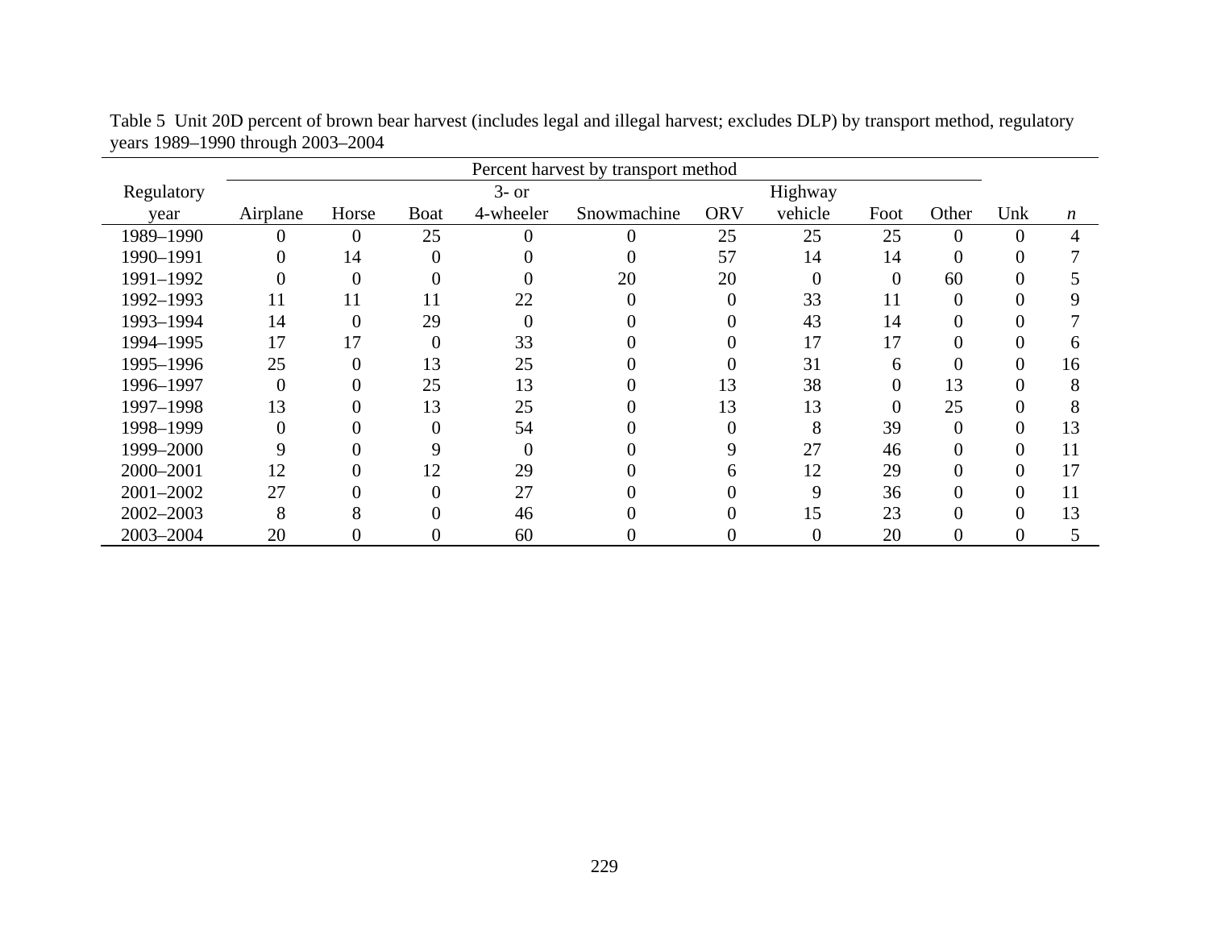Table 5 Unit 20D percent of brown bear harvest (includes legal and illegal harvest; excludes DLP) by transport method, regulatory years 1989–1990 through 2003–2004

| Regulatory year | Percent harvest by transport method | | | | | | | | | | |
|---|---|---|---|---|---|---|---|---|---|---|---|
| | Airplane | Horse | Boat | 3- or 4-wheeler | Snowmachine | ORV | Highway vehicle | Foot | Other | Unk | *n* |
| 1989–1990 | 0 | 0 | 25 | 0 | 0 | 25 | 25 | 25 | 0 | 0 | 4 |
| 1990–1991 | 0 | 14 | 0 | 0 | 0 | 57 | 14 | 14 | 0 | 0 | 7 |
| 1991–1992 | 0 | 0 | 0 | 0 | 20 | 20 | 0 | 0 | 60 | 0 | 5 |
| 1992–1993 | 11 | 11 | 11 | 22 | 0 | 0 | 33 | 11 | 0 | 0 | 9 |
| 1993–1994 | 14 | 0 | 29 | 0 | 0 | 0 | 43 | 14 | 0 | 0 | 7 |
| 1994–1995 | 17 | 17 | 0 | 33 | 0 | 0 | 17 | 17 | 0 | 0 | 6 |
| 1995–1996 | 25 | 0 | 13 | 25 | 0 | 0 | 31 | 6 | 0 | 0 | 16 |
| 1996–1997 | 0 | 0 | 25 | 13 | 0 | 13 | 38 | 0 | 13 | 0 | 8 |
| 1997–1998 | 13 | 0 | 13 | 25 | 0 | 13 | 13 | 0 | 25 | 0 | 8 |
| 1998–1999 | 0 | 0 | 0 | 54 | 0 | 0 | 8 | 39 | 0 | 0 | 13 |
| 1999–2000 | 9 | 0 | 9 | 0 | 0 | 9 | 27 | 46 | 0 | 0 | 11 |
| 2000–2001 | 12 | 0 | 12 | 29 | 0 | 6 | 12 | 29 | 0 | 0 | 17 |
| 2001–2002 | 27 | 0 | 0 | 27 | 0 | 0 | 9 | 36 | 0 | 0 | 11 |
| 2002–2003 | 8 | 8 | 0 | 46 | 0 | 0 | 15 | 23 | 0 | 0 | 13 |
| 2003–2004 | 20 | 0 | 0 | 60 | 0 | 0 | 0 | 20 | 0 | 0 | 5 |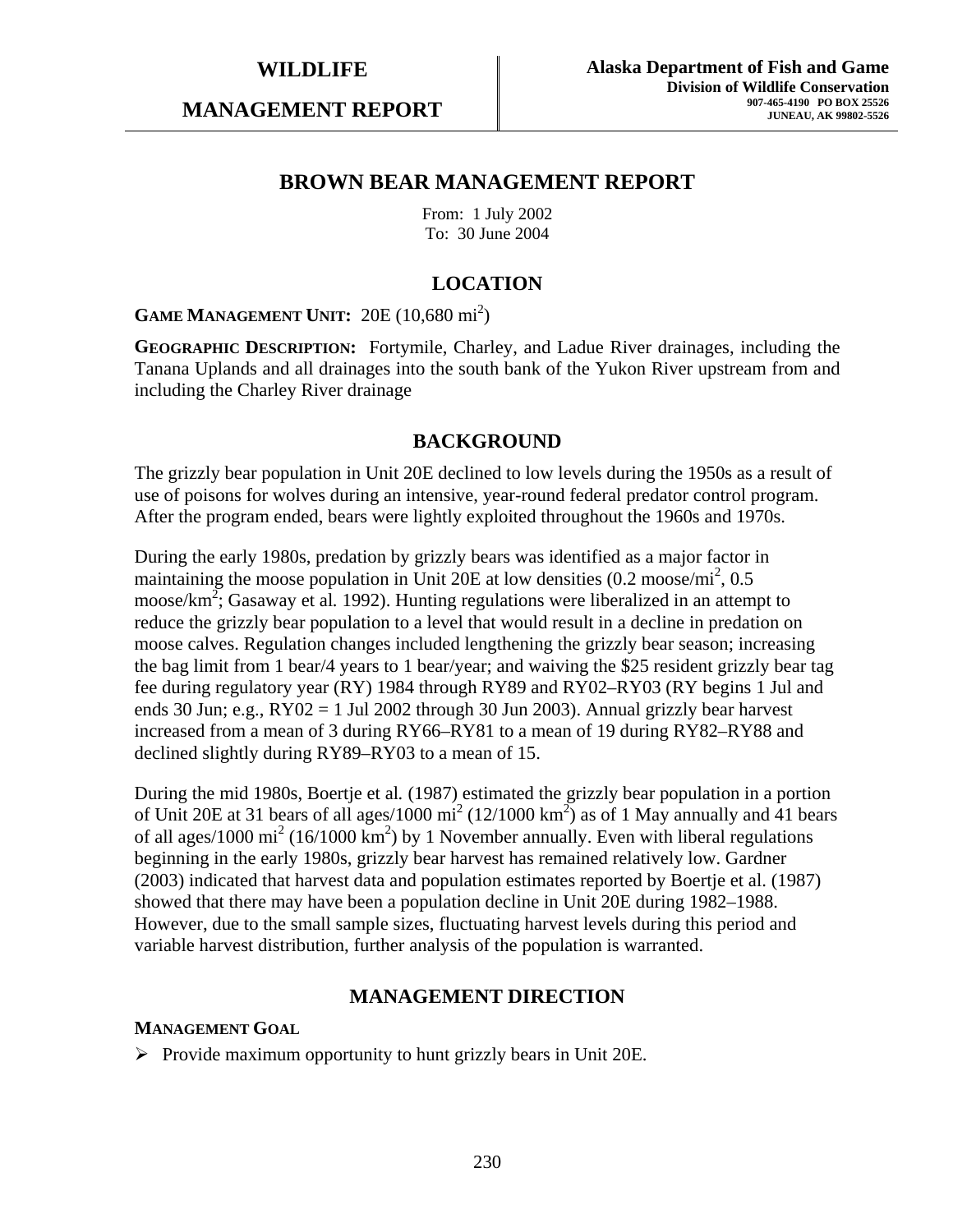**WILDLIFE**

**MANAGEMENT REPORT**

**Alaska Department of Fish and Game**
**Division of Wildlife Conservation**
907-465-4190 PO BOX 25526
JUNEAU, AK 99802-5526

# BROWN BEAR MANAGEMENT REPORT

From: 1 July 2002
To: 30 June 2004

## LOCATION

**GAME MANAGEMENT UNIT:** 20E (10,680 $mi^2$)

**GEOGRAPHIC DESCRIPTION:** Fortymile, Charley, and Ladue River drainages, including the Tanana Uplands and all drainages into the south bank of the Yukon River upstream from and including the Charley River drainage

## BACKGROUND

The grizzly bear population in Unit 20E declined to low levels during the 1950s as a result of use of poisons for wolves during an intensive, year-round federal predator control program. After the program ended, bears were lightly exploited throughout the 1960s and 1970s.

During the early 1980s, predation by grizzly bears was identified as a major factor in maintaining the moose population in Unit 20E at low densities (0.2 moose/$mi^2$, 0.5 moose/$km^2$; Gasaway et al. 1992). Hunting regulations were liberalized in an attempt to reduce the grizzly bear population to a level that would result in a decline in predation on moose calves. Regulation changes included lengthening the grizzly bear season; increasing the bag limit from 1 bear/4 years to 1 bear/year; and waiving the $25 resident grizzly bear tag fee during regulatory year (RY) 1984 through RY89 and RY02–RY03 (RY begins 1 Jul and ends 30 Jun; e.g., RY02 = 1 Jul 2002 through 30 Jun 2003). Annual grizzly bear harvest increased from a mean of 3 during RY66–RY81 to a mean of 19 during RY82–RY88 and declined slightly during RY89–RY03 to a mean of 15.

During the mid 1980s, Boertje et al. (1987) estimated the grizzly bear population in a portion of Unit 20E at 31 bears of all ages/1000 $mi^2$ (12/1000 $km^2$) as of 1 May annually and 41 bears of all ages/1000 $mi^2$ (16/1000 $km^2$) by 1 November annually. Even with liberal regulations beginning in the early 1980s, grizzly bear harvest has remained relatively low. Gardner (2003) indicated that harvest data and population estimates reported by Boertje et al. (1987) showed that there may have been a population decline in Unit 20E during 1982–1988. However, due to the small sample sizes, fluctuating harvest levels during this period and variable harvest distribution, further analysis of the population is warranted.

## MANAGEMENT DIRECTION

### MANAGEMENT GOAL

- Provide maximum opportunity to hunt grizzly bears in Unit 20E.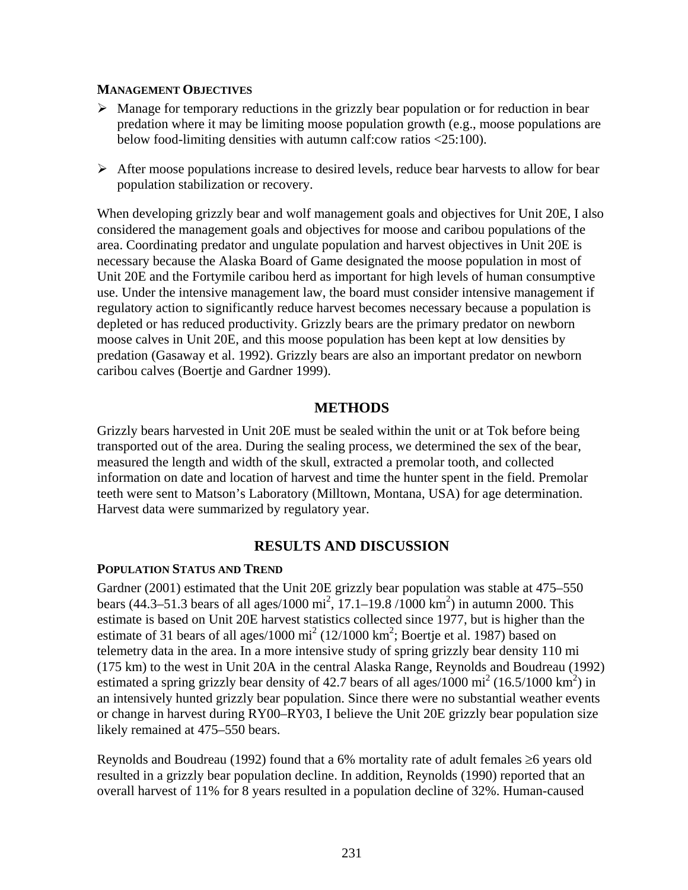**MANAGEMENT OBJECTIVES**

- Manage for temporary reductions in the grizzly bear population or for reduction in bear predation where it may be limiting moose population growth (e.g., moose populations are below food-limiting densities with autumn calf:cow ratios <25:100).
- After moose populations increase to desired levels, reduce bear harvests to allow for bear population stabilization or recovery.

When developing grizzly bear and wolf management goals and objectives for Unit 20E, I also considered the management goals and objectives for moose and caribou populations of the area. Coordinating predator and ungulate population and harvest objectives in Unit 20E is necessary because the Alaska Board of Game designated the moose population in most of Unit 20E and the Fortymile caribou herd as important for high levels of human consumptive use. Under the intensive management law, the board must consider intensive management if regulatory action to significantly reduce harvest becomes necessary because a population is depleted or has reduced productivity. Grizzly bears are the primary predator on newborn moose calves in Unit 20E, and this moose population has been kept at low densities by predation (Gasaway et al. 1992). Grizzly bears are also an important predator on newborn caribou calves (Boertje and Gardner 1999).

## METHODS

Grizzly bears harvested in Unit 20E must be sealed within the unit or at Tok before being transported out of the area. During the sealing process, we determined the sex of the bear, measured the length and width of the skull, extracted a premolar tooth, and collected information on date and location of harvest and time the hunter spent in the field. Premolar teeth were sent to Matson's Laboratory (Milltown, Montana, USA) for age determination. Harvest data were summarized by regulatory year.

## RESULTS AND DISCUSSION

**POPULATION STATUS AND TREND**

Gardner (2001) estimated that the Unit 20E grizzly bear population was stable at 475–550 bears (44.3–51.3 bears of all ages/1000 mi$^2$, 17.1–19.8 /1000 km$^2$) in autumn 2000. This estimate is based on Unit 20E harvest statistics collected since 1977, but is higher than the estimate of 31 bears of all ages/1000 mi$^2$ (12/1000 km$^2$; Boertje et al. 1987) based on telemetry data in the area. In a more intensive study of spring grizzly bear density 110 mi (175 km) to the west in Unit 20A in the central Alaska Range, Reynolds and Boudreau (1992) estimated a spring grizzly bear density of 42.7 bears of all ages/1000 mi$^2$ (16.5/1000 km$^2$) in an intensively hunted grizzly bear population. Since there were no substantial weather events or change in harvest during RY00–RY03, I believe the Unit 20E grizzly bear population size likely remained at 475–550 bears.

Reynolds and Boudreau (1992) found that a 6% mortality rate of adult females ≥6 years old resulted in a grizzly bear population decline. In addition, Reynolds (1990) reported that an overall harvest of 11% for 8 years resulted in a population decline of 32%. Human-caused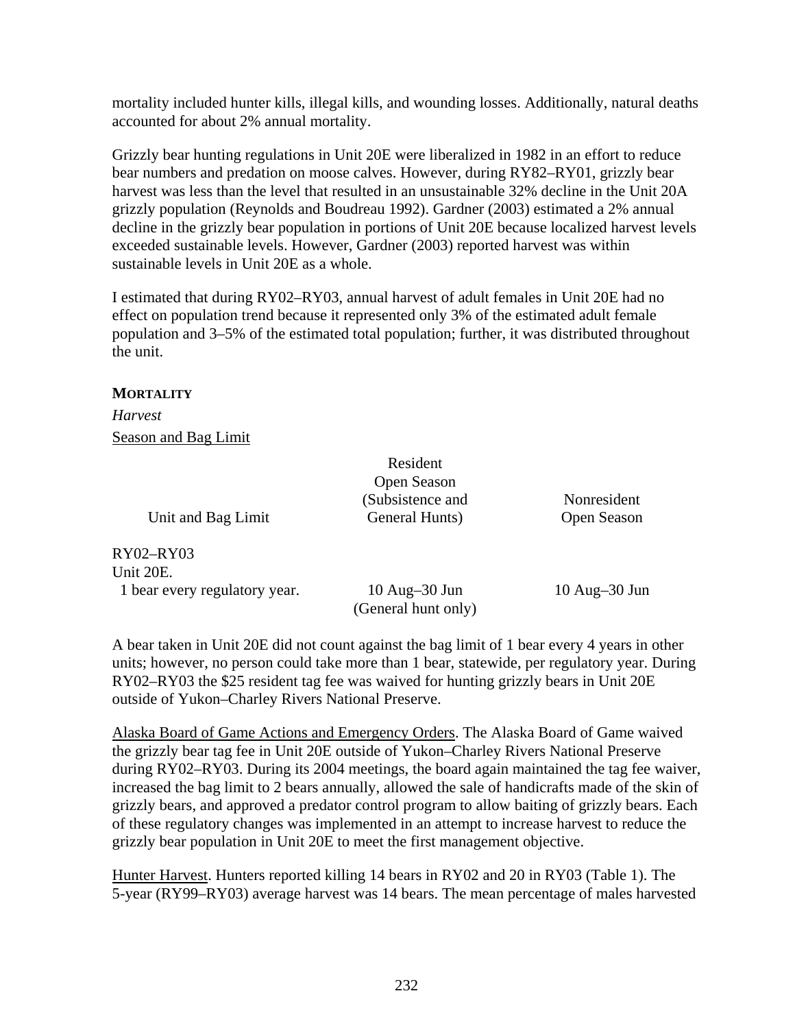mortality included hunter kills, illegal kills, and wounding losses. Additionally, natural deaths accounted for about 2% annual mortality.

Grizzly bear hunting regulations in Unit 20E were liberalized in 1982 in an effort to reduce bear numbers and predation on moose calves. However, during RY82–RY01, grizzly bear harvest was less than the level that resulted in an unsustainable 32% decline in the Unit 20A grizzly population (Reynolds and Boudreau 1992). Gardner (2003) estimated a 2% annual decline in the grizzly bear population in portions of Unit 20E because localized harvest levels exceeded sustainable levels. However, Gardner (2003) reported harvest was within sustainable levels in Unit 20E as a whole.

I estimated that during RY02–RY03, annual harvest of adult females in Unit 20E had no effect on population trend because it represented only 3% of the estimated adult female population and 3–5% of the estimated total population; further, it was distributed throughout the unit.

**MORTALITY**

*Harvest*

Season and Bag Limit

| Unit and Bag Limit | Resident Open Season (Subsistence and General Hunts) | Nonresident Open Season |
|---|---|---|
| RY02–RY03 | | |
| Unit 20E. | | |
| 1 bear every regulatory year. | 10 Aug–30 Jun (General hunt only) | 10 Aug–30 Jun |

A bear taken in Unit 20E did not count against the bag limit of 1 bear every 4 years in other units; however, no person could take more than 1 bear, statewide, per regulatory year. During RY02–RY03 the $25 resident tag fee was waived for hunting grizzly bears in Unit 20E outside of Yukon–Charley Rivers National Preserve.

Alaska Board of Game Actions and Emergency Orders. The Alaska Board of Game waived the grizzly bear tag fee in Unit 20E outside of Yukon–Charley Rivers National Preserve during RY02–RY03. During its 2004 meetings, the board again maintained the tag fee waiver, increased the bag limit to 2 bears annually, allowed the sale of handicrafts made of the skin of grizzly bears, and approved a predator control program to allow baiting of grizzly bears. Each of these regulatory changes was implemented in an attempt to increase harvest to reduce the grizzly bear population in Unit 20E to meet the first management objective.

Hunter Harvest. Hunters reported killing 14 bears in RY02 and 20 in RY03 (Table 1). The 5-year (RY99–RY03) average harvest was 14 bears. The mean percentage of males harvested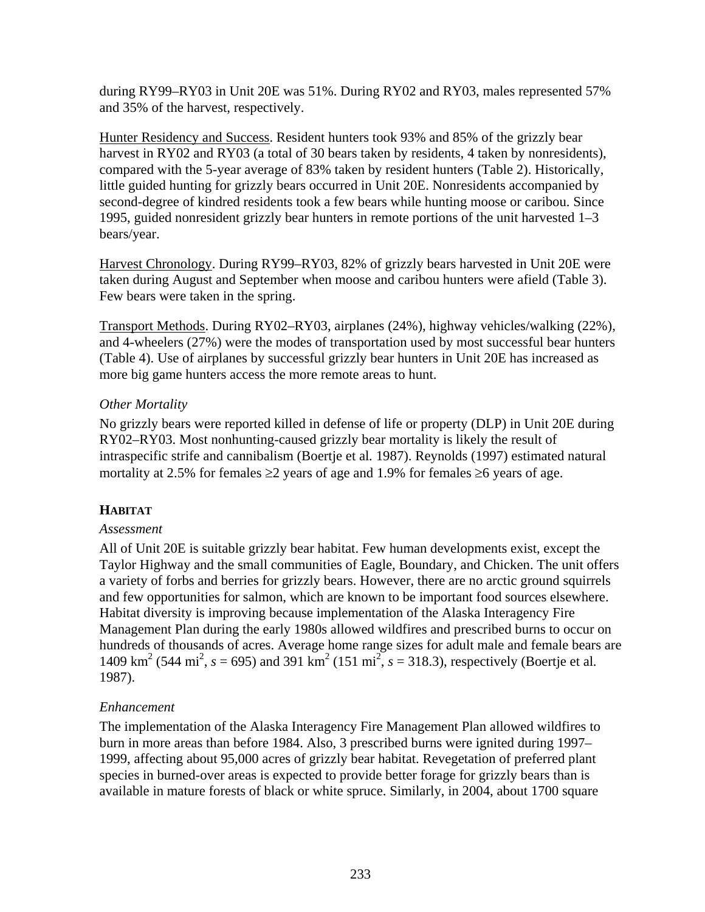during RY99–RY03 in Unit 20E was 51%. During RY02 and RY03, males represented 57% and 35% of the harvest, respectively.

Hunter Residency and Success. Resident hunters took 93% and 85% of the grizzly bear harvest in RY02 and RY03 (a total of 30 bears taken by residents, 4 taken by nonresidents), compared with the 5-year average of 83% taken by resident hunters (Table 2). Historically, little guided hunting for grizzly bears occurred in Unit 20E. Nonresidents accompanied by second-degree of kindred residents took a few bears while hunting moose or caribou. Since 1995, guided nonresident grizzly bear hunters in remote portions of the unit harvested 1–3 bears/year.

Harvest Chronology. During RY99–RY03, 82% of grizzly bears harvested in Unit 20E were taken during August and September when moose and caribou hunters were afield (Table 3). Few bears were taken in the spring.

Transport Methods. During RY02–RY03, airplanes (24%), highway vehicles/walking (22%), and 4-wheelers (27%) were the modes of transportation used by most successful bear hunters (Table 4). Use of airplanes by successful grizzly bear hunters in Unit 20E has increased as more big game hunters access the more remote areas to hunt.

*Other Mortality*

No grizzly bears were reported killed in defense of life or property (DLP) in Unit 20E during RY02–RY03. Most nonhunting-caused grizzly bear mortality is likely the result of intraspecific strife and cannibalism (Boertje et al. 1987). Reynolds (1997) estimated natural mortality at 2.5% for females ≥2 years of age and 1.9% for females ≥6 years of age.

## HABITAT

*Assessment*

All of Unit 20E is suitable grizzly bear habitat. Few human developments exist, except the Taylor Highway and the small communities of Eagle, Boundary, and Chicken. The unit offers a variety of forbs and berries for grizzly bears. However, there are no arctic ground squirrels and few opportunities for salmon, which are known to be important food sources elsewhere. Habitat diversity is improving because implementation of the Alaska Interagency Fire Management Plan during the early 1980s allowed wildfires and prescribed burns to occur on hundreds of thousands of acres. Average home range sizes for adult male and female bears are 1409 $km^2$ (544 $mi^2$, $s$ = 695) and 391 $km^2$ (151 $mi^2$, $s$ = 318.3), respectively (Boertje et al. 1987).

*Enhancement*

The implementation of the Alaska Interagency Fire Management Plan allowed wildfires to burn in more areas than before 1984. Also, 3 prescribed burns were ignited during 1997–1999, affecting about 95,000 acres of grizzly bear habitat. Revegetation of preferred plant species in burned-over areas is expected to provide better forage for grizzly bears than is available in mature forests of black or white spruce. Similarly, in 2004, about 1700 square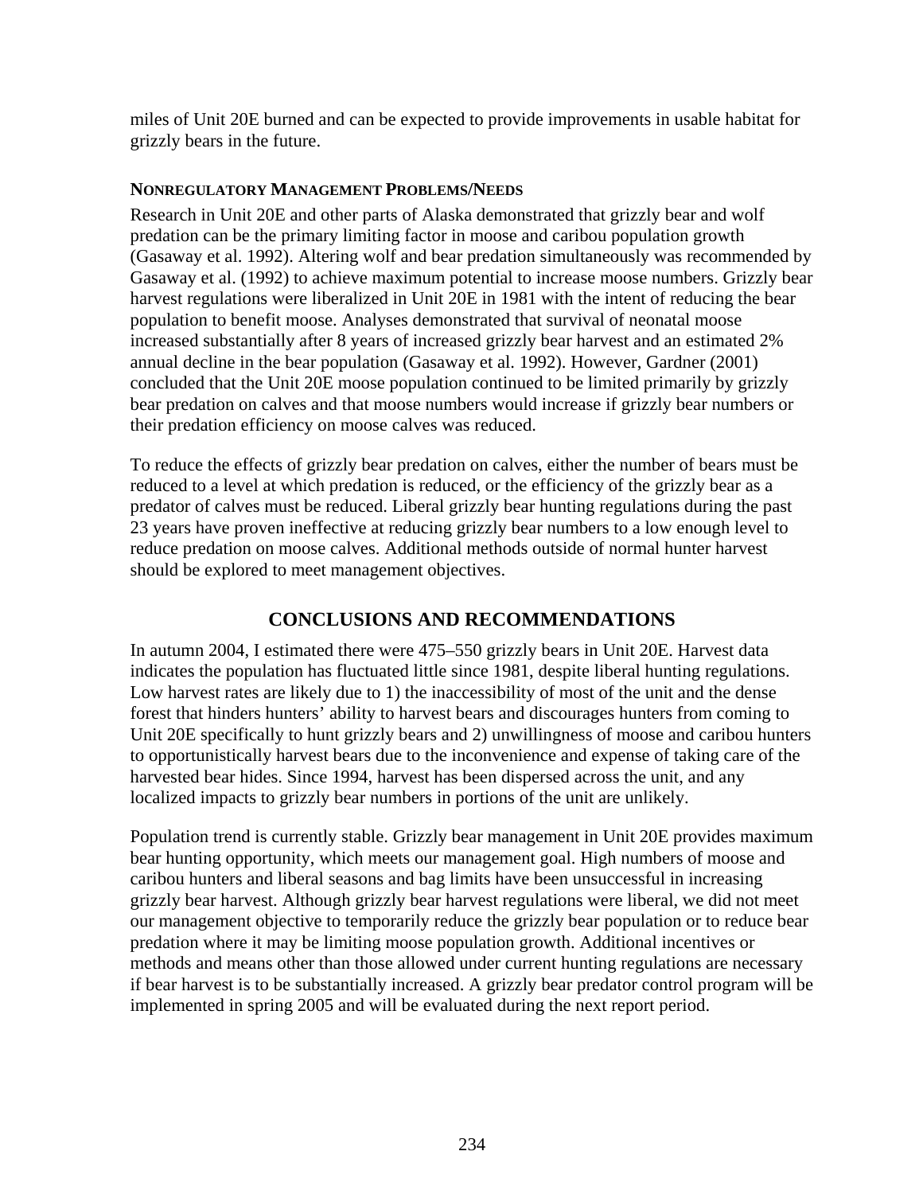miles of Unit 20E burned and can be expected to provide improvements in usable habitat for grizzly bears in the future.

### NONREGULATORY MANAGEMENT PROBLEMS/NEEDS

Research in Unit 20E and other parts of Alaska demonstrated that grizzly bear and wolf predation can be the primary limiting factor in moose and caribou population growth (Gasaway et al. 1992). Altering wolf and bear predation simultaneously was recommended by Gasaway et al. (1992) to achieve maximum potential to increase moose numbers. Grizzly bear harvest regulations were liberalized in Unit 20E in 1981 with the intent of reducing the bear population to benefit moose. Analyses demonstrated that survival of neonatal moose increased substantially after 8 years of increased grizzly bear harvest and an estimated 2% annual decline in the bear population (Gasaway et al. 1992). However, Gardner (2001) concluded that the Unit 20E moose population continued to be limited primarily by grizzly bear predation on calves and that moose numbers would increase if grizzly bear numbers or their predation efficiency on moose calves was reduced.

To reduce the effects of grizzly bear predation on calves, either the number of bears must be reduced to a level at which predation is reduced, or the efficiency of the grizzly bear as a predator of calves must be reduced. Liberal grizzly bear hunting regulations during the past 23 years have proven ineffective at reducing grizzly bear numbers to a low enough level to reduce predation on moose calves. Additional methods outside of normal hunter harvest should be explored to meet management objectives.

## CONCLUSIONS AND RECOMMENDATIONS

In autumn 2004, I estimated there were 475–550 grizzly bears in Unit 20E. Harvest data indicates the population has fluctuated little since 1981, despite liberal hunting regulations. Low harvest rates are likely due to 1) the inaccessibility of most of the unit and the dense forest that hinders hunters' ability to harvest bears and discourages hunters from coming to Unit 20E specifically to hunt grizzly bears and 2) unwillingness of moose and caribou hunters to opportunistically harvest bears due to the inconvenience and expense of taking care of the harvested bear hides. Since 1994, harvest has been dispersed across the unit, and any localized impacts to grizzly bear numbers in portions of the unit are unlikely.

Population trend is currently stable. Grizzly bear management in Unit 20E provides maximum bear hunting opportunity, which meets our management goal. High numbers of moose and caribou hunters and liberal seasons and bag limits have been unsuccessful in increasing grizzly bear harvest. Although grizzly bear harvest regulations were liberal, we did not meet our management objective to temporarily reduce the grizzly bear population or to reduce bear predation where it may be limiting moose population growth. Additional incentives or methods and means other than those allowed under current hunting regulations are necessary if bear harvest is to be substantially increased. A grizzly bear predator control program will be implemented in spring 2005 and will be evaluated during the next report period.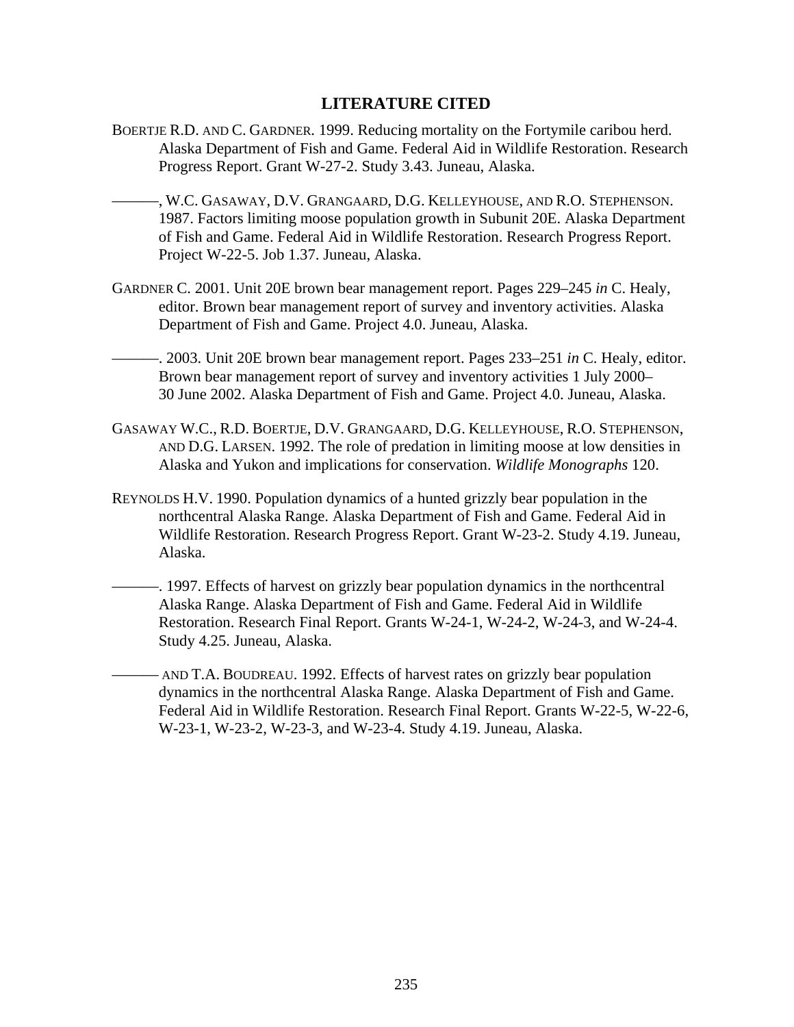## LITERATURE CITED

BOERTJE R.D. AND C. GARDNER. 1999. Reducing mortality on the Fortymile caribou herd. Alaska Department of Fish and Game. Federal Aid in Wildlife Restoration. Research Progress Report. Grant W-27-2. Study 3.43. Juneau, Alaska.

———, W.C. GASAWAY, D.V. GRANGAARD, D.G. KELLEYHOUSE, AND R.O. STEPHENSON. 1987. Factors limiting moose population growth in Subunit 20E. Alaska Department of Fish and Game. Federal Aid in Wildlife Restoration. Research Progress Report. Project W-22-5. Job 1.37. Juneau, Alaska.

GARDNER C. 2001. Unit 20E brown bear management report. Pages 229–245 *in* C. Healy, editor. Brown bear management report of survey and inventory activities. Alaska Department of Fish and Game. Project 4.0. Juneau, Alaska.

———. 2003. Unit 20E brown bear management report. Pages 233–251 *in* C. Healy, editor. Brown bear management report of survey and inventory activities 1 July 2000–30 June 2002. Alaska Department of Fish and Game. Project 4.0. Juneau, Alaska.

GASAWAY W.C., R.D. BOERTJE, D.V. GRANGAARD, D.G. KELLEYHOUSE, R.O. STEPHENSON, AND D.G. LARSEN. 1992. The role of predation in limiting moose at low densities in Alaska and Yukon and implications for conservation. *Wildlife Monographs* 120.

REYNOLDS H.V. 1990. Population dynamics of a hunted grizzly bear population in the northcentral Alaska Range. Alaska Department of Fish and Game. Federal Aid in Wildlife Restoration. Research Progress Report. Grant W-23-2. Study 4.19. Juneau, Alaska.

———. 1997. Effects of harvest on grizzly bear population dynamics in the northcentral Alaska Range. Alaska Department of Fish and Game. Federal Aid in Wildlife Restoration. Research Final Report. Grants W-24-1, W-24-2, W-24-3, and W-24-4. Study 4.25. Juneau, Alaska.

——— AND T.A. BOUDREAU. 1992. Effects of harvest rates on grizzly bear population dynamics in the northcentral Alaska Range. Alaska Department of Fish and Game. Federal Aid in Wildlife Restoration. Research Final Report. Grants W-22-5, W-22-6, W-23-1, W-23-2, W-23-3, and W-23-4. Study 4.19. Juneau, Alaska.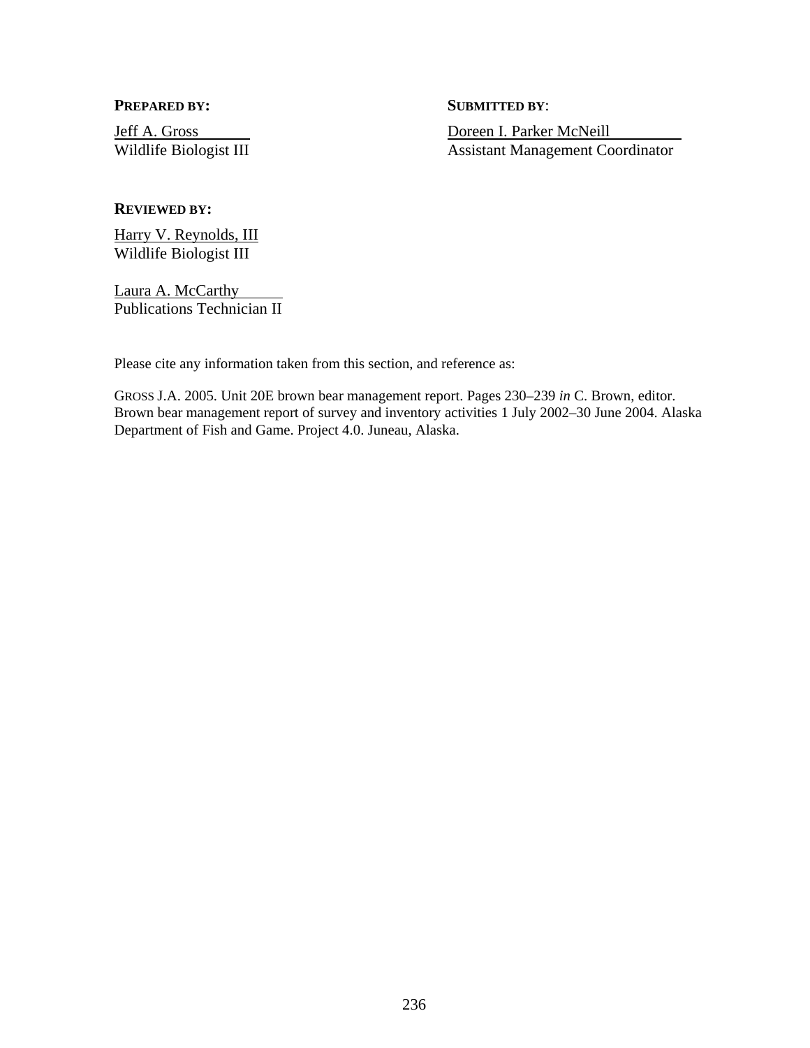**PREPARED BY:**

Jeff A. Gross
Wildlife Biologist III

**SUBMITTED BY**:

Doreen I. Parker McNeill
Assistant Management Coordinator

**REVIEWED BY:**

Harry V. Reynolds, III
Wildlife Biologist III

Laura A. McCarthy
Publications Technician II

Please cite any information taken from this section, and reference as:

GROSS J.A. 2005. Unit 20E brown bear management report. Pages 230–239 *in* C. Brown, editor. Brown bear management report of survey and inventory activities 1 July 2002–30 June 2004. Alaska Department of Fish and Game. Project 4.0. Juneau, Alaska.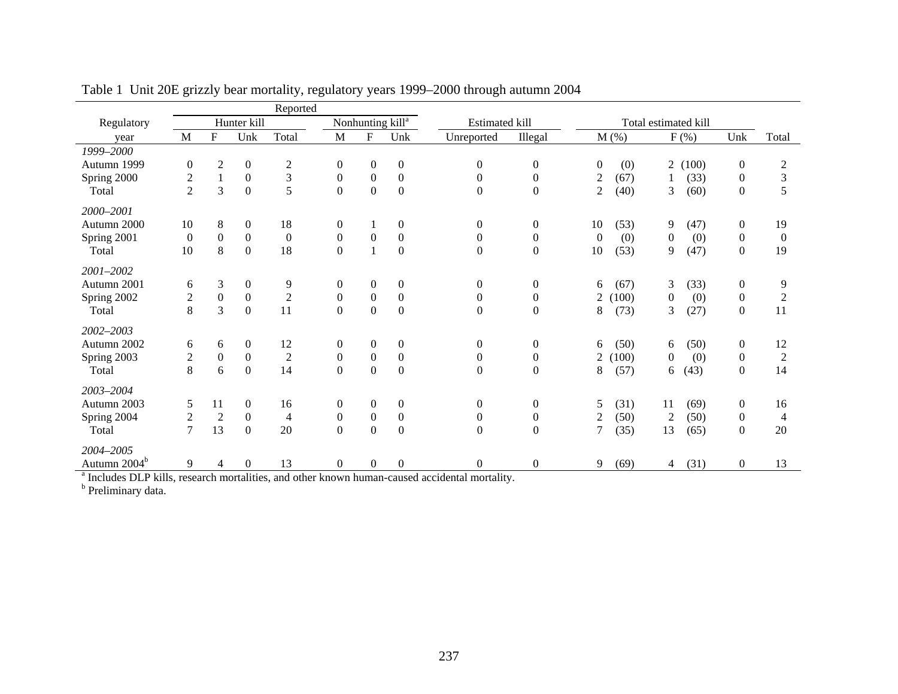Table 1 Unit 20E grizzly bear mortality, regulatory years 1999–2000 through autumn 2004

| Regulatory year | Reported | | | | | | | Estimated kill | | Total estimated kill | | | |
|---|---|---|---|---|---|---|---|---|---|---|---|---|---|
| | Hunter kill | | | | Nonhunting kill[a] | | | | | | | | |
| | M | F | Unk | Total | M | F | Unk | Unreported | Illegal | M (%) | F (%) | Unk | Total |
| *1999–2000* | | | | | | | | | | | | | |
| Autumn 1999 | 0 | 2 | 0 | 2 | 0 | 0 | 0 | 0 | 0 | 0 (0) | 2 (100) | 0 | 2 |
| Spring 2000 | 2 | 1 | 0 | 3 | 0 | 0 | 0 | 0 | 0 | 2 (67) | 1 (33) | 0 | 3 |
| Total | 2 | 3 | 0 | 5 | 0 | 0 | 0 | 0 | 0 | 2 (40) | 3 (60) | 0 | 5 |
| *2000–2001* | | | | | | | | | | | | | |
| Autumn 2000 | 10 | 8 | 0 | 18 | 0 | 1 | 0 | 0 | 0 | 10 (53) | 9 (47) | 0 | 19 |
| Spring 2001 | 0 | 0 | 0 | 0 | 0 | 0 | 0 | 0 | 0 | 0 (0) | 0 (0) | 0 | 0 |
| Total | 10 | 8 | 0 | 18 | 0 | 1 | 0 | 0 | 0 | 10 (53) | 9 (47) | 0 | 19 |
| *2001–2002* | | | | | | | | | | | | | |
| Autumn 2001 | 6 | 3 | 0 | 9 | 0 | 0 | 0 | 0 | 0 | 6 (67) | 3 (33) | 0 | 9 |
| Spring 2002 | 2 | 0 | 0 | 2 | 0 | 0 | 0 | 0 | 0 | 2 (100) | 0 (0) | 0 | 2 |
| Total | 8 | 3 | 0 | 11 | 0 | 0 | 0 | 0 | 0 | 8 (73) | 3 (27) | 0 | 11 |
| *2002–2003* | | | | | | | | | | | | | |
| Autumn 2002 | 6 | 6 | 0 | 12 | 0 | 0 | 0 | 0 | 0 | 6 (50) | 6 (50) | 0 | 12 |
| Spring 2003 | 2 | 0 | 0 | 2 | 0 | 0 | 0 | 0 | 0 | 2 (100) | 0 (0) | 0 | 2 |
| Total | 8 | 6 | 0 | 14 | 0 | 0 | 0 | 0 | 0 | 8 (57) | 6 (43) | 0 | 14 |
| *2003–2004* | | | | | | | | | | | | | |
| Autumn 2003 | 5 | 11 | 0 | 16 | 0 | 0 | 0 | 0 | 0 | 5 (31) | 11 (69) | 0 | 16 |
| Spring 2004 | 2 | 2 | 0 | 4 | 0 | 0 | 0 | 0 | 0 | 2 (50) | 2 (50) | 0 | 4 |
| Total | 7 | 13 | 0 | 20 | 0 | 0 | 0 | 0 | 0 | 7 (35) | 13 (65) | 0 | 20 |
| *2004–2005* | | | | | | | | | | | | | |
| Autumn 2004[b] | 9 | 4 | 0 | 13 | 0 | 0 | 0 | 0 | 0 | 9 (69) | 4 (31) | 0 | 13 |

[a] Includes DLP kills, research mortalities, and other known human-caused accidental mortality.

[b] Preliminary data.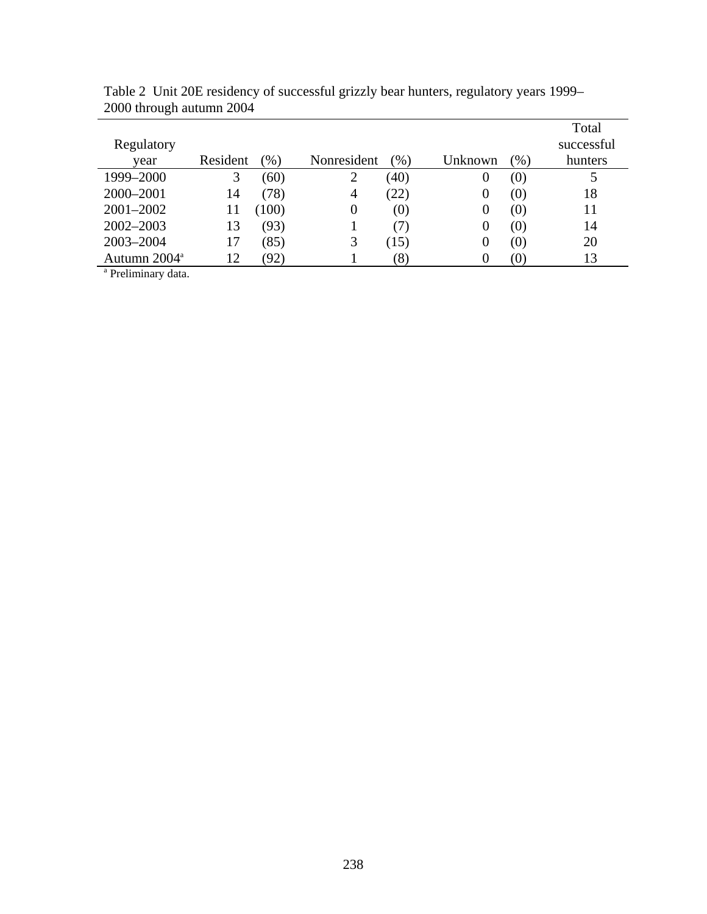Table 2 Unit 20E residency of successful grizzly bear hunters, regulatory years 1999–2000 through autumn 2004

| Regulatory year | Resident | (%) | Nonresident | (%) | Unknown | (%) | Total successful hunters |
|---|---|---|---|---|---|---|---|
| 1999–2000 | 3 | (60) | 2 | (40) | 0 | (0) | 5 |
| 2000–2001 | 14 | (78) | 4 | (22) | 0 | (0) | 18 |
| 2001–2002 | 11 | (100) | 0 | (0) | 0 | (0) | 11 |
| 2002–2003 | 13 | (93) | 1 | (7) | 0 | (0) | 14 |
| 2003–2004 | 17 | (85) | 3 | (15) | 0 | (0) | 20 |
| Autumn 2004[a] | 12 | (92) | 1 | (8) | 0 | (0) | 13 |

[a] Preliminary data.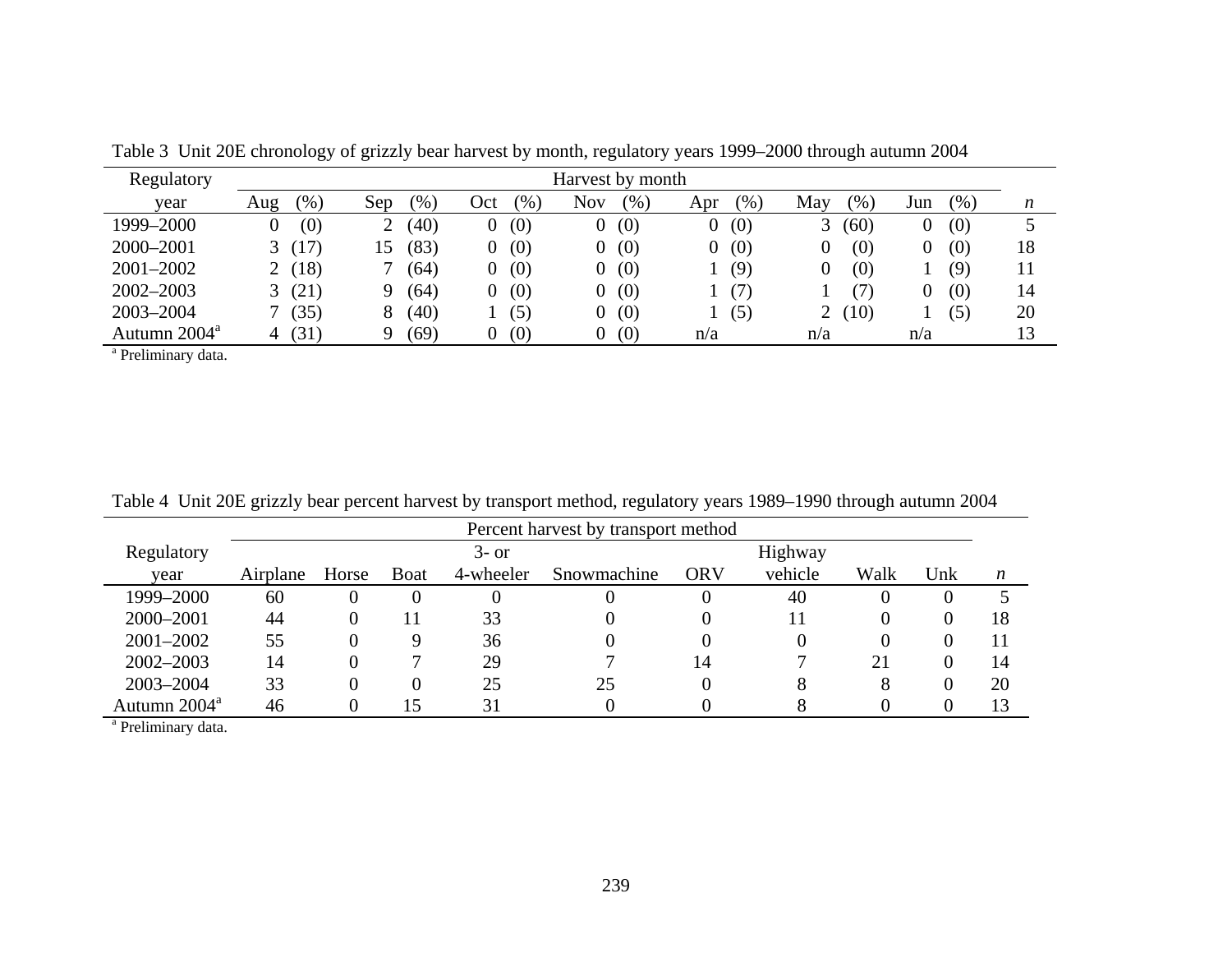Table 3 Unit 20E chronology of grizzly bear harvest by month, regulatory years 1999–2000 through autumn 2004

| Regulatory year | Harvest by month | | | | | | | | | | | | | | |
|---|---|---|---|---|---|---|---|---|---|---|---|---|---|---|---|
| | Aug | (%) | Sep | (%) | Oct | (%) | Nov | (%) | Apr | (%) | May | (%) | Jun | (%) | *n* |
| 1999–2000 | 0 | (0) | 2 | (40) | 0 | (0) | 0 | (0) | 0 | (0) | 3 | (60) | 0 | (0) | 5 |
| 2000–2001 | 3 | (17) | 15 | (83) | 0 | (0) | 0 | (0) | 0 | (0) | 0 | (0) | 0 | (0) | 18 |
| 2001–2002 | 2 | (18) | 7 | (64) | 0 | (0) | 0 | (0) | 1 | (9) | 0 | (0) | 1 | (9) | 11 |
| 2002–2003 | 3 | (21) | 9 | (64) | 0 | (0) | 0 | (0) | 1 | (7) | 1 | (7) | 0 | (0) | 14 |
| 2003–2004 | 7 | (35) | 8 | (40) | 1 | (5) | 0 | (0) | 1 | (5) | 2 | (10) | 1 | (5) | 20 |
| Autumn 2004[a] | 4 | (31) | 9 | (69) | 0 | (0) | 0 | (0) | n/a | | n/a | | n/a | | 13 |

[a] Preliminary data.

Table 4 Unit 20E grizzly bear percent harvest by transport method, regulatory years 1989–1990 through autumn 2004

| Regulatory year | Percent harvest by transport method | | | | | | | | | |
|---|---|---|---|---|---|---|---|---|---|---|
| | Airplane | Horse | Boat | 3- or 4-wheeler | Snowmachine | ORV | Highway vehicle | Walk | Unk | *n* |
| 1999–2000 | 60 | 0 | 0 | 0 | 0 | 0 | 40 | 0 | 0 | 5 |
| 2000–2001 | 44 | 0 | 11 | 33 | 0 | 0 | 11 | 0 | 0 | 18 |
| 2001–2002 | 55 | 0 | 9 | 36 | 0 | 0 | 0 | 0 | 0 | 11 |
| 2002–2003 | 14 | 0 | 7 | 29 | 7 | 14 | 7 | 21 | 0 | 14 |
| 2003–2004 | 33 | 0 | 0 | 25 | 25 | 0 | 8 | 8 | 0 | 20 |
| Autumn 2004[a] | 46 | 0 | 15 | 31 | 0 | 0 | 8 | 0 | 0 | 13 |

[a] Preliminary data.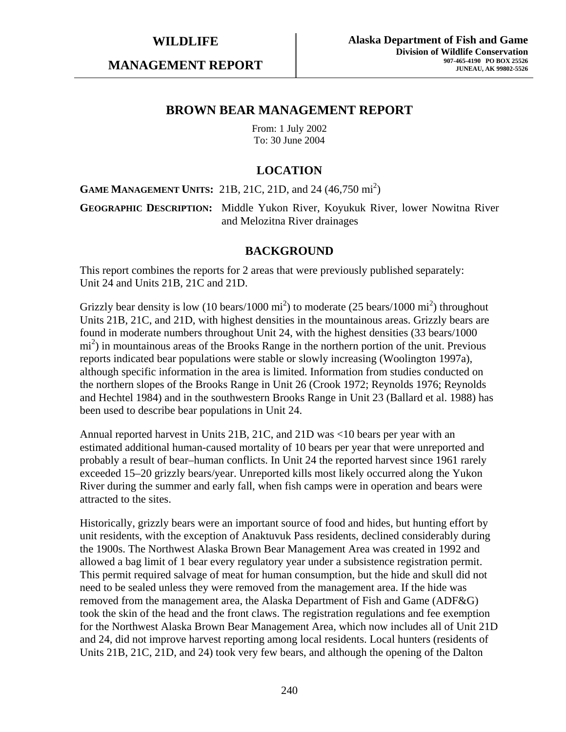# WILDLIFE MANAGEMENT REPORT

**Alaska Department of Fish and Game**
**Division of Wildlife Conservation**
907-465-4190 PO BOX 25526
JUNEAU, AK 99802-5526

## BROWN BEAR MANAGEMENT REPORT

From: 1 July 2002
To: 30 June 2004

## LOCATION

**GAME MANAGEMENT UNITS:** 21B, 21C, 21D, and 24 (46,750 $mi^2$)

**GEOGRAPHIC DESCRIPTION:** Middle Yukon River, Koyukuk River, lower Nowitna River and Melozitna River drainages

## BACKGROUND

This report combines the reports for 2 areas that were previously published separately: Unit 24 and Units 21B, 21C and 21D.

Grizzly bear density is low (10 bears/1000 $mi^2$) to moderate (25 bears/1000 $mi^2$) throughout Units 21B, 21C, and 21D, with highest densities in the mountainous areas. Grizzly bears are found in moderate numbers throughout Unit 24, with the highest densities (33 bears/1000 $mi^2$) in mountainous areas of the Brooks Range in the northern portion of the unit. Previous reports indicated bear populations were stable or slowly increasing (Woolington 1997a), although specific information in the area is limited. Information from studies conducted on the northern slopes of the Brooks Range in Unit 26 (Crook 1972; Reynolds 1976; Reynolds and Hechtel 1984) and in the southwestern Brooks Range in Unit 23 (Ballard et al. 1988) has been used to describe bear populations in Unit 24.

Annual reported harvest in Units 21B, 21C, and 21D was <10 bears per year with an estimated additional human-caused mortality of 10 bears per year that were unreported and probably a result of bear–human conflicts. In Unit 24 the reported harvest since 1961 rarely exceeded 15–20 grizzly bears/year. Unreported kills most likely occurred along the Yukon River during the summer and early fall, when fish camps were in operation and bears were attracted to the sites.

Historically, grizzly bears were an important source of food and hides, but hunting effort by unit residents, with the exception of Anaktuvuk Pass residents, declined considerably during the 1900s. The Northwest Alaska Brown Bear Management Area was created in 1992 and allowed a bag limit of 1 bear every regulatory year under a subsistence registration permit. This permit required salvage of meat for human consumption, but the hide and skull did not need to be sealed unless they were removed from the management area. If the hide was removed from the management area, the Alaska Department of Fish and Game (ADF&G) took the skin of the head and the front claws. The registration regulations and fee exemption for the Northwest Alaska Brown Bear Management Area, which now includes all of Unit 21D and 24, did not improve harvest reporting among local residents. Local hunters (residents of Units 21B, 21C, 21D, and 24) took very few bears, and although the opening of the Dalton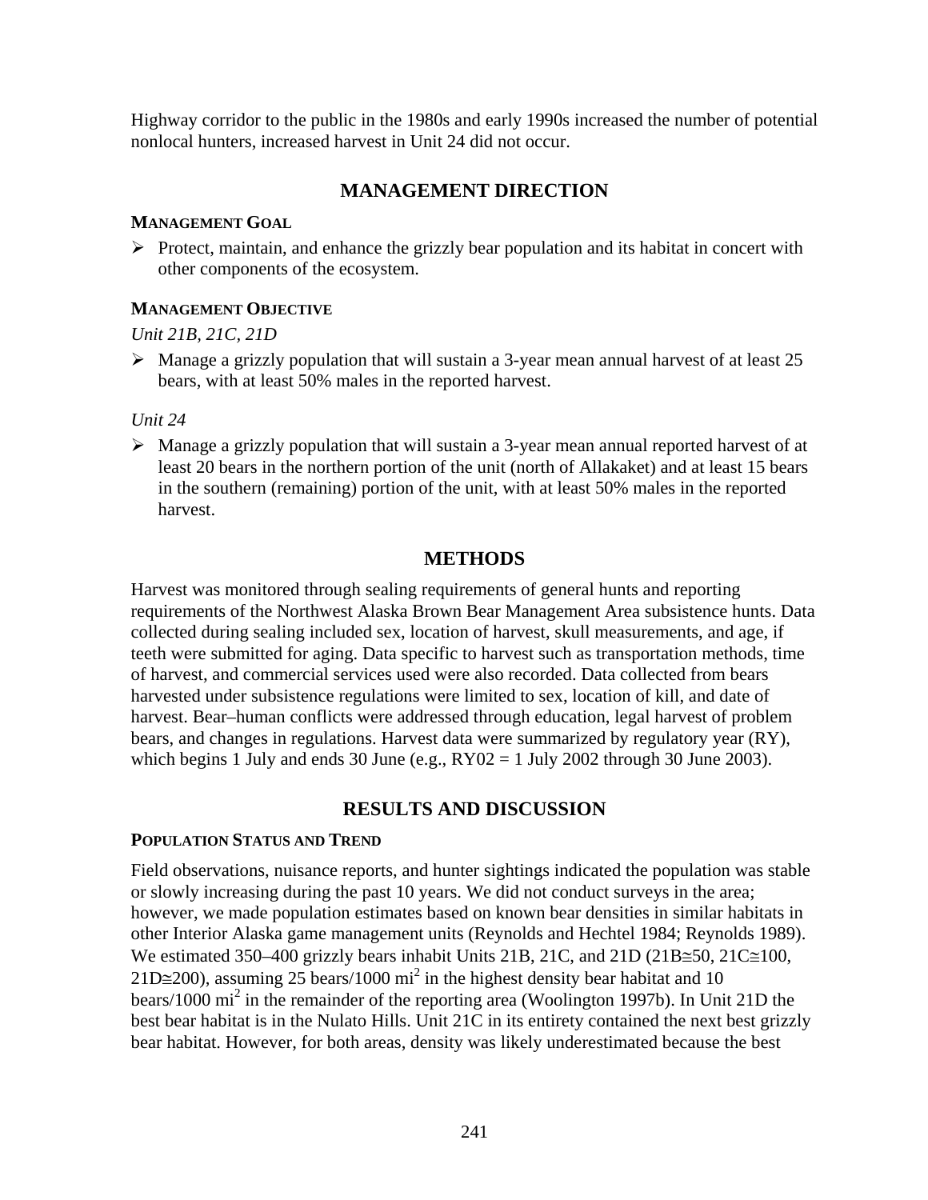Highway corridor to the public in the 1980s and early 1990s increased the number of potential nonlocal hunters, increased harvest in Unit 24 did not occur.

## MANAGEMENT DIRECTION

### MANAGEMENT GOAL

- Protect, maintain, and enhance the grizzly bear population and its habitat in concert with other components of the ecosystem.

### MANAGEMENT OBJECTIVE

*Unit 21B, 21C, 21D*

- Manage a grizzly population that will sustain a 3-year mean annual harvest of at least 25 bears, with at least 50% males in the reported harvest.

*Unit 24*

- Manage a grizzly population that will sustain a 3-year mean annual reported harvest of at least 20 bears in the northern portion of the unit (north of Allakaket) and at least 15 bears in the southern (remaining) portion of the unit, with at least 50% males in the reported harvest.

## METHODS

Harvest was monitored through sealing requirements of general hunts and reporting requirements of the Northwest Alaska Brown Bear Management Area subsistence hunts. Data collected during sealing included sex, location of harvest, skull measurements, and age, if teeth were submitted for aging. Data specific to harvest such as transportation methods, time of harvest, and commercial services used were also recorded. Data collected from bears harvested under subsistence regulations were limited to sex, location of kill, and date of harvest. Bear–human conflicts were addressed through education, legal harvest of problem bears, and changes in regulations. Harvest data were summarized by regulatory year (RY), which begins 1 July and ends 30 June (e.g., RY02 = 1 July 2002 through 30 June 2003).

## RESULTS AND DISCUSSION

### POPULATION STATUS AND TREND

Field observations, nuisance reports, and hunter sightings indicated the population was stable or slowly increasing during the past 10 years. We did not conduct surveys in the area; however, we made population estimates based on known bear densities in similar habitats in other Interior Alaska game management units (Reynolds and Hechtel 1984; Reynolds 1989). We estimated 350–400 grizzly bears inhabit Units 21B, 21C, and 21D (21B≅50, 21C≅100, 21D≅200), assuming 25 bears/1000 $mi^2$ in the highest density bear habitat and 10 bears/1000 $mi^2$ in the remainder of the reporting area (Woolington 1997b). In Unit 21D the best bear habitat is in the Nulato Hills. Unit 21C in its entirety contained the next best grizzly bear habitat. However, for both areas, density was likely underestimated because the best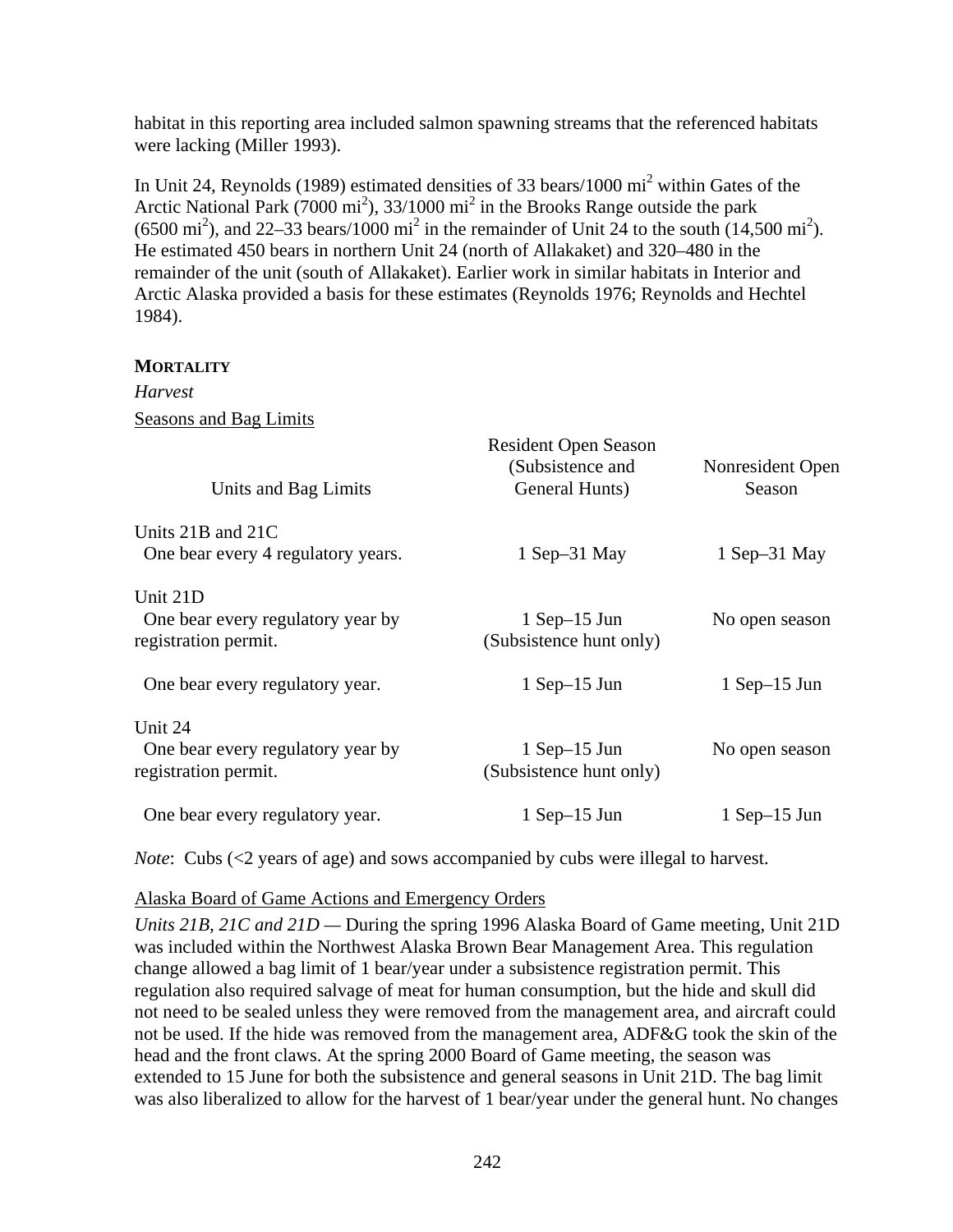habitat in this reporting area included salmon spawning streams that the referenced habitats were lacking (Miller 1993).

In Unit 24, Reynolds (1989) estimated densities of 33 bears/1000 $mi^2$ within Gates of the Arctic National Park (7000 $mi^2$), 33/1000 $mi^2$ in the Brooks Range outside the park (6500 $mi^2$), and 22–33 bears/1000 $mi^2$ in the remainder of Unit 24 to the south (14,500 $mi^2$). He estimated 450 bears in northern Unit 24 (north of Allakaket) and 320–480 in the remainder of the unit (south of Allakaket). Earlier work in similar habitats in Interior and Arctic Alaska provided a basis for these estimates (Reynolds 1976; Reynolds and Hechtel 1984).

**MORTALITY**

*Harvest*

Seasons and Bag Limits

| Units and Bag Limits | Resident Open Season (Subsistence and General Hunts) | Nonresident Open Season |
|---|---|---|
| Units 21B and 21C | | |
| One bear every 4 regulatory years. | 1 Sep–31 May | 1 Sep–31 May |
| Unit 21D | | |
| One bear every regulatory year by registration permit. | 1 Sep–15 Jun (Subsistence hunt only) | No open season |
| One bear every regulatory year. | 1 Sep–15 Jun | 1 Sep–15 Jun |
| Unit 24 | | |
| One bear every regulatory year by registration permit. | 1 Sep–15 Jun (Subsistence hunt only) | No open season |
| One bear every regulatory year. | 1 Sep–15 Jun | 1 Sep–15 Jun |

*Note*: Cubs (<2 years of age) and sows accompanied by cubs were illegal to harvest.

Alaska Board of Game Actions and Emergency Orders

*Units 21B, 21C and 21D —* During the spring 1996 Alaska Board of Game meeting, Unit 21D was included within the Northwest Alaska Brown Bear Management Area. This regulation change allowed a bag limit of 1 bear/year under a subsistence registration permit. This regulation also required salvage of meat for human consumption, but the hide and skull did not need to be sealed unless they were removed from the management area, and aircraft could not be used. If the hide was removed from the management area, ADF&G took the skin of the head and the front claws. At the spring 2000 Board of Game meeting, the season was extended to 15 June for both the subsistence and general seasons in Unit 21D. The bag limit was also liberalized to allow for the harvest of 1 bear/year under the general hunt. No changes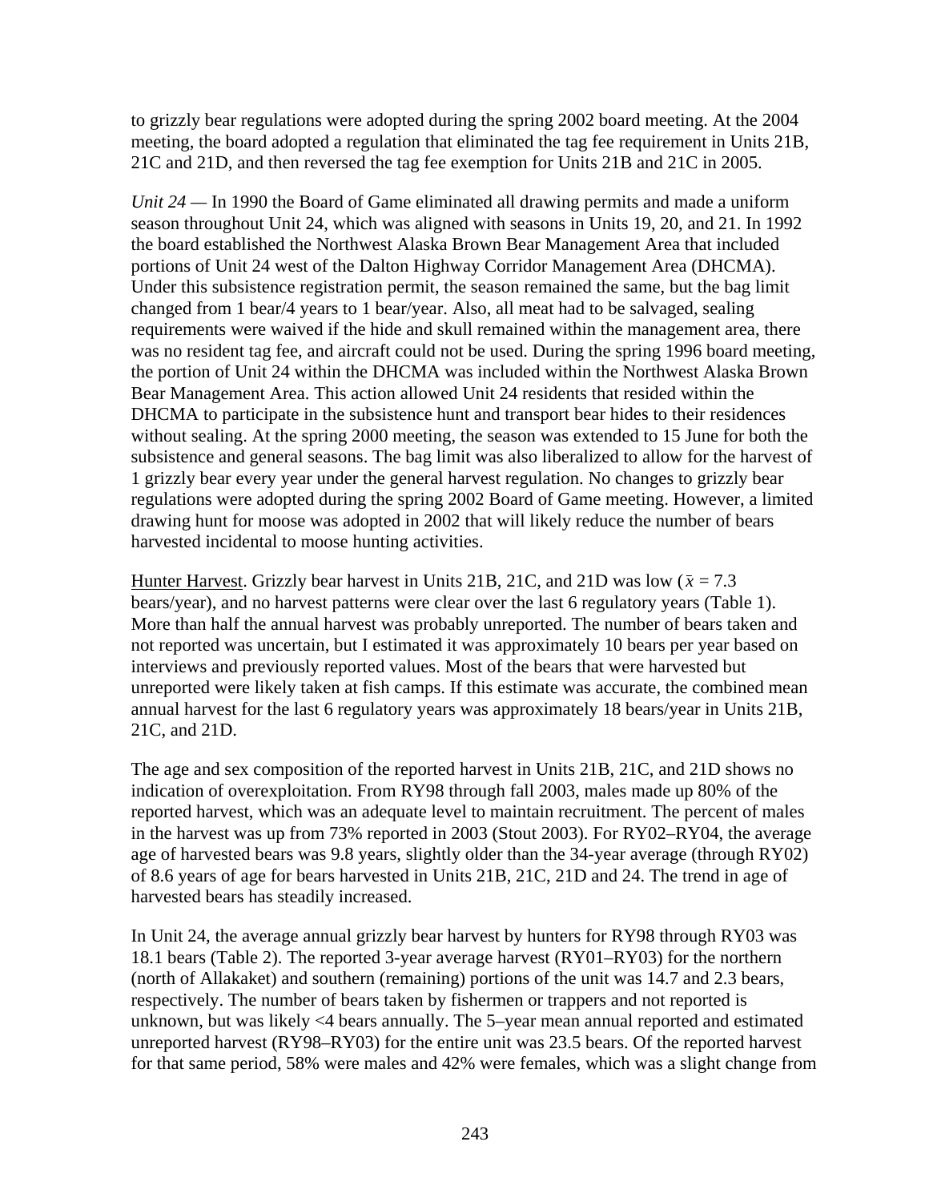to grizzly bear regulations were adopted during the spring 2002 board meeting. At the 2004 meeting, the board adopted a regulation that eliminated the tag fee requirement in Units 21B, 21C and 21D, and then reversed the tag fee exemption for Units 21B and 21C in 2005.

*Unit 24 —* In 1990 the Board of Game eliminated all drawing permits and made a uniform season throughout Unit 24, which was aligned with seasons in Units 19, 20, and 21. In 1992 the board established the Northwest Alaska Brown Bear Management Area that included portions of Unit 24 west of the Dalton Highway Corridor Management Area (DHCMA). Under this subsistence registration permit, the season remained the same, but the bag limit changed from 1 bear/4 years to 1 bear/year. Also, all meat had to be salvaged, sealing requirements were waived if the hide and skull remained within the management area, there was no resident tag fee, and aircraft could not be used. During the spring 1996 board meeting, the portion of Unit 24 within the DHCMA was included within the Northwest Alaska Brown Bear Management Area. This action allowed Unit 24 residents that resided within the DHCMA to participate in the subsistence hunt and transport bear hides to their residences without sealing. At the spring 2000 meeting, the season was extended to 15 June for both the subsistence and general seasons. The bag limit was also liberalized to allow for the harvest of 1 grizzly bear every year under the general harvest regulation. No changes to grizzly bear regulations were adopted during the spring 2002 Board of Game meeting. However, a limited drawing hunt for moose was adopted in 2002 that will likely reduce the number of bears harvested incidental to moose hunting activities.

Hunter Harvest. Grizzly bear harvest in Units 21B, 21C, and 21D was low ($\bar{x}$ = 7.3 bears/year), and no harvest patterns were clear over the last 6 regulatory years (Table 1). More than half the annual harvest was probably unreported. The number of bears taken and not reported was uncertain, but I estimated it was approximately 10 bears per year based on interviews and previously reported values. Most of the bears that were harvested but unreported were likely taken at fish camps. If this estimate was accurate, the combined mean annual harvest for the last 6 regulatory years was approximately 18 bears/year in Units 21B, 21C, and 21D.

The age and sex composition of the reported harvest in Units 21B, 21C, and 21D shows no indication of overexploitation. From RY98 through fall 2003, males made up 80% of the reported harvest, which was an adequate level to maintain recruitment. The percent of males in the harvest was up from 73% reported in 2003 (Stout 2003). For RY02–RY04, the average age of harvested bears was 9.8 years, slightly older than the 34-year average (through RY02) of 8.6 years of age for bears harvested in Units 21B, 21C, 21D and 24. The trend in age of harvested bears has steadily increased.

In Unit 24, the average annual grizzly bear harvest by hunters for RY98 through RY03 was 18.1 bears (Table 2). The reported 3-year average harvest (RY01–RY03) for the northern (north of Allakaket) and southern (remaining) portions of the unit was 14.7 and 2.3 bears, respectively. The number of bears taken by fishermen or trappers and not reported is unknown, but was likely <4 bears annually. The 5–year mean annual reported and estimated unreported harvest (RY98–RY03) for the entire unit was 23.5 bears. Of the reported harvest for that same period, 58% were males and 42% were females, which was a slight change from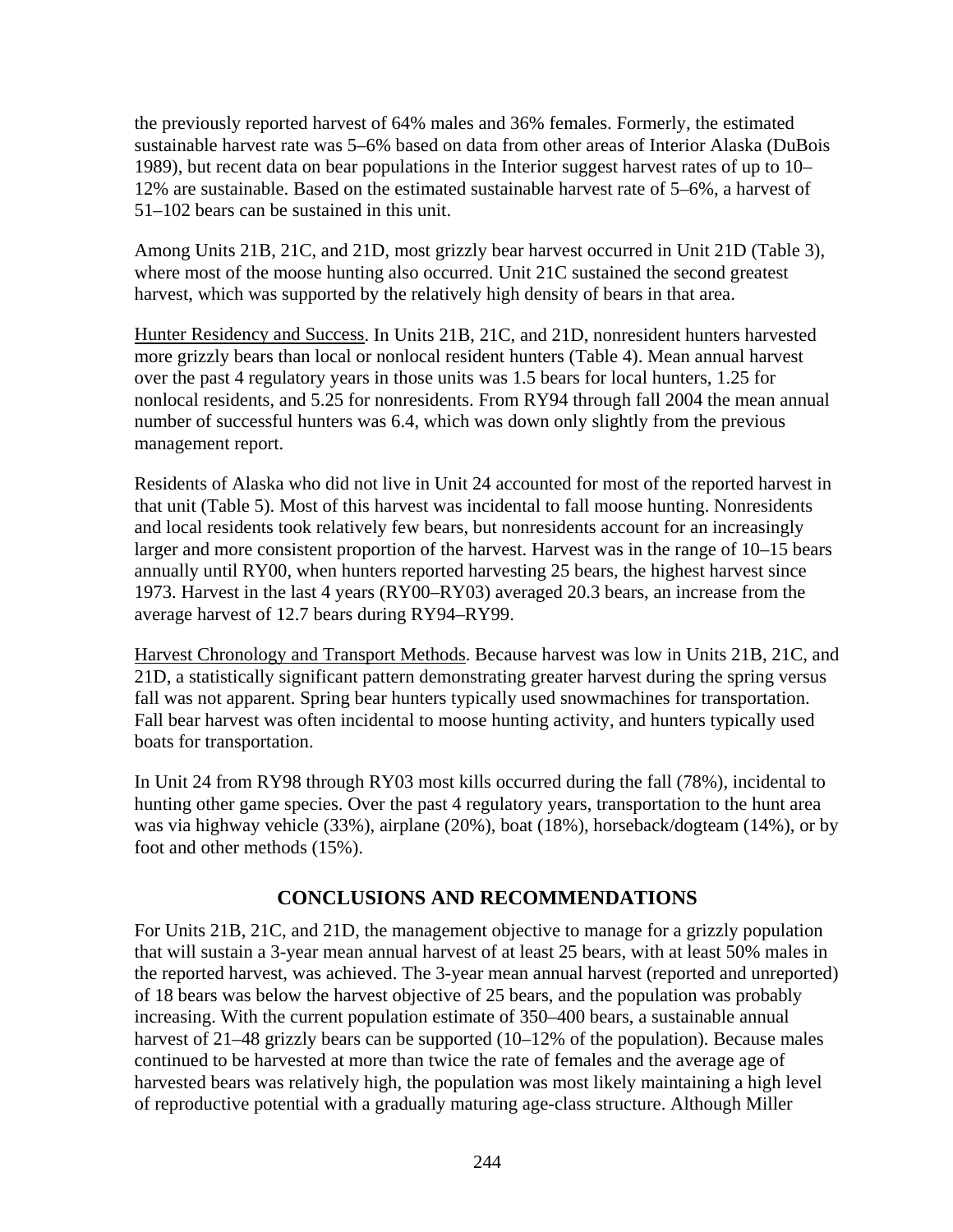the previously reported harvest of 64% males and 36% females. Formerly, the estimated sustainable harvest rate was 5–6% based on data from other areas of Interior Alaska (DuBois 1989), but recent data on bear populations in the Interior suggest harvest rates of up to 10–12% are sustainable. Based on the estimated sustainable harvest rate of 5–6%, a harvest of 51–102 bears can be sustained in this unit.

Among Units 21B, 21C, and 21D, most grizzly bear harvest occurred in Unit 21D (Table 3), where most of the moose hunting also occurred. Unit 21C sustained the second greatest harvest, which was supported by the relatively high density of bears in that area.

Hunter Residency and Success. In Units 21B, 21C, and 21D, nonresident hunters harvested more grizzly bears than local or nonlocal resident hunters (Table 4). Mean annual harvest over the past 4 regulatory years in those units was 1.5 bears for local hunters, 1.25 for nonlocal residents, and 5.25 for nonresidents. From RY94 through fall 2004 the mean annual number of successful hunters was 6.4, which was down only slightly from the previous management report.

Residents of Alaska who did not live in Unit 24 accounted for most of the reported harvest in that unit (Table 5). Most of this harvest was incidental to fall moose hunting. Nonresidents and local residents took relatively few bears, but nonresidents account for an increasingly larger and more consistent proportion of the harvest. Harvest was in the range of 10–15 bears annually until RY00, when hunters reported harvesting 25 bears, the highest harvest since 1973. Harvest in the last 4 years (RY00–RY03) averaged 20.3 bears, an increase from the average harvest of 12.7 bears during RY94–RY99.

Harvest Chronology and Transport Methods. Because harvest was low in Units 21B, 21C, and 21D, a statistically significant pattern demonstrating greater harvest during the spring versus fall was not apparent. Spring bear hunters typically used snowmachines for transportation. Fall bear harvest was often incidental to moose hunting activity, and hunters typically used boats for transportation.

In Unit 24 from RY98 through RY03 most kills occurred during the fall (78%), incidental to hunting other game species. Over the past 4 regulatory years, transportation to the hunt area was via highway vehicle (33%), airplane (20%), boat (18%), horseback/dogteam (14%), or by foot and other methods (15%).

## CONCLUSIONS AND RECOMMENDATIONS

For Units 21B, 21C, and 21D, the management objective to manage for a grizzly population that will sustain a 3-year mean annual harvest of at least 25 bears, with at least 50% males in the reported harvest, was achieved. The 3-year mean annual harvest (reported and unreported) of 18 bears was below the harvest objective of 25 bears, and the population was probably increasing. With the current population estimate of 350–400 bears, a sustainable annual harvest of 21–48 grizzly bears can be supported (10–12% of the population). Because males continued to be harvested at more than twice the rate of females and the average age of harvested bears was relatively high, the population was most likely maintaining a high level of reproductive potential with a gradually maturing age-class structure. Although Miller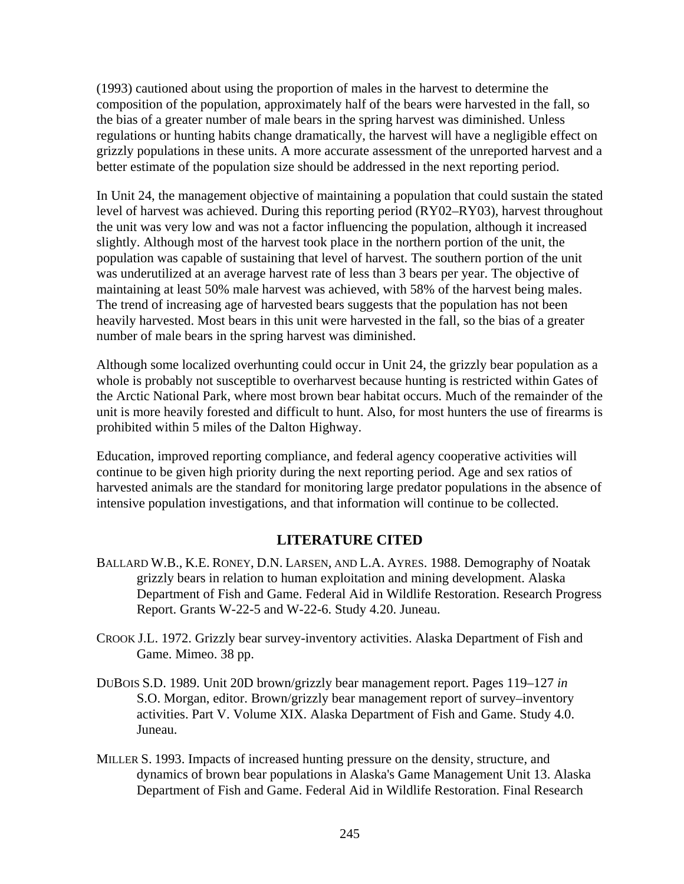(1993) cautioned about using the proportion of males in the harvest to determine the composition of the population, approximately half of the bears were harvested in the fall, so the bias of a greater number of male bears in the spring harvest was diminished. Unless regulations or hunting habits change dramatically, the harvest will have a negligible effect on grizzly populations in these units. A more accurate assessment of the unreported harvest and a better estimate of the population size should be addressed in the next reporting period.

In Unit 24, the management objective of maintaining a population that could sustain the stated level of harvest was achieved. During this reporting period (RY02–RY03), harvest throughout the unit was very low and was not a factor influencing the population, although it increased slightly. Although most of the harvest took place in the northern portion of the unit, the population was capable of sustaining that level of harvest. The southern portion of the unit was underutilized at an average harvest rate of less than 3 bears per year. The objective of maintaining at least 50% male harvest was achieved, with 58% of the harvest being males. The trend of increasing age of harvested bears suggests that the population has not been heavily harvested. Most bears in this unit were harvested in the fall, so the bias of a greater number of male bears in the spring harvest was diminished.

Although some localized overhunting could occur in Unit 24, the grizzly bear population as a whole is probably not susceptible to overharvest because hunting is restricted within Gates of the Arctic National Park, where most brown bear habitat occurs. Much of the remainder of the unit is more heavily forested and difficult to hunt. Also, for most hunters the use of firearms is prohibited within 5 miles of the Dalton Highway.

Education, improved reporting compliance, and federal agency cooperative activities will continue to be given high priority during the next reporting period. Age and sex ratios of harvested animals are the standard for monitoring large predator populations in the absence of intensive population investigations, and that information will continue to be collected.

## LITERATURE CITED

BALLARD W.B., K.E. RONEY, D.N. LARSEN, AND L.A. AYRES. 1988. Demography of Noatak grizzly bears in relation to human exploitation and mining development. Alaska Department of Fish and Game. Federal Aid in Wildlife Restoration. Research Progress Report. Grants W-22-5 and W-22-6. Study 4.20. Juneau.

CROOK J.L. 1972. Grizzly bear survey-inventory activities. Alaska Department of Fish and Game. Mimeo. 38 pp.

DUBOIS S.D. 1989. Unit 20D brown/grizzly bear management report. Pages 119–127 *in* S.O. Morgan, editor. Brown/grizzly bear management report of survey–inventory activities. Part V. Volume XIX. Alaska Department of Fish and Game. Study 4.0. Juneau.

MILLER S. 1993. Impacts of increased hunting pressure on the density, structure, and dynamics of brown bear populations in Alaska's Game Management Unit 13. Alaska Department of Fish and Game. Federal Aid in Wildlife Restoration. Final Research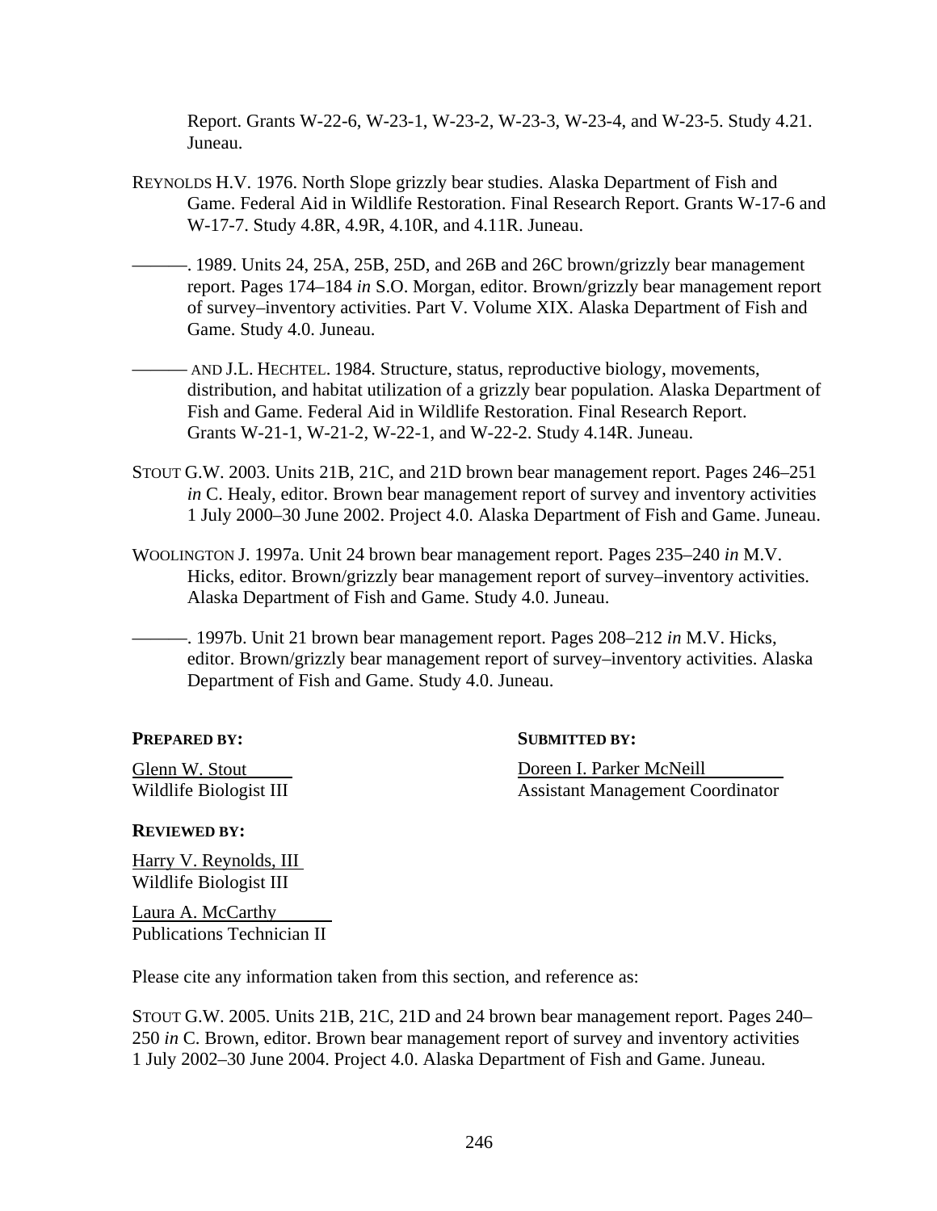Report. Grants W-22-6, W-23-1, W-23-2, W-23-3, W-23-4, and W-23-5. Study 4.21. Juneau.

REYNOLDS H.V. 1976. North Slope grizzly bear studies. Alaska Department of Fish and Game. Federal Aid in Wildlife Restoration. Final Research Report. Grants W-17-6 and W-17-7. Study 4.8R, 4.9R, 4.10R, and 4.11R. Juneau.

———. 1989. Units 24, 25A, 25B, 25D, and 26B and 26C brown/grizzly bear management report. Pages 174–184 *in* S.O. Morgan, editor. Brown/grizzly bear management report of survey–inventory activities. Part V. Volume XIX. Alaska Department of Fish and Game. Study 4.0. Juneau.

——— AND J.L. HECHTEL. 1984. Structure, status, reproductive biology, movements, distribution, and habitat utilization of a grizzly bear population. Alaska Department of Fish and Game. Federal Aid in Wildlife Restoration. Final Research Report. Grants W-21-1, W-21-2, W-22-1, and W-22-2. Study 4.14R. Juneau.

STOUT G.W. 2003. Units 21B, 21C, and 21D brown bear management report. Pages 246–251 *in* C. Healy, editor. Brown bear management report of survey and inventory activities 1 July 2000–30 June 2002. Project 4.0. Alaska Department of Fish and Game. Juneau.

WOOLINGTON J. 1997a. Unit 24 brown bear management report. Pages 235–240 *in* M.V. Hicks, editor. Brown/grizzly bear management report of survey–inventory activities. Alaska Department of Fish and Game. Study 4.0. Juneau.

———. 1997b. Unit 21 brown bear management report. Pages 208–212 *in* M.V. Hicks, editor. Brown/grizzly bear management report of survey–inventory activities. Alaska Department of Fish and Game. Study 4.0. Juneau.

**PREPARED BY:**

Glenn W. Stout
Wildlife Biologist III

**SUBMITTED BY:**

Doreen I. Parker McNeill
Assistant Management Coordinator

**REVIEWED BY:**

Harry V. Reynolds, III
Wildlife Biologist III

Laura A. McCarthy
Publications Technician II

Please cite any information taken from this section, and reference as:

STOUT G.W. 2005. Units 21B, 21C, 21D and 24 brown bear management report. Pages 240–250 *in* C. Brown, editor. Brown bear management report of survey and inventory activities 1 July 2002–30 June 2004. Project 4.0. Alaska Department of Fish and Game. Juneau.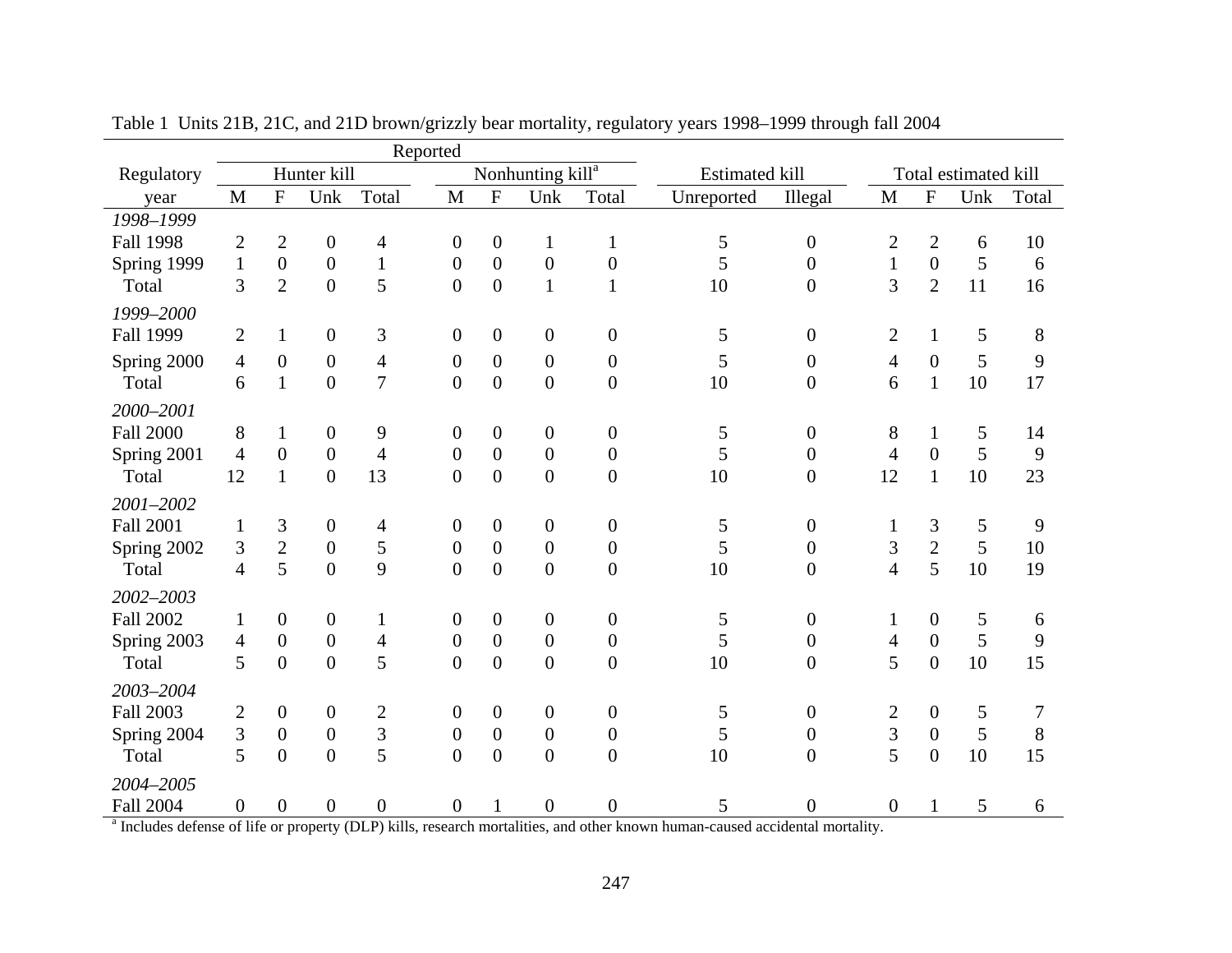Table 1 Units 21B, 21C, and 21D brown/grizzly bear mortality, regulatory years 1998–1999 through fall 2004

| Regulatory year | Reported | | | | | | | | | | | | | |
|---|---|---|---|---|---|---|---|---|---|---|---|---|---|---|
| | Hunter kill | | | | Nonhunting kill[a] | | | | Estimated kill | | Total estimated kill | | | |
| | M | F | Unk | Total | M | F | Unk | Total | Unreported | Illegal | M | F | Unk | Total |
| *1998–1999* | | | | | | | | | | | | | | |
| Fall 1998 | 2 | 2 | 0 | 4 | 0 | 0 | 1 | 1 | 5 | 0 | 2 | 2 | 6 | 10 |
| Spring 1999 | 1 | 0 | 0 | 1 | 0 | 0 | 0 | 0 | 5 | 0 | 1 | 0 | 5 | 6 |
| Total | 3 | 2 | 0 | 5 | 0 | 0 | 1 | 1 | 10 | 0 | 3 | 2 | 11 | 16 |
| *1999–2000* | | | | | | | | | | | | | | |
| Fall 1999 | 2 | 1 | 0 | 3 | 0 | 0 | 0 | 0 | 5 | 0 | 2 | 1 | 5 | 8 |
| Spring 2000 | 4 | 0 | 0 | 4 | 0 | 0 | 0 | 0 | 5 | 0 | 4 | 0 | 5 | 9 |
| Total | 6 | 1 | 0 | 7 | 0 | 0 | 0 | 0 | 10 | 0 | 6 | 1 | 10 | 17 |
| *2000–2001* | | | | | | | | | | | | | | |
| Fall 2000 | 8 | 1 | 0 | 9 | 0 | 0 | 0 | 0 | 5 | 0 | 8 | 1 | 5 | 14 |
| Spring 2001 | 4 | 0 | 0 | 4 | 0 | 0 | 0 | 0 | 5 | 0 | 4 | 0 | 5 | 9 |
| Total | 12 | 1 | 0 | 13 | 0 | 0 | 0 | 0 | 10 | 0 | 12 | 1 | 10 | 23 |
| *2001–2002* | | | | | | | | | | | | | | |
| Fall 2001 | 1 | 3 | 0 | 4 | 0 | 0 | 0 | 0 | 5 | 0 | 1 | 3 | 5 | 9 |
| Spring 2002 | 3 | 2 | 0 | 5 | 0 | 0 | 0 | 0 | 5 | 0 | 3 | 2 | 5 | 10 |
| Total | 4 | 5 | 0 | 9 | 0 | 0 | 0 | 0 | 10 | 0 | 4 | 5 | 10 | 19 |
| *2002–2003* | | | | | | | | | | | | | | |
| Fall 2002 | 1 | 0 | 0 | 1 | 0 | 0 | 0 | 0 | 5 | 0 | 1 | 0 | 5 | 6 |
| Spring 2003 | 4 | 0 | 0 | 4 | 0 | 0 | 0 | 0 | 5 | 0 | 4 | 0 | 5 | 9 |
| Total | 5 | 0 | 0 | 5 | 0 | 0 | 0 | 0 | 10 | 0 | 5 | 0 | 10 | 15 |
| *2003–2004* | | | | | | | | | | | | | | |
| Fall 2003 | 2 | 0 | 0 | 2 | 0 | 0 | 0 | 0 | 5 | 0 | 2 | 0 | 5 | 7 |
| Spring 2004 | 3 | 0 | 0 | 3 | 0 | 0 | 0 | 0 | 5 | 0 | 3 | 0 | 5 | 8 |
| Total | 5 | 0 | 0 | 5 | 0 | 0 | 0 | 0 | 10 | 0 | 5 | 0 | 10 | 15 |
| *2004–2005* | | | | | | | | | | | | | | |
| Fall 2004 | 0 | 0 | 0 | 0 | 0 | 1 | 0 | 0 | 5 | 0 | 0 | 1 | 5 | 6 |

[a] Includes defense of life or property (DLP) kills, research mortalities, and other known human-caused accidental mortality.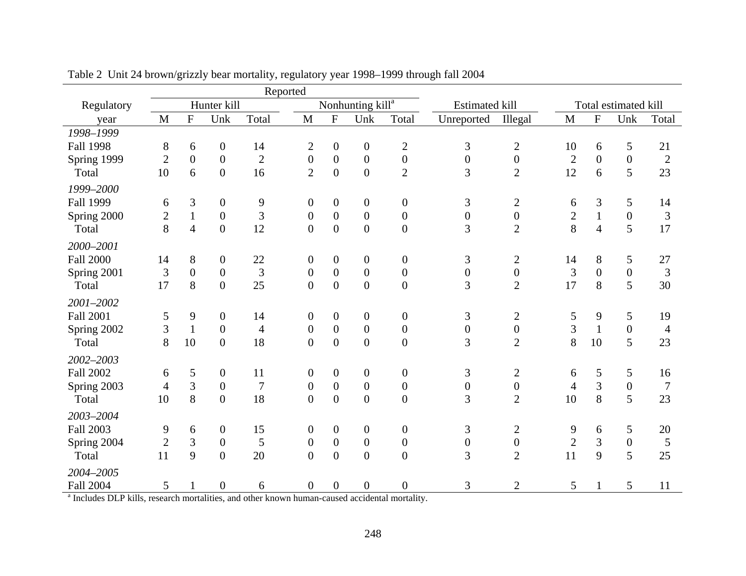Table 2 Unit 24 brown/grizzly bear mortality, regulatory year 1998–1999 through fall 2004

| Regulatory | Reported | | | | | | | | Estimated kill | | Total estimated kill | | | |
|---|---|---|---|---|---|---|---|---|---|---|---|---|---|---|
| | Hunter kill | | | | Nonhunting kill[a] | | | | | | | | | |
| year | M | F | Unk | Total | M | F | Unk | Total | Unreported | Illegal | M | F | Unk | Total |
| *1998–1999* | | | | | | | | | | | | | | |
| Fall 1998 | 8 | 6 | 0 | 14 | 2 | 0 | 0 | 2 | 3 | 2 | 10 | 6 | 5 | 21 |
| Spring 1999 | 2 | 0 | 0 | 2 | 0 | 0 | 0 | 0 | 0 | 0 | 2 | 0 | 0 | 2 |
| Total | 10 | 6 | 0 | 16 | 2 | 0 | 0 | 2 | 3 | 2 | 12 | 6 | 5 | 23 |
| *1999–2000* | | | | | | | | | | | | | | |
| Fall 1999 | 6 | 3 | 0 | 9 | 0 | 0 | 0 | 0 | 3 | 2 | 6 | 3 | 5 | 14 |
| Spring 2000 | 2 | 1 | 0 | 3 | 0 | 0 | 0 | 0 | 0 | 0 | 2 | 1 | 0 | 3 |
| Total | 8 | 4 | 0 | 12 | 0 | 0 | 0 | 0 | 3 | 2 | 8 | 4 | 5 | 17 |
| *2000–2001* | | | | | | | | | | | | | | |
| Fall 2000 | 14 | 8 | 0 | 22 | 0 | 0 | 0 | 0 | 3 | 2 | 14 | 8 | 5 | 27 |
| Spring 2001 | 3 | 0 | 0 | 3 | 0 | 0 | 0 | 0 | 0 | 0 | 3 | 0 | 0 | 3 |
| Total | 17 | 8 | 0 | 25 | 0 | 0 | 0 | 0 | 3 | 2 | 17 | 8 | 5 | 30 |
| *2001–2002* | | | | | | | | | | | | | | |
| Fall 2001 | 5 | 9 | 0 | 14 | 0 | 0 | 0 | 0 | 3 | 2 | 5 | 9 | 5 | 19 |
| Spring 2002 | 3 | 1 | 0 | 4 | 0 | 0 | 0 | 0 | 0 | 0 | 3 | 1 | 0 | 4 |
| Total | 8 | 10 | 0 | 18 | 0 | 0 | 0 | 0 | 3 | 2 | 8 | 10 | 5 | 23 |
| *2002–2003* | | | | | | | | | | | | | | |
| Fall 2002 | 6 | 5 | 0 | 11 | 0 | 0 | 0 | 0 | 3 | 2 | 6 | 5 | 5 | 16 |
| Spring 2003 | 4 | 3 | 0 | 7 | 0 | 0 | 0 | 0 | 0 | 0 | 4 | 3 | 0 | 7 |
| Total | 10 | 8 | 0 | 18 | 0 | 0 | 0 | 0 | 3 | 2 | 10 | 8 | 5 | 23 |
| *2003–2004* | | | | | | | | | | | | | | |
| Fall 2003 | 9 | 6 | 0 | 15 | 0 | 0 | 0 | 0 | 3 | 2 | 9 | 6 | 5 | 20 |
| Spring 2004 | 2 | 3 | 0 | 5 | 0 | 0 | 0 | 0 | 0 | 0 | 2 | 3 | 0 | 5 |
| Total | 11 | 9 | 0 | 20 | 0 | 0 | 0 | 0 | 3 | 2 | 11 | 9 | 5 | 25 |
| *2004–2005* | | | | | | | | | | | | | | |
| Fall 2004 | 5 | 1 | 0 | 6 | 0 | 0 | 0 | 0 | 3 | 2 | 5 | 1 | 5 | 11 |

[a] Includes DLP kills, research mortalities, and other known human-caused accidental mortality.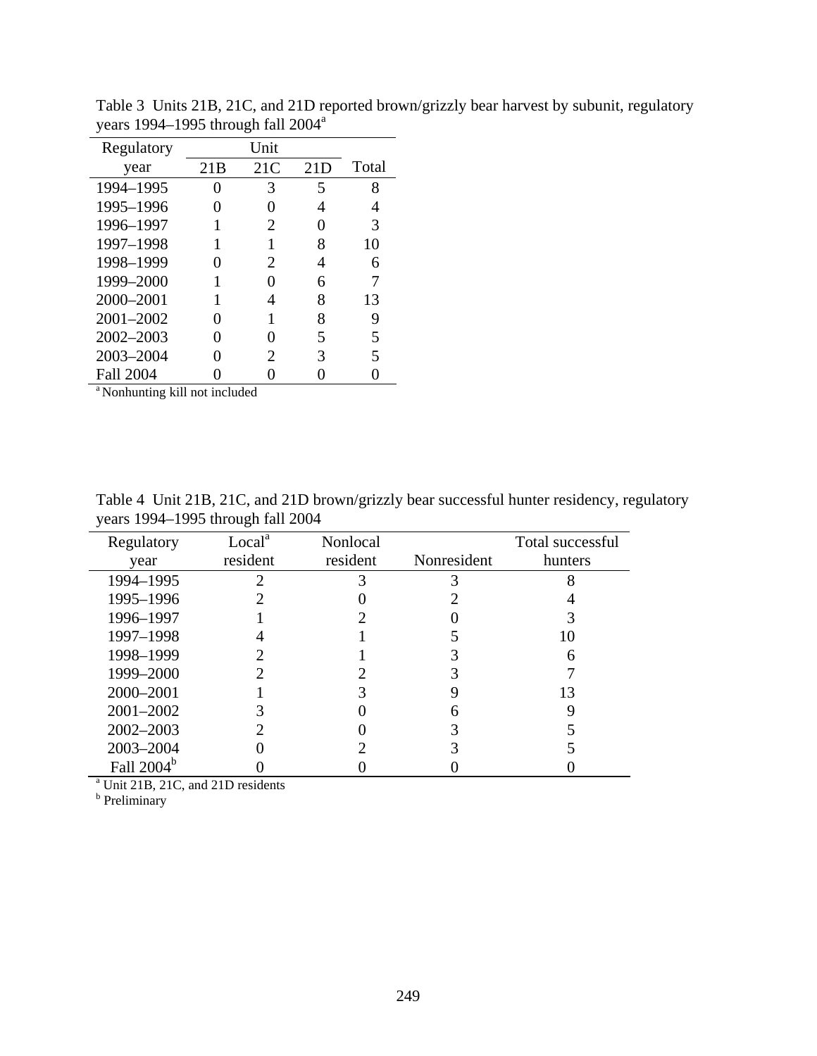Table 3 Units 21B, 21C, and 21D reported brown/grizzly bear harvest by subunit, regulatory years 1994–1995 through fall 2004[a]

| Regulatory year | Unit 21B | 21C | 21D | Total |
|---|---|---|---|---|
| 1994–1995 | 0 | 3 | 5 | 8 |
| 1995–1996 | 0 | 0 | 4 | 4 |
| 1996–1997 | 1 | 2 | 0 | 3 |
| 1997–1998 | 1 | 1 | 8 | 10 |
| 1998–1999 | 0 | 2 | 4 | 6 |
| 1999–2000 | 1 | 0 | 6 | 7 |
| 2000–2001 | 1 | 4 | 8 | 13 |
| 2001–2002 | 0 | 1 | 8 | 9 |
| 2002–2003 | 0 | 0 | 5 | 5 |
| 2003–2004 | 0 | 2 | 3 | 5 |
| Fall 2004 | 0 | 0 | 0 | 0 |

[a] Nonhunting kill not included

Table 4 Unit 21B, 21C, and 21D brown/grizzly bear successful hunter residency, regulatory years 1994–1995 through fall 2004

| Regulatory year | Local[a] resident | Nonlocal resident | Nonresident | Total successful hunters |
|---|---|---|---|---|
| 1994–1995 | 2 | 3 | 3 | 8 |
| 1995–1996 | 2 | 0 | 2 | 4 |
| 1996–1997 | 1 | 2 | 0 | 3 |
| 1997–1998 | 4 | 1 | 5 | 10 |
| 1998–1999 | 2 | 1 | 3 | 6 |
| 1999–2000 | 2 | 2 | 3 | 7 |
| 2000–2001 | 1 | 3 | 9 | 13 |
| 2001–2002 | 3 | 0 | 6 | 9 |
| 2002–2003 | 2 | 0 | 3 | 5 |
| 2003–2004 | 0 | 2 | 3 | 5 |
| Fall 2004[b] | 0 | 0 | 0 | 0 |

[a] Unit 21B, 21C, and 21D residents
[b] Preliminary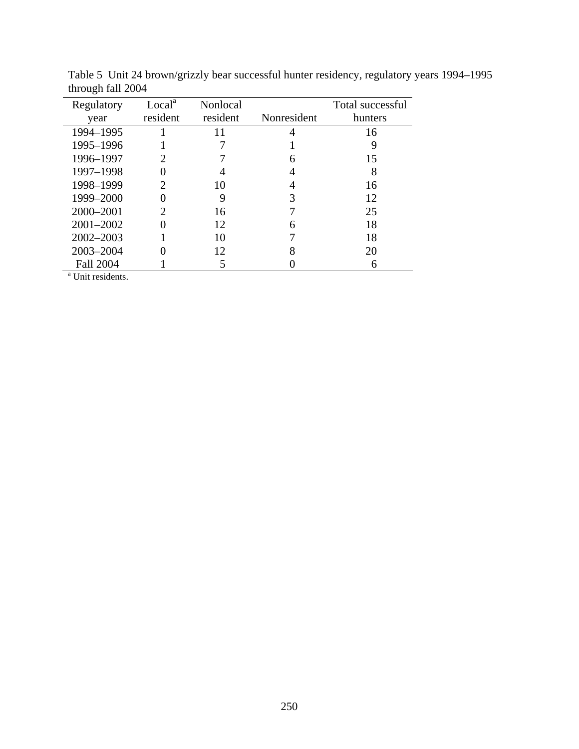Table 5 Unit 24 brown/grizzly bear successful hunter residency, regulatory years 1994–1995 through fall 2004

| Regulatory year | Local[a] resident | Nonlocal resident | Nonresident | Total successful hunters |
|---|---|---|---|---|
| 1994–1995 | 1 | 11 | 4 | 16 |
| 1995–1996 | 1 | 7 | 1 | 9 |
| 1996–1997 | 2 | 7 | 6 | 15 |
| 1997–1998 | 0 | 4 | 4 | 8 |
| 1998–1999 | 2 | 10 | 4 | 16 |
| 1999–2000 | 0 | 9 | 3 | 12 |
| 2000–2001 | 2 | 16 | 7 | 25 |
| 2001–2002 | 0 | 12 | 6 | 18 |
| 2002–2003 | 1 | 10 | 7 | 18 |
| 2003–2004 | 0 | 12 | 8 | 20 |
| Fall 2004 | 1 | 5 | 0 | 6 |

[a] Unit residents.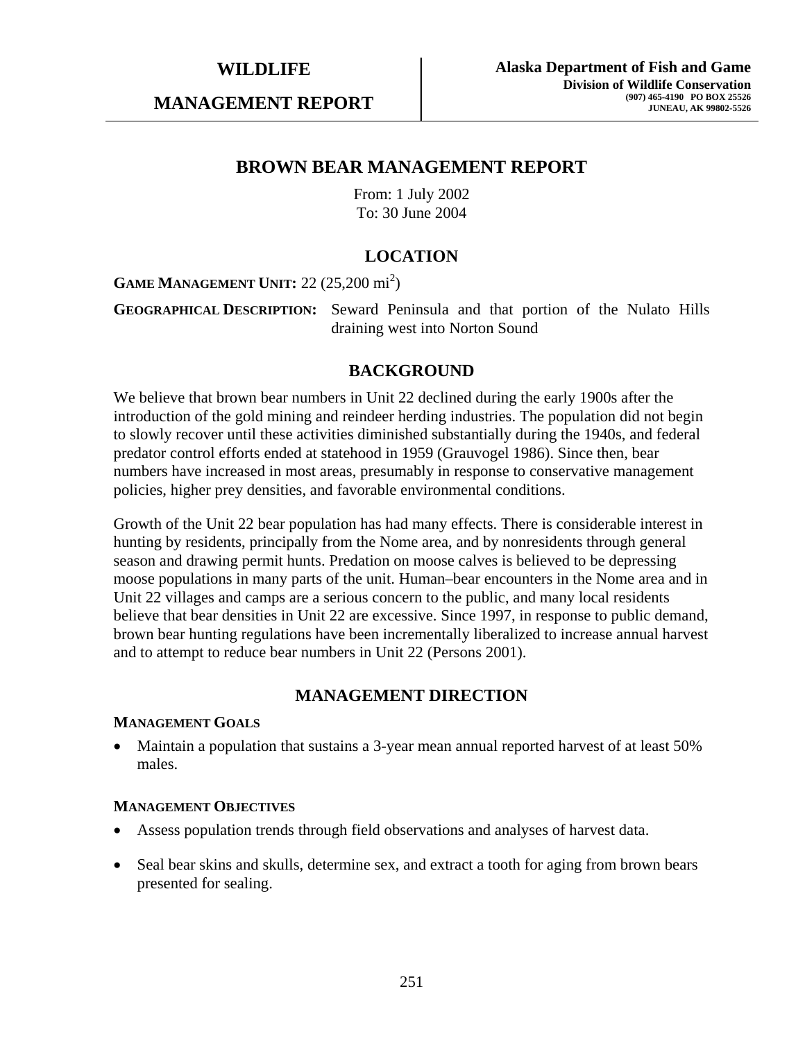**WILDLIFE**

**MANAGEMENT REPORT**

**Alaska Department of Fish and Game**
**Division of Wildlife Conservation**
**(907) 465-4190 PO BOX 25526**
**JUNEAU, AK 99802-5526**

# BROWN BEAR MANAGEMENT REPORT

From: 1 July 2002
To: 30 June 2004

## LOCATION

**GAME MANAGEMENT UNIT:** 22 (25,200 $mi^2$)

**GEOGRAPHICAL DESCRIPTION:** Seward Peninsula and that portion of the Nulato Hills draining west into Norton Sound

## BACKGROUND

We believe that brown bear numbers in Unit 22 declined during the early 1900s after the introduction of the gold mining and reindeer herding industries. The population did not begin to slowly recover until these activities diminished substantially during the 1940s, and federal predator control efforts ended at statehood in 1959 (Grauvogel 1986). Since then, bear numbers have increased in most areas, presumably in response to conservative management policies, higher prey densities, and favorable environmental conditions.

Growth of the Unit 22 bear population has had many effects. There is considerable interest in hunting by residents, principally from the Nome area, and by nonresidents through general season and drawing permit hunts. Predation on moose calves is believed to be depressing moose populations in many parts of the unit. Human–bear encounters in the Nome area and in Unit 22 villages and camps are a serious concern to the public, and many local residents believe that bear densities in Unit 22 are excessive. Since 1997, in response to public demand, brown bear hunting regulations have been incrementally liberalized to increase annual harvest and to attempt to reduce bear numbers in Unit 22 (Persons 2001).

## MANAGEMENT DIRECTION

### MANAGEMENT GOALS

- Maintain a population that sustains a 3-year mean annual reported harvest of at least 50% males.

### MANAGEMENT OBJECTIVES

- Assess population trends through field observations and analyses of harvest data.
- Seal bear skins and skulls, determine sex, and extract a tooth for aging from brown bears presented for sealing.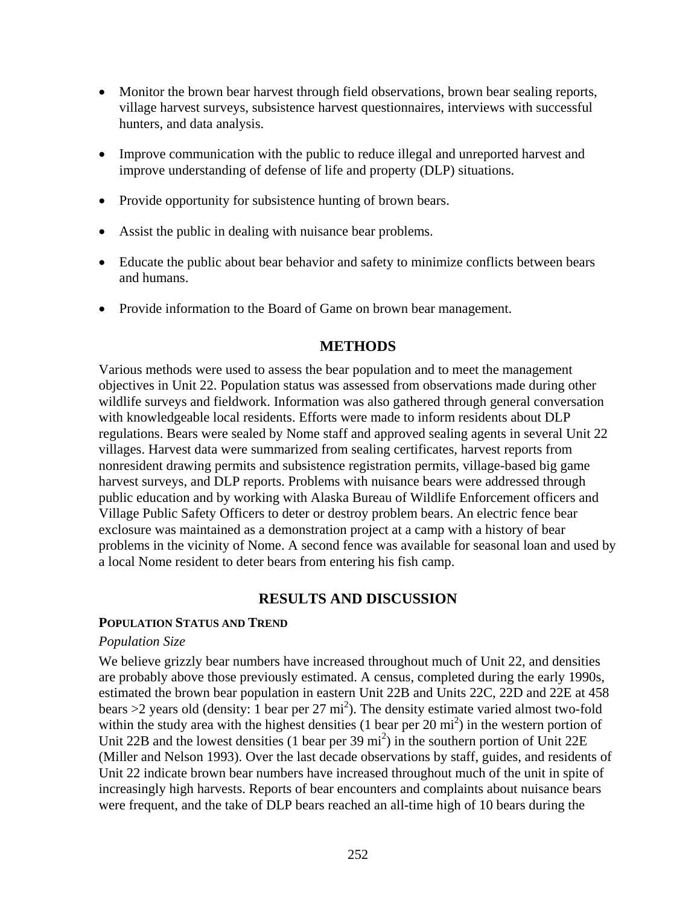- Monitor the brown bear harvest through field observations, brown bear sealing reports, village harvest surveys, subsistence harvest questionnaires, interviews with successful hunters, and data analysis.

- Improve communication with the public to reduce illegal and unreported harvest and improve understanding of defense of life and property (DLP) situations.

- Provide opportunity for subsistence hunting of brown bears.

- Assist the public in dealing with nuisance bear problems.

- Educate the public about bear behavior and safety to minimize conflicts between bears and humans.

- Provide information to the Board of Game on brown bear management.

## METHODS

Various methods were used to assess the bear population and to meet the management objectives in Unit 22. Population status was assessed from observations made during other wildlife surveys and fieldwork. Information was also gathered through general conversation with knowledgeable local residents. Efforts were made to inform residents about DLP regulations. Bears were sealed by Nome staff and approved sealing agents in several Unit 22 villages. Harvest data were summarized from sealing certificates, harvest reports from nonresident drawing permits and subsistence registration permits, village-based big game harvest surveys, and DLP reports. Problems with nuisance bears were addressed through public education and by working with Alaska Bureau of Wildlife Enforcement officers and Village Public Safety Officers to deter or destroy problem bears. An electric fence bear exclosure was maintained as a demonstration project at a camp with a history of bear problems in the vicinity of Nome. A second fence was available for seasonal loan and used by a local Nome resident to deter bears from entering his fish camp.

## RESULTS AND DISCUSSION

### POPULATION STATUS AND TREND

*Population Size*

We believe grizzly bear numbers have increased throughout much of Unit 22, and densities are probably above those previously estimated. A census, completed during the early 1990s, estimated the brown bear population in eastern Unit 22B and Units 22C, 22D and 22E at 458 bears >2 years old (density: 1 bear per 27 $mi^2$). The density estimate varied almost two-fold within the study area with the highest densities (1 bear per 20 $mi^2$) in the western portion of Unit 22B and the lowest densities (1 bear per 39 $mi^2$) in the southern portion of Unit 22E (Miller and Nelson 1993). Over the last decade observations by staff, guides, and residents of Unit 22 indicate brown bear numbers have increased throughout much of the unit in spite of increasingly high harvests. Reports of bear encounters and complaints about nuisance bears were frequent, and the take of DLP bears reached an all-time high of 10 bears during the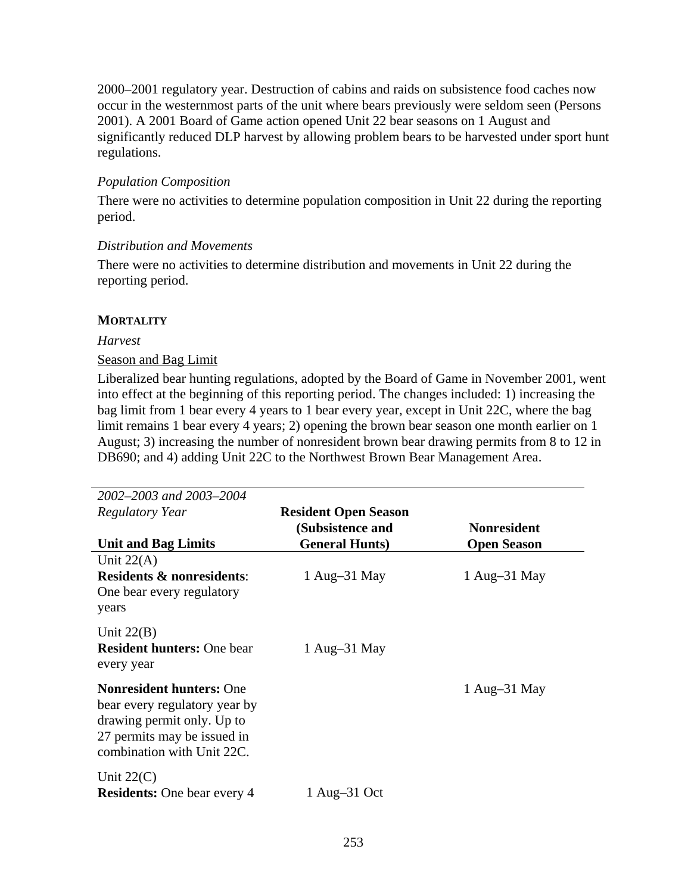2000–2001 regulatory year. Destruction of cabins and raids on subsistence food caches now occur in the westernmost parts of the unit where bears previously were seldom seen (Persons 2001). A 2001 Board of Game action opened Unit 22 bear seasons on 1 August and significantly reduced DLP harvest by allowing problem bears to be harvested under sport hunt regulations.

*Population Composition*

There were no activities to determine population composition in Unit 22 during the reporting period.

*Distribution and Movements*

There were no activities to determine distribution and movements in Unit 22 during the reporting period.

**MORTALITY**

*Harvest*

Season and Bag Limit

Liberalized bear hunting regulations, adopted by the Board of Game in November 2001, went into effect at the beginning of this reporting period. The changes included: 1) increasing the bag limit from 1 bear every 4 years to 1 bear every year, except in Unit 22C, where the bag limit remains 1 bear every 4 years; 2) opening the brown bear season one month earlier on 1 August; 3) increasing the number of nonresident brown bear drawing permits from 8 to 12 in DB690; and 4) adding Unit 22C to the Northwest Brown Bear Management Area.

| *2002–2003 and 2003–2004 Regulatory Year*<br>**Unit and Bag Limits** | **Resident Open Season (Subsistence and General Hunts)** | **Nonresident Open Season** |
|---|---|---|
| Unit 22(A)<br>**Residents & nonresidents**: One bear every regulatory years | 1 Aug–31 May | 1 Aug–31 May |
| Unit 22(B)<br>**Resident hunters:** One bear every year | 1 Aug–31 May | |
| **Nonresident hunters:** One bear every regulatory year by drawing permit only. Up to 27 permits may be issued in combination with Unit 22C. | | 1 Aug–31 May |
| Unit 22(C)<br>**Residents:** One bear every 4 | 1 Aug–31 Oct | |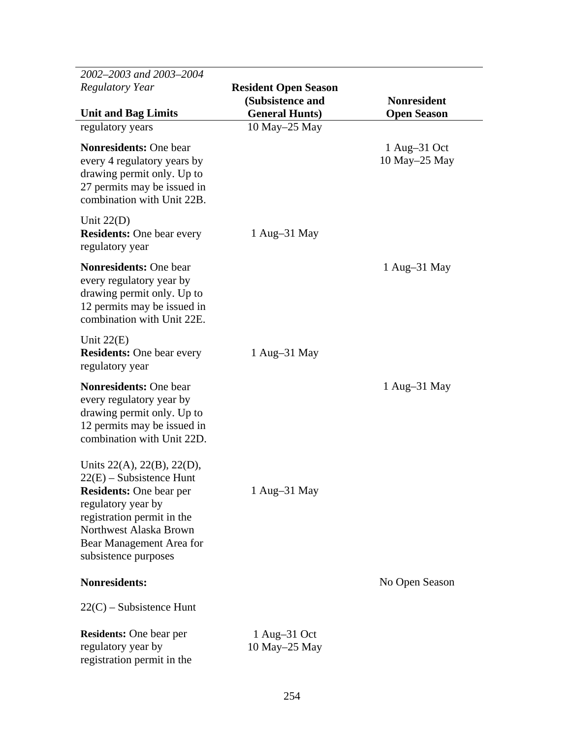| *2002–2003 and 2003–2004 Regulatory Year* **Unit and Bag Limits** | **Resident Open Season (Subsistence and General Hunts)** | **Nonresident Open Season** |
|---|---|---|
| regulatory years | 10 May–25 May | |
| **Nonresidents:** One bear every 4 regulatory years by drawing permit only. Up to 27 permits may be issued in combination with Unit 22B. | | 1 Aug–31 Oct 10 May–25 May |
| Unit 22(D) **Residents:** One bear every regulatory year | 1 Aug–31 May | |
| **Nonresidents:** One bear every regulatory year by drawing permit only. Up to 12 permits may be issued in combination with Unit 22E. | | 1 Aug–31 May |
| Unit 22(E) **Residents:** One bear every regulatory year | 1 Aug–31 May | |
| **Nonresidents:** One bear every regulatory year by drawing permit only. Up to 12 permits may be issued in combination with Unit 22D. | | 1 Aug–31 May |
| Units 22(A), 22(B), 22(D), 22(E) – Subsistence Hunt **Residents:** One bear per regulatory year by registration permit in the Northwest Alaska Brown Bear Management Area for subsistence purposes | 1 Aug–31 May | |
| **Nonresidents:** | | No Open Season |
| 22(C) – Subsistence Hunt | | |
| **Residents:** One bear per regulatory year by registration permit in the | 1 Aug–31 Oct 10 May–25 May | |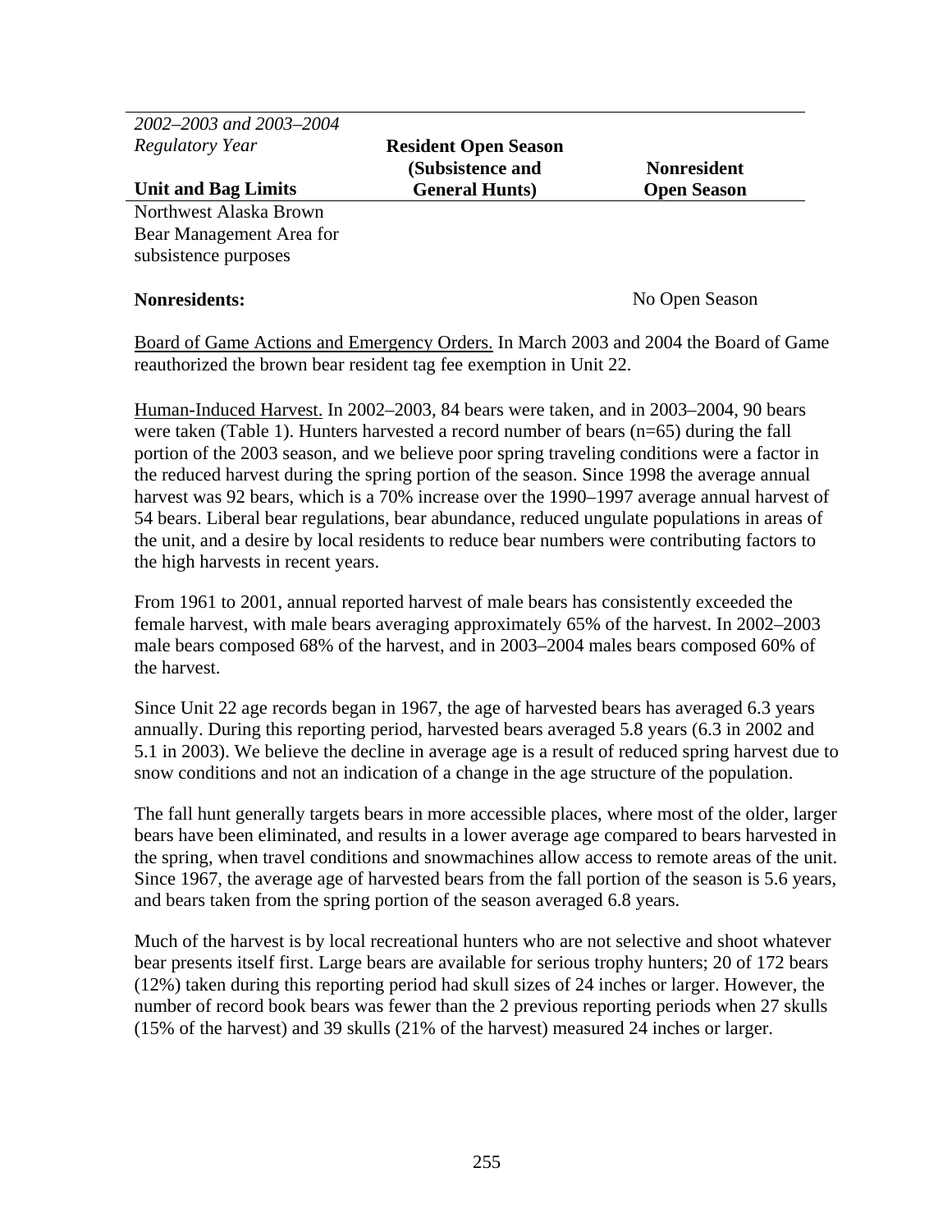| *2002–2003 and 2003–2004 Regulatory Year* **Unit and Bag Limits** | **Resident Open Season (Subsistence and General Hunts)** | **Nonresident Open Season** |
|---|---|---|
| Northwest Alaska Brown Bear Management Area for subsistence purposes | | |
| **Nonresidents:** | | No Open Season |

Board of Game Actions and Emergency Orders. In March 2003 and 2004 the Board of Game reauthorized the brown bear resident tag fee exemption in Unit 22.

Human-Induced Harvest. In 2002–2003, 84 bears were taken, and in 2003–2004, 90 bears were taken (Table 1). Hunters harvested a record number of bears (n=65) during the fall portion of the 2003 season, and we believe poor spring traveling conditions were a factor in the reduced harvest during the spring portion of the season. Since 1998 the average annual harvest was 92 bears, which is a 70% increase over the 1990–1997 average annual harvest of 54 bears. Liberal bear regulations, bear abundance, reduced ungulate populations in areas of the unit, and a desire by local residents to reduce bear numbers were contributing factors to the high harvests in recent years.

From 1961 to 2001, annual reported harvest of male bears has consistently exceeded the female harvest, with male bears averaging approximately 65% of the harvest. In 2002–2003 male bears composed 68% of the harvest, and in 2003–2004 males bears composed 60% of the harvest.

Since Unit 22 age records began in 1967, the age of harvested bears has averaged 6.3 years annually. During this reporting period, harvested bears averaged 5.8 years (6.3 in 2002 and 5.1 in 2003). We believe the decline in average age is a result of reduced spring harvest due to snow conditions and not an indication of a change in the age structure of the population.

The fall hunt generally targets bears in more accessible places, where most of the older, larger bears have been eliminated, and results in a lower average age compared to bears harvested in the spring, when travel conditions and snowmachines allow access to remote areas of the unit. Since 1967, the average age of harvested bears from the fall portion of the season is 5.6 years, and bears taken from the spring portion of the season averaged 6.8 years.

Much of the harvest is by local recreational hunters who are not selective and shoot whatever bear presents itself first. Large bears are available for serious trophy hunters; 20 of 172 bears (12%) taken during this reporting period had skull sizes of 24 inches or larger. However, the number of record book bears was fewer than the 2 previous reporting periods when 27 skulls (15% of the harvest) and 39 skulls (21% of the harvest) measured 24 inches or larger.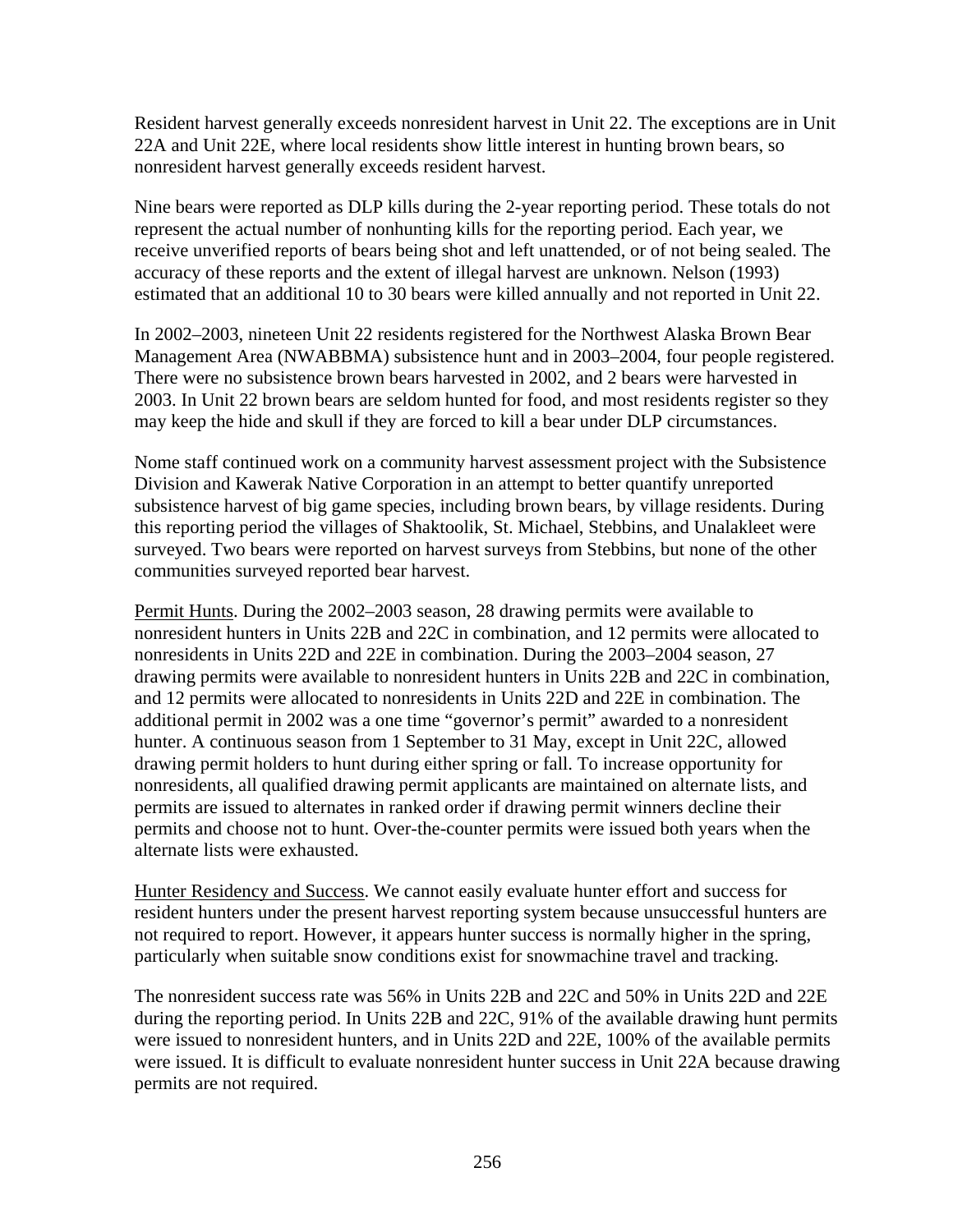Resident harvest generally exceeds nonresident harvest in Unit 22. The exceptions are in Unit 22A and Unit 22E, where local residents show little interest in hunting brown bears, so nonresident harvest generally exceeds resident harvest.

Nine bears were reported as DLP kills during the 2-year reporting period. These totals do not represent the actual number of nonhunting kills for the reporting period. Each year, we receive unverified reports of bears being shot and left unattended, or of not being sealed. The accuracy of these reports and the extent of illegal harvest are unknown. Nelson (1993) estimated that an additional 10 to 30 bears were killed annually and not reported in Unit 22.

In 2002–2003, nineteen Unit 22 residents registered for the Northwest Alaska Brown Bear Management Area (NWABBMA) subsistence hunt and in 2003–2004, four people registered. There were no subsistence brown bears harvested in 2002, and 2 bears were harvested in 2003. In Unit 22 brown bears are seldom hunted for food, and most residents register so they may keep the hide and skull if they are forced to kill a bear under DLP circumstances.

Nome staff continued work on a community harvest assessment project with the Subsistence Division and Kawerak Native Corporation in an attempt to better quantify unreported subsistence harvest of big game species, including brown bears, by village residents. During this reporting period the villages of Shaktoolik, St. Michael, Stebbins, and Unalakleet were surveyed. Two bears were reported on harvest surveys from Stebbins, but none of the other communities surveyed reported bear harvest.

Permit Hunts. During the 2002–2003 season, 28 drawing permits were available to nonresident hunters in Units 22B and 22C in combination, and 12 permits were allocated to nonresidents in Units 22D and 22E in combination. During the 2003–2004 season, 27 drawing permits were available to nonresident hunters in Units 22B and 22C in combination, and 12 permits were allocated to nonresidents in Units 22D and 22E in combination. The additional permit in 2002 was a one time "governor's permit" awarded to a nonresident hunter. A continuous season from 1 September to 31 May, except in Unit 22C, allowed drawing permit holders to hunt during either spring or fall. To increase opportunity for nonresidents, all qualified drawing permit applicants are maintained on alternate lists, and permits are issued to alternates in ranked order if drawing permit winners decline their permits and choose not to hunt. Over-the-counter permits were issued both years when the alternate lists were exhausted.

Hunter Residency and Success. We cannot easily evaluate hunter effort and success for resident hunters under the present harvest reporting system because unsuccessful hunters are not required to report. However, it appears hunter success is normally higher in the spring, particularly when suitable snow conditions exist for snowmachine travel and tracking.

The nonresident success rate was 56% in Units 22B and 22C and 50% in Units 22D and 22E during the reporting period. In Units 22B and 22C, 91% of the available drawing hunt permits were issued to nonresident hunters, and in Units 22D and 22E, 100% of the available permits were issued. It is difficult to evaluate nonresident hunter success in Unit 22A because drawing permits are not required.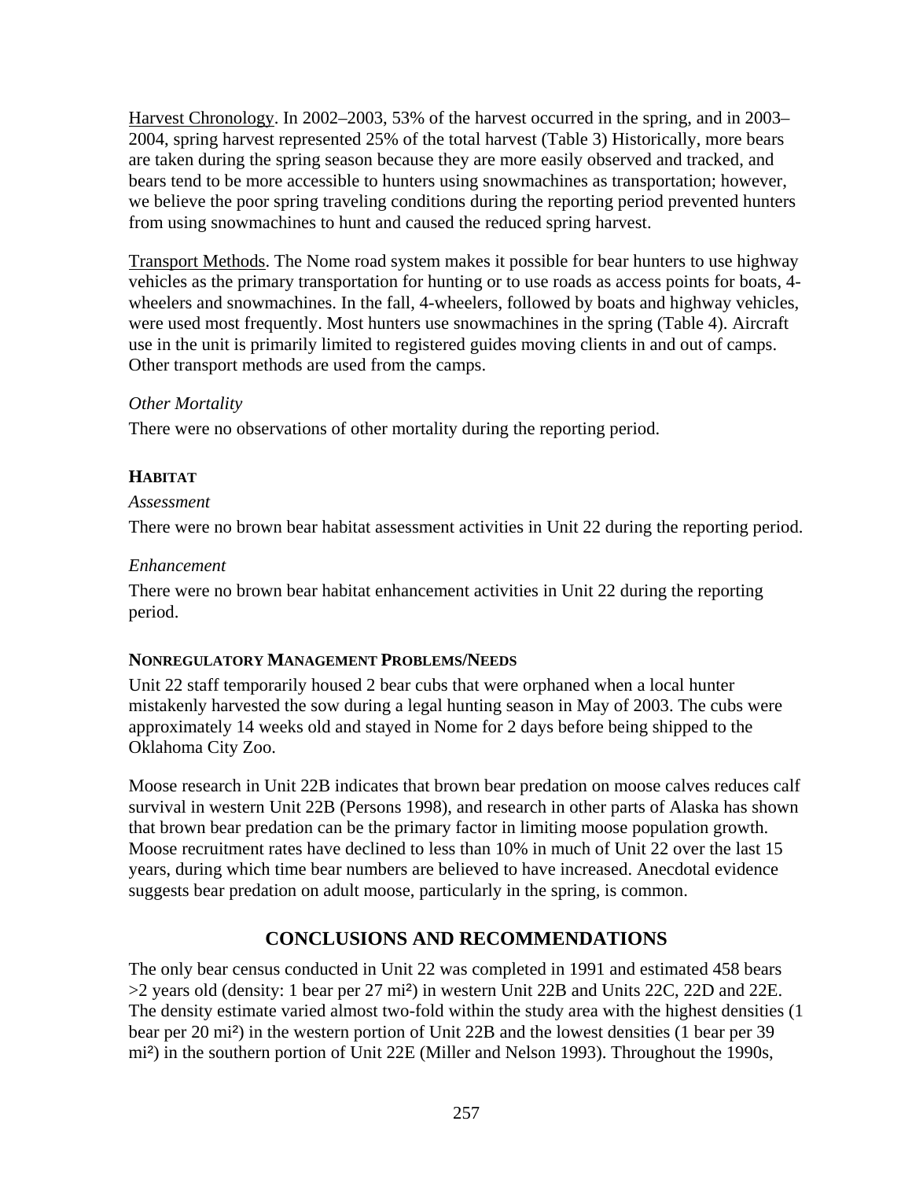Harvest Chronology. In 2002–2003, 53% of the harvest occurred in the spring, and in 2003–2004, spring harvest represented 25% of the total harvest (Table 3) Historically, more bears are taken during the spring season because they are more easily observed and tracked, and bears tend to be more accessible to hunters using snowmachines as transportation; however, we believe the poor spring traveling conditions during the reporting period prevented hunters from using snowmachines to hunt and caused the reduced spring harvest.

Transport Methods. The Nome road system makes it possible for bear hunters to use highway vehicles as the primary transportation for hunting or to use roads as access points for boats, 4-wheelers and snowmachines. In the fall, 4-wheelers, followed by boats and highway vehicles, were used most frequently. Most hunters use snowmachines in the spring (Table 4). Aircraft use in the unit is primarily limited to registered guides moving clients in and out of camps. Other transport methods are used from the camps.

*Other Mortality*

There were no observations of other mortality during the reporting period.

### HABITAT

*Assessment*

There were no brown bear habitat assessment activities in Unit 22 during the reporting period.

*Enhancement*

There were no brown bear habitat enhancement activities in Unit 22 during the reporting period.

### NONREGULATORY MANAGEMENT PROBLEMS/NEEDS

Unit 22 staff temporarily housed 2 bear cubs that were orphaned when a local hunter mistakenly harvested the sow during a legal hunting season in May of 2003. The cubs were approximately 14 weeks old and stayed in Nome for 2 days before being shipped to the Oklahoma City Zoo.

Moose research in Unit 22B indicates that brown bear predation on moose calves reduces calf survival in western Unit 22B (Persons 1998), and research in other parts of Alaska has shown that brown bear predation can be the primary factor in limiting moose population growth. Moose recruitment rates have declined to less than 10% in much of Unit 22 over the last 15 years, during which time bear numbers are believed to have increased. Anecdotal evidence suggests bear predation on adult moose, particularly in the spring, is common.

## CONCLUSIONS AND RECOMMENDATIONS

The only bear census conducted in Unit 22 was completed in 1991 and estimated 458 bears >2 years old (density: 1 bear per 27 mi²) in western Unit 22B and Units 22C, 22D and 22E. The density estimate varied almost two-fold within the study area with the highest densities (1 bear per 20 mi²) in the western portion of Unit 22B and the lowest densities (1 bear per 39 mi²) in the southern portion of Unit 22E (Miller and Nelson 1993). Throughout the 1990s,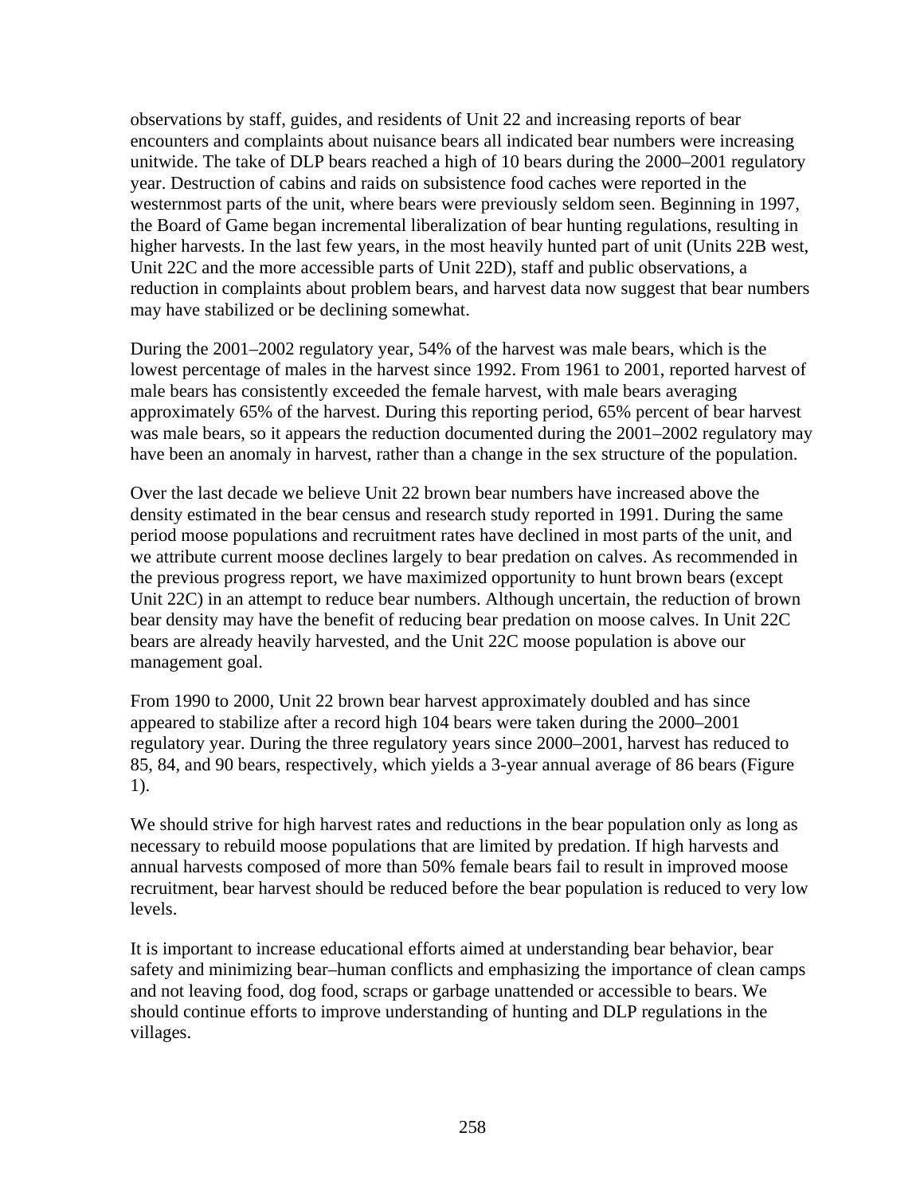observations by staff, guides, and residents of Unit 22 and increasing reports of bear encounters and complaints about nuisance bears all indicated bear numbers were increasing unitwide. The take of DLP bears reached a high of 10 bears during the 2000–2001 regulatory year. Destruction of cabins and raids on subsistence food caches were reported in the westernmost parts of the unit, where bears were previously seldom seen. Beginning in 1997, the Board of Game began incremental liberalization of bear hunting regulations, resulting in higher harvests. In the last few years, in the most heavily hunted part of unit (Units 22B west, Unit 22C and the more accessible parts of Unit 22D), staff and public observations, a reduction in complaints about problem bears, and harvest data now suggest that bear numbers may have stabilized or be declining somewhat.

During the 2001–2002 regulatory year, 54% of the harvest was male bears, which is the lowest percentage of males in the harvest since 1992. From 1961 to 2001, reported harvest of male bears has consistently exceeded the female harvest, with male bears averaging approximately 65% of the harvest. During this reporting period, 65% percent of bear harvest was male bears, so it appears the reduction documented during the 2001–2002 regulatory may have been an anomaly in harvest, rather than a change in the sex structure of the population.

Over the last decade we believe Unit 22 brown bear numbers have increased above the density estimated in the bear census and research study reported in 1991. During the same period moose populations and recruitment rates have declined in most parts of the unit, and we attribute current moose declines largely to bear predation on calves. As recommended in the previous progress report, we have maximized opportunity to hunt brown bears (except Unit 22C) in an attempt to reduce bear numbers. Although uncertain, the reduction of brown bear density may have the benefit of reducing bear predation on moose calves. In Unit 22C bears are already heavily harvested, and the Unit 22C moose population is above our management goal.

From 1990 to 2000, Unit 22 brown bear harvest approximately doubled and has since appeared to stabilize after a record high 104 bears were taken during the 2000–2001 regulatory year. During the three regulatory years since 2000–2001, harvest has reduced to 85, 84, and 90 bears, respectively, which yields a 3-year annual average of 86 bears (Figure 1).

We should strive for high harvest rates and reductions in the bear population only as long as necessary to rebuild moose populations that are limited by predation. If high harvests and annual harvests composed of more than 50% female bears fail to result in improved moose recruitment, bear harvest should be reduced before the bear population is reduced to very low levels.

It is important to increase educational efforts aimed at understanding bear behavior, bear safety and minimizing bear–human conflicts and emphasizing the importance of clean camps and not leaving food, dog food, scraps or garbage unattended or accessible to bears. We should continue efforts to improve understanding of hunting and DLP regulations in the villages.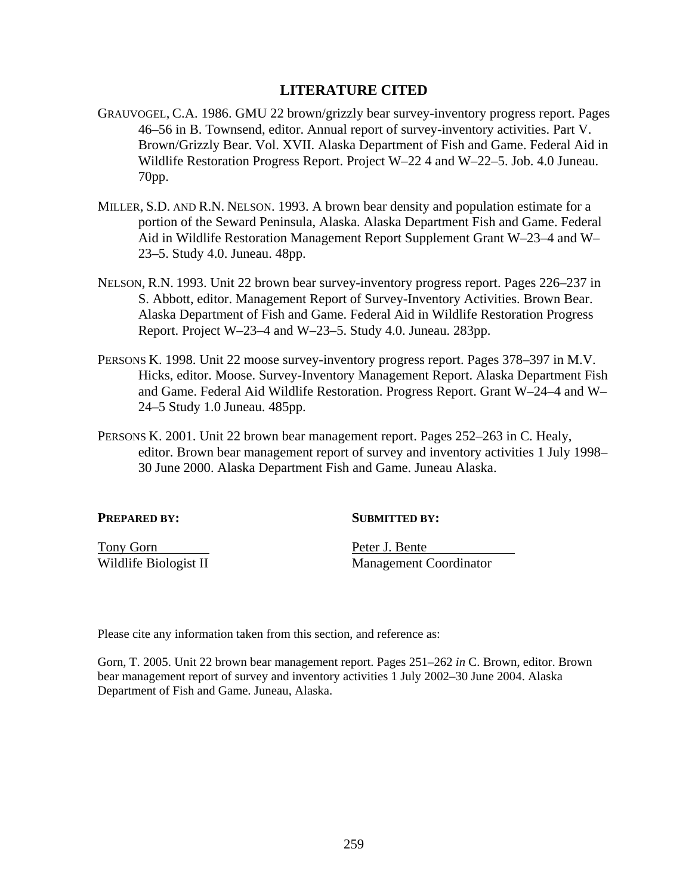## LITERATURE CITED

GRAUVOGEL, C.A. 1986. GMU 22 brown/grizzly bear survey-inventory progress report. Pages 46–56 in B. Townsend, editor. Annual report of survey-inventory activities. Part V. Brown/Grizzly Bear. Vol. XVII. Alaska Department of Fish and Game. Federal Aid in Wildlife Restoration Progress Report. Project W–22 4 and W–22–5. Job. 4.0 Juneau. 70pp.

MILLER, S.D. AND R.N. NELSON. 1993. A brown bear density and population estimate for a portion of the Seward Peninsula, Alaska. Alaska Department Fish and Game. Federal Aid in Wildlife Restoration Management Report Supplement Grant W–23–4 and W–23–5. Study 4.0. Juneau. 48pp.

NELSON, R.N. 1993. Unit 22 brown bear survey-inventory progress report. Pages 226–237 in S. Abbott, editor. Management Report of Survey-Inventory Activities. Brown Bear. Alaska Department of Fish and Game. Federal Aid in Wildlife Restoration Progress Report. Project W–23–4 and W–23–5. Study 4.0. Juneau. 283pp.

PERSONS K. 1998. Unit 22 moose survey-inventory progress report. Pages 378–397 in M.V. Hicks, editor. Moose. Survey-Inventory Management Report. Alaska Department Fish and Game. Federal Aid Wildlife Restoration. Progress Report. Grant W–24–4 and W–24–5 Study 1.0 Juneau. 485pp.

PERSONS K. 2001. Unit 22 brown bear management report. Pages 252–263 in C. Healy, editor. Brown bear management report of survey and inventory activities 1 July 1998–30 June 2000. Alaska Department Fish and Game. Juneau Alaska.

**PREPARED BY:**

Tony Gorn
Wildlife Biologist II

**SUBMITTED BY:**

Peter J. Bente
Management Coordinator

Please cite any information taken from this section, and reference as:

Gorn, T. 2005. Unit 22 brown bear management report. Pages 251–262 *in* C. Brown, editor. Brown bear management report of survey and inventory activities 1 July 2002–30 June 2004. Alaska Department of Fish and Game. Juneau, Alaska.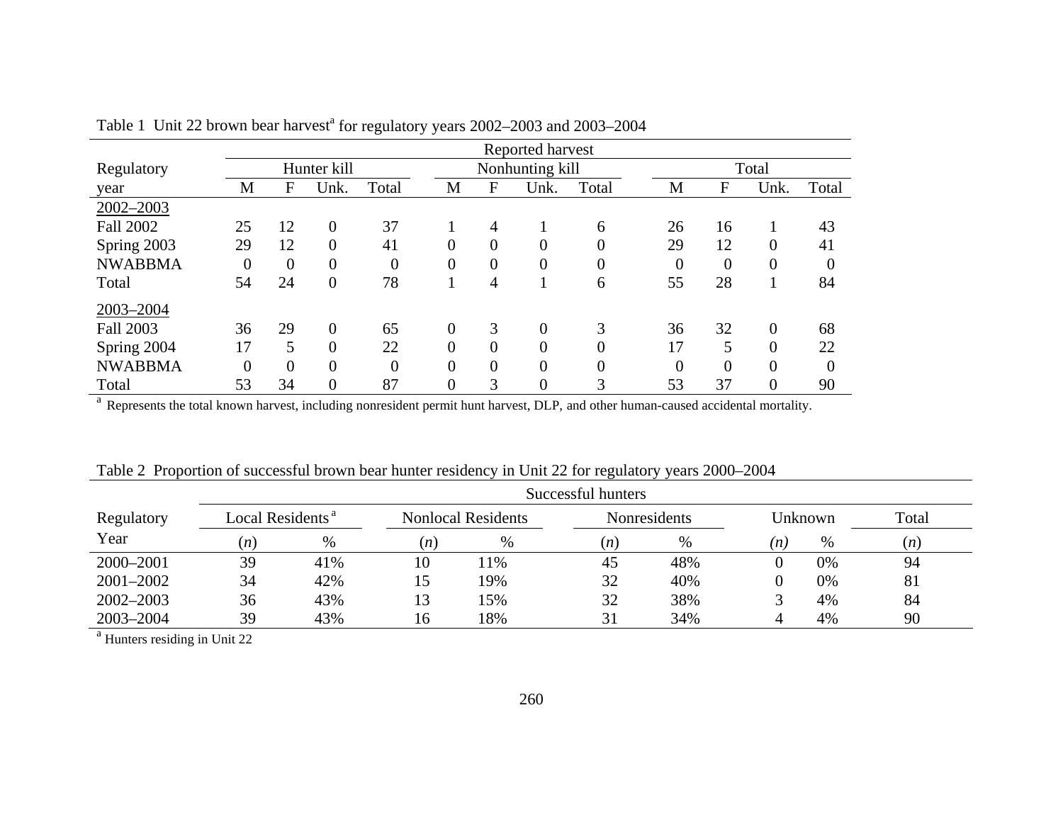Table 1 Unit 22 brown bear harvest[a] for regulatory years 2002–2003 and 2003–2004

| Regulatory year | Reported harvest | | | | | | | | | | | |
|---|---|---|---|---|---|---|---|---|---|---|---|---|
| | Hunter kill | | | | Nonhunting kill | | | | Total | | | |
| | M | F | Unk. | Total | M | F | Unk. | Total | M | F | Unk. | Total |
| 2002–2003 | | | | | | | | | | | | |
| Fall 2002 | 25 | 12 | 0 | 37 | 1 | 4 | 1 | 6 | 26 | 16 | 1 | 43 |
| Spring 2003 | 29 | 12 | 0 | 41 | 0 | 0 | 0 | 0 | 29 | 12 | 0 | 41 |
| NWABBMA | 0 | 0 | 0 | 0 | 0 | 0 | 0 | 0 | 0 | 0 | 0 | 0 |
| Total | 54 | 24 | 0 | 78 | 1 | 4 | 1 | 6 | 55 | 28 | 1 | 84 |
| 2003–2004 | | | | | | | | | | | | |
| Fall 2003 | 36 | 29 | 0 | 65 | 0 | 3 | 0 | 3 | 36 | 32 | 0 | 68 |
| Spring 2004 | 17 | 5 | 0 | 22 | 0 | 0 | 0 | 0 | 17 | 5 | 0 | 22 |
| NWABBMA | 0 | 0 | 0 | 0 | 0 | 0 | 0 | 0 | 0 | 0 | 0 | 0 |
| Total | 53 | 34 | 0 | 87 | 0 | 3 | 0 | 3 | 53 | 37 | 0 | 90 |

[a] Represents the total known harvest, including nonresident permit hunt harvest, DLP, and other human-caused accidental mortality.

Table 2 Proportion of successful brown bear hunter residency in Unit 22 for regulatory years 2000–2004

| Regulatory Year | Successful hunters | | | | | | | | |
|---|---|---|---|---|---|---|---|---|---|
| | Local Residents[a] | | Nonlocal Residents | | Nonresidents | | Unknown | | Total |
| | (*n*) | % | (*n*) | % | (*n*) | % | (*n*) | % | (*n*) |
| 2000–2001 | 39 | 41% | 10 | 11% | 45 | 48% | 0 | 0% | 94 |
| 2001–2002 | 34 | 42% | 15 | 19% | 32 | 40% | 0 | 0% | 81 |
| 2002–2003 | 36 | 43% | 13 | 15% | 32 | 38% | 3 | 4% | 84 |
| 2003–2004 | 39 | 43% | 16 | 18% | 31 | 34% | 4 | 4% | 90 |

[a] Hunters residing in Unit 22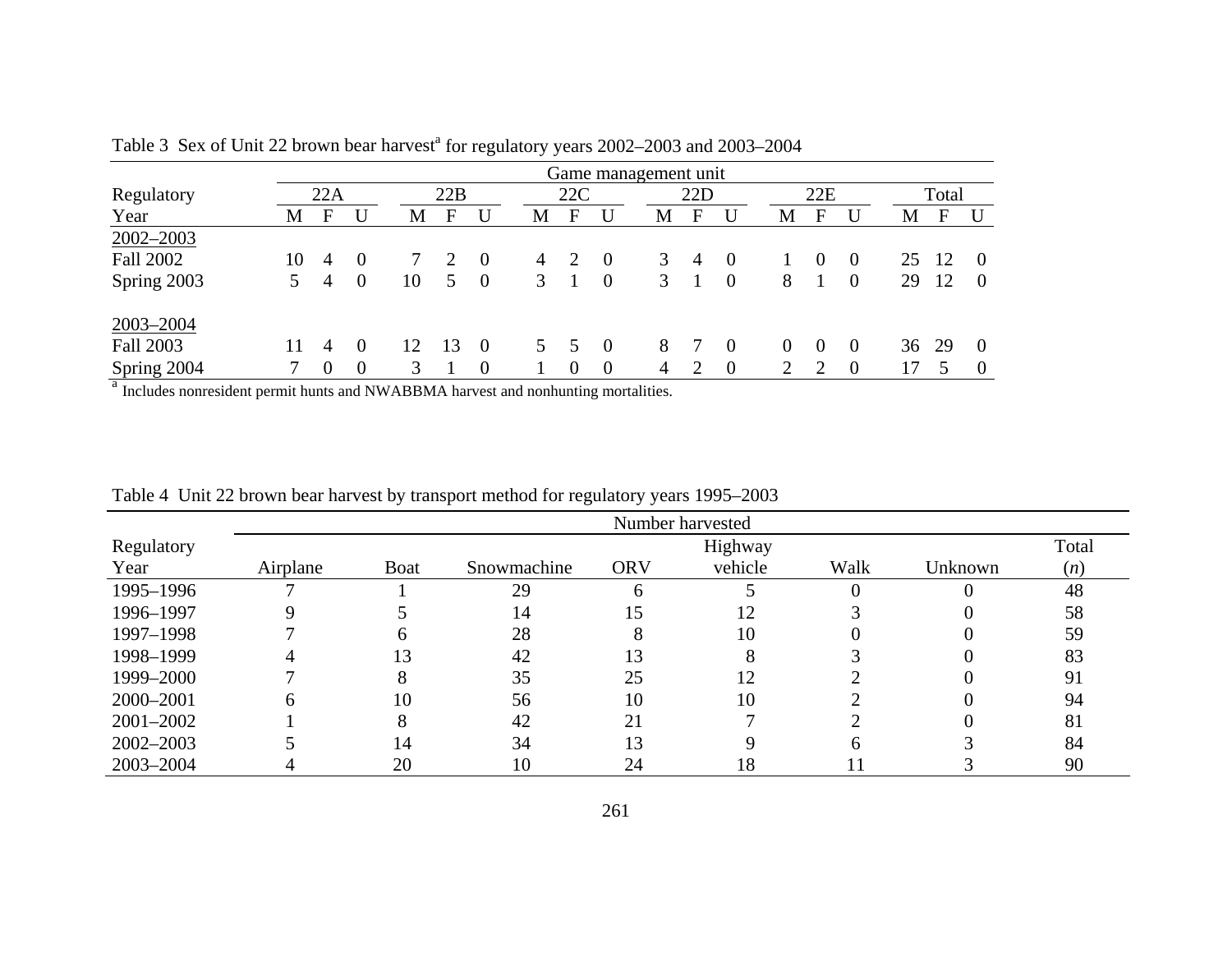Table 3 Sex of Unit 22 brown bear harvest[a] for regulatory years 2002–2003 and 2003–2004

| Regulatory | Game management unit | | | | | | | | | | | | | | | | | |
|---|---|---|---|---|---|---|---|---|---|---|---|---|---|---|---|---|---|---|
| | 22A | | | 22B | | | 22C | | | 22D | | | 22E | | | Total | | |
| Year | M | F | U | M | F | U | M | F | U | M | F | U | M | F | U | M | F | U |
| 2002–2003 | | | | | | | | | | | | | | | | | | |
| Fall 2002 | 10 | 4 | 0 | 7 | 2 | 0 | 4 | 2 | 0 | 3 | 4 | 0 | 1 | 0 | 0 | 25 | 12 | 0 |
| Spring 2003 | 5 | 4 | 0 | 10 | 5 | 0 | 3 | 1 | 0 | 3 | 1 | 0 | 8 | 1 | 0 | 29 | 12 | 0 |
| 2003–2004 | | | | | | | | | | | | | | | | | | |
| Fall 2003 | 11 | 4 | 0 | 12 | 13 | 0 | 5 | 5 | 0 | 8 | 7 | 0 | 0 | 0 | 0 | 36 | 29 | 0 |
| Spring 2004 | 7 | 0 | 0 | 3 | 1 | 0 | 1 | 0 | 0 | 4 | 2 | 0 | 2 | 2 | 0 | 17 | 5 | 0 |

[a] Includes nonresident permit hunts and NWABBMA harvest and nonhunting mortalities.

Table 4 Unit 22 brown bear harvest by transport method for regulatory years 1995–2003

| Regulatory | Number harvested | | | | | | | |
|---|---|---|---|---|---|---|---|---|
| Year | Airplane | Boat | Snowmachine | ORV | Highway vehicle | Walk | Unknown | Total (*n*) |
| 1995–1996 | 7 | 1 | 29 | 6 | 5 | 0 | 0 | 48 |
| 1996–1997 | 9 | 5 | 14 | 15 | 12 | 3 | 0 | 58 |
| 1997–1998 | 7 | 6 | 28 | 8 | 10 | 0 | 0 | 59 |
| 1998–1999 | 4 | 13 | 42 | 13 | 8 | 3 | 0 | 83 |
| 1999–2000 | 7 | 8 | 35 | 25 | 12 | 2 | 0 | 91 |
| 2000–2001 | 6 | 10 | 56 | 10 | 10 | 2 | 0 | 94 |
| 2001–2002 | 1 | 8 | 42 | 21 | 7 | 2 | 0 | 81 |
| 2002–2003 | 5 | 14 | 34 | 13 | 9 | 6 | 3 | 84 |
| 2003–2004 | 4 | 20 | 10 | 24 | 18 | 11 | 3 | 90 |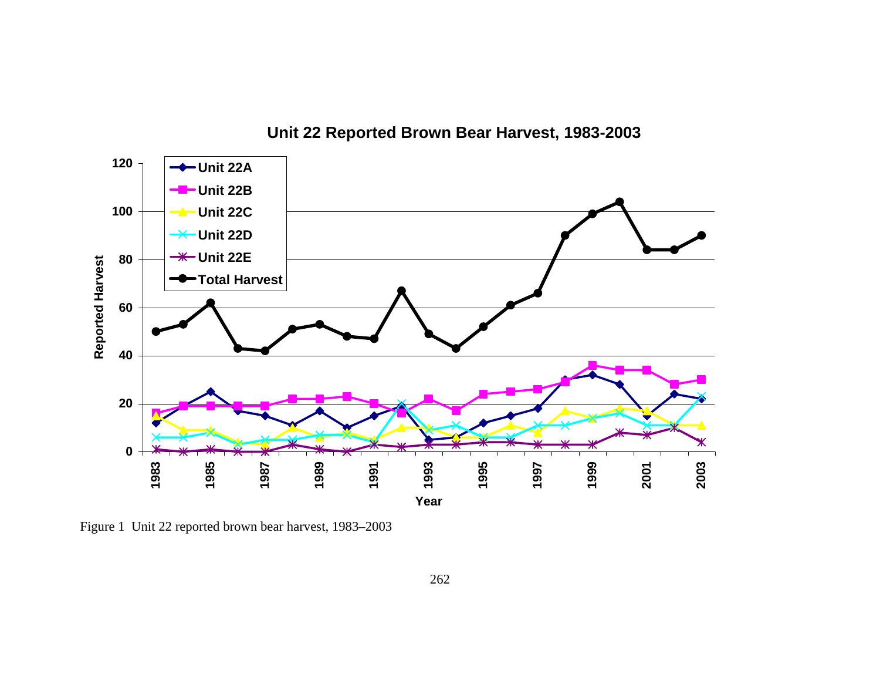Figure 1 Unit 22 reported brown bear harvest, 1983–2003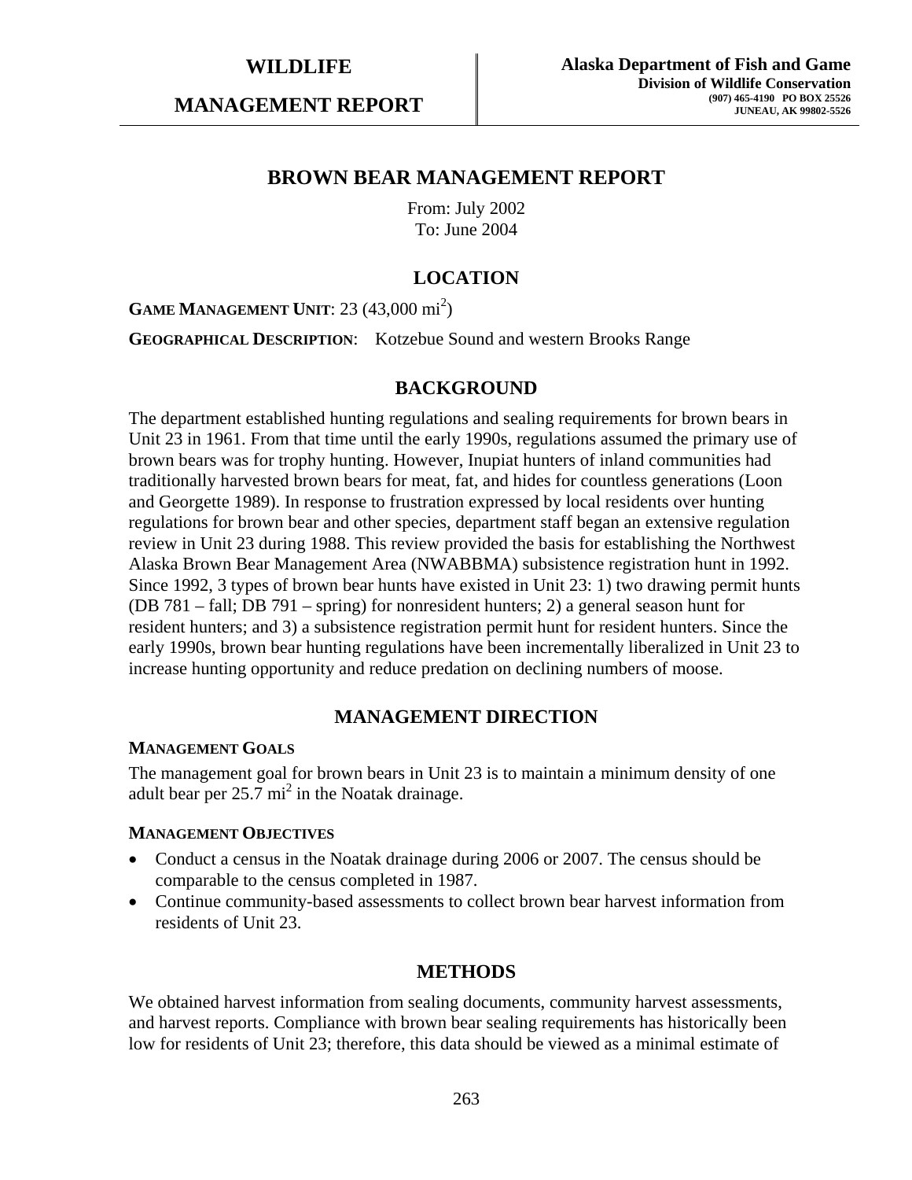**WILDLIFE**

**MANAGEMENT REPORT**

**Alaska Department of Fish and Game**
**Division of Wildlife Conservation**
**(907) 465-4190 PO BOX 25526**
**JUNEAU, AK 99802-5526**

# BROWN BEAR MANAGEMENT REPORT

From: July 2002
To: June 2004

## LOCATION

**GAME MANAGEMENT UNIT**: 23 (43,000 mi$^2$)

**GEOGRAPHICAL DESCRIPTION**: Kotzebue Sound and western Brooks Range

## BACKGROUND

The department established hunting regulations and sealing requirements for brown bears in Unit 23 in 1961. From that time until the early 1990s, regulations assumed the primary use of brown bears was for trophy hunting. However, Inupiat hunters of inland communities had traditionally harvested brown bears for meat, fat, and hides for countless generations (Loon and Georgette 1989). In response to frustration expressed by local residents over hunting regulations for brown bear and other species, department staff began an extensive regulation review in Unit 23 during 1988. This review provided the basis for establishing the Northwest Alaska Brown Bear Management Area (NWABBMA) subsistence registration hunt in 1992. Since 1992, 3 types of brown bear hunts have existed in Unit 23: 1) two drawing permit hunts (DB 781 – fall; DB 791 – spring) for nonresident hunters; 2) a general season hunt for resident hunters; and 3) a subsistence registration permit hunt for resident hunters. Since the early 1990s, brown bear hunting regulations have been incrementally liberalized in Unit 23 to increase hunting opportunity and reduce predation on declining numbers of moose.

## MANAGEMENT DIRECTION

### MANAGEMENT GOALS

The management goal for brown bears in Unit 23 is to maintain a minimum density of one adult bear per 25.7 mi$^2$ in the Noatak drainage.

### MANAGEMENT OBJECTIVES

- Conduct a census in the Noatak drainage during 2006 or 2007. The census should be comparable to the census completed in 1987.
- Continue community-based assessments to collect brown bear harvest information from residents of Unit 23.

## METHODS

We obtained harvest information from sealing documents, community harvest assessments, and harvest reports. Compliance with brown bear sealing requirements has historically been low for residents of Unit 23; therefore, this data should be viewed as a minimal estimate of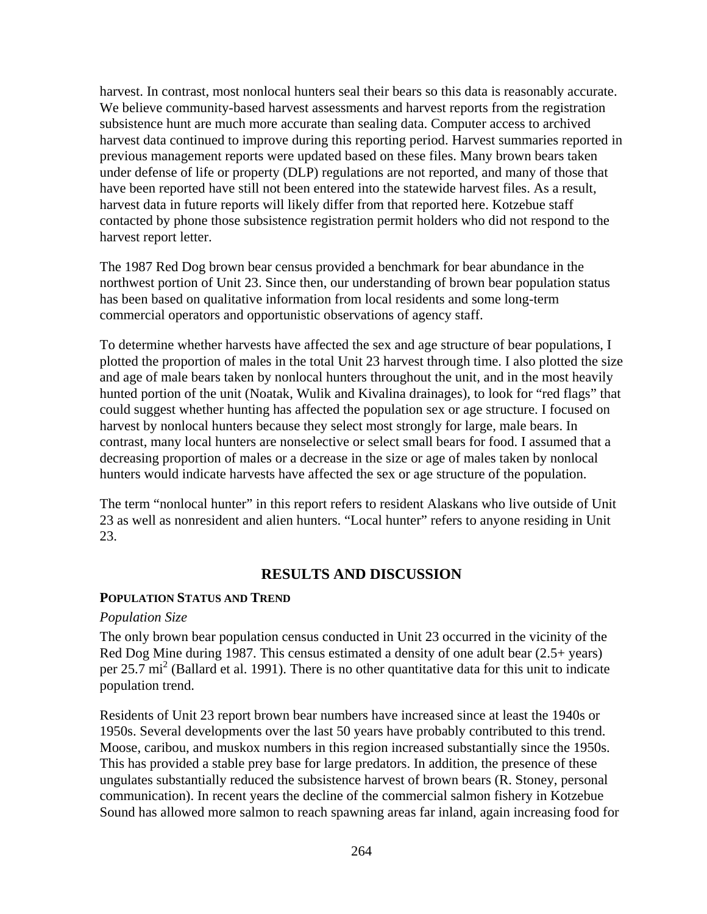harvest. In contrast, most nonlocal hunters seal their bears so this data is reasonably accurate. We believe community-based harvest assessments and harvest reports from the registration subsistence hunt are much more accurate than sealing data. Computer access to archived harvest data continued to improve during this reporting period. Harvest summaries reported in previous management reports were updated based on these files. Many brown bears taken under defense of life or property (DLP) regulations are not reported, and many of those that have been reported have still not been entered into the statewide harvest files. As a result, harvest data in future reports will likely differ from that reported here. Kotzebue staff contacted by phone those subsistence registration permit holders who did not respond to the harvest report letter.

The 1987 Red Dog brown bear census provided a benchmark for bear abundance in the northwest portion of Unit 23. Since then, our understanding of brown bear population status has been based on qualitative information from local residents and some long-term commercial operators and opportunistic observations of agency staff.

To determine whether harvests have affected the sex and age structure of bear populations, I plotted the proportion of males in the total Unit 23 harvest through time. I also plotted the size and age of male bears taken by nonlocal hunters throughout the unit, and in the most heavily hunted portion of the unit (Noatak, Wulik and Kivalina drainages), to look for "red flags" that could suggest whether hunting has affected the population sex or age structure. I focused on harvest by nonlocal hunters because they select most strongly for large, male bears. In contrast, many local hunters are nonselective or select small bears for food. I assumed that a decreasing proportion of males or a decrease in the size or age of males taken by nonlocal hunters would indicate harvests have affected the sex or age structure of the population.

The term "nonlocal hunter" in this report refers to resident Alaskans who live outside of Unit 23 as well as nonresident and alien hunters. "Local hunter" refers to anyone residing in Unit 23.

## RESULTS AND DISCUSSION

### POPULATION STATUS AND TREND

*Population Size*

The only brown bear population census conducted in Unit 23 occurred in the vicinity of the Red Dog Mine during 1987. This census estimated a density of one adult bear (2.5+ years) per 25.7 $mi^2$ (Ballard et al. 1991). There is no other quantitative data for this unit to indicate population trend.

Residents of Unit 23 report brown bear numbers have increased since at least the 1940s or 1950s. Several developments over the last 50 years have probably contributed to this trend. Moose, caribou, and muskox numbers in this region increased substantially since the 1950s. This has provided a stable prey base for large predators. In addition, the presence of these ungulates substantially reduced the subsistence harvest of brown bears (R. Stoney, personal communication). In recent years the decline of the commercial salmon fishery in Kotzebue Sound has allowed more salmon to reach spawning areas far inland, again increasing food for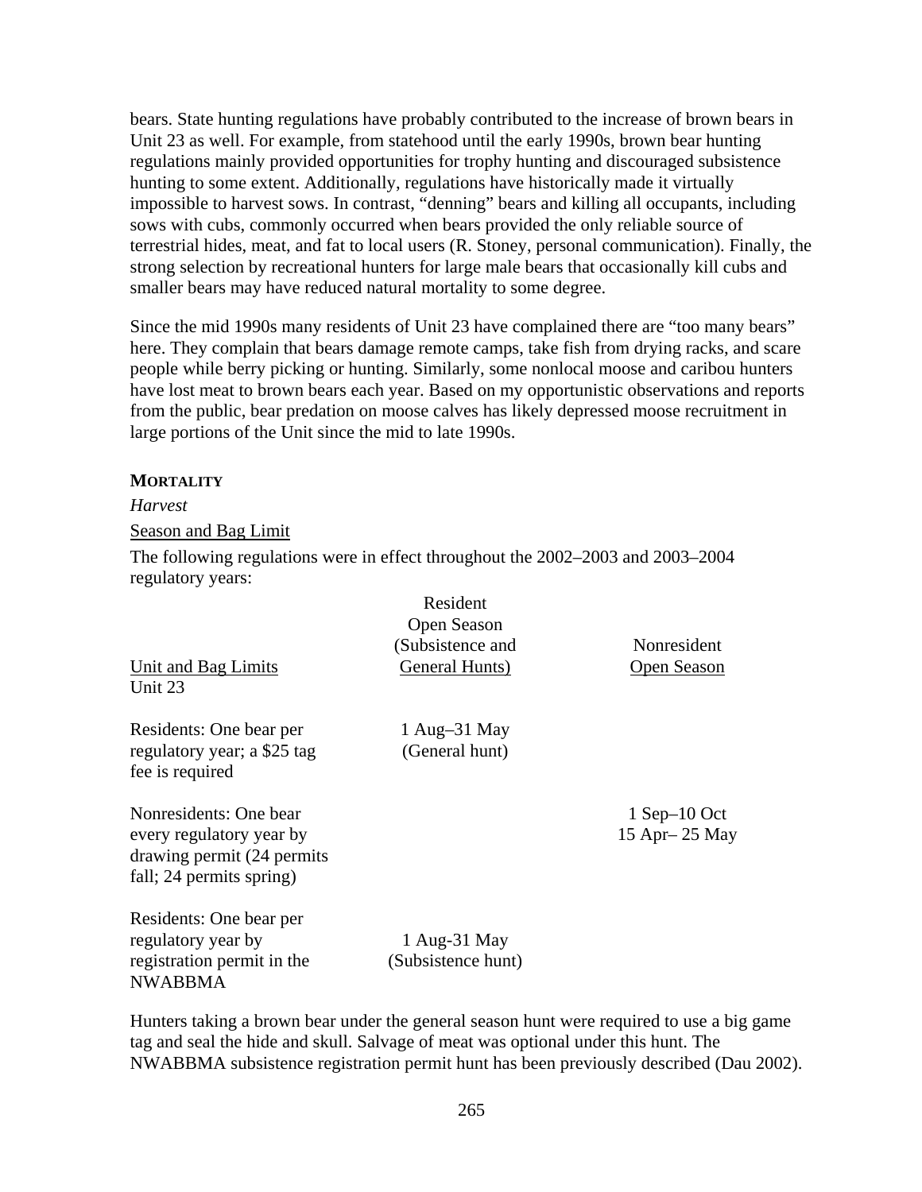bears. State hunting regulations have probably contributed to the increase of brown bears in Unit 23 as well. For example, from statehood until the early 1990s, brown bear hunting regulations mainly provided opportunities for trophy hunting and discouraged subsistence hunting to some extent. Additionally, regulations have historically made it virtually impossible to harvest sows. In contrast, "denning" bears and killing all occupants, including sows with cubs, commonly occurred when bears provided the only reliable source of terrestrial hides, meat, and fat to local users (R. Stoney, personal communication). Finally, the strong selection by recreational hunters for large male bears that occasionally kill cubs and smaller bears may have reduced natural mortality to some degree.

Since the mid 1990s many residents of Unit 23 have complained there are "too many bears" here. They complain that bears damage remote camps, take fish from drying racks, and scare people while berry picking or hunting. Similarly, some nonlocal moose and caribou hunters have lost meat to brown bears each year. Based on my opportunistic observations and reports from the public, bear predation on moose calves has likely depressed moose recruitment in large portions of the Unit since the mid to late 1990s.

### MORTALITY

*Harvest*

Season and Bag Limit

The following regulations were in effect throughout the 2002–2003 and 2003–2004 regulatory years:

| Unit and Bag Limits | Resident Open Season (Subsistence and General Hunts) | Nonresident Open Season |
|---|---|---|
| Unit 23 | | |
| Residents: One bear per regulatory year; a $25 tag fee is required | 1 Aug–31 May (General hunt) | |
| Nonresidents: One bear every regulatory year by drawing permit (24 permits fall; 24 permits spring) | | 1 Sep–10 Oct<br>15 Apr– 25 May |
| Residents: One bear per regulatory year by registration permit in the NWABBMA | 1 Aug-31 May (Subsistence hunt) | |

Hunters taking a brown bear under the general season hunt were required to use a big game tag and seal the hide and skull. Salvage of meat was optional under this hunt. The NWABBMA subsistence registration permit hunt has been previously described (Dau 2002).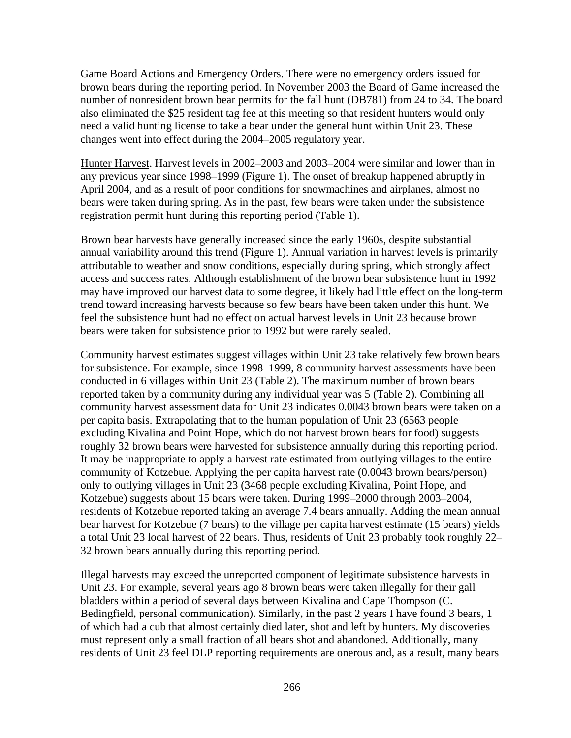Game Board Actions and Emergency Orders. There were no emergency orders issued for brown bears during the reporting period. In November 2003 the Board of Game increased the number of nonresident brown bear permits for the fall hunt (DB781) from 24 to 34. The board also eliminated the $25 resident tag fee at this meeting so that resident hunters would only need a valid hunting license to take a bear under the general hunt within Unit 23. These changes went into effect during the 2004–2005 regulatory year.

Hunter Harvest. Harvest levels in 2002–2003 and 2003–2004 were similar and lower than in any previous year since 1998–1999 (Figure 1). The onset of breakup happened abruptly in April 2004, and as a result of poor conditions for snowmachines and airplanes, almost no bears were taken during spring. As in the past, few bears were taken under the subsistence registration permit hunt during this reporting period (Table 1).

Brown bear harvests have generally increased since the early 1960s, despite substantial annual variability around this trend (Figure 1). Annual variation in harvest levels is primarily attributable to weather and snow conditions, especially during spring, which strongly affect access and success rates. Although establishment of the brown bear subsistence hunt in 1992 may have improved our harvest data to some degree, it likely had little effect on the long-term trend toward increasing harvests because so few bears have been taken under this hunt. We feel the subsistence hunt had no effect on actual harvest levels in Unit 23 because brown bears were taken for subsistence prior to 1992 but were rarely sealed.

Community harvest estimates suggest villages within Unit 23 take relatively few brown bears for subsistence. For example, since 1998–1999, 8 community harvest assessments have been conducted in 6 villages within Unit 23 (Table 2). The maximum number of brown bears reported taken by a community during any individual year was 5 (Table 2). Combining all community harvest assessment data for Unit 23 indicates 0.0043 brown bears were taken on a per capita basis. Extrapolating that to the human population of Unit 23 (6563 people excluding Kivalina and Point Hope, which do not harvest brown bears for food) suggests roughly 32 brown bears were harvested for subsistence annually during this reporting period. It may be inappropriate to apply a harvest rate estimated from outlying villages to the entire community of Kotzebue. Applying the per capita harvest rate (0.0043 brown bears/person) only to outlying villages in Unit 23 (3468 people excluding Kivalina, Point Hope, and Kotzebue) suggests about 15 bears were taken. During 1999–2000 through 2003–2004, residents of Kotzebue reported taking an average 7.4 bears annually. Adding the mean annual bear harvest for Kotzebue (7 bears) to the village per capita harvest estimate (15 bears) yields a total Unit 23 local harvest of 22 bears. Thus, residents of Unit 23 probably took roughly 22–32 brown bears annually during this reporting period.

Illegal harvests may exceed the unreported component of legitimate subsistence harvests in Unit 23. For example, several years ago 8 brown bears were taken illegally for their gall bladders within a period of several days between Kivalina and Cape Thompson (C. Bedingfield, personal communication). Similarly, in the past 2 years I have found 3 bears, 1 of which had a cub that almost certainly died later, shot and left by hunters. My discoveries must represent only a small fraction of all bears shot and abandoned. Additionally, many residents of Unit 23 feel DLP reporting requirements are onerous and, as a result, many bears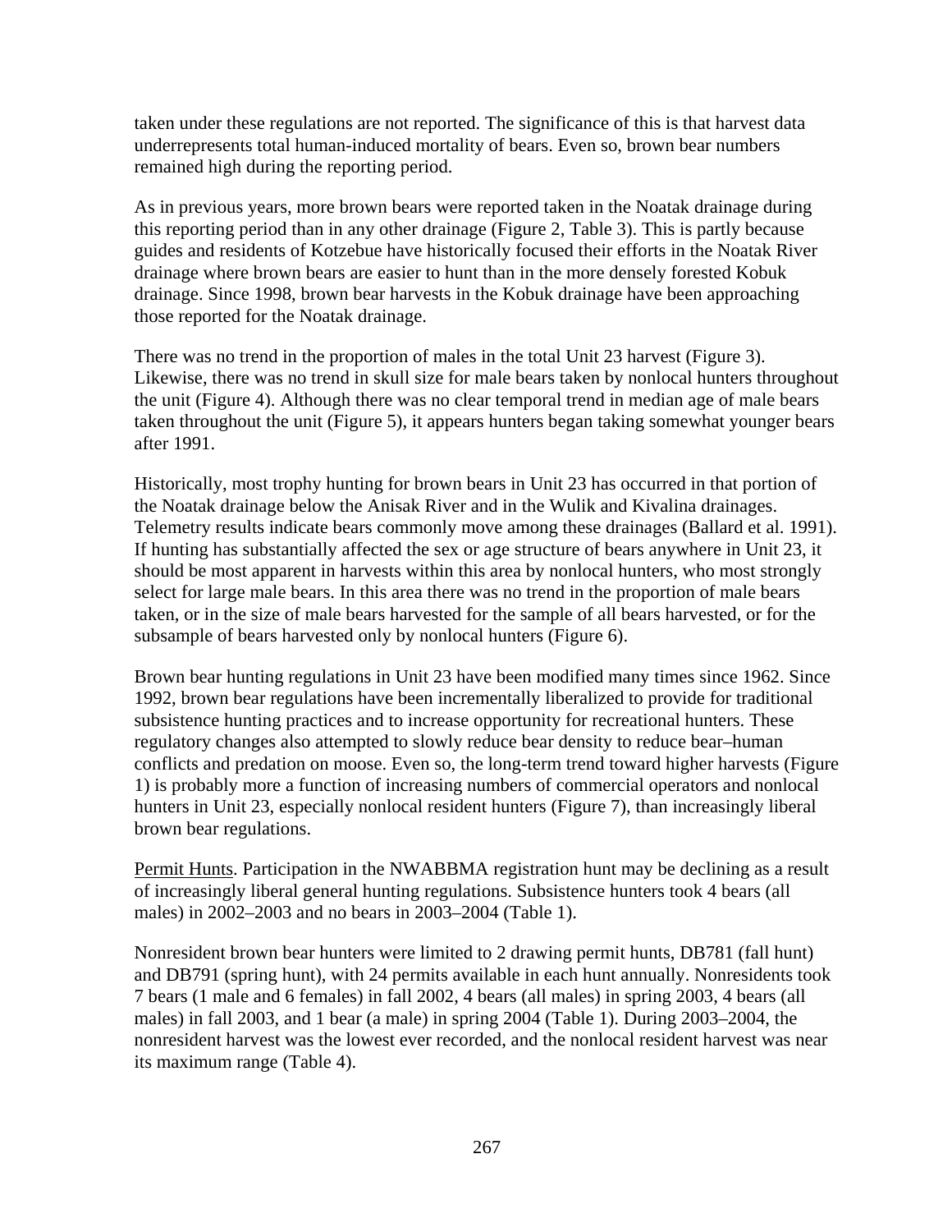taken under these regulations are not reported. The significance of this is that harvest data underrepresents total human-induced mortality of bears. Even so, brown bear numbers remained high during the reporting period.

As in previous years, more brown bears were reported taken in the Noatak drainage during this reporting period than in any other drainage (Figure 2, Table 3). This is partly because guides and residents of Kotzebue have historically focused their efforts in the Noatak River drainage where brown bears are easier to hunt than in the more densely forested Kobuk drainage. Since 1998, brown bear harvests in the Kobuk drainage have been approaching those reported for the Noatak drainage.

There was no trend in the proportion of males in the total Unit 23 harvest (Figure 3). Likewise, there was no trend in skull size for male bears taken by nonlocal hunters throughout the unit (Figure 4). Although there was no clear temporal trend in median age of male bears taken throughout the unit (Figure 5), it appears hunters began taking somewhat younger bears after 1991.

Historically, most trophy hunting for brown bears in Unit 23 has occurred in that portion of the Noatak drainage below the Anisak River and in the Wulik and Kivalina drainages. Telemetry results indicate bears commonly move among these drainages (Ballard et al. 1991). If hunting has substantially affected the sex or age structure of bears anywhere in Unit 23, it should be most apparent in harvests within this area by nonlocal hunters, who most strongly select for large male bears. In this area there was no trend in the proportion of male bears taken, or in the size of male bears harvested for the sample of all bears harvested, or for the subsample of bears harvested only by nonlocal hunters (Figure 6).

Brown bear hunting regulations in Unit 23 have been modified many times since 1962. Since 1992, brown bear regulations have been incrementally liberalized to provide for traditional subsistence hunting practices and to increase opportunity for recreational hunters. These regulatory changes also attempted to slowly reduce bear density to reduce bear–human conflicts and predation on moose. Even so, the long-term trend toward higher harvests (Figure 1) is probably more a function of increasing numbers of commercial operators and nonlocal hunters in Unit 23, especially nonlocal resident hunters (Figure 7), than increasingly liberal brown bear regulations.

Permit Hunts. Participation in the NWABBMA registration hunt may be declining as a result of increasingly liberal general hunting regulations. Subsistence hunters took 4 bears (all males) in 2002–2003 and no bears in 2003–2004 (Table 1).

Nonresident brown bear hunters were limited to 2 drawing permit hunts, DB781 (fall hunt) and DB791 (spring hunt), with 24 permits available in each hunt annually. Nonresidents took 7 bears (1 male and 6 females) in fall 2002, 4 bears (all males) in spring 2003, 4 bears (all males) in fall 2003, and 1 bear (a male) in spring 2004 (Table 1). During 2003–2004, the nonresident harvest was the lowest ever recorded, and the nonlocal resident harvest was near its maximum range (Table 4).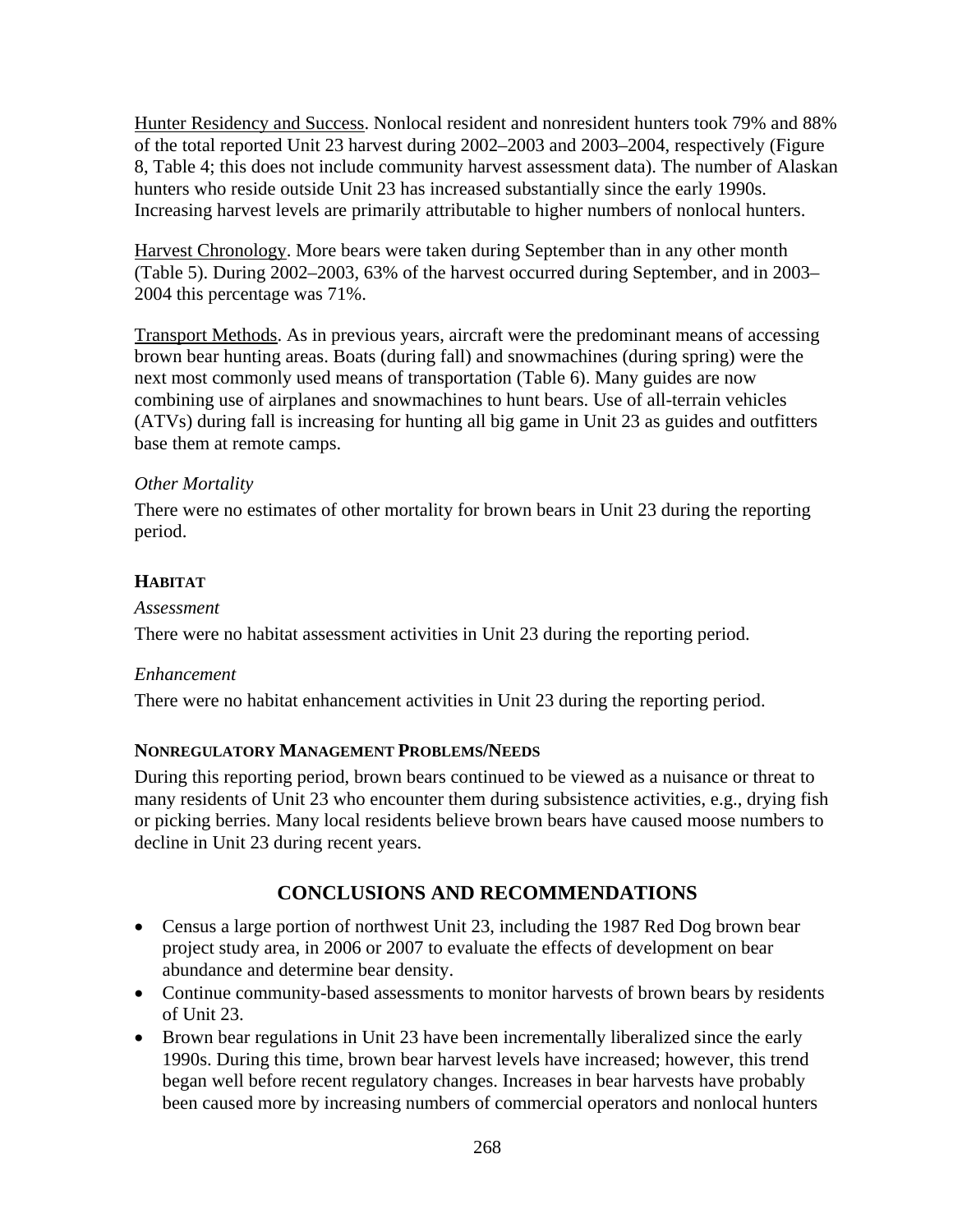Hunter Residency and Success. Nonlocal resident and nonresident hunters took 79% and 88% of the total reported Unit 23 harvest during 2002–2003 and 2003–2004, respectively (Figure 8, Table 4; this does not include community harvest assessment data). The number of Alaskan hunters who reside outside Unit 23 has increased substantially since the early 1990s. Increasing harvest levels are primarily attributable to higher numbers of nonlocal hunters.

Harvest Chronology. More bears were taken during September than in any other month (Table 5). During 2002–2003, 63% of the harvest occurred during September, and in 2003–2004 this percentage was 71%.

Transport Methods. As in previous years, aircraft were the predominant means of accessing brown bear hunting areas. Boats (during fall) and snowmachines (during spring) were the next most commonly used means of transportation (Table 6). Many guides are now combining use of airplanes and snowmachines to hunt bears. Use of all-terrain vehicles (ATVs) during fall is increasing for hunting all big game in Unit 23 as guides and outfitters base them at remote camps.

*Other Mortality*

There were no estimates of other mortality for brown bears in Unit 23 during the reporting period.

**HABITAT**

*Assessment*

There were no habitat assessment activities in Unit 23 during the reporting period.

*Enhancement*

There were no habitat enhancement activities in Unit 23 during the reporting period.

**NONREGULATORY MANAGEMENT PROBLEMS/NEEDS**

During this reporting period, brown bears continued to be viewed as a nuisance or threat to many residents of Unit 23 who encounter them during subsistence activities, e.g., drying fish or picking berries. Many local residents believe brown bears have caused moose numbers to decline in Unit 23 during recent years.

## CONCLUSIONS AND RECOMMENDATIONS

- Census a large portion of northwest Unit 23, including the 1987 Red Dog brown bear project study area, in 2006 or 2007 to evaluate the effects of development on bear abundance and determine bear density.
- Continue community-based assessments to monitor harvests of brown bears by residents of Unit 23.
- Brown bear regulations in Unit 23 have been incrementally liberalized since the early 1990s. During this time, brown bear harvest levels have increased; however, this trend began well before recent regulatory changes. Increases in bear harvests have probably been caused more by increasing numbers of commercial operators and nonlocal hunters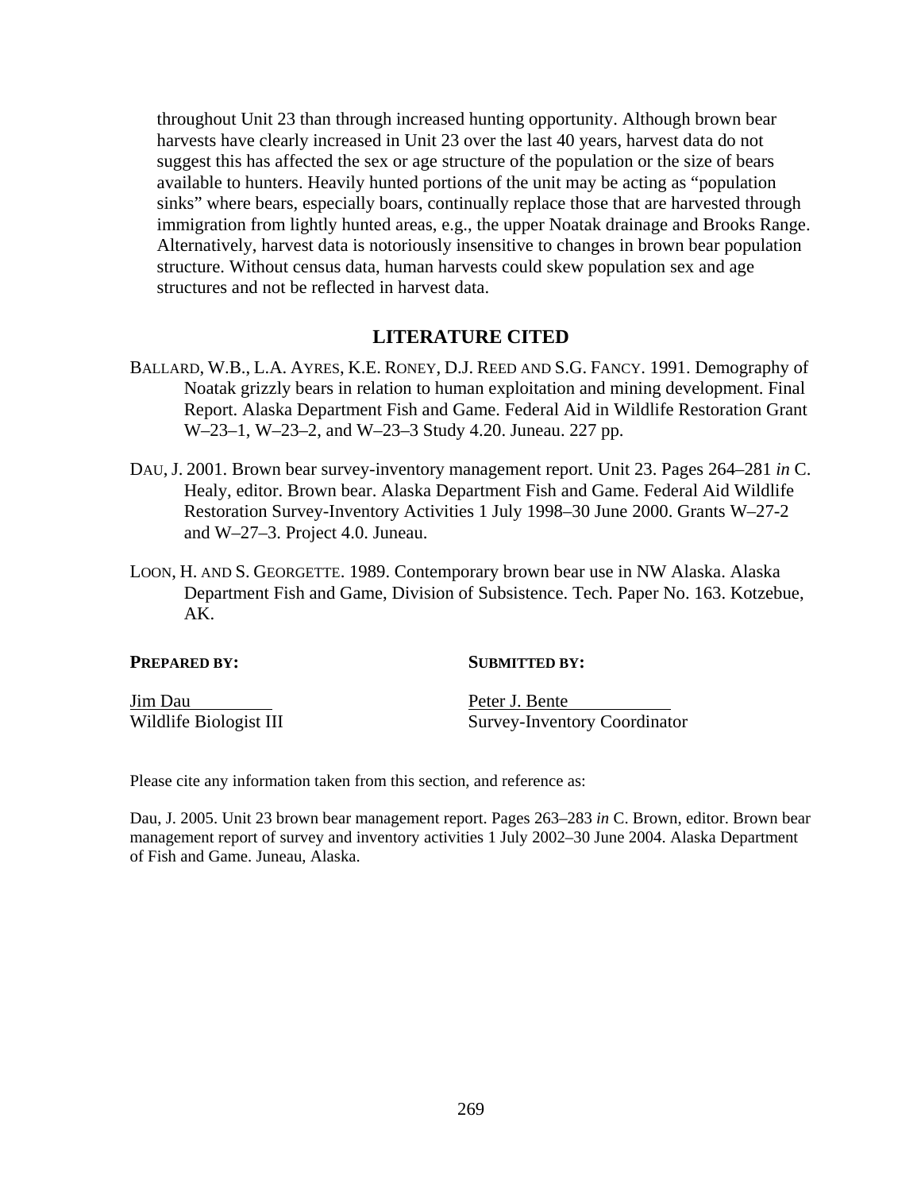throughout Unit 23 than through increased hunting opportunity. Although brown bear harvests have clearly increased in Unit 23 over the last 40 years, harvest data do not suggest this has affected the sex or age structure of the population or the size of bears available to hunters. Heavily hunted portions of the unit may be acting as "population sinks" where bears, especially boars, continually replace those that are harvested through immigration from lightly hunted areas, e.g., the upper Noatak drainage and Brooks Range. Alternatively, harvest data is notoriously insensitive to changes in brown bear population structure. Without census data, human harvests could skew population sex and age structures and not be reflected in harvest data.

## LITERATURE CITED

BALLARD, W.B., L.A. AYRES, K.E. RONEY, D.J. REED AND S.G. FANCY. 1991. Demography of Noatak grizzly bears in relation to human exploitation and mining development. Final Report. Alaska Department Fish and Game. Federal Aid in Wildlife Restoration Grant W–23–1, W–23–2, and W–23–3 Study 4.20. Juneau. 227 pp.

DAU, J. 2001. Brown bear survey-inventory management report. Unit 23. Pages 264–281 *in* C. Healy, editor. Brown bear. Alaska Department Fish and Game. Federal Aid Wildlife Restoration Survey-Inventory Activities 1 July 1998–30 June 2000. Grants W–27-2 and W–27–3. Project 4.0. Juneau.

LOON, H. AND S. GEORGETTE. 1989. Contemporary brown bear use in NW Alaska. Alaska Department Fish and Game, Division of Subsistence. Tech. Paper No. 163. Kotzebue, AK.

**PREPARED BY:**

Jim Dau
Wildlife Biologist III

**SUBMITTED BY:**

Peter J. Bente
Survey-Inventory Coordinator

Please cite any information taken from this section, and reference as:

Dau, J. 2005. Unit 23 brown bear management report. Pages 263–283 *in* C. Brown, editor. Brown bear management report of survey and inventory activities 1 July 2002–30 June 2004. Alaska Department of Fish and Game. Juneau, Alaska.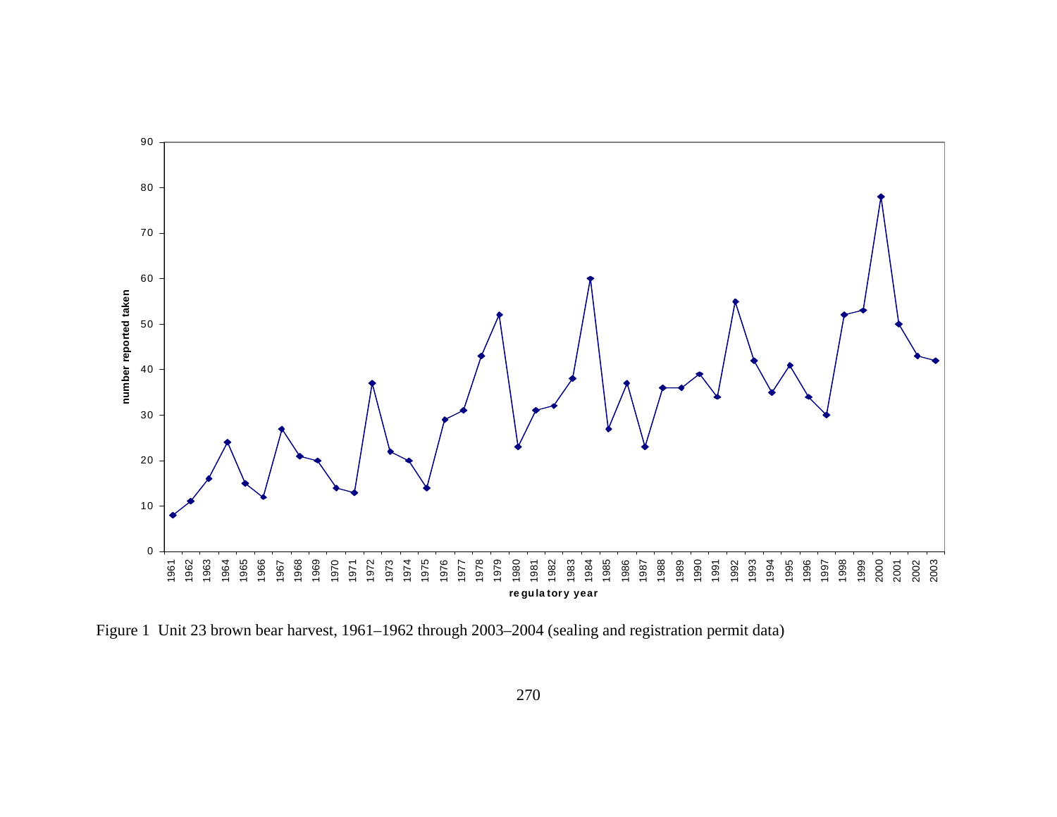Figure 1 Unit 23 brown bear harvest, 1961–1962 through 2003–2004 (sealing and registration permit data)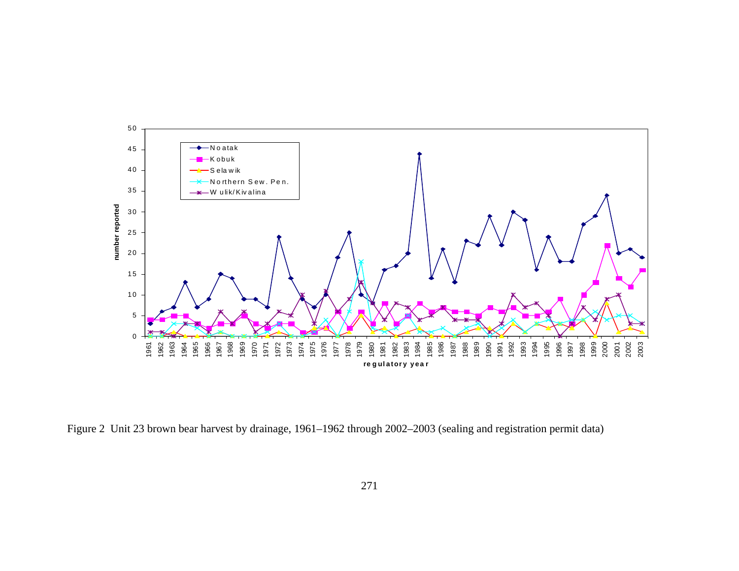Figure 2 Unit 23 brown bear harvest by drainage, 1961–1962 through 2002–2003 (sealing and registration permit data)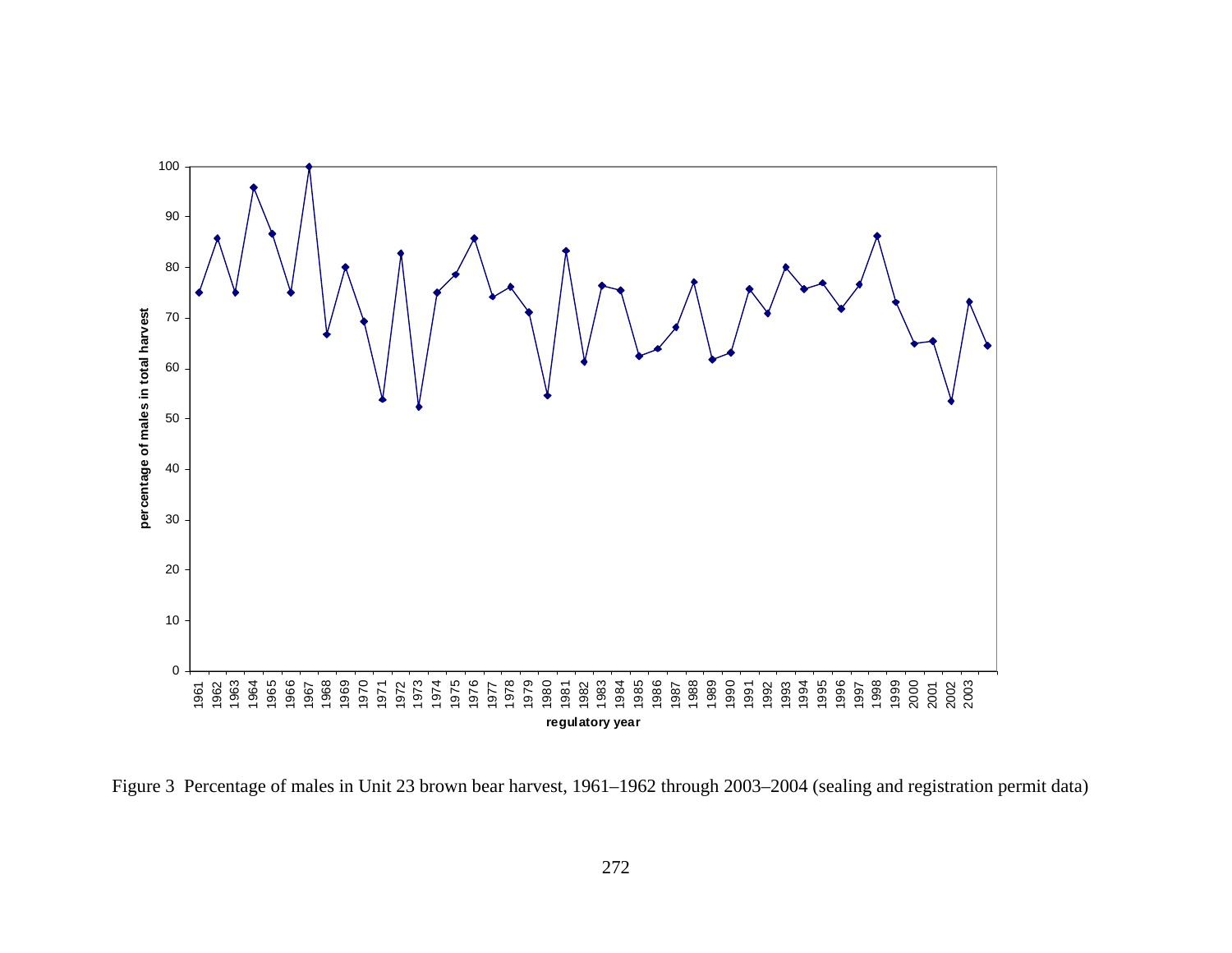Figure 3 Percentage of males in Unit 23 brown bear harvest, 1961–1962 through 2003–2004 (sealing and registration permit data)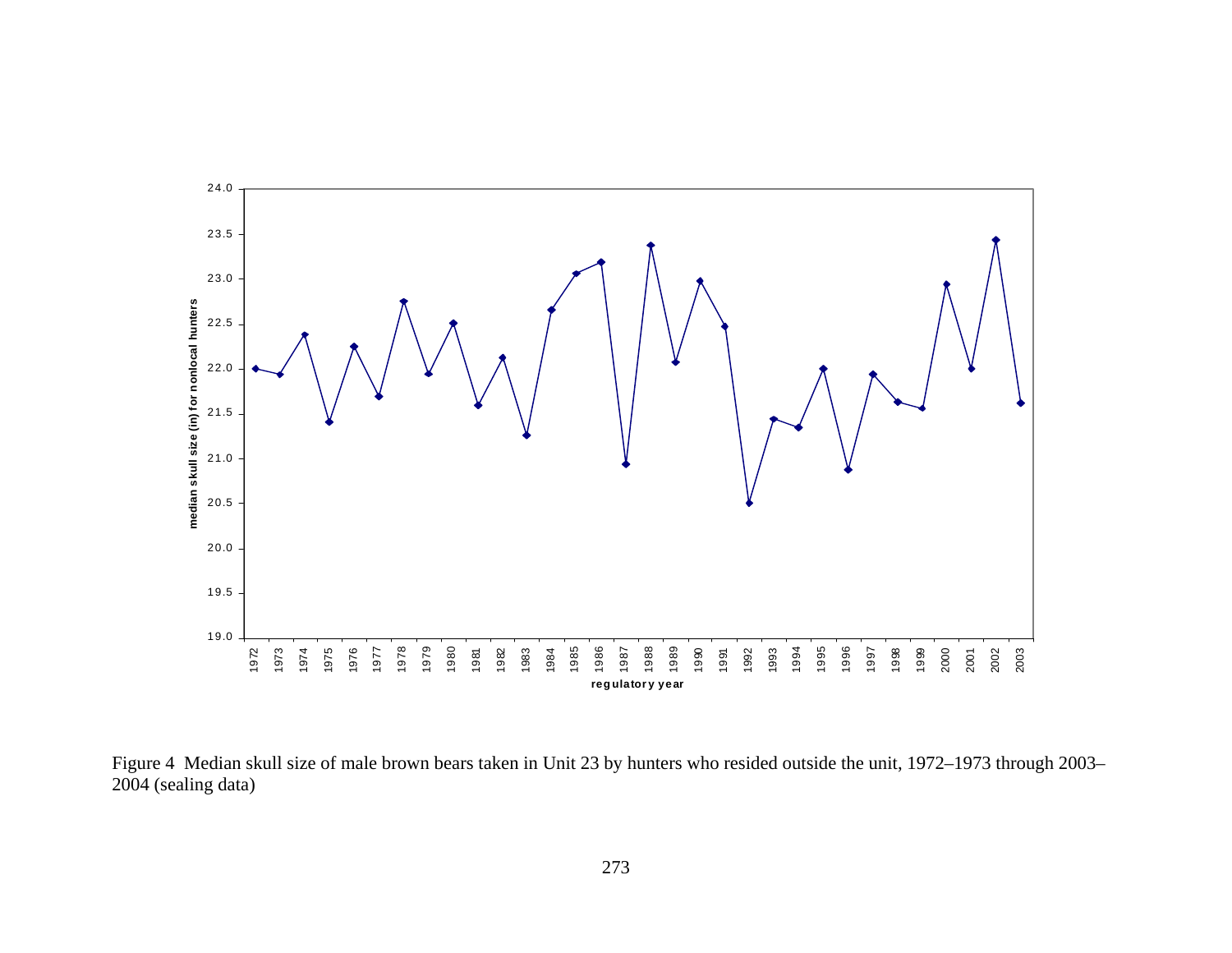Figure 4 Median skull size of male brown bears taken in Unit 23 by hunters who resided outside the unit, 1972–1973 through 2003–2004 (sealing data)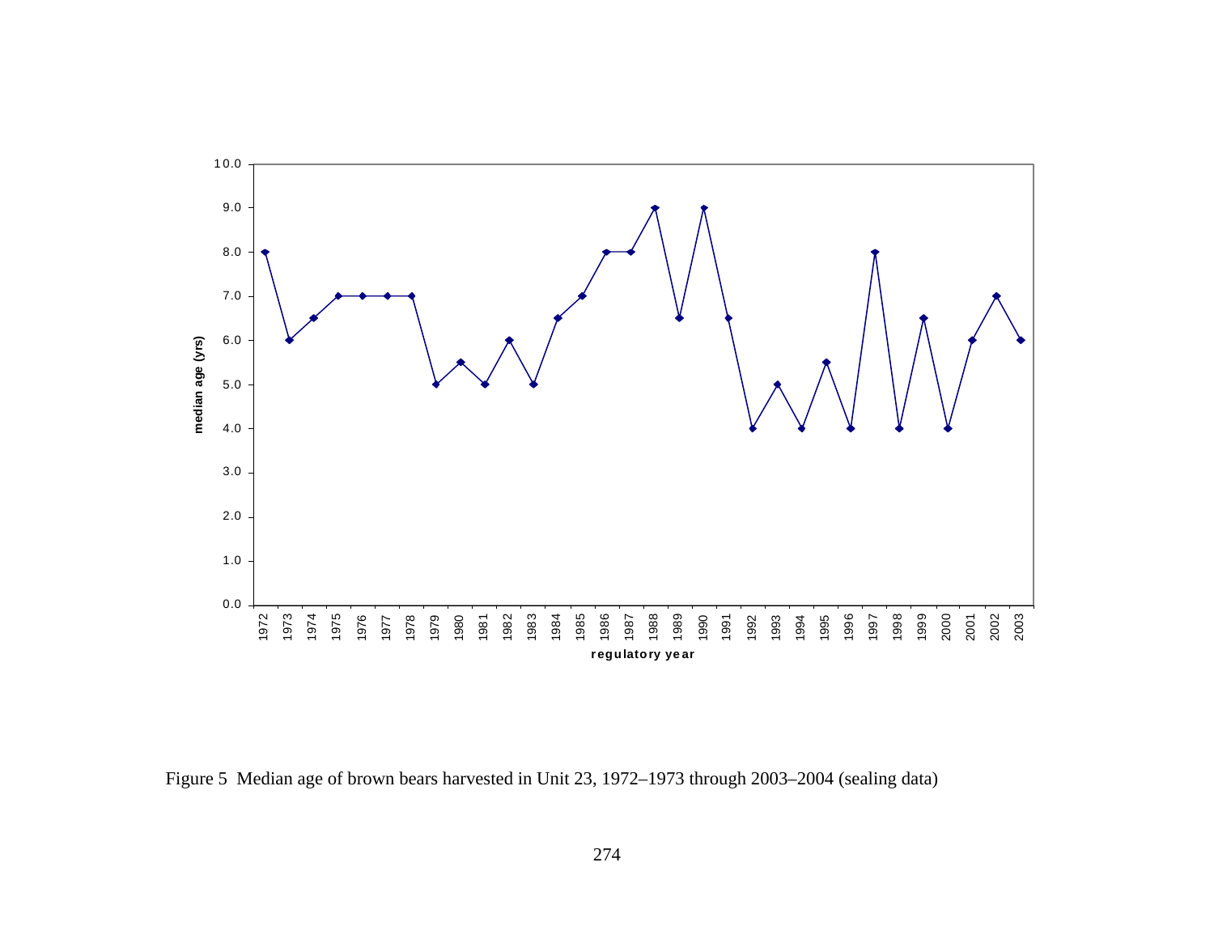Figure 5 Median age of brown bears harvested in Unit 23, 1972–1973 through 2003–2004 (sealing data)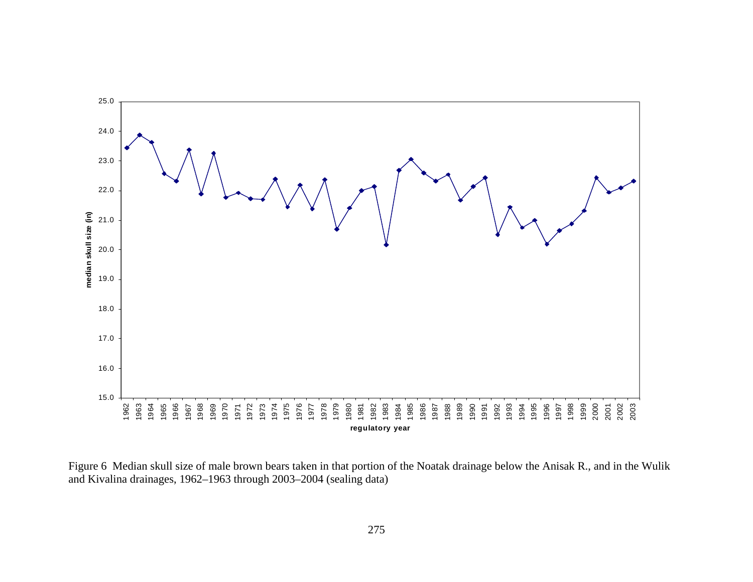Figure 6 Median skull size of male brown bears taken in that portion of the Noatak drainage below the Anisak R., and in the Wulik and Kivalina drainages, 1962–1963 through 2003–2004 (sealing data)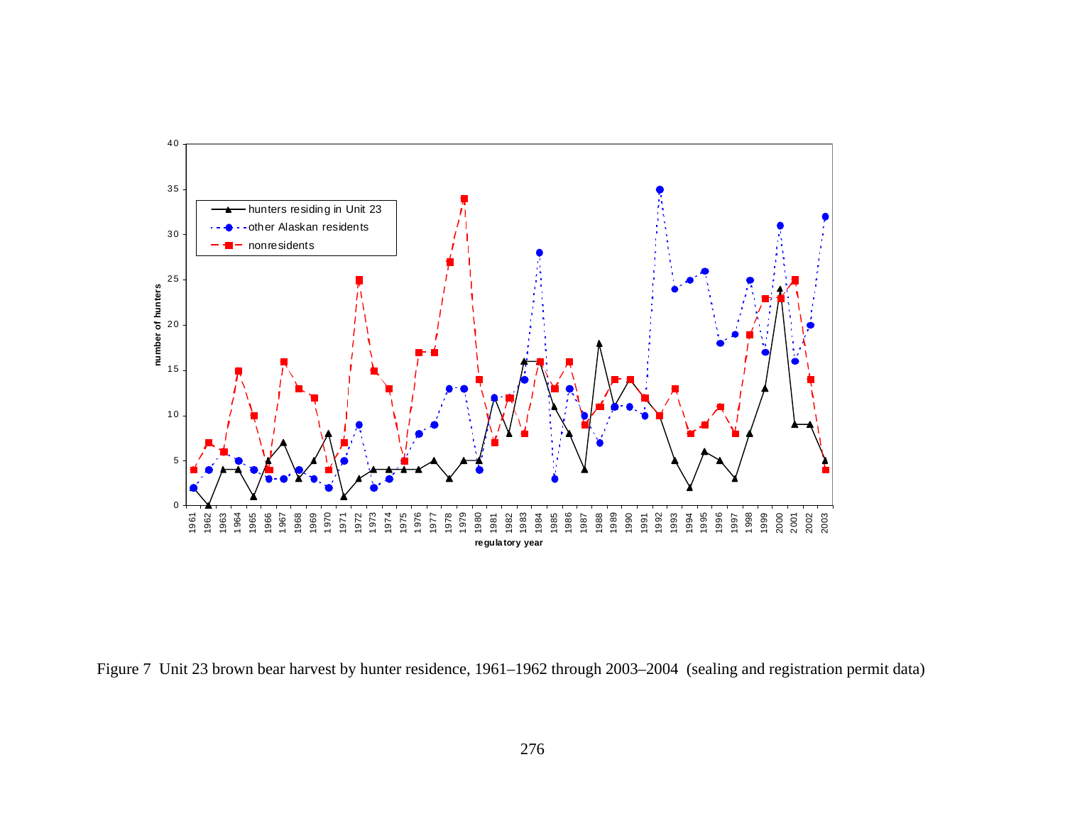Figure 7 Unit 23 brown bear harvest by hunter residence, 1961–1962 through 2003–2004 (sealing and registration permit data)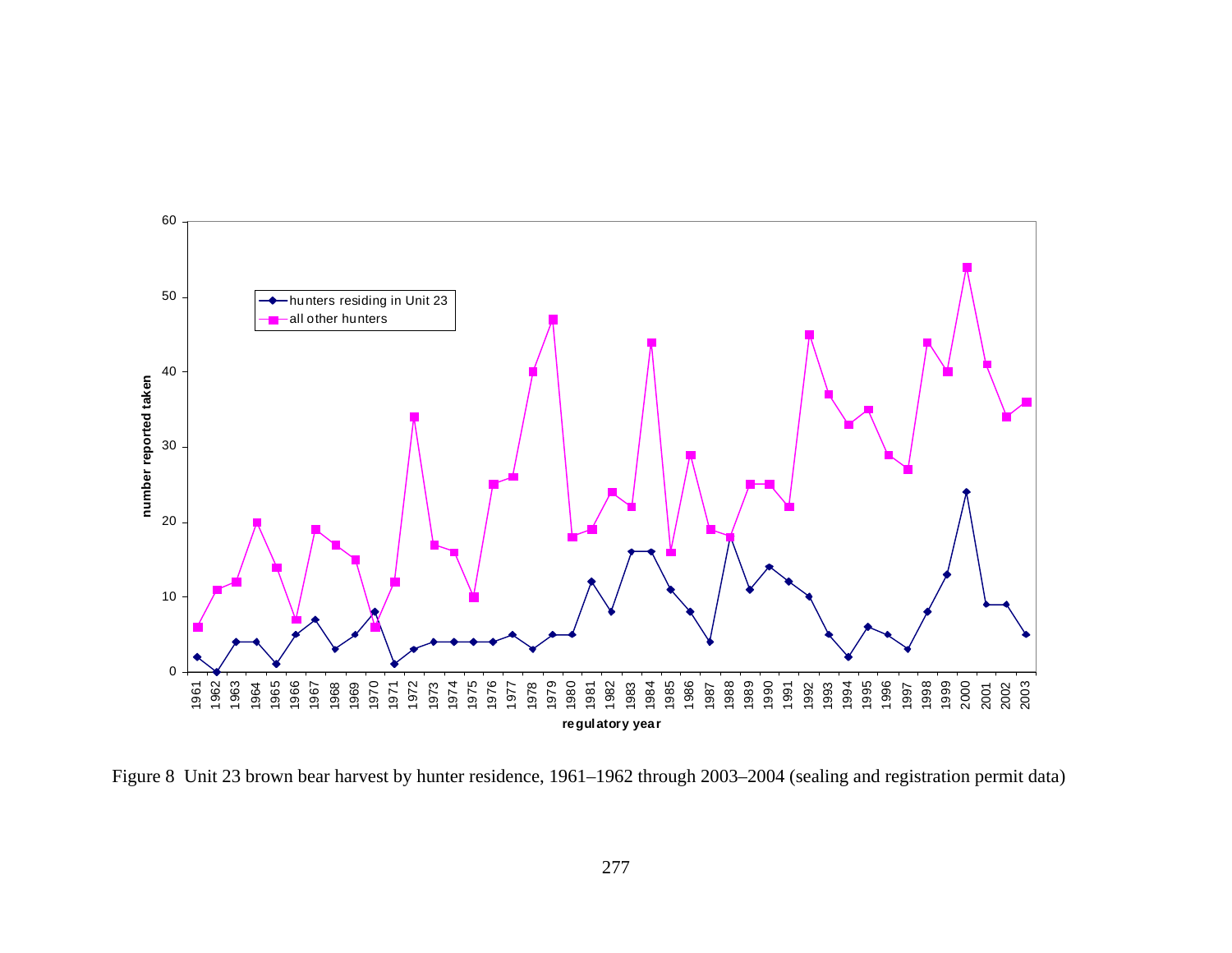Figure 8 Unit 23 brown bear harvest by hunter residence, 1961–1962 through 2003–2004 (sealing and registration permit data)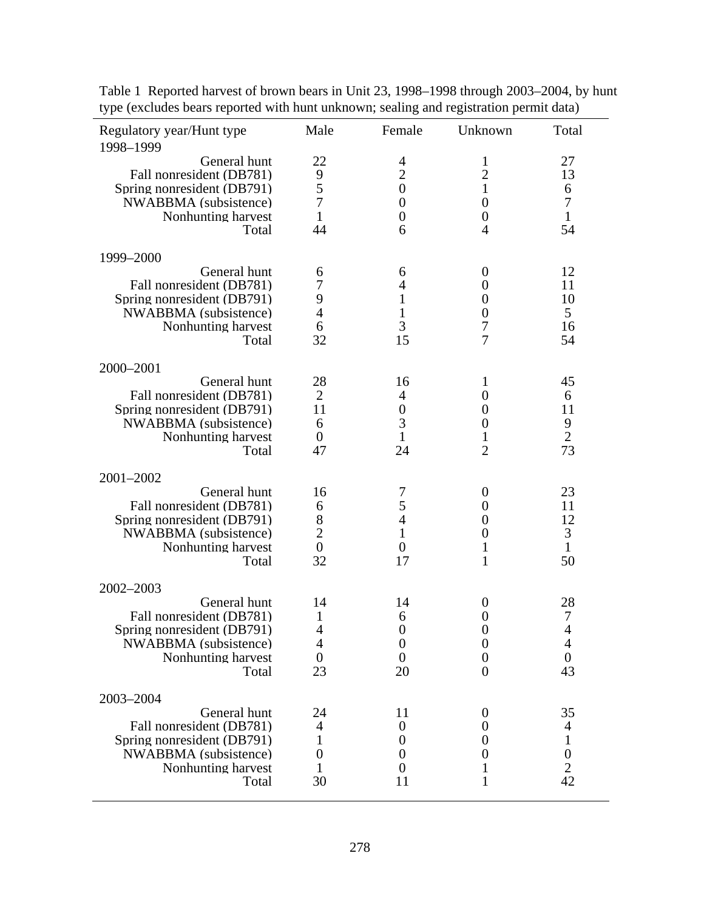Table 1 Reported harvest of brown bears in Unit 23, 1998–1998 through 2003–2004, by hunt type (excludes bears reported with hunt unknown; sealing and registration permit data)

| Regulatory year/Hunt type | Male | Female | Unknown | Total |
|---|---|---|---|---|
| 1998–1999 | | | | |
| General hunt | 22 | 4 | 1 | 27 |
| Fall nonresident (DB781) | 9 | 2 | 2 | 13 |
| Spring nonresident (DB791) | 5 | 0 | 1 | 6 |
| NWABBMA (subsistence) | 7 | 0 | 0 | 7 |
| Nonhunting harvest | 1 | 0 | 0 | 1 |
| Total | 44 | 6 | 4 | 54 |
| 1999–2000 | | | | |
| General hunt | 6 | 6 | 0 | 12 |
| Fall nonresident (DB781) | 7 | 4 | 0 | 11 |
| Spring nonresident (DB791) | 9 | 1 | 0 | 10 |
| NWABBMA (subsistence) | 4 | 1 | 0 | 5 |
| Nonhunting harvest | 6 | 3 | 7 | 16 |
| Total | 32 | 15 | 7 | 54 |
| 2000–2001 | | | | |
| General hunt | 28 | 16 | 1 | 45 |
| Fall nonresident (DB781) | 2 | 4 | 0 | 6 |
| Spring nonresident (DB791) | 11 | 0 | 0 | 11 |
| NWABBMA (subsistence) | 6 | 3 | 0 | 9 |
| Nonhunting harvest | 0 | 1 | 1 | 2 |
| Total | 47 | 24 | 2 | 73 |
| 2001–2002 | | | | |
| General hunt | 16 | 7 | 0 | 23 |
| Fall nonresident (DB781) | 6 | 5 | 0 | 11 |
| Spring nonresident (DB791) | 8 | 4 | 0 | 12 |
| NWABBMA (subsistence) | 2 | 1 | 0 | 3 |
| Nonhunting harvest | 0 | 0 | 1 | 1 |
| Total | 32 | 17 | 1 | 50 |
| 2002–2003 | | | | |
| General hunt | 14 | 14 | 0 | 28 |
| Fall nonresident (DB781) | 1 | 6 | 0 | 7 |
| Spring nonresident (DB791) | 4 | 0 | 0 | 4 |
| NWABBMA (subsistence) | 4 | 0 | 0 | 4 |
| Nonhunting harvest | 0 | 0 | 0 | 0 |
| Total | 23 | 20 | 0 | 43 |
| 2003–2004 | | | | |
| General hunt | 24 | 11 | 0 | 35 |
| Fall nonresident (DB781) | 4 | 0 | 0 | 4 |
| Spring nonresident (DB791) | 1 | 0 | 0 | 1 |
| NWABBMA (subsistence) | 0 | 0 | 0 | 0 |
| Nonhunting harvest | 1 | 0 | 1 | 2 |
| Total | 30 | 11 | 1 | 42 |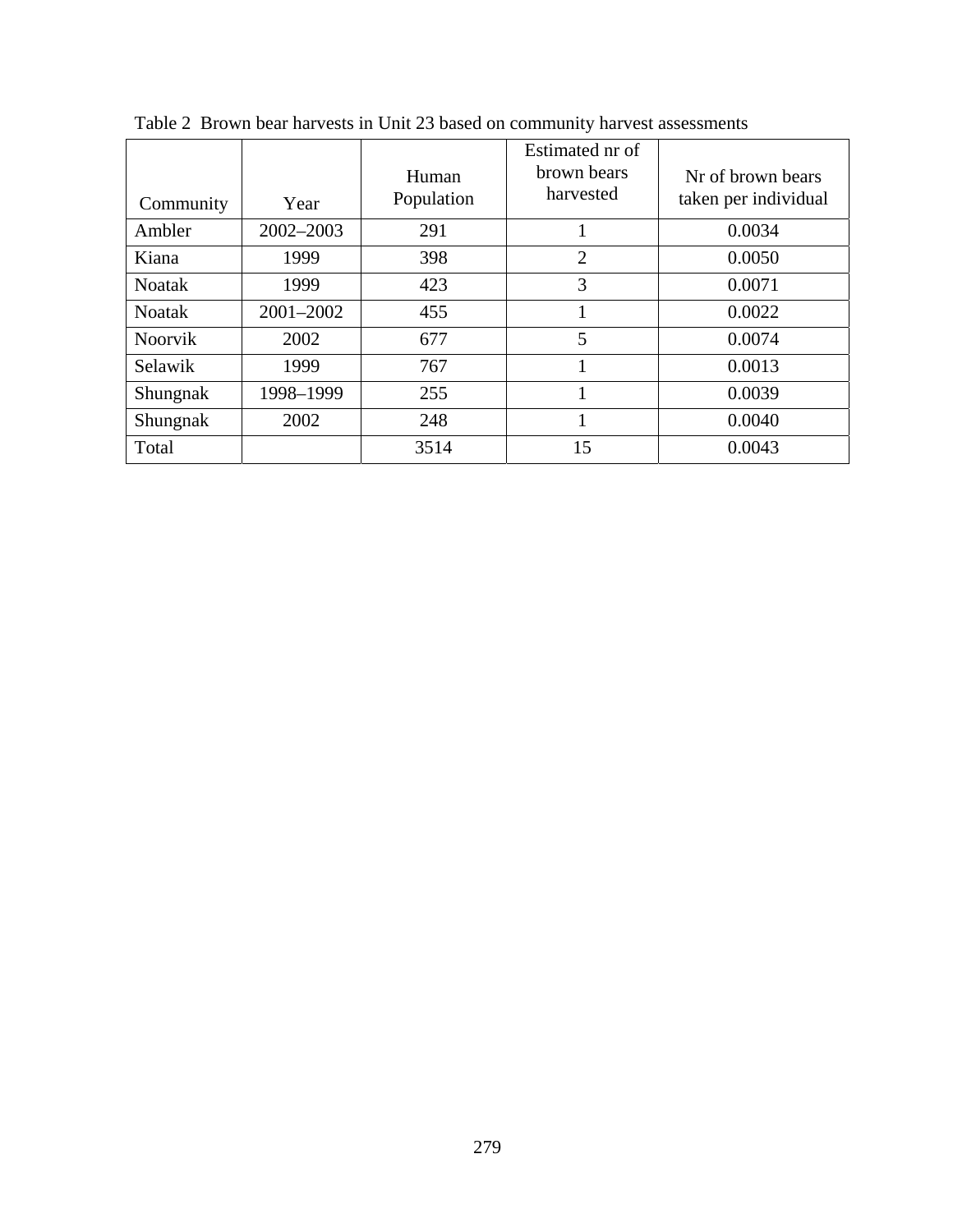Table 2 Brown bear harvests in Unit 23 based on community harvest assessments

| Community | Year | Human Population | Estimated nr of brown bears harvested | Nr of brown bears taken per individual |
|---|---|---|---|---|
| Ambler | 2002–2003 | 291 | 1 | 0.0034 |
| Kiana | 1999 | 398 | 2 | 0.0050 |
| Noatak | 1999 | 423 | 3 | 0.0071 |
| Noatak | 2001–2002 | 455 | 1 | 0.0022 |
| Noorvik | 2002 | 677 | 5 | 0.0074 |
| Selawik | 1999 | 767 | 1 | 0.0013 |
| Shungnak | 1998–1999 | 255 | 1 | 0.0039 |
| Shungnak | 2002 | 248 | 1 | 0.0040 |
| Total | | 3514 | 15 | 0.0043 |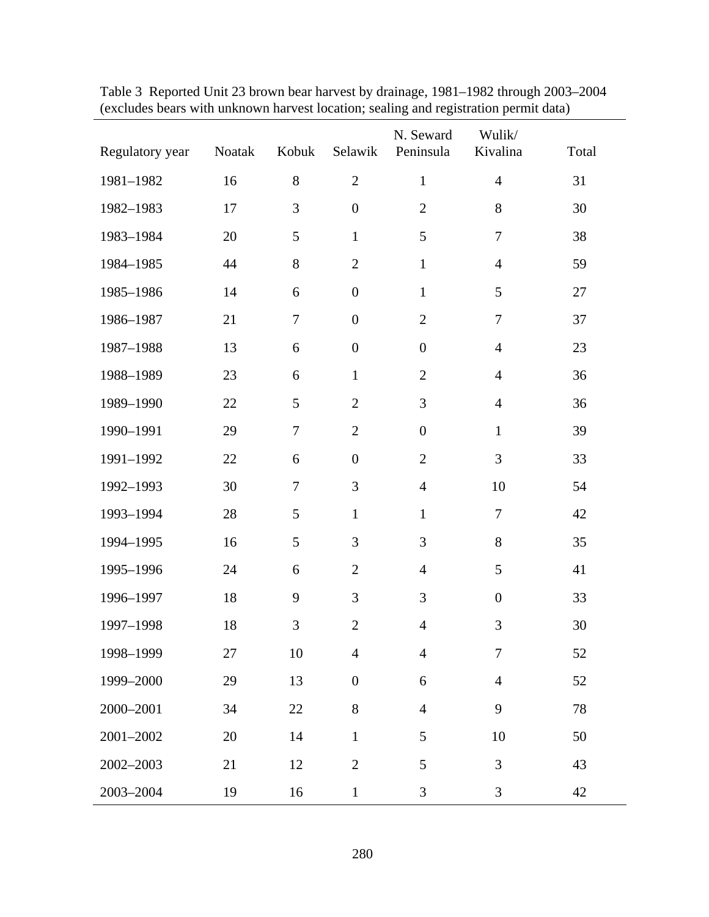Table 3 Reported Unit 23 brown bear harvest by drainage, 1981–1982 through 2003–2004 (excludes bears with unknown harvest location; sealing and registration permit data)

| Regulatory year | Noatak | Kobuk | Selawik | N. Seward Peninsula | Wulik/ Kivalina | Total |
|---|---|---|---|---|---|---|
| 1981–1982 | 16 | 8 | 2 | 1 | 4 | 31 |
| 1982–1983 | 17 | 3 | 0 | 2 | 8 | 30 |
| 1983–1984 | 20 | 5 | 1 | 5 | 7 | 38 |
| 1984–1985 | 44 | 8 | 2 | 1 | 4 | 59 |
| 1985–1986 | 14 | 6 | 0 | 1 | 5 | 27 |
| 1986–1987 | 21 | 7 | 0 | 2 | 7 | 37 |
| 1987–1988 | 13 | 6 | 0 | 0 | 4 | 23 |
| 1988–1989 | 23 | 6 | 1 | 2 | 4 | 36 |
| 1989–1990 | 22 | 5 | 2 | 3 | 4 | 36 |
| 1990–1991 | 29 | 7 | 2 | 0 | 1 | 39 |
| 1991–1992 | 22 | 6 | 0 | 2 | 3 | 33 |
| 1992–1993 | 30 | 7 | 3 | 4 | 10 | 54 |
| 1993–1994 | 28 | 5 | 1 | 1 | 7 | 42 |
| 1994–1995 | 16 | 5 | 3 | 3 | 8 | 35 |
| 1995–1996 | 24 | 6 | 2 | 4 | 5 | 41 |
| 1996–1997 | 18 | 9 | 3 | 3 | 0 | 33 |
| 1997–1998 | 18 | 3 | 2 | 4 | 3 | 30 |
| 1998–1999 | 27 | 10 | 4 | 4 | 7 | 52 |
| 1999–2000 | 29 | 13 | 0 | 6 | 4 | 52 |
| 2000–2001 | 34 | 22 | 8 | 4 | 9 | 78 |
| 2001–2002 | 20 | 14 | 1 | 5 | 10 | 50 |
| 2002–2003 | 21 | 12 | 2 | 5 | 3 | 43 |
| 2003–2004 | 19 | 16 | 1 | 3 | 3 | 42 |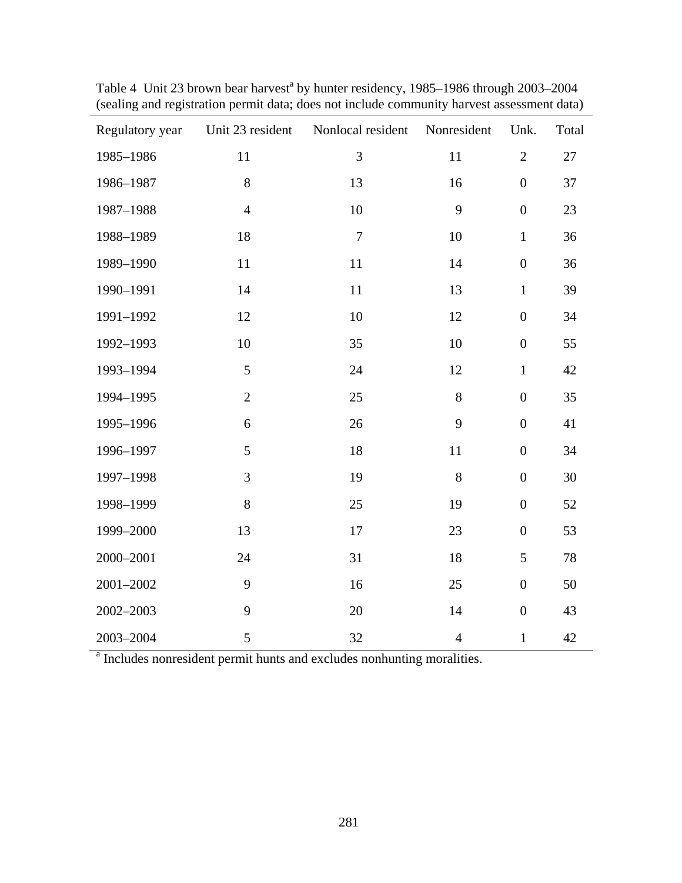Table 4 Unit 23 brown bear harvest[a] by hunter residency, 1985–1986 through 2003–2004 (sealing and registration permit data; does not include community harvest assessment data)

| Regulatory year | Unit 23 resident | Nonlocal resident | Nonresident | Unk. | Total |
|---|---|---|---|---|---|
| 1985–1986 | 11 | 3 | 11 | 2 | 27 |
| 1986–1987 | 8 | 13 | 16 | 0 | 37 |
| 1987–1988 | 4 | 10 | 9 | 0 | 23 |
| 1988–1989 | 18 | 7 | 10 | 1 | 36 |
| 1989–1990 | 11 | 11 | 14 | 0 | 36 |
| 1990–1991 | 14 | 11 | 13 | 1 | 39 |
| 1991–1992 | 12 | 10 | 12 | 0 | 34 |
| 1992–1993 | 10 | 35 | 10 | 0 | 55 |
| 1993–1994 | 5 | 24 | 12 | 1 | 42 |
| 1994–1995 | 2 | 25 | 8 | 0 | 35 |
| 1995–1996 | 6 | 26 | 9 | 0 | 41 |
| 1996–1997 | 5 | 18 | 11 | 0 | 34 |
| 1997–1998 | 3 | 19 | 8 | 0 | 30 |
| 1998–1999 | 8 | 25 | 19 | 0 | 52 |
| 1999–2000 | 13 | 17 | 23 | 0 | 53 |
| 2000–2001 | 24 | 31 | 18 | 5 | 78 |
| 2001–2002 | 9 | 16 | 25 | 0 | 50 |
| 2002–2003 | 9 | 20 | 14 | 0 | 43 |
| 2003–2004 | 5 | 32 | 4 | 1 | 42 |

[a] Includes nonresident permit hunts and excludes nonhunting moralities.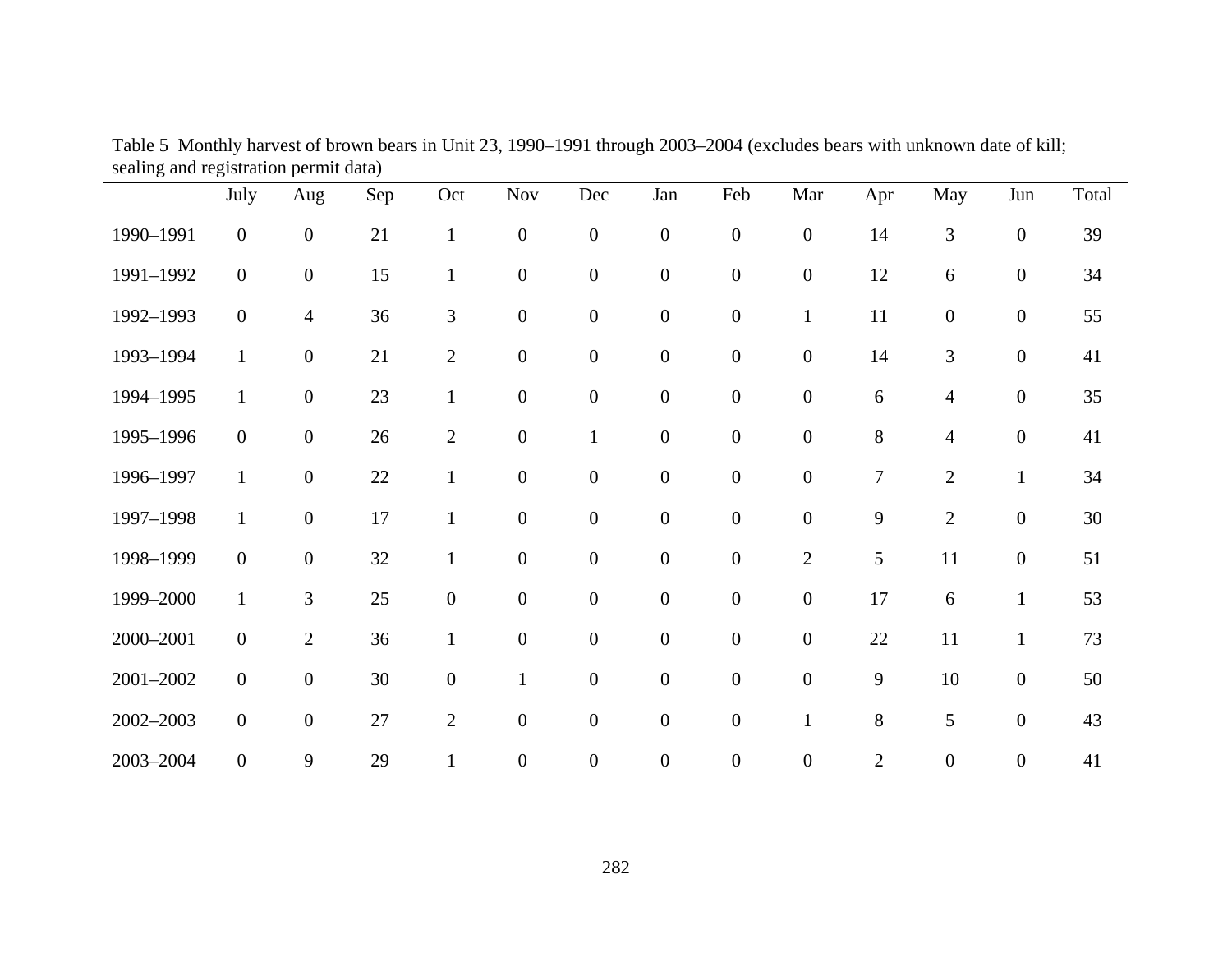Table 5 Monthly harvest of brown bears in Unit 23, 1990–1991 through 2003–2004 (excludes bears with unknown date of kill; sealing and registration permit data)

| | July | Aug | Sep | Oct | Nov | Dec | Jan | Feb | Mar | Apr | May | Jun | Total |
|---|---|---|---|---|---|---|---|---|---|---|---|---|---|
| 1990–1991 | 0 | 0 | 21 | 1 | 0 | 0 | 0 | 0 | 0 | 14 | 3 | 0 | 39 |
| 1991–1992 | 0 | 0 | 15 | 1 | 0 | 0 | 0 | 0 | 0 | 12 | 6 | 0 | 34 |
| 1992–1993 | 0 | 4 | 36 | 3 | 0 | 0 | 0 | 0 | 1 | 11 | 0 | 0 | 55 |
| 1993–1994 | 1 | 0 | 21 | 2 | 0 | 0 | 0 | 0 | 0 | 14 | 3 | 0 | 41 |
| 1994–1995 | 1 | 0 | 23 | 1 | 0 | 0 | 0 | 0 | 0 | 6 | 4 | 0 | 35 |
| 1995–1996 | 0 | 0 | 26 | 2 | 0 | 1 | 0 | 0 | 0 | 8 | 4 | 0 | 41 |
| 1996–1997 | 1 | 0 | 22 | 1 | 0 | 0 | 0 | 0 | 0 | 7 | 2 | 1 | 34 |
| 1997–1998 | 1 | 0 | 17 | 1 | 0 | 0 | 0 | 0 | 0 | 9 | 2 | 0 | 30 |
| 1998–1999 | 0 | 0 | 32 | 1 | 0 | 0 | 0 | 0 | 2 | 5 | 11 | 0 | 51 |
| 1999–2000 | 1 | 3 | 25 | 0 | 0 | 0 | 0 | 0 | 0 | 17 | 6 | 1 | 53 |
| 2000–2001 | 0 | 2 | 36 | 1 | 0 | 0 | 0 | 0 | 0 | 22 | 11 | 1 | 73 |
| 2001–2002 | 0 | 0 | 30 | 0 | 1 | 0 | 0 | 0 | 0 | 9 | 10 | 0 | 50 |
| 2002–2003 | 0 | 0 | 27 | 2 | 0 | 0 | 0 | 0 | 1 | 8 | 5 | 0 | 43 |
| 2003–2004 | 0 | 9 | 29 | 1 | 0 | 0 | 0 | 0 | 0 | 2 | 0 | 0 | 41 |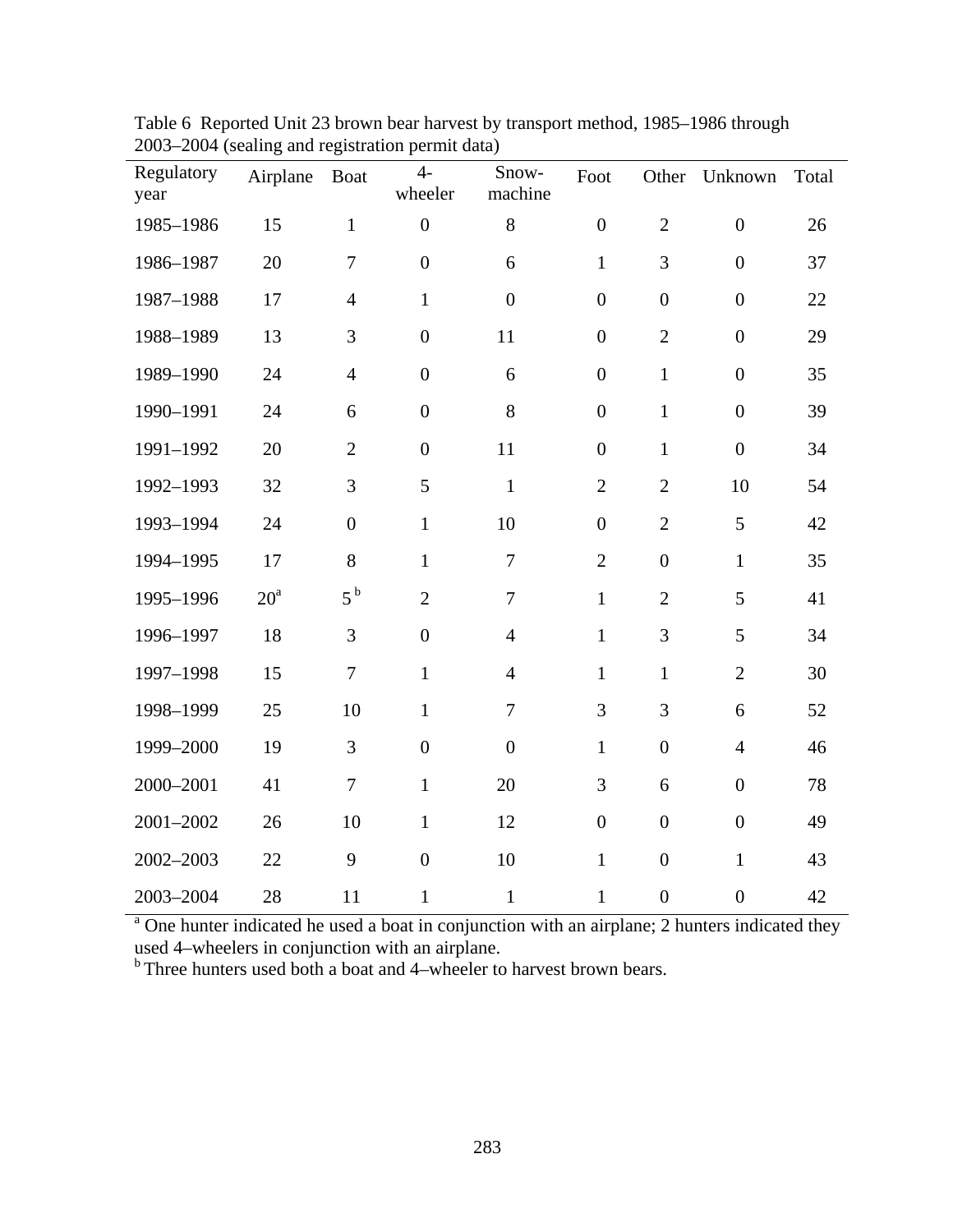Table 6 Reported Unit 23 brown bear harvest by transport method, 1985–1986 through 2003–2004 (sealing and registration permit data)

| Regulatory year | Airplane | Boat | 4-wheeler | Snow-machine | Foot | Other | Unknown | Total |
|---|---|---|---|---|---|---|---|---|
| 1985–1986 | 15 | 1 | 0 | 8 | 0 | 2 | 0 | 26 |
| 1986–1987 | 20 | 7 | 0 | 6 | 1 | 3 | 0 | 37 |
| 1987–1988 | 17 | 4 | 1 | 0 | 0 | 0 | 0 | 22 |
| 1988–1989 | 13 | 3 | 0 | 11 | 0 | 2 | 0 | 29 |
| 1989–1990 | 24 | 4 | 0 | 6 | 0 | 1 | 0 | 35 |
| 1990–1991 | 24 | 6 | 0 | 8 | 0 | 1 | 0 | 39 |
| 1991–1992 | 20 | 2 | 0 | 11 | 0 | 1 | 0 | 34 |
| 1992–1993 | 32 | 3 | 5 | 1 | 2 | 2 | 10 | 54 |
| 1993–1994 | 24 | 0 | 1 | 10 | 0 | 2 | 5 | 42 |
| 1994–1995 | 17 | 8 | 1 | 7 | 2 | 0 | 1 | 35 |
| 1995–1996 | 20[a] | 5[b] | 2 | 7 | 1 | 2 | 5 | 41 |
| 1996–1997 | 18 | 3 | 0 | 4 | 1 | 3 | 5 | 34 |
| 1997–1998 | 15 | 7 | 1 | 4 | 1 | 1 | 2 | 30 |
| 1998–1999 | 25 | 10 | 1 | 7 | 3 | 3 | 6 | 52 |
| 1999–2000 | 19 | 3 | 0 | 0 | 1 | 0 | 4 | 46 |
| 2000–2001 | 41 | 7 | 1 | 20 | 3 | 6 | 0 | 78 |
| 2001–2002 | 26 | 10 | 1 | 12 | 0 | 0 | 0 | 49 |
| 2002–2003 | 22 | 9 | 0 | 10 | 1 | 0 | 1 | 43 |
| 2003–2004 | 28 | 11 | 1 | 1 | 1 | 0 | 0 | 42 |

[a] One hunter indicated he used a boat in conjunction with an airplane; 2 hunters indicated they used 4–wheelers in conjunction with an airplane.

[b] Three hunters used both a boat and 4–wheeler to harvest brown bears.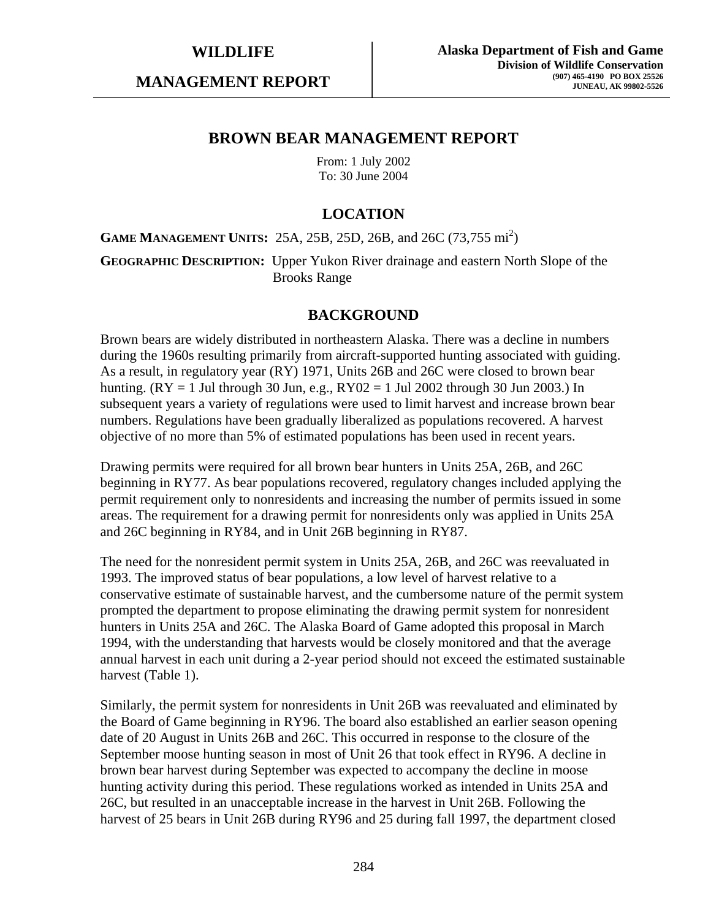**WILDLIFE**

**MANAGEMENT REPORT**

**Alaska Department of Fish and Game**
**Division of Wildlife Conservation**
**(907) 465-4190 PO BOX 25526**
**JUNEAU, AK 99802-5526**

# BROWN BEAR MANAGEMENT REPORT

From: 1 July 2002
To: 30 June 2004

## LOCATION

**GAME MANAGEMENT UNITS:** 25A, 25B, 25D, 26B, and 26C (73,755 $mi^2$)

**GEOGRAPHIC DESCRIPTION:** Upper Yukon River drainage and eastern North Slope of the Brooks Range

## BACKGROUND

Brown bears are widely distributed in northeastern Alaska. There was a decline in numbers during the 1960s resulting primarily from aircraft-supported hunting associated with guiding. As a result, in regulatory year (RY) 1971, Units 26B and 26C were closed to brown bear hunting. (RY = 1 Jul through 30 Jun, e.g., RY02 = 1 Jul 2002 through 30 Jun 2003.) In subsequent years a variety of regulations were used to limit harvest and increase brown bear numbers. Regulations have been gradually liberalized as populations recovered. A harvest objective of no more than 5% of estimated populations has been used in recent years.

Drawing permits were required for all brown bear hunters in Units 25A, 26B, and 26C beginning in RY77. As bear populations recovered, regulatory changes included applying the permit requirement only to nonresidents and increasing the number of permits issued in some areas. The requirement for a drawing permit for nonresidents only was applied in Units 25A and 26C beginning in RY84, and in Unit 26B beginning in RY87.

The need for the nonresident permit system in Units 25A, 26B, and 26C was reevaluated in 1993. The improved status of bear populations, a low level of harvest relative to a conservative estimate of sustainable harvest, and the cumbersome nature of the permit system prompted the department to propose eliminating the drawing permit system for nonresident hunters in Units 25A and 26C. The Alaska Board of Game adopted this proposal in March 1994, with the understanding that harvests would be closely monitored and that the average annual harvest in each unit during a 2-year period should not exceed the estimated sustainable harvest (Table 1).

Similarly, the permit system for nonresidents in Unit 26B was reevaluated and eliminated by the Board of Game beginning in RY96. The board also established an earlier season opening date of 20 August in Units 26B and 26C. This occurred in response to the closure of the September moose hunting season in most of Unit 26 that took effect in RY96. A decline in brown bear harvest during September was expected to accompany the decline in moose hunting activity during this period. These regulations worked as intended in Units 25A and 26C, but resulted in an unacceptable increase in the harvest in Unit 26B. Following the harvest of 25 bears in Unit 26B during RY96 and 25 during fall 1997, the department closed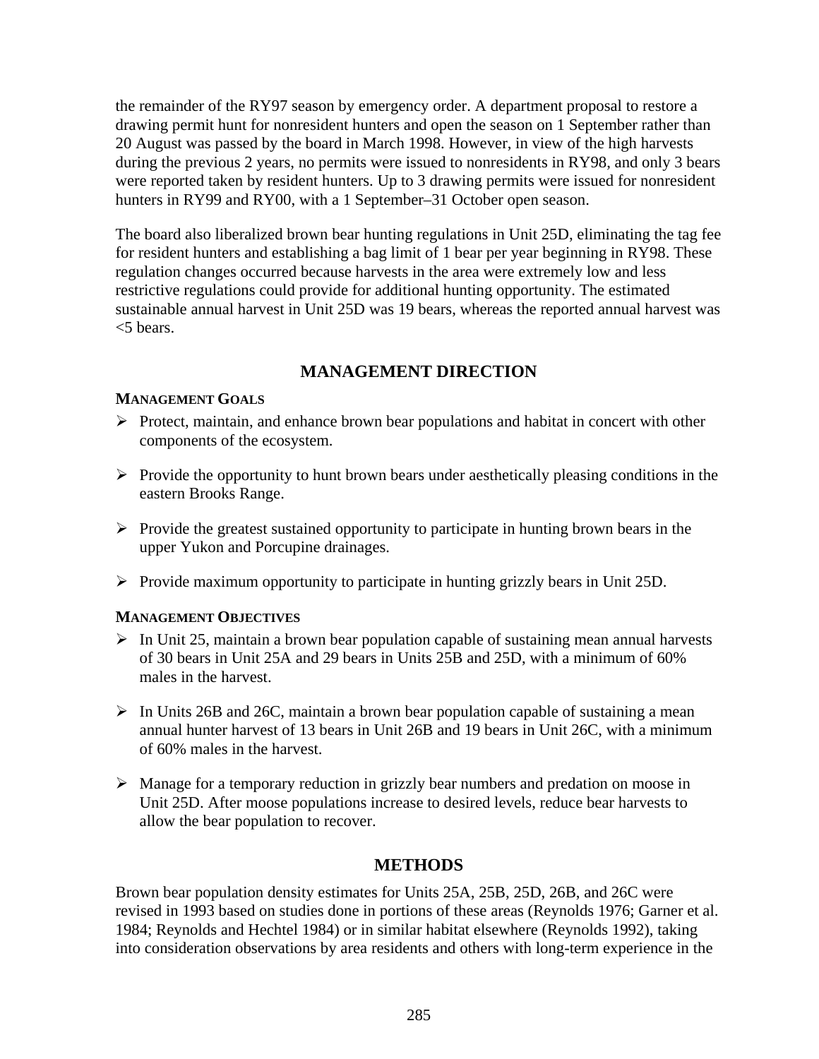the remainder of the RY97 season by emergency order. A department proposal to restore a drawing permit hunt for nonresident hunters and open the season on 1 September rather than 20 August was passed by the board in March 1998. However, in view of the high harvests during the previous 2 years, no permits were issued to nonresidents in RY98, and only 3 bears were reported taken by resident hunters. Up to 3 drawing permits were issued for nonresident hunters in RY99 and RY00, with a 1 September–31 October open season.

The board also liberalized brown bear hunting regulations in Unit 25D, eliminating the tag fee for resident hunters and establishing a bag limit of 1 bear per year beginning in RY98. These regulation changes occurred because harvests in the area were extremely low and less restrictive regulations could provide for additional hunting opportunity. The estimated sustainable annual harvest in Unit 25D was 19 bears, whereas the reported annual harvest was <5 bears.

## MANAGEMENT DIRECTION

### MANAGEMENT GOALS

- Protect, maintain, and enhance brown bear populations and habitat in concert with other components of the ecosystem.
- Provide the opportunity to hunt brown bears under aesthetically pleasing conditions in the eastern Brooks Range.
- Provide the greatest sustained opportunity to participate in hunting brown bears in the upper Yukon and Porcupine drainages.
- Provide maximum opportunity to participate in hunting grizzly bears in Unit 25D.

### MANAGEMENT OBJECTIVES

- In Unit 25, maintain a brown bear population capable of sustaining mean annual harvests of 30 bears in Unit 25A and 29 bears in Units 25B and 25D, with a minimum of 60% males in the harvest.
- In Units 26B and 26C, maintain a brown bear population capable of sustaining a mean annual hunter harvest of 13 bears in Unit 26B and 19 bears in Unit 26C, with a minimum of 60% males in the harvest.
- Manage for a temporary reduction in grizzly bear numbers and predation on moose in Unit 25D. After moose populations increase to desired levels, reduce bear harvests to allow the bear population to recover.

## METHODS

Brown bear population density estimates for Units 25A, 25B, 25D, 26B, and 26C were revised in 1993 based on studies done in portions of these areas (Reynolds 1976; Garner et al. 1984; Reynolds and Hechtel 1984) or in similar habitat elsewhere (Reynolds 1992), taking into consideration observations by area residents and others with long-term experience in the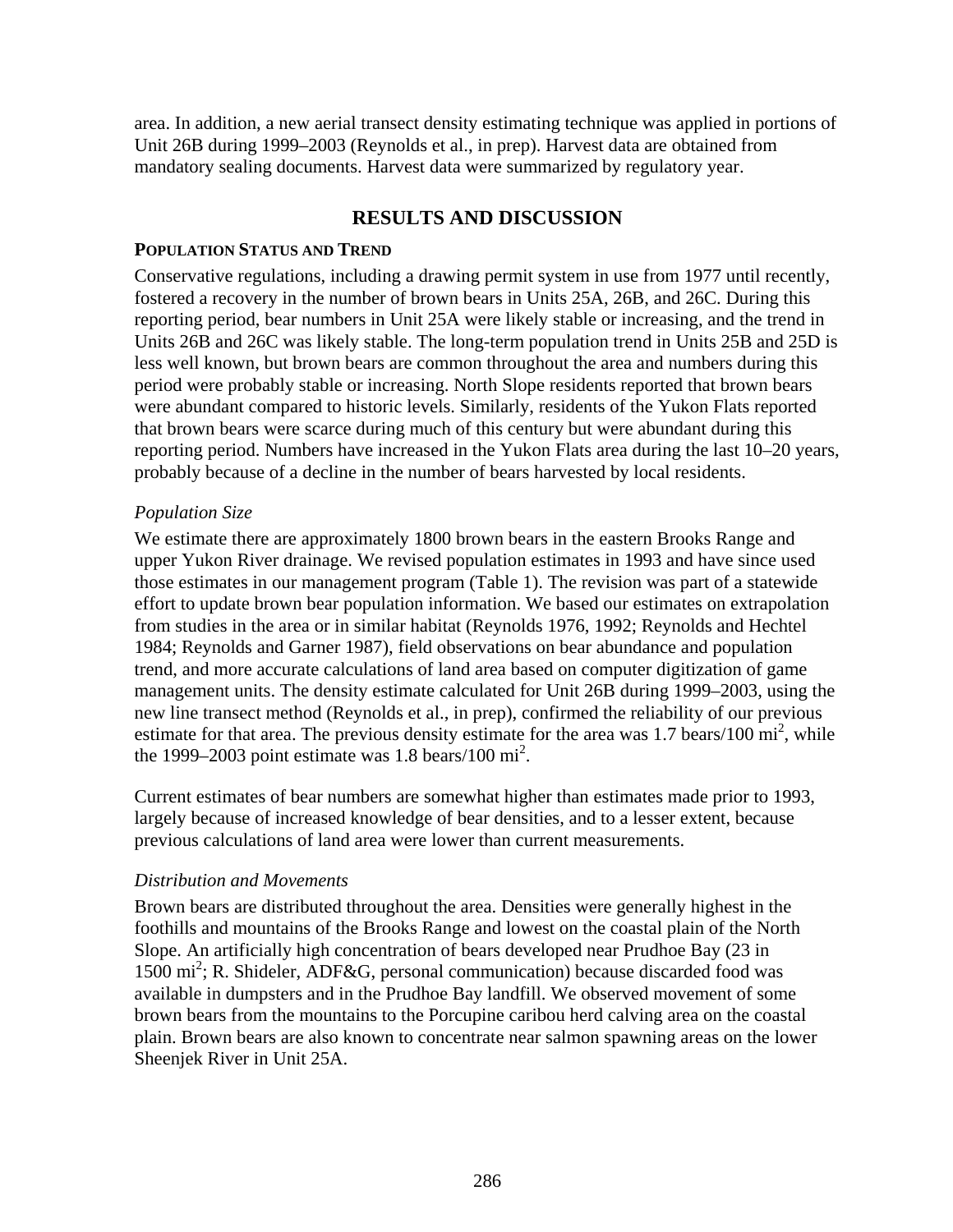area. In addition, a new aerial transect density estimating technique was applied in portions of Unit 26B during 1999–2003 (Reynolds et al., in prep). Harvest data are obtained from mandatory sealing documents. Harvest data were summarized by regulatory year.

## RESULTS AND DISCUSSION

### POPULATION STATUS AND TREND

Conservative regulations, including a drawing permit system in use from 1977 until recently, fostered a recovery in the number of brown bears in Units 25A, 26B, and 26C. During this reporting period, bear numbers in Unit 25A were likely stable or increasing, and the trend in Units 26B and 26C was likely stable. The long-term population trend in Units 25B and 25D is less well known, but brown bears are common throughout the area and numbers during this period were probably stable or increasing. North Slope residents reported that brown bears were abundant compared to historic levels. Similarly, residents of the Yukon Flats reported that brown bears were scarce during much of this century but were abundant during this reporting period. Numbers have increased in the Yukon Flats area during the last 10–20 years, probably because of a decline in the number of bears harvested by local residents.

*Population Size*

We estimate there are approximately 1800 brown bears in the eastern Brooks Range and upper Yukon River drainage. We revised population estimates in 1993 and have since used those estimates in our management program (Table 1). The revision was part of a statewide effort to update brown bear population information. We based our estimates on extrapolation from studies in the area or in similar habitat (Reynolds 1976, 1992; Reynolds and Hechtel 1984; Reynolds and Garner 1987), field observations on bear abundance and population trend, and more accurate calculations of land area based on computer digitization of game management units. The density estimate calculated for Unit 26B during 1999–2003, using the new line transect method (Reynolds et al., in prep), confirmed the reliability of our previous estimate for that area. The previous density estimate for the area was 1.7 bears/100 $mi^2$, while the 1999–2003 point estimate was 1.8 bears/100 $mi^2$.

Current estimates of bear numbers are somewhat higher than estimates made prior to 1993, largely because of increased knowledge of bear densities, and to a lesser extent, because previous calculations of land area were lower than current measurements.

*Distribution and Movements*

Brown bears are distributed throughout the area. Densities were generally highest in the foothills and mountains of the Brooks Range and lowest on the coastal plain of the North Slope. An artificially high concentration of bears developed near Prudhoe Bay (23 in 1500 $mi^2$; R. Shideler, ADF&G, personal communication) because discarded food was available in dumpsters and in the Prudhoe Bay landfill. We observed movement of some brown bears from the mountains to the Porcupine caribou herd calving area on the coastal plain. Brown bears are also known to concentrate near salmon spawning areas on the lower Sheenjek River in Unit 25A.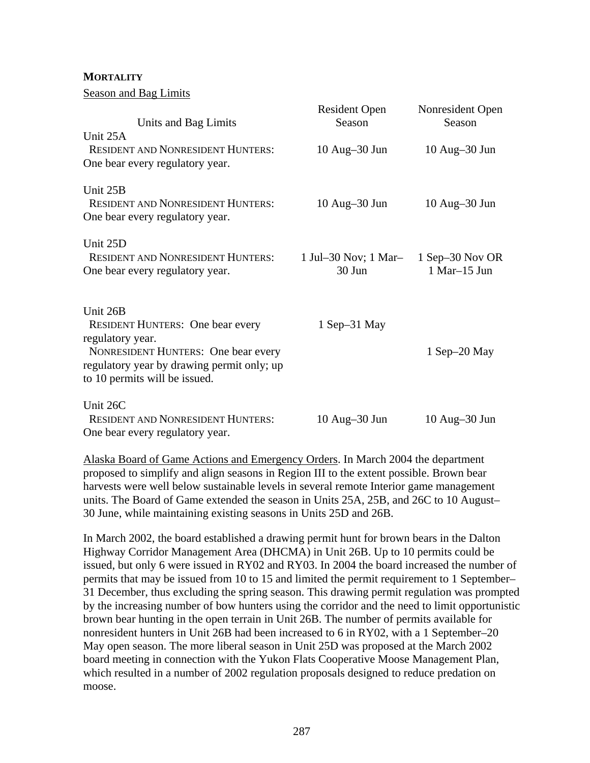**MORTALITY**

Season and Bag Limits

| Units and Bag Limits | Resident Open Season | Nonresident Open Season |
|---|---|---|
| Unit 25A | | |
| RESIDENT AND NONRESIDENT HUNTERS: One bear every regulatory year. | 10 Aug–30 Jun | 10 Aug–30 Jun |
| Unit 25B | | |
| RESIDENT AND NONRESIDENT HUNTERS: One bear every regulatory year. | 10 Aug–30 Jun | 10 Aug–30 Jun |
| Unit 25D | | |
| RESIDENT AND NONRESIDENT HUNTERS: One bear every regulatory year. | 1 Jul–30 Nov; 1 Mar–30 Jun | 1 Sep–30 Nov OR 1 Mar–15 Jun |
| Unit 26B | | |
| RESIDENT HUNTERS: One bear every regulatory year. | 1 Sep–31 May | |
| NONRESIDENT HUNTERS: One bear every regulatory year by drawing permit only; up to 10 permits will be issued. | | 1 Sep–20 May |
| Unit 26C | | |
| RESIDENT AND NONRESIDENT HUNTERS: One bear every regulatory year. | 10 Aug–30 Jun | 10 Aug–30 Jun |

Alaska Board of Game Actions and Emergency Orders. In March 2004 the department proposed to simplify and align seasons in Region III to the extent possible. Brown bear harvests were well below sustainable levels in several remote Interior game management units. The Board of Game extended the season in Units 25A, 25B, and 26C to 10 August–30 June, while maintaining existing seasons in Units 25D and 26B.

In March 2002, the board established a drawing permit hunt for brown bears in the Dalton Highway Corridor Management Area (DHCMA) in Unit 26B. Up to 10 permits could be issued, but only 6 were issued in RY02 and RY03. In 2004 the board increased the number of permits that may be issued from 10 to 15 and limited the permit requirement to 1 September–31 December, thus excluding the spring season. This drawing permit regulation was prompted by the increasing number of bow hunters using the corridor and the need to limit opportunistic brown bear hunting in the open terrain in Unit 26B. The number of permits available for nonresident hunters in Unit 26B had been increased to 6 in RY02, with a 1 September–20 May open season. The more liberal season in Unit 25D was proposed at the March 2002 board meeting in connection with the Yukon Flats Cooperative Moose Management Plan, which resulted in a number of 2002 regulation proposals designed to reduce predation on moose.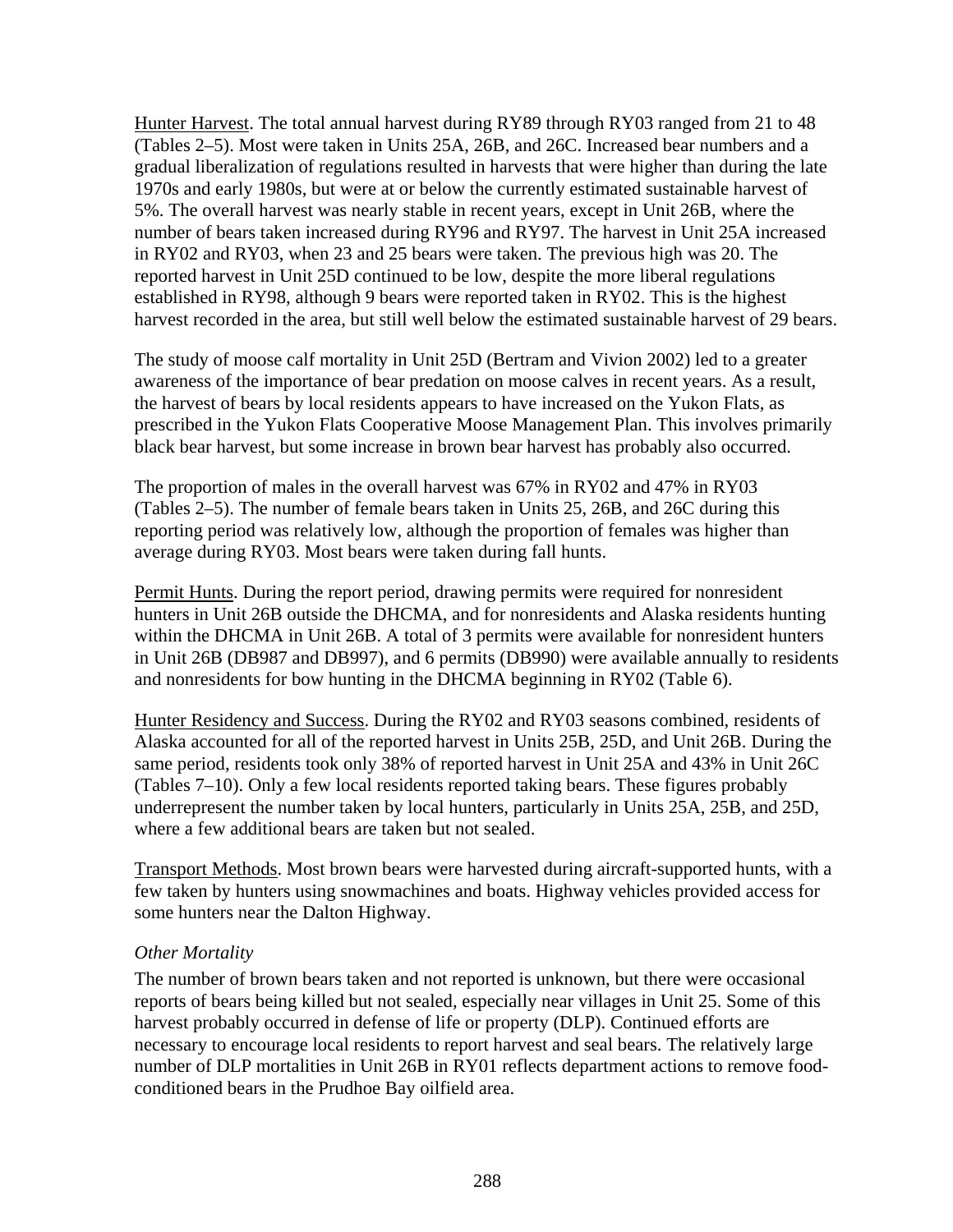<u>Hunter Harvest</u>. The total annual harvest during RY89 through RY03 ranged from 21 to 48 (Tables 2–5). Most were taken in Units 25A, 26B, and 26C. Increased bear numbers and a gradual liberalization of regulations resulted in harvests that were higher than during the late 1970s and early 1980s, but were at or below the currently estimated sustainable harvest of 5%. The overall harvest was nearly stable in recent years, except in Unit 26B, where the number of bears taken increased during RY96 and RY97. The harvest in Unit 25A increased in RY02 and RY03, when 23 and 25 bears were taken. The previous high was 20. The reported harvest in Unit 25D continued to be low, despite the more liberal regulations established in RY98, although 9 bears were reported taken in RY02. This is the highest harvest recorded in the area, but still well below the estimated sustainable harvest of 29 bears.

The study of moose calf mortality in Unit 25D (Bertram and Vivion 2002) led to a greater awareness of the importance of bear predation on moose calves in recent years. As a result, the harvest of bears by local residents appears to have increased on the Yukon Flats, as prescribed in the Yukon Flats Cooperative Moose Management Plan. This involves primarily black bear harvest, but some increase in brown bear harvest has probably also occurred.

The proportion of males in the overall harvest was 67% in RY02 and 47% in RY03 (Tables 2–5). The number of female bears taken in Units 25, 26B, and 26C during this reporting period was relatively low, although the proportion of females was higher than average during RY03. Most bears were taken during fall hunts.

<u>Permit Hunts</u>. During the report period, drawing permits were required for nonresident hunters in Unit 26B outside the DHCMA, and for nonresidents and Alaska residents hunting within the DHCMA in Unit 26B. A total of 3 permits were available for nonresident hunters in Unit 26B (DB987 and DB997), and 6 permits (DB990) were available annually to residents and nonresidents for bow hunting in the DHCMA beginning in RY02 (Table 6).

<u>Hunter Residency and Success</u>. During the RY02 and RY03 seasons combined, residents of Alaska accounted for all of the reported harvest in Units 25B, 25D, and Unit 26B. During the same period, residents took only 38% of reported harvest in Unit 25A and 43% in Unit 26C (Tables 7–10). Only a few local residents reported taking bears. These figures probably underrepresent the number taken by local hunters, particularly in Units 25A, 25B, and 25D, where a few additional bears are taken but not sealed.

<u>Transport Methods</u>. Most brown bears were harvested during aircraft-supported hunts, with a few taken by hunters using snowmachines and boats. Highway vehicles provided access for some hunters near the Dalton Highway.

### *Other Mortality*

The number of brown bears taken and not reported is unknown, but there were occasional reports of bears being killed but not sealed, especially near villages in Unit 25. Some of this harvest probably occurred in defense of life or property (DLP). Continued efforts are necessary to encourage local residents to report harvest and seal bears. The relatively large number of DLP mortalities in Unit 26B in RY01 reflects department actions to remove food-conditioned bears in the Prudhoe Bay oilfield area.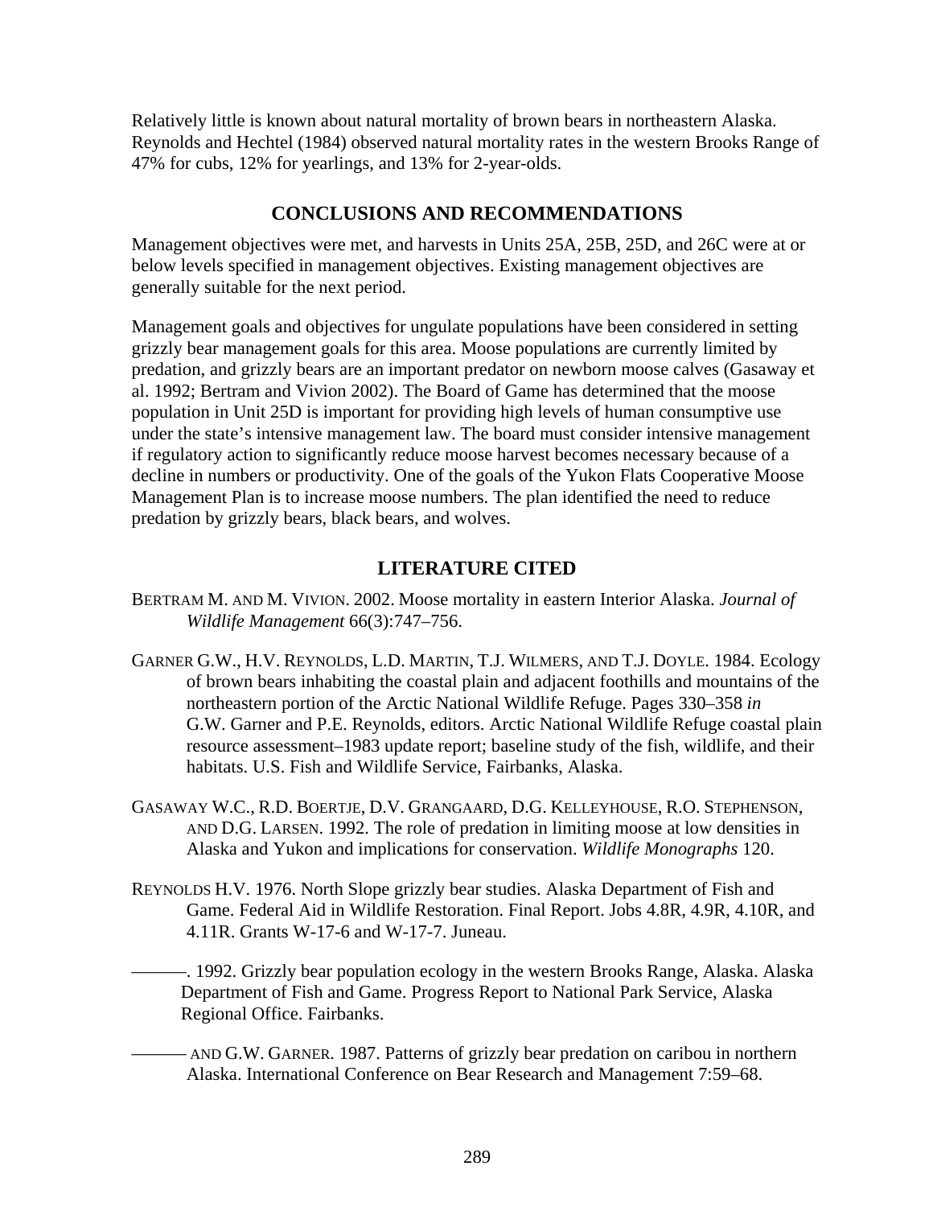Relatively little is known about natural mortality of brown bears in northeastern Alaska. Reynolds and Hechtel (1984) observed natural mortality rates in the western Brooks Range of 47% for cubs, 12% for yearlings, and 13% for 2-year-olds.

## CONCLUSIONS AND RECOMMENDATIONS

Management objectives were met, and harvests in Units 25A, 25B, 25D, and 26C were at or below levels specified in management objectives. Existing management objectives are generally suitable for the next period.

Management goals and objectives for ungulate populations have been considered in setting grizzly bear management goals for this area. Moose populations are currently limited by predation, and grizzly bears are an important predator on newborn moose calves (Gasaway et al. 1992; Bertram and Vivion 2002). The Board of Game has determined that the moose population in Unit 25D is important for providing high levels of human consumptive use under the state's intensive management law. The board must consider intensive management if regulatory action to significantly reduce moose harvest becomes necessary because of a decline in numbers or productivity. One of the goals of the Yukon Flats Cooperative Moose Management Plan is to increase moose numbers. The plan identified the need to reduce predation by grizzly bears, black bears, and wolves.

## LITERATURE CITED

BERTRAM M. AND M. VIVION. 2002. Moose mortality in eastern Interior Alaska. *Journal of Wildlife Management* 66(3):747–756.

GARNER G.W., H.V. REYNOLDS, L.D. MARTIN, T.J. WILMERS, AND T.J. DOYLE. 1984. Ecology of brown bears inhabiting the coastal plain and adjacent foothills and mountains of the northeastern portion of the Arctic National Wildlife Refuge. Pages 330–358 *in* G.W. Garner and P.E. Reynolds, editors. Arctic National Wildlife Refuge coastal plain resource assessment–1983 update report; baseline study of the fish, wildlife, and their habitats. U.S. Fish and Wildlife Service, Fairbanks, Alaska.

GASAWAY W.C., R.D. BOERTJE, D.V. GRANGAARD, D.G. KELLEYHOUSE, R.O. STEPHENSON, AND D.G. LARSEN. 1992. The role of predation in limiting moose at low densities in Alaska and Yukon and implications for conservation. *Wildlife Monographs* 120.

REYNOLDS H.V. 1976. North Slope grizzly bear studies. Alaska Department of Fish and Game. Federal Aid in Wildlife Restoration. Final Report. Jobs 4.8R, 4.9R, 4.10R, and 4.11R. Grants W-17-6 and W-17-7. Juneau.

———. 1992. Grizzly bear population ecology in the western Brooks Range, Alaska. Alaska Department of Fish and Game. Progress Report to National Park Service, Alaska Regional Office. Fairbanks.

——— AND G.W. GARNER. 1987. Patterns of grizzly bear predation on caribou in northern Alaska. International Conference on Bear Research and Management 7:59–68.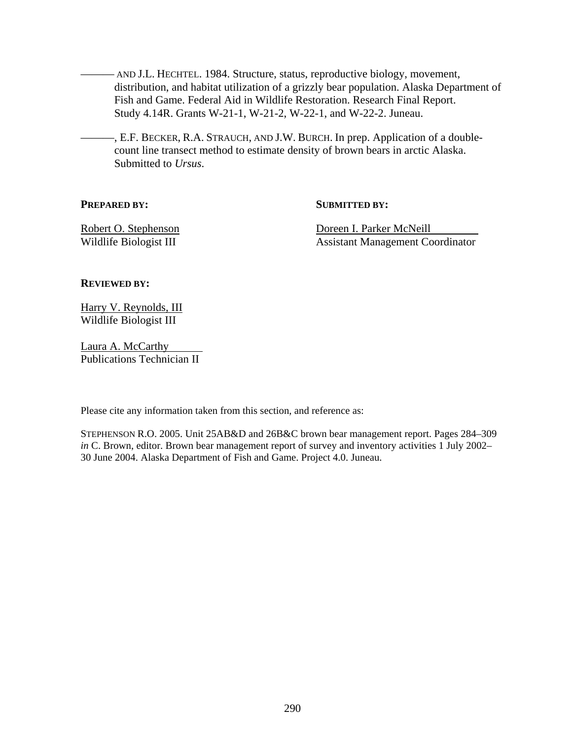——— AND J.L. HECHTEL. 1984. Structure, status, reproductive biology, movement, distribution, and habitat utilization of a grizzly bear population. Alaska Department of Fish and Game. Federal Aid in Wildlife Restoration. Research Final Report. Study 4.14R. Grants W-21-1, W-21-2, W-22-1, and W-22-2. Juneau.

———, E.F. BECKER, R.A. STRAUCH, AND J.W. BURCH. In prep. Application of a double-count line transect method to estimate density of brown bears in arctic Alaska. Submitted to *Ursus*.

**PREPARED BY:**

Robert O. Stephenson
Wildlife Biologist III

**SUBMITTED BY:**

Doreen I. Parker McNeill
Assistant Management Coordinator

**REVIEWED BY:**

Harry V. Reynolds, III
Wildlife Biologist III

Laura A. McCarthy
Publications Technician II

Please cite any information taken from this section, and reference as:

STEPHENSON R.O. 2005. Unit 25AB&D and 26B&C brown bear management report. Pages 284–309 *in* C. Brown, editor. Brown bear management report of survey and inventory activities 1 July 2002–30 June 2004. Alaska Department of Fish and Game. Project 4.0. Juneau.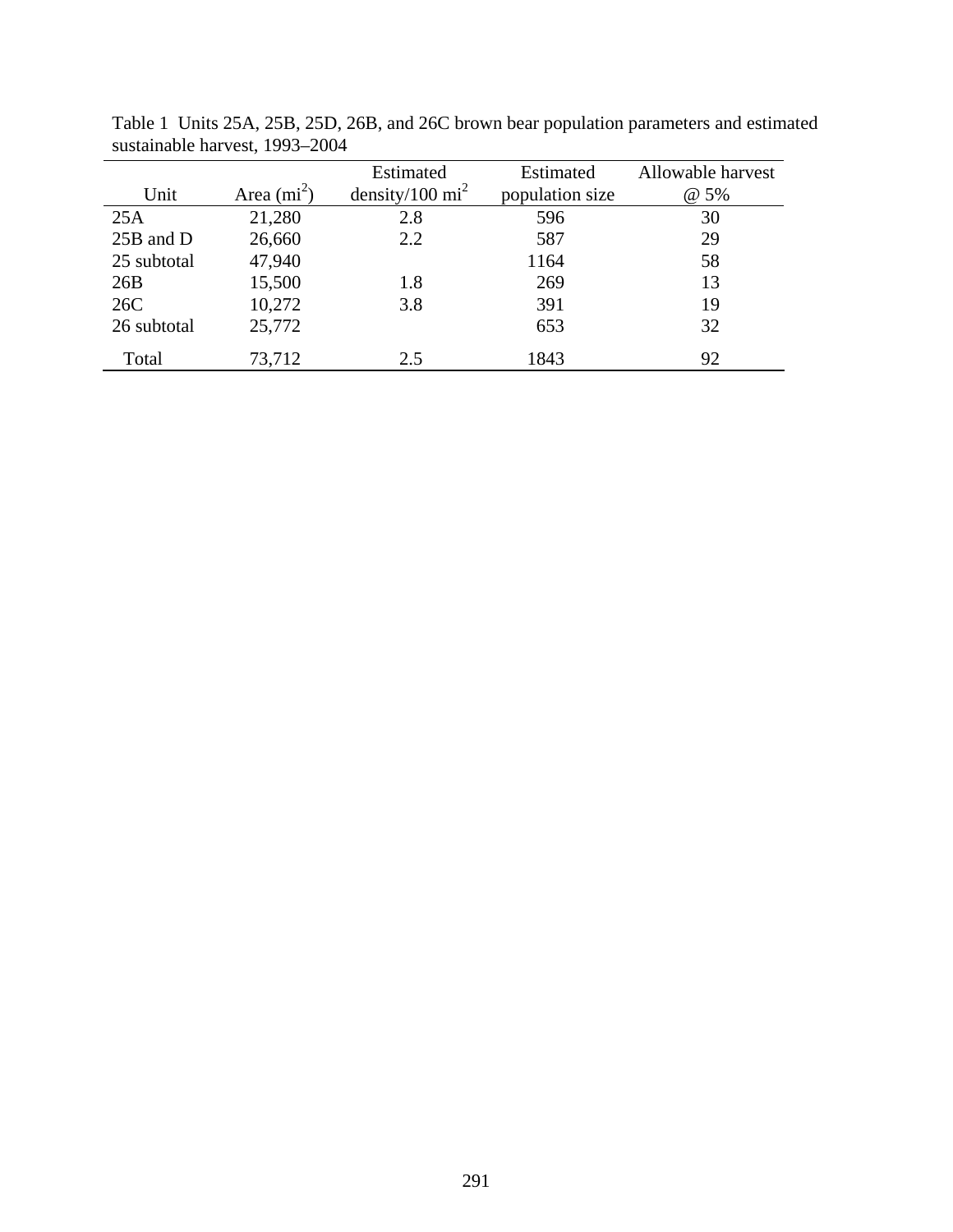Table 1 Units 25A, 25B, 25D, 26B, and 26C brown bear population parameters and estimated sustainable harvest, 1993–2004

| Unit | Area ($mi^2$) | Estimated density/100 $mi^2$ | Estimated population size | Allowable harvest @ 5% |
|---|---|---|---|---|
| 25A | 21,280 | 2.8 | 596 | 30 |
| 25B and D | 26,660 | 2.2 | 587 | 29 |
| 25 subtotal | 47,940 | | 1164 | 58 |
| 26B | 15,500 | 1.8 | 269 | 13 |
| 26C | 10,272 | 3.8 | 391 | 19 |
| 26 subtotal | 25,772 | | 653 | 32 |
| Total | 73,712 | 2.5 | 1843 | 92 |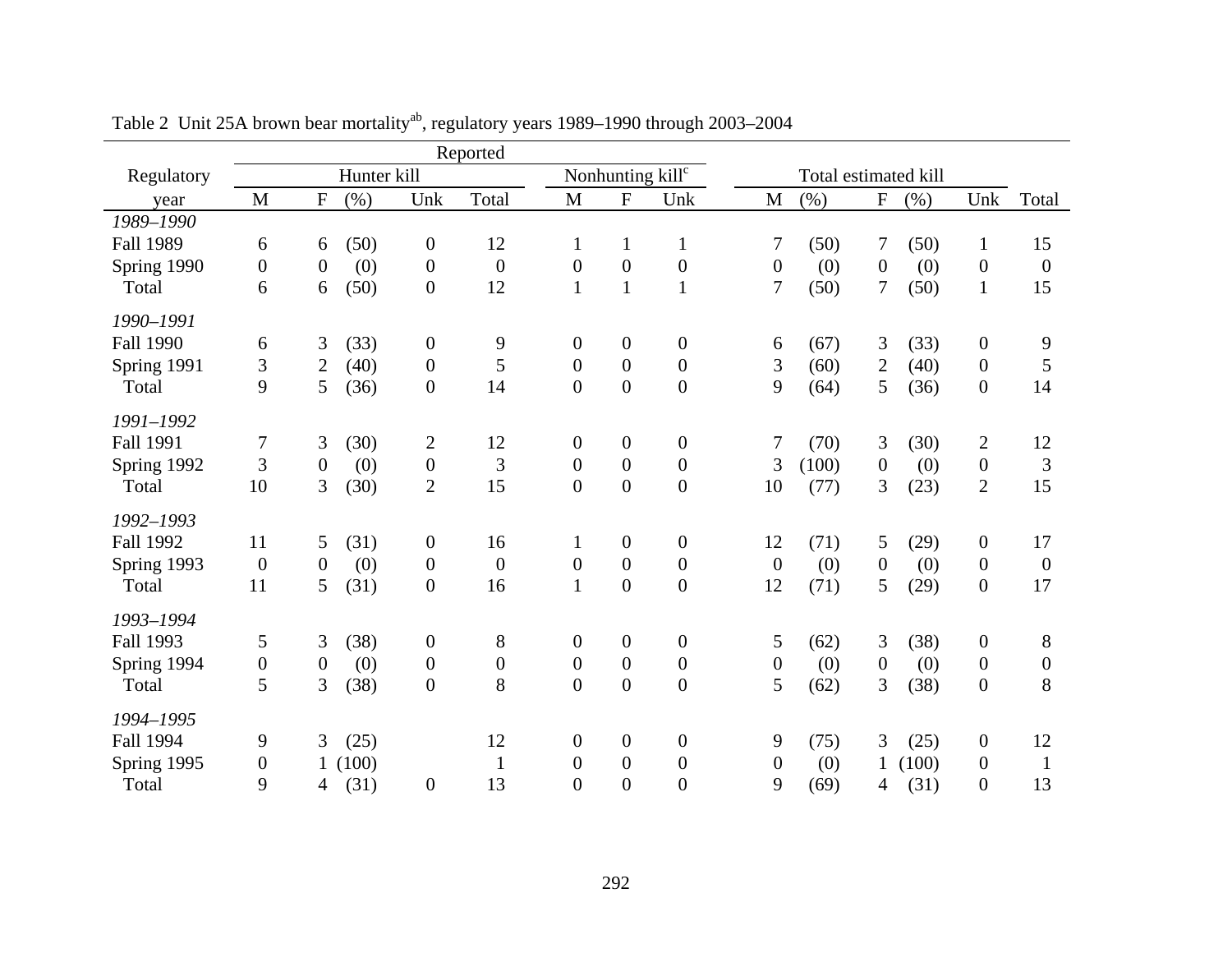Table 2 Unit 25A brown bear mortality[ab], regulatory years 1989–1990 through 2003–2004

| Regulatory | Reported | | | | | | | | Total estimated kill | | | | | | |
|---|---|---|---|---|---|---|---|---|---|---|---|---|---|---|---|
| | Hunter kill | | | | | Nonhunting kill[c] | | | | | | | | | |
| year | M | F | (%) | Unk | Total | M | F | Unk | M | (%) | F | (%) | Unk | Total |
| *1989–1990* | | | | | | | | | | | | | | |
| Fall 1989 | 6 | 6 | (50) | 0 | 12 | 1 | 1 | 1 | 7 | (50) | 7 | (50) | 1 | 15 |
| Spring 1990 | 0 | 0 | (0) | 0 | 0 | 0 | 0 | 0 | 0 | (0) | 0 | (0) | 0 | 0 |
| Total | 6 | 6 | (50) | 0 | 12 | 1 | 1 | 1 | 7 | (50) | 7 | (50) | 1 | 15 |
| *1990–1991* | | | | | | | | | | | | | | |
| Fall 1990 | 6 | 3 | (33) | 0 | 9 | 0 | 0 | 0 | 6 | (67) | 3 | (33) | 0 | 9 |
| Spring 1991 | 3 | 2 | (40) | 0 | 5 | 0 | 0 | 0 | 3 | (60) | 2 | (40) | 0 | 5 |
| Total | 9 | 5 | (36) | 0 | 14 | 0 | 0 | 0 | 9 | (64) | 5 | (36) | 0 | 14 |
| *1991–1992* | | | | | | | | | | | | | | |
| Fall 1991 | 7 | 3 | (30) | 2 | 12 | 0 | 0 | 0 | 7 | (70) | 3 | (30) | 2 | 12 |
| Spring 1992 | 3 | 0 | (0) | 0 | 3 | 0 | 0 | 0 | 3 | (100) | 0 | (0) | 0 | 3 |
| Total | 10 | 3 | (30) | 2 | 15 | 0 | 0 | 0 | 10 | (77) | 3 | (23) | 2 | 15 |
| *1992–1993* | | | | | | | | | | | | | | |
| Fall 1992 | 11 | 5 | (31) | 0 | 16 | 1 | 0 | 0 | 12 | (71) | 5 | (29) | 0 | 17 |
| Spring 1993 | 0 | 0 | (0) | 0 | 0 | 0 | 0 | 0 | 0 | (0) | 0 | (0) | 0 | 0 |
| Total | 11 | 5 | (31) | 0 | 16 | 1 | 0 | 0 | 12 | (71) | 5 | (29) | 0 | 17 |
| *1993–1994* | | | | | | | | | | | | | | |
| Fall 1993 | 5 | 3 | (38) | 0 | 8 | 0 | 0 | 0 | 5 | (62) | 3 | (38) | 0 | 8 |
| Spring 1994 | 0 | 0 | (0) | 0 | 0 | 0 | 0 | 0 | 0 | (0) | 0 | (0) | 0 | 0 |
| Total | 5 | 3 | (38) | 0 | 8 | 0 | 0 | 0 | 5 | (62) | 3 | (38) | 0 | 8 |
| *1994–1995* | | | | | | | | | | | | | | |
| Fall 1994 | 9 | 3 | (25) | | 12 | 0 | 0 | 0 | 9 | (75) | 3 | (25) | 0 | 12 |
| Spring 1995 | 0 | 1 | (100) | | 1 | 0 | 0 | 0 | 0 | (0) | 1 | (100) | 0 | 1 |
| Total | 9 | 4 | (31) | 0 | 13 | 0 | 0 | 0 | 9 | (69) | 4 | (31) | 0 | 13 |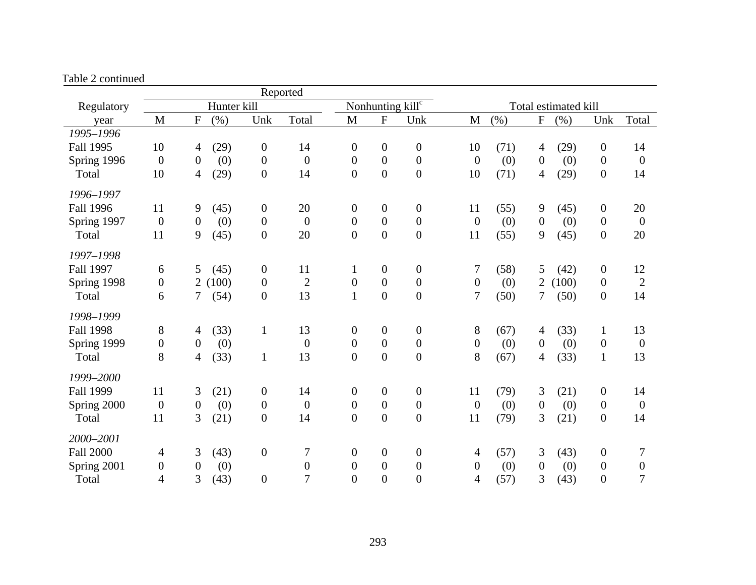Table 2 continued

| Regulatory year | Reported | | | | | | | | Total estimated kill | | | | | |
|---|---|---|---|---|---|---|---|---|---|---|---|---|---|---|
| | Hunter kill | | | | | Nonhunting kill[c] | | | | | | | | |
| | M | F | (%) | Unk | Total | M | F | Unk | M | (%) | F | (%) | Unk | Total |
| *1995–1996* | | | | | | | | | | | | | | |
| Fall 1995 | 10 | 4 | (29) | 0 | 14 | 0 | 0 | 0 | 10 | (71) | 4 | (29) | 0 | 14 |
| Spring 1996 | 0 | 0 | (0) | 0 | 0 | 0 | 0 | 0 | 0 | (0) | 0 | (0) | 0 | 0 |
| Total | 10 | 4 | (29) | 0 | 14 | 0 | 0 | 0 | 10 | (71) | 4 | (29) | 0 | 14 |
| *1996–1997* | | | | | | | | | | | | | | |
| Fall 1996 | 11 | 9 | (45) | 0 | 20 | 0 | 0 | 0 | 11 | (55) | 9 | (45) | 0 | 20 |
| Spring 1997 | 0 | 0 | (0) | 0 | 0 | 0 | 0 | 0 | 0 | (0) | 0 | (0) | 0 | 0 |
| Total | 11 | 9 | (45) | 0 | 20 | 0 | 0 | 0 | 11 | (55) | 9 | (45) | 0 | 20 |
| *1997–1998* | | | | | | | | | | | | | | |
| Fall 1997 | 6 | 5 | (45) | 0 | 11 | 1 | 0 | 0 | 7 | (58) | 5 | (42) | 0 | 12 |
| Spring 1998 | 0 | 2 | (100) | 0 | 2 | 0 | 0 | 0 | 0 | (0) | 2 | (100) | 0 | 2 |
| Total | 6 | 7 | (54) | 0 | 13 | 1 | 0 | 0 | 7 | (50) | 7 | (50) | 0 | 14 |
| *1998–1999* | | | | | | | | | | | | | | |
| Fall 1998 | 8 | 4 | (33) | 1 | 13 | 0 | 0 | 0 | 8 | (67) | 4 | (33) | 1 | 13 |
| Spring 1999 | 0 | 0 | (0) | | 0 | 0 | 0 | 0 | 0 | (0) | 0 | (0) | 0 | 0 |
| Total | 8 | 4 | (33) | 1 | 13 | 0 | 0 | 0 | 8 | (67) | 4 | (33) | 1 | 13 |
| *1999–2000* | | | | | | | | | | | | | | |
| Fall 1999 | 11 | 3 | (21) | 0 | 14 | 0 | 0 | 0 | 11 | (79) | 3 | (21) | 0 | 14 |
| Spring 2000 | 0 | 0 | (0) | 0 | 0 | 0 | 0 | 0 | 0 | (0) | 0 | (0) | 0 | 0 |
| Total | 11 | 3 | (21) | 0 | 14 | 0 | 0 | 0 | 11 | (79) | 3 | (21) | 0 | 14 |
| *2000–2001* | | | | | | | | | | | | | | |
| Fall 2000 | 4 | 3 | (43) | 0 | 7 | 0 | 0 | 0 | 4 | (57) | 3 | (43) | 0 | 7 |
| Spring 2001 | 0 | 0 | (0) | | 0 | 0 | 0 | 0 | 0 | (0) | 0 | (0) | 0 | 0 |
| Total | 4 | 3 | (43) | 0 | 7 | 0 | 0 | 0 | 4 | (57) | 3 | (43) | 0 | 7 |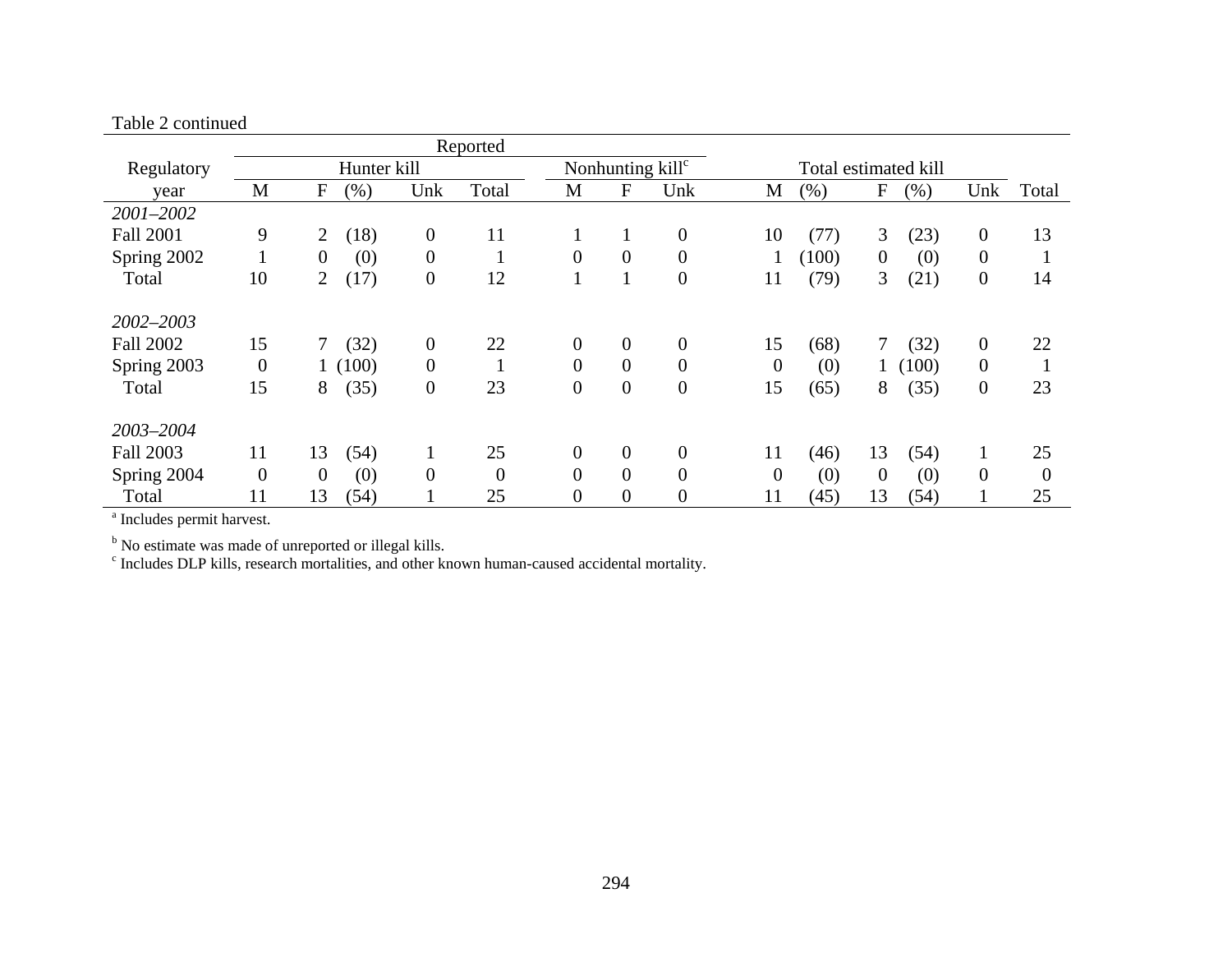Table 2 continued

| Regulatory year | Reported | | | | | | | | | | Total estimated kill | | | | | | |
|---|---|---|---|---|---|---|---|---|---|---|---|---|---|---|---|---|---|
| | Hunter kill | | | | | | Nonhunting kill[c] | | | | | | | | | | |
| | M | F | (%) | Unk | Total | | M | F | Unk | | M | (%) | F | (%) | Unk | Total | |
| *2001–2002* | | | | | | | | | | | | | | | | | |
| Fall 2001 | 9 | 2 | (18) | 0 | 11 | | 1 | 1 | 0 | | 10 | (77) | 3 | (23) | 0 | 13 | |
| Spring 2002 | 1 | 0 | (0) | 0 | 1 | | 0 | 0 | 0 | | 1 | (100) | 0 | (0) | 0 | 1 | |
| Total | 10 | 2 | (17) | 0 | 12 | | 1 | 1 | 0 | | 11 | (79) | 3 | (21) | 0 | 14 | |
| *2002–2003* | | | | | | | | | | | | | | | | | |
| Fall 2002 | 15 | 7 | (32) | 0 | 22 | | 0 | 0 | 0 | | 15 | (68) | 7 | (32) | 0 | 22 | |
| Spring 2003 | 0 | 1 | (100) | 0 | 1 | | 0 | 0 | 0 | | 0 | (0) | 1 | (100) | 0 | 1 | |
| Total | 15 | 8 | (35) | 0 | 23 | | 0 | 0 | 0 | | 15 | (65) | 8 | (35) | 0 | 23 | |
| *2003–2004* | | | | | | | | | | | | | | | | | |
| Fall 2003 | 11 | 13 | (54) | 1 | 25 | | 0 | 0 | 0 | | 11 | (46) | 13 | (54) | 1 | 25 | |
| Spring 2004 | 0 | 0 | (0) | 0 | 0 | | 0 | 0 | 0 | | 0 | (0) | 0 | (0) | 0 | 0 | |
| Total | 11 | 13 | (54) | 1 | 25 | | 0 | 0 | 0 | | 11 | (45) | 13 | (54) | 1 | 25 | |

[a] Includes permit harvest.

[b] No estimate was made of unreported or illegal kills.

[c] Includes DLP kills, research mortalities, and other known human-caused accidental mortality.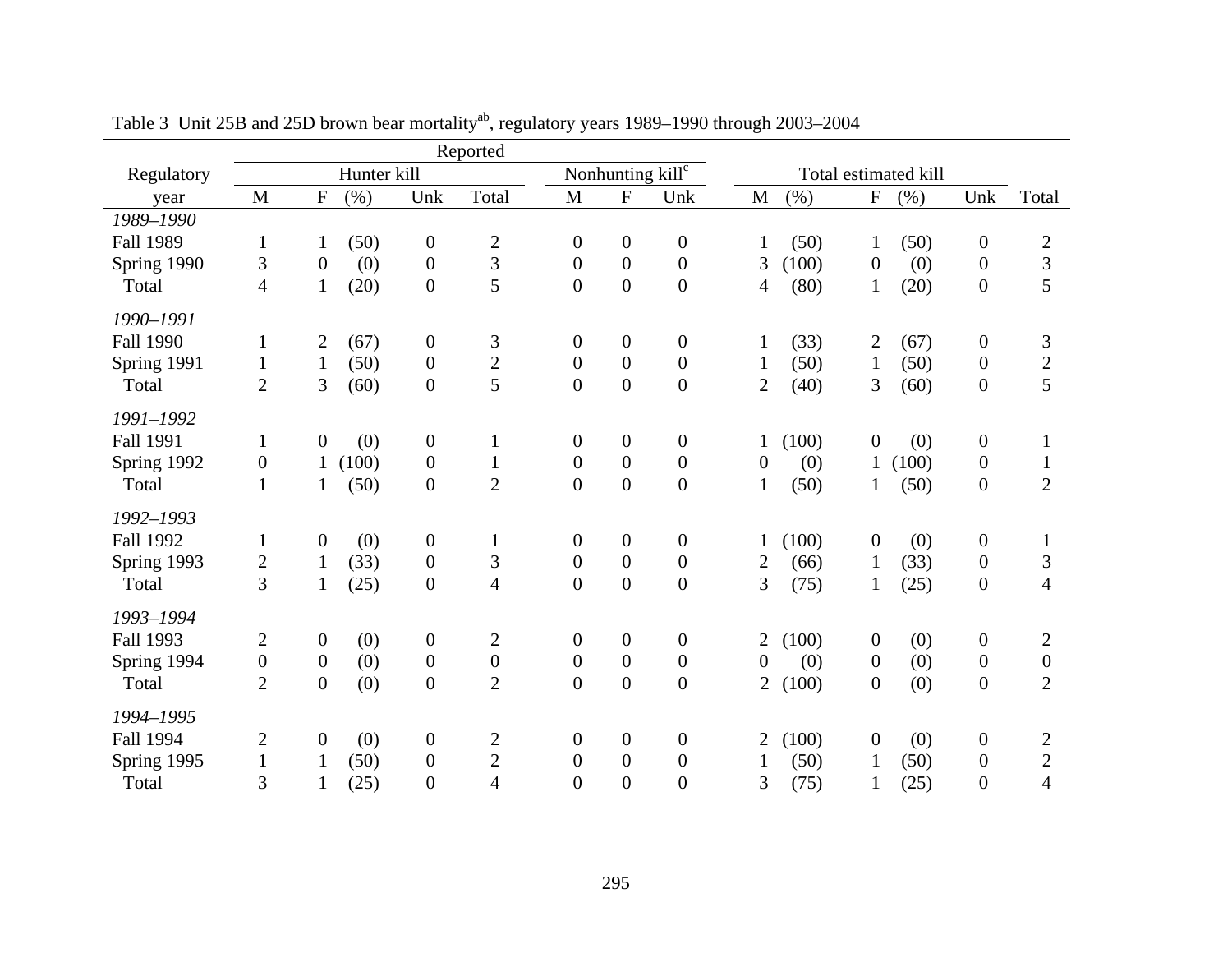Table 3 Unit 25B and 25D brown bear mortality[ab], regulatory years 1989–1990 through 2003–2004

| Regulatory year | Reported Hunter kill M | F | (%) | Unk | Total | Nonhunting kill[c] M | F | Unk | Total estimated kill M | (%) | F | (%) | Unk | Total |
|---|---|---|---|---|---|---|---|---|---|---|---|---|---|---|
| *1989–1990* | | | | | | | | | | | | | | |
| Fall 1989 | 1 | 1 | (50) | 0 | 2 | 0 | 0 | 0 | 1 | (50) | 1 | (50) | 0 | 2 |
| Spring 1990 | 3 | 0 | (0) | 0 | 3 | 0 | 0 | 0 | 3 | (100) | 0 | (0) | 0 | 3 |
| Total | 4 | 1 | (20) | 0 | 5 | 0 | 0 | 0 | 4 | (80) | 1 | (20) | 0 | 5 |
| *1990–1991* | | | | | | | | | | | | | | |
| Fall 1990 | 1 | 2 | (67) | 0 | 3 | 0 | 0 | 0 | 1 | (33) | 2 | (67) | 0 | 3 |
| Spring 1991 | 1 | 1 | (50) | 0 | 2 | 0 | 0 | 0 | 1 | (50) | 1 | (50) | 0 | 2 |
| Total | 2 | 3 | (60) | 0 | 5 | 0 | 0 | 0 | 2 | (40) | 3 | (60) | 0 | 5 |
| *1991–1992* | | | | | | | | | | | | | | |
| Fall 1991 | 1 | 0 | (0) | 0 | 1 | 0 | 0 | 0 | 1 | (100) | 0 | (0) | 0 | 1 |
| Spring 1992 | 0 | 1 | (100) | 0 | 1 | 0 | 0 | 0 | 0 | (0) | 1 | (100) | 0 | 1 |
| Total | 1 | 1 | (50) | 0 | 2 | 0 | 0 | 0 | 1 | (50) | 1 | (50) | 0 | 2 |
| *1992–1993* | | | | | | | | | | | | | | |
| Fall 1992 | 1 | 0 | (0) | 0 | 1 | 0 | 0 | 0 | 1 | (100) | 0 | (0) | 0 | 1 |
| Spring 1993 | 2 | 1 | (33) | 0 | 3 | 0 | 0 | 0 | 2 | (66) | 1 | (33) | 0 | 3 |
| Total | 3 | 1 | (25) | 0 | 4 | 0 | 0 | 0 | 3 | (75) | 1 | (25) | 0 | 4 |
| *1993–1994* | | | | | | | | | | | | | | |
| Fall 1993 | 2 | 0 | (0) | 0 | 2 | 0 | 0 | 0 | 2 | (100) | 0 | (0) | 0 | 2 |
| Spring 1994 | 0 | 0 | (0) | 0 | 0 | 0 | 0 | 0 | 0 | (0) | 0 | (0) | 0 | 0 |
| Total | 2 | 0 | (0) | 0 | 2 | 0 | 0 | 0 | 2 | (100) | 0 | (0) | 0 | 2 |
| *1994–1995* | | | | | | | | | | | | | | |
| Fall 1994 | 2 | 0 | (0) | 0 | 2 | 0 | 0 | 0 | 2 | (100) | 0 | (0) | 0 | 2 |
| Spring 1995 | 1 | 1 | (50) | 0 | 2 | 0 | 0 | 0 | 1 | (50) | 1 | (50) | 0 | 2 |
| Total | 3 | 1 | (25) | 0 | 4 | 0 | 0 | 0 | 3 | (75) | 1 | (25) | 0 | 4 |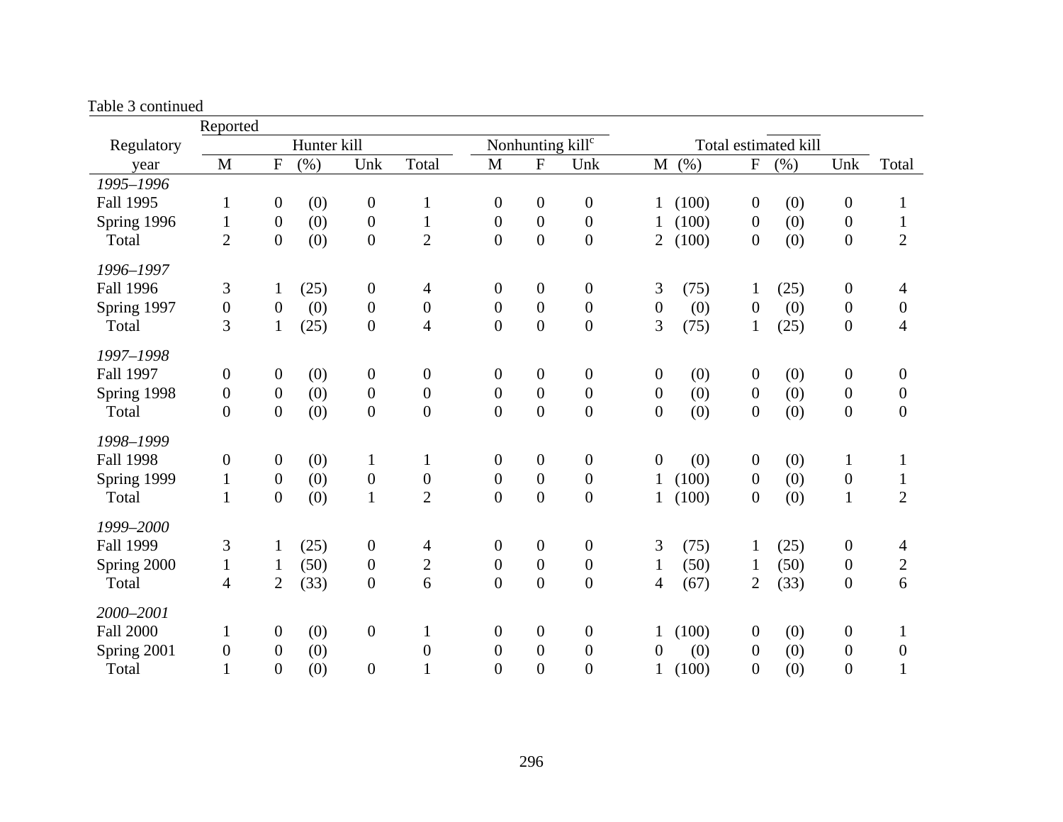Table 3 continued

| Regulatory year | Reported Hunter kill M | F | (%) | Unk | Total | Nonhunting kill[c] M | F | Unk | Total estimated kill M | (%) | F | (%) | Unk | Total |
|---|---|---|---|---|---|---|---|---|---|---|---|---|---|---|
| *1995–1996* | | | | | | | | | | | | | | |
| Fall 1995 | 1 | 0 | (0) | 0 | 1 | 0 | 0 | 0 | 1 | (100) | 0 | (0) | 0 | 1 |
| Spring 1996 | 1 | 0 | (0) | 0 | 1 | 0 | 0 | 0 | 1 | (100) | 0 | (0) | 0 | 1 |
| Total | 2 | 0 | (0) | 0 | 2 | 0 | 0 | 0 | 2 | (100) | 0 | (0) | 0 | 2 |
| *1996–1997* | | | | | | | | | | | | | | |
| Fall 1996 | 3 | 1 | (25) | 0 | 4 | 0 | 0 | 0 | 3 | (75) | 1 | (25) | 0 | 4 |
| Spring 1997 | 0 | 0 | (0) | 0 | 0 | 0 | 0 | 0 | 0 | (0) | 0 | (0) | 0 | 0 |
| Total | 3 | 1 | (25) | 0 | 4 | 0 | 0 | 0 | 3 | (75) | 1 | (25) | 0 | 4 |
| *1997–1998* | | | | | | | | | | | | | | |
| Fall 1997 | 0 | 0 | (0) | 0 | 0 | 0 | 0 | 0 | 0 | (0) | 0 | (0) | 0 | 0 |
| Spring 1998 | 0 | 0 | (0) | 0 | 0 | 0 | 0 | 0 | 0 | (0) | 0 | (0) | 0 | 0 |
| Total | 0 | 0 | (0) | 0 | 0 | 0 | 0 | 0 | 0 | (0) | 0 | (0) | 0 | 0 |
| *1998–1999* | | | | | | | | | | | | | | |
| Fall 1998 | 0 | 0 | (0) | 1 | 1 | 0 | 0 | 0 | 0 | (0) | 0 | (0) | 1 | 1 |
| Spring 1999 | 1 | 0 | (0) | 0 | 0 | 0 | 0 | 0 | 1 | (100) | 0 | (0) | 0 | 1 |
| Total | 1 | 0 | (0) | 1 | 2 | 0 | 0 | 0 | 1 | (100) | 0 | (0) | 1 | 2 |
| *1999–2000* | | | | | | | | | | | | | | |
| Fall 1999 | 3 | 1 | (25) | 0 | 4 | 0 | 0 | 0 | 3 | (75) | 1 | (25) | 0 | 4 |
| Spring 2000 | 1 | 1 | (50) | 0 | 2 | 0 | 0 | 0 | 1 | (50) | 1 | (50) | 0 | 2 |
| Total | 4 | 2 | (33) | 0 | 6 | 0 | 0 | 0 | 4 | (67) | 2 | (33) | 0 | 6 |
| *2000–2001* | | | | | | | | | | | | | | |
| Fall 2000 | 1 | 0 | (0) | 0 | 1 | 0 | 0 | 0 | 1 | (100) | 0 | (0) | 0 | 1 |
| Spring 2001 | 0 | 0 | (0) | | 0 | 0 | 0 | 0 | 0 | (0) | 0 | (0) | 0 | 0 |
| Total | 1 | 0 | (0) | 0 | 1 | 0 | 0 | 0 | 1 | (100) | 0 | (0) | 0 | 1 |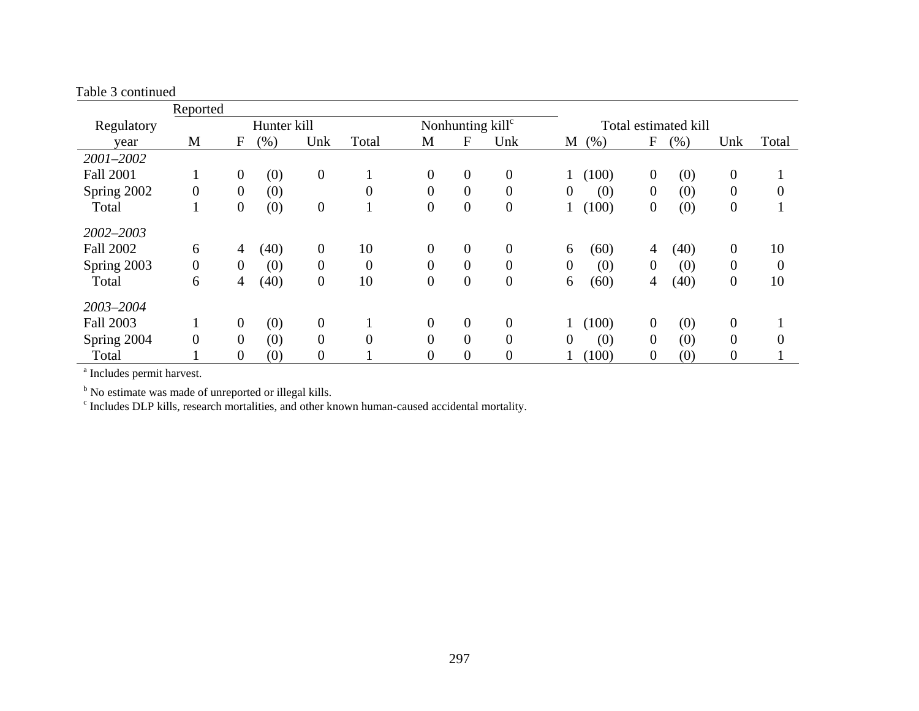Table 3 continued

| Regulatory year | Reported | | | | | | | | | Total estimated kill | | | | | |
|---|---|---|---|---|---|---|---|---|---|---|---|---|---|---|---|
| | Hunter kill | | | | | Nonhunting kill[c] | | | | | | | | | |
| | M | F | (%) | Unk | Total | M | F | Unk | M | (%) | F | (%) | Unk | Total |
| *2001–2002* | | | | | | | | | | | | | | |
| Fall 2001 | 1 | 0 | (0) | 0 | 1 | 0 | 0 | 0 | 1 | (100) | 0 | (0) | 0 | 1 |
| Spring 2002 | 0 | 0 | (0) | | 0 | 0 | 0 | 0 | 0 | (0) | 0 | (0) | 0 | 0 |
| Total | 1 | 0 | (0) | 0 | 1 | 0 | 0 | 0 | 1 | (100) | 0 | (0) | 0 | 1 |
| *2002–2003* | | | | | | | | | | | | | | |
| Fall 2002 | 6 | 4 | (40) | 0 | 10 | 0 | 0 | 0 | 6 | (60) | 4 | (40) | 0 | 10 |
| Spring 2003 | 0 | 0 | (0) | 0 | 0 | 0 | 0 | 0 | 0 | (0) | 0 | (0) | 0 | 0 |
| Total | 6 | 4 | (40) | 0 | 10 | 0 | 0 | 0 | 6 | (60) | 4 | (40) | 0 | 10 |
| *2003–2004* | | | | | | | | | | | | | | |
| Fall 2003 | 1 | 0 | (0) | 0 | 1 | 0 | 0 | 0 | 1 | (100) | 0 | (0) | 0 | 1 |
| Spring 2004 | 0 | 0 | (0) | 0 | 0 | 0 | 0 | 0 | 0 | (0) | 0 | (0) | 0 | 0 |
| Total | 1 | 0 | (0) | 0 | 1 | 0 | 0 | 0 | 1 | (100) | 0 | (0) | 0 | 1 |

[a] Includes permit harvest.

[b] No estimate was made of unreported or illegal kills.

[c] Includes DLP kills, research mortalities, and other known human-caused accidental mortality.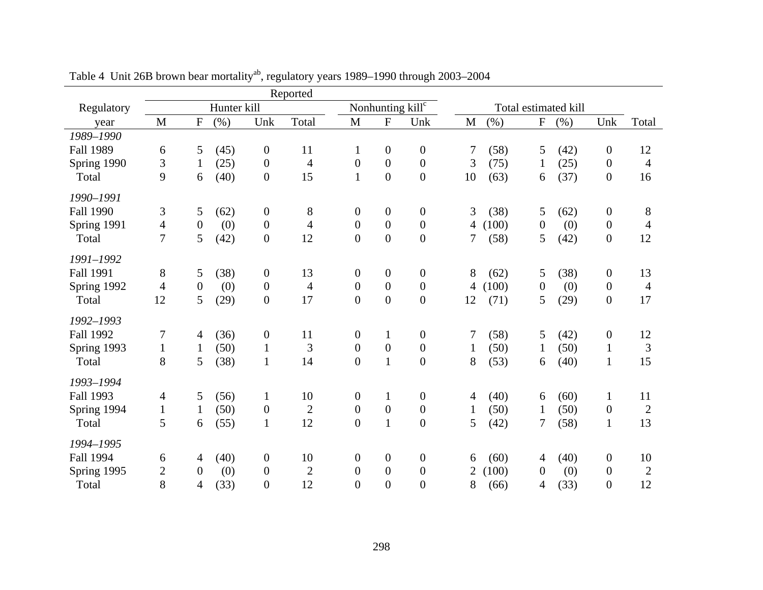Table 4 Unit 26B brown bear mortality[ab], regulatory years 1989–1990 through 2003–2004

| Regulatory | Reported | | | | | | | | Total estimated kill | | | | | | |
|---|---|---|---|---|---|---|---|---|---|---|---|---|---|---|---|
| | Hunter kill | | | | | Nonhunting kill[c] | | | | | | | | | |
| year | M | F | (%) | Unk | Total | M | F | Unk | M | (%) | F | (%) | Unk | Total |
| *1989–1990* | | | | | | | | | | | | | | |
| Fall 1989 | 6 | 5 | (45) | 0 | 11 | 1 | 0 | 0 | 7 | (58) | 5 | (42) | 0 | 12 |
| Spring 1990 | 3 | 1 | (25) | 0 | 4 | 0 | 0 | 0 | 3 | (75) | 1 | (25) | 0 | 4 |
| Total | 9 | 6 | (40) | 0 | 15 | 1 | 0 | 0 | 10 | (63) | 6 | (37) | 0 | 16 |
| *1990–1991* | | | | | | | | | | | | | | |
| Fall 1990 | 3 | 5 | (62) | 0 | 8 | 0 | 0 | 0 | 3 | (38) | 5 | (62) | 0 | 8 |
| Spring 1991 | 4 | 0 | (0) | 0 | 4 | 0 | 0 | 0 | 4 | (100) | 0 | (0) | 0 | 4 |
| Total | 7 | 5 | (42) | 0 | 12 | 0 | 0 | 0 | 7 | (58) | 5 | (42) | 0 | 12 |
| *1991–1992* | | | | | | | | | | | | | | |
| Fall 1991 | 8 | 5 | (38) | 0 | 13 | 0 | 0 | 0 | 8 | (62) | 5 | (38) | 0 | 13 |
| Spring 1992 | 4 | 0 | (0) | 0 | 4 | 0 | 0 | 0 | 4 | (100) | 0 | (0) | 0 | 4 |
| Total | 12 | 5 | (29) | 0 | 17 | 0 | 0 | 0 | 12 | (71) | 5 | (29) | 0 | 17 |
| *1992–1993* | | | | | | | | | | | | | | |
| Fall 1992 | 7 | 4 | (36) | 0 | 11 | 0 | 1 | 0 | 7 | (58) | 5 | (42) | 0 | 12 |
| Spring 1993 | 1 | 1 | (50) | 1 | 3 | 0 | 0 | 0 | 1 | (50) | 1 | (50) | 1 | 3 |
| Total | 8 | 5 | (38) | 1 | 14 | 0 | 1 | 0 | 8 | (53) | 6 | (40) | 1 | 15 |
| *1993–1994* | | | | | | | | | | | | | | |
| Fall 1993 | 4 | 5 | (56) | 1 | 10 | 0 | 1 | 0 | 4 | (40) | 6 | (60) | 1 | 11 |
| Spring 1994 | 1 | 1 | (50) | 0 | 2 | 0 | 0 | 0 | 1 | (50) | 1 | (50) | 0 | 2 |
| Total | 5 | 6 | (55) | 1 | 12 | 0 | 1 | 0 | 5 | (42) | 7 | (58) | 1 | 13 |
| *1994–1995* | | | | | | | | | | | | | | |
| Fall 1994 | 6 | 4 | (40) | 0 | 10 | 0 | 0 | 0 | 6 | (60) | 4 | (40) | 0 | 10 |
| Spring 1995 | 2 | 0 | (0) | 0 | 2 | 0 | 0 | 0 | 2 | (100) | 0 | (0) | 0 | 2 |
| Total | 8 | 4 | (33) | 0 | 12 | 0 | 0 | 0 | 8 | (66) | 4 | (33) | 0 | 12 |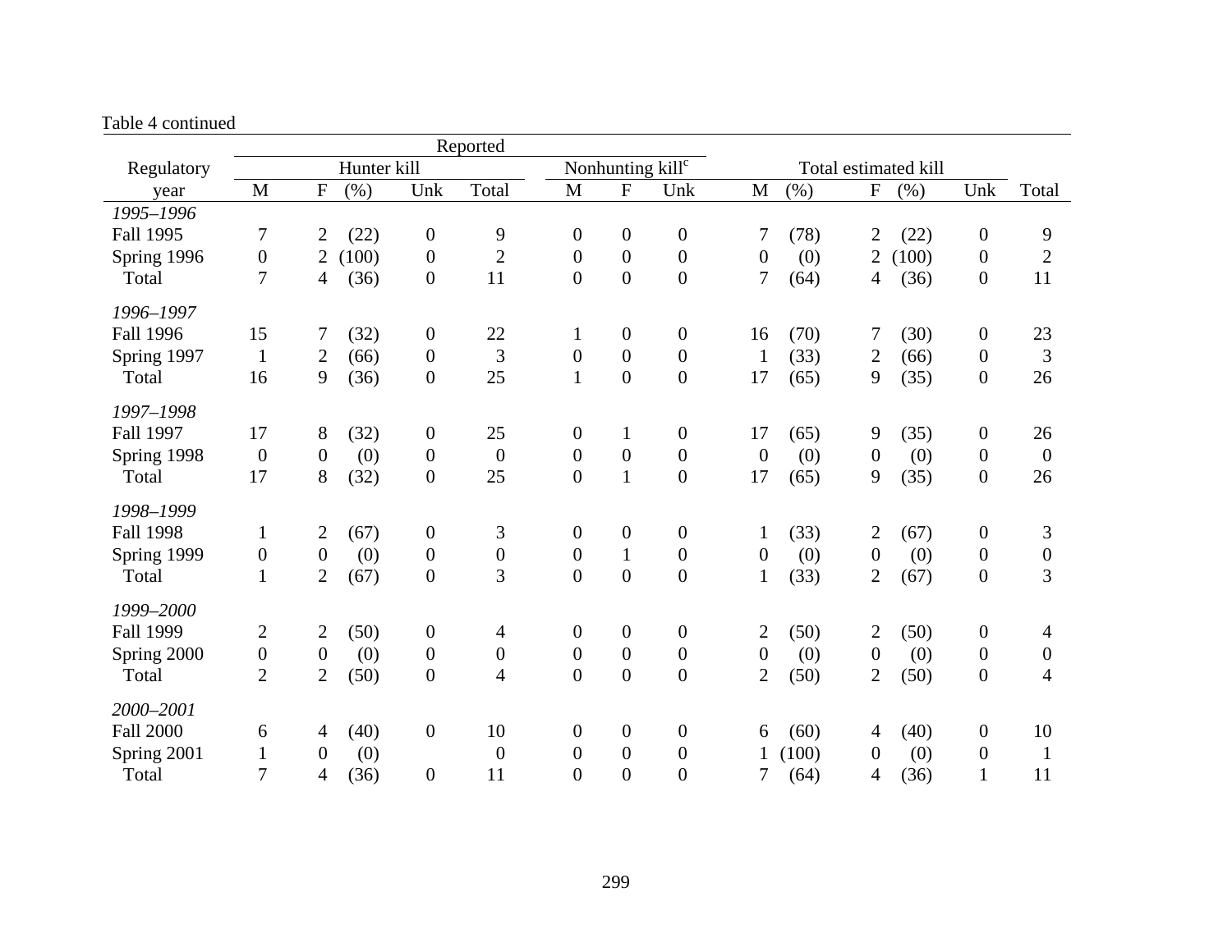Table 4 continued

| Regulatory year | Reported | | | | | | | | | Total estimated kill | | | | | |
|---|---|---|---|---|---|---|---|---|---|---|---|---|---|---|---|
| | Hunter kill | | | | | Nonhunting kill[c] | | | | | | | | | |
| | M | F | (%) | Unk | Total | M | F | Unk | M | (%) | F | (%) | Unk | Total |
| *1995–1996* | | | | | | | | | | | | | | |
| Fall 1995 | 7 | 2 | (22) | 0 | 9 | 0 | 0 | 0 | 7 | (78) | 2 | (22) | 0 | 9 |
| Spring 1996 | 0 | 2 | (100) | 0 | 2 | 0 | 0 | 0 | 0 | (0) | 2 | (100) | 0 | 2 |
| Total | 7 | 4 | (36) | 0 | 11 | 0 | 0 | 0 | 7 | (64) | 4 | (36) | 0 | 11 |
| *1996–1997* | | | | | | | | | | | | | | |
| Fall 1996 | 15 | 7 | (32) | 0 | 22 | 1 | 0 | 0 | 16 | (70) | 7 | (30) | 0 | 23 |
| Spring 1997 | 1 | 2 | (66) | 0 | 3 | 0 | 0 | 0 | 1 | (33) | 2 | (66) | 0 | 3 |
| Total | 16 | 9 | (36) | 0 | 25 | 1 | 0 | 0 | 17 | (65) | 9 | (35) | 0 | 26 |
| *1997–1998* | | | | | | | | | | | | | | |
| Fall 1997 | 17 | 8 | (32) | 0 | 25 | 0 | 1 | 0 | 17 | (65) | 9 | (35) | 0 | 26 |
| Spring 1998 | 0 | 0 | (0) | 0 | 0 | 0 | 0 | 0 | 0 | (0) | 0 | (0) | 0 | 0 |
| Total | 17 | 8 | (32) | 0 | 25 | 0 | 1 | 0 | 17 | (65) | 9 | (35) | 0 | 26 |
| *1998–1999* | | | | | | | | | | | | | | |
| Fall 1998 | 1 | 2 | (67) | 0 | 3 | 0 | 0 | 0 | 1 | (33) | 2 | (67) | 0 | 3 |
| Spring 1999 | 0 | 0 | (0) | 0 | 0 | 0 | 1 | 0 | 0 | (0) | 0 | (0) | 0 | 0 |
| Total | 1 | 2 | (67) | 0 | 3 | 0 | 0 | 0 | 1 | (33) | 2 | (67) | 0 | 3 |
| *1999–2000* | | | | | | | | | | | | | | |
| Fall 1999 | 2 | 2 | (50) | 0 | 4 | 0 | 0 | 0 | 2 | (50) | 2 | (50) | 0 | 4 |
| Spring 2000 | 0 | 0 | (0) | 0 | 0 | 0 | 0 | 0 | 0 | (0) | 0 | (0) | 0 | 0 |
| Total | 2 | 2 | (50) | 0 | 4 | 0 | 0 | 0 | 2 | (50) | 2 | (50) | 0 | 4 |
| *2000–2001* | | | | | | | | | | | | | | |
| Fall 2000 | 6 | 4 | (40) | 0 | 10 | 0 | 0 | 0 | 6 | (60) | 4 | (40) | 0 | 10 |
| Spring 2001 | 1 | 0 | (0) | | 0 | 0 | 0 | 0 | 1 | (100) | 0 | (0) | 0 | 1 |
| Total | 7 | 4 | (36) | 0 | 11 | 0 | 0 | 0 | 7 | (64) | 4 | (36) | 1 | 11 |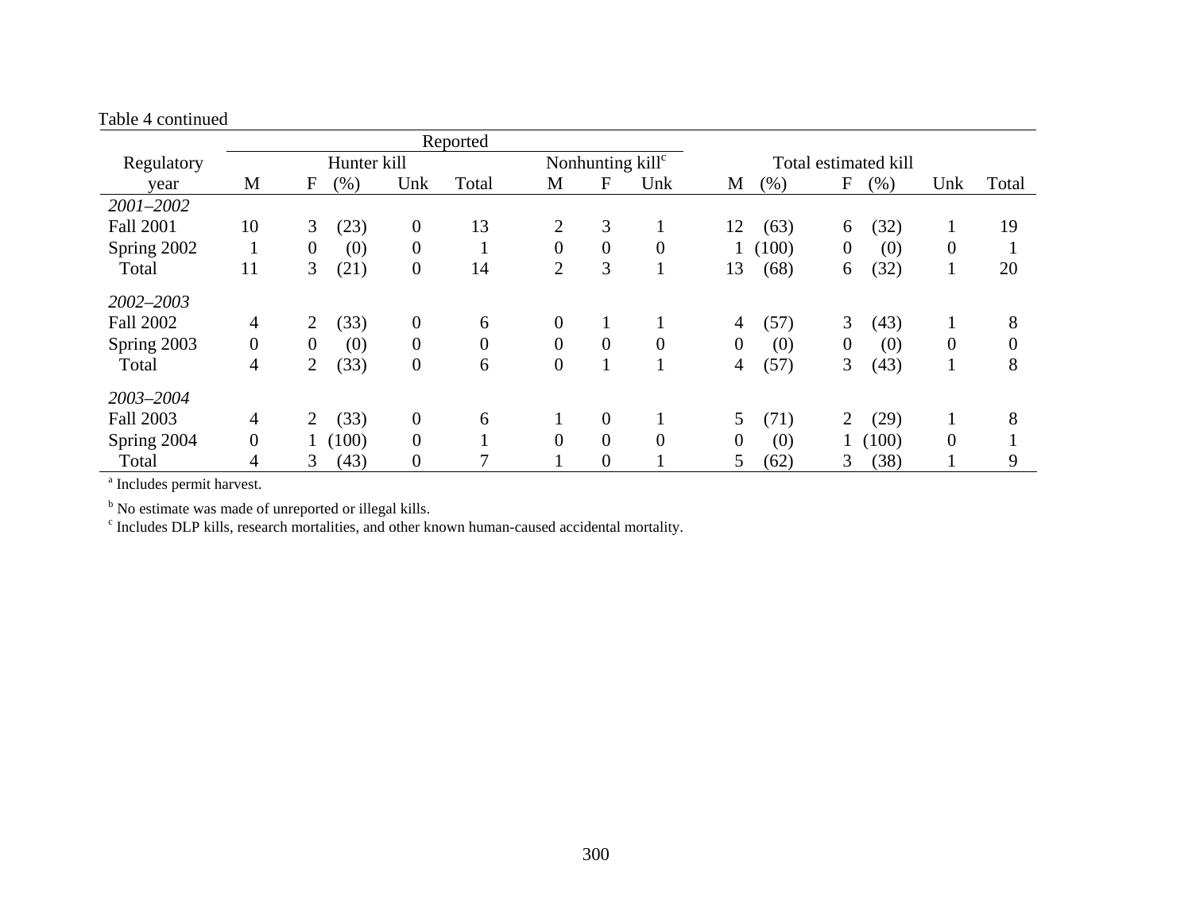Table 4 continued

| Regulatory year | Reported | | | | | | | | Total estimated kill | | | |
|---|---|---|---|---|---|---|---|---|---|---|---|---|
| | Hunter kill | | | | Nonhunting kill[c] | | | | | | | |
| | M | F (%) | Unk | Total | M | F | Unk | | M (%) | F (%) | Unk | Total |
| *2001–2002* | | | | | | | | | | | | |
| Fall 2001 | 10 | 3 (23) | 0 | 13 | 2 | 3 | 1 | | 12 (63) | 6 (32) | 1 | 19 |
| Spring 2002 | 1 | 0 (0) | 0 | 1 | 0 | 0 | 0 | | 1 (100) | 0 (0) | 0 | 1 |
| Total | 11 | 3 (21) | 0 | 14 | 2 | 3 | 1 | | 13 (68) | 6 (32) | 1 | 20 |
| *2002–2003* | | | | | | | | | | | | |
| Fall 2002 | 4 | 2 (33) | 0 | 6 | 0 | 1 | 1 | | 4 (57) | 3 (43) | 1 | 8 |
| Spring 2003 | 0 | 0 (0) | 0 | 0 | 0 | 0 | 0 | | 0 (0) | 0 (0) | 0 | 0 |
| Total | 4 | 2 (33) | 0 | 6 | 0 | 1 | 1 | | 4 (57) | 3 (43) | 1 | 8 |
| *2003–2004* | | | | | | | | | | | | |
| Fall 2003 | 4 | 2 (33) | 0 | 6 | 1 | 0 | 1 | | 5 (71) | 2 (29) | 1 | 8 |
| Spring 2004 | 0 | 1 (100) | 0 | 1 | 0 | 0 | 0 | | 0 (0) | 1 (100) | 0 | 1 |
| Total | 4 | 3 (43) | 0 | 7 | 1 | 0 | 1 | | 5 (62) | 3 (38) | 1 | 9 |

[a] Includes permit harvest.

[b] No estimate was made of unreported or illegal kills.

[c] Includes DLP kills, research mortalities, and other known human-caused accidental mortality.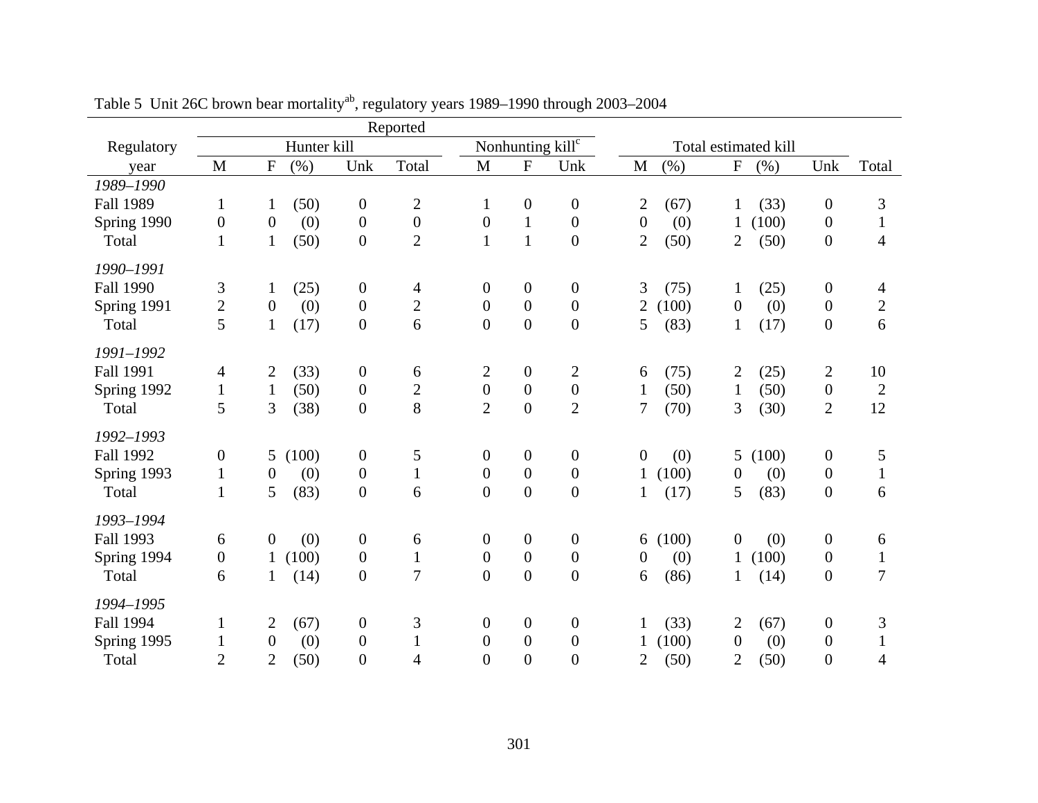Table 5 Unit 26C brown bear mortality[ab], regulatory years 1989–1990 through 2003–2004

| Regulatory year | Reported | | | | | | | | Total estimated kill | | | |
|---|---|---|---|---|---|---|---|---|---|---|---|---|
| | Hunter kill | | | | | Nonhunting kill[c] | | | | | | |
| | M | F | (%) | Unk | Total | M | F | Unk | M (%) | F (%) | Unk | Total |
| *1989–1990* | | | | | | | | | | | | |
| Fall 1989 | 1 | 1 | (50) | 0 | 2 | 1 | 0 | 0 | 2 (67) | 1 (33) | 0 | 3 |
| Spring 1990 | 0 | 0 | (0) | 0 | 0 | 0 | 1 | 0 | 0 (0) | 1 (100) | 0 | 1 |
| Total | 1 | 1 | (50) | 0 | 2 | 1 | 1 | 0 | 2 (50) | 2 (50) | 0 | 4 |
| *1990–1991* | | | | | | | | | | | | |
| Fall 1990 | 3 | 1 | (25) | 0 | 4 | 0 | 0 | 0 | 3 (75) | 1 (25) | 0 | 4 |
| Spring 1991 | 2 | 0 | (0) | 0 | 2 | 0 | 0 | 0 | 2 (100) | 0 (0) | 0 | 2 |
| Total | 5 | 1 | (17) | 0 | 6 | 0 | 0 | 0 | 5 (83) | 1 (17) | 0 | 6 |
| *1991–1992* | | | | | | | | | | | | |
| Fall 1991 | 4 | 2 | (33) | 0 | 6 | 2 | 0 | 2 | 6 (75) | 2 (25) | 2 | 10 |
| Spring 1992 | 1 | 1 | (50) | 0 | 2 | 0 | 0 | 0 | 1 (50) | 1 (50) | 0 | 2 |
| Total | 5 | 3 | (38) | 0 | 8 | 2 | 0 | 2 | 7 (70) | 3 (30) | 2 | 12 |
| *1992–1993* | | | | | | | | | | | | |
| Fall 1992 | 0 | 5 | (100) | 0 | 5 | 0 | 0 | 0 | 0 (0) | 5 (100) | 0 | 5 |
| Spring 1993 | 1 | 0 | (0) | 0 | 1 | 0 | 0 | 0 | 1 (100) | 0 (0) | 0 | 1 |
| Total | 1 | 5 | (83) | 0 | 6 | 0 | 0 | 0 | 1 (17) | 5 (83) | 0 | 6 |
| *1993–1994* | | | | | | | | | | | | |
| Fall 1993 | 6 | 0 | (0) | 0 | 6 | 0 | 0 | 0 | 6 (100) | 0 (0) | 0 | 6 |
| Spring 1994 | 0 | 1 | (100) | 0 | 1 | 0 | 0 | 0 | 0 (0) | 1 (100) | 0 | 1 |
| Total | 6 | 1 | (14) | 0 | 7 | 0 | 0 | 0 | 6 (86) | 1 (14) | 0 | 7 |
| *1994–1995* | | | | | | | | | | | | |
| Fall 1994 | 1 | 2 | (67) | 0 | 3 | 0 | 0 | 0 | 1 (33) | 2 (67) | 0 | 3 |
| Spring 1995 | 1 | 0 | (0) | 0 | 1 | 0 | 0 | 0 | 1 (100) | 0 (0) | 0 | 1 |
| Total | 2 | 2 | (50) | 0 | 4 | 0 | 0 | 0 | 2 (50) | 2 (50) | 0 | 4 |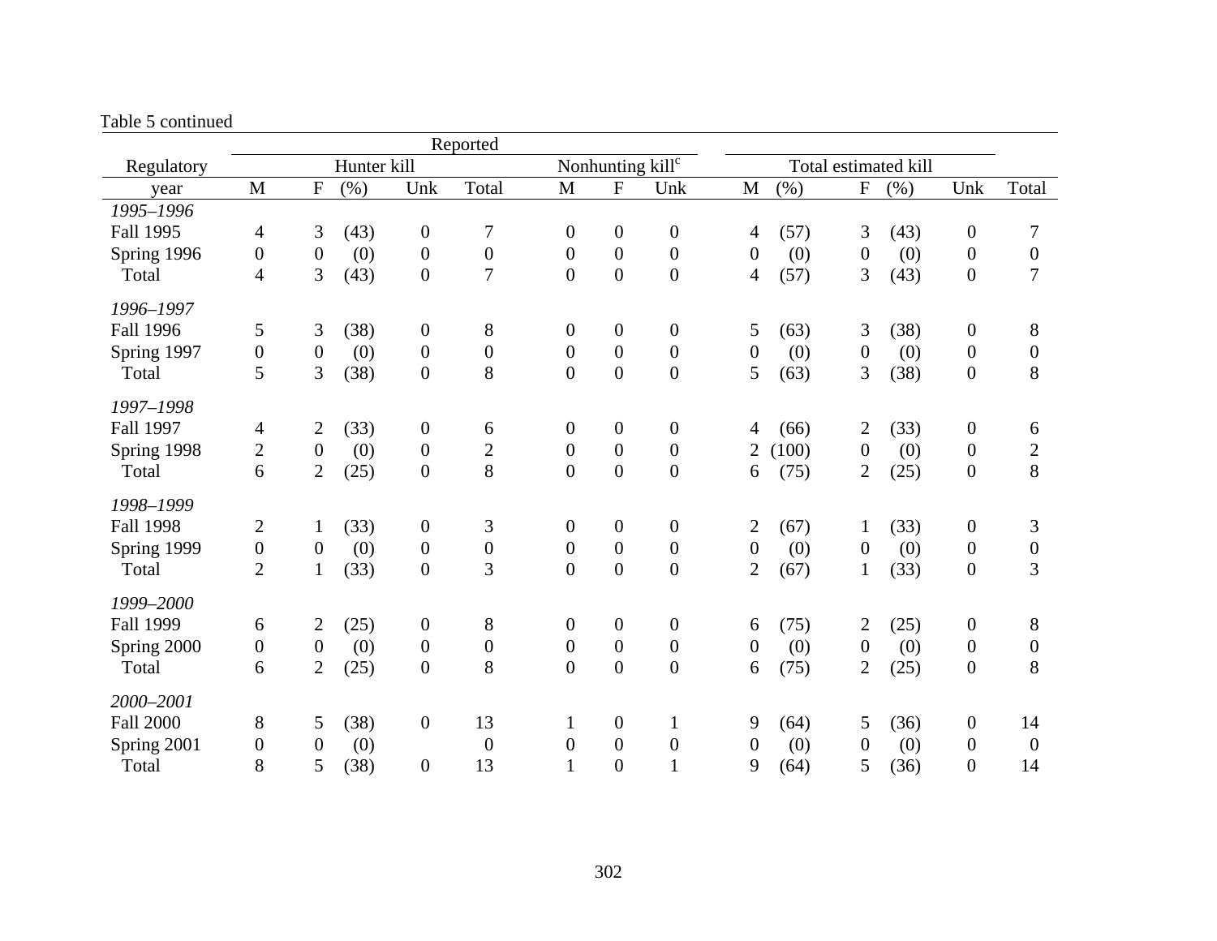Table 5 continued

| Regulatory year | Reported | | | | | | | | | Total estimated kill | | | | | | |
|---|---|---|---|---|---|---|---|---|---|---|---|---|---|---|---|---|
| | Hunter kill | | | | | Nonhunting kill[c] | | | | | | | | | | |
| | M | F | (%) | Unk | Total | M | F | Unk | | M | (%) | F | (%) | Unk | Total |
| *1995–1996* | | | | | | | | | | | | | | | |
| Fall 1995 | 4 | 3 | (43) | 0 | 7 | 0 | 0 | 0 | | 4 | (57) | 3 | (43) | 0 | 7 |
| Spring 1996 | 0 | 0 | (0) | 0 | 0 | 0 | 0 | 0 | | 0 | (0) | 0 | (0) | 0 | 0 |
| Total | 4 | 3 | (43) | 0 | 7 | 0 | 0 | 0 | | 4 | (57) | 3 | (43) | 0 | 7 |
| *1996–1997* | | | | | | | | | | | | | | | |
| Fall 1996 | 5 | 3 | (38) | 0 | 8 | 0 | 0 | 0 | | 5 | (63) | 3 | (38) | 0 | 8 |
| Spring 1997 | 0 | 0 | (0) | 0 | 0 | 0 | 0 | 0 | | 0 | (0) | 0 | (0) | 0 | 0 |
| Total | 5 | 3 | (38) | 0 | 8 | 0 | 0 | 0 | | 5 | (63) | 3 | (38) | 0 | 8 |
| *1997–1998* | | | | | | | | | | | | | | | |
| Fall 1997 | 4 | 2 | (33) | 0 | 6 | 0 | 0 | 0 | | 4 | (66) | 2 | (33) | 0 | 6 |
| Spring 1998 | 2 | 0 | (0) | 0 | 2 | 0 | 0 | 0 | | 2 | (100) | 0 | (0) | 0 | 2 |
| Total | 6 | 2 | (25) | 0 | 8 | 0 | 0 | 0 | | 6 | (75) | 2 | (25) | 0 | 8 |
| *1998–1999* | | | | | | | | | | | | | | | |
| Fall 1998 | 2 | 1 | (33) | 0 | 3 | 0 | 0 | 0 | | 2 | (67) | 1 | (33) | 0 | 3 |
| Spring 1999 | 0 | 0 | (0) | 0 | 0 | 0 | 0 | 0 | | 0 | (0) | 0 | (0) | 0 | 0 |
| Total | 2 | 1 | (33) | 0 | 3 | 0 | 0 | 0 | | 2 | (67) | 1 | (33) | 0 | 3 |
| *1999–2000* | | | | | | | | | | | | | | | |
| Fall 1999 | 6 | 2 | (25) | 0 | 8 | 0 | 0 | 0 | | 6 | (75) | 2 | (25) | 0 | 8 |
| Spring 2000 | 0 | 0 | (0) | 0 | 0 | 0 | 0 | 0 | | 0 | (0) | 0 | (0) | 0 | 0 |
| Total | 6 | 2 | (25) | 0 | 8 | 0 | 0 | 0 | | 6 | (75) | 2 | (25) | 0 | 8 |
| *2000–2001* | | | | | | | | | | | | | | | |
| Fall 2000 | 8 | 5 | (38) | 0 | 13 | 1 | 0 | 1 | | 9 | (64) | 5 | (36) | 0 | 14 |
| Spring 2001 | 0 | 0 | (0) | | 0 | 0 | 0 | 0 | | 0 | (0) | 0 | (0) | 0 | 0 |
| Total | 8 | 5 | (38) | 0 | 13 | 1 | 0 | 1 | | 9 | (64) | 5 | (36) | 0 | 14 |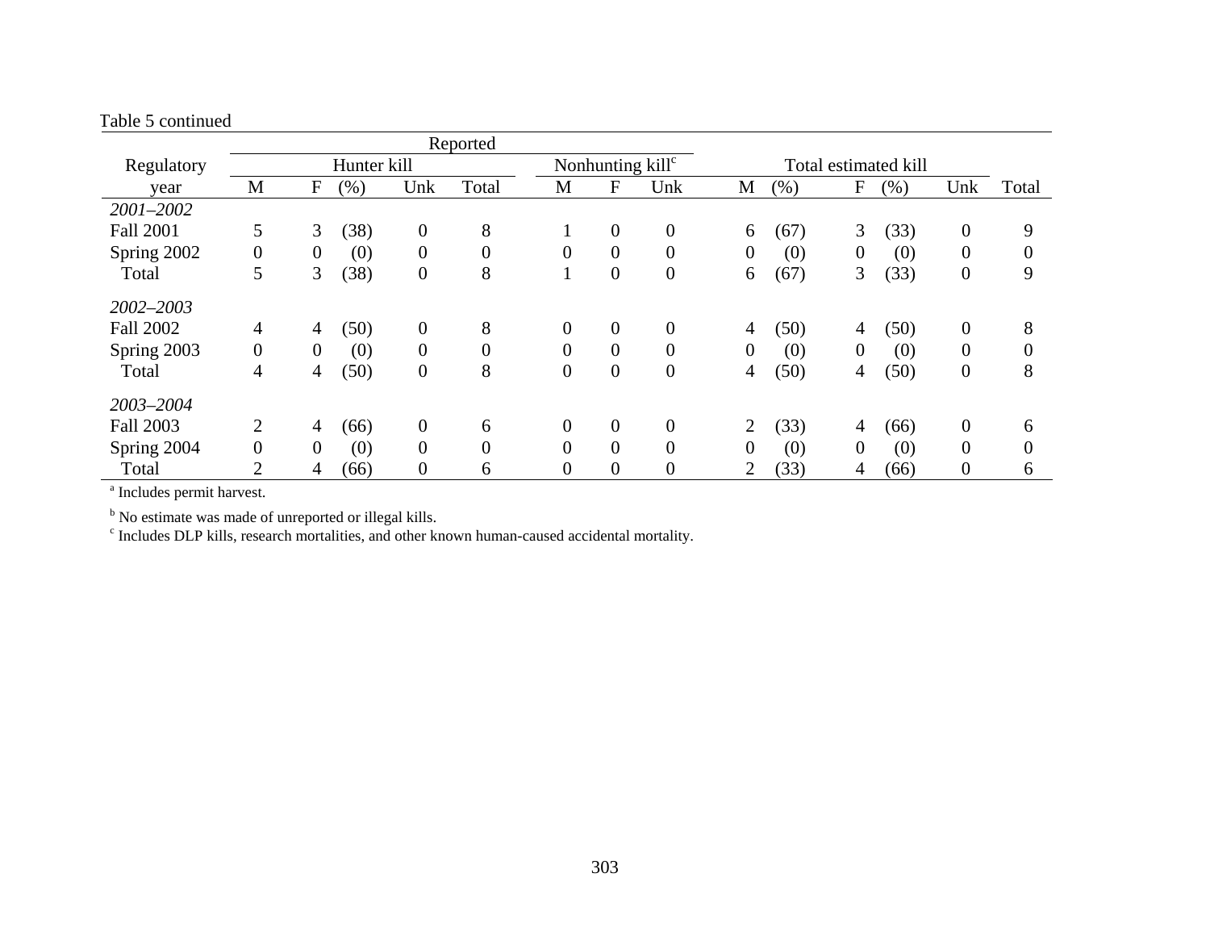Table 5 continued

| Regulatory year | Reported | | | | | | | | | | | | | | | | |
|---|---|---|---|---|---|---|---|---|---|---|---|---|---|---|---|---|---|
| | Hunter kill | | | | | Nonhunting kill[c] | | | Total estimated kill | | | | | | |
| | M | F | (%) | Unk | Total | M | F | Unk | M | (%) | F | (%) | Unk | Total |
| *2001–2002* | | | | | | | | | | | | | | |
| Fall 2001 | 5 | 3 | (38) | 0 | 8 | 1 | 0 | 0 | 6 | (67) | 3 | (33) | 0 | 9 |
| Spring 2002 | 0 | 0 | (0) | 0 | 0 | 0 | 0 | 0 | 0 | (0) | 0 | (0) | 0 | 0 |
| Total | 5 | 3 | (38) | 0 | 8 | 1 | 0 | 0 | 6 | (67) | 3 | (33) | 0 | 9 |
| *2002–2003* | | | | | | | | | | | | | | |
| Fall 2002 | 4 | 4 | (50) | 0 | 8 | 0 | 0 | 0 | 4 | (50) | 4 | (50) | 0 | 8 |
| Spring 2003 | 0 | 0 | (0) | 0 | 0 | 0 | 0 | 0 | 0 | (0) | 0 | (0) | 0 | 0 |
| Total | 4 | 4 | (50) | 0 | 8 | 0 | 0 | 0 | 4 | (50) | 4 | (50) | 0 | 8 |
| *2003–2004* | | | | | | | | | | | | | | |
| Fall 2003 | 2 | 4 | (66) | 0 | 6 | 0 | 0 | 0 | 2 | (33) | 4 | (66) | 0 | 6 |
| Spring 2004 | 0 | 0 | (0) | 0 | 0 | 0 | 0 | 0 | 0 | (0) | 0 | (0) | 0 | 0 |
| Total | 2 | 4 | (66) | 0 | 6 | 0 | 0 | 0 | 2 | (33) | 4 | (66) | 0 | 6 |

[a] Includes permit harvest.

[b] No estimate was made of unreported or illegal kills.

[c] Includes DLP kills, research mortalities, and other known human-caused accidental mortality.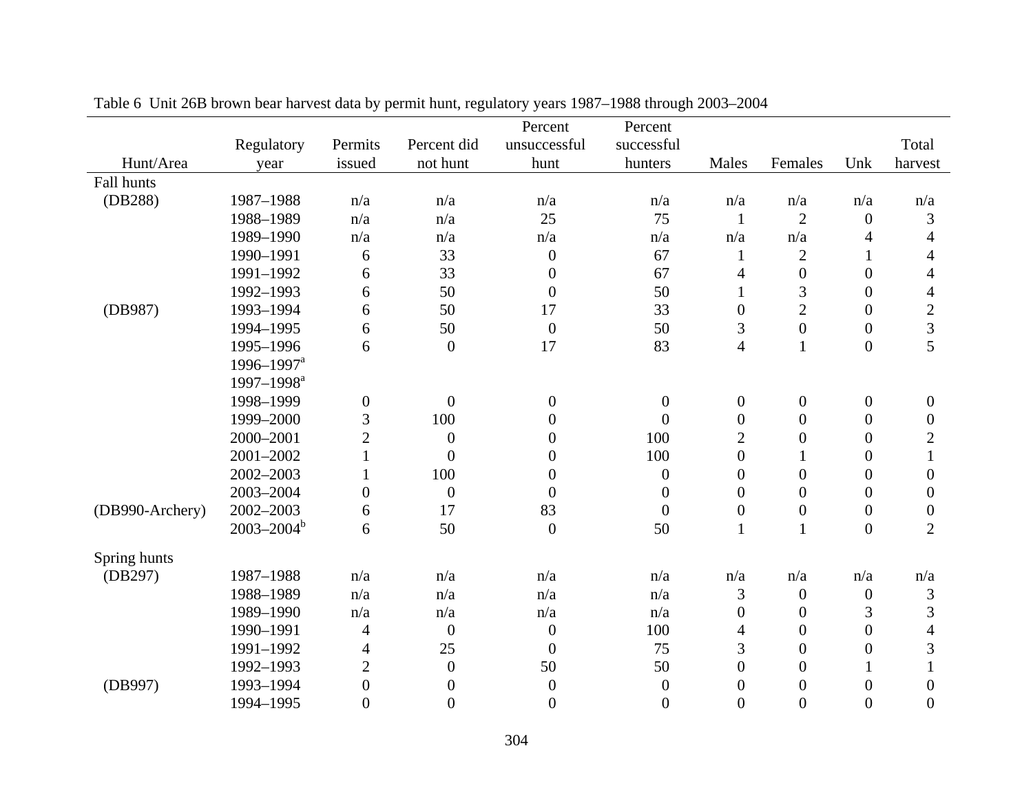Table 6 Unit 26B brown bear harvest data by permit hunt, regulatory years 1987–1988 through 2003–2004

| Hunt/Area | Regulatory year | Permits issued | Percent did not hunt | Percent unsuccessful hunt | Percent successful hunters | Males | Females | Unk | Total harvest |
|---|---|---|---|---|---|---|---|---|---|
| Fall hunts | | | | | | | | | |
| (DB288) | 1987–1988 | n/a | n/a | n/a | n/a | n/a | n/a | n/a | n/a |
| | 1988–1989 | n/a | n/a | 25 | 75 | 1 | 2 | 0 | 3 |
| | 1989–1990 | n/a | n/a | n/a | n/a | n/a | n/a | 4 | 4 |
| | 1990–1991 | 6 | 33 | 0 | 67 | 1 | 2 | 1 | 4 |
| | 1991–1992 | 6 | 33 | 0 | 67 | 4 | 0 | 0 | 4 |
| | 1992–1993 | 6 | 50 | 0 | 50 | 1 | 3 | 0 | 4 |
| (DB987) | 1993–1994 | 6 | 50 | 17 | 33 | 0 | 2 | 0 | 2 |
| | 1994–1995 | 6 | 50 | 0 | 50 | 3 | 0 | 0 | 3 |
| | 1995–1996 | 6 | 0 | 17 | 83 | 4 | 1 | 0 | 5 |
| | 1996–1997[a] | | | | | | | | |
| | 1997–1998[a] | | | | | | | | |
| | 1998–1999 | 0 | 0 | 0 | 0 | 0 | 0 | 0 | 0 |
| | 1999–2000 | 3 | 100 | 0 | 0 | 0 | 0 | 0 | 0 |
| | 2000–2001 | 2 | 0 | 0 | 100 | 2 | 0 | 0 | 2 |
| | 2001–2002 | 1 | 0 | 0 | 100 | 0 | 1 | 0 | 1 |
| | 2002–2003 | 1 | 100 | 0 | 0 | 0 | 0 | 0 | 0 |
| | 2003–2004 | 0 | 0 | 0 | 0 | 0 | 0 | 0 | 0 |
| (DB990-Archery) | 2002–2003 | 6 | 17 | 83 | 0 | 0 | 0 | 0 | 0 |
| | 2003–2004[b] | 6 | 50 | 0 | 50 | 1 | 1 | 0 | 2 |
| Spring hunts | | | | | | | | | |
| (DB297) | 1987–1988 | n/a | n/a | n/a | n/a | n/a | n/a | n/a | n/a |
| | 1988–1989 | n/a | n/a | n/a | n/a | 3 | 0 | 0 | 3 |
| | 1989–1990 | n/a | n/a | n/a | n/a | 0 | 0 | 3 | 3 |
| | 1990–1991 | 4 | 0 | 0 | 100 | 4 | 0 | 0 | 4 |
| | 1991–1992 | 4 | 25 | 0 | 75 | 3 | 0 | 0 | 3 |
| | 1992–1993 | 2 | 0 | 50 | 50 | 0 | 0 | 1 | 1 |
| (DB997) | 1993–1994 | 0 | 0 | 0 | 0 | 0 | 0 | 0 | 0 |
| | 1994–1995 | 0 | 0 | 0 | 0 | 0 | 0 | 0 | 0 |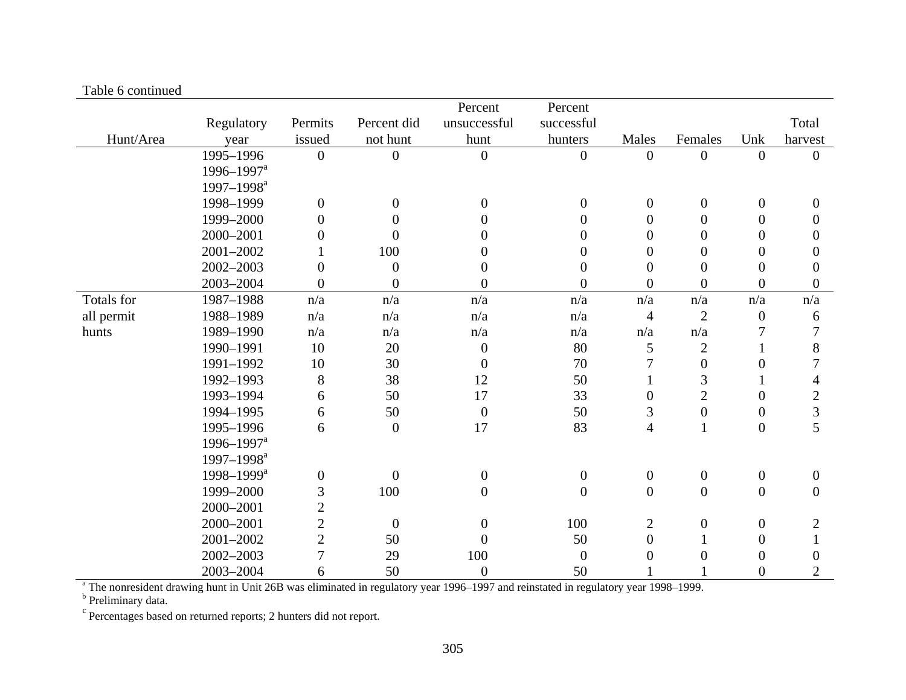Table 6 continued

| Hunt/Area | Regulatory year | Permits issued | Percent did not hunt | Percent unsuccessful hunt | Percent successful hunters | Males | Females | Unk | Total harvest |
|---|---|---|---|---|---|---|---|---|---|
| | 1995–1996 | 0 | 0 | 0 | 0 | 0 | 0 | 0 | 0 |
| | 1996–1997[a] | | | | | | | | |
| | 1997–1998[a] | | | | | | | | |
| | 1998–1999 | 0 | 0 | 0 | 0 | 0 | 0 | 0 | 0 |
| | 1999–2000 | 0 | 0 | 0 | 0 | 0 | 0 | 0 | 0 |
| | 2000–2001 | 0 | 0 | 0 | 0 | 0 | 0 | 0 | 0 |
| | 2001–2002 | 1 | 100 | 0 | 0 | 0 | 0 | 0 | 0 |
| | 2002–2003 | 0 | 0 | 0 | 0 | 0 | 0 | 0 | 0 |
| | 2003–2004 | 0 | 0 | 0 | 0 | 0 | 0 | 0 | 0 |
| Totals for all permit hunts | 1987–1988 | n/a | n/a | n/a | n/a | n/a | n/a | n/a | n/a |
| | 1988–1989 | n/a | n/a | n/a | n/a | 4 | 2 | 0 | 6 |
| | 1989–1990 | n/a | n/a | n/a | n/a | n/a | n/a | 7 | 7 |
| | 1990–1991 | 10 | 20 | 0 | 80 | 5 | 2 | 1 | 8 |
| | 1991–1992 | 10 | 30 | 0 | 70 | 7 | 0 | 0 | 7 |
| | 1992–1993 | 8 | 38 | 12 | 50 | 1 | 3 | 1 | 4 |
| | 1993–1994 | 6 | 50 | 17 | 33 | 0 | 2 | 0 | 2 |
| | 1994–1995 | 6 | 50 | 0 | 50 | 3 | 0 | 0 | 3 |
| | 1995–1996 | 6 | 0 | 17 | 83 | 4 | 1 | 0 | 5 |
| | 1996–1997[a] | | | | | | | | |
| | 1997–1998[a] | | | | | | | | |
| | 1998–1999[a] | 0 | 0 | 0 | 0 | 0 | 0 | 0 | 0 |
| | 1999–2000 | 3 | 100 | 0 | 0 | 0 | 0 | 0 | 0 |
| | 2000–2001 | 2 | | | | | | | |
| | 2000–2001 | 2 | 0 | 0 | 100 | 2 | 0 | 0 | 2 |
| | 2001–2002 | 2 | 50 | 0 | 50 | 0 | 1 | 0 | 1 |
| | 2002–2003 | 7 | 29 | 100 | 0 | 0 | 0 | 0 | 0 |
| | 2003–2004 | 6 | 50 | 0 | 50 | 1 | 1 | 0 | 2 |

[a] The nonresident drawing hunt in Unit 26B was eliminated in regulatory year 1996–1997 and reinstated in regulatory year 1998–1999.
[b] Preliminary data.
[c] Percentages based on returned reports; 2 hunters did not report.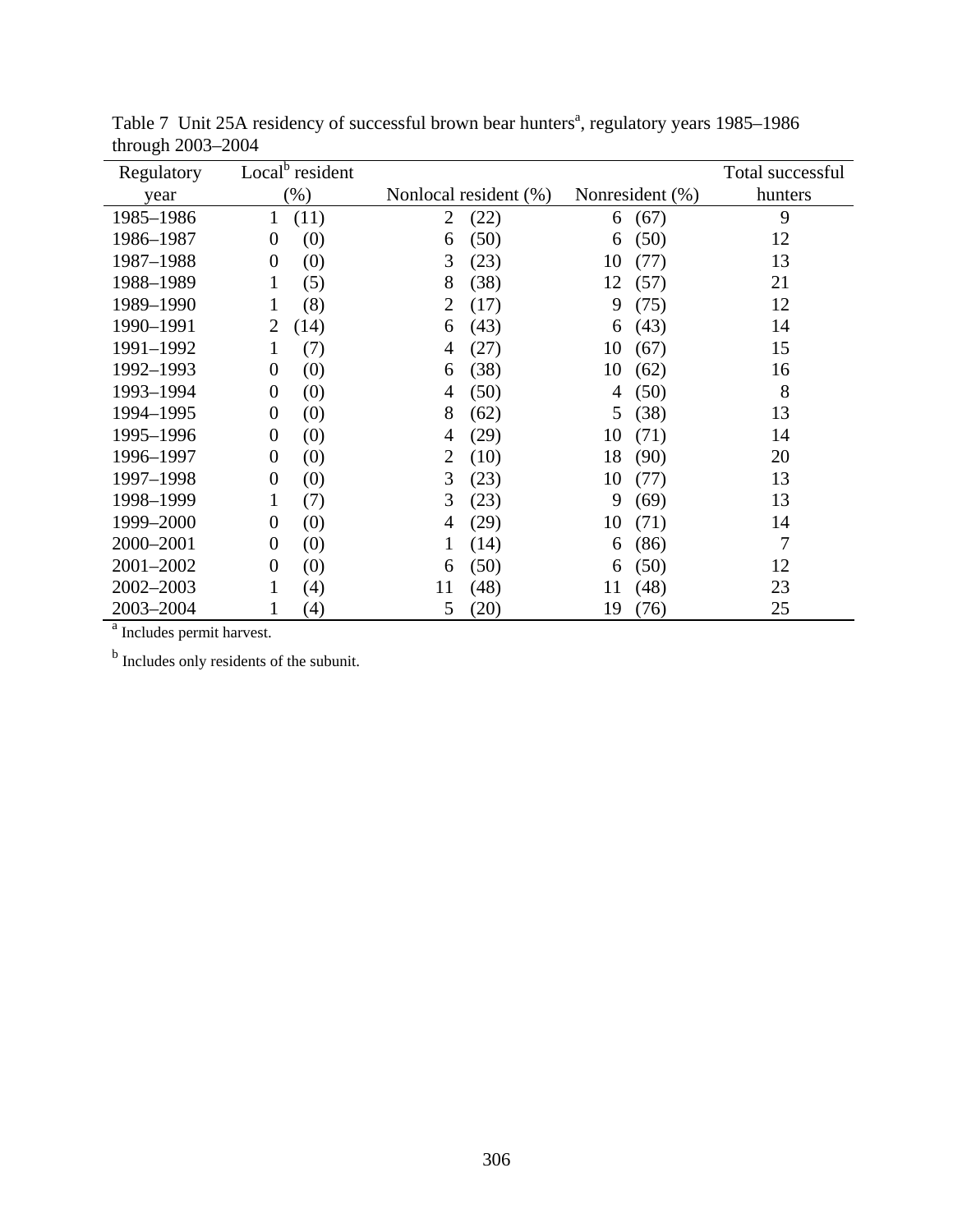Table 7 Unit 25A residency of successful brown bear hunters[a], regulatory years 1985–1986 through 2003–2004

| Regulatory year | Local[b] resident (%) | Nonlocal resident (%) | Nonresident (%) | Total successful hunters |
|---|---|---|---|---|
| 1985–1986 | 1 (11) | 2 (22) | 6 (67) | 9 |
| 1986–1987 | 0 (0) | 6 (50) | 6 (50) | 12 |
| 1987–1988 | 0 (0) | 3 (23) | 10 (77) | 13 |
| 1988–1989 | 1 (5) | 8 (38) | 12 (57) | 21 |
| 1989–1990 | 1 (8) | 2 (17) | 9 (75) | 12 |
| 1990–1991 | 2 (14) | 6 (43) | 6 (43) | 14 |
| 1991–1992 | 1 (7) | 4 (27) | 10 (67) | 15 |
| 1992–1993 | 0 (0) | 6 (38) | 10 (62) | 16 |
| 1993–1994 | 0 (0) | 4 (50) | 4 (50) | 8 |
| 1994–1995 | 0 (0) | 8 (62) | 5 (38) | 13 |
| 1995–1996 | 0 (0) | 4 (29) | 10 (71) | 14 |
| 1996–1997 | 0 (0) | 2 (10) | 18 (90) | 20 |
| 1997–1998 | 0 (0) | 3 (23) | 10 (77) | 13 |
| 1998–1999 | 1 (7) | 3 (23) | 9 (69) | 13 |
| 1999–2000 | 0 (0) | 4 (29) | 10 (71) | 14 |
| 2000–2001 | 0 (0) | 1 (14) | 6 (86) | 7 |
| 2001–2002 | 0 (0) | 6 (50) | 6 (50) | 12 |
| 2002–2003 | 1 (4) | 11 (48) | 11 (48) | 23 |
| 2003–2004 | 1 (4) | 5 (20) | 19 (76) | 25 |

[a] Includes permit harvest.

[b] Includes only residents of the subunit.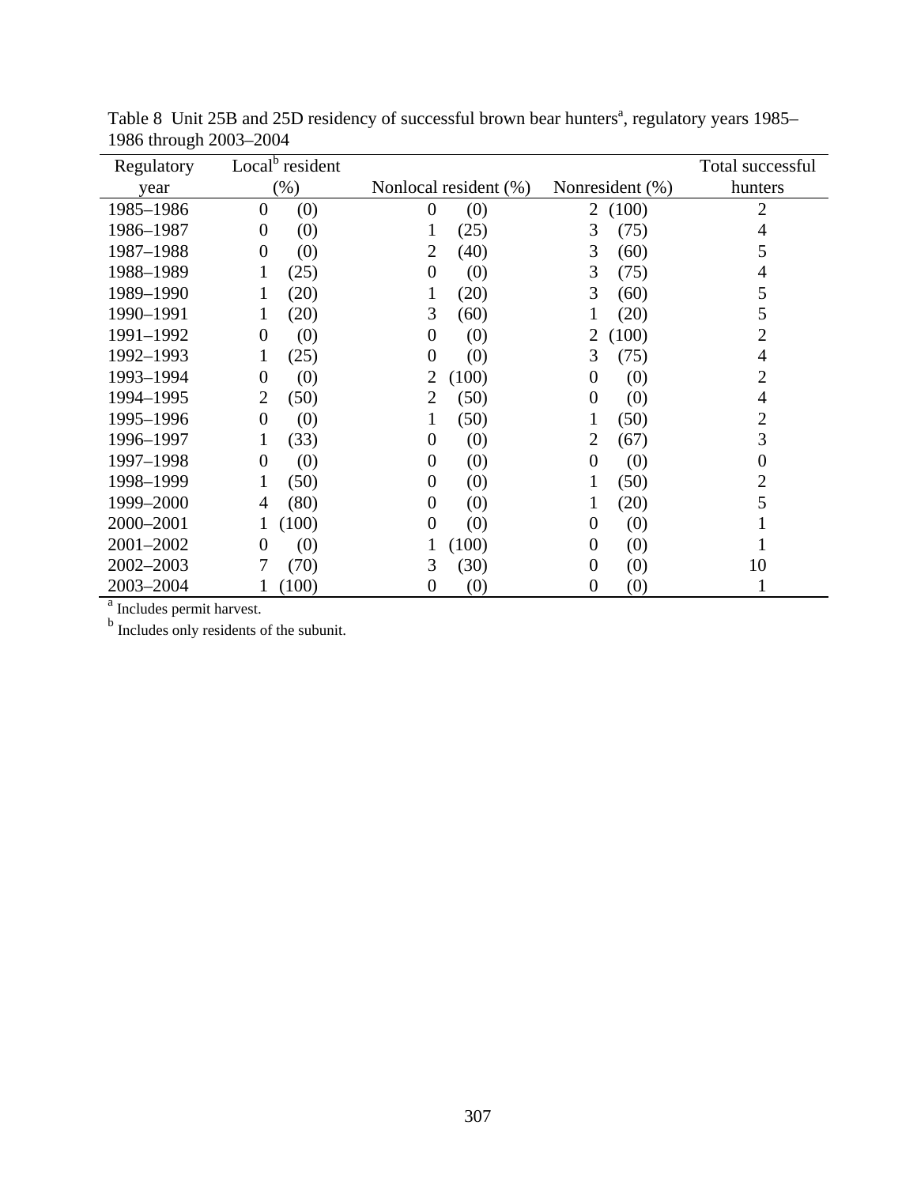Table 8 Unit 25B and 25D residency of successful brown bear hunters[a], regulatory years 1985–1986 through 2003–2004

| Regulatory year | Local[b] resident (%) | Nonlocal resident (%) | Nonresident (%) | Total successful hunters |
|---|---|---|---|---|
| 1985–1986 | 0 (0) | 0 (0) | 2 (100) | 2 |
| 1986–1987 | 0 (0) | 1 (25) | 3 (75) | 4 |
| 1987–1988 | 0 (0) | 2 (40) | 3 (60) | 5 |
| 1988–1989 | 1 (25) | 0 (0) | 3 (75) | 4 |
| 1989–1990 | 1 (20) | 1 (20) | 3 (60) | 5 |
| 1990–1991 | 1 (20) | 3 (60) | 1 (20) | 5 |
| 1991–1992 | 0 (0) | 0 (0) | 2 (100) | 2 |
| 1992–1993 | 1 (25) | 0 (0) | 3 (75) | 4 |
| 1993–1994 | 0 (0) | 2 (100) | 0 (0) | 2 |
| 1994–1995 | 2 (50) | 2 (50) | 0 (0) | 4 |
| 1995–1996 | 0 (0) | 1 (50) | 1 (50) | 2 |
| 1996–1997 | 1 (33) | 0 (0) | 2 (67) | 3 |
| 1997–1998 | 0 (0) | 0 (0) | 0 (0) | 0 |
| 1998–1999 | 1 (50) | 0 (0) | 1 (50) | 2 |
| 1999–2000 | 4 (80) | 0 (0) | 1 (20) | 5 |
| 2000–2001 | 1 (100) | 0 (0) | 0 (0) | 1 |
| 2001–2002 | 0 (0) | 1 (100) | 0 (0) | 1 |
| 2002–2003 | 7 (70) | 3 (30) | 0 (0) | 10 |
| 2003–2004 | 1 (100) | 0 (0) | 0 (0) | 1 |

[a] Includes permit harvest.

[b] Includes only residents of the subunit.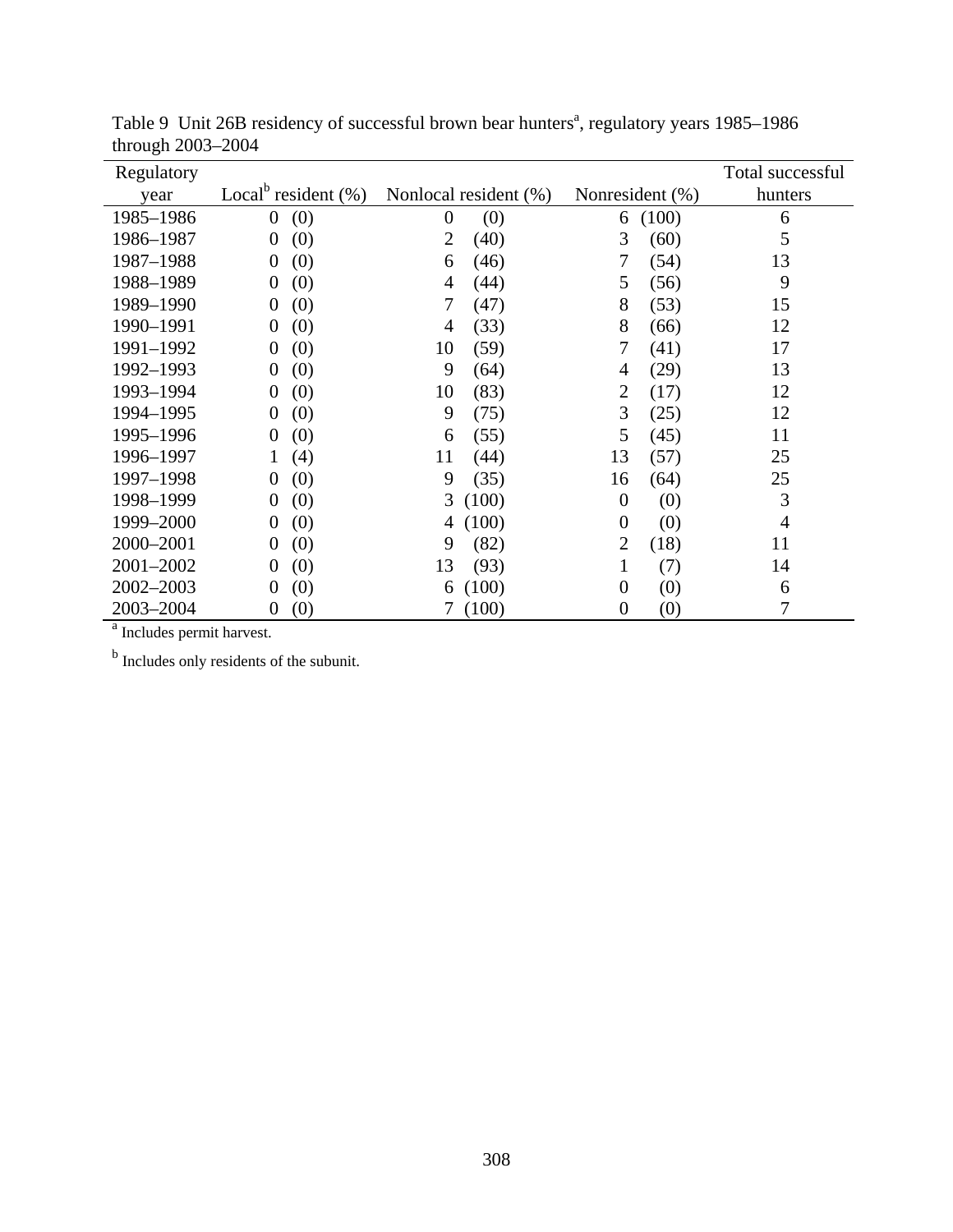Table 9 Unit 26B residency of successful brown bear hunters[a], regulatory years 1985–1986 through 2003–2004

| Regulatory year | Local[b] resident (%) | Nonlocal resident (%) | Nonresident (%) | Total successful hunters |
|---|---|---|---|---|
| 1985–1986 | 0 (0) | 0 (0) | 6 (100) | 6 |
| 1986–1987 | 0 (0) | 2 (40) | 3 (60) | 5 |
| 1987–1988 | 0 (0) | 6 (46) | 7 (54) | 13 |
| 1988–1989 | 0 (0) | 4 (44) | 5 (56) | 9 |
| 1989–1990 | 0 (0) | 7 (47) | 8 (53) | 15 |
| 1990–1991 | 0 (0) | 4 (33) | 8 (66) | 12 |
| 1991–1992 | 0 (0) | 10 (59) | 7 (41) | 17 |
| 1992–1993 | 0 (0) | 9 (64) | 4 (29) | 13 |
| 1993–1994 | 0 (0) | 10 (83) | 2 (17) | 12 |
| 1994–1995 | 0 (0) | 9 (75) | 3 (25) | 12 |
| 1995–1996 | 0 (0) | 6 (55) | 5 (45) | 11 |
| 1996–1997 | 1 (4) | 11 (44) | 13 (57) | 25 |
| 1997–1998 | 0 (0) | 9 (35) | 16 (64) | 25 |
| 1998–1999 | 0 (0) | 3 (100) | 0 (0) | 3 |
| 1999–2000 | 0 (0) | 4 (100) | 0 (0) | 4 |
| 2000–2001 | 0 (0) | 9 (82) | 2 (18) | 11 |
| 2001–2002 | 0 (0) | 13 (93) | 1 (7) | 14 |
| 2002–2003 | 0 (0) | 6 (100) | 0 (0) | 6 |
| 2003–2004 | 0 (0) | 7 (100) | 0 (0) | 7 |

[a] Includes permit harvest.

[b] Includes only residents of the subunit.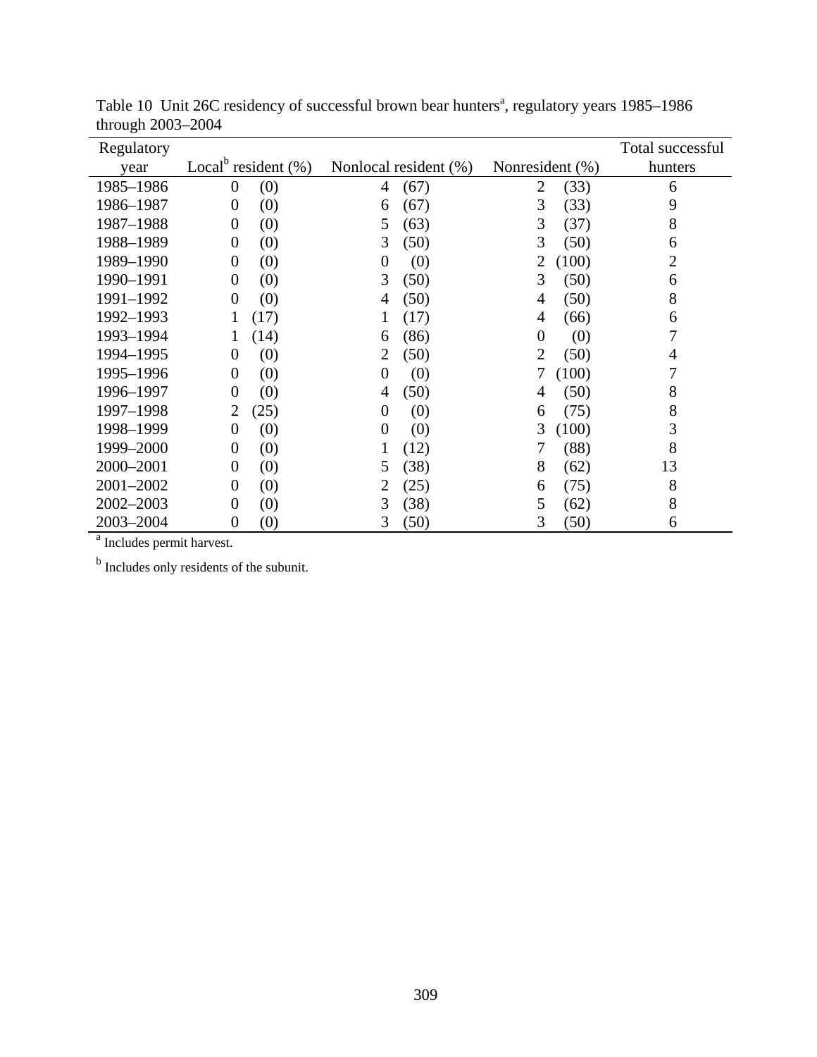Table 10 Unit 26C residency of successful brown bear hunters[a], regulatory years 1985–1986 through 2003–2004

| Regulatory year | Local[b] resident (%) | Nonlocal resident (%) | Nonresident (%) | Total successful hunters |
|---|---|---|---|---|
| 1985–1986 | 0 (0) | 4 (67) | 2 (33) | 6 |
| 1986–1987 | 0 (0) | 6 (67) | 3 (33) | 9 |
| 1987–1988 | 0 (0) | 5 (63) | 3 (37) | 8 |
| 1988–1989 | 0 (0) | 3 (50) | 3 (50) | 6 |
| 1989–1990 | 0 (0) | 0 (0) | 2 (100) | 2 |
| 1990–1991 | 0 (0) | 3 (50) | 3 (50) | 6 |
| 1991–1992 | 0 (0) | 4 (50) | 4 (50) | 8 |
| 1992–1993 | 1 (17) | 1 (17) | 4 (66) | 6 |
| 1993–1994 | 1 (14) | 6 (86) | 0 (0) | 7 |
| 1994–1995 | 0 (0) | 2 (50) | 2 (50) | 4 |
| 1995–1996 | 0 (0) | 0 (0) | 7 (100) | 7 |
| 1996–1997 | 0 (0) | 4 (50) | 4 (50) | 8 |
| 1997–1998 | 2 (25) | 0 (0) | 6 (75) | 8 |
| 1998–1999 | 0 (0) | 0 (0) | 3 (100) | 3 |
| 1999–2000 | 0 (0) | 1 (12) | 7 (88) | 8 |
| 2000–2001 | 0 (0) | 5 (38) | 8 (62) | 13 |
| 2001–2002 | 0 (0) | 2 (25) | 6 (75) | 8 |
| 2002–2003 | 0 (0) | 3 (38) | 5 (62) | 8 |
| 2003–2004 | 0 (0) | 3 (50) | 3 (50) | 6 |

[a] Includes permit harvest.

[b] Includes only residents of the subunit.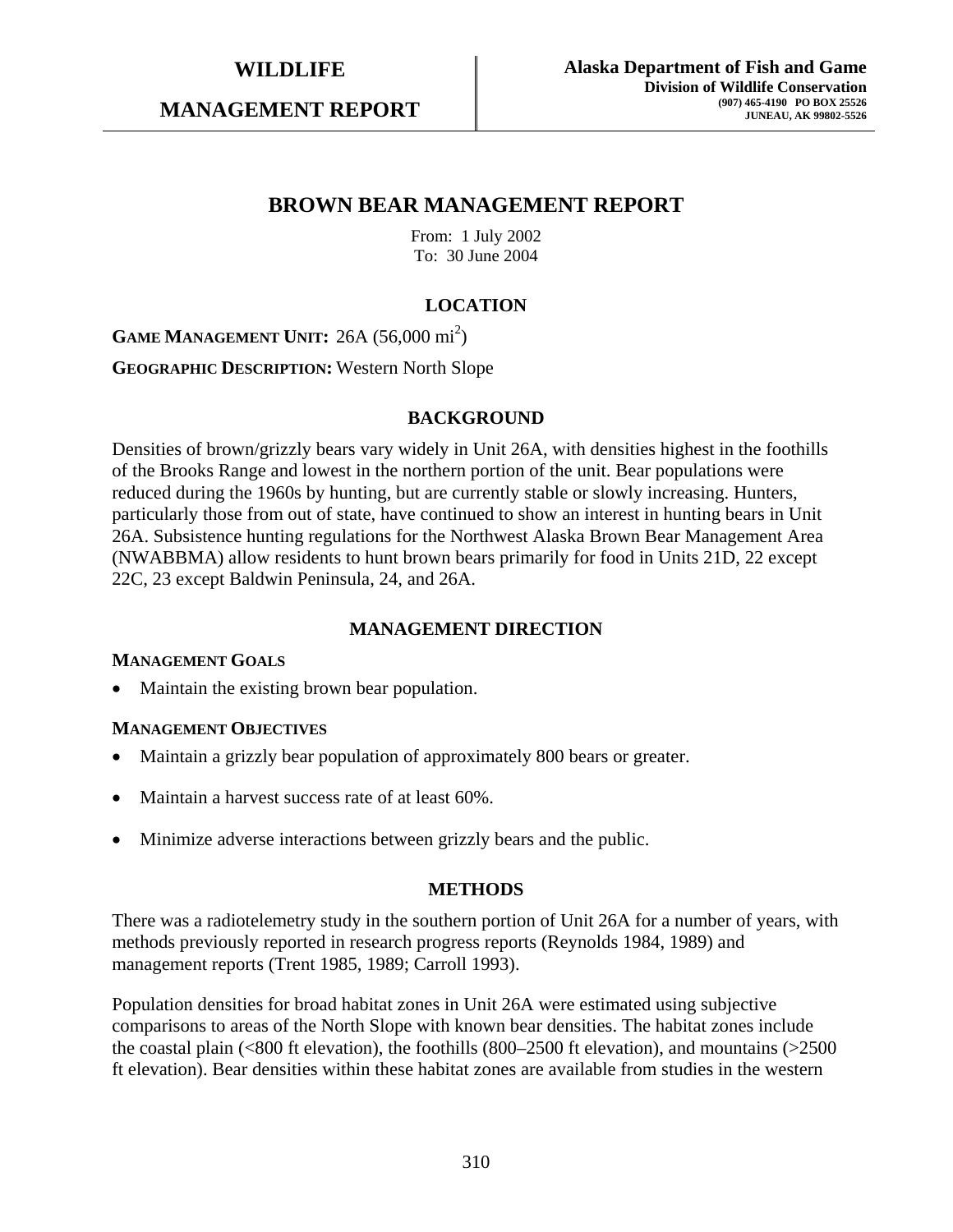**WILDLIFE**

**MANAGEMENT REPORT**

**Alaska Department of Fish and Game**
**Division of Wildlife Conservation**
**(907) 465-4190 PO BOX 25526**
**JUNEAU, AK 99802-5526**

# BROWN BEAR MANAGEMENT REPORT

From: 1 July 2002
To: 30 June 2004

## LOCATION

**GAME MANAGEMENT UNIT:** 26A (56,000 mi$^2$)

**GEOGRAPHIC DESCRIPTION:** Western North Slope

## BACKGROUND

Densities of brown/grizzly bears vary widely in Unit 26A, with densities highest in the foothills of the Brooks Range and lowest in the northern portion of the unit. Bear populations were reduced during the 1960s by hunting, but are currently stable or slowly increasing. Hunters, particularly those from out of state, have continued to show an interest in hunting bears in Unit 26A. Subsistence hunting regulations for the Northwest Alaska Brown Bear Management Area (NWABBMA) allow residents to hunt brown bears primarily for food in Units 21D, 22 except 22C, 23 except Baldwin Peninsula, 24, and 26A.

## MANAGEMENT DIRECTION

### MANAGEMENT GOALS

- Maintain the existing brown bear population.

### MANAGEMENT OBJECTIVES

- Maintain a grizzly bear population of approximately 800 bears or greater.
- Maintain a harvest success rate of at least 60%.
- Minimize adverse interactions between grizzly bears and the public.

## METHODS

There was a radiotelemetry study in the southern portion of Unit 26A for a number of years, with methods previously reported in research progress reports (Reynolds 1984, 1989) and management reports (Trent 1985, 1989; Carroll 1993).

Population densities for broad habitat zones in Unit 26A were estimated using subjective comparisons to areas of the North Slope with known bear densities. The habitat zones include the coastal plain (<800 ft elevation), the foothills (800–2500 ft elevation), and mountains (>2500 ft elevation). Bear densities within these habitat zones are available from studies in the western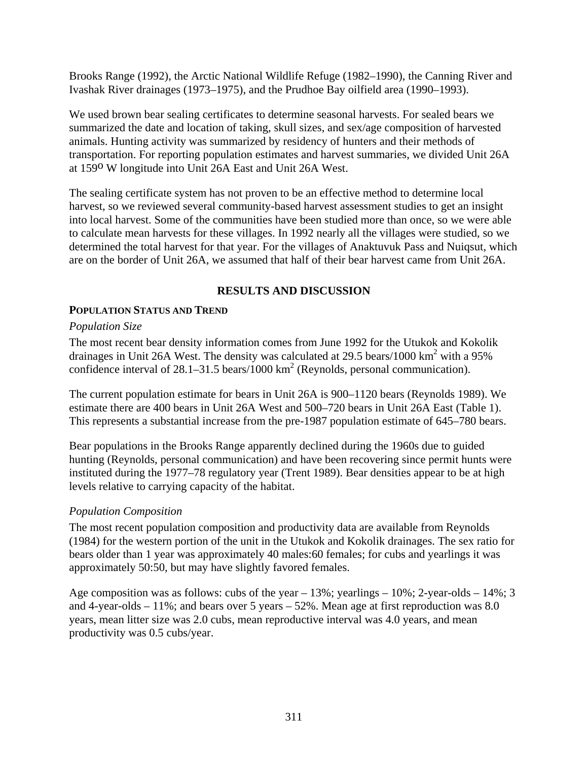Brooks Range (1992), the Arctic National Wildlife Refuge (1982–1990), the Canning River and Ivashak River drainages (1973–1975), and the Prudhoe Bay oilfield area (1990–1993).

We used brown bear sealing certificates to determine seasonal harvests. For sealed bears we summarized the date and location of taking, skull sizes, and sex/age composition of harvested animals. Hunting activity was summarized by residency of hunters and their methods of transportation. For reporting population estimates and harvest summaries, we divided Unit 26A at 159$^{o}$ W longitude into Unit 26A East and Unit 26A West.

The sealing certificate system has not proven to be an effective method to determine local harvest, so we reviewed several community-based harvest assessment studies to get an insight into local harvest. Some of the communities have been studied more than once, so we were able to calculate mean harvests for these villages. In 1992 nearly all the villages were studied, so we determined the total harvest for that year. For the villages of Anaktuvuk Pass and Nuiqsut, which are on the border of Unit 26A, we assumed that half of their bear harvest came from Unit 26A.

## RESULTS AND DISCUSSION

### POPULATION STATUS AND TREND

*Population Size*

The most recent bear density information comes from June 1992 for the Utukok and Kokolik drainages in Unit 26A West. The density was calculated at 29.5 bears/1000 km$^2$ with a 95% confidence interval of 28.1–31.5 bears/1000 km$^2$ (Reynolds, personal communication).

The current population estimate for bears in Unit 26A is 900–1120 bears (Reynolds 1989). We estimate there are 400 bears in Unit 26A West and 500–720 bears in Unit 26A East (Table 1). This represents a substantial increase from the pre-1987 population estimate of 645–780 bears.

Bear populations in the Brooks Range apparently declined during the 1960s due to guided hunting (Reynolds, personal communication) and have been recovering since permit hunts were instituted during the 1977–78 regulatory year (Trent 1989). Bear densities appear to be at high levels relative to carrying capacity of the habitat.

*Population Composition*

The most recent population composition and productivity data are available from Reynolds (1984) for the western portion of the unit in the Utukok and Kokolik drainages. The sex ratio for bears older than 1 year was approximately 40 males:60 females; for cubs and yearlings it was approximately 50:50, but may have slightly favored females.

Age composition was as follows: cubs of the year – 13%; yearlings – 10%; 2-year-olds – 14%; 3 and 4-year-olds – 11%; and bears over 5 years – 52%. Mean age at first reproduction was 8.0 years, mean litter size was 2.0 cubs, mean reproductive interval was 4.0 years, and mean productivity was 0.5 cubs/year.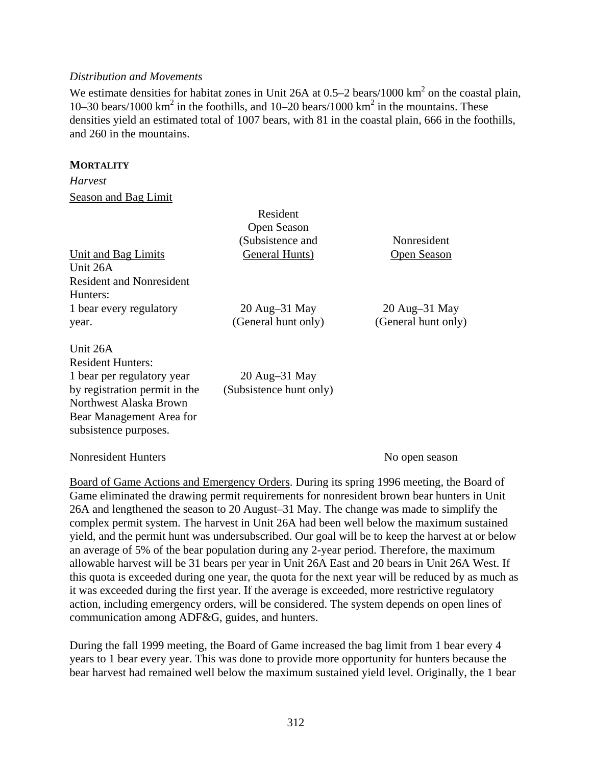*Distribution and Movements*

We estimate densities for habitat zones in Unit 26A at 0.5–2 bears/1000 $km^2$ on the coastal plain, 10–30 bears/1000 $km^2$ in the foothills, and 10–20 bears/1000 $km^2$ in the mountains. These densities yield an estimated total of 1007 bears, with 81 in the coastal plain, 666 in the foothills, and 260 in the mountains.

**MORTALITY**

*Harvest*

Season and Bag Limit

| Unit and Bag Limits | Resident Open Season (Subsistence and General Hunts) | Nonresident Open Season |
|---|---|---|
| Unit 26A Resident and Nonresident Hunters: 1 bear every regulatory year. | 20 Aug–31 May (General hunt only) | 20 Aug–31 May (General hunt only) |
| Unit 26A Resident Hunters: 1 bear per regulatory year by registration permit in the Northwest Alaska Brown Bear Management Area for subsistence purposes. | 20 Aug–31 May (Subsistence hunt only) | |
| Nonresident Hunters | | No open season |

Board of Game Actions and Emergency Orders. During its spring 1996 meeting, the Board of Game eliminated the drawing permit requirements for nonresident brown bear hunters in Unit 26A and lengthened the season to 20 August–31 May. The change was made to simplify the complex permit system. The harvest in Unit 26A had been well below the maximum sustained yield, and the permit hunt was undersubscribed. Our goal will be to keep the harvest at or below an average of 5% of the bear population during any 2-year period. Therefore, the maximum allowable harvest will be 31 bears per year in Unit 26A East and 20 bears in Unit 26A West. If this quota is exceeded during one year, the quota for the next year will be reduced by as much as it was exceeded during the first year. If the average is exceeded, more restrictive regulatory action, including emergency orders, will be considered. The system depends on open lines of communication among ADF&G, guides, and hunters.

During the fall 1999 meeting, the Board of Game increased the bag limit from 1 bear every 4 years to 1 bear every year. This was done to provide more opportunity for hunters because the bear harvest had remained well below the maximum sustained yield level. Originally, the 1 bear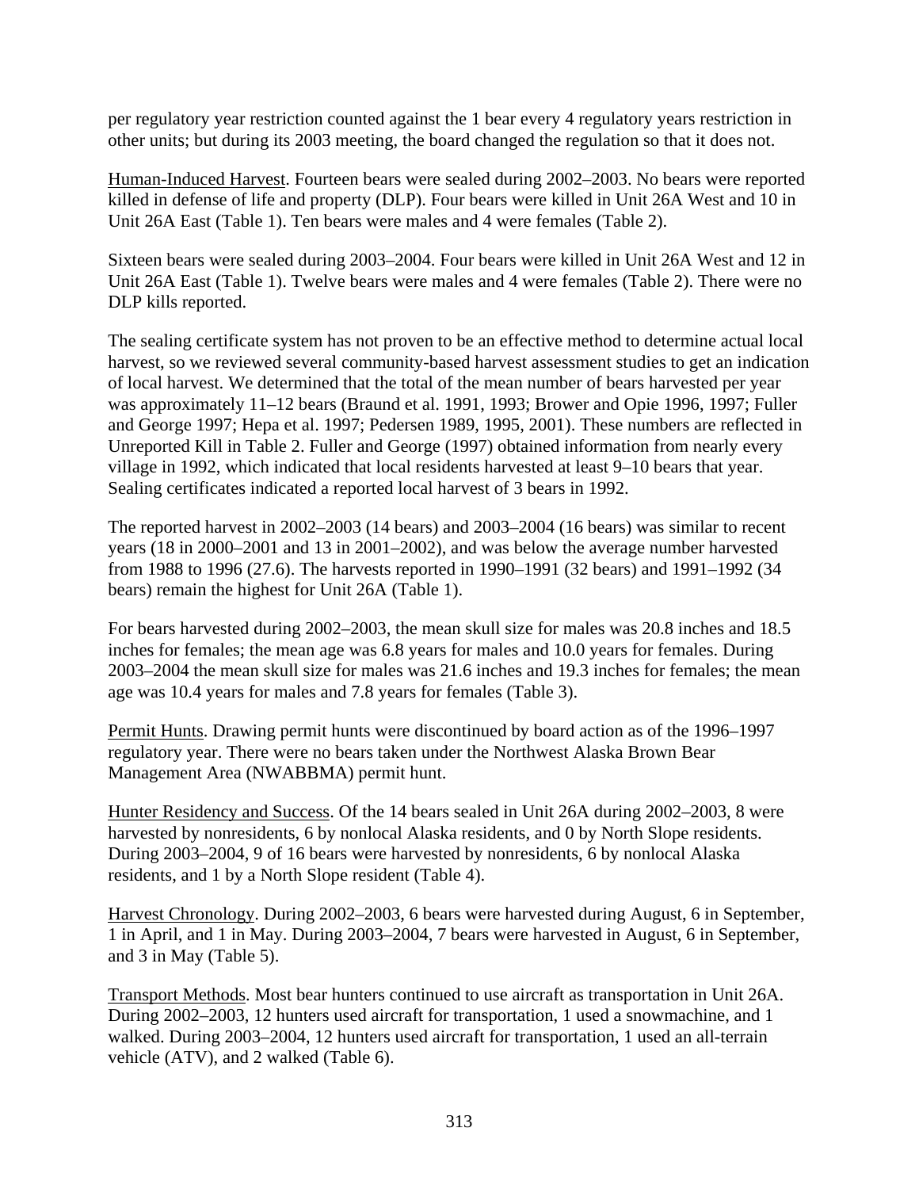per regulatory year restriction counted against the 1 bear every 4 regulatory years restriction in other units; but during its 2003 meeting, the board changed the regulation so that it does not.

Human-Induced Harvest. Fourteen bears were sealed during 2002–2003. No bears were reported killed in defense of life and property (DLP). Four bears were killed in Unit 26A West and 10 in Unit 26A East (Table 1). Ten bears were males and 4 were females (Table 2).

Sixteen bears were sealed during 2003–2004. Four bears were killed in Unit 26A West and 12 in Unit 26A East (Table 1). Twelve bears were males and 4 were females (Table 2). There were no DLP kills reported.

The sealing certificate system has not proven to be an effective method to determine actual local harvest, so we reviewed several community-based harvest assessment studies to get an indication of local harvest. We determined that the total of the mean number of bears harvested per year was approximately 11–12 bears (Braund et al. 1991, 1993; Brower and Opie 1996, 1997; Fuller and George 1997; Hepa et al. 1997; Pedersen 1989, 1995, 2001). These numbers are reflected in Unreported Kill in Table 2. Fuller and George (1997) obtained information from nearly every village in 1992, which indicated that local residents harvested at least 9–10 bears that year. Sealing certificates indicated a reported local harvest of 3 bears in 1992.

The reported harvest in 2002–2003 (14 bears) and 2003–2004 (16 bears) was similar to recent years (18 in 2000–2001 and 13 in 2001–2002), and was below the average number harvested from 1988 to 1996 (27.6). The harvests reported in 1990–1991 (32 bears) and 1991–1992 (34 bears) remain the highest for Unit 26A (Table 1).

For bears harvested during 2002–2003, the mean skull size for males was 20.8 inches and 18.5 inches for females; the mean age was 6.8 years for males and 10.0 years for females. During 2003–2004 the mean skull size for males was 21.6 inches and 19.3 inches for females; the mean age was 10.4 years for males and 7.8 years for females (Table 3).

Permit Hunts. Drawing permit hunts were discontinued by board action as of the 1996–1997 regulatory year. There were no bears taken under the Northwest Alaska Brown Bear Management Area (NWABBMA) permit hunt.

Hunter Residency and Success. Of the 14 bears sealed in Unit 26A during 2002–2003, 8 were harvested by nonresidents, 6 by nonlocal Alaska residents, and 0 by North Slope residents. During 2003–2004, 9 of 16 bears were harvested by nonresidents, 6 by nonlocal Alaska residents, and 1 by a North Slope resident (Table 4).

Harvest Chronology. During 2002–2003, 6 bears were harvested during August, 6 in September, 1 in April, and 1 in May. During 2003–2004, 7 bears were harvested in August, 6 in September, and 3 in May (Table 5).

Transport Methods. Most bear hunters continued to use aircraft as transportation in Unit 26A. During 2002–2003, 12 hunters used aircraft for transportation, 1 used a snowmachine, and 1 walked. During 2003–2004, 12 hunters used aircraft for transportation, 1 used an all-terrain vehicle (ATV), and 2 walked (Table 6).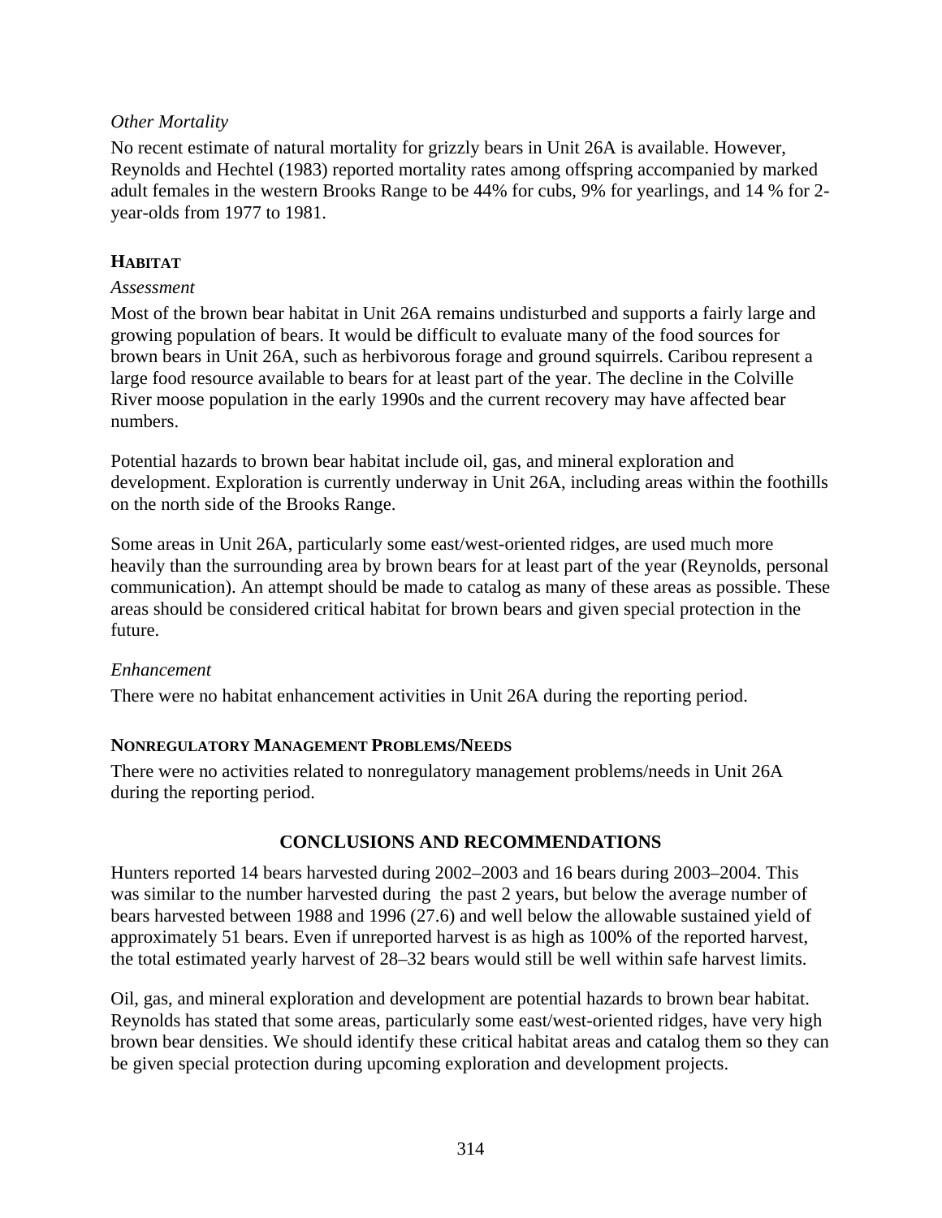*Other Mortality*

No recent estimate of natural mortality for grizzly bears in Unit 26A is available. However, Reynolds and Hechtel (1983) reported mortality rates among offspring accompanied by marked adult females in the western Brooks Range to be 44% for cubs, 9% for yearlings, and 14 % for 2-year-olds from 1977 to 1981.

### HABITAT

*Assessment*

Most of the brown bear habitat in Unit 26A remains undisturbed and supports a fairly large and growing population of bears. It would be difficult to evaluate many of the food sources for brown bears in Unit 26A, such as herbivorous forage and ground squirrels. Caribou represent a large food resource available to bears for at least part of the year. The decline in the Colville River moose population in the early 1990s and the current recovery may have affected bear numbers.

Potential hazards to brown bear habitat include oil, gas, and mineral exploration and development. Exploration is currently underway in Unit 26A, including areas within the foothills on the north side of the Brooks Range.

Some areas in Unit 26A, particularly some east/west-oriented ridges, are used much more heavily than the surrounding area by brown bears for at least part of the year (Reynolds, personal communication). An attempt should be made to catalog as many of these areas as possible. These areas should be considered critical habitat for brown bears and given special protection in the future.

*Enhancement*

There were no habitat enhancement activities in Unit 26A during the reporting period.

### NONREGULATORY MANAGEMENT PROBLEMS/NEEDS

There were no activities related to nonregulatory management problems/needs in Unit 26A during the reporting period.

## CONCLUSIONS AND RECOMMENDATIONS

Hunters reported 14 bears harvested during 2002–2003 and 16 bears during 2003–2004. This was similar to the number harvested during the past 2 years, but below the average number of bears harvested between 1988 and 1996 (27.6) and well below the allowable sustained yield of approximately 51 bears. Even if unreported harvest is as high as 100% of the reported harvest, the total estimated yearly harvest of 28–32 bears would still be well within safe harvest limits.

Oil, gas, and mineral exploration and development are potential hazards to brown bear habitat. Reynolds has stated that some areas, particularly some east/west-oriented ridges, have very high brown bear densities. We should identify these critical habitat areas and catalog them so they can be given special protection during upcoming exploration and development projects.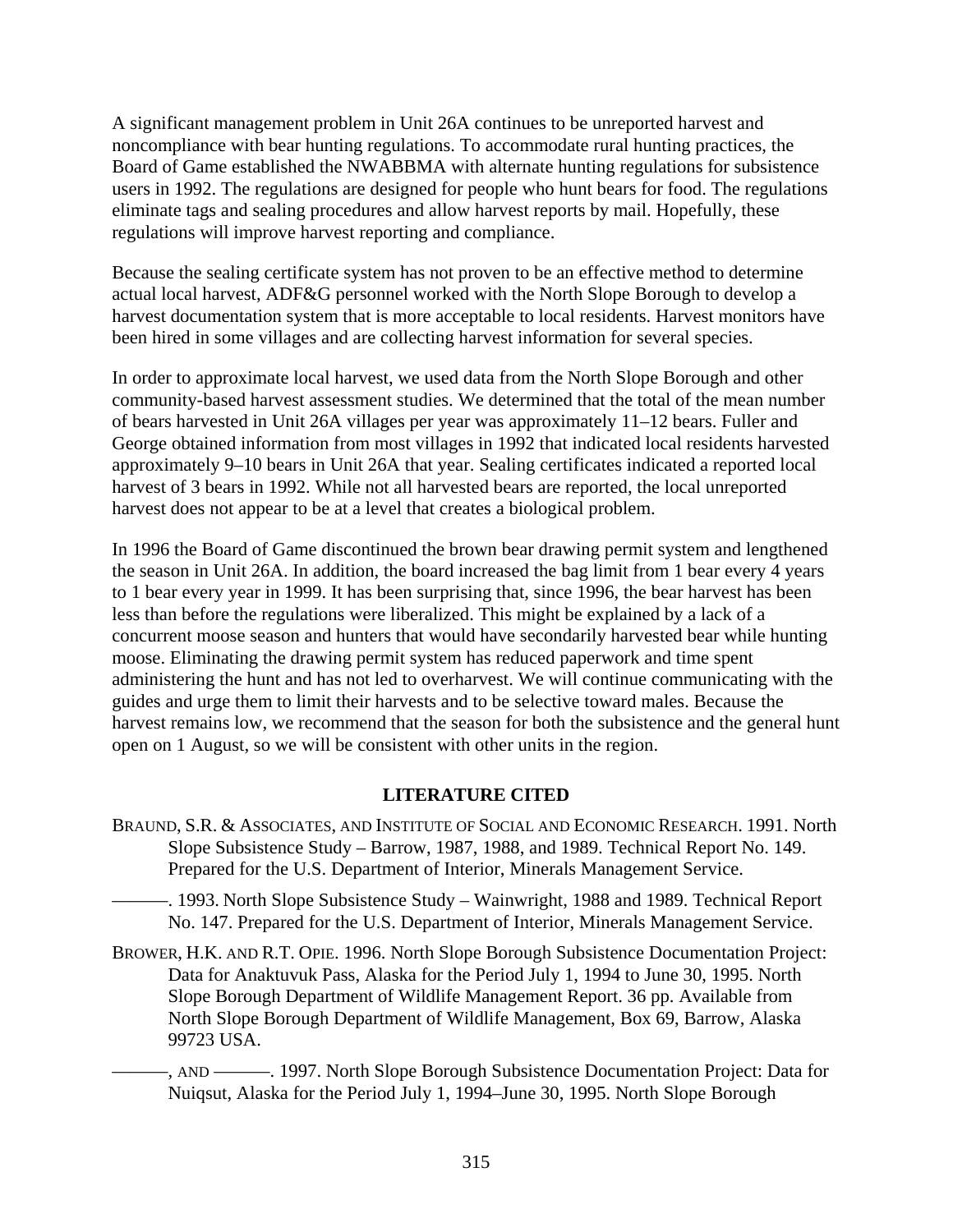A significant management problem in Unit 26A continues to be unreported harvest and noncompliance with bear hunting regulations. To accommodate rural hunting practices, the Board of Game established the NWABBMA with alternate hunting regulations for subsistence users in 1992. The regulations are designed for people who hunt bears for food. The regulations eliminate tags and sealing procedures and allow harvest reports by mail. Hopefully, these regulations will improve harvest reporting and compliance.

Because the sealing certificate system has not proven to be an effective method to determine actual local harvest, ADF&G personnel worked with the North Slope Borough to develop a harvest documentation system that is more acceptable to local residents. Harvest monitors have been hired in some villages and are collecting harvest information for several species.

In order to approximate local harvest, we used data from the North Slope Borough and other community-based harvest assessment studies. We determined that the total of the mean number of bears harvested in Unit 26A villages per year was approximately 11–12 bears. Fuller and George obtained information from most villages in 1992 that indicated local residents harvested approximately 9–10 bears in Unit 26A that year. Sealing certificates indicated a reported local harvest of 3 bears in 1992. While not all harvested bears are reported, the local unreported harvest does not appear to be at a level that creates a biological problem.

In 1996 the Board of Game discontinued the brown bear drawing permit system and lengthened the season in Unit 26A. In addition, the board increased the bag limit from 1 bear every 4 years to 1 bear every year in 1999. It has been surprising that, since 1996, the bear harvest has been less than before the regulations were liberalized. This might be explained by a lack of a concurrent moose season and hunters that would have secondarily harvested bear while hunting moose. Eliminating the drawing permit system has reduced paperwork and time spent administering the hunt and has not led to overharvest. We will continue communicating with the guides and urge them to limit their harvests and to be selective toward males. Because the harvest remains low, we recommend that the season for both the subsistence and the general hunt open on 1 August, so we will be consistent with other units in the region.

## LITERATURE CITED

BRAUND, S.R. & ASSOCIATES, AND INSTITUTE OF SOCIAL AND ECONOMIC RESEARCH. 1991. North Slope Subsistence Study – Barrow, 1987, 1988, and 1989. Technical Report No. 149. Prepared for the U.S. Department of Interior, Minerals Management Service.

———. 1993. North Slope Subsistence Study – Wainwright, 1988 and 1989. Technical Report No. 147. Prepared for the U.S. Department of Interior, Minerals Management Service.

BROWER, H.K. AND R.T. OPIE. 1996. North Slope Borough Subsistence Documentation Project: Data for Anaktuvuk Pass, Alaska for the Period July 1, 1994 to June 30, 1995. North Slope Borough Department of Wildlife Management Report. 36 pp. Available from North Slope Borough Department of Wildlife Management, Box 69, Barrow, Alaska 99723 USA.

———, AND ———. 1997. North Slope Borough Subsistence Documentation Project: Data for Nuiqsut, Alaska for the Period July 1, 1994–June 30, 1995. North Slope Borough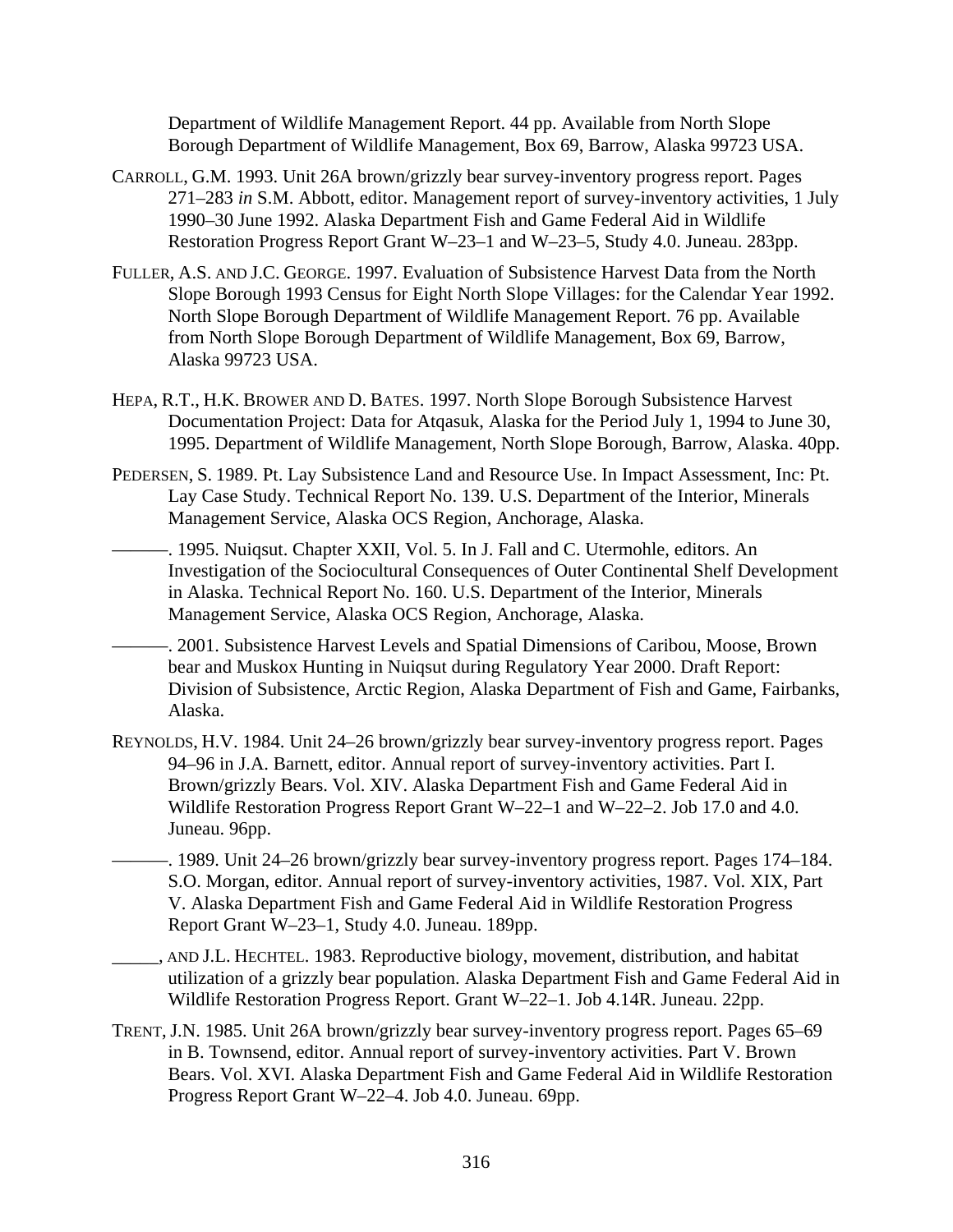Department of Wildlife Management Report. 44 pp. Available from North Slope Borough Department of Wildlife Management, Box 69, Barrow, Alaska 99723 USA.

CARROLL, G.M. 1993. Unit 26A brown/grizzly bear survey-inventory progress report. Pages 271–283 *in* S.M. Abbott, editor. Management report of survey-inventory activities, 1 July 1990–30 June 1992. Alaska Department Fish and Game Federal Aid in Wildlife Restoration Progress Report Grant W–23–1 and W–23–5, Study 4.0. Juneau. 283pp.

FULLER, A.S. AND J.C. GEORGE. 1997. Evaluation of Subsistence Harvest Data from the North Slope Borough 1993 Census for Eight North Slope Villages: for the Calendar Year 1992. North Slope Borough Department of Wildlife Management Report. 76 pp. Available from North Slope Borough Department of Wildlife Management, Box 69, Barrow, Alaska 99723 USA.

HEPA, R.T., H.K. BROWER AND D. BATES. 1997. North Slope Borough Subsistence Harvest Documentation Project: Data for Atqasuk, Alaska for the Period July 1, 1994 to June 30, 1995. Department of Wildlife Management, North Slope Borough, Barrow, Alaska. 40pp.

PEDERSEN, S. 1989. Pt. Lay Subsistence Land and Resource Use. In Impact Assessment, Inc: Pt. Lay Case Study. Technical Report No. 139. U.S. Department of the Interior, Minerals Management Service, Alaska OCS Region, Anchorage, Alaska.

———. 1995. Nuiqsut. Chapter XXII, Vol. 5. In J. Fall and C. Utermohle, editors. An Investigation of the Sociocultural Consequences of Outer Continental Shelf Development in Alaska. Technical Report No. 160. U.S. Department of the Interior, Minerals Management Service, Alaska OCS Region, Anchorage, Alaska.

———. 2001. Subsistence Harvest Levels and Spatial Dimensions of Caribou, Moose, Brown bear and Muskox Hunting in Nuiqsut during Regulatory Year 2000. Draft Report: Division of Subsistence, Arctic Region, Alaska Department of Fish and Game, Fairbanks, Alaska.

REYNOLDS, H.V. 1984. Unit 24–26 brown/grizzly bear survey-inventory progress report. Pages 94–96 in J.A. Barnett, editor. Annual report of survey-inventory activities. Part I. Brown/grizzly Bears. Vol. XIV. Alaska Department Fish and Game Federal Aid in Wildlife Restoration Progress Report Grant W–22–1 and W–22–2. Job 17.0 and 4.0. Juneau. 96pp.

———. 1989. Unit 24–26 brown/grizzly bear survey-inventory progress report. Pages 174–184. S.O. Morgan, editor. Annual report of survey-inventory activities, 1987. Vol. XIX, Part V. Alaska Department Fish and Game Federal Aid in Wildlife Restoration Progress Report Grant W–23–1, Study 4.0. Juneau. 189pp.

_____, AND J.L. HECHTEL. 1983. Reproductive biology, movement, distribution, and habitat utilization of a grizzly bear population. Alaska Department Fish and Game Federal Aid in Wildlife Restoration Progress Report. Grant W–22–1. Job 4.14R. Juneau. 22pp.

TRENT, J.N. 1985. Unit 26A brown/grizzly bear survey-inventory progress report. Pages 65–69 in B. Townsend, editor. Annual report of survey-inventory activities. Part V. Brown Bears. Vol. XVI. Alaska Department Fish and Game Federal Aid in Wildlife Restoration Progress Report Grant W–22–4. Job 4.0. Juneau. 69pp.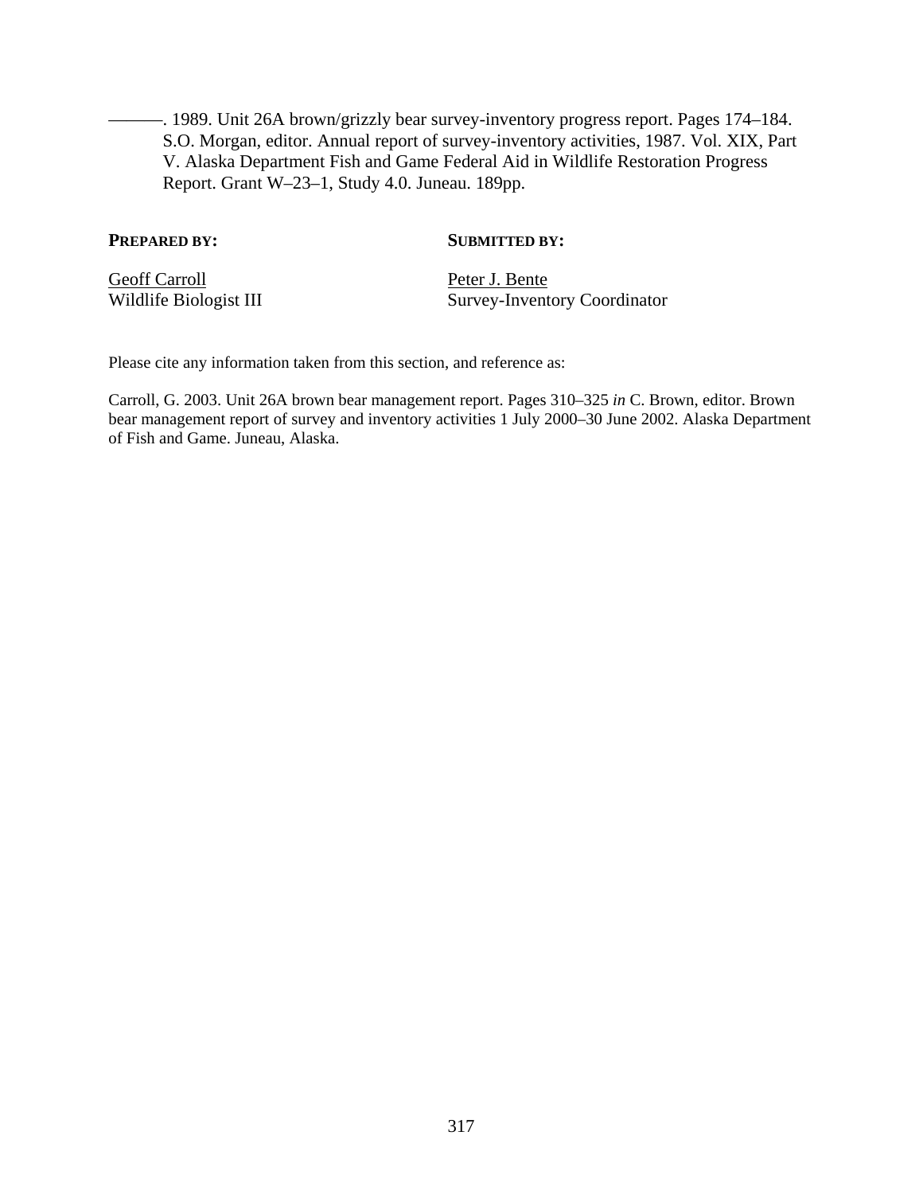———. 1989. Unit 26A brown/grizzly bear survey-inventory progress report. Pages 174–184. S.O. Morgan, editor. Annual report of survey-inventory activities, 1987. Vol. XIX, Part V. Alaska Department Fish and Game Federal Aid in Wildlife Restoration Progress Report. Grant W–23–1, Study 4.0. Juneau. 189pp.

| **PREPARED BY:** | **SUBMITTED BY:** |
|---|---|
| Geoff Carroll | Peter J. Bente |
| Wildlife Biologist III | Survey-Inventory Coordinator |

Please cite any information taken from this section, and reference as:

Carroll, G. 2003. Unit 26A brown bear management report. Pages 310–325 *in* C. Brown, editor. Brown bear management report of survey and inventory activities 1 July 2000–30 June 2002. Alaska Department of Fish and Game. Juneau, Alaska.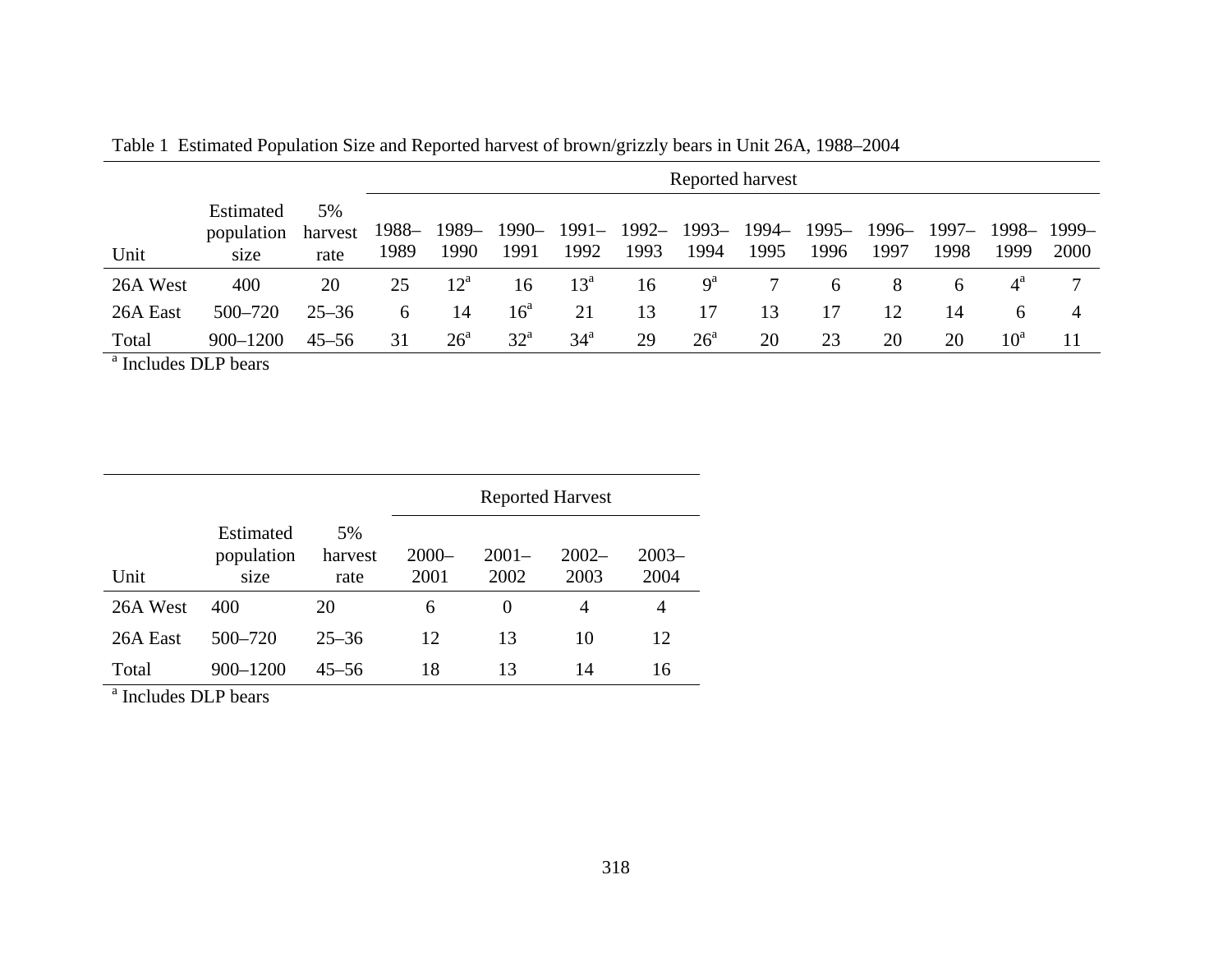Table 1 Estimated Population Size and Reported harvest of brown/grizzly bears in Unit 26A, 1988–2004

| Unit | Estimated population size | 5% harvest rate | Reported harvest | | | | | | | | | | | |
|---|---|---|---|---|---|---|---|---|---|---|---|---|---|---|
| | | | 1988–1989 | 1989–1990 | 1990–1991 | 1991–1992 | 1992–1993 | 1993–1994 | 1994–1995 | 1995–1996 | 1996–1997 | 1997–1998 | 1998–1999 | 1999–2000 |
| 26A West | 400 | 20 | 25 | 12[a] | 16 | 13[a] | 16 | 9[a] | 7 | 6 | 8 | 6 | 4[a] | 7 |
| 26A East | 500–720 | 25–36 | 6 | 14 | 16[a] | 21 | 13 | 17 | 13 | 17 | 12 | 14 | 6 | 4 |
| Total | 900–1200 | 45–56 | 31 | 26[a] | 32[a] | 34[a] | 29 | 26[a] | 20 | 23 | 20 | 20 | 10[a] | 11 |

[a] Includes DLP bears

| Unit | Estimated population size | 5% harvest rate | Reported Harvest | | | |
|---|---|---|---|---|---|---|
| | | | 2000–2001 | 2001–2002 | 2002–2003 | 2003–2004 |
| 26A West | 400 | 20 | 6 | 0 | 4 | 4 |
| 26A East | 500–720 | 25–36 | 12 | 13 | 10 | 12 |
| Total | 900–1200 | 45–56 | 18 | 13 | 14 | 16 |

[a] Includes DLP bears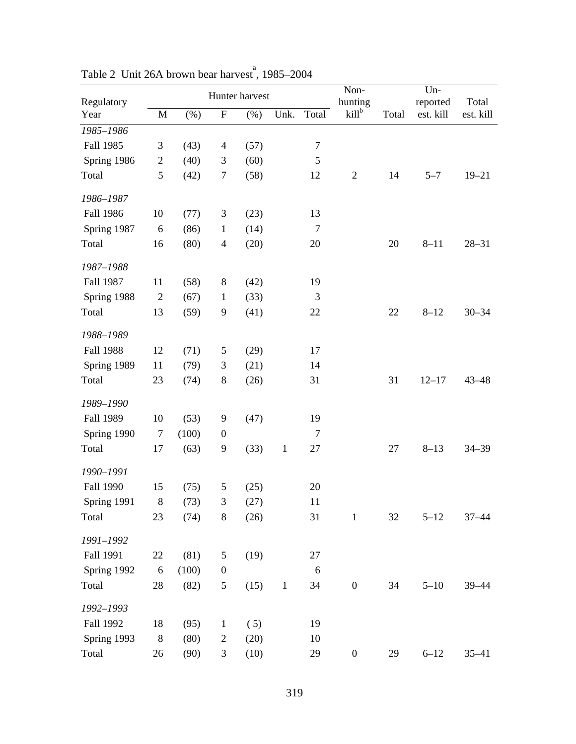Table 2 Unit 26A brown bear harvest[a], 1985–2004

| Regulatory Year | Hunter harvest M | (%) | F | (%) | Unk. | Total | Non-hunting kill[b] | Total | Un-reported est. kill | Total est. kill |
|---|---|---|---|---|---|---|---|---|---|---|
| *1985–1986* | | | | | | | | | | |
| Fall 1985 | 3 | (43) | 4 | (57) | | 7 | | | | |
| Spring 1986 | 2 | (40) | 3 | (60) | | 5 | | | | |
| Total | 5 | (42) | 7 | (58) | | 12 | 2 | 14 | 5–7 | 19–21 |
| *1986–1987* | | | | | | | | | | |
| Fall 1986 | 10 | (77) | 3 | (23) | | 13 | | | | |
| Spring 1987 | 6 | (86) | 1 | (14) | | 7 | | | | |
| Total | 16 | (80) | 4 | (20) | | 20 | | 20 | 8–11 | 28–31 |
| *1987–1988* | | | | | | | | | | |
| Fall 1987 | 11 | (58) | 8 | (42) | | 19 | | | | |
| Spring 1988 | 2 | (67) | 1 | (33) | | 3 | | | | |
| Total | 13 | (59) | 9 | (41) | | 22 | | 22 | 8–12 | 30–34 |
| *1988–1989* | | | | | | | | | | |
| Fall 1988 | 12 | (71) | 5 | (29) | | 17 | | | | |
| Spring 1989 | 11 | (79) | 3 | (21) | | 14 | | | | |
| Total | 23 | (74) | 8 | (26) | | 31 | | 31 | 12–17 | 43–48 |
| *1989–1990* | | | | | | | | | | |
| Fall 1989 | 10 | (53) | 9 | (47) | | 19 | | | | |
| Spring 1990 | 7 | (100) | 0 | | | 7 | | | | |
| Total | 17 | (63) | 9 | (33) | 1 | 27 | | 27 | 8–13 | 34–39 |
| *1990–1991* | | | | | | | | | | |
| Fall 1990 | 15 | (75) | 5 | (25) | | 20 | | | | |
| Spring 1991 | 8 | (73) | 3 | (27) | | 11 | | | | |
| Total | 23 | (74) | 8 | (26) | | 31 | 1 | 32 | 5–12 | 37–44 |
| *1991–1992* | | | | | | | | | | |
| Fall 1991 | 22 | (81) | 5 | (19) | | 27 | | | | |
| Spring 1992 | 6 | (100) | 0 | | | 6 | | | | |
| Total | 28 | (82) | 5 | (15) | 1 | 34 | 0 | 34 | 5–10 | 39–44 |
| *1992–1993* | | | | | | | | | | |
| Fall 1992 | 18 | (95) | 1 | ( 5) | | 19 | | | | |
| Spring 1993 | 8 | (80) | 2 | (20) | | 10 | | | | |
| Total | 26 | (90) | 3 | (10) | | 29 | 0 | 29 | 6–12 | 35–41 |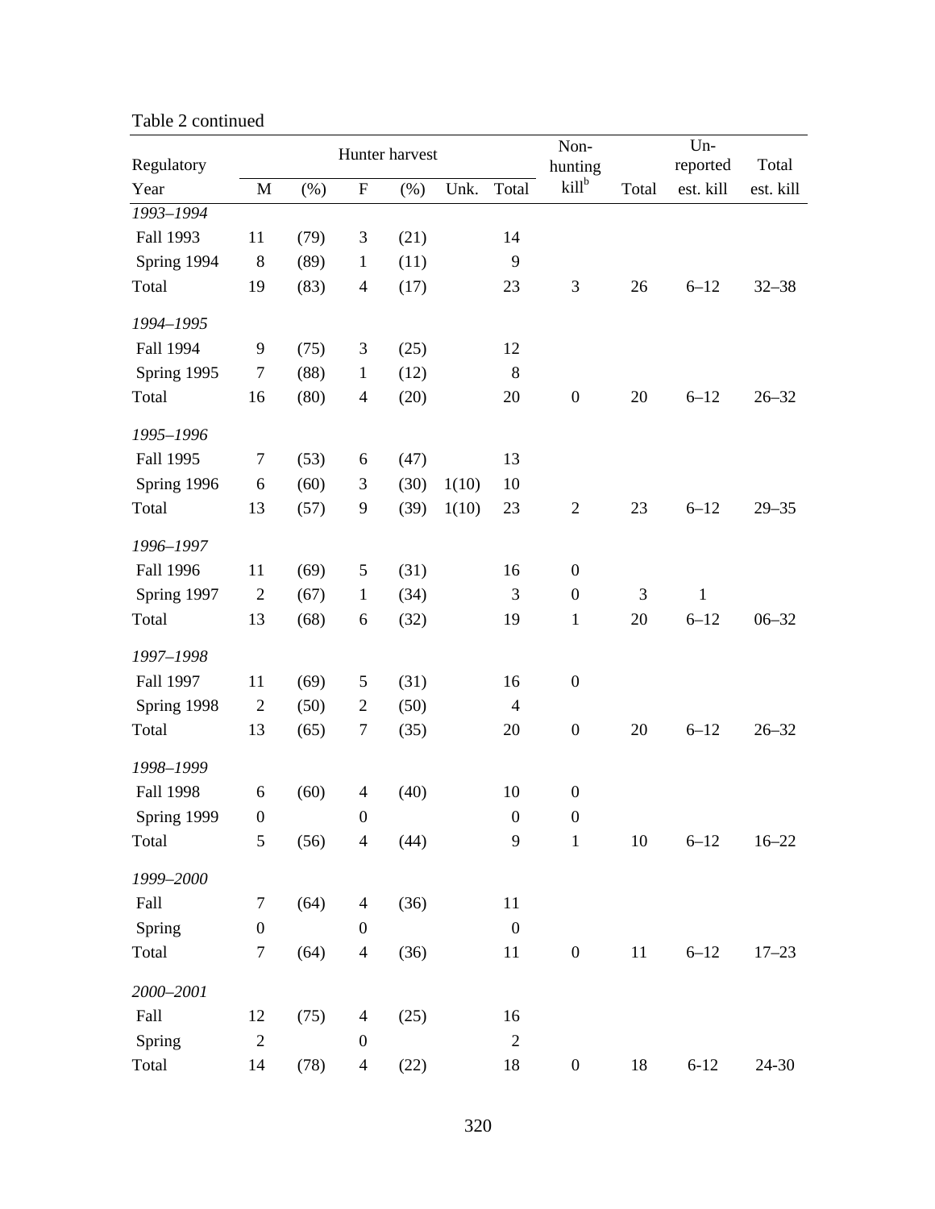Table 2 continued

| Regulatory | Hunter harvest | | | | | | Non-hunting | | Un-reported | Total |
|---|---|---|---|---|---|---|---|---|---|---|
| Year | M | (%) | F | (%) | Unk. | Total | kill[b] | Total | est. kill | est. kill |
| *1993–1994* | | | | | | | | | | |
| Fall 1993 | 11 | (79) | 3 | (21) | | 14 | | | | |
| Spring 1994 | 8 | (89) | 1 | (11) | | 9 | | | | |
| Total | 19 | (83) | 4 | (17) | | 23 | 3 | 26 | 6–12 | 32–38 |
| *1994–1995* | | | | | | | | | | |
| Fall 1994 | 9 | (75) | 3 | (25) | | 12 | | | | |
| Spring 1995 | 7 | (88) | 1 | (12) | | 8 | | | | |
| Total | 16 | (80) | 4 | (20) | | 20 | 0 | 20 | 6–12 | 26–32 |
| *1995–1996* | | | | | | | | | | |
| Fall 1995 | 7 | (53) | 6 | (47) | | 13 | | | | |
| Spring 1996 | 6 | (60) | 3 | (30) | 1(10) | 10 | | | | |
| Total | 13 | (57) | 9 | (39) | 1(10) | 23 | 2 | 23 | 6–12 | 29–35 |
| *1996–1997* | | | | | | | | | | |
| Fall 1996 | 11 | (69) | 5 | (31) | | 16 | 0 | | | |
| Spring 1997 | 2 | (67) | 1 | (34) | | 3 | 0 | 3 | 1 | |
| Total | 13 | (68) | 6 | (32) | | 19 | 1 | 20 | 6–12 | 06–32 |
| *1997–1998* | | | | | | | | | | |
| Fall 1997 | 11 | (69) | 5 | (31) | | 16 | 0 | | | |
| Spring 1998 | 2 | (50) | 2 | (50) | | 4 | | | | |
| Total | 13 | (65) | 7 | (35) | | 20 | 0 | 20 | 6–12 | 26–32 |
| *1998–1999* | | | | | | | | | | |
| Fall 1998 | 6 | (60) | 4 | (40) | | 10 | 0 | | | |
| Spring 1999 | 0 | | 0 | | | 0 | 0 | | | |
| Total | 5 | (56) | 4 | (44) | | 9 | 1 | 10 | 6–12 | 16–22 |
| *1999–2000* | | | | | | | | | | |
| Fall | 7 | (64) | 4 | (36) | | 11 | | | | |
| Spring | 0 | | 0 | | | 0 | | | | |
| Total | 7 | (64) | 4 | (36) | | 11 | 0 | 11 | 6–12 | 17–23 |
| *2000–2001* | | | | | | | | | | |
| Fall | 12 | (75) | 4 | (25) | | 16 | | | | |
| Spring | 2 | | 0 | | | 2 | | | | |
| Total | 14 | (78) | 4 | (22) | | 18 | 0 | 18 | 6-12 | 24-30 |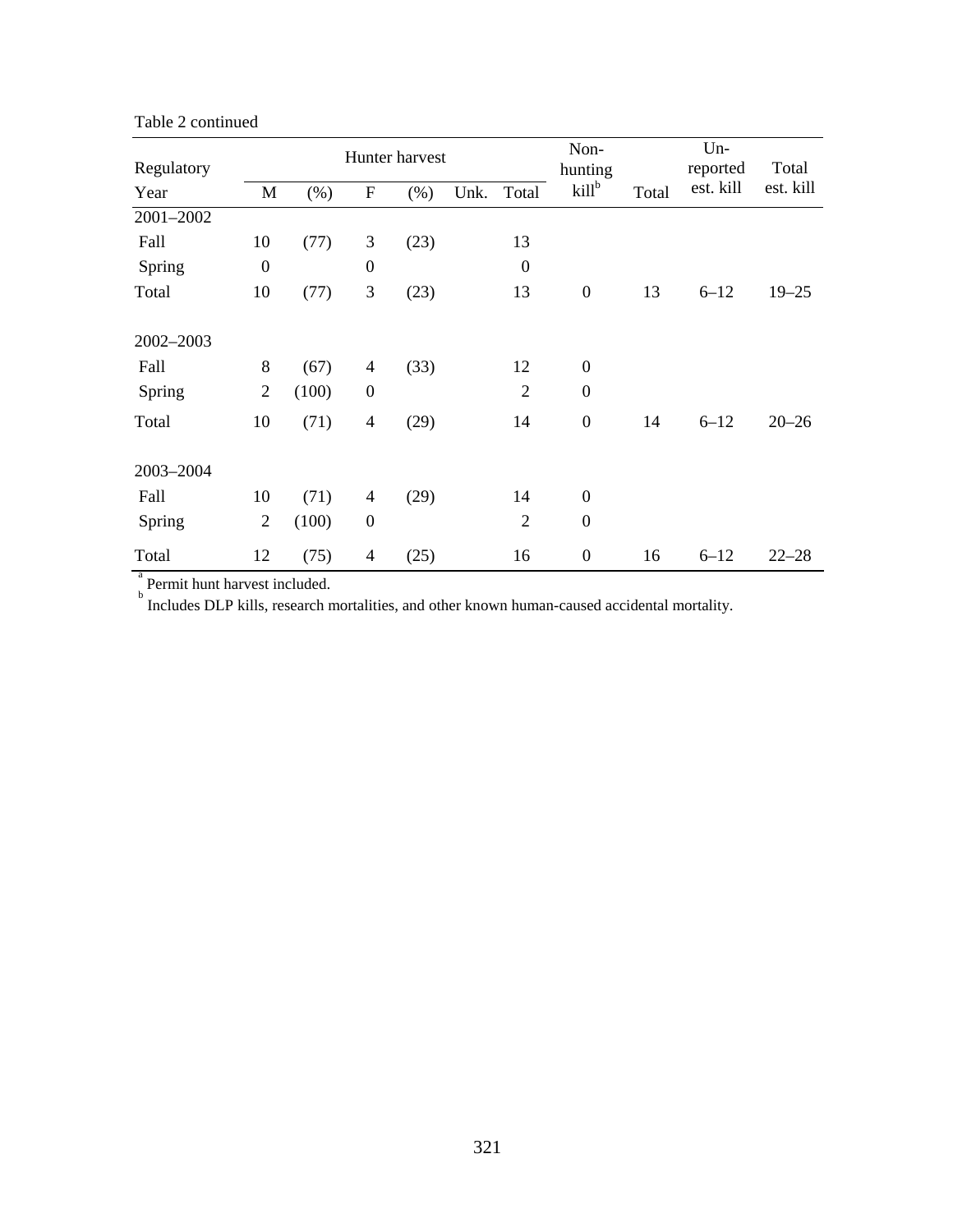Table 2 continued

| Regulatory | Hunter harvest | | | | | | Non-hunting | | Un-reported | Total |
|---|---|---|---|---|---|---|---|---|---|---|
| Year | M | (%) | F | (%) | Unk. | Total | kill[b] | Total | est. kill | est. kill |
| 2001–2002 | | | | | | | | | | |
| Fall | 10 | (77) | 3 | (23) | | 13 | | | | |
| Spring | 0 | | 0 | | | 0 | | | | |
| Total | 10 | (77) | 3 | (23) | | 13 | 0 | 13 | 6–12 | 19–25 |
| 2002–2003 | | | | | | | | | | |
| Fall | 8 | (67) | 4 | (33) | | 12 | 0 | | | |
| Spring | 2 | (100) | 0 | | | 2 | 0 | | | |
| Total | 10 | (71) | 4 | (29) | | 14 | 0 | 14 | 6–12 | 20–26 |
| 2003–2004 | | | | | | | | | | |
| Fall | 10 | (71) | 4 | (29) | | 14 | 0 | | | |
| Spring | 2 | (100) | 0 | | | 2 | 0 | | | |
| Total | 12 | (75) | 4 | (25) | | 16 | 0 | 16 | 6–12 | 22–28 |

[a] Permit hunt harvest included.

[b] Includes DLP kills, research mortalities, and other known human-caused accidental mortality.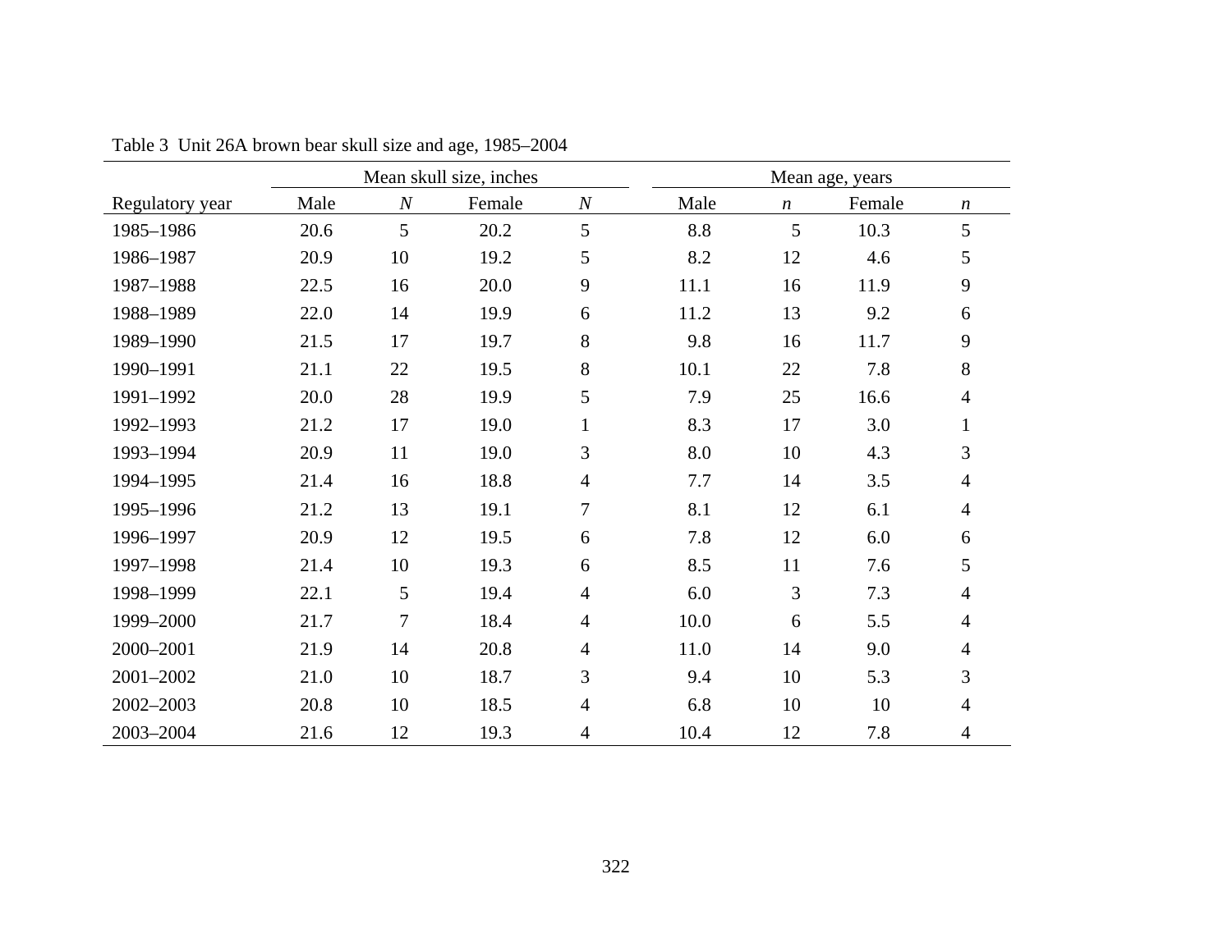Table 3 Unit 26A brown bear skull size and age, 1985–2004

| | Mean skull size, inches | | | | Mean age, years | | | |
|---|---|---|---|---|---|---|---|---|
| Regulatory year | Male | *N* | Female | *N* | Male | *n* | Female | *n* |
| 1985–1986 | 20.6 | 5 | 20.2 | 5 | 8.8 | 5 | 10.3 | 5 |
| 1986–1987 | 20.9 | 10 | 19.2 | 5 | 8.2 | 12 | 4.6 | 5 |
| 1987–1988 | 22.5 | 16 | 20.0 | 9 | 11.1 | 16 | 11.9 | 9 |
| 1988–1989 | 22.0 | 14 | 19.9 | 6 | 11.2 | 13 | 9.2 | 6 |
| 1989–1990 | 21.5 | 17 | 19.7 | 8 | 9.8 | 16 | 11.7 | 9 |
| 1990–1991 | 21.1 | 22 | 19.5 | 8 | 10.1 | 22 | 7.8 | 8 |
| 1991–1992 | 20.0 | 28 | 19.9 | 5 | 7.9 | 25 | 16.6 | 4 |
| 1992–1993 | 21.2 | 17 | 19.0 | 1 | 8.3 | 17 | 3.0 | 1 |
| 1993–1994 | 20.9 | 11 | 19.0 | 3 | 8.0 | 10 | 4.3 | 3 |
| 1994–1995 | 21.4 | 16 | 18.8 | 4 | 7.7 | 14 | 3.5 | 4 |
| 1995–1996 | 21.2 | 13 | 19.1 | 7 | 8.1 | 12 | 6.1 | 4 |
| 1996–1997 | 20.9 | 12 | 19.5 | 6 | 7.8 | 12 | 6.0 | 6 |
| 1997–1998 | 21.4 | 10 | 19.3 | 6 | 8.5 | 11 | 7.6 | 5 |
| 1998–1999 | 22.1 | 5 | 19.4 | 4 | 6.0 | 3 | 7.3 | 4 |
| 1999–2000 | 21.7 | 7 | 18.4 | 4 | 10.0 | 6 | 5.5 | 4 |
| 2000–2001 | 21.9 | 14 | 20.8 | 4 | 11.0 | 14 | 9.0 | 4 |
| 2001–2002 | 21.0 | 10 | 18.7 | 3 | 9.4 | 10 | 5.3 | 3 |
| 2002–2003 | 20.8 | 10 | 18.5 | 4 | 6.8 | 10 | 10 | 4 |
| 2003–2004 | 21.6 | 12 | 19.3 | 4 | 10.4 | 12 | 7.8 | 4 |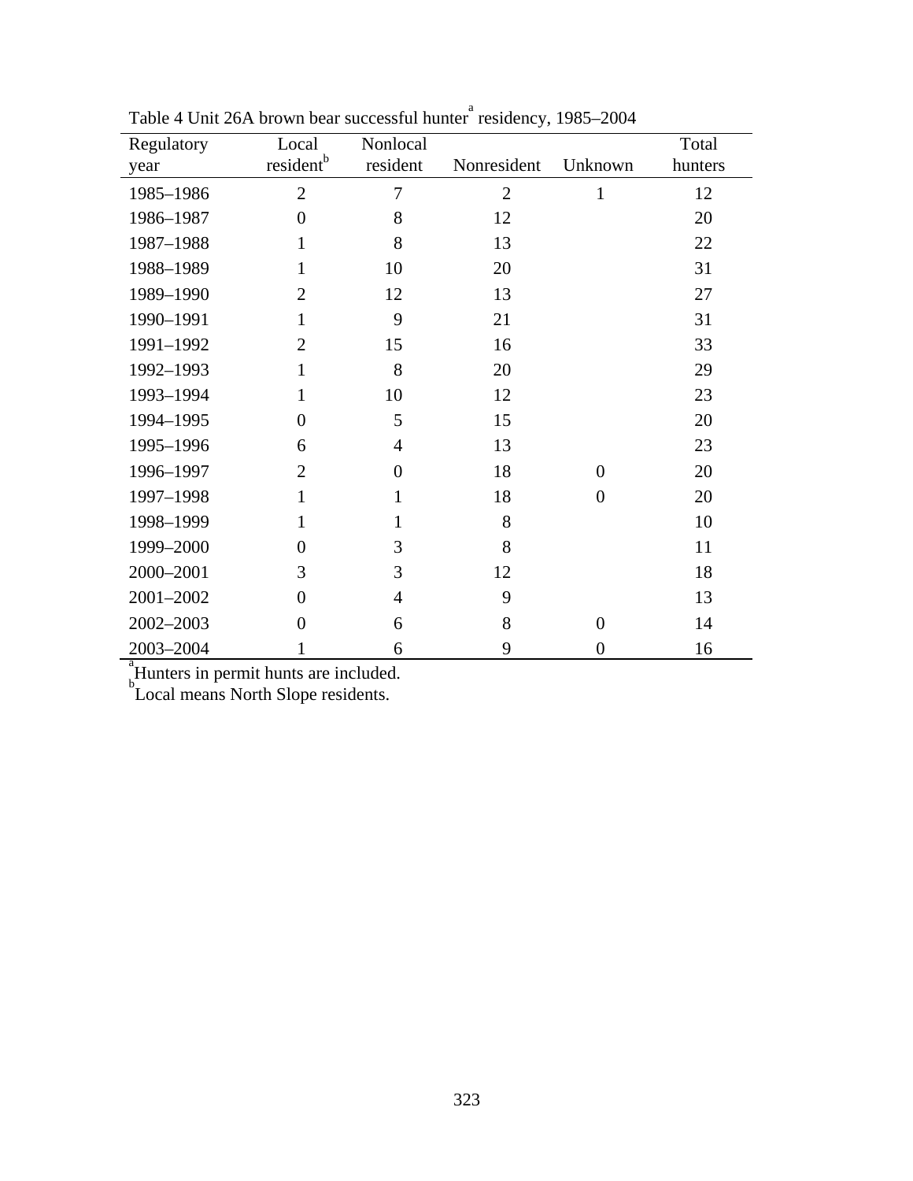Table 4 Unit 26A brown bear successful hunter[a] residency, 1985–2004

| Regulatory year | Local resident[b] | Nonlocal resident | Nonresident | Unknown | Total hunters |
|---|---|---|---|---|---|
| 1985–1986 | 2 | 7 | 2 | 1 | 12 |
| 1986–1987 | 0 | 8 | 12 | | 20 |
| 1987–1988 | 1 | 8 | 13 | | 22 |
| 1988–1989 | 1 | 10 | 20 | | 31 |
| 1989–1990 | 2 | 12 | 13 | | 27 |
| 1990–1991 | 1 | 9 | 21 | | 31 |
| 1991–1992 | 2 | 15 | 16 | | 33 |
| 1992–1993 | 1 | 8 | 20 | | 29 |
| 1993–1994 | 1 | 10 | 12 | | 23 |
| 1994–1995 | 0 | 5 | 15 | | 20 |
| 1995–1996 | 6 | 4 | 13 | | 23 |
| 1996–1997 | 2 | 0 | 18 | 0 | 20 |
| 1997–1998 | 1 | 1 | 18 | 0 | 20 |
| 1998–1999 | 1 | 1 | 8 | | 10 |
| 1999–2000 | 0 | 3 | 8 | | 11 |
| 2000–2001 | 3 | 3 | 12 | | 18 |
| 2001–2002 | 0 | 4 | 9 | | 13 |
| 2002–2003 | 0 | 6 | 8 | 0 | 14 |
| 2003–2004 | 1 | 6 | 9 | 0 | 16 |

[a] Hunters in permit hunts are included.
[b] Local means North Slope residents.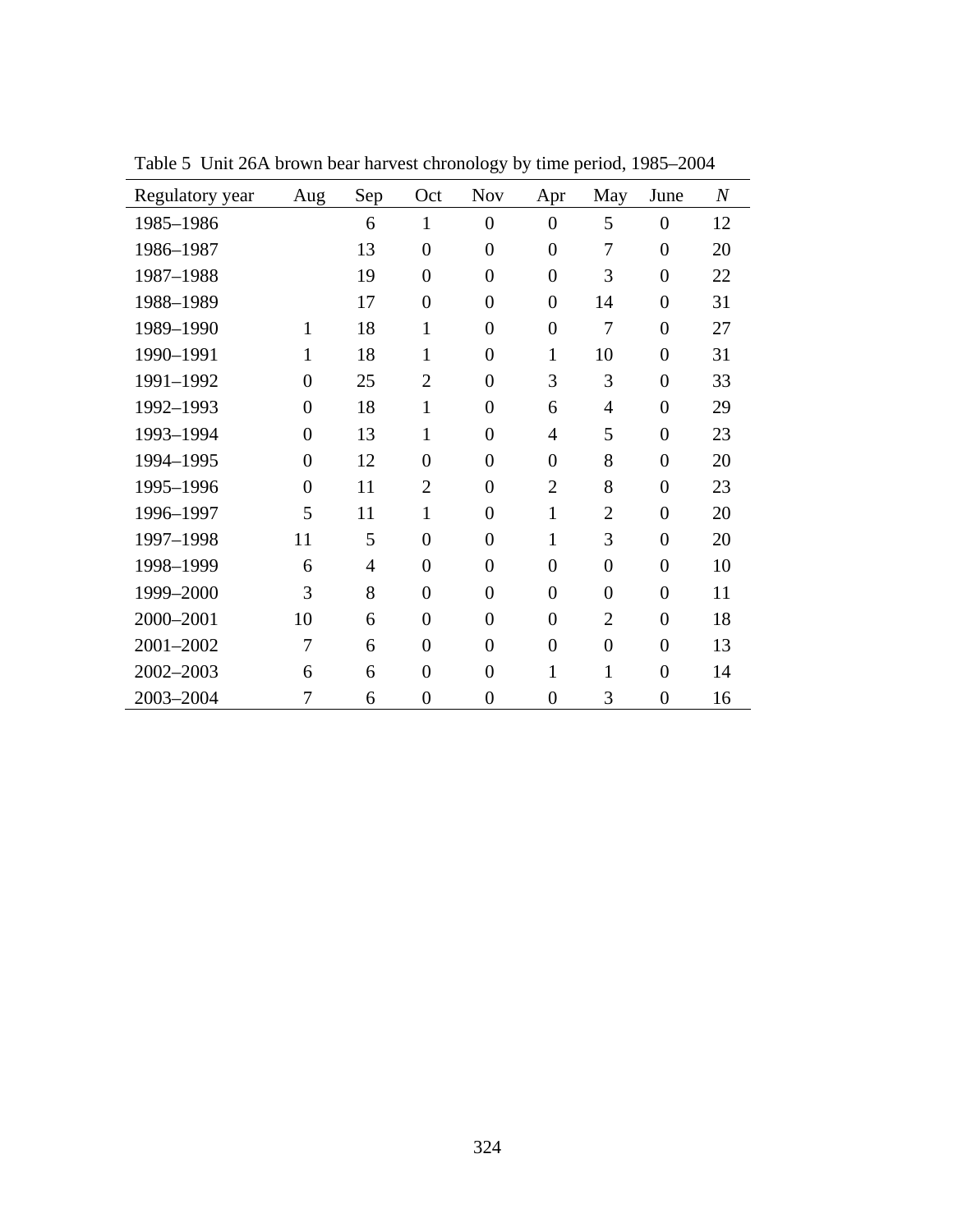Table 5 Unit 26A brown bear harvest chronology by time period, 1985–2004

| Regulatory year | Aug | Sep | Oct | Nov | Apr | May | June | *N* |
|---|---|---|---|---|---|---|---|---|
| 1985–1986 | | 6 | 1 | 0 | 0 | 5 | 0 | 12 |
| 1986–1987 | | 13 | 0 | 0 | 0 | 7 | 0 | 20 |
| 1987–1988 | | 19 | 0 | 0 | 0 | 3 | 0 | 22 |
| 1988–1989 | | 17 | 0 | 0 | 0 | 14 | 0 | 31 |
| 1989–1990 | 1 | 18 | 1 | 0 | 0 | 7 | 0 | 27 |
| 1990–1991 | 1 | 18 | 1 | 0 | 1 | 10 | 0 | 31 |
| 1991–1992 | 0 | 25 | 2 | 0 | 3 | 3 | 0 | 33 |
| 1992–1993 | 0 | 18 | 1 | 0 | 6 | 4 | 0 | 29 |
| 1993–1994 | 0 | 13 | 1 | 0 | 4 | 5 | 0 | 23 |
| 1994–1995 | 0 | 12 | 0 | 0 | 0 | 8 | 0 | 20 |
| 1995–1996 | 0 | 11 | 2 | 0 | 2 | 8 | 0 | 23 |
| 1996–1997 | 5 | 11 | 1 | 0 | 1 | 2 | 0 | 20 |
| 1997–1998 | 11 | 5 | 0 | 0 | 1 | 3 | 0 | 20 |
| 1998–1999 | 6 | 4 | 0 | 0 | 0 | 0 | 0 | 10 |
| 1999–2000 | 3 | 8 | 0 | 0 | 0 | 0 | 0 | 11 |
| 2000–2001 | 10 | 6 | 0 | 0 | 0 | 2 | 0 | 18 |
| 2001–2002 | 7 | 6 | 0 | 0 | 0 | 0 | 0 | 13 |
| 2002–2003 | 6 | 6 | 0 | 0 | 1 | 1 | 0 | 14 |
| 2003–2004 | 7 | 6 | 0 | 0 | 0 | 3 | 0 | 16 |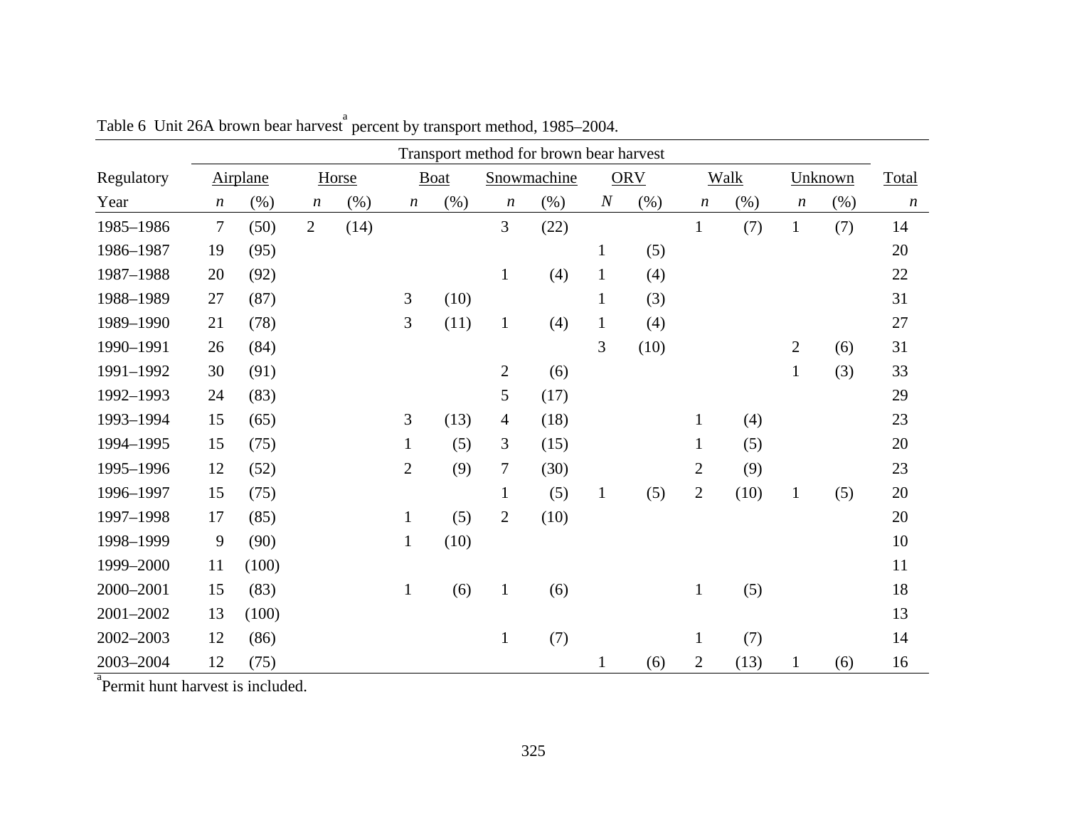Table 6 Unit 26A brown bear harvest[a] percent by transport method, 1985–2004.

| | Transport method for brown bear harvest | | | | | | | | | | | | | | |
|---|---|---|---|---|---|---|---|---|---|---|---|---|---|---|---|
| Regulatory | Airplane | | Horse | | Boat | | Snowmachine | | ORV | | Walk | | Unknown | | Total |
| Year | *n* | (%) | *n* | (%) | *n* | (%) | *n* | (%) | *N* | (%) | *n* | (%) | *n* | (%) | *n* |
| 1985–1986 | 7 | (50) | 2 | (14) | | | 3 | (22) | | | 1 | (7) | 1 | (7) | 14 |
| 1986–1987 | 19 | (95) | | | | | | | 1 | (5) | | | | | 20 |
| 1987–1988 | 20 | (92) | | | | | 1 | (4) | 1 | (4) | | | | | 22 |
| 1988–1989 | 27 | (87) | | | 3 | (10) | | | 1 | (3) | | | | | 31 |
| 1989–1990 | 21 | (78) | | | 3 | (11) | 1 | (4) | 1 | (4) | | | | | 27 |
| 1990–1991 | 26 | (84) | | | | | | | 3 | (10) | | | 2 | (6) | 31 |
| 1991–1992 | 30 | (91) | | | | | 2 | (6) | | | | | 1 | (3) | 33 |
| 1992–1993 | 24 | (83) | | | | | 5 | (17) | | | | | | | 29 |
| 1993–1994 | 15 | (65) | | | 3 | (13) | 4 | (18) | | | 1 | (4) | | | 23 |
| 1994–1995 | 15 | (75) | | | 1 | (5) | 3 | (15) | | | 1 | (5) | | | 20 |
| 1995–1996 | 12 | (52) | | | 2 | (9) | 7 | (30) | | | 2 | (9) | | | 23 |
| 1996–1997 | 15 | (75) | | | | | 1 | (5) | 1 | (5) | 2 | (10) | 1 | (5) | 20 |
| 1997–1998 | 17 | (85) | | | 1 | (5) | 2 | (10) | | | | | | | 20 |
| 1998–1999 | 9 | (90) | | | 1 | (10) | | | | | | | | | 10 |
| 1999–2000 | 11 | (100) | | | | | | | | | | | | | 11 |
| 2000–2001 | 15 | (83) | | | 1 | (6) | 1 | (6) | | | 1 | (5) | | | 18 |
| 2001–2002 | 13 | (100) | | | | | | | | | | | | | 13 |
| 2002–2003 | 12 | (86) | | | | | 1 | (7) | | | 1 | (7) | | | 14 |
| 2003–2004 | 12 | (75) | | | | | | | 1 | (6) | 2 | (13) | 1 | (6) | 16 |

[a]Permit hunt harvest is included.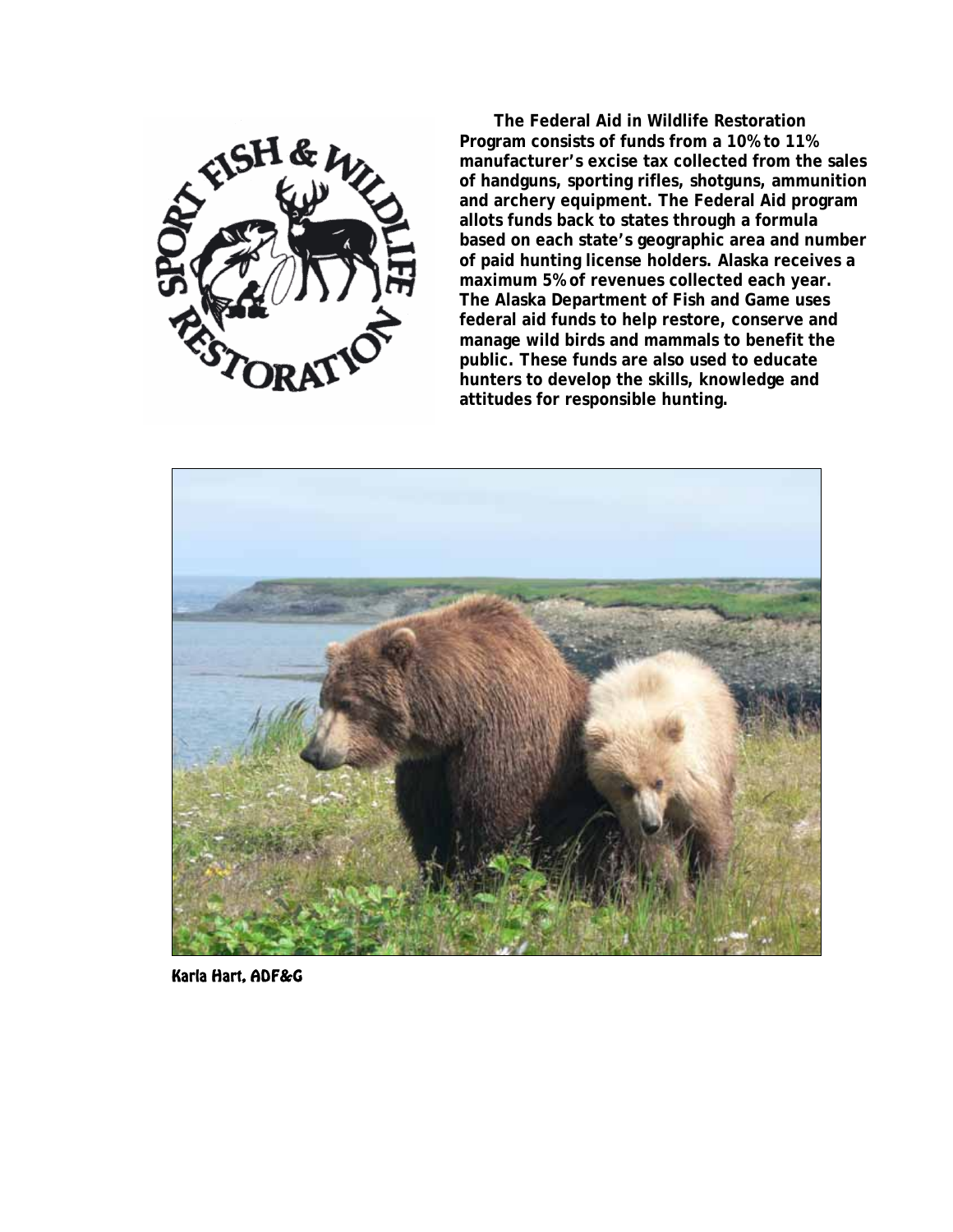The Federal Aid in Wildlife Restoration Program consists of funds from a 10% to 11% manufacturer's excise tax collected from the sales of handguns, sporting rifles, shotguns, ammunition and archery equipment. The Federal Aid program allots funds back to states through a formula based on each state's geographic area and number of paid hunting license holders. Alaska receives a maximum 5% of revenues collected each year. The Alaska Department of Fish and Game uses federal aid funds to help restore, conserve and manage wild birds and mammals to benefit the public. These funds are also used to educate hunters to develop the skills, knowledge and attitudes for responsible hunting.

Karla Hart, ADF&G